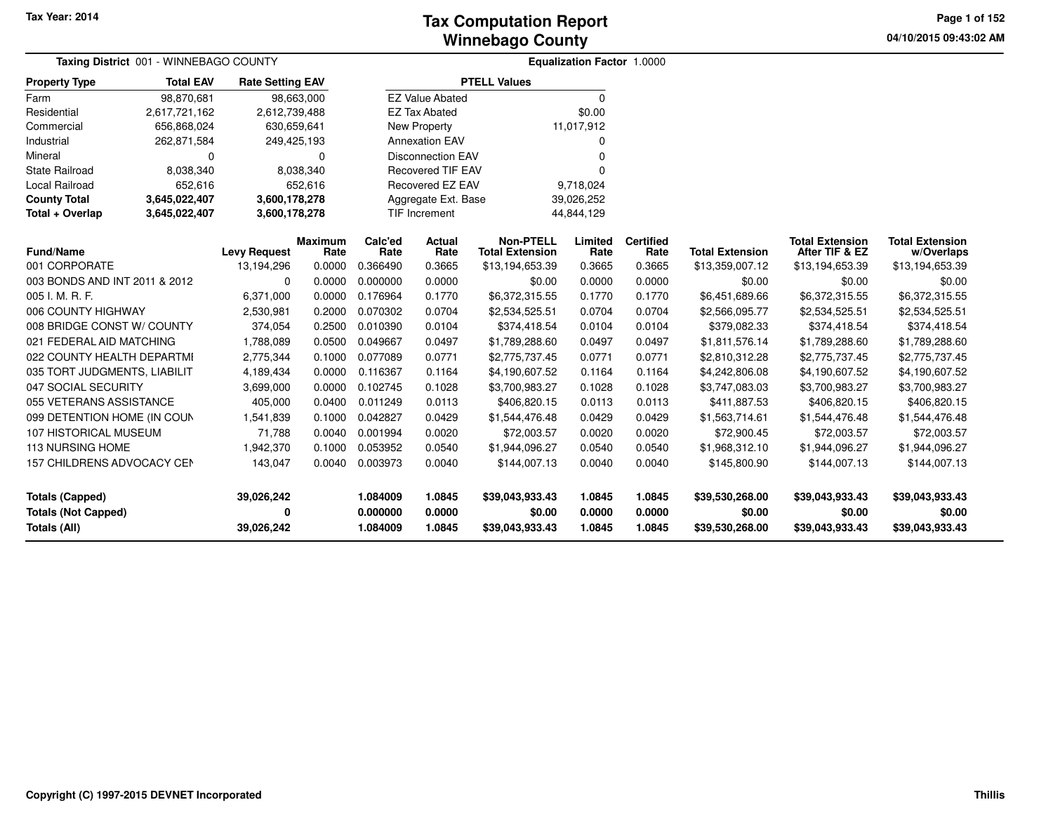Tax Year: 2014

# Tax Computation Report
## Winnebago County

04/10/2015 09:43:02 AM

**Taxing District** 001 - WINNEBAGO COUNTY

**Equalization Factor** 1.0000

| Property Type | Total EAV | Rate Setting EAV |
|---|---|---|
| Farm | 98,870,681 | 98,663,000 |
| Residential | 2,617,721,162 | 2,612,739,488 |
| Commercial | 656,868,024 | 630,659,641 |
| Industrial | 262,871,584 | 249,425,193 |
| Mineral | 0 | 0 |
| State Railroad | 8,038,340 | 8,038,340 |
| Local Railroad | 652,616 | 652,616 |
| **County Total** | **3,645,022,407** | **3,600,178,278** |
| **Total + Overlap** | **3,645,022,407** | **3,600,178,278** |

| PTELL Values | |
|---|---|
| EZ Value Abated | 0 |
| EZ Tax Abated | $0.00 |
| New Property | 11,017,912 |
| Annexation EAV | 0 |
| Disconnection EAV | 0 |
| Recovered TIF EAV | 0 |
| Recovered EZ EAV | 9,718,024 |
| Aggregate Ext. Base | 39,026,252 |
| TIF Increment | 44,844,129 |

| Fund/Name | Levy Request | Maximum Rate | Calc'ed Rate | Actual Rate | Non-PTELL Total Extension | Limited Rate | Certified Rate | Total Extension | Total Extension After TIF & EZ | Total Extension w/Overlaps |
|---|---|---|---|---|---|---|---|---|---|---|
| 001 CORPORATE | 13,194,296 | 0.0000 | 0.366490 | 0.3665 | $13,194,653.39 | 0.3665 | 0.3665 | $13,359,007.12 | $13,194,653.39 | $13,194,653.39 |
| 003 BONDS AND INT 2011 & 2012 | 0 | 0.0000 | 0.000000 | 0.0000 | $0.00 | 0.0000 | 0.0000 | $0.00 | $0.00 | $0.00 |
| 005 I. M. R. F. | 6,371,000 | 0.0000 | 0.176964 | 0.1770 | $6,372,315.55 | 0.1770 | 0.1770 | $6,451,689.66 | $6,372,315.55 | $6,372,315.55 |
| 006 COUNTY HIGHWAY | 2,530,981 | 0.2000 | 0.070302 | 0.0704 | $2,534,525.51 | 0.0704 | 0.0704 | $2,566,095.77 | $2,534,525.51 | $2,534,525.51 |
| 008 BRIDGE CONST W/ COUNTY | 374,054 | 0.2500 | 0.010390 | 0.0104 | $374,418.54 | 0.0104 | 0.0104 | $379,082.33 | $374,418.54 | $374,418.54 |
| 021 FEDERAL AID MATCHING | 1,788,089 | 0.0500 | 0.049667 | 0.0497 | $1,789,288.60 | 0.0497 | 0.0497 | $1,811,576.14 | $1,789,288.60 | $1,789,288.60 |
| 022 COUNTY HEALTH DEPARTMI | 2,775,344 | 0.1000 | 0.077089 | 0.0771 | $2,775,737.45 | 0.0771 | 0.0771 | $2,810,312.28 | $2,775,737.45 | $2,775,737.45 |
| 035 TORT JUDGMENTS, LIABILIT | 4,189,434 | 0.0000 | 0.116367 | 0.1164 | $4,190,607.52 | 0.1164 | 0.1164 | $4,242,806.08 | $4,190,607.52 | $4,190,607.52 |
| 047 SOCIAL SECURITY | 3,699,000 | 0.0000 | 0.102745 | 0.1028 | $3,700,983.27 | 0.1028 | 0.1028 | $3,747,083.03 | $3,700,983.27 | $3,700,983.27 |
| 055 VETERANS ASSISTANCE | 405,000 | 0.0400 | 0.011249 | 0.0113 | $406,820.15 | 0.0113 | 0.0113 | $411,887.53 | $406,820.15 | $406,820.15 |
| 099 DETENTION HOME (IN COUN | 1,541,839 | 0.1000 | 0.042827 | 0.0429 | $1,544,476.48 | 0.0429 | 0.0429 | $1,563,714.61 | $1,544,476.48 | $1,544,476.48 |
| 107 HISTORICAL MUSEUM | 71,788 | 0.0040 | 0.001994 | 0.0020 | $72,003.57 | 0.0020 | 0.0020 | $72,900.45 | $72,003.57 | $72,003.57 |
| 113 NURSING HOME | 1,942,370 | 0.1000 | 0.053952 | 0.0540 | $1,944,096.27 | 0.0540 | 0.0540 | $1,968,312.10 | $1,944,096.27 | $1,944,096.27 |
| 157 CHILDRENS ADVOCACY CEN | 143,047 | 0.0040 | 0.003973 | 0.0040 | $144,007.13 | 0.0040 | 0.0040 | $145,800.90 | $144,007.13 | $144,007.13 |
| **Totals (Capped)** | **39,026,242** | | **1.084009** | **1.0845** | **$39,043,933.43** | **1.0845** | **1.0845** | **$39,530,268.00** | **$39,043,933.43** | **$39,043,933.43** |
| **Totals (Not Capped)** | **0** | | **0.000000** | **0.0000** | **$0.00** | **0.0000** | **0.0000** | **$0.00** | **$0.00** | **$0.00** |
| **Totals (All)** | **39,026,242** | | **1.084009** | **1.0845** | **$39,043,933.43** | **1.0845** | **1.0845** | **$39,530,268.00** | **$39,043,933.43** | **$39,043,933.43** |

Copyright (C) 1997-2015 DEVNET Incorporated

Thillis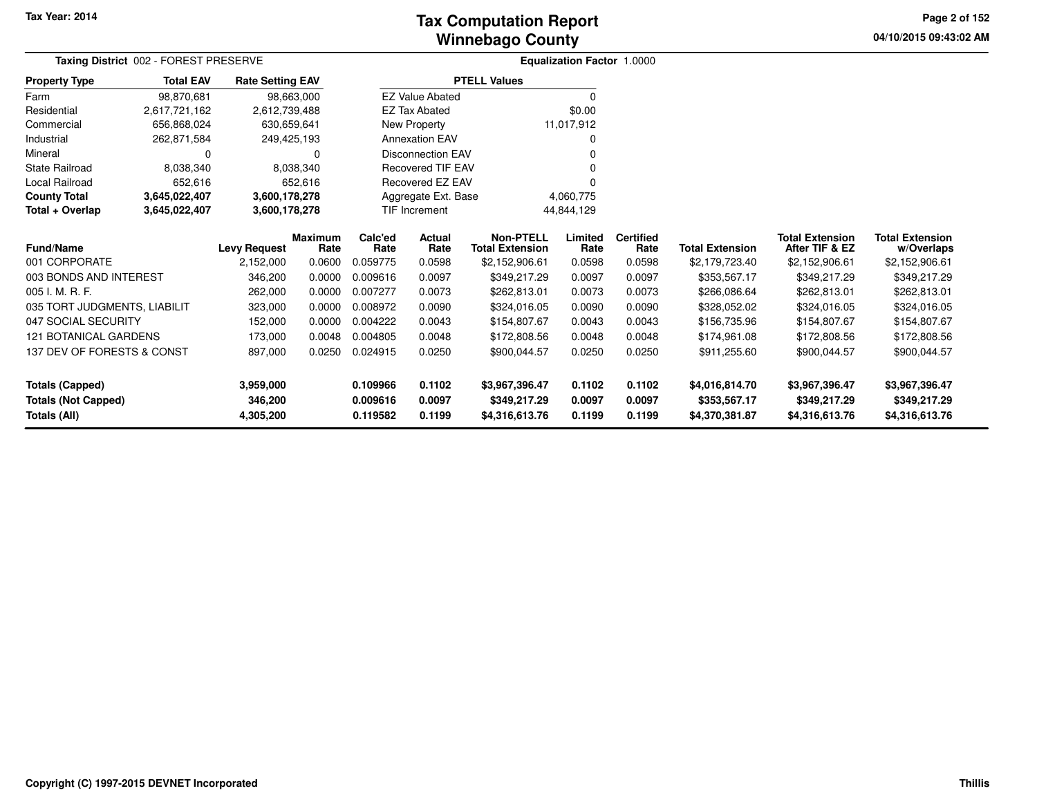# Tax Computation Report
## Winnebago County

Tax Year: 2014

**Taxing District** 002 - FOREST PRESERVE

**Equalization Factor** 1.0000

| Property Type | Total EAV | Rate Setting EAV |
|---|---|---|
| Farm | 98,870,681 | 98,663,000 |
| Residential | 2,617,721,162 | 2,612,739,488 |
| Commercial | 656,868,024 | 630,659,641 |
| Industrial | 262,871,584 | 249,425,193 |
| Mineral | 0 | 0 |
| State Railroad | 8,038,340 | 8,038,340 |
| Local Railroad | 652,616 | 652,616 |
| **County Total** | **3,645,022,407** | **3,600,178,278** |
| **Total + Overlap** | **3,645,022,407** | **3,600,178,278** |

| PTELL Values | |
|---|---|
| EZ Value Abated | 0 |
| EZ Tax Abated | $0.00 |
| New Property | 11,017,912 |
| Annexation EAV | 0 |
| Disconnection EAV | 0 |
| Recovered TIF EAV | 0 |
| Recovered EZ EAV | 0 |
| Aggregate Ext. Base | 4,060,775 |
| TIF Increment | 44,844,129 |

| Fund/Name | Levy Request | Maximum Rate | Calc'ed Rate | Actual Rate | Non-PTELL Total Extension | Limited Rate | Certified Rate | Total Extension | Total Extension After TIF & EZ | Total Extension w/Overlaps |
|---|---|---|---|---|---|---|---|---|---|---|
| 001 CORPORATE | 2,152,000 | 0.0600 | 0.059775 | 0.0598 | $2,152,906.61 | 0.0598 | 0.0598 | $2,179,723.40 | $2,152,906.61 | $2,152,906.61 |
| 003 BONDS AND INTEREST | 346,200 | 0.0000 | 0.009616 | 0.0097 | $349,217.29 | 0.0097 | 0.0097 | $353,567.17 | $349,217.29 | $349,217.29 |
| 005 I. M. R. F. | 262,000 | 0.0000 | 0.007277 | 0.0073 | $262,813.01 | 0.0073 | 0.0073 | $266,086.64 | $262,813.01 | $262,813.01 |
| 035 TORT JUDGMENTS, LIABILIT | 323,000 | 0.0000 | 0.008972 | 0.0090 | $324,016.05 | 0.0090 | 0.0090 | $328,052.02 | $324,016.05 | $324,016.05 |
| 047 SOCIAL SECURITY | 152,000 | 0.0000 | 0.004222 | 0.0043 | $154,807.67 | 0.0043 | 0.0043 | $156,735.96 | $154,807.67 | $154,807.67 |
| 121 BOTANICAL GARDENS | 173,000 | 0.0048 | 0.004805 | 0.0048 | $172,808.56 | 0.0048 | 0.0048 | $174,961.08 | $172,808.56 | $172,808.56 |
| 137 DEV OF FORESTS & CONST | 897,000 | 0.0250 | 0.024915 | 0.0250 | $900,044.57 | 0.0250 | 0.0250 | $911,255.60 | $900,044.57 | $900,044.57 |
| **Totals (Capped)** | **3,959,000** | | **0.109966** | **0.1102** | **$3,967,396.47** | **0.1102** | **0.1102** | **$4,016,814.70** | **$3,967,396.47** | **$3,967,396.47** |
| **Totals (Not Capped)** | **346,200** | | **0.009616** | **0.0097** | **$349,217.29** | **0.0097** | **0.0097** | **$353,567.17** | **$349,217.29** | **$349,217.29** |
| **Totals (All)** | **4,305,200** | | **0.119582** | **0.1199** | **$4,316,613.76** | **0.1199** | **0.1199** | **$4,370,381.87** | **$4,316,613.76** | **$4,316,613.76** |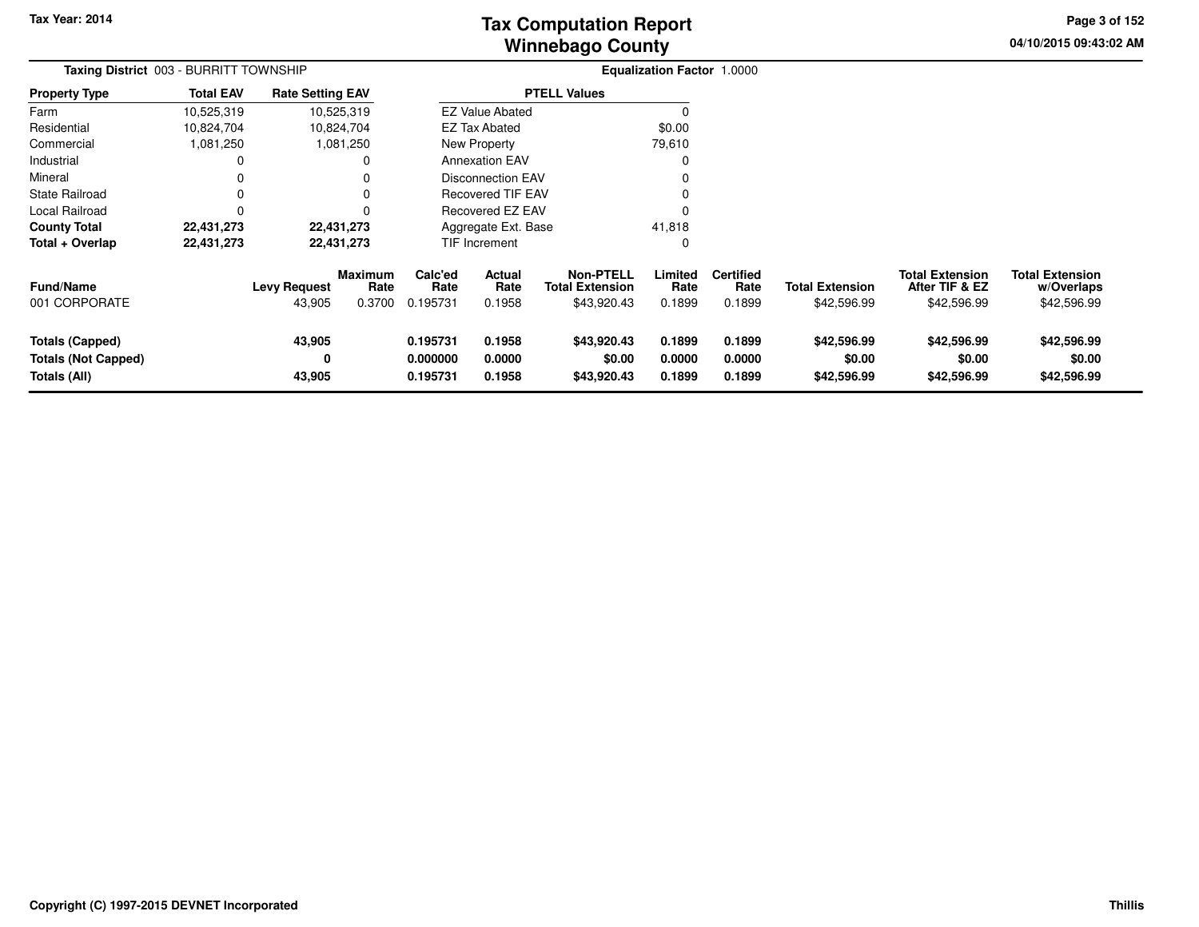# Tax Computation Report
## Winnebago County

Tax Year: 2014

04/10/2015 09:43:02 AM

**Taxing District** 003 - BURRITT TOWNSHIP

**Equalization Factor** 1.0000

| Property Type | Total EAV | Rate Setting EAV |
|---|---|---|
| Farm | 10,525,319 | 10,525,319 |
| Residential | 10,824,704 | 10,824,704 |
| Commercial | 1,081,250 | 1,081,250 |
| Industrial | 0 | 0 |
| Mineral | 0 | 0 |
| State Railroad | 0 | 0 |
| Local Railroad | 0 | 0 |
| **County Total** | **22,431,273** | **22,431,273** |
| **Total + Overlap** | **22,431,273** | **22,431,273** |

| PTELL Values | |
|---|---|
| EZ Value Abated | 0 |
| EZ Tax Abated | $0.00 |
| New Property | 79,610 |
| Annexation EAV | 0 |
| Disconnection EAV | 0 |
| Recovered TIF EAV | 0 |
| Recovered EZ EAV | 0 |
| Aggregate Ext. Base | 41,818 |
| TIF Increment | 0 |

| Fund/Name | Levy Request | Maximum Rate | Calc'ed Rate | Actual Rate | Non-PTELL Total Extension | Limited Rate | Certified Rate | Total Extension | Total Extension After TIF & EZ | Total Extension w/Overlaps |
|---|---|---|---|---|---|---|---|---|---|---|
| 001 CORPORATE | 43,905 | 0.3700 | 0.195731 | 0.1958 | $43,920.43 | 0.1899 | 0.1899 | $42,596.99 | $42,596.99 | $42,596.99 |
| **Totals (Capped)** | **43,905** | | **0.195731** | **0.1958** | **$43,920.43** | **0.1899** | **0.1899** | **$42,596.99** | **$42,596.99** | **$42,596.99** |
| **Totals (Not Capped)** | **0** | | **0.000000** | **0.0000** | **$0.00** | **0.0000** | **0.0000** | **$0.00** | **$0.00** | **$0.00** |
| **Totals (All)** | **43,905** | | **0.195731** | **0.1958** | **$43,920.43** | **0.1899** | **0.1899** | **$42,596.99** | **$42,596.99** | **$42,596.99** |

Copyright (C) 1997-2015 DEVNET Incorporated

Thillis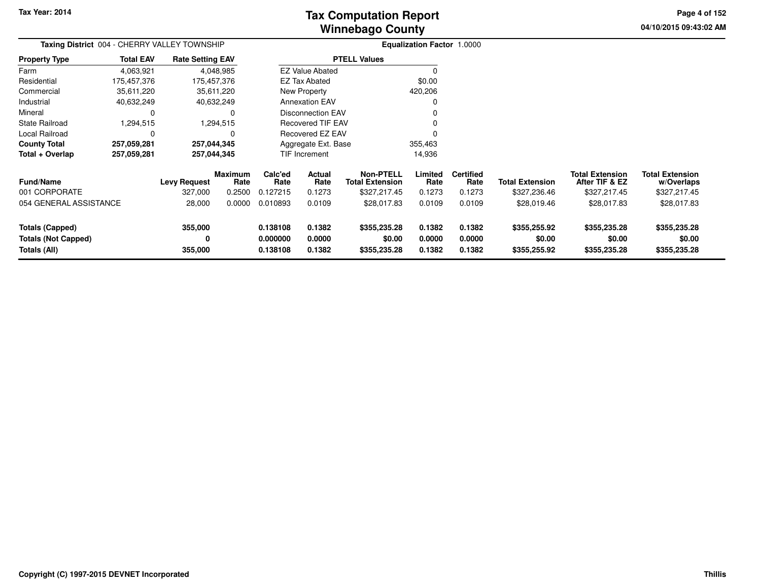Tax Year: 2014

# Tax Computation Report
## Winnebago County

04/10/2015 09:43:02 AM

**Taxing District** 004 - CHERRY VALLEY TOWNSHIP

**Equalization Factor** 1.0000

| Property Type | Total EAV | Rate Setting EAV |
|---|---|---|
| Farm | 4,063,921 | 4,048,985 |
| Residential | 175,457,376 | 175,457,376 |
| Commercial | 35,611,220 | 35,611,220 |
| Industrial | 40,632,249 | 40,632,249 |
| Mineral | 0 | 0 |
| State Railroad | 1,294,515 | 1,294,515 |
| Local Railroad | 0 | 0 |
| **County Total** | **257,059,281** | **257,044,345** |
| **Total + Overlap** | **257,059,281** | **257,044,345** |

| PTELL Values | |
|---|---|
| EZ Value Abated | 0 |
| EZ Tax Abated | $0.00 |
| New Property | 420,206 |
| Annexation EAV | 0 |
| Disconnection EAV | 0 |
| Recovered TIF EAV | 0 |
| Recovered EZ EAV | 0 |
| Aggregate Ext. Base | 355,463 |
| TIF Increment | 14,936 |

| Fund/Name | Levy Request | Maximum Rate | Calc'ed Rate | Actual Rate | Non-PTELL Total Extension | Limited Rate | Certified Rate | Total Extension | Total Extension After TIF & EZ | Total Extension w/Overlaps |
|---|---|---|---|---|---|---|---|---|---|---|
| 001 CORPORATE | 327,000 | 0.2500 | 0.127215 | 0.1273 | $327,217.45 | 0.1273 | 0.1273 | $327,236.46 | $327,217.45 | $327,217.45 |
| 054 GENERAL ASSISTANCE | 28,000 | 0.0000 | 0.010893 | 0.0109 | $28,017.83 | 0.0109 | 0.0109 | $28,019.46 | $28,017.83 | $28,017.83 |
| **Totals (Capped)** | **355,000** | | **0.138108** | **0.1382** | **$355,235.28** | **0.1382** | **0.1382** | **$355,255.92** | **$355,235.28** | **$355,235.28** |
| **Totals (Not Capped)** | **0** | | **0.000000** | **0.0000** | **$0.00** | **0.0000** | **0.0000** | **$0.00** | **$0.00** | **$0.00** |
| **Totals (All)** | **355,000** | | **0.138108** | **0.1382** | **$355,235.28** | **0.1382** | **0.1382** | **$355,255.92** | **$355,235.28** | **$355,235.28** |

Copyright (C) 1997-2015 DEVNET Incorporated

Thillis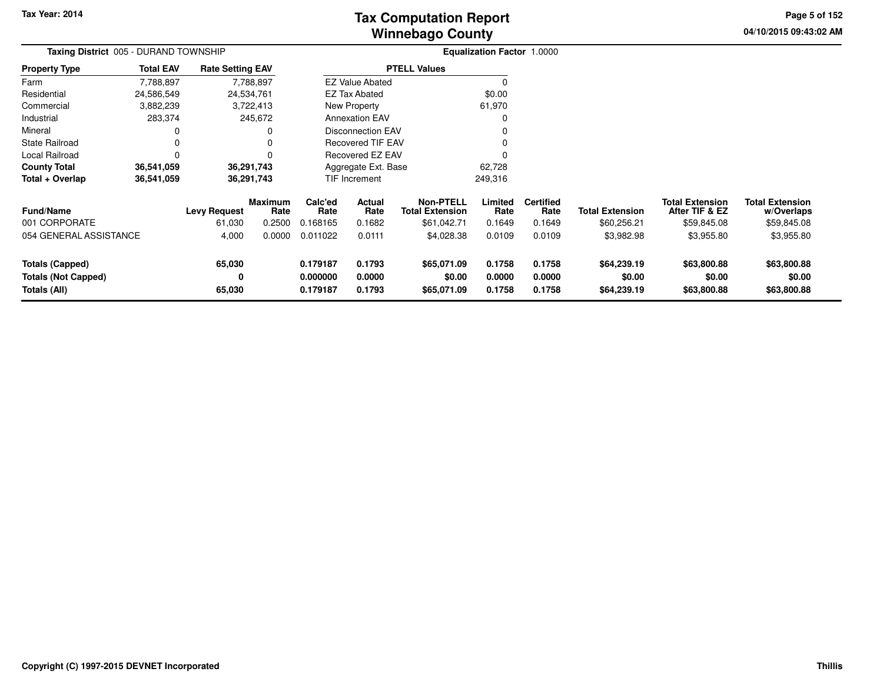# Tax Computation Report
## Winnebago County

Tax Year: 2014

04/10/2015 09:43:02 AM

**Taxing District** 005 - DURAND TOWNSHIP

**Equalization Factor** 1.0000

| Property Type | Total EAV | Rate Setting EAV |
|---|---|---|
| Farm | 7,788,897 | 7,788,897 |
| Residential | 24,586,549 | 24,534,761 |
| Commercial | 3,882,239 | 3,722,413 |
| Industrial | 283,374 | 245,672 |
| Mineral | 0 | 0 |
| State Railroad | 0 | 0 |
| Local Railroad | 0 | 0 |
| **County Total** | **36,541,059** | **36,291,743** |
| **Total + Overlap** | **36,541,059** | **36,291,743** |

| PTELL Values | |
|---|---|
| EZ Value Abated | 0 |
| EZ Tax Abated | $0.00 |
| New Property | 61,970 |
| Annexation EAV | 0 |
| Disconnection EAV | 0 |
| Recovered TIF EAV | 0 |
| Recovered EZ EAV | 0 |
| Aggregate Ext. Base | 62,728 |
| TIF Increment | 249,316 |

| Fund/Name | Levy Request | Maximum Rate | Calc'ed Rate | Actual Rate | Non-PTELL Total Extension | Limited Rate | Certified Rate | Total Extension | Total Extension After TIF & EZ | Total Extension w/Overlaps |
|---|---|---|---|---|---|---|---|---|---|---|
| 001 CORPORATE | 61,030 | 0.2500 | 0.168165 | 0.1682 | $61,042.71 | 0.1649 | 0.1649 | $60,256.21 | $59,845.08 | $59,845.08 |
| 054 GENERAL ASSISTANCE | 4,000 | 0.0000 | 0.011022 | 0.0111 | $4,028.38 | 0.0109 | 0.0109 | $3,982.98 | $3,955.80 | $3,955.80 |
| **Totals (Capped)** | **65,030** | | **0.179187** | **0.1793** | **$65,071.09** | **0.1758** | **0.1758** | **$64,239.19** | **$63,800.88** | **$63,800.88** |
| **Totals (Not Capped)** | **0** | | **0.000000** | **0.0000** | **$0.00** | **0.0000** | **0.0000** | **$0.00** | **$0.00** | **$0.00** |
| **Totals (All)** | **65,030** | | **0.179187** | **0.1793** | **$65,071.09** | **0.1758** | **0.1758** | **$64,239.19** | **$63,800.88** | **$63,800.88** |

**Copyright (C) 1997-2015 DEVNET Incorporated**

**Thillis**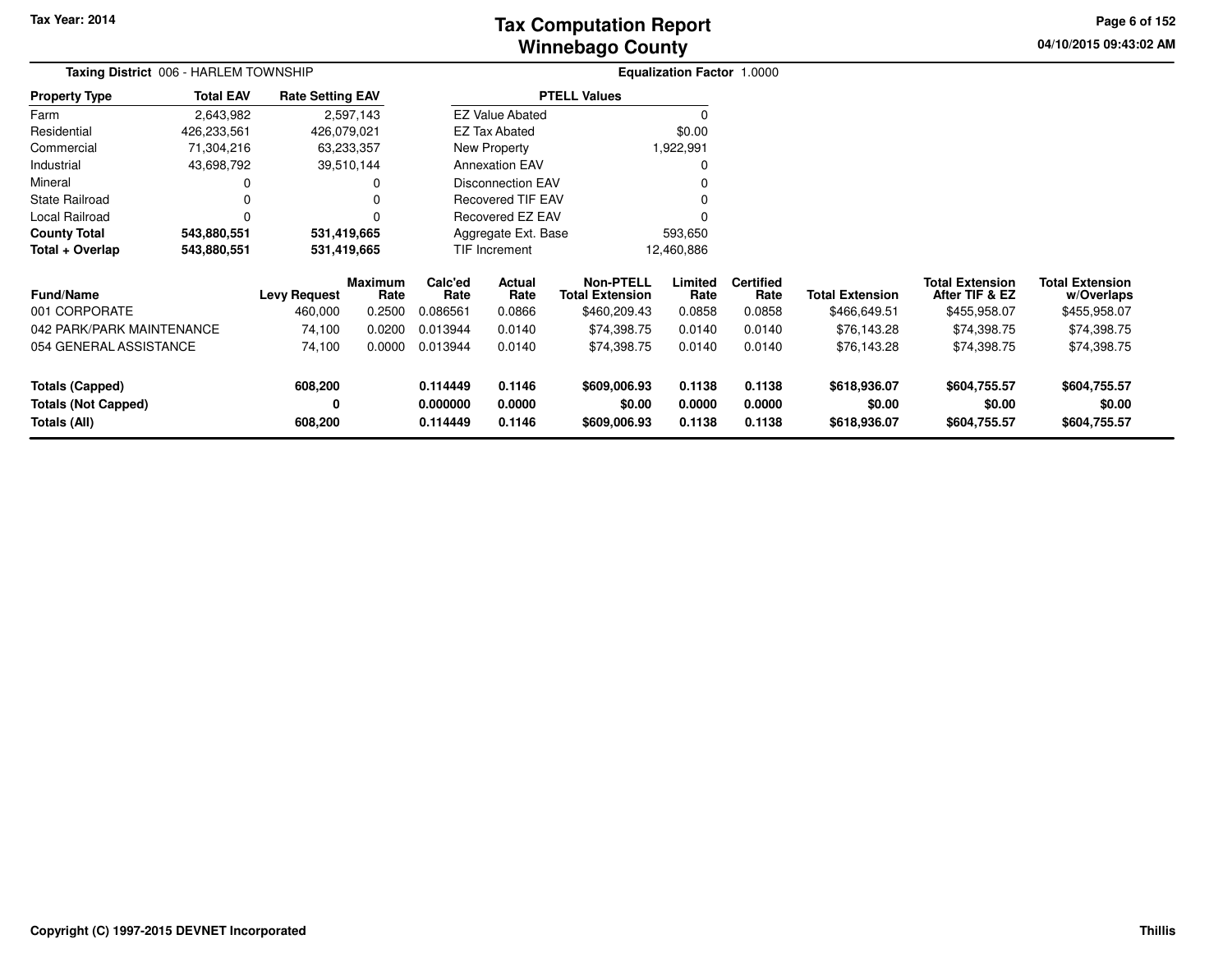# Tax Computation Report
## Winnebago County

Tax Year: 2014

04/10/2015 09:43:02 AM

**Taxing District** 006 - HARLEM TOWNSHIP

**Equalization Factor** 1.0000

| Property Type | Total EAV | Rate Setting EAV |
|---|---|---|
| Farm | 2,643,982 | 2,597,143 |
| Residential | 426,233,561 | 426,079,021 |
| Commercial | 71,304,216 | 63,233,357 |
| Industrial | 43,698,792 | 39,510,144 |
| Mineral | 0 | 0 |
| State Railroad | 0 | 0 |
| Local Railroad | 0 | 0 |
| **County Total** | **543,880,551** | **531,419,665** |
| **Total + Overlap** | **543,880,551** | **531,419,665** |

| PTELL Values | |
|---|---|
| EZ Value Abated | 0 |
| EZ Tax Abated | $0.00 |
| New Property | 1,922,991 |
| Annexation EAV | 0 |
| Disconnection EAV | 0 |
| Recovered TIF EAV | 0 |
| Recovered EZ EAV | 0 |
| Aggregate Ext. Base | 593,650 |
| TIF Increment | 12,460,886 |

| Fund/Name | Levy Request | Maximum Rate | Calc'ed Rate | Actual Rate | Non-PTELL Total Extension | Limited Rate | Certified Rate | Total Extension | Total Extension After TIF & EZ | Total Extension w/Overlaps |
|---|---|---|---|---|---|---|---|---|---|---|
| 001 CORPORATE | 460,000 | 0.2500 | 0.086561 | 0.0866 | $460,209.43 | 0.0858 | 0.0858 | $466,649.51 | $455,958.07 | $455,958.07 |
| 042 PARK/PARK MAINTENANCE | 74,100 | 0.0200 | 0.013944 | 0.0140 | $74,398.75 | 0.0140 | 0.0140 | $76,143.28 | $74,398.75 | $74,398.75 |
| 054 GENERAL ASSISTANCE | 74,100 | 0.0000 | 0.013944 | 0.0140 | $74,398.75 | 0.0140 | 0.0140 | $76,143.28 | $74,398.75 | $74,398.75 |
| **Totals (Capped)** | **608,200** | | **0.114449** | **0.1146** | **$609,006.93** | **0.1138** | **0.1138** | **$618,936.07** | **$604,755.57** | **$604,755.57** |
| **Totals (Not Capped)** | **0** | | **0.000000** | **0.0000** | **$0.00** | **0.0000** | **0.0000** | **$0.00** | **$0.00** | **$0.00** |
| **Totals (All)** | **608,200** | | **0.114449** | **0.1146** | **$609,006.93** | **0.1138** | **0.1138** | **$618,936.07** | **$604,755.57** | **$604,755.57** |

Copyright (C) 1997-2015 DEVNET Incorporated

Thillis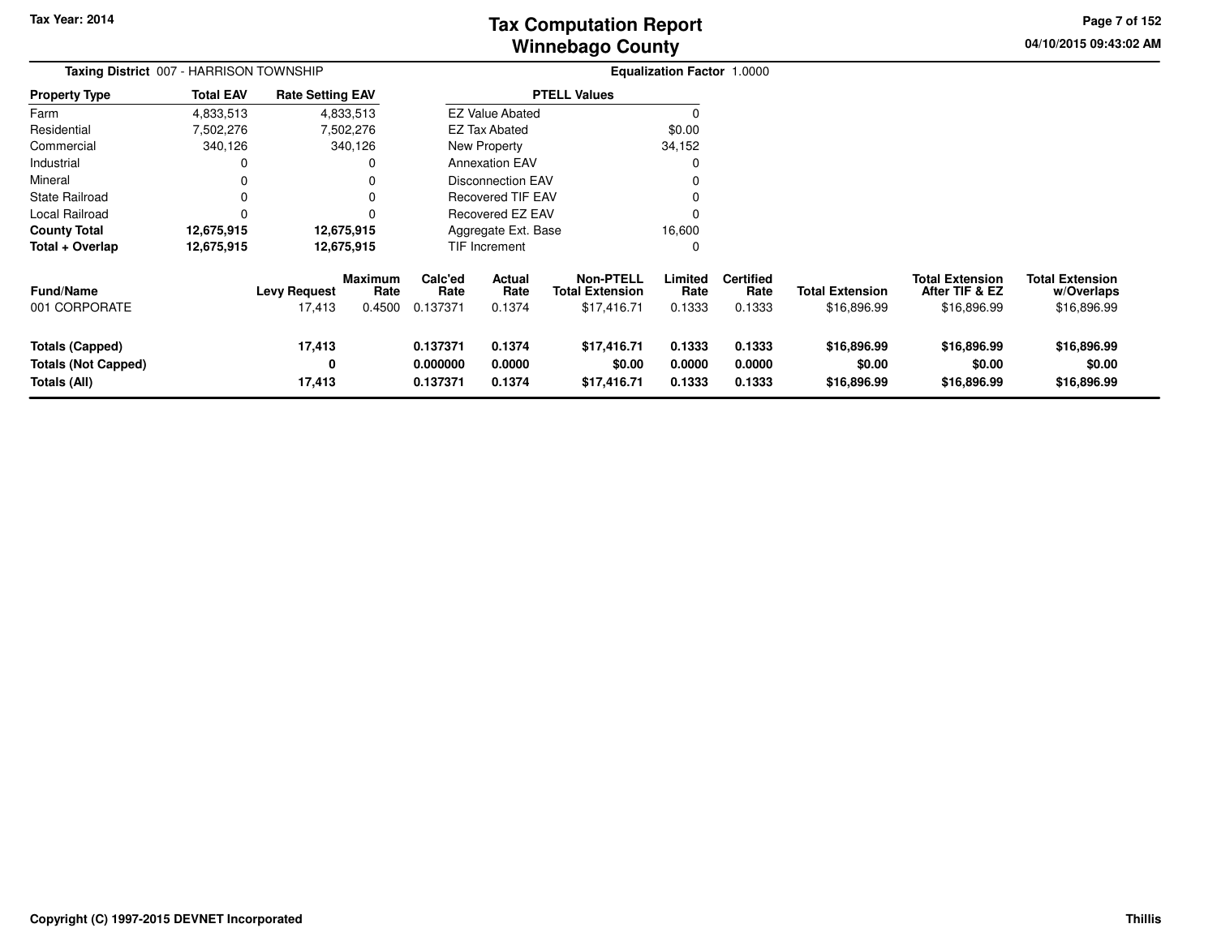# Tax Computation Report
## Winnebago County

Tax Year: 2014

04/10/2015 09:43:02 AM

**Taxing District** 007 - HARRISON TOWNSHIP

**Equalization Factor** 1.0000

| Property Type | Total EAV | Rate Setting EAV |
|---|---|---|
| Farm | 4,833,513 | 4,833,513 |
| Residential | 7,502,276 | 7,502,276 |
| Commercial | 340,126 | 340,126 |
| Industrial | 0 | 0 |
| Mineral | 0 | 0 |
| State Railroad | 0 | 0 |
| Local Railroad | 0 | 0 |
| **County Total** | **12,675,915** | **12,675,915** |
| **Total + Overlap** | **12,675,915** | **12,675,915** |

| PTELL Values | |
|---|---|
| EZ Value Abated | 0 |
| EZ Tax Abated | $0.00 |
| New Property | 34,152 |
| Annexation EAV | 0 |
| Disconnection EAV | 0 |
| Recovered TIF EAV | 0 |
| Recovered EZ EAV | 0 |
| Aggregate Ext. Base | 16,600 |
| TIF Increment | 0 |

| Fund/Name | Levy Request | Maximum Rate | Calc'ed Rate | Actual Rate | Non-PTELL Total Extension | Limited Rate | Certified Rate | Total Extension | Total Extension After TIF & EZ | Total Extension w/Overlaps |
|---|---|---|---|---|---|---|---|---|---|---|
| 001 CORPORATE | 17,413 | 0.4500 | 0.137371 | 0.1374 | $17,416.71 | 0.1333 | 0.1333 | $16,896.99 | $16,896.99 | $16,896.99 |
| **Totals (Capped)** | **17,413** | | **0.137371** | **0.1374** | **$17,416.71** | **0.1333** | **0.1333** | **$16,896.99** | **$16,896.99** | **$16,896.99** |
| **Totals (Not Capped)** | **0** | | **0.000000** | **0.0000** | **$0.00** | **0.0000** | **0.0000** | **$0.00** | **$0.00** | **$0.00** |
| **Totals (All)** | **17,413** | | **0.137371** | **0.1374** | **$17,416.71** | **0.1333** | **0.1333** | **$16,896.99** | **$16,896.99** | **$16,896.99** |

Copyright (C) 1997-2015 DEVNET Incorporated

Thillis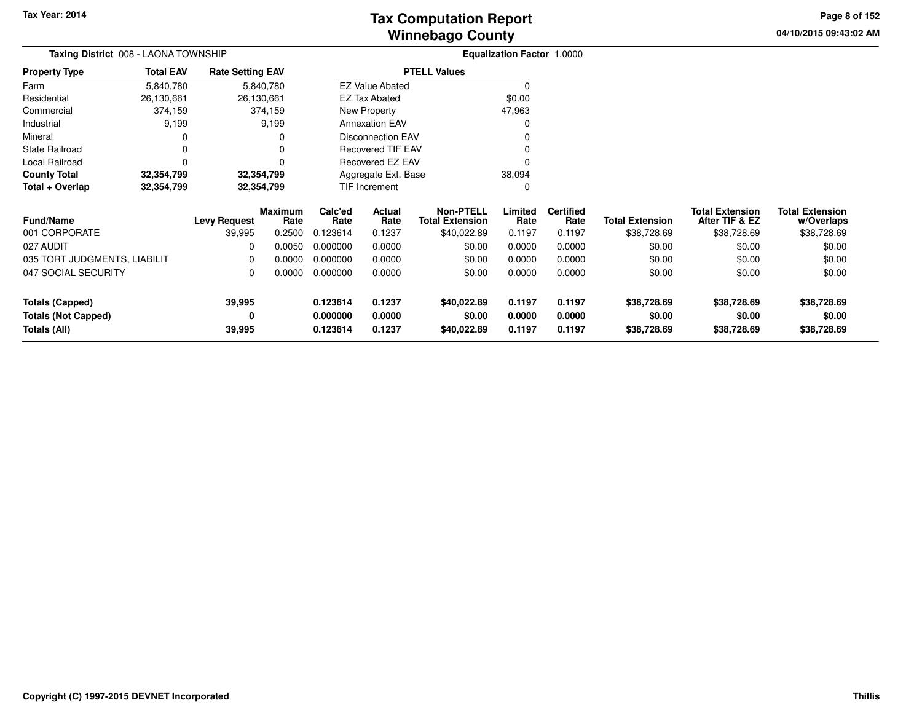# Tax Computation Report
## Winnebago County

Tax Year: 2014

**Taxing District** 008 - LAONA TOWNSHIP

**Equalization Factor** 1.0000

| Property Type | Total EAV | Rate Setting EAV |
|---|---|---|
| Farm | 5,840,780 | 5,840,780 |
| Residential | 26,130,661 | 26,130,661 |
| Commercial | 374,159 | 374,159 |
| Industrial | 9,199 | 9,199 |
| Mineral | 0 | 0 |
| State Railroad | 0 | 0 |
| Local Railroad | 0 | 0 |
| **County Total** | **32,354,799** | **32,354,799** |
| **Total + Overlap** | **32,354,799** | **32,354,799** |

| PTELL Values | |
|---|---|
| EZ Value Abated | 0 |
| EZ Tax Abated | $0.00 |
| New Property | 47,963 |
| Annexation EAV | 0 |
| Disconnection EAV | 0 |
| Recovered TIF EAV | 0 |
| Recovered EZ EAV | 0 |
| Aggregate Ext. Base | 38,094 |
| TIF Increment | 0 |

| Fund/Name | Levy Request | Maximum Rate | Calc'ed Rate | Actual Rate | Non-PTELL Total Extension | Limited Rate | Certified Rate | Total Extension | Total Extension After TIF & EZ | Total Extension w/Overlaps |
|---|---|---|---|---|---|---|---|---|---|---|
| 001 CORPORATE | 39,995 | 0.2500 | 0.123614 | 0.1237 | $40,022.89 | 0.1197 | 0.1197 | $38,728.69 | $38,728.69 | $38,728.69 |
| 027 AUDIT | 0 | 0.0050 | 0.000000 | 0.0000 | $0.00 | 0.0000 | 0.0000 | $0.00 | $0.00 | $0.00 |
| 035 TORT JUDGMENTS, LIABILIT | 0 | 0.0000 | 0.000000 | 0.0000 | $0.00 | 0.0000 | 0.0000 | $0.00 | $0.00 | $0.00 |
| 047 SOCIAL SECURITY | 0 | 0.0000 | 0.000000 | 0.0000 | $0.00 | 0.0000 | 0.0000 | $0.00 | $0.00 | $0.00 |
| **Totals (Capped)** | **39,995** | | **0.123614** | **0.1237** | **$40,022.89** | **0.1197** | **0.1197** | **$38,728.69** | **$38,728.69** | **$38,728.69** |
| **Totals (Not Capped)** | **0** | | **0.000000** | **0.0000** | **$0.00** | **0.0000** | **0.0000** | **$0.00** | **$0.00** | **$0.00** |
| **Totals (All)** | **39,995** | | **0.123614** | **0.1237** | **$40,022.89** | **0.1197** | **0.1197** | **$38,728.69** | **$38,728.69** | **$38,728.69** |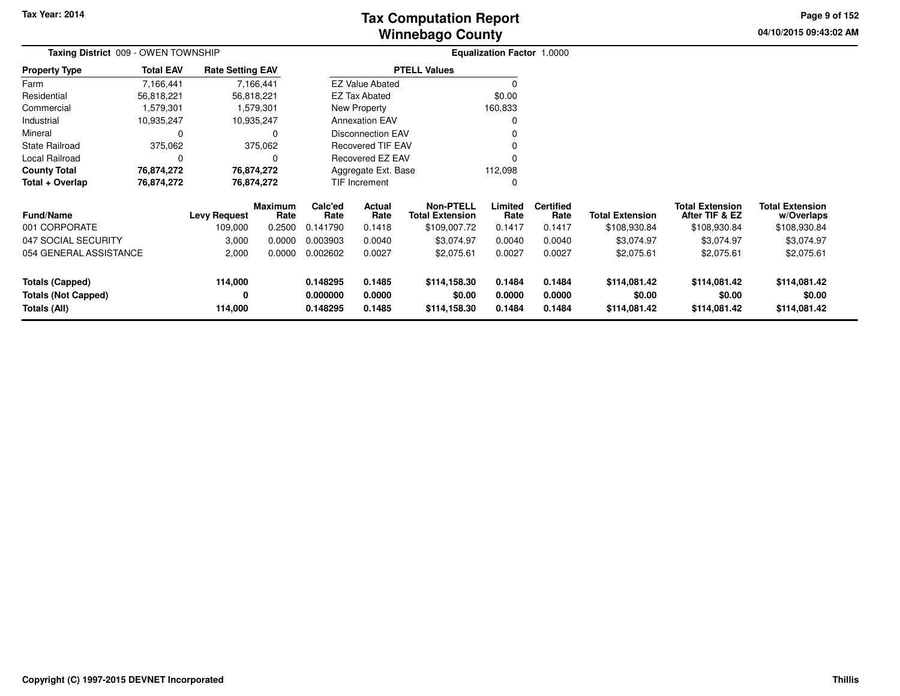# Tax Computation Report
## Winnebago County

Tax Year: 2014

04/10/2015 09:43:02 AM

**Taxing District** 009 - OWEN TOWNSHIP

**Equalization Factor** 1.0000

| Property Type | Total EAV | Rate Setting EAV |
|---|---|---|
| Farm | 7,166,441 | 7,166,441 |
| Residential | 56,818,221 | 56,818,221 |
| Commercial | 1,579,301 | 1,579,301 |
| Industrial | 10,935,247 | 10,935,247 |
| Mineral | 0 | 0 |
| State Railroad | 375,062 | 375,062 |
| Local Railroad | 0 | 0 |
| **County Total** | **76,874,272** | **76,874,272** |
| **Total + Overlap** | **76,874,272** | **76,874,272** |

| PTELL Values | |
|---|---|
| EZ Value Abated | 0 |
| EZ Tax Abated | $0.00 |
| New Property | 160,833 |
| Annexation EAV | 0 |
| Disconnection EAV | 0 |
| Recovered TIF EAV | 0 |
| Recovered EZ EAV | 0 |
| Aggregate Ext. Base | 112,098 |
| TIF Increment | 0 |

| Fund/Name | Levy Request | Maximum Rate | Calc'ed Rate | Actual Rate | Non-PTELL Total Extension | Limited Rate | Certified Rate | Total Extension | Total Extension After TIF & EZ | Total Extension w/Overlaps |
|---|---|---|---|---|---|---|---|---|---|---|
| 001 CORPORATE | 109,000 | 0.2500 | 0.141790 | 0.1418 | $109,007.72 | 0.1417 | 0.1417 | $108,930.84 | $108,930.84 | $108,930.84 |
| 047 SOCIAL SECURITY | 3,000 | 0.0000 | 0.003903 | 0.0040 | $3,074.97 | 0.0040 | 0.0040 | $3,074.97 | $3,074.97 | $3,074.97 |
| 054 GENERAL ASSISTANCE | 2,000 | 0.0000 | 0.002602 | 0.0027 | $2,075.61 | 0.0027 | 0.0027 | $2,075.61 | $2,075.61 | $2,075.61 |
| **Totals (Capped)** | **114,000** | | **0.148295** | **0.1485** | **$114,158.30** | **0.1484** | **0.1484** | **$114,081.42** | **$114,081.42** | **$114,081.42** |
| **Totals (Not Capped)** | **0** | | **0.000000** | **0.0000** | **$0.00** | **0.0000** | **0.0000** | **$0.00** | **$0.00** | **$0.00** |
| **Totals (All)** | **114,000** | | **0.148295** | **0.1485** | **$114,158.30** | **0.1484** | **0.1484** | **$114,081.42** | **$114,081.42** | **$114,081.42** |

Copyright (C) 1997-2015 DEVNET Incorporated

Thillis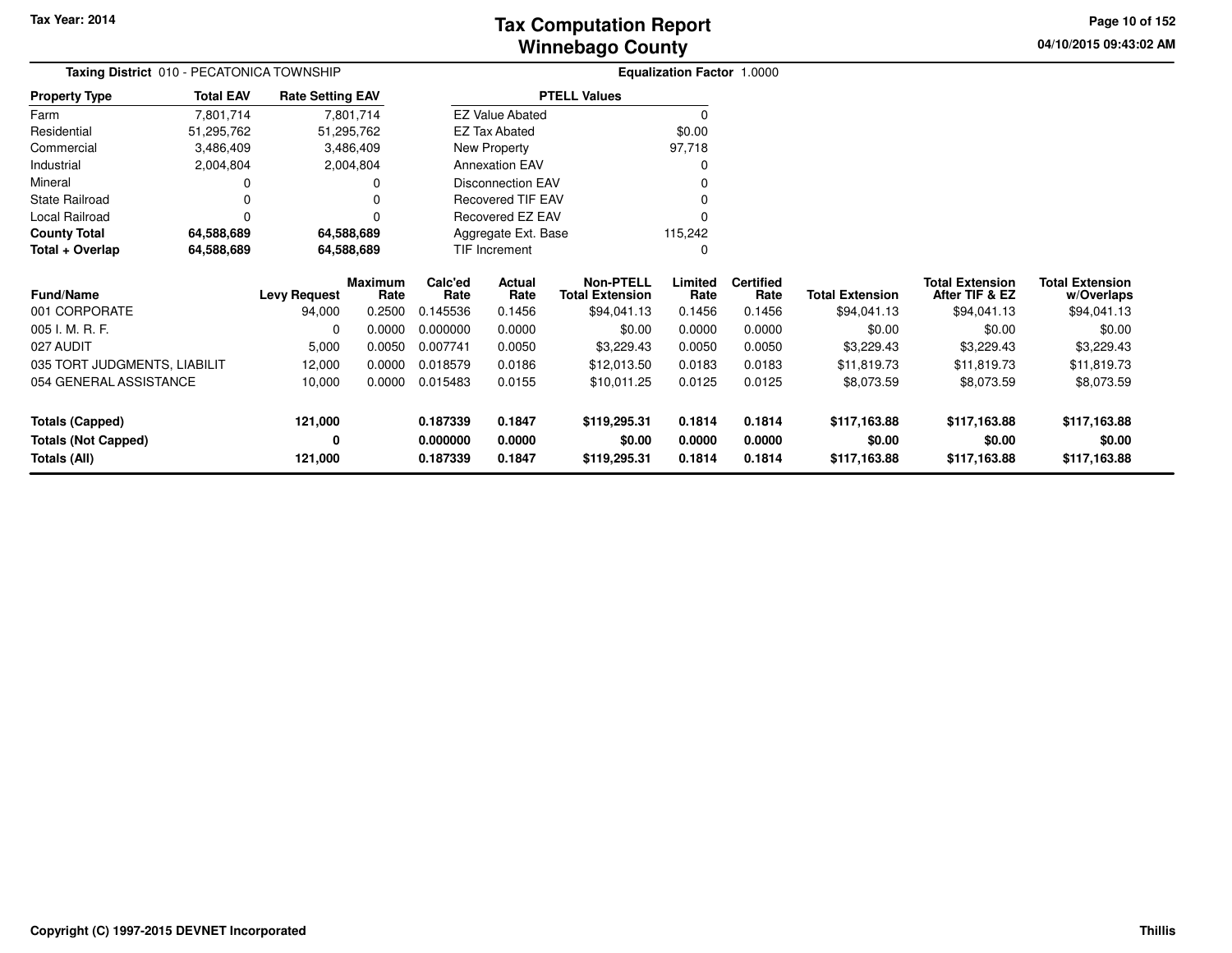# Tax Computation Report
## Winnebago County

Tax Year: 2014

**Taxing District** 010 - PECATONICA TOWNSHIP

**Equalization Factor** 1.0000

| Property Type | Total EAV | Rate Setting EAV |
|---|---|---|
| Farm | 7,801,714 | 7,801,714 |
| Residential | 51,295,762 | 51,295,762 |
| Commercial | 3,486,409 | 3,486,409 |
| Industrial | 2,004,804 | 2,004,804 |
| Mineral | 0 | 0 |
| State Railroad | 0 | 0 |
| Local Railroad | 0 | 0 |
| **County Total** | **64,588,689** | **64,588,689** |
| **Total + Overlap** | **64,588,689** | **64,588,689** |

| PTELL Values | |
|---|---|
| EZ Value Abated | 0 |
| EZ Tax Abated | $0.00 |
| New Property | 97,718 |
| Annexation EAV | 0 |
| Disconnection EAV | 0 |
| Recovered TIF EAV | 0 |
| Recovered EZ EAV | 0 |
| Aggregate Ext. Base | 115,242 |
| TIF Increment | 0 |

| Fund/Name | Levy Request | Maximum Rate | Calc'ed Rate | Actual Rate | Non-PTELL Total Extension | Limited Rate | Certified Rate | Total Extension | Total Extension After TIF & EZ | Total Extension w/Overlaps |
|---|---|---|---|---|---|---|---|---|---|---|
| 001 CORPORATE | 94,000 | 0.2500 | 0.145536 | 0.1456 | $94,041.13 | 0.1456 | 0.1456 | $94,041.13 | $94,041.13 | $94,041.13 |
| 005 I. M. R. F. | 0 | 0.0000 | 0.000000 | 0.0000 | $0.00 | 0.0000 | 0.0000 | $0.00 | $0.00 | $0.00 |
| 027 AUDIT | 5,000 | 0.0050 | 0.007741 | 0.0050 | $3,229.43 | 0.0050 | 0.0050 | $3,229.43 | $3,229.43 | $3,229.43 |
| 035 TORT JUDGMENTS, LIABILIT | 12,000 | 0.0000 | 0.018579 | 0.0186 | $12,013.50 | 0.0183 | 0.0183 | $11,819.73 | $11,819.73 | $11,819.73 |
| 054 GENERAL ASSISTANCE | 10,000 | 0.0000 | 0.015483 | 0.0155 | $10,011.25 | 0.0125 | 0.0125 | $8,073.59 | $8,073.59 | $8,073.59 |
| **Totals (Capped)** | **121,000** | | **0.187339** | **0.1847** | **$119,295.31** | **0.1814** | **0.1814** | **$117,163.88** | **$117,163.88** | **$117,163.88** |
| **Totals (Not Capped)** | **0** | | **0.000000** | **0.0000** | **$0.00** | **0.0000** | **0.0000** | **$0.00** | **$0.00** | **$0.00** |
| **Totals (All)** | **121,000** | | **0.187339** | **0.1847** | **$119,295.31** | **0.1814** | **0.1814** | **$117,163.88** | **$117,163.88** | **$117,163.88** |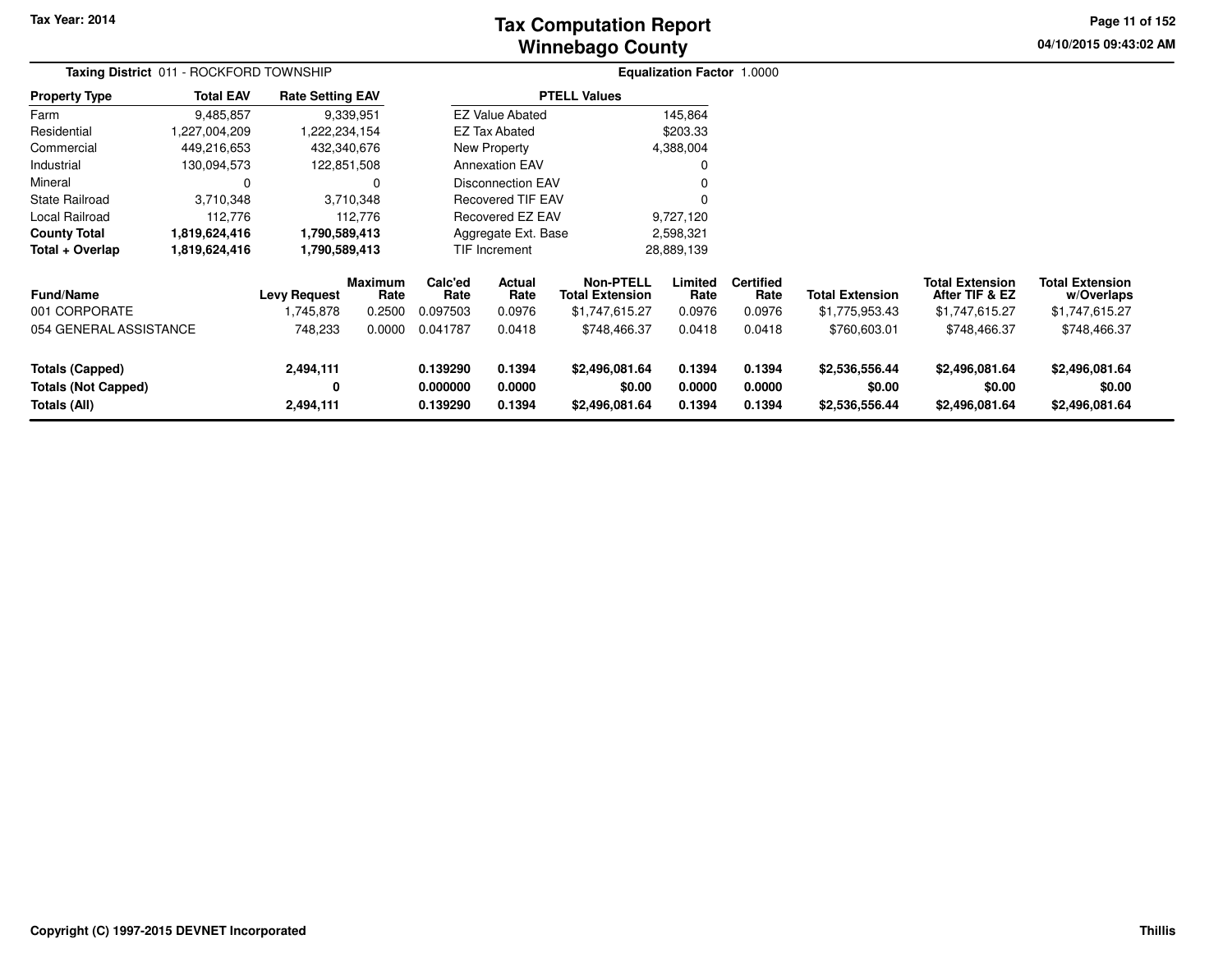Tax Year: 2014

# Tax Computation Report
## Winnebago County

04/10/2015 09:43:02 AM

**Taxing District** 011 - ROCKFORD TOWNSHIP

**Equalization Factor** 1.0000

| Property Type | Total EAV | Rate Setting EAV |
|---|---|---|
| Farm | 9,485,857 | 9,339,951 |
| Residential | 1,227,004,209 | 1,222,234,154 |
| Commercial | 449,216,653 | 432,340,676 |
| Industrial | 130,094,573 | 122,851,508 |
| Mineral | 0 | 0 |
| State Railroad | 3,710,348 | 3,710,348 |
| Local Railroad | 112,776 | 112,776 |
| **County Total** | **1,819,624,416** | **1,790,589,413** |
| **Total + Overlap** | **1,819,624,416** | **1,790,589,413** |

| PTELL Values | |
|---|---|
| EZ Value Abated | 145,864 |
| EZ Tax Abated | $203.33 |
| New Property | 4,388,004 |
| Annexation EAV | 0 |
| Disconnection EAV | 0 |
| Recovered TIF EAV | 0 |
| Recovered EZ EAV | 9,727,120 |
| Aggregate Ext. Base | 2,598,321 |
| TIF Increment | 28,889,139 |

| Fund/Name | Levy Request | Maximum Rate | Calc'ed Rate | Actual Rate | Non-PTELL Total Extension | Limited Rate | Certified Rate | Total Extension | Total Extension After TIF & EZ | Total Extension w/Overlaps |
|---|---|---|---|---|---|---|---|---|---|---|
| 001 CORPORATE | 1,745,878 | 0.2500 | 0.097503 | 0.0976 | $1,747,615.27 | 0.0976 | 0.0976 | $1,775,953.43 | $1,747,615.27 | $1,747,615.27 |
| 054 GENERAL ASSISTANCE | 748,233 | 0.0000 | 0.041787 | 0.0418 | $748,466.37 | 0.0418 | 0.0418 | $760,603.01 | $748,466.37 | $748,466.37 |
| **Totals (Capped)** | **2,494,111** | | **0.139290** | **0.1394** | **$2,496,081.64** | **0.1394** | **0.1394** | **$2,536,556.44** | **$2,496,081.64** | **$2,496,081.64** |
| **Totals (Not Capped)** | **0** | | **0.000000** | **0.0000** | **$0.00** | **0.0000** | **0.0000** | **$0.00** | **$0.00** | **$0.00** |
| **Totals (All)** | **2,494,111** | | **0.139290** | **0.1394** | **$2,496,081.64** | **0.1394** | **0.1394** | **$2,536,556.44** | **$2,496,081.64** | **$2,496,081.64** |

Copyright (C) 1997-2015 DEVNET Incorporated

Thillis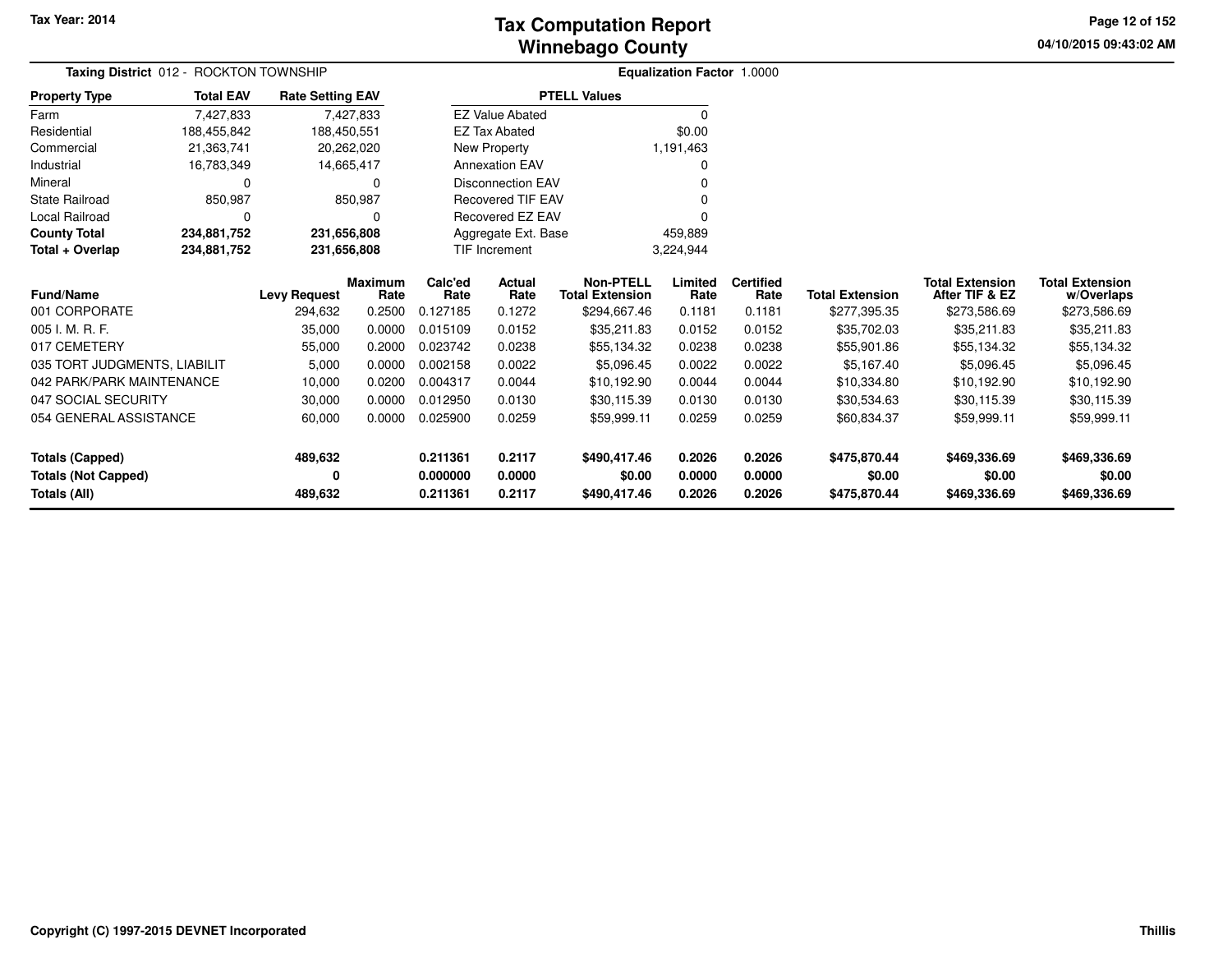# Tax Computation Report
## Winnebago County

Tax Year: 2014

04/10/2015 09:43:02 AM

**Taxing District** 012 - ROCKTON TOWNSHIP

**Equalization Factor** 1.0000

| Property Type | Total EAV | Rate Setting EAV |
|---|---|---|
| Farm | 7,427,833 | 7,427,833 |
| Residential | 188,455,842 | 188,450,551 |
| Commercial | 21,363,741 | 20,262,020 |
| Industrial | 16,783,349 | 14,665,417 |
| Mineral | 0 | 0 |
| State Railroad | 850,987 | 850,987 |
| Local Railroad | 0 | 0 |
| **County Total** | **234,881,752** | **231,656,808** |
| **Total + Overlap** | **234,881,752** | **231,656,808** |

| PTELL Values | |
|---|---|
| EZ Value Abated | 0 |
| EZ Tax Abated | $0.00 |
| New Property | 1,191,463 |
| Annexation EAV | 0 |
| Disconnection EAV | 0 |
| Recovered TIF EAV | 0 |
| Recovered EZ EAV | 0 |
| Aggregate Ext. Base | 459,889 |
| TIF Increment | 3,224,944 |

| Fund/Name | Levy Request | Maximum Rate | Calc'ed Rate | Actual Rate | Non-PTELL Total Extension | Limited Rate | Certified Rate | Total Extension | Total Extension After TIF & EZ | Total Extension w/Overlaps |
|---|---|---|---|---|---|---|---|---|---|---|
| 001 CORPORATE | 294,632 | 0.2500 | 0.127185 | 0.1272 | $294,667.46 | 0.1181 | 0.1181 | $277,395.35 | $273,586.69 | $273,586.69 |
| 005 I. M. R. F. | 35,000 | 0.0000 | 0.015109 | 0.0152 | $35,211.83 | 0.0152 | 0.0152 | $35,702.03 | $35,211.83 | $35,211.83 |
| 017 CEMETERY | 55,000 | 0.2000 | 0.023742 | 0.0238 | $55,134.32 | 0.0238 | 0.0238 | $55,901.86 | $55,134.32 | $55,134.32 |
| 035 TORT JUDGMENTS, LIABILIT | 5,000 | 0.0000 | 0.002158 | 0.0022 | $5,096.45 | 0.0022 | 0.0022 | $5,167.40 | $5,096.45 | $5,096.45 |
| 042 PARK/PARK MAINTENANCE | 10,000 | 0.0200 | 0.004317 | 0.0044 | $10,192.90 | 0.0044 | 0.0044 | $10,334.80 | $10,192.90 | $10,192.90 |
| 047 SOCIAL SECURITY | 30,000 | 0.0000 | 0.012950 | 0.0130 | $30,115.39 | 0.0130 | 0.0130 | $30,534.63 | $30,115.39 | $30,115.39 |
| 054 GENERAL ASSISTANCE | 60,000 | 0.0000 | 0.025900 | 0.0259 | $59,999.11 | 0.0259 | 0.0259 | $60,834.37 | $59,999.11 | $59,999.11 |
| **Totals (Capped)** | **489,632** | | **0.211361** | **0.2117** | **$490,417.46** | **0.2026** | **0.2026** | **$475,870.44** | **$469,336.69** | **$469,336.69** |
| **Totals (Not Capped)** | **0** | | **0.000000** | **0.0000** | **$0.00** | **0.0000** | **0.0000** | **$0.00** | **$0.00** | **$0.00** |
| **Totals (All)** | **489,632** | | **0.211361** | **0.2117** | **$490,417.46** | **0.2026** | **0.2026** | **$475,870.44** | **$469,336.69** | **$469,336.69** |

Copyright (C) 1997-2015 DEVNET Incorporated

Thillis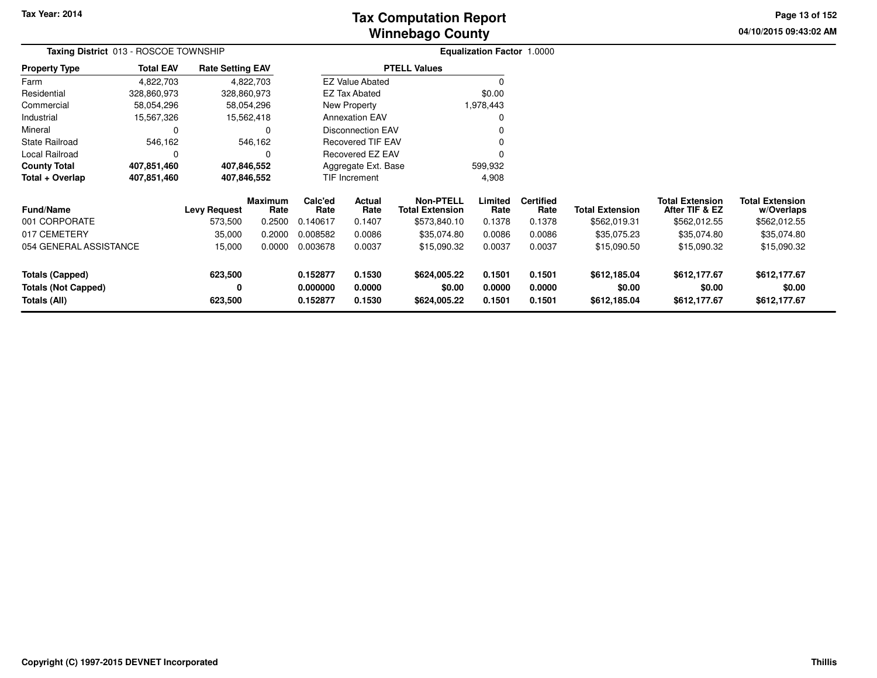**Tax Year: 2014**

# Tax Computation Report
## Winnebago County

04/10/2015 09:43:02 AM

**Taxing District** 013 - ROSCOE TOWNSHIP

**Equalization Factor** 1.0000

| Property Type | Total EAV | Rate Setting EAV |
|---|---|---|
| Farm | 4,822,703 | 4,822,703 |
| Residential | 328,860,973 | 328,860,973 |
| Commercial | 58,054,296 | 58,054,296 |
| Industrial | 15,567,326 | 15,562,418 |
| Mineral | 0 | 0 |
| State Railroad | 546,162 | 546,162 |
| Local Railroad | 0 | 0 |
| **County Total** | **407,851,460** | **407,846,552** |
| **Total + Overlap** | **407,851,460** | **407,846,552** |

| PTELL Values | |
|---|---|
| EZ Value Abated | 0 |
| EZ Tax Abated | $0.00 |
| New Property | 1,978,443 |
| Annexation EAV | 0 |
| Disconnection EAV | 0 |
| Recovered TIF EAV | 0 |
| Recovered EZ EAV | 0 |
| Aggregate Ext. Base | 599,932 |
| TIF Increment | 4,908 |

| Fund/Name | Levy Request | Maximum Rate | Calc'ed Rate | Actual Rate | Non-PTELL Total Extension | Limited Rate | Certified Rate | Total Extension | Total Extension After TIF & EZ | Total Extension w/Overlaps |
|---|---|---|---|---|---|---|---|---|---|---|
| 001 CORPORATE | 573,500 | 0.2500 | 0.140617 | 0.1407 | $573,840.10 | 0.1378 | 0.1378 | $562,019.31 | $562,012.55 | $562,012.55 |
| 017 CEMETERY | 35,000 | 0.2000 | 0.008582 | 0.0086 | $35,074.80 | 0.0086 | 0.0086 | $35,075.23 | $35,074.80 | $35,074.80 |
| 054 GENERAL ASSISTANCE | 15,000 | 0.0000 | 0.003678 | 0.0037 | $15,090.32 | 0.0037 | 0.0037 | $15,090.50 | $15,090.32 | $15,090.32 |
| **Totals (Capped)** | **623,500** | | **0.152877** | **0.1530** | **$624,005.22** | **0.1501** | **0.1501** | **$612,185.04** | **$612,177.67** | **$612,177.67** |
| **Totals (Not Capped)** | **0** | | **0.000000** | **0.0000** | **$0.00** | **0.0000** | **0.0000** | **$0.00** | **$0.00** | **$0.00** |
| **Totals (All)** | **623,500** | | **0.152877** | **0.1530** | **$624,005.22** | **0.1501** | **0.1501** | **$612,185.04** | **$612,177.67** | **$612,177.67** |

**Copyright (C) 1997-2015 DEVNET Incorporated** — **Thillis**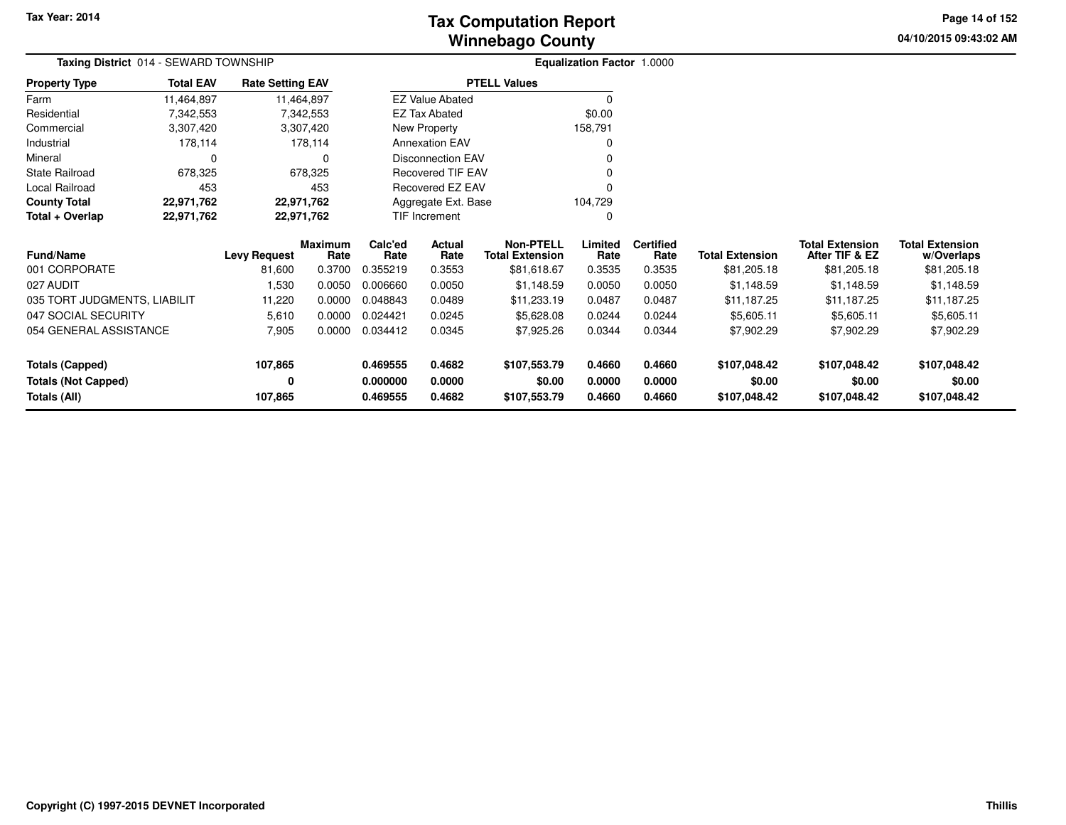Tax Year: 2014

# Tax Computation Report
## Winnebago County

04/10/2015 09:43:02 AM

**Taxing District** 014 - SEWARD TOWNSHIP **Equalization Factor** 1.0000

| Property Type | Total EAV | Rate Setting EAV |
|---|---|---|
| Farm | 11,464,897 | 11,464,897 |
| Residential | 7,342,553 | 7,342,553 |
| Commercial | 3,307,420 | 3,307,420 |
| Industrial | 178,114 | 178,114 |
| Mineral | 0 | 0 |
| State Railroad | 678,325 | 678,325 |
| Local Railroad | 453 | 453 |
| **County Total** | **22,971,762** | **22,971,762** |
| **Total + Overlap** | **22,971,762** | **22,971,762** |

| PTELL Values | |
|---|---|
| EZ Value Abated | 0 |
| EZ Tax Abated | $0.00 |
| New Property | 158,791 |
| Annexation EAV | 0 |
| Disconnection EAV | 0 |
| Recovered TIF EAV | 0 |
| Recovered EZ EAV | 0 |
| Aggregate Ext. Base | 104,729 |
| TIF Increment | 0 |

| Fund/Name | Levy Request | Maximum Rate | Calc'ed Rate | Actual Rate | Non-PTELL Total Extension | Limited Rate | Certified Rate | Total Extension | Total Extension After TIF & EZ | Total Extension w/Overlaps |
|---|---|---|---|---|---|---|---|---|---|---|
| 001 CORPORATE | 81,600 | 0.3700 | 0.355219 | 0.3553 | $81,618.67 | 0.3535 | 0.3535 | $81,205.18 | $81,205.18 | $81,205.18 |
| 027 AUDIT | 1,530 | 0.0050 | 0.006660 | 0.0050 | $1,148.59 | 0.0050 | 0.0050 | $1,148.59 | $1,148.59 | $1,148.59 |
| 035 TORT JUDGMENTS, LIABILIT | 11,220 | 0.0000 | 0.048843 | 0.0489 | $11,233.19 | 0.0487 | 0.0487 | $11,187.25 | $11,187.25 | $11,187.25 |
| 047 SOCIAL SECURITY | 5,610 | 0.0000 | 0.024421 | 0.0245 | $5,628.08 | 0.0244 | 0.0244 | $5,605.11 | $5,605.11 | $5,605.11 |
| 054 GENERAL ASSISTANCE | 7,905 | 0.0000 | 0.034412 | 0.0345 | $7,925.26 | 0.0344 | 0.0344 | $7,902.29 | $7,902.29 | $7,902.29 |
| **Totals (Capped)** | **107,865** | | **0.469555** | **0.4682** | **$107,553.79** | **0.4660** | **0.4660** | **$107,048.42** | **$107,048.42** | **$107,048.42** |
| **Totals (Not Capped)** | **0** | | **0.000000** | **0.0000** | **$0.00** | **0.0000** | **0.0000** | **$0.00** | **$0.00** | **$0.00** |
| **Totals (All)** | **107,865** | | **0.469555** | **0.4682** | **$107,553.79** | **0.4660** | **0.4660** | **$107,048.42** | **$107,048.42** | **$107,048.42** |

Copyright (C) 1997-2015 DEVNET Incorporated Thillis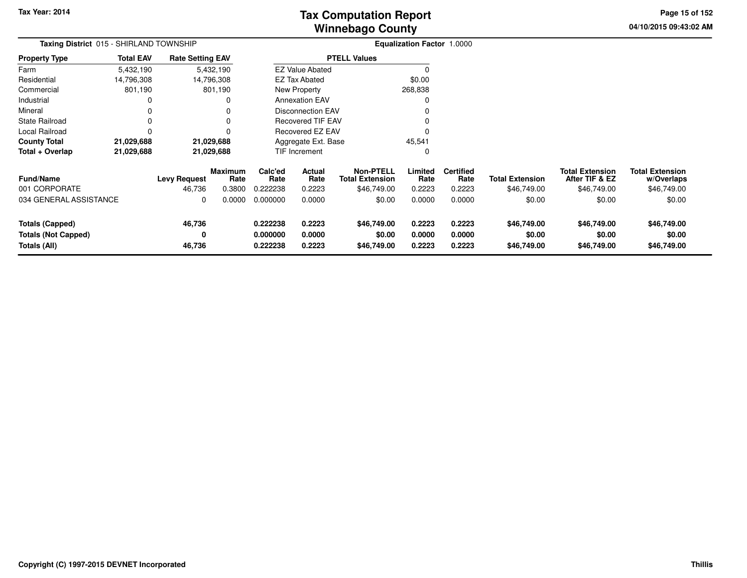# Tax Computation Report
## Winnebago County

Tax Year: 2014

04/10/2015 09:43:02 AM

**Taxing District** 015 - SHIRLAND TOWNSHIP

**Equalization Factor** 1.0000

| Property Type | Total EAV | Rate Setting EAV |
|---|---|---|
| Farm | 5,432,190 | 5,432,190 |
| Residential | 14,796,308 | 14,796,308 |
| Commercial | 801,190 | 801,190 |
| Industrial | 0 | 0 |
| Mineral | 0 | 0 |
| State Railroad | 0 | 0 |
| Local Railroad | 0 | 0 |
| **County Total** | **21,029,688** | **21,029,688** |
| **Total + Overlap** | **21,029,688** | **21,029,688** |

| PTELL Values | |
|---|---|
| EZ Value Abated | 0 |
| EZ Tax Abated | $0.00 |
| New Property | 268,838 |
| Annexation EAV | 0 |
| Disconnection EAV | 0 |
| Recovered TIF EAV | 0 |
| Recovered EZ EAV | 0 |
| Aggregate Ext. Base | 45,541 |
| TIF Increment | 0 |

| Fund/Name | Levy Request | Maximum Rate | Calc'ed Rate | Actual Rate | Non-PTELL Total Extension | Limited Rate | Certified Rate | Total Extension | Total Extension After TIF & EZ | Total Extension w/Overlaps |
|---|---|---|---|---|---|---|---|---|---|---|
| 001 CORPORATE | 46,736 | 0.3800 | 0.222238 | 0.2223 | $46,749.00 | 0.2223 | 0.2223 | $46,749.00 | $46,749.00 | $46,749.00 |
| 034 GENERAL ASSISTANCE | 0 | 0.0000 | 0.000000 | 0.0000 | $0.00 | 0.0000 | 0.0000 | $0.00 | $0.00 | $0.00 |
| **Totals (Capped)** | **46,736** | | **0.222238** | **0.2223** | **$46,749.00** | **0.2223** | **0.2223** | **$46,749.00** | **$46,749.00** | **$46,749.00** |
| **Totals (Not Capped)** | **0** | | **0.000000** | **0.0000** | **$0.00** | **0.0000** | **0.0000** | **$0.00** | **$0.00** | **$0.00** |
| **Totals (All)** | **46,736** | | **0.222238** | **0.2223** | **$46,749.00** | **0.2223** | **0.2223** | **$46,749.00** | **$46,749.00** | **$46,749.00** |

Copyright (C) 1997-2015 DEVNET Incorporated

Thillis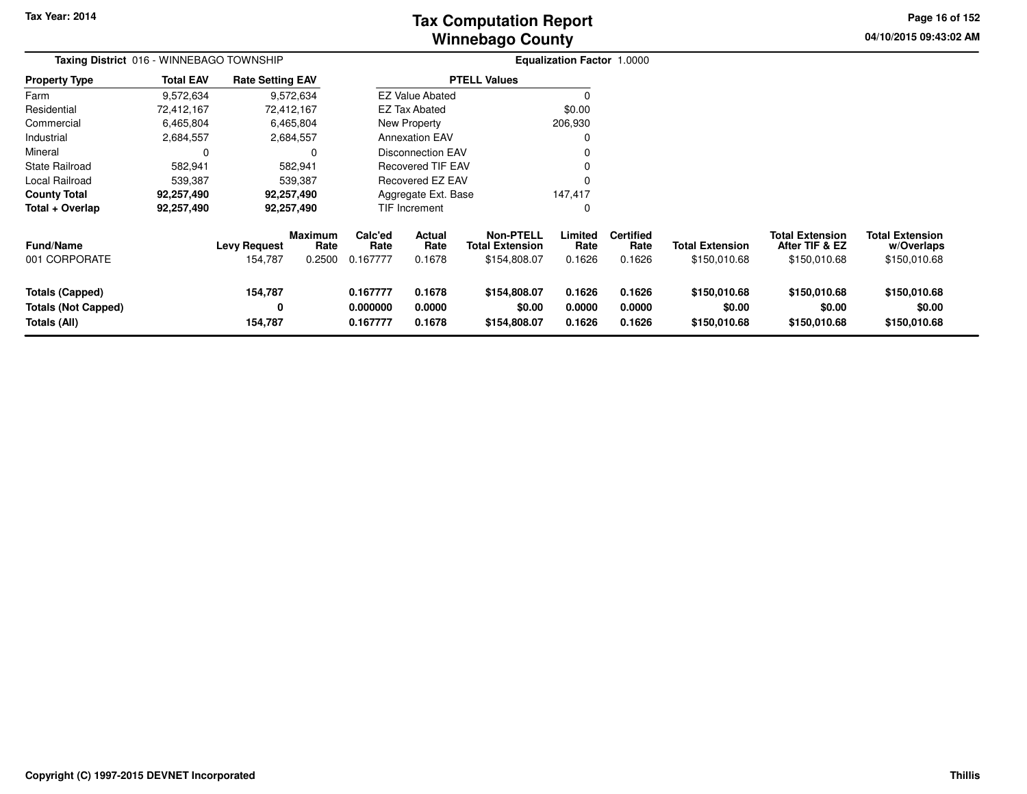# Tax Computation Report
## Winnebago County

Tax Year: 2014

04/10/2015 09:43:02 AM

**Taxing District** 016 - WINNEBAGO TOWNSHIP

**Equalization Factor** 1.0000

| Property Type | Total EAV | Rate Setting EAV |
|---|---|---|
| Farm | 9,572,634 | 9,572,634 |
| Residential | 72,412,167 | 72,412,167 |
| Commercial | 6,465,804 | 6,465,804 |
| Industrial | 2,684,557 | 2,684,557 |
| Mineral | 0 | 0 |
| State Railroad | 582,941 | 582,941 |
| Local Railroad | 539,387 | 539,387 |
| **County Total** | **92,257,490** | **92,257,490** |
| **Total + Overlap** | **92,257,490** | **92,257,490** |

| PTELL Values | |
|---|---|
| EZ Value Abated | 0 |
| EZ Tax Abated | $0.00 |
| New Property | 206,930 |
| Annexation EAV | 0 |
| Disconnection EAV | 0 |
| Recovered TIF EAV | 0 |
| Recovered EZ EAV | 0 |
| Aggregate Ext. Base | 147,417 |
| TIF Increment | 0 |

| Fund/Name | Levy Request | Maximum Rate | Calc'ed Rate | Actual Rate | Non-PTELL Total Extension | Limited Rate | Certified Rate | Total Extension | Total Extension After TIF & EZ | Total Extension w/Overlaps |
|---|---|---|---|---|---|---|---|---|---|---|
| 001 CORPORATE | 154,787 | 0.2500 | 0.167777 | 0.1678 | $154,808.07 | 0.1626 | 0.1626 | $150,010.68 | $150,010.68 | $150,010.68 |
| **Totals (Capped)** | **154,787** | | **0.167777** | **0.1678** | **$154,808.07** | **0.1626** | **0.1626** | **$150,010.68** | **$150,010.68** | **$150,010.68** |
| **Totals (Not Capped)** | **0** | | **0.000000** | **0.0000** | **$0.00** | **0.0000** | **0.0000** | **$0.00** | **$0.00** | **$0.00** |
| **Totals (All)** | **154,787** | | **0.167777** | **0.1678** | **$154,808.07** | **0.1626** | **0.1626** | **$150,010.68** | **$150,010.68** | **$150,010.68** |

Copyright (C) 1997-2015 DEVNET Incorporated

Thillis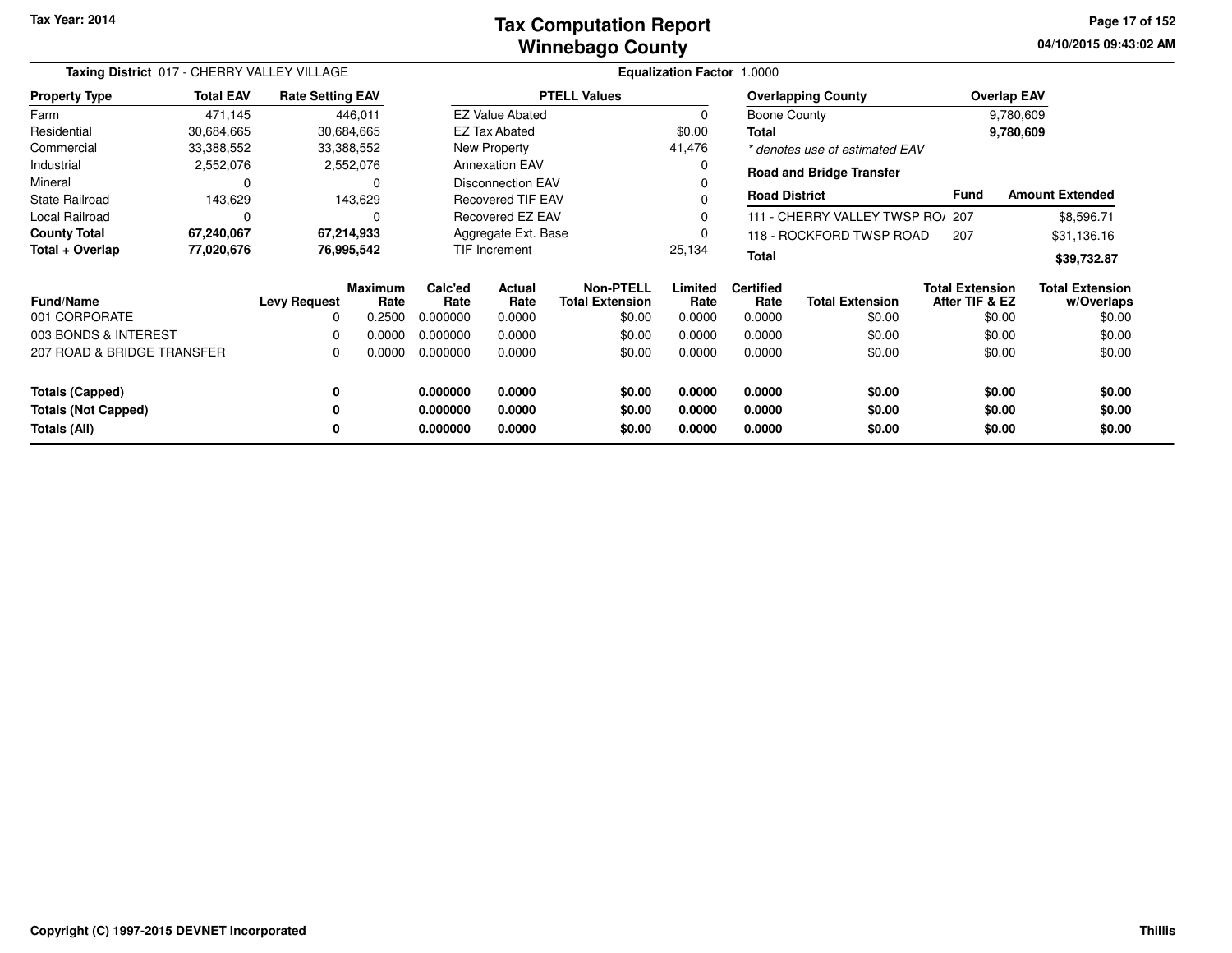Tax Year: 2014

# Tax Computation Report
# Winnebago County

04/10/2015 09:43:02 AM

**Taxing District** 017 - CHERRY VALLEY VILLAGE

**Equalization Factor** 1.0000

| Property Type | Total EAV | Rate Setting EAV |
|---|---|---|
| Farm | 471,145 | 446,011 |
| Residential | 30,684,665 | 30,684,665 |
| Commercial | 33,388,552 | 33,388,552 |
| Industrial | 2,552,076 | 2,552,076 |
| Mineral | 0 | 0 |
| State Railroad | 143,629 | 143,629 |
| Local Railroad | 0 | 0 |
| **County Total** | **67,240,067** | **67,214,933** |
| **Total + Overlap** | **77,020,676** | **76,995,542** |

| PTELL Values | |
|---|---|
| EZ Value Abated | 0 |
| EZ Tax Abated | $0.00 |
| New Property | 41,476 |
| Annexation EAV | 0 |
| Disconnection EAV | 0 |
| Recovered TIF EAV | 0 |
| Recovered EZ EAV | 0 |
| Aggregate Ext. Base | 0 |
| TIF Increment | 25,134 |

| Overlapping County | Overlap EAV |
|---|---|
| Boone County | 9,780,609 |
| **Total** | **9,780,609** |

*\* denotes use of estimated EAV*

**Road and Bridge Transfer**

| Road District | Fund | Amount Extended |
|---|---|---|
| 111 - CHERRY VALLEY TWSP RO/ | 207 | $8,596.71 |
| 118 - ROCKFORD TWSP ROAD | 207 | $31,136.16 |
| **Total** | | **$39,732.87** |

| Fund/Name | Levy Request | Maximum Rate | Calc'ed Rate | Actual Rate | Non-PTELL Total Extension | Limited Rate | Certified Rate | Total Extension | Total Extension After TIF & EZ | Total Extension w/Overlaps |
|---|---|---|---|---|---|---|---|---|---|---|
| 001 CORPORATE | 0 | 0.2500 | 0.000000 | 0.0000 | $0.00 | 0.0000 | 0.0000 | $0.00 | $0.00 | $0.00 |
| 003 BONDS & INTEREST | 0 | 0.0000 | 0.000000 | 0.0000 | $0.00 | 0.0000 | 0.0000 | $0.00 | $0.00 | $0.00 |
| 207 ROAD & BRIDGE TRANSFER | 0 | 0.0000 | 0.000000 | 0.0000 | $0.00 | 0.0000 | 0.0000 | $0.00 | $0.00 | $0.00 |
| **Totals (Capped)** | **0** | | **0.000000** | **0.0000** | **$0.00** | **0.0000** | **0.0000** | **$0.00** | **$0.00** | **$0.00** |
| **Totals (Not Capped)** | **0** | | **0.000000** | **0.0000** | **$0.00** | **0.0000** | **0.0000** | **$0.00** | **$0.00** | **$0.00** |
| **Totals (All)** | **0** | | **0.000000** | **0.0000** | **$0.00** | **0.0000** | **0.0000** | **$0.00** | **$0.00** | **$0.00** |

Copyright (C) 1997-2015 DEVNET Incorporated

Thillis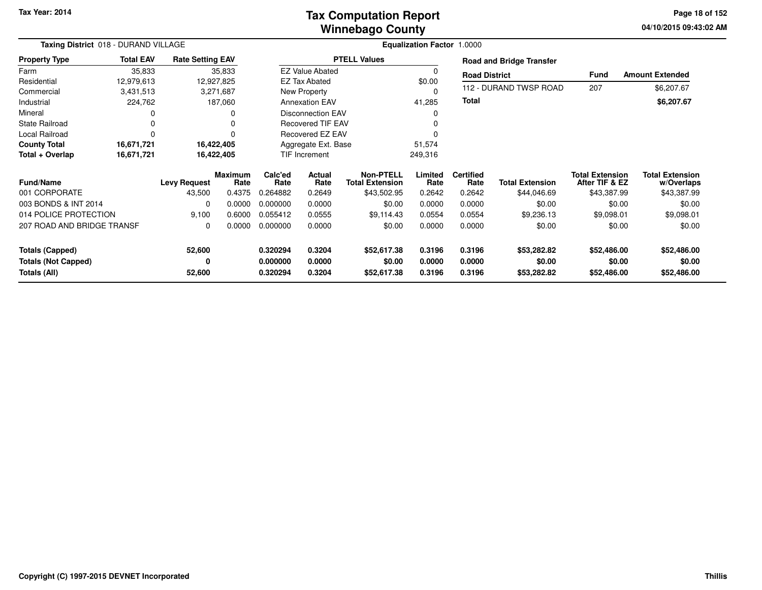Tax Year: 2014

# Tax Computation Report
# Winnebago County

04/10/2015 09:43:02 AM

**Taxing District** 018 - DURAND VILLAGE | **Equalization Factor** 1.0000

| Property Type | Total EAV | Rate Setting EAV |
|---|---|---|
| Farm | 35,833 | 35,833 |
| Residential | 12,979,613 | 12,927,825 |
| Commercial | 3,431,513 | 3,271,687 |
| Industrial | 224,762 | 187,060 |
| Mineral | 0 | 0 |
| State Railroad | 0 | 0 |
| Local Railroad | 0 | 0 |
| **County Total** | **16,671,721** | **16,422,405** |
| **Total + Overlap** | **16,671,721** | **16,422,405** |

| PTELL Values | |
|---|---|
| EZ Value Abated | 0 |
| EZ Tax Abated | $0.00 |
| New Property | 0 |
| Annexation EAV | 41,285 |
| Disconnection EAV | 0 |
| Recovered TIF EAV | 0 |
| Recovered EZ EAV | 0 |
| Aggregate Ext. Base | 51,574 |
| TIF Increment | 249,316 |

**Road and Bridge Transfer**

| Road District | Fund | Amount Extended |
|---|---|---|
| 112 - DURAND TWSP ROAD | 207 | $6,207.67 |
| **Total** | | **$6,207.67** |

| Fund/Name | Levy Request | Maximum Rate | Calc'ed Rate | Actual Rate | Non-PTELL Total Extension | Limited Rate | Certified Rate | Total Extension | Total Extension After TIF & EZ | Total Extension w/Overlaps |
|---|---|---|---|---|---|---|---|---|---|---|
| 001 CORPORATE | 43,500 | 0.4375 | 0.264882 | 0.2649 | $43,502.95 | 0.2642 | 0.2642 | $44,046.69 | $43,387.99 | $43,387.99 |
| 003 BONDS & INT 2014 | 0 | 0.0000 | 0.000000 | 0.0000 | $0.00 | 0.0000 | 0.0000 | $0.00 | $0.00 | $0.00 |
| 014 POLICE PROTECTION | 9,100 | 0.6000 | 0.055412 | 0.0555 | $9,114.43 | 0.0554 | 0.0554 | $9,236.13 | $9,098.01 | $9,098.01 |
| 207 ROAD AND BRIDGE TRANSF | 0 | 0.0000 | 0.000000 | 0.0000 | $0.00 | 0.0000 | 0.0000 | $0.00 | $0.00 | $0.00 |
| **Totals (Capped)** | **52,600** | | **0.320294** | **0.3204** | **$52,617.38** | **0.3196** | **0.3196** | **$53,282.82** | **$52,486.00** | **$52,486.00** |
| **Totals (Not Capped)** | **0** | | **0.000000** | **0.0000** | **$0.00** | **0.0000** | **0.0000** | **$0.00** | **$0.00** | **$0.00** |
| **Totals (All)** | **52,600** | | **0.320294** | **0.3204** | **$52,617.38** | **0.3196** | **0.3196** | **$53,282.82** | **$52,486.00** | **$52,486.00** |

Copyright (C) 1997-2015 DEVNET Incorporated | Thillis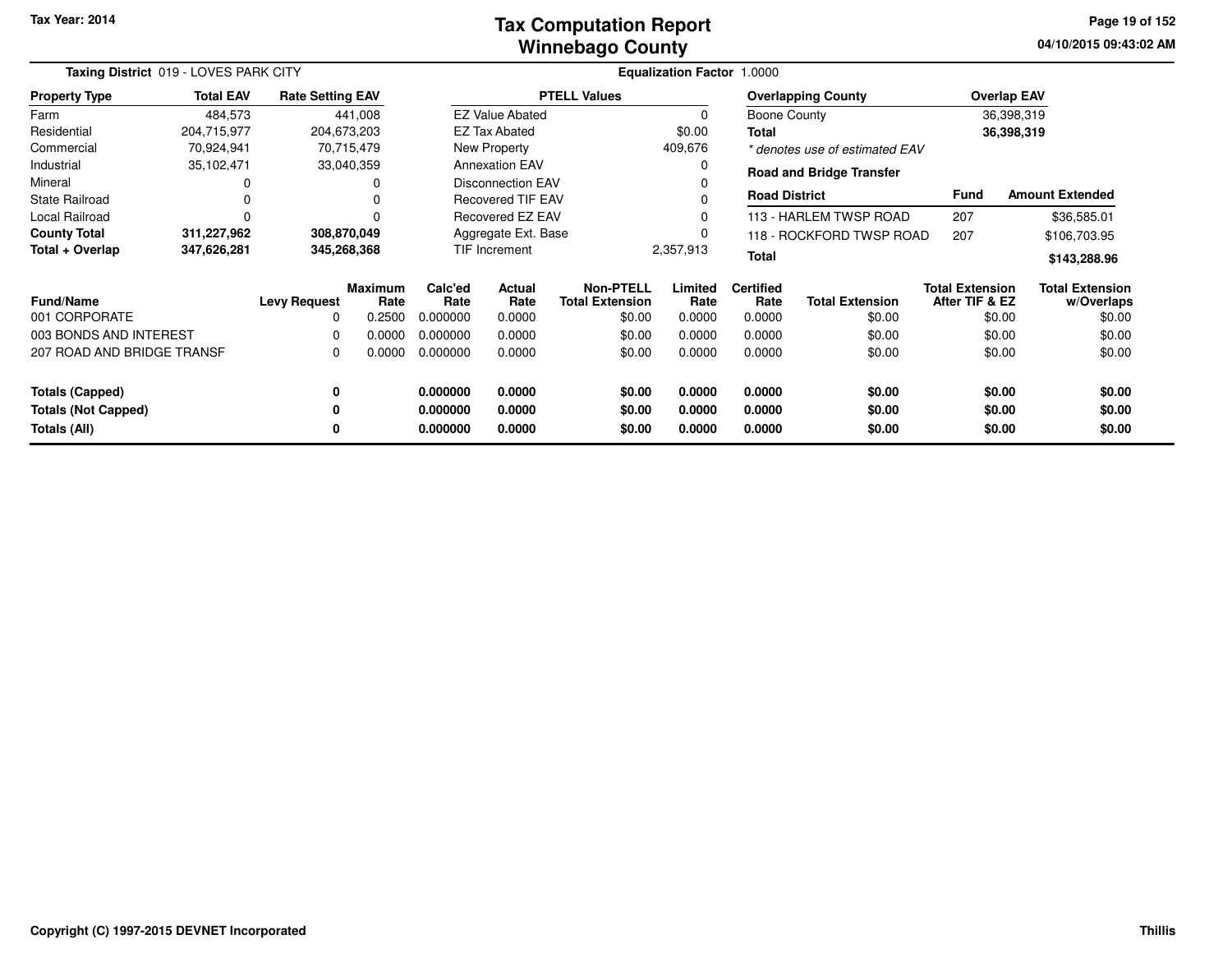Tax Year: 2014

# Tax Computation Report
## Winnebago County

04/10/2015 09:43:02 AM

**Taxing District** 019 - LOVES PARK CITY

**Equalization Factor** 1.0000

| Property Type | Total EAV | Rate Setting EAV |
|---|---|---|
| Farm | 484,573 | 441,008 |
| Residential | 204,715,977 | 204,673,203 |
| Commercial | 70,924,941 | 70,715,479 |
| Industrial | 35,102,471 | 33,040,359 |
| Mineral | 0 | 0 |
| State Railroad | 0 | 0 |
| Local Railroad | 0 | 0 |
| **County Total** | **311,227,962** | **308,870,049** |
| **Total + Overlap** | **347,626,281** | **345,268,368** |

| PTELL Values | |
|---|---|
| EZ Value Abated | 0 |
| EZ Tax Abated | $0.00 |
| New Property | 409,676 |
| Annexation EAV | 0 |
| Disconnection EAV | 0 |
| Recovered TIF EAV | 0 |
| Recovered EZ EAV | 0 |
| Aggregate Ext. Base | 0 |
| TIF Increment | 2,357,913 |

| Overlapping County | Overlap EAV |
|---|---|
| Boone County | 36,398,319 |
| **Total** | **36,398,319** |

*\* denotes use of estimated EAV*

**Road and Bridge Transfer**

| Road District | Fund | Amount Extended |
|---|---|---|
| 113 - HARLEM TWSP ROAD | 207 | $36,585.01 |
| 118 - ROCKFORD TWSP ROAD | 207 | $106,703.95 |
| **Total** | | **$143,288.96** |

| Fund/Name | Levy Request | Maximum Rate | Calc'ed Rate | Actual Rate | Non-PTELL Total Extension | Limited Rate | Certified Rate | Total Extension | Total Extension After TIF & EZ | Total Extension w/Overlaps |
|---|---|---|---|---|---|---|---|---|---|---|
| 001 CORPORATE | 0 | 0.2500 | 0.000000 | 0.0000 | $0.00 | 0.0000 | 0.0000 | $0.00 | $0.00 | $0.00 |
| 003 BONDS AND INTEREST | 0 | 0.0000 | 0.000000 | 0.0000 | $0.00 | 0.0000 | 0.0000 | $0.00 | $0.00 | $0.00 |
| 207 ROAD AND BRIDGE TRANSF | 0 | 0.0000 | 0.000000 | 0.0000 | $0.00 | 0.0000 | 0.0000 | $0.00 | $0.00 | $0.00 |
| **Totals (Capped)** | **0** | | **0.000000** | **0.0000** | **$0.00** | **0.0000** | **0.0000** | **$0.00** | **$0.00** | **$0.00** |
| **Totals (Not Capped)** | **0** | | **0.000000** | **0.0000** | **$0.00** | **0.0000** | **0.0000** | **$0.00** | **$0.00** | **$0.00** |
| **Totals (All)** | **0** | | **0.000000** | **0.0000** | **$0.00** | **0.0000** | **0.0000** | **$0.00** | **$0.00** | **$0.00** |

Copyright (C) 1997-2015 DEVNET Incorporated

Thillis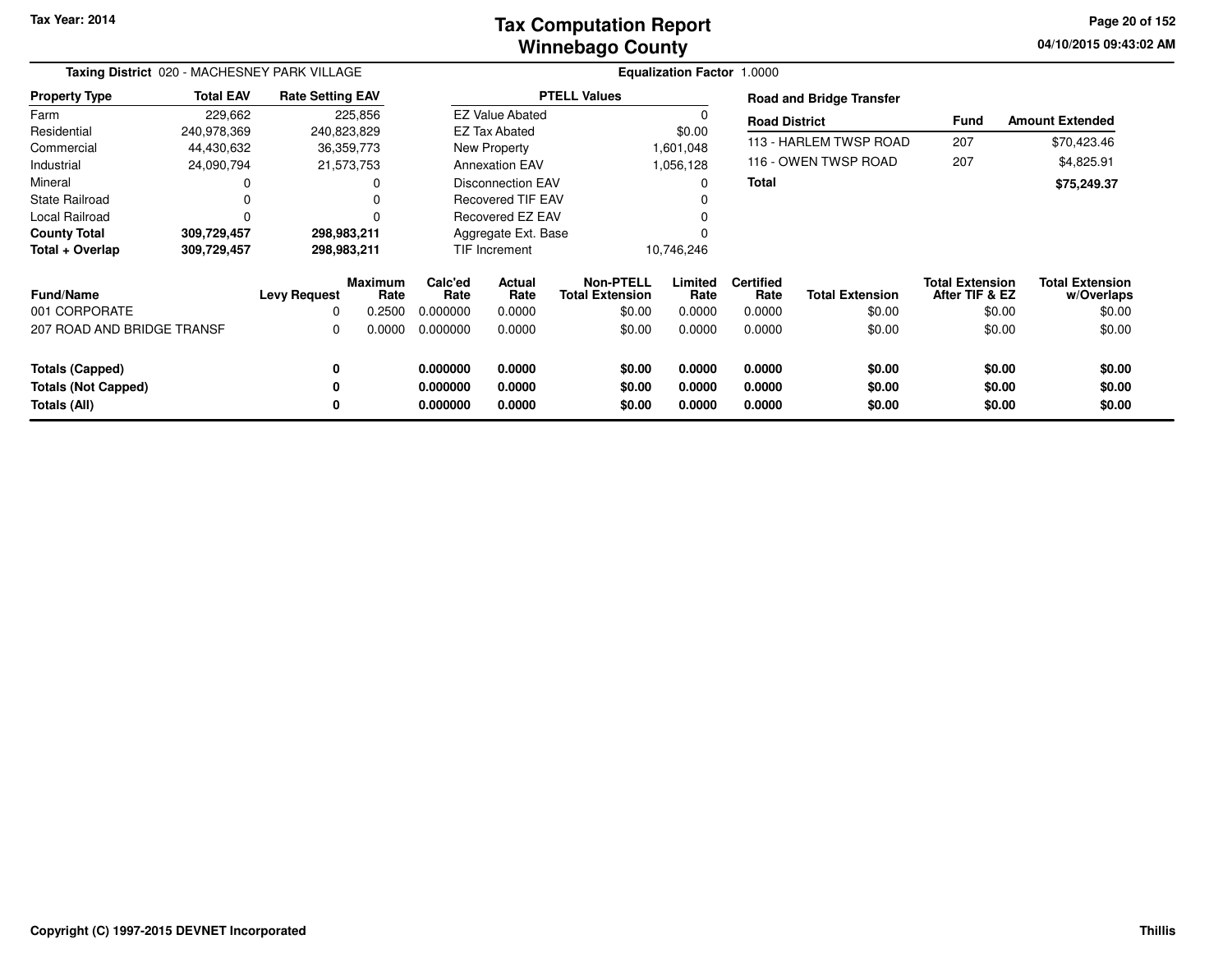# Tax Computation Report
## Winnebago County

Tax Year: 2014

**Taxing District** 020 - MACHESNEY PARK VILLAGE

**Equalization Factor** 1.0000

| Property Type | Total EAV | Rate Setting EAV |
|---|---|---|
| Farm | 229,662 | 225,856 |
| Residential | 240,978,369 | 240,823,829 |
| Commercial | 44,430,632 | 36,359,773 |
| Industrial | 24,090,794 | 21,573,753 |
| Mineral | 0 | 0 |
| State Railroad | 0 | 0 |
| Local Railroad | 0 | 0 |
| **County Total** | **309,729,457** | **298,983,211** |
| **Total + Overlap** | **309,729,457** | **298,983,211** |

| PTELL Values | |
|---|---|
| EZ Value Abated | 0 |
| EZ Tax Abated | $0.00 |
| New Property | 1,601,048 |
| Annexation EAV | 1,056,128 |
| Disconnection EAV | 0 |
| Recovered TIF EAV | 0 |
| Recovered EZ EAV | 0 |
| Aggregate Ext. Base | 0 |
| TIF Increment | 10,746,246 |

**Road and Bridge Transfer**

| Road District | Fund | Amount Extended |
|---|---|---|
| 113 - HARLEM TWSP ROAD | 207 | $70,423.46 |
| 116 - OWEN TWSP ROAD | 207 | $4,825.91 |
| **Total** | | **$75,249.37** |

| Fund/Name | Levy Request | Maximum Rate | Calc'ed Rate | Actual Rate | Non-PTELL Total Extension | Limited Rate | Certified Rate | Total Extension | Total Extension After TIF & EZ | Total Extension w/Overlaps |
|---|---|---|---|---|---|---|---|---|---|---|
| 001 CORPORATE | 0 | 0.2500 | 0.000000 | 0.0000 | $0.00 | 0.0000 | 0.0000 | $0.00 | $0.00 | $0.00 |
| 207 ROAD AND BRIDGE TRANSF | 0 | 0.0000 | 0.000000 | 0.0000 | $0.00 | 0.0000 | 0.0000 | $0.00 | $0.00 | $0.00 |
| **Totals (Capped)** | **0** | | **0.000000** | **0.0000** | **$0.00** | **0.0000** | **0.0000** | **$0.00** | **$0.00** | **$0.00** |
| **Totals (Not Capped)** | **0** | | **0.000000** | **0.0000** | **$0.00** | **0.0000** | **0.0000** | **$0.00** | **$0.00** | **$0.00** |
| **Totals (All)** | **0** | | **0.000000** | **0.0000** | **$0.00** | **0.0000** | **0.0000** | **$0.00** | **$0.00** | **$0.00** |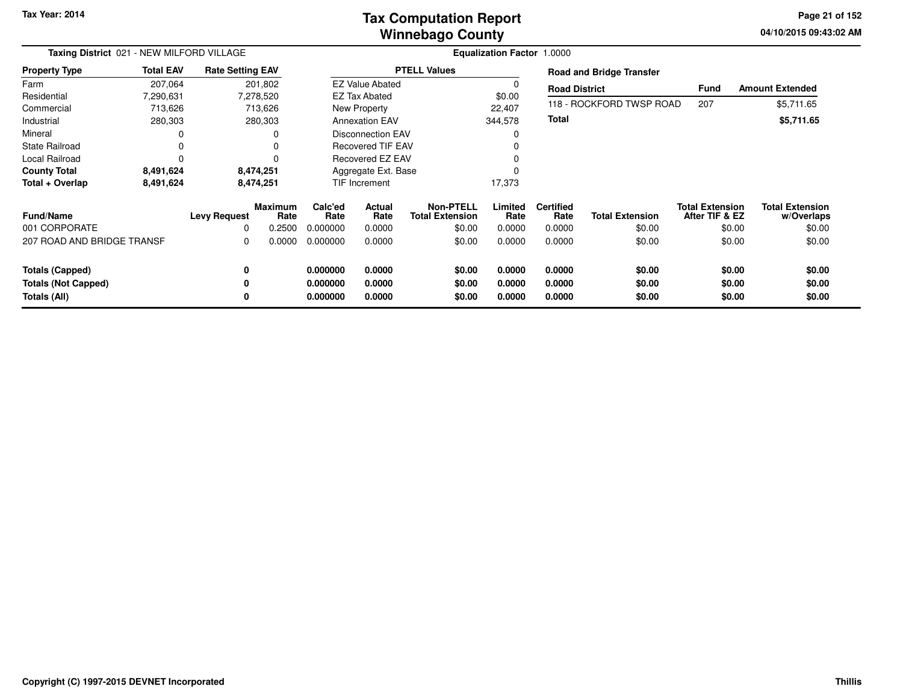# Tax Computation Report
## Winnebago County

Tax Year: 2014

04/10/2015 09:43:02 AM

**Taxing District** 021 - NEW MILFORD VILLAGE

**Equalization Factor** 1.0000

| Property Type | Total EAV | Rate Setting EAV |
|---|---|---|
| Farm | 207,064 | 201,802 |
| Residential | 7,290,631 | 7,278,520 |
| Commercial | 713,626 | 713,626 |
| Industrial | 280,303 | 280,303 |
| Mineral | 0 | 0 |
| State Railroad | 0 | 0 |
| Local Railroad | 0 | 0 |
| **County Total** | **8,491,624** | **8,474,251** |
| **Total + Overlap** | **8,491,624** | **8,474,251** |

| PTELL Values | |
|---|---|
| EZ Value Abated | 0 |
| EZ Tax Abated | $0.00 |
| New Property | 22,407 |
| Annexation EAV | 344,578 |
| Disconnection EAV | 0 |
| Recovered TIF EAV | 0 |
| Recovered EZ EAV | 0 |
| Aggregate Ext. Base | 0 |
| TIF Increment | 17,373 |

**Road and Bridge Transfer**

| Road District | Fund | Amount Extended |
|---|---|---|
| 118 - ROCKFORD TWSP ROAD | 207 | $5,711.65 |
| **Total** | | **$5,711.65** |

| Fund/Name | Levy Request | Maximum Rate | Calc'ed Rate | Actual Rate | Non-PTELL Total Extension | Limited Rate | Certified Rate | Total Extension | Total Extension After TIF & EZ | Total Extension w/Overlaps |
|---|---|---|---|---|---|---|---|---|---|---|
| 001 CORPORATE | 0 | 0.2500 | 0.000000 | 0.0000 | $0.00 | 0.0000 | 0.0000 | $0.00 | $0.00 | $0.00 |
| 207 ROAD AND BRIDGE TRANSF | 0 | 0.0000 | 0.000000 | 0.0000 | $0.00 | 0.0000 | 0.0000 | $0.00 | $0.00 | $0.00 |
| **Totals (Capped)** | **0** | | **0.000000** | **0.0000** | **$0.00** | **0.0000** | **0.0000** | **$0.00** | **$0.00** | **$0.00** |
| **Totals (Not Capped)** | **0** | | **0.000000** | **0.0000** | **$0.00** | **0.0000** | **0.0000** | **$0.00** | **$0.00** | **$0.00** |
| **Totals (All)** | **0** | | **0.000000** | **0.0000** | **$0.00** | **0.0000** | **0.0000** | **$0.00** | **$0.00** | **$0.00** |

Copyright (C) 1997-2015 DEVNET Incorporated

Thillis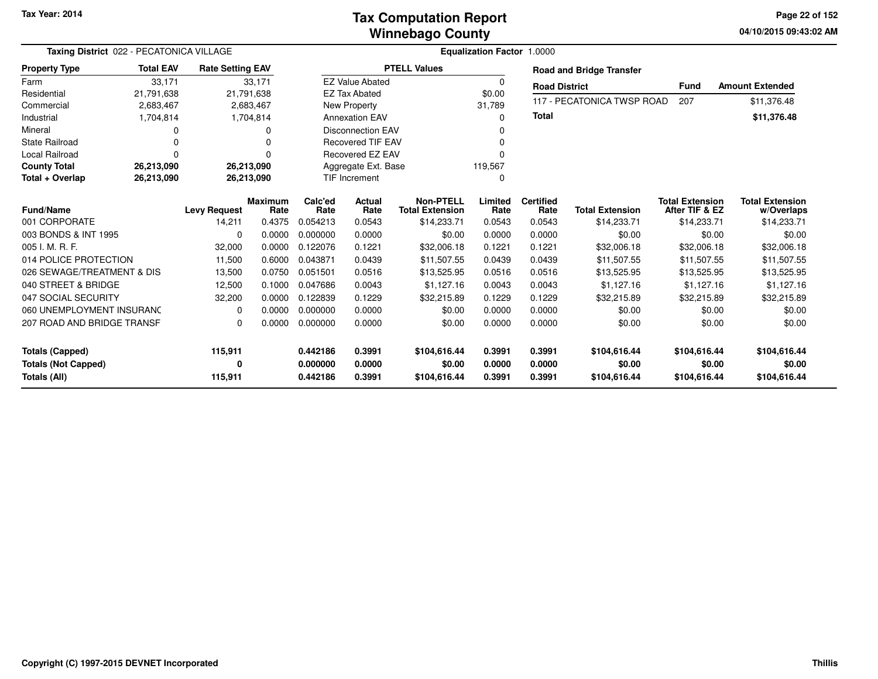Tax Year: 2014

# Tax Computation Report
# Winnebago County

04/10/2015 09:43:02 AM

**Taxing District** 022 - PECATONICA VILLAGE

**Equalization Factor** 1.0000

| Property Type | Total EAV | Rate Setting EAV |
|---|---|---|
| Farm | 33,171 | 33,171 |
| Residential | 21,791,638 | 21,791,638 |
| Commercial | 2,683,467 | 2,683,467 |
| Industrial | 1,704,814 | 1,704,814 |
| Mineral | 0 | 0 |
| State Railroad | 0 | 0 |
| Local Railroad | 0 | 0 |
| **County Total** | **26,213,090** | **26,213,090** |
| **Total + Overlap** | **26,213,090** | **26,213,090** |

| PTELL Values | |
|---|---|
| EZ Value Abated | 0 |
| EZ Tax Abated | $0.00 |
| New Property | 31,789 |
| Annexation EAV | 0 |
| Disconnection EAV | 0 |
| Recovered TIF EAV | 0 |
| Recovered EZ EAV | 0 |
| Aggregate Ext. Base | 119,567 |
| TIF Increment | 0 |

**Road and Bridge Transfer**

| Road District | Fund | Amount Extended |
|---|---|---|
| 117 - PECATONICA TWSP ROAD | 207 | $11,376.48 |
| **Total** | | **$11,376.48** |

| Fund/Name | Levy Request | Maximum Rate | Calc'ed Rate | Actual Rate | Non-PTELL Total Extension | Limited Rate | Certified Rate | Total Extension | Total Extension After TIF & EZ | Total Extension w/Overlaps |
|---|---|---|---|---|---|---|---|---|---|---|
| 001 CORPORATE | 14,211 | 0.4375 | 0.054213 | 0.0543 | $14,233.71 | 0.0543 | 0.0543 | $14,233.71 | $14,233.71 | $14,233.71 |
| 003 BONDS & INT 1995 | 0 | 0.0000 | 0.000000 | 0.0000 | $0.00 | 0.0000 | 0.0000 | $0.00 | $0.00 | $0.00 |
| 005 I. M. R. F. | 32,000 | 0.0000 | 0.122076 | 0.1221 | $32,006.18 | 0.1221 | 0.1221 | $32,006.18 | $32,006.18 | $32,006.18 |
| 014 POLICE PROTECTION | 11,500 | 0.6000 | 0.043871 | 0.0439 | $11,507.55 | 0.0439 | 0.0439 | $11,507.55 | $11,507.55 | $11,507.55 |
| 026 SEWAGE/TREATMENT & DIS | 13,500 | 0.0750 | 0.051501 | 0.0516 | $13,525.95 | 0.0516 | 0.0516 | $13,525.95 | $13,525.95 | $13,525.95 |
| 040 STREET & BRIDGE | 12,500 | 0.1000 | 0.047686 | 0.0043 | $1,127.16 | 0.0043 | 0.0043 | $1,127.16 | $1,127.16 | $1,127.16 |
| 047 SOCIAL SECURITY | 32,200 | 0.0000 | 0.122839 | 0.1229 | $32,215.89 | 0.1229 | 0.1229 | $32,215.89 | $32,215.89 | $32,215.89 |
| 060 UNEMPLOYMENT INSURANC | 0 | 0.0000 | 0.000000 | 0.0000 | $0.00 | 0.0000 | 0.0000 | $0.00 | $0.00 | $0.00 |
| 207 ROAD AND BRIDGE TRANSF | 0 | 0.0000 | 0.000000 | 0.0000 | $0.00 | 0.0000 | 0.0000 | $0.00 | $0.00 | $0.00 |
| **Totals (Capped)** | **115,911** | | **0.442186** | **0.3991** | **$104,616.44** | **0.3991** | **0.3991** | **$104,616.44** | **$104,616.44** | **$104,616.44** |
| **Totals (Not Capped)** | **0** | | **0.000000** | **0.0000** | **$0.00** | **0.0000** | **0.0000** | **$0.00** | **$0.00** | **$0.00** |
| **Totals (All)** | **115,911** | | **0.442186** | **0.3991** | **$104,616.44** | **0.3991** | **0.3991** | **$104,616.44** | **$104,616.44** | **$104,616.44** |

Copyright (C) 1997-2015 DEVNET Incorporated

Thillis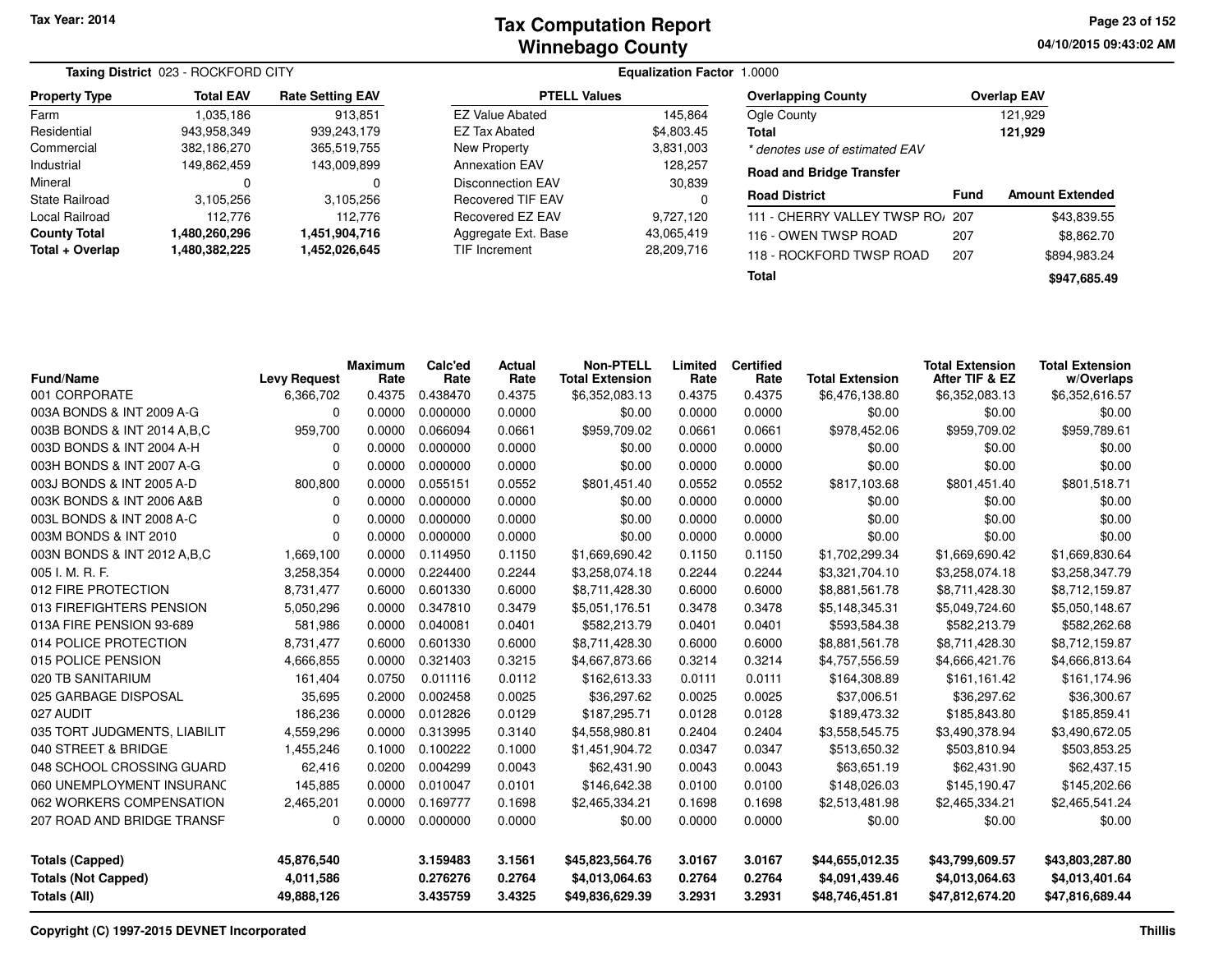Tax Year: 2014

# Tax Computation Report
## Winnebago County

04/10/2015 09:43:02 AM

**Taxing District** 023 - ROCKFORD CITY

**Equalization Factor** 1.0000

| Property Type | Total EAV | Rate Setting EAV |
|---|---|---|
| Farm | 1,035,186 | 913,851 |
| Residential | 943,958,349 | 939,243,179 |
| Commercial | 382,186,270 | 365,519,755 |
| Industrial | 149,862,459 | 143,009,899 |
| Mineral | 0 | 0 |
| State Railroad | 3,105,256 | 3,105,256 |
| Local Railroad | 112,776 | 112,776 |
| **County Total** | **1,480,260,296** | **1,451,904,716** |
| **Total + Overlap** | **1,480,382,225** | **1,452,026,645** |

| PTELL Values | |
|---|---|
| EZ Value Abated | 145,864 |
| EZ Tax Abated | $4,803.45 |
| New Property | 3,831,003 |
| Annexation EAV | 128,257 |
| Disconnection EAV | 30,839 |
| Recovered TIF EAV | 0 |
| Recovered EZ EAV | 9,727,120 |
| Aggregate Ext. Base | 43,065,419 |
| TIF Increment | 28,209,716 |

| Overlapping County | Overlap EAV |
|---|---|
| Ogle County | 121,929 |
| **Total** | **121,929** |

*\* denotes use of estimated EAV*

**Road and Bridge Transfer**

| Road District | Fund | Amount Extended |
|---|---|---|
| 111 - CHERRY VALLEY TWSP RO/ | 207 | $43,839.55 |
| 116 - OWEN TWSP ROAD | 207 | $8,862.70 |
| 118 - ROCKFORD TWSP ROAD | 207 | $894,983.24 |
| **Total** | | **$947,685.49** |

| Fund/Name | Levy Request | Maximum Rate | Calc'ed Rate | Actual Rate | Non-PTELL Total Extension | Limited Rate | Certified Rate | Total Extension | Total Extension After TIF & EZ | Total Extension w/Overlaps |
|---|---|---|---|---|---|---|---|---|---|---|
| 001 CORPORATE | 6,366,702 | 0.4375 | 0.438470 | 0.4375 | $6,352,083.13 | 0.4375 | 0.4375 | $6,476,138.80 | $6,352,083.13 | $6,352,616.57 |
| 003A BONDS & INT 2009 A-G | 0 | 0.0000 | 0.000000 | 0.0000 | $0.00 | 0.0000 | 0.0000 | $0.00 | $0.00 | $0.00 |
| 003B BONDS & INT 2014 A,B,C | 959,700 | 0.0000 | 0.066094 | 0.0661 | $959,709.02 | 0.0661 | 0.0661 | $978,452.06 | $959,709.02 | $959,789.61 |
| 003D BONDS & INT 2004 A-H | 0 | 0.0000 | 0.000000 | 0.0000 | $0.00 | 0.0000 | 0.0000 | $0.00 | $0.00 | $0.00 |
| 003H BONDS & INT 2007 A-G | 0 | 0.0000 | 0.000000 | 0.0000 | $0.00 | 0.0000 | 0.0000 | $0.00 | $0.00 | $0.00 |
| 003J BONDS & INT 2005 A-D | 800,800 | 0.0000 | 0.055151 | 0.0552 | $801,451.40 | 0.0552 | 0.0552 | $817,103.68 | $801,451.40 | $801,518.71 |
| 003K BONDS & INT 2006 A&B | 0 | 0.0000 | 0.000000 | 0.0000 | $0.00 | 0.0000 | 0.0000 | $0.00 | $0.00 | $0.00 |
| 003L BONDS & INT 2008 A-C | 0 | 0.0000 | 0.000000 | 0.0000 | $0.00 | 0.0000 | 0.0000 | $0.00 | $0.00 | $0.00 |
| 003M BONDS & INT 2010 | 0 | 0.0000 | 0.000000 | 0.0000 | $0.00 | 0.0000 | 0.0000 | $0.00 | $0.00 | $0.00 |
| 003N BONDS & INT 2012 A,B,C | 1,669,100 | 0.0000 | 0.114950 | 0.1150 | $1,669,690.42 | 0.1150 | 0.1150 | $1,702,299.34 | $1,669,690.42 | $1,669,830.64 |
| 005 I. M. R. F. | 3,258,354 | 0.0000 | 0.224400 | 0.2244 | $3,258,074.18 | 0.2244 | 0.2244 | $3,321,704.10 | $3,258,074.18 | $3,258,347.79 |
| 012 FIRE PROTECTION | 8,731,477 | 0.6000 | 0.601330 | 0.6000 | $8,711,428.30 | 0.6000 | 0.6000 | $8,881,561.78 | $8,711,428.30 | $8,712,159.87 |
| 013 FIREFIGHTERS PENSION | 5,050,296 | 0.0000 | 0.347810 | 0.3479 | $5,051,176.51 | 0.3478 | 0.3478 | $5,148,345.31 | $5,049,724.60 | $5,050,148.67 |
| 013A FIRE PENSION 93-689 | 581,986 | 0.0000 | 0.040081 | 0.0401 | $582,213.79 | 0.0401 | 0.0401 | $593,584.38 | $582,213.79 | $582,262.68 |
| 014 POLICE PROTECTION | 8,731,477 | 0.6000 | 0.601330 | 0.6000 | $8,711,428.30 | 0.6000 | 0.6000 | $8,881,561.78 | $8,711,428.30 | $8,712,159.87 |
| 015 POLICE PENSION | 4,666,855 | 0.0000 | 0.321403 | 0.3215 | $4,667,873.66 | 0.3214 | 0.3214 | $4,757,556.59 | $4,666,421.76 | $4,666,813.64 |
| 020 TB SANITARIUM | 161,404 | 0.0750 | 0.011116 | 0.0112 | $162,613.33 | 0.0111 | 0.0111 | $164,308.89 | $161,161.42 | $161,174.96 |
| 025 GARBAGE DISPOSAL | 35,695 | 0.2000 | 0.002458 | 0.0025 | $36,297.62 | 0.0025 | 0.0025 | $37,006.51 | $36,297.62 | $36,300.67 |
| 027 AUDIT | 186,236 | 0.0000 | 0.012826 | 0.0129 | $187,295.71 | 0.0128 | 0.0128 | $189,473.32 | $185,843.80 | $185,859.41 |
| 035 TORT JUDGMENTS, LIABILIT | 4,559,296 | 0.0000 | 0.313995 | 0.3140 | $4,558,980.81 | 0.2404 | 0.2404 | $3,558,545.75 | $3,490,378.94 | $3,490,672.05 |
| 040 STREET & BRIDGE | 1,455,246 | 0.1000 | 0.100222 | 0.1000 | $1,451,904.72 | 0.0347 | 0.0347 | $513,650.32 | $503,810.94 | $503,853.25 |
| 048 SCHOOL CROSSING GUARD | 62,416 | 0.0200 | 0.004299 | 0.0043 | $62,431.90 | 0.0043 | 0.0043 | $63,651.19 | $62,431.90 | $62,437.15 |
| 060 UNEMPLOYMENT INSURANC | 145,885 | 0.0000 | 0.010047 | 0.0101 | $146,642.38 | 0.0100 | 0.0100 | $148,026.03 | $145,190.47 | $145,202.66 |
| 062 WORKERS COMPENSATION | 2,465,201 | 0.0000 | 0.169777 | 0.1698 | $2,465,334.21 | 0.1698 | 0.1698 | $2,513,481.98 | $2,465,334.21 | $2,465,541.24 |
| 207 ROAD AND BRIDGE TRANSF | 0 | 0.0000 | 0.000000 | 0.0000 | $0.00 | 0.0000 | 0.0000 | $0.00 | $0.00 | $0.00 |
| **Totals (Capped)** | **45,876,540** | | **3.159483** | **3.1561** | **$45,823,564.76** | **3.0167** | **3.0167** | **$44,655,012.35** | **$43,799,609.57** | **$43,803,287.80** |
| **Totals (Not Capped)** | **4,011,586** | | **0.276276** | **0.2764** | **$4,013,064.63** | **0.2764** | **0.2764** | **$4,091,439.46** | **$4,013,064.63** | **$4,013,401.64** |
| **Totals (All)** | **49,888,126** | | **3.435759** | **3.4325** | **$49,836,629.39** | **3.2931** | **3.2931** | **$48,746,451.81** | **$47,812,674.20** | **$47,816,689.44** |

Copyright (C) 1997-2015 DEVNET Incorporated — Thillis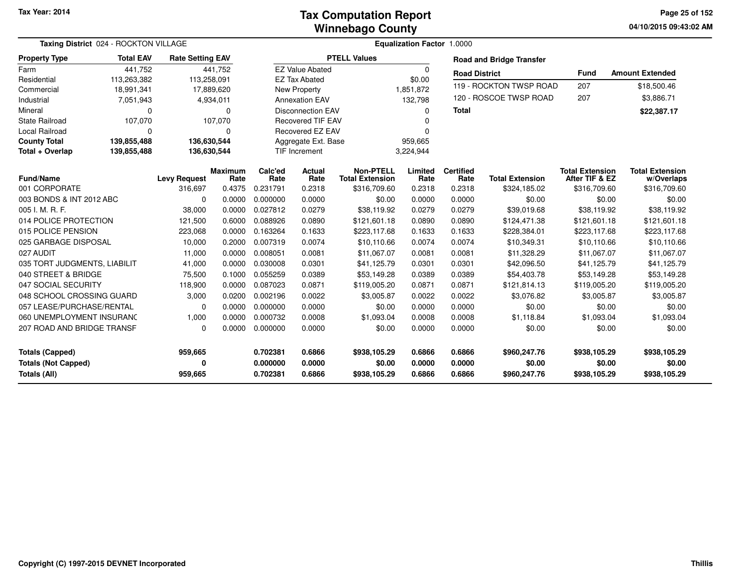# Tax Computation Report
## Winnebago County

Tax Year: 2014

04/10/2015 09:43:02 AM

**Taxing District** 024 - ROCKTON VILLAGE

**Equalization Factor** 1.0000

| Property Type | Total EAV | Rate Setting EAV |
|---|---|---|
| Farm | 441,752 | 441,752 |
| Residential | 113,263,382 | 113,258,091 |
| Commercial | 18,991,341 | 17,889,620 |
| Industrial | 7,051,943 | 4,934,011 |
| Mineral | 0 | 0 |
| State Railroad | 107,070 | 107,070 |
| Local Railroad | 0 | 0 |
| **County Total** | **139,855,488** | **136,630,544** |
| **Total + Overlap** | **139,855,488** | **136,630,544** |

| PTELL Values | |
|---|---|
| EZ Value Abated | 0 |
| EZ Tax Abated | $0.00 |
| New Property | 1,851,872 |
| Annexation EAV | 132,798 |
| Disconnection EAV | 0 |
| Recovered TIF EAV | 0 |
| Recovered EZ EAV | 0 |
| Aggregate Ext. Base | 959,665 |
| TIF Increment | 3,224,944 |

**Road and Bridge Transfer**

| Road District | Fund | Amount Extended |
|---|---|---|
| 119 - ROCKTON TWSP ROAD | 207 | $18,500.46 |
| 120 - ROSCOE TWSP ROAD | 207 | $3,886.71 |
| **Total** | | **$22,387.17** |

| Fund/Name | Levy Request | Maximum Rate | Calc'ed Rate | Actual Rate | Non-PTELL Total Extension | Limited Rate | Certified Rate | Total Extension | Total Extension After TIF & EZ | Total Extension w/Overlaps |
|---|---|---|---|---|---|---|---|---|---|---|
| 001 CORPORATE | 316,697 | 0.4375 | 0.231791 | 0.2318 | $316,709.60 | 0.2318 | 0.2318 | $324,185.02 | $316,709.60 | $316,709.60 |
| 003 BONDS & INT 2012 ABC | 0 | 0.0000 | 0.000000 | 0.0000 | $0.00 | 0.0000 | 0.0000 | $0.00 | $0.00 | $0.00 |
| 005 I. M. R. F. | 38,000 | 0.0000 | 0.027812 | 0.0279 | $38,119.92 | 0.0279 | 0.0279 | $39,019.68 | $38,119.92 | $38,119.92 |
| 014 POLICE PROTECTION | 121,500 | 0.6000 | 0.088926 | 0.0890 | $121,601.18 | 0.0890 | 0.0890 | $124,471.38 | $121,601.18 | $121,601.18 |
| 015 POLICE PENSION | 223,068 | 0.0000 | 0.163264 | 0.1633 | $223,117.68 | 0.1633 | 0.1633 | $228,384.01 | $223,117.68 | $223,117.68 |
| 025 GARBAGE DISPOSAL | 10,000 | 0.2000 | 0.007319 | 0.0074 | $10,110.66 | 0.0074 | 0.0074 | $10,349.31 | $10,110.66 | $10,110.66 |
| 027 AUDIT | 11,000 | 0.0000 | 0.008051 | 0.0081 | $11,067.07 | 0.0081 | 0.0081 | $11,328.29 | $11,067.07 | $11,067.07 |
| 035 TORT JUDGMENTS, LIABILIT | 41,000 | 0.0000 | 0.030008 | 0.0301 | $41,125.79 | 0.0301 | 0.0301 | $42,096.50 | $41,125.79 | $41,125.79 |
| 040 STREET & BRIDGE | 75,500 | 0.1000 | 0.055259 | 0.0389 | $53,149.28 | 0.0389 | 0.0389 | $54,403.78 | $53,149.28 | $53,149.28 |
| 047 SOCIAL SECURITY | 118,900 | 0.0000 | 0.087023 | 0.0871 | $119,005.20 | 0.0871 | 0.0871 | $121,814.13 | $119,005.20 | $119,005.20 |
| 048 SCHOOL CROSSING GUARD | 3,000 | 0.0200 | 0.002196 | 0.0022 | $3,005.87 | 0.0022 | 0.0022 | $3,076.82 | $3,005.87 | $3,005.87 |
| 057 LEASE/PURCHASE/RENTAL | 0 | 0.0000 | 0.000000 | 0.0000 | $0.00 | 0.0000 | 0.0000 | $0.00 | $0.00 | $0.00 |
| 060 UNEMPLOYMENT INSURANC | 1,000 | 0.0000 | 0.000732 | 0.0008 | $1,093.04 | 0.0008 | 0.0008 | $1,118.84 | $1,093.04 | $1,093.04 |
| 207 ROAD AND BRIDGE TRANSF | 0 | 0.0000 | 0.000000 | 0.0000 | $0.00 | 0.0000 | 0.0000 | $0.00 | $0.00 | $0.00 |
| **Totals (Capped)** | **959,665** | | **0.702381** | **0.6866** | **$938,105.29** | **0.6866** | **0.6866** | **$960,247.76** | **$938,105.29** | **$938,105.29** |
| **Totals (Not Capped)** | **0** | | **0.000000** | **0.0000** | **$0.00** | **0.0000** | **0.0000** | **$0.00** | **$0.00** | **$0.00** |
| **Totals (All)** | **959,665** | | **0.702381** | **0.6866** | **$938,105.29** | **0.6866** | **0.6866** | **$960,247.76** | **$938,105.29** | **$938,105.29** |

Copyright (C) 1997-2015 DEVNET Incorporated

Thillis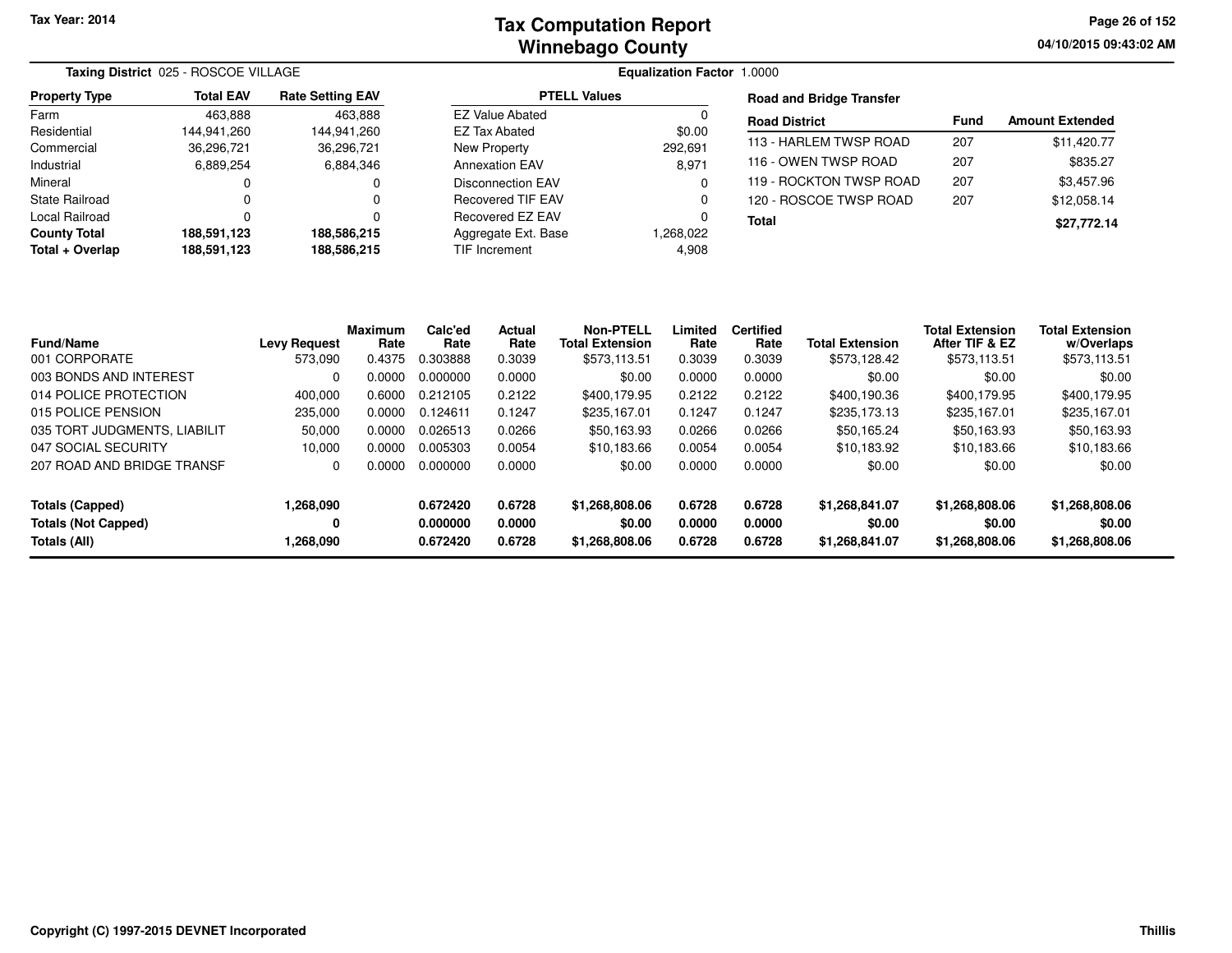Tax Year: 2014

# Tax Computation Report
## Winnebago County

04/10/2015 09:43:02 AM

**Taxing District** 025 - ROSCOE VILLAGE

**Equalization Factor** 1.0000

| Property Type | Total EAV | Rate Setting EAV |
|---|---|---|
| Farm | 463,888 | 463,888 |
| Residential | 144,941,260 | 144,941,260 |
| Commercial | 36,296,721 | 36,296,721 |
| Industrial | 6,889,254 | 6,884,346 |
| Mineral | 0 | 0 |
| State Railroad | 0 | 0 |
| Local Railroad | 0 | 0 |
| **County Total** | **188,591,123** | **188,586,215** |
| **Total + Overlap** | **188,591,123** | **188,586,215** |

| PTELL Values | |
|---|---|
| EZ Value Abated | 0 |
| EZ Tax Abated | $0.00 |
| New Property | 292,691 |
| Annexation EAV | 8,971 |
| Disconnection EAV | 0 |
| Recovered TIF EAV | 0 |
| Recovered EZ EAV | 0 |
| Aggregate Ext. Base | 1,268,022 |
| TIF Increment | 4,908 |

**Road and Bridge Transfer**

| Road District | Fund | Amount Extended |
|---|---|---|
| 113 - HARLEM TWSP ROAD | 207 | $11,420.77 |
| 116 - OWEN TWSP ROAD | 207 | $835.27 |
| 119 - ROCKTON TWSP ROAD | 207 | $3,457.96 |
| 120 - ROSCOE TWSP ROAD | 207 | $12,058.14 |
| **Total** | | **$27,772.14** |

| Fund/Name | Levy Request | Maximum Rate | Calc'ed Rate | Actual Rate | Non-PTELL Total Extension | Limited Rate | Certified Rate | Total Extension | Total Extension After TIF & EZ | Total Extension w/Overlaps |
|---|---|---|---|---|---|---|---|---|---|---|
| 001 CORPORATE | 573,090 | 0.4375 | 0.303888 | 0.3039 | $573,113.51 | 0.3039 | 0.3039 | $573,128.42 | $573,113.51 | $573,113.51 |
| 003 BONDS AND INTEREST | 0 | 0.0000 | 0.000000 | 0.0000 | $0.00 | 0.0000 | 0.0000 | $0.00 | $0.00 | $0.00 |
| 014 POLICE PROTECTION | 400,000 | 0.6000 | 0.212105 | 0.2122 | $400,179.95 | 0.2122 | 0.2122 | $400,190.36 | $400,179.95 | $400,179.95 |
| 015 POLICE PENSION | 235,000 | 0.0000 | 0.124611 | 0.1247 | $235,167.01 | 0.1247 | 0.1247 | $235,173.13 | $235,167.01 | $235,167.01 |
| 035 TORT JUDGMENTS, LIABILIT | 50,000 | 0.0000 | 0.026513 | 0.0266 | $50,163.93 | 0.0266 | 0.0266 | $50,165.24 | $50,163.93 | $50,163.93 |
| 047 SOCIAL SECURITY | 10,000 | 0.0000 | 0.005303 | 0.0054 | $10,183.66 | 0.0054 | 0.0054 | $10,183.92 | $10,183.66 | $10,183.66 |
| 207 ROAD AND BRIDGE TRANSF | 0 | 0.0000 | 0.000000 | 0.0000 | $0.00 | 0.0000 | 0.0000 | $0.00 | $0.00 | $0.00 |
| **Totals (Capped)** | **1,268,090** | | **0.672420** | **0.6728** | **$1,268,808.06** | **0.6728** | **0.6728** | **$1,268,841.07** | **$1,268,808.06** | **$1,268,808.06** |
| **Totals (Not Capped)** | **0** | | **0.000000** | **0.0000** | **$0.00** | **0.0000** | **0.0000** | **$0.00** | **$0.00** | **$0.00** |
| **Totals (All)** | **1,268,090** | | **0.672420** | **0.6728** | **$1,268,808.06** | **0.6728** | **0.6728** | **$1,268,841.07** | **$1,268,808.06** | **$1,268,808.06** |

Copyright (C) 1997-2015 DEVNET Incorporated

Thillis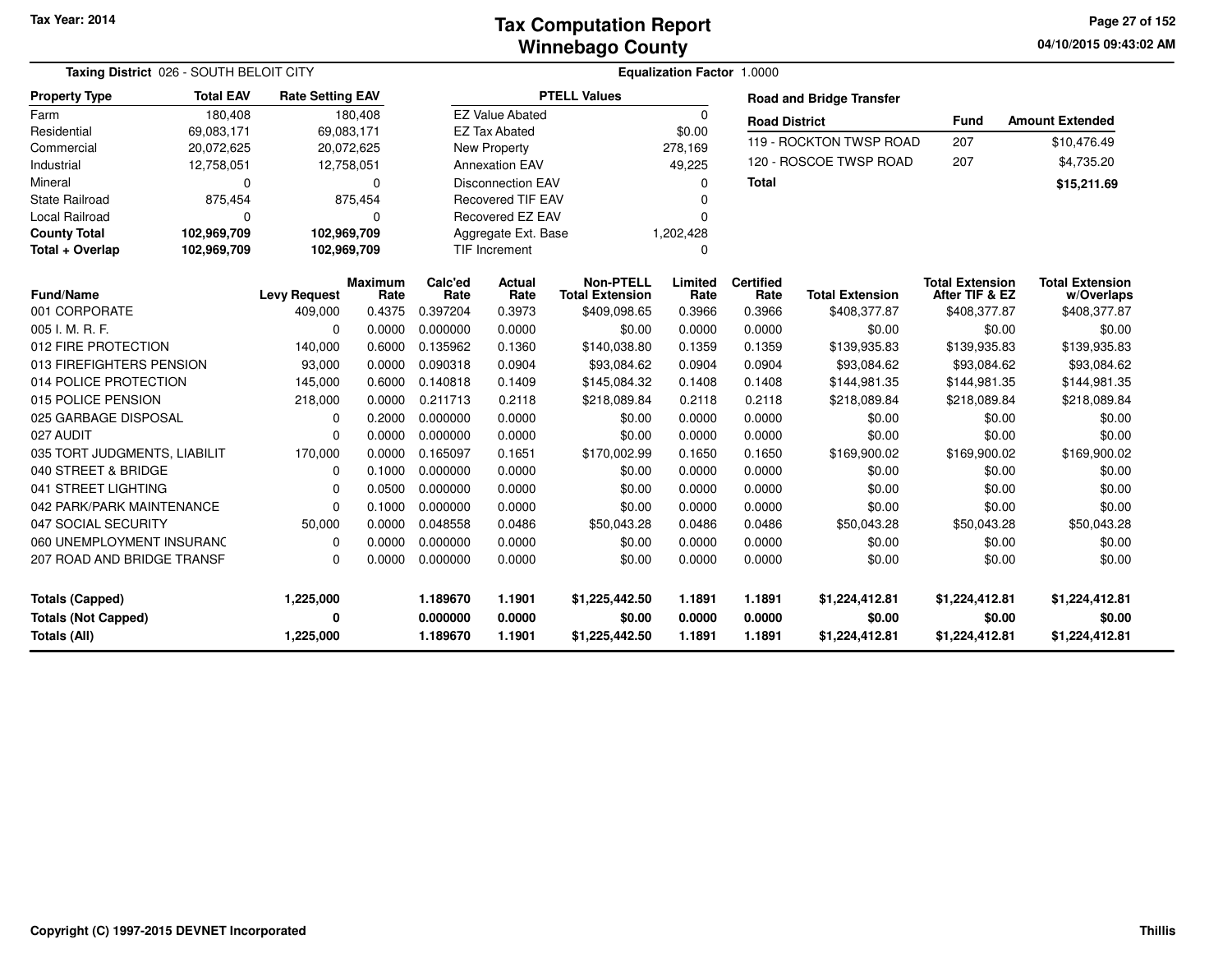Tax Year: 2014

# Tax Computation Report
## Winnebago County

04/10/2015 09:43:02 AM

**Taxing District** 026 - SOUTH BELOIT CITY

**Equalization Factor** 1.0000

| Property Type | Total EAV | Rate Setting EAV |
|---|---|---|
| Farm | 180,408 | 180,408 |
| Residential | 69,083,171 | 69,083,171 |
| Commercial | 20,072,625 | 20,072,625 |
| Industrial | 12,758,051 | 12,758,051 |
| Mineral | 0 | 0 |
| State Railroad | 875,454 | 875,454 |
| Local Railroad | 0 | 0 |
| **County Total** | **102,969,709** | **102,969,709** |
| **Total + Overlap** | **102,969,709** | **102,969,709** |

| PTELL Values | |
|---|---|
| EZ Value Abated | 0 |
| EZ Tax Abated | $0.00 |
| New Property | 278,169 |
| Annexation EAV | 49,225 |
| Disconnection EAV | 0 |
| Recovered TIF EAV | 0 |
| Recovered EZ EAV | 0 |
| Aggregate Ext. Base | 1,202,428 |
| TIF Increment | 0 |

**Road and Bridge Transfer**

| Road District | Fund | Amount Extended |
|---|---|---|
| 119 - ROCKTON TWSP ROAD | 207 | $10,476.49 |
| 120 - ROSCOE TWSP ROAD | 207 | $4,735.20 |
| **Total** | | **$15,211.69** |

| Fund/Name | Levy Request | Maximum Rate | Calc'ed Rate | Actual Rate | Non-PTELL Total Extension | Limited Rate | Certified Rate | Total Extension | Total Extension After TIF & EZ | Total Extension w/Overlaps |
|---|---|---|---|---|---|---|---|---|---|---|
| 001 CORPORATE | 409,000 | 0.4375 | 0.397204 | 0.3973 | $409,098.65 | 0.3966 | 0.3966 | $408,377.87 | $408,377.87 | $408,377.87 |
| 005 I. M. R. F. | 0 | 0.0000 | 0.000000 | 0.0000 | $0.00 | 0.0000 | 0.0000 | $0.00 | $0.00 | $0.00 |
| 012 FIRE PROTECTION | 140,000 | 0.6000 | 0.135962 | 0.1360 | $140,038.80 | 0.1359 | 0.1359 | $139,935.83 | $139,935.83 | $139,935.83 |
| 013 FIREFIGHTERS PENSION | 93,000 | 0.0000 | 0.090318 | 0.0904 | $93,084.62 | 0.0904 | 0.0904 | $93,084.62 | $93,084.62 | $93,084.62 |
| 014 POLICE PROTECTION | 145,000 | 0.6000 | 0.140818 | 0.1409 | $145,084.32 | 0.1408 | 0.1408 | $144,981.35 | $144,981.35 | $144,981.35 |
| 015 POLICE PENSION | 218,000 | 0.0000 | 0.211713 | 0.2118 | $218,089.84 | 0.2118 | 0.2118 | $218,089.84 | $218,089.84 | $218,089.84 |
| 025 GARBAGE DISPOSAL | 0 | 0.2000 | 0.000000 | 0.0000 | $0.00 | 0.0000 | 0.0000 | $0.00 | $0.00 | $0.00 |
| 027 AUDIT | 0 | 0.0000 | 0.000000 | 0.0000 | $0.00 | 0.0000 | 0.0000 | $0.00 | $0.00 | $0.00 |
| 035 TORT JUDGMENTS, LIABILIT | 170,000 | 0.0000 | 0.165097 | 0.1651 | $170,002.99 | 0.1650 | 0.1650 | $169,900.02 | $169,900.02 | $169,900.02 |
| 040 STREET & BRIDGE | 0 | 0.1000 | 0.000000 | 0.0000 | $0.00 | 0.0000 | 0.0000 | $0.00 | $0.00 | $0.00 |
| 041 STREET LIGHTING | 0 | 0.0500 | 0.000000 | 0.0000 | $0.00 | 0.0000 | 0.0000 | $0.00 | $0.00 | $0.00 |
| 042 PARK/PARK MAINTENANCE | 0 | 0.1000 | 0.000000 | 0.0000 | $0.00 | 0.0000 | 0.0000 | $0.00 | $0.00 | $0.00 |
| 047 SOCIAL SECURITY | 50,000 | 0.0000 | 0.048558 | 0.0486 | $50,043.28 | 0.0486 | 0.0486 | $50,043.28 | $50,043.28 | $50,043.28 |
| 060 UNEMPLOYMENT INSURANC | 0 | 0.0000 | 0.000000 | 0.0000 | $0.00 | 0.0000 | 0.0000 | $0.00 | $0.00 | $0.00 |
| 207 ROAD AND BRIDGE TRANSF | 0 | 0.0000 | 0.000000 | 0.0000 | $0.00 | 0.0000 | 0.0000 | $0.00 | $0.00 | $0.00 |
| **Totals (Capped)** | **1,225,000** | | **1.189670** | **1.1901** | **$1,225,442.50** | **1.1891** | **1.1891** | **$1,224,412.81** | **$1,224,412.81** | **$1,224,412.81** |
| **Totals (Not Capped)** | **0** | | **0.000000** | **0.0000** | **$0.00** | **0.0000** | **0.0000** | **$0.00** | **$0.00** | **$0.00** |
| **Totals (All)** | **1,225,000** | | **1.189670** | **1.1901** | **$1,225,442.50** | **1.1891** | **1.1891** | **$1,224,412.81** | **$1,224,412.81** | **$1,224,412.81** |

Copyright (C) 1997-2015 DEVNET Incorporated

Thillis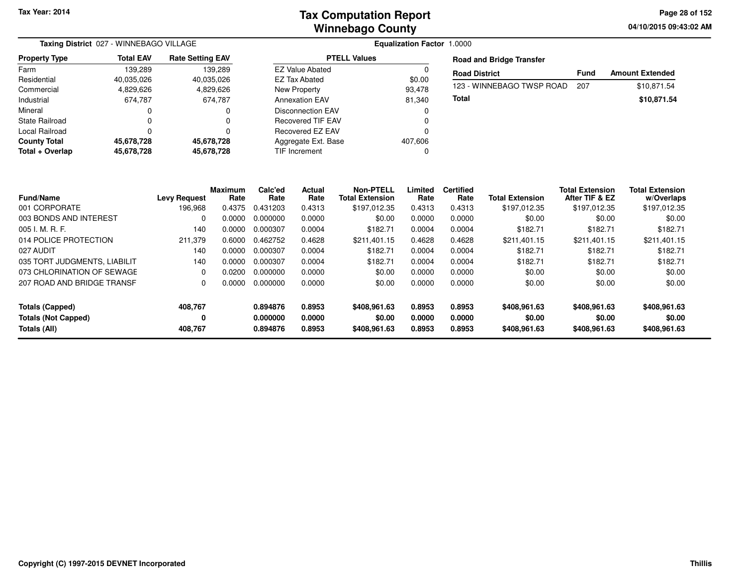# Tax Computation Report
## Winnebago County

Tax Year: 2014

**Taxing District** 027 - WINNEBAGO VILLAGE

**Equalization Factor** 1.0000

| Property Type | Total EAV | Rate Setting EAV |
|---|---|---|
| Farm | 139,289 | 139,289 |
| Residential | 40,035,026 | 40,035,026 |
| Commercial | 4,829,626 | 4,829,626 |
| Industrial | 674,787 | 674,787 |
| Mineral | 0 | 0 |
| State Railroad | 0 | 0 |
| Local Railroad | 0 | 0 |
| **County Total** | **45,678,728** | **45,678,728** |
| **Total + Overlap** | **45,678,728** | **45,678,728** |

| PTELL Values | |
|---|---|
| EZ Value Abated | 0 |
| EZ Tax Abated | $0.00 |
| New Property | 93,478 |
| Annexation EAV | 81,340 |
| Disconnection EAV | 0 |
| Recovered TIF EAV | 0 |
| Recovered EZ EAV | 0 |
| Aggregate Ext. Base | 407,606 |
| TIF Increment | 0 |

**Road and Bridge Transfer**

| Road District | Fund | Amount Extended |
|---|---|---|
| 123 - WINNEBAGO TWSP ROAD | 207 | $10,871.54 |
| **Total** | | **$10,871.54** |

| Fund/Name | Levy Request | Maximum Rate | Calc'ed Rate | Actual Rate | Non-PTELL Total Extension | Limited Rate | Certified Rate | Total Extension | Total Extension After TIF & EZ | Total Extension w/Overlaps |
|---|---|---|---|---|---|---|---|---|---|---|
| 001 CORPORATE | 196,968 | 0.4375 | 0.431203 | 0.4313 | $197,012.35 | 0.4313 | 0.4313 | $197,012.35 | $197,012.35 | $197,012.35 |
| 003 BONDS AND INTEREST | 0 | 0.0000 | 0.000000 | 0.0000 | $0.00 | 0.0000 | 0.0000 | $0.00 | $0.00 | $0.00 |
| 005 I. M. R. F. | 140 | 0.0000 | 0.000307 | 0.0004 | $182.71 | 0.0004 | 0.0004 | $182.71 | $182.71 | $182.71 |
| 014 POLICE PROTECTION | 211,379 | 0.6000 | 0.462752 | 0.4628 | $211,401.15 | 0.4628 | 0.4628 | $211,401.15 | $211,401.15 | $211,401.15 |
| 027 AUDIT | 140 | 0.0000 | 0.000307 | 0.0004 | $182.71 | 0.0004 | 0.0004 | $182.71 | $182.71 | $182.71 |
| 035 TORT JUDGMENTS, LIABILIT | 140 | 0.0000 | 0.000307 | 0.0004 | $182.71 | 0.0004 | 0.0004 | $182.71 | $182.71 | $182.71 |
| 073 CHLORINATION OF SEWAGE | 0 | 0.0200 | 0.000000 | 0.0000 | $0.00 | 0.0000 | 0.0000 | $0.00 | $0.00 | $0.00 |
| 207 ROAD AND BRIDGE TRANSF | 0 | 0.0000 | 0.000000 | 0.0000 | $0.00 | 0.0000 | 0.0000 | $0.00 | $0.00 | $0.00 |
| **Totals (Capped)** | **408,767** | | **0.894876** | **0.8953** | **$408,961.63** | **0.8953** | **0.8953** | **$408,961.63** | **$408,961.63** | **$408,961.63** |
| **Totals (Not Capped)** | **0** | | **0.000000** | **0.0000** | **$0.00** | **0.0000** | **0.0000** | **$0.00** | **$0.00** | **$0.00** |
| **Totals (All)** | **408,767** | | **0.894876** | **0.8953** | **$408,961.63** | **0.8953** | **0.8953** | **$408,961.63** | **$408,961.63** | **$408,961.63** |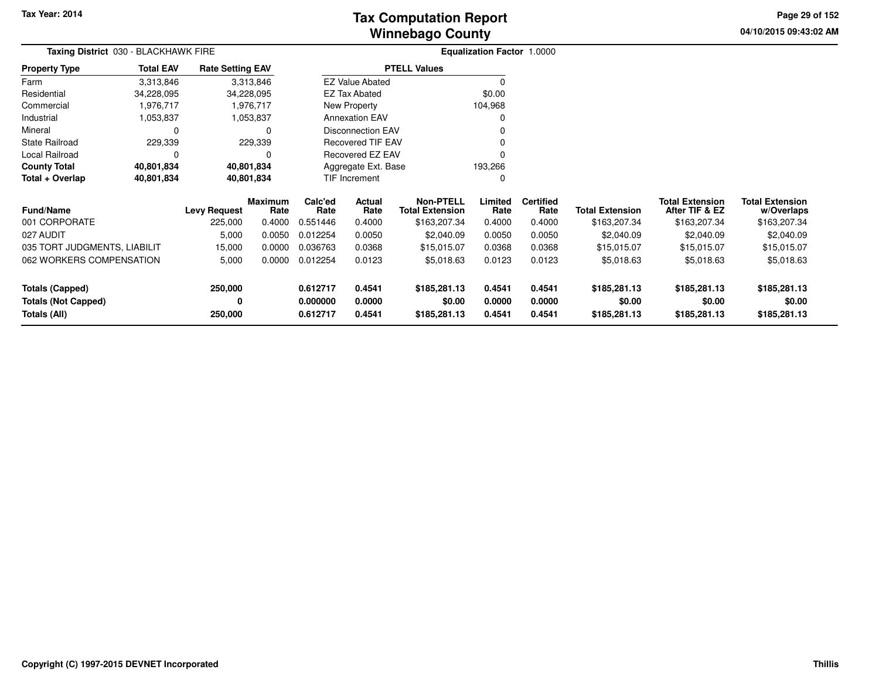Tax Year: 2014

# Tax Computation Report
## Winnebago County

04/10/2015 09:43:02 AM

**Taxing District** 030 - BLACKHAWK FIRE

**Equalization Factor** 1.0000

| Property Type | Total EAV | Rate Setting EAV |
|---|---|---|
| Farm | 3,313,846 | 3,313,846 |
| Residential | 34,228,095 | 34,228,095 |
| Commercial | 1,976,717 | 1,976,717 |
| Industrial | 1,053,837 | 1,053,837 |
| Mineral | 0 | 0 |
| State Railroad | 229,339 | 229,339 |
| Local Railroad | 0 | 0 |
| **County Total** | **40,801,834** | **40,801,834** |
| **Total + Overlap** | **40,801,834** | **40,801,834** |

| PTELL Values | |
|---|---|
| EZ Value Abated | 0 |
| EZ Tax Abated | $0.00 |
| New Property | 104,968 |
| Annexation EAV | 0 |
| Disconnection EAV | 0 |
| Recovered TIF EAV | 0 |
| Recovered EZ EAV | 0 |
| Aggregate Ext. Base | 193,266 |
| TIF Increment | 0 |

| Fund/Name | Levy Request | Maximum Rate | Calc'ed Rate | Actual Rate | Non-PTELL Total Extension | Limited Rate | Certified Rate | Total Extension | Total Extension After TIF & EZ | Total Extension w/Overlaps |
|---|---|---|---|---|---|---|---|---|---|---|
| 001 CORPORATE | 225,000 | 0.4000 | 0.551446 | 0.4000 | $163,207.34 | 0.4000 | 0.4000 | $163,207.34 | $163,207.34 | $163,207.34 |
| 027 AUDIT | 5,000 | 0.0050 | 0.012254 | 0.0050 | $2,040.09 | 0.0050 | 0.0050 | $2,040.09 | $2,040.09 | $2,040.09 |
| 035 TORT JUDGMENTS, LIABILIT | 15,000 | 0.0000 | 0.036763 | 0.0368 | $15,015.07 | 0.0368 | 0.0368 | $15,015.07 | $15,015.07 | $15,015.07 |
| 062 WORKERS COMPENSATION | 5,000 | 0.0000 | 0.012254 | 0.0123 | $5,018.63 | 0.0123 | 0.0123 | $5,018.63 | $5,018.63 | $5,018.63 |
| **Totals (Capped)** | **250,000** | | **0.612717** | **0.4541** | **$185,281.13** | **0.4541** | **0.4541** | **$185,281.13** | **$185,281.13** | **$185,281.13** |
| **Totals (Not Capped)** | **0** | | **0.000000** | **0.0000** | **$0.00** | **0.0000** | **0.0000** | **$0.00** | **$0.00** | **$0.00** |
| **Totals (All)** | **250,000** | | **0.612717** | **0.4541** | **$185,281.13** | **0.4541** | **0.4541** | **$185,281.13** | **$185,281.13** | **$185,281.13** |

Copyright (C) 1997-2015 DEVNET Incorporated

Thillis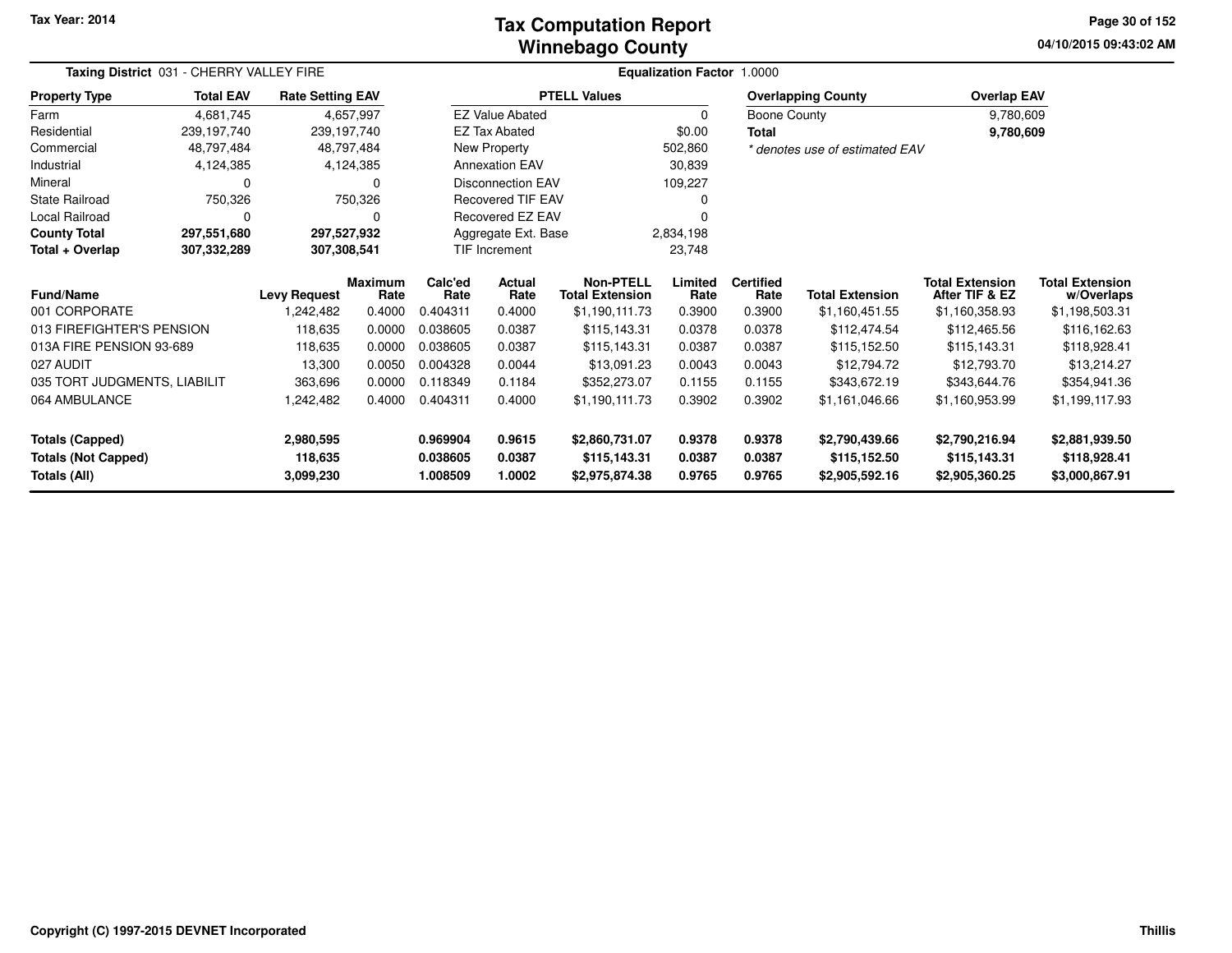Tax Year: 2014

# Tax Computation Report
# Winnebago County

04/10/2015 09:43:02 AM

**Taxing District** 031 - CHERRY VALLEY FIRE

**Equalization Factor** 1.0000

| Property Type | Total EAV | Rate Setting EAV |
|---|---|---|
| Farm | 4,681,745 | 4,657,997 |
| Residential | 239,197,740 | 239,197,740 |
| Commercial | 48,797,484 | 48,797,484 |
| Industrial | 4,124,385 | 4,124,385 |
| Mineral | 0 | 0 |
| State Railroad | 750,326 | 750,326 |
| Local Railroad | 0 | 0 |
| **County Total** | **297,551,680** | **297,527,932** |
| **Total + Overlap** | **307,332,289** | **307,308,541** |

| PTELL Values | |
|---|---|
| EZ Value Abated | 0 |
| EZ Tax Abated | $0.00 |
| New Property | 502,860 |
| Annexation EAV | 30,839 |
| Disconnection EAV | 109,227 |
| Recovered TIF EAV | 0 |
| Recovered EZ EAV | 0 |
| Aggregate Ext. Base | 2,834,198 |
| TIF Increment | 23,748 |

| Overlapping County | Overlap EAV |
|---|---|
| Boone County | 9,780,609 |
| **Total** | **9,780,609** |

*\* denotes use of estimated EAV*

| Fund/Name | Levy Request | Maximum Rate | Calc'ed Rate | Actual Rate | Non-PTELL Total Extension | Limited Rate | Certified Rate | Total Extension | Total Extension After TIF & EZ | Total Extension w/Overlaps |
|---|---|---|---|---|---|---|---|---|---|---|
| 001 CORPORATE | 1,242,482 | 0.4000 | 0.404311 | 0.4000 | $1,190,111.73 | 0.3900 | 0.3900 | $1,160,451.55 | $1,160,358.93 | $1,198,503.31 |
| 013 FIREFIGHTER'S PENSION | 118,635 | 0.0000 | 0.038605 | 0.0387 | $115,143.31 | 0.0378 | 0.0378 | $112,474.54 | $112,465.56 | $116,162.63 |
| 013A FIRE PENSION 93-689 | 118,635 | 0.0000 | 0.038605 | 0.0387 | $115,143.31 | 0.0387 | 0.0387 | $115,152.50 | $115,143.31 | $118,928.41 |
| 027 AUDIT | 13,300 | 0.0050 | 0.004328 | 0.0044 | $13,091.23 | 0.0043 | 0.0043 | $12,794.72 | $12,793.70 | $13,214.27 |
| 035 TORT JUDGMENTS, LIABILIT | 363,696 | 0.0000 | 0.118349 | 0.1184 | $352,273.07 | 0.1155 | 0.1155 | $343,672.19 | $343,644.76 | $354,941.36 |
| 064 AMBULANCE | 1,242,482 | 0.4000 | 0.404311 | 0.4000 | $1,190,111.73 | 0.3902 | 0.3902 | $1,161,046.66 | $1,160,953.99 | $1,199,117.93 |
| **Totals (Capped)** | **2,980,595** | | **0.969904** | **0.9615** | **$2,860,731.07** | **0.9378** | **0.9378** | **$2,790,439.66** | **$2,790,216.94** | **$2,881,939.50** |
| **Totals (Not Capped)** | **118,635** | | **0.038605** | **0.0387** | **$115,143.31** | **0.0387** | **0.0387** | **$115,152.50** | **$115,143.31** | **$118,928.41** |
| **Totals (All)** | **3,099,230** | | **1.008509** | **1.0002** | **$2,975,874.38** | **0.9765** | **0.9765** | **$2,905,592.16** | **$2,905,360.25** | **$3,000,867.91** |

Copyright (C) 1997-2015 DEVNET Incorporated

Thillis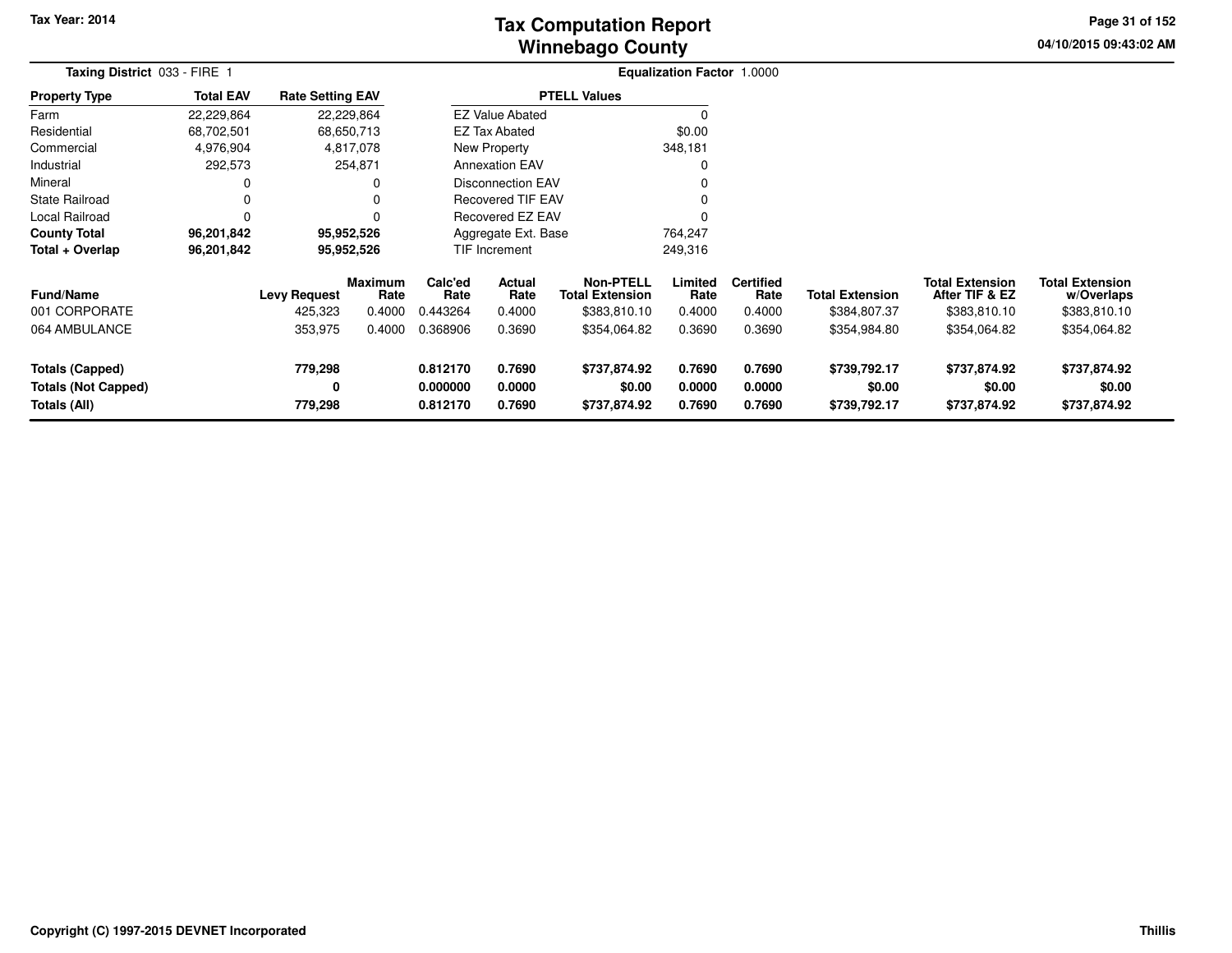Tax Year: 2014

# Tax Computation Report
## Winnebago County

04/10/2015 09:43:02 AM

**Taxing District** 033 - FIRE 1 **Equalization Factor** 1.0000

| Property Type | Total EAV | Rate Setting EAV |
|---|---|---|
| Farm | 22,229,864 | 22,229,864 |
| Residential | 68,702,501 | 68,650,713 |
| Commercial | 4,976,904 | 4,817,078 |
| Industrial | 292,573 | 254,871 |
| Mineral | 0 | 0 |
| State Railroad | 0 | 0 |
| Local Railroad | 0 | 0 |
| **County Total** | **96,201,842** | **95,952,526** |
| **Total + Overlap** | **96,201,842** | **95,952,526** |

| PTELL Values | |
|---|---|
| EZ Value Abated | 0 |
| EZ Tax Abated | $0.00 |
| New Property | 348,181 |
| Annexation EAV | 0 |
| Disconnection EAV | 0 |
| Recovered TIF EAV | 0 |
| Recovered EZ EAV | 0 |
| Aggregate Ext. Base | 764,247 |
| TIF Increment | 249,316 |

| Fund/Name | Levy Request | Maximum Rate | Calc'ed Rate | Actual Rate | Non-PTELL Total Extension | Limited Rate | Certified Rate | Total Extension | Total Extension After TIF & EZ | Total Extension w/Overlaps |
|---|---|---|---|---|---|---|---|---|---|---|
| 001 CORPORATE | 425,323 | 0.4000 | 0.443264 | 0.4000 | $383,810.10 | 0.4000 | 0.4000 | $384,807.37 | $383,810.10 | $383,810.10 |
| 064 AMBULANCE | 353,975 | 0.4000 | 0.368906 | 0.3690 | $354,064.82 | 0.3690 | 0.3690 | $354,984.80 | $354,064.82 | $354,064.82 |
| **Totals (Capped)** | **779,298** | | **0.812170** | **0.7690** | **$737,874.92** | **0.7690** | **0.7690** | **$739,792.17** | **$737,874.92** | **$737,874.92** |
| **Totals (Not Capped)** | **0** | | **0.000000** | **0.0000** | **$0.00** | **0.0000** | **0.0000** | **$0.00** | **$0.00** | **$0.00** |
| **Totals (All)** | **779,298** | | **0.812170** | **0.7690** | **$737,874.92** | **0.7690** | **0.7690** | **$739,792.17** | **$737,874.92** | **$737,874.92** |

Copyright (C) 1997-2015 DEVNET Incorporated Thillis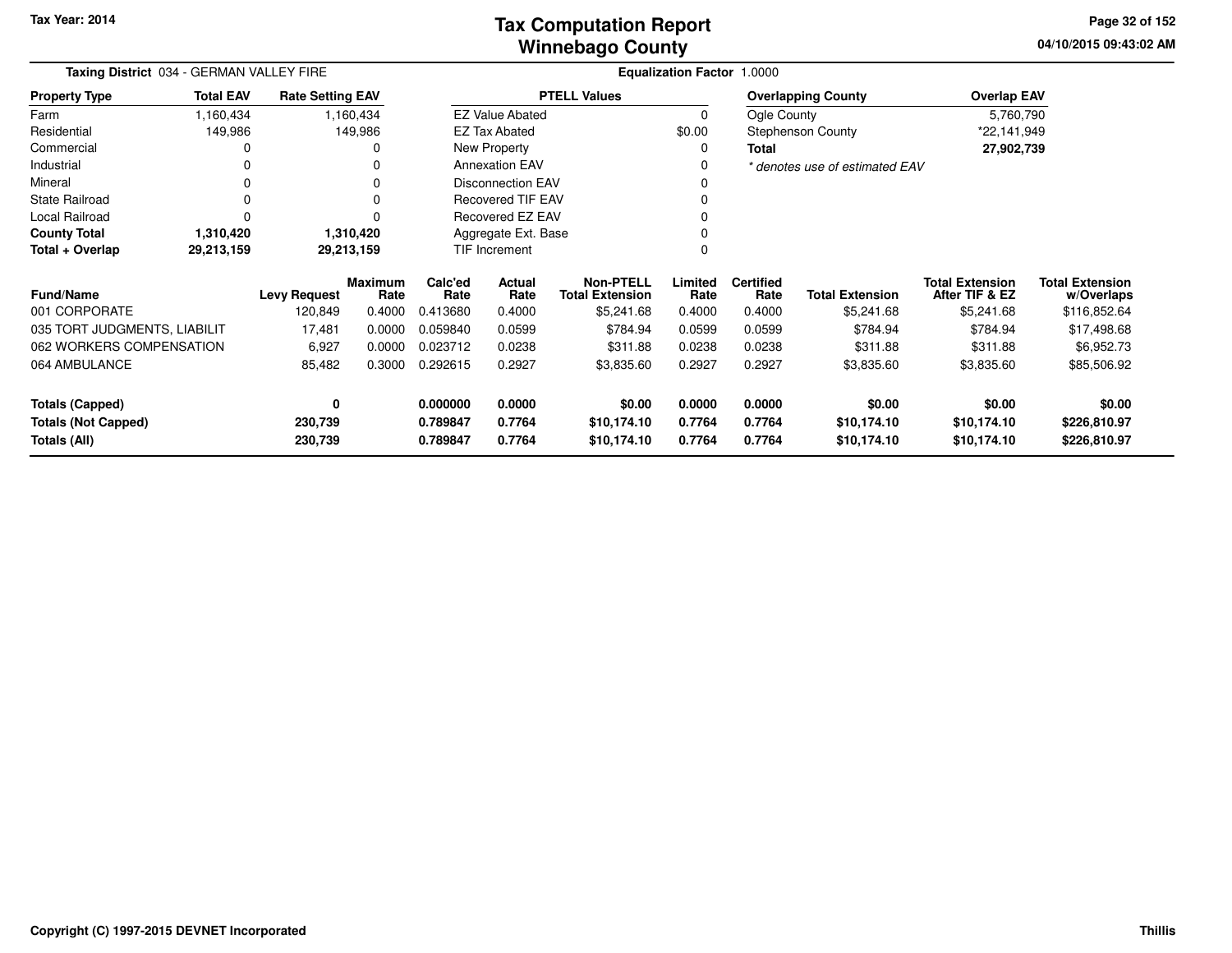Tax Year: 2014

# Tax Computation Report
## Winnebago County

04/10/2015 09:43:02 AM

**Taxing District** 034 - GERMAN VALLEY FIRE

**Equalization Factor** 1.0000

| Property Type | Total EAV | Rate Setting EAV |
|---|---|---|
| Farm | 1,160,434 | 1,160,434 |
| Residential | 149,986 | 149,986 |
| Commercial | 0 | 0 |
| Industrial | 0 | 0 |
| Mineral | 0 | 0 |
| State Railroad | 0 | 0 |
| Local Railroad | 0 | 0 |
| **County Total** | **1,310,420** | **1,310,420** |
| **Total + Overlap** | **29,213,159** | **29,213,159** |

| PTELL Values | |
|---|---|
| EZ Value Abated | 0 |
| EZ Tax Abated | $0.00 |
| New Property | 0 |
| Annexation EAV | 0 |
| Disconnection EAV | 0 |
| Recovered TIF EAV | 0 |
| Recovered EZ EAV | 0 |
| Aggregate Ext. Base | 0 |
| TIF Increment | 0 |

| Overlapping County | Overlap EAV |
|---|---|
| Ogle County | 5,760,790 |
| Stephenson County | *22,141,949 |
| **Total** | **27,902,739** |

*\* denotes use of estimated EAV*

| Fund/Name | Levy Request | Maximum Rate | Calc'ed Rate | Actual Rate | Non-PTELL Total Extension | Limited Rate | Certified Rate | Total Extension | Total Extension After TIF & EZ | Total Extension w/Overlaps |
|---|---|---|---|---|---|---|---|---|---|---|
| 001 CORPORATE | 120,849 | 0.4000 | 0.413680 | 0.4000 | $5,241.68 | 0.4000 | 0.4000 | $5,241.68 | $5,241.68 | $116,852.64 |
| 035 TORT JUDGMENTS, LIABILIT | 17,481 | 0.0000 | 0.059840 | 0.0599 | $784.94 | 0.0599 | 0.0599 | $784.94 | $784.94 | $17,498.68 |
| 062 WORKERS COMPENSATION | 6,927 | 0.0000 | 0.023712 | 0.0238 | $311.88 | 0.0238 | 0.0238 | $311.88 | $311.88 | $6,952.73 |
| 064 AMBULANCE | 85,482 | 0.3000 | 0.292615 | 0.2927 | $3,835.60 | 0.2927 | 0.2927 | $3,835.60 | $3,835.60 | $85,506.92 |
| **Totals (Capped)** | **0** | | **0.000000** | **0.0000** | **$0.00** | **0.0000** | **0.0000** | **$0.00** | **$0.00** | **$0.00** |
| **Totals (Not Capped)** | **230,739** | | **0.789847** | **0.7764** | **$10,174.10** | **0.7764** | **0.7764** | **$10,174.10** | **$10,174.10** | **$226,810.97** |
| **Totals (All)** | **230,739** | | **0.789847** | **0.7764** | **$10,174.10** | **0.7764** | **0.7764** | **$10,174.10** | **$10,174.10** | **$226,810.97** |

Copyright (C) 1997-2015 DEVNET Incorporated

Thillis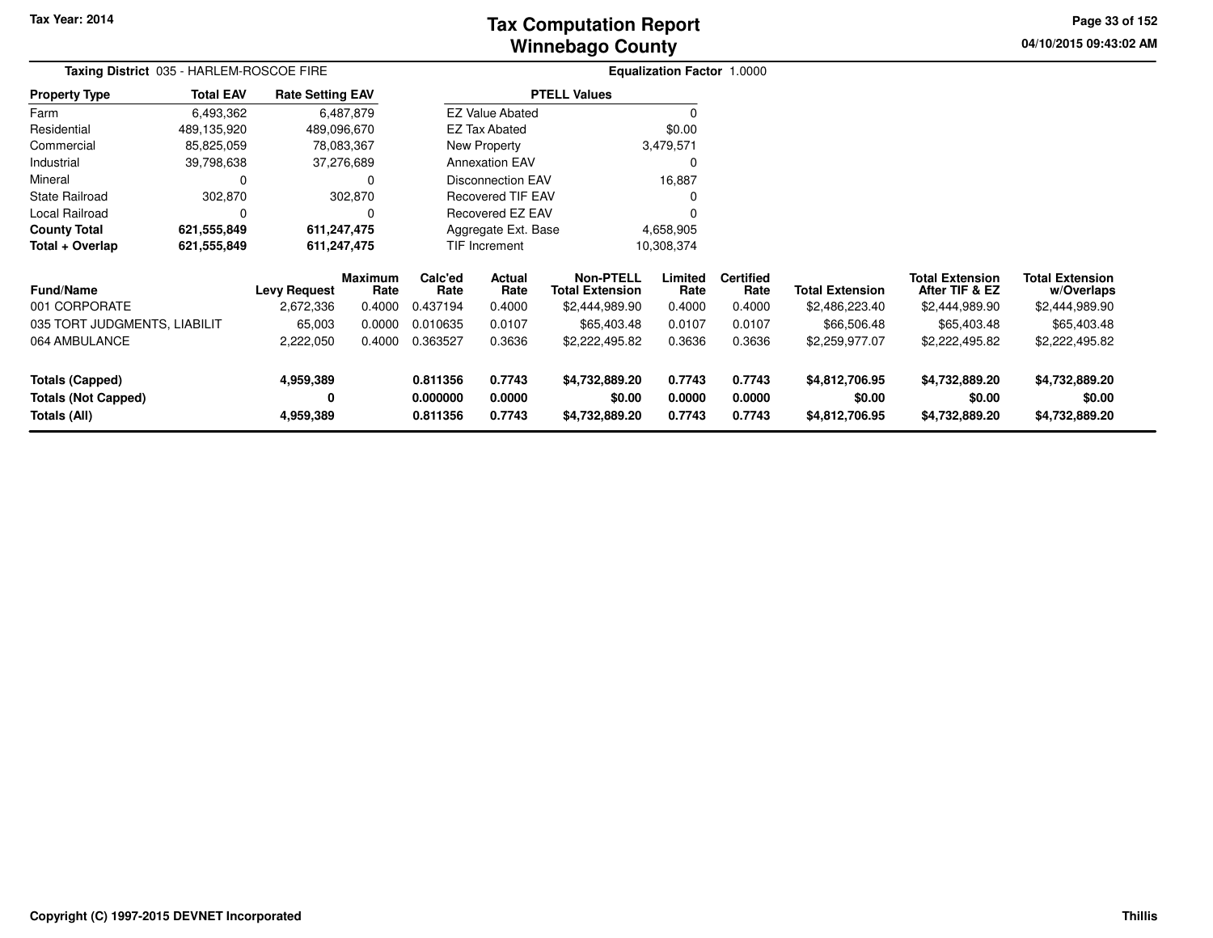**Tax Year: 2014**

# Tax Computation Report
## Winnebago County

04/10/2015 09:43:02 AM

**Taxing District** 035 - HARLEM-ROSCOE FIRE

**Equalization Factor** 1.0000

| Property Type | Total EAV | Rate Setting EAV |
|---|---|---|
| Farm | 6,493,362 | 6,487,879 |
| Residential | 489,135,920 | 489,096,670 |
| Commercial | 85,825,059 | 78,083,367 |
| Industrial | 39,798,638 | 37,276,689 |
| Mineral | 0 | 0 |
| State Railroad | 302,870 | 302,870 |
| Local Railroad | 0 | 0 |
| **County Total** | **621,555,849** | **611,247,475** |
| **Total + Overlap** | **621,555,849** | **611,247,475** |

| PTELL Values | |
|---|---|
| EZ Value Abated | 0 |
| EZ Tax Abated | $0.00 |
| New Property | 3,479,571 |
| Annexation EAV | 0 |
| Disconnection EAV | 16,887 |
| Recovered TIF EAV | 0 |
| Recovered EZ EAV | 0 |
| Aggregate Ext. Base | 4,658,905 |
| TIF Increment | 10,308,374 |

| Fund/Name | Levy Request | Maximum Rate | Calc'ed Rate | Actual Rate | Non-PTELL Total Extension | Limited Rate | Certified Rate | Total Extension | Total Extension After TIF & EZ | Total Extension w/Overlaps |
|---|---|---|---|---|---|---|---|---|---|---|
| 001 CORPORATE | 2,672,336 | 0.4000 | 0.437194 | 0.4000 | $2,444,989.90 | 0.4000 | 0.4000 | $2,486,223.40 | $2,444,989.90 | $2,444,989.90 |
| 035 TORT JUDGMENTS, LIABILIT | 65,003 | 0.0000 | 0.010635 | 0.0107 | $65,403.48 | 0.0107 | 0.0107 | $66,506.48 | $65,403.48 | $65,403.48 |
| 064 AMBULANCE | 2,222,050 | 0.4000 | 0.363527 | 0.3636 | $2,222,495.82 | 0.3636 | 0.3636 | $2,259,977.07 | $2,222,495.82 | $2,222,495.82 |
| **Totals (Capped)** | **4,959,389** | | **0.811356** | **0.7743** | **$4,732,889.20** | **0.7743** | **0.7743** | **$4,812,706.95** | **$4,732,889.20** | **$4,732,889.20** |
| **Totals (Not Capped)** | **0** | | **0.000000** | **0.0000** | **$0.00** | **0.0000** | **0.0000** | **$0.00** | **$0.00** | **$0.00** |
| **Totals (All)** | **4,959,389** | | **0.811356** | **0.7743** | **$4,732,889.20** | **0.7743** | **0.7743** | **$4,812,706.95** | **$4,732,889.20** | **$4,732,889.20** |

Copyright (C) 1997-2015 DEVNET Incorporated

Thillis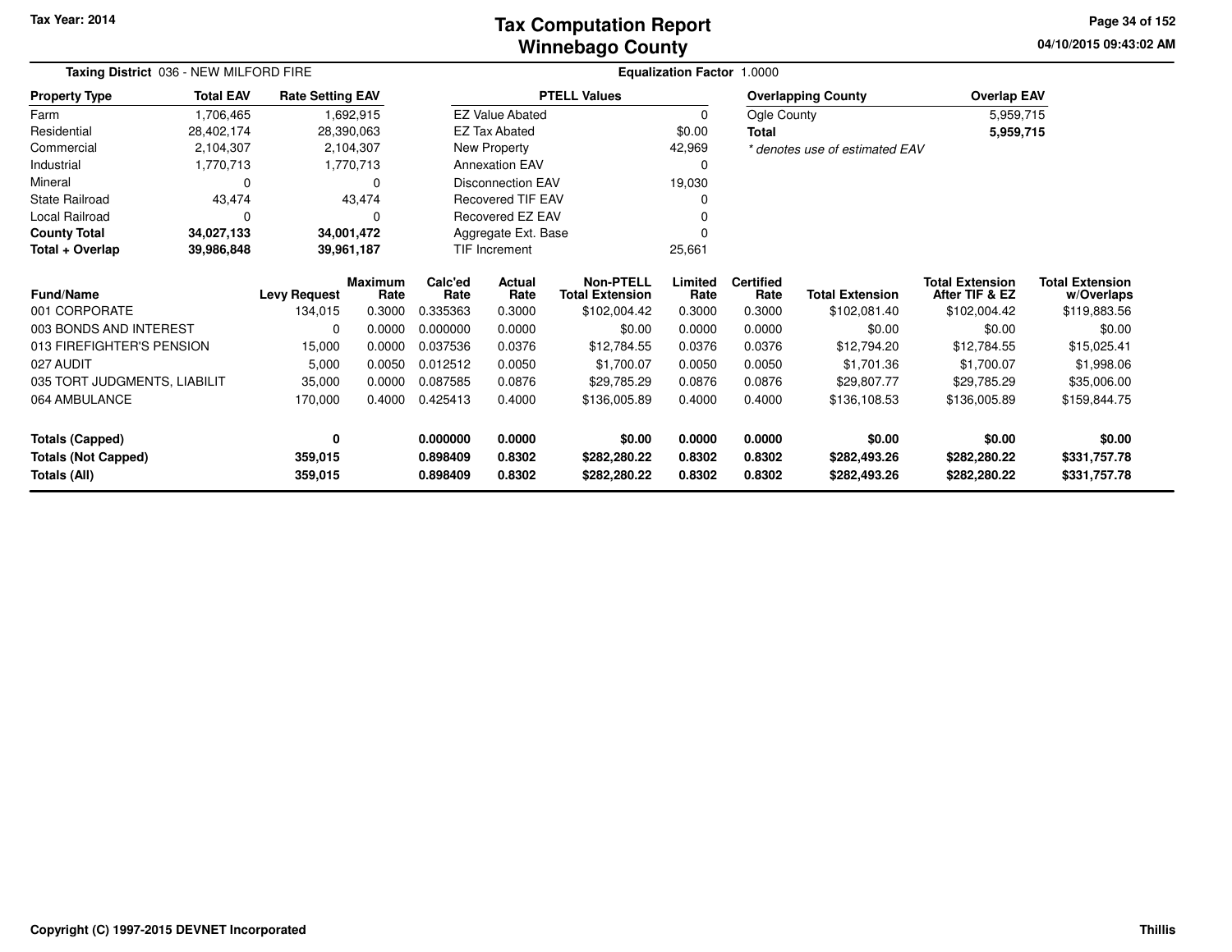Tax Year: 2014

# Tax Computation Report
## Winnebago County

04/10/2015 09:43:02 AM

**Taxing District** 036 - NEW MILFORD FIRE

**Equalization Factor** 1.0000

| Property Type | Total EAV | Rate Setting EAV |
|---|---|---|
| Farm | 1,706,465 | 1,692,915 |
| Residential | 28,402,174 | 28,390,063 |
| Commercial | 2,104,307 | 2,104,307 |
| Industrial | 1,770,713 | 1,770,713 |
| Mineral | 0 | 0 |
| State Railroad | 43,474 | 43,474 |
| Local Railroad | 0 | 0 |
| **County Total** | **34,027,133** | **34,001,472** |
| **Total + Overlap** | **39,986,848** | **39,961,187** |

| PTELL Values | |
|---|---|
| EZ Value Abated | 0 |
| EZ Tax Abated | $0.00 |
| New Property | 42,969 |
| Annexation EAV | 0 |
| Disconnection EAV | 19,030 |
| Recovered TIF EAV | 0 |
| Recovered EZ EAV | 0 |
| Aggregate Ext. Base | 0 |
| TIF Increment | 25,661 |

| Overlapping County | Overlap EAV |
|---|---|
| Ogle County | 5,959,715 |
| **Total** | **5,959,715** |

*\* denotes use of estimated EAV*

| Fund/Name | Levy Request | Maximum Rate | Calc'ed Rate | Actual Rate | Non-PTELL Total Extension | Limited Rate | Certified Rate | Total Extension | Total Extension After TIF & EZ | Total Extension w/Overlaps |
|---|---|---|---|---|---|---|---|---|---|---|
| 001 CORPORATE | 134,015 | 0.3000 | 0.335363 | 0.3000 | $102,004.42 | 0.3000 | 0.3000 | $102,081.40 | $102,004.42 | $119,883.56 |
| 003 BONDS AND INTEREST | 0 | 0.0000 | 0.000000 | 0.0000 | $0.00 | 0.0000 | 0.0000 | $0.00 | $0.00 | $0.00 |
| 013 FIREFIGHTER'S PENSION | 15,000 | 0.0000 | 0.037536 | 0.0376 | $12,784.55 | 0.0376 | 0.0376 | $12,794.20 | $12,784.55 | $15,025.41 |
| 027 AUDIT | 5,000 | 0.0050 | 0.012512 | 0.0050 | $1,700.07 | 0.0050 | 0.0050 | $1,701.36 | $1,700.07 | $1,998.06 |
| 035 TORT JUDGMENTS, LIABILIT | 35,000 | 0.0000 | 0.087585 | 0.0876 | $29,785.29 | 0.0876 | 0.0876 | $29,807.77 | $29,785.29 | $35,006.00 |
| 064 AMBULANCE | 170,000 | 0.4000 | 0.425413 | 0.4000 | $136,005.89 | 0.4000 | 0.4000 | $136,108.53 | $136,005.89 | $159,844.75 |
| **Totals (Capped)** | **0** | | **0.000000** | **0.0000** | **$0.00** | **0.0000** | **0.0000** | **$0.00** | **$0.00** | **$0.00** |
| **Totals (Not Capped)** | **359,015** | | **0.898409** | **0.8302** | **$282,280.22** | **0.8302** | **0.8302** | **$282,493.26** | **$282,280.22** | **$331,757.78** |
| **Totals (All)** | **359,015** | | **0.898409** | **0.8302** | **$282,280.22** | **0.8302** | **0.8302** | **$282,493.26** | **$282,280.22** | **$331,757.78** |

Copyright (C) 1997-2015 DEVNET Incorporated

Thillis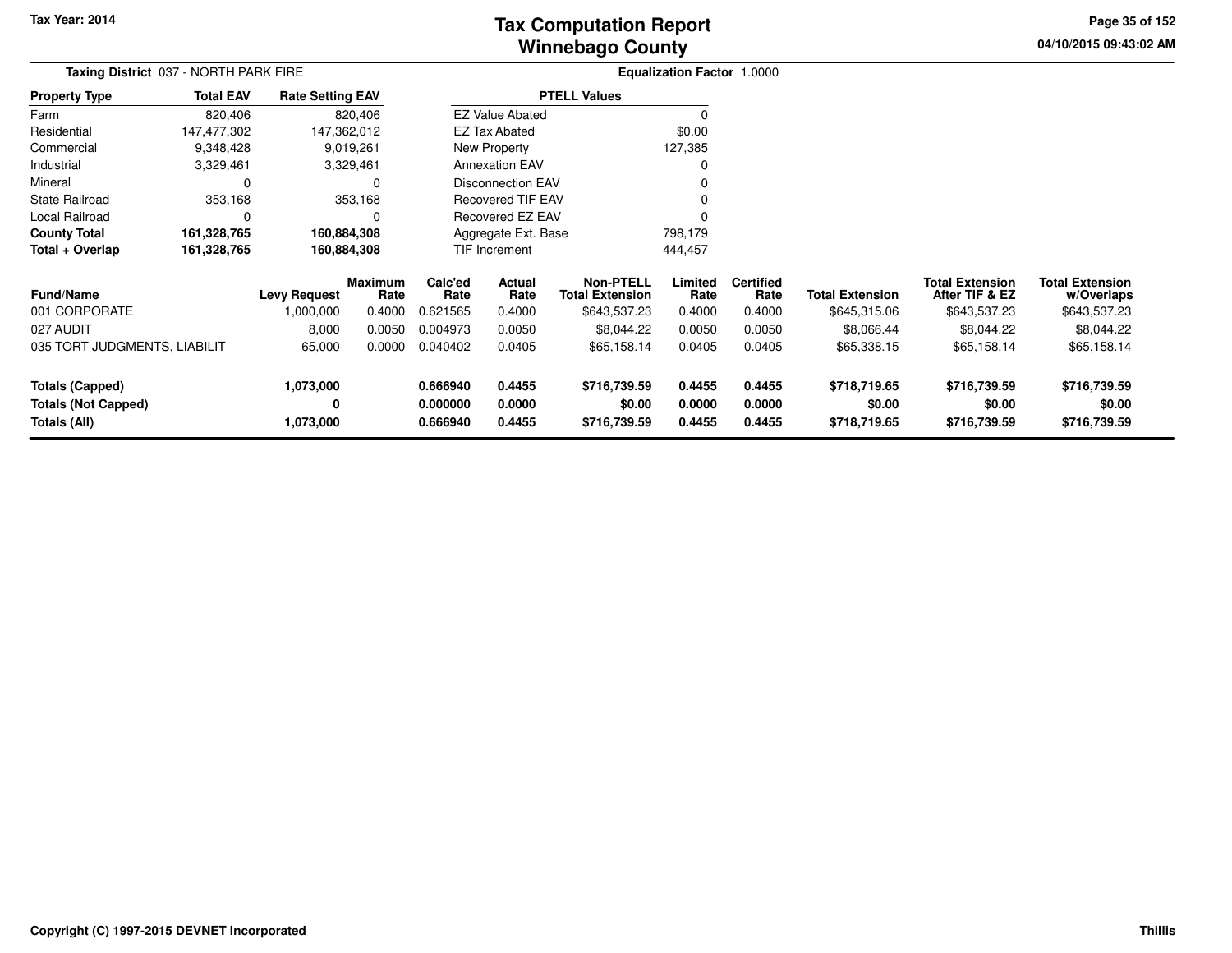# Tax Computation Report
# Winnebago County

Tax Year: 2014

04/10/2015 09:43:02 AM

**Taxing District** 037 - NORTH PARK FIRE

**Equalization Factor** 1.0000

| Property Type | Total EAV | Rate Setting EAV |
|---|---|---|
| Farm | 820,406 | 820,406 |
| Residential | 147,477,302 | 147,362,012 |
| Commercial | 9,348,428 | 9,019,261 |
| Industrial | 3,329,461 | 3,329,461 |
| Mineral | 0 | 0 |
| State Railroad | 353,168 | 353,168 |
| Local Railroad | 0 | 0 |
| **County Total** | **161,328,765** | **160,884,308** |
| **Total + Overlap** | **161,328,765** | **160,884,308** |

| PTELL Values | |
|---|---|
| EZ Value Abated | 0 |
| EZ Tax Abated | $0.00 |
| New Property | 127,385 |
| Annexation EAV | 0 |
| Disconnection EAV | 0 |
| Recovered TIF EAV | 0 |
| Recovered EZ EAV | 0 |
| Aggregate Ext. Base | 798,179 |
| TIF Increment | 444,457 |

| Fund/Name | Levy Request | Maximum Rate | Calc'ed Rate | Actual Rate | Non-PTELL Total Extension | Limited Rate | Certified Rate | Total Extension | Total Extension After TIF & EZ | Total Extension w/Overlaps |
|---|---|---|---|---|---|---|---|---|---|---|
| 001 CORPORATE | 1,000,000 | 0.4000 | 0.621565 | 0.4000 | $643,537.23 | 0.4000 | 0.4000 | $645,315.06 | $643,537.23 | $643,537.23 |
| 027 AUDIT | 8,000 | 0.0050 | 0.004973 | 0.0050 | $8,044.22 | 0.0050 | 0.0050 | $8,066.44 | $8,044.22 | $8,044.22 |
| 035 TORT JUDGMENTS, LIABILIT | 65,000 | 0.0000 | 0.040402 | 0.0405 | $65,158.14 | 0.0405 | 0.0405 | $65,338.15 | $65,158.14 | $65,158.14 |
| **Totals (Capped)** | **1,073,000** | | **0.666940** | **0.4455** | **$716,739.59** | **0.4455** | **0.4455** | **$718,719.65** | **$716,739.59** | **$716,739.59** |
| **Totals (Not Capped)** | **0** | | **0.000000** | **0.0000** | **$0.00** | **0.0000** | **0.0000** | **$0.00** | **$0.00** | **$0.00** |
| **Totals (All)** | **1,073,000** | | **0.666940** | **0.4455** | **$716,739.59** | **0.4455** | **0.4455** | **$718,719.65** | **$716,739.59** | **$716,739.59** |

Copyright (C) 1997-2015 DEVNET Incorporated

Thillis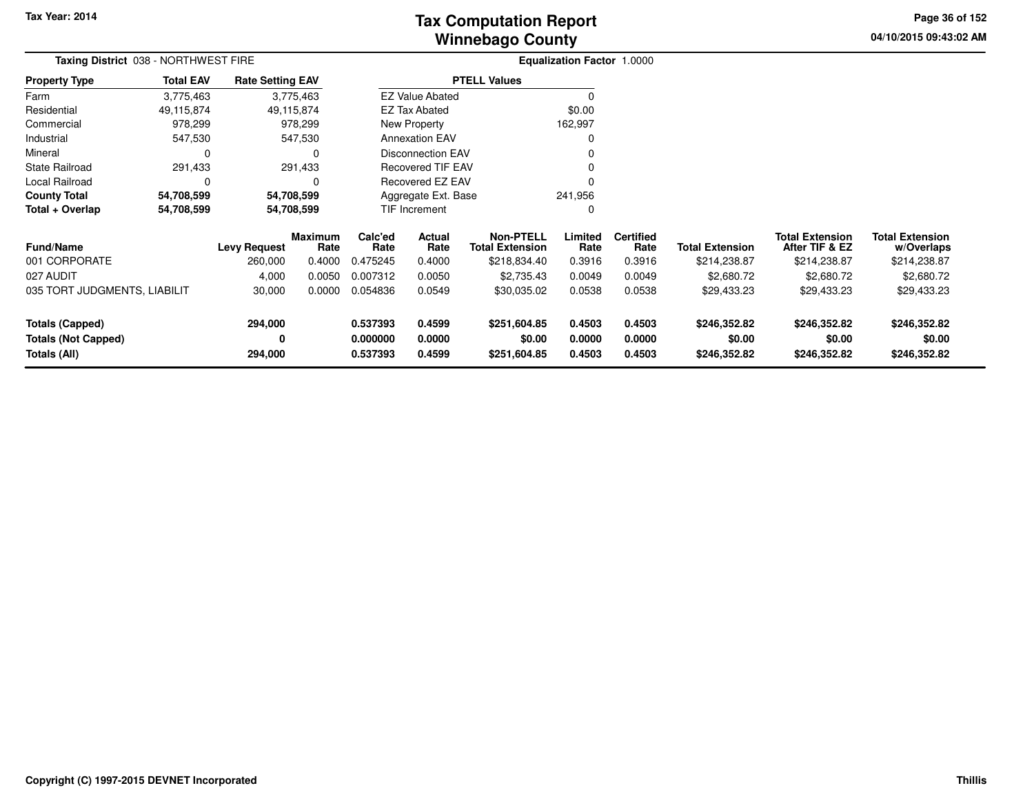# Tax Computation Report
## Winnebago County

Tax Year: 2014

**Taxing District** 038 - NORTHWEST FIRE

**Equalization Factor** 1.0000

| Property Type | Total EAV | Rate Setting EAV |
|---|---|---|
| Farm | 3,775,463 | 3,775,463 |
| Residential | 49,115,874 | 49,115,874 |
| Commercial | 978,299 | 978,299 |
| Industrial | 547,530 | 547,530 |
| Mineral | 0 | 0 |
| State Railroad | 291,433 | 291,433 |
| Local Railroad | 0 | 0 |
| **County Total** | **54,708,599** | **54,708,599** |
| **Total + Overlap** | **54,708,599** | **54,708,599** |

| PTELL Values | |
|---|---|
| EZ Value Abated | 0 |
| EZ Tax Abated | $0.00 |
| New Property | 162,997 |
| Annexation EAV | 0 |
| Disconnection EAV | 0 |
| Recovered TIF EAV | 0 |
| Recovered EZ EAV | 0 |
| Aggregate Ext. Base | 241,956 |
| TIF Increment | 0 |

| Fund/Name | Levy Request | Maximum Rate | Calc'ed Rate | Actual Rate | Non-PTELL Total Extension | Limited Rate | Certified Rate | Total Extension | Total Extension After TIF & EZ | Total Extension w/Overlaps |
|---|---|---|---|---|---|---|---|---|---|---|
| 001 CORPORATE | 260,000 | 0.4000 | 0.475245 | 0.4000 | $218,834.40 | 0.3916 | 0.3916 | $214,238.87 | $214,238.87 | $214,238.87 |
| 027 AUDIT | 4,000 | 0.0050 | 0.007312 | 0.0050 | $2,735.43 | 0.0049 | 0.0049 | $2,680.72 | $2,680.72 | $2,680.72 |
| 035 TORT JUDGMENTS, LIABILIT | 30,000 | 0.0000 | 0.054836 | 0.0549 | $30,035.02 | 0.0538 | 0.0538 | $29,433.23 | $29,433.23 | $29,433.23 |
| **Totals (Capped)** | **294,000** | | **0.537393** | **0.4599** | **$251,604.85** | **0.4503** | **0.4503** | **$246,352.82** | **$246,352.82** | **$246,352.82** |
| **Totals (Not Capped)** | **0** | | **0.000000** | **0.0000** | **$0.00** | **0.0000** | **0.0000** | **$0.00** | **$0.00** | **$0.00** |
| **Totals (All)** | **294,000** | | **0.537393** | **0.4599** | **$251,604.85** | **0.4503** | **0.4503** | **$246,352.82** | **$246,352.82** | **$246,352.82** |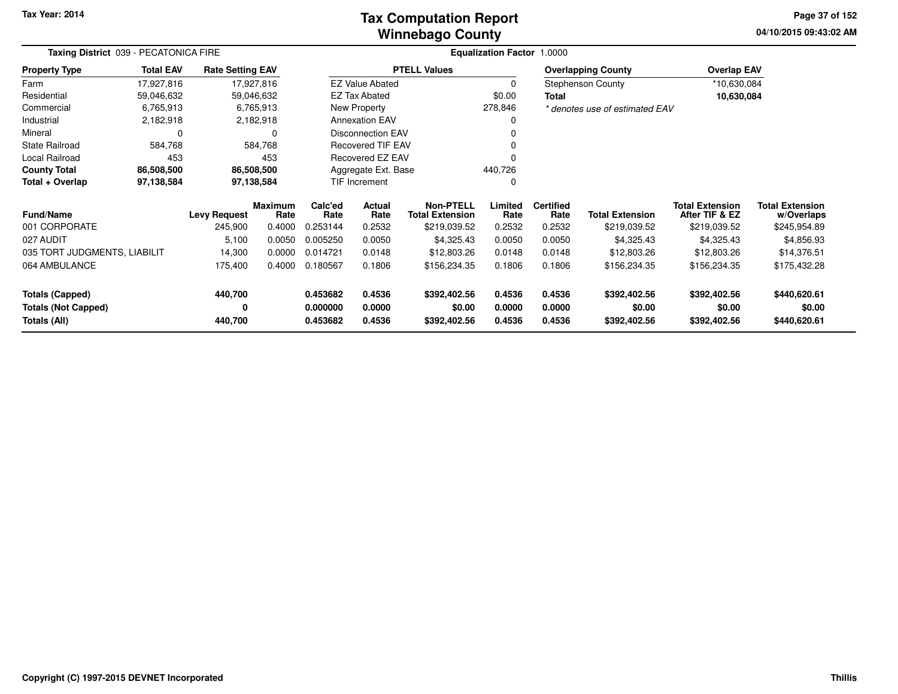# Tax Computation Report
## Winnebago County

Tax Year: 2014

04/10/2015 09:43:02 AM

**Taxing District** 039 - PECATONICA FIRE

**Equalization Factor** 1.0000

| Property Type | Total EAV | Rate Setting EAV |
|---|---|---|
| Farm | 17,927,816 | 17,927,816 |
| Residential | 59,046,632 | 59,046,632 |
| Commercial | 6,765,913 | 6,765,913 |
| Industrial | 2,182,918 | 2,182,918 |
| Mineral | 0 | 0 |
| State Railroad | 584,768 | 584,768 |
| Local Railroad | 453 | 453 |
| **County Total** | **86,508,500** | **86,508,500** |
| **Total + Overlap** | **97,138,584** | **97,138,584** |

| PTELL Values | |
|---|---|
| EZ Value Abated | 0 |
| EZ Tax Abated | $0.00 |
| New Property | 278,846 |
| Annexation EAV | 0 |
| Disconnection EAV | 0 |
| Recovered TIF EAV | 0 |
| Recovered EZ EAV | 0 |
| Aggregate Ext. Base | 440,726 |
| TIF Increment | 0 |

| Overlapping County | Overlap EAV |
|---|---|
| Stephenson County | *10,630,084 |
| **Total** | **10,630,084** |

*\* denotes use of estimated EAV*

| Fund/Name | Levy Request | Maximum Rate | Calc'ed Rate | Actual Rate | Non-PTELL Total Extension | Limited Rate | Certified Rate | Total Extension | Total Extension After TIF & EZ | Total Extension w/Overlaps |
|---|---|---|---|---|---|---|---|---|---|---|
| 001 CORPORATE | 245,900 | 0.4000 | 0.253144 | 0.2532 | $219,039.52 | 0.2532 | 0.2532 | $219,039.52 | $219,039.52 | $245,954.89 |
| 027 AUDIT | 5,100 | 0.0050 | 0.005250 | 0.0050 | $4,325.43 | 0.0050 | 0.0050 | $4,325.43 | $4,325.43 | $4,856.93 |
| 035 TORT JUDGMENTS, LIABILIT | 14,300 | 0.0000 | 0.014721 | 0.0148 | $12,803.26 | 0.0148 | 0.0148 | $12,803.26 | $12,803.26 | $14,376.51 |
| 064 AMBULANCE | 175,400 | 0.4000 | 0.180567 | 0.1806 | $156,234.35 | 0.1806 | 0.1806 | $156,234.35 | $156,234.35 | $175,432.28 |
| **Totals (Capped)** | **440,700** | | **0.453682** | **0.4536** | **$392,402.56** | **0.4536** | **0.4536** | **$392,402.56** | **$392,402.56** | **$440,620.61** |
| **Totals (Not Capped)** | **0** | | **0.000000** | **0.0000** | **$0.00** | **0.0000** | **0.0000** | **$0.00** | **$0.00** | **$0.00** |
| **Totals (All)** | **440,700** | | **0.453682** | **0.4536** | **$392,402.56** | **0.4536** | **0.4536** | **$392,402.56** | **$392,402.56** | **$440,620.61** |

Copyright (C) 1997-2015 DEVNET Incorporated

Thillis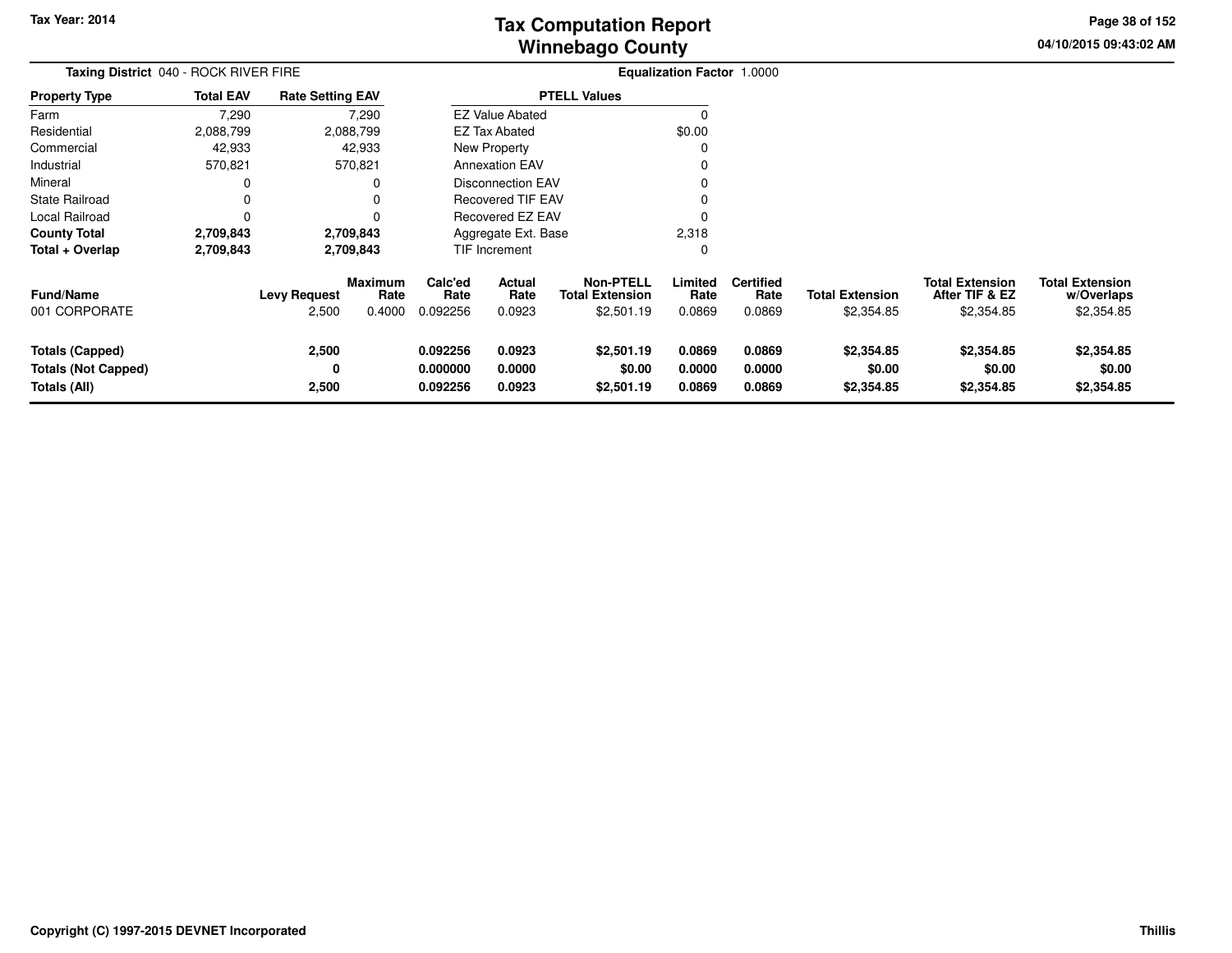# Tax Computation Report
# Winnebago County

Tax Year: 2014

04/10/2015 09:43:02 AM

**Taxing District** 040 - ROCK RIVER FIRE

**Equalization Factor** 1.0000

| Property Type | Total EAV | Rate Setting EAV |
|---|---|---|
| Farm | 7,290 | 7,290 |
| Residential | 2,088,799 | 2,088,799 |
| Commercial | 42,933 | 42,933 |
| Industrial | 570,821 | 570,821 |
| Mineral | 0 | 0 |
| State Railroad | 0 | 0 |
| Local Railroad | 0 | 0 |
| **County Total** | **2,709,843** | **2,709,843** |
| **Total + Overlap** | **2,709,843** | **2,709,843** |

| PTELL Values | |
|---|---|
| EZ Value Abated | 0 |
| EZ Tax Abated | $0.00 |
| New Property | 0 |
| Annexation EAV | 0 |
| Disconnection EAV | 0 |
| Recovered TIF EAV | 0 |
| Recovered EZ EAV | 0 |
| Aggregate Ext. Base | 2,318 |
| TIF Increment | 0 |

| Fund/Name | Levy Request | Maximum Rate | Calc'ed Rate | Actual Rate | Non-PTELL Total Extension | Limited Rate | Certified Rate | Total Extension | Total Extension After TIF & EZ | Total Extension w/Overlaps |
|---|---|---|---|---|---|---|---|---|---|---|
| 001 CORPORATE | 2,500 | 0.4000 | 0.092256 | 0.0923 | $2,501.19 | 0.0869 | 0.0869 | $2,354.85 | $2,354.85 | $2,354.85 |
| **Totals (Capped)** | **2,500** | | **0.092256** | **0.0923** | **$2,501.19** | **0.0869** | **0.0869** | **$2,354.85** | **$2,354.85** | **$2,354.85** |
| **Totals (Not Capped)** | **0** | | **0.000000** | **0.0000** | **$0.00** | **0.0000** | **0.0000** | **$0.00** | **$0.00** | **$0.00** |
| **Totals (All)** | **2,500** | | **0.092256** | **0.0923** | **$2,501.19** | **0.0869** | **0.0869** | **$2,354.85** | **$2,354.85** | **$2,354.85** |

Copyright (C) 1997-2015 DEVNET Incorporated

Thillis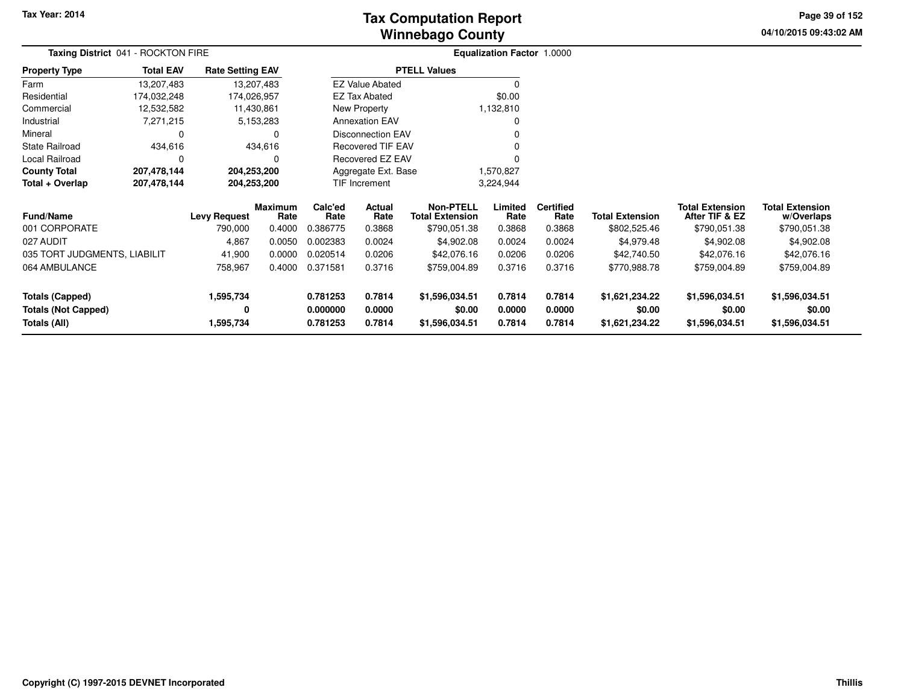Tax Year: 2014

# Tax Computation Report
# Winnebago County

04/10/2015 09:43:02 AM

**Taxing District** 041 - ROCKTON FIRE

**Equalization Factor** 1.0000

| Property Type | Total EAV | Rate Setting EAV |
|---|---|---|
| Farm | 13,207,483 | 13,207,483 |
| Residential | 174,032,248 | 174,026,957 |
| Commercial | 12,532,582 | 11,430,861 |
| Industrial | 7,271,215 | 5,153,283 |
| Mineral | 0 | 0 |
| State Railroad | 434,616 | 434,616 |
| Local Railroad | 0 | 0 |
| **County Total** | **207,478,144** | **204,253,200** |
| **Total + Overlap** | **207,478,144** | **204,253,200** |

| PTELL Values | |
|---|---|
| EZ Value Abated | 0 |
| EZ Tax Abated | $0.00 |
| New Property | 1,132,810 |
| Annexation EAV | 0 |
| Disconnection EAV | 0 |
| Recovered TIF EAV | 0 |
| Recovered EZ EAV | 0 |
| Aggregate Ext. Base | 1,570,827 |
| TIF Increment | 3,224,944 |

| Fund/Name | Levy Request | Maximum Rate | Calc'ed Rate | Actual Rate | Non-PTELL Total Extension | Limited Rate | Certified Rate | Total Extension | Total Extension After TIF & EZ | Total Extension w/Overlaps |
|---|---|---|---|---|---|---|---|---|---|---|
| 001 CORPORATE | 790,000 | 0.4000 | 0.386775 | 0.3868 | $790,051.38 | 0.3868 | 0.3868 | $802,525.46 | $790,051.38 | $790,051.38 |
| 027 AUDIT | 4,867 | 0.0050 | 0.002383 | 0.0024 | $4,902.08 | 0.0024 | 0.0024 | $4,979.48 | $4,902.08 | $4,902.08 |
| 035 TORT JUDGMENTS, LIABILIT | 41,900 | 0.0000 | 0.020514 | 0.0206 | $42,076.16 | 0.0206 | 0.0206 | $42,740.50 | $42,076.16 | $42,076.16 |
| 064 AMBULANCE | 758,967 | 0.4000 | 0.371581 | 0.3716 | $759,004.89 | 0.3716 | 0.3716 | $770,988.78 | $759,004.89 | $759,004.89 |
| **Totals (Capped)** | **1,595,734** | | **0.781253** | **0.7814** | **$1,596,034.51** | **0.7814** | **0.7814** | **$1,621,234.22** | **$1,596,034.51** | **$1,596,034.51** |
| **Totals (Not Capped)** | **0** | | **0.000000** | **0.0000** | **$0.00** | **0.0000** | **0.0000** | **$0.00** | **$0.00** | **$0.00** |
| **Totals (All)** | **1,595,734** | | **0.781253** | **0.7814** | **$1,596,034.51** | **0.7814** | **0.7814** | **$1,621,234.22** | **$1,596,034.51** | **$1,596,034.51** |

Copyright (C) 1997-2015 DEVNET Incorporated

Thillis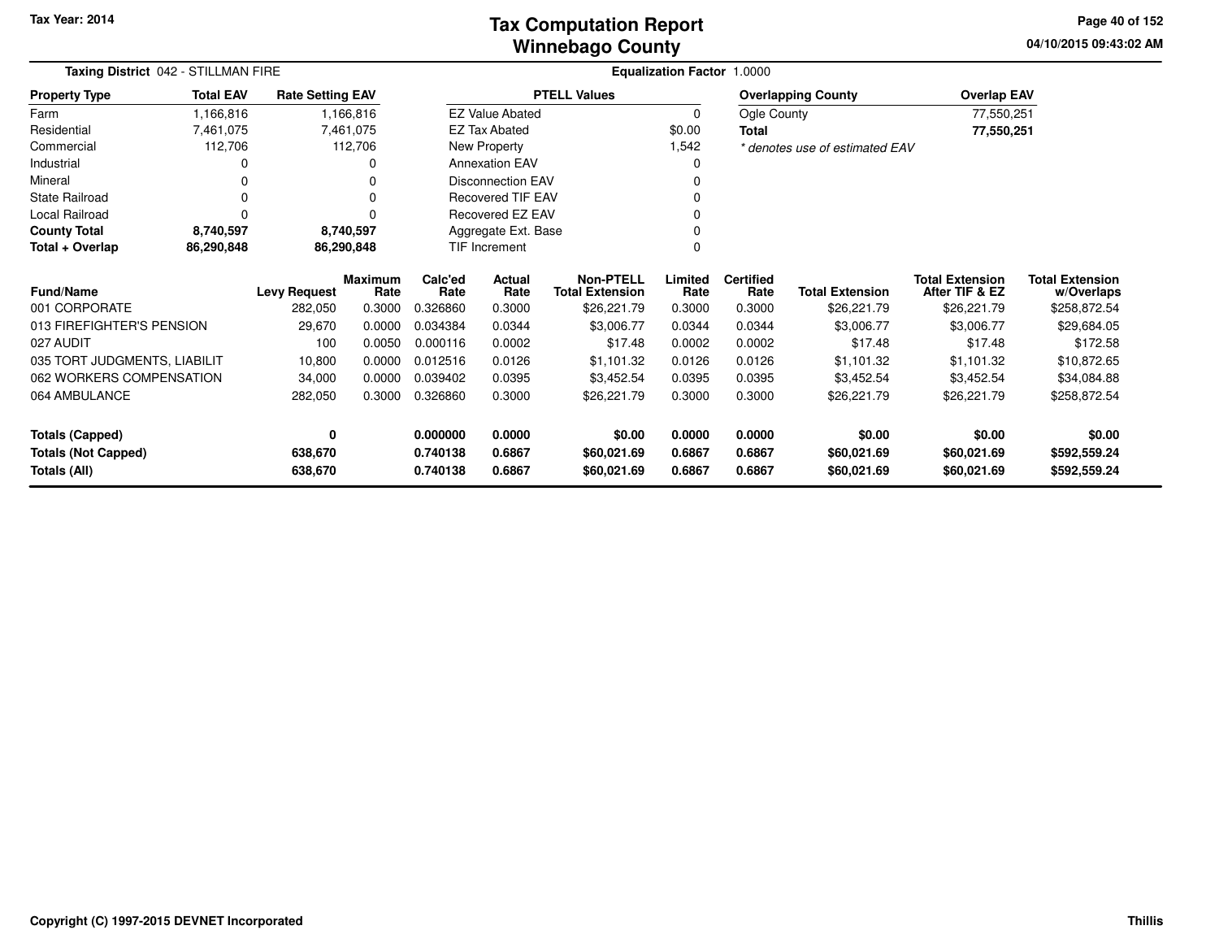Tax Year: 2014

# Tax Computation Report
# Winnebago County

04/10/2015 09:43:02 AM

**Taxing District** 042 - STILLMAN FIRE | **Equalization Factor** 1.0000

| Property Type | Total EAV | Rate Setting EAV |
|---|---|---|
| Farm | 1,166,816 | 1,166,816 |
| Residential | 7,461,075 | 7,461,075 |
| Commercial | 112,706 | 112,706 |
| Industrial | 0 | 0 |
| Mineral | 0 | 0 |
| State Railroad | 0 | 0 |
| Local Railroad | 0 | 0 |
| **County Total** | **8,740,597** | **8,740,597** |
| **Total + Overlap** | **86,290,848** | **86,290,848** |

| PTELL Values | |
|---|---|
| EZ Value Abated | 0 |
| EZ Tax Abated | $0.00 |
| New Property | 1,542 |
| Annexation EAV | 0 |
| Disconnection EAV | 0 |
| Recovered TIF EAV | 0 |
| Recovered EZ EAV | 0 |
| Aggregate Ext. Base | 0 |
| TIF Increment | 0 |

| Overlapping County | Overlap EAV |
|---|---|
| Ogle County | 77,550,251 |
| **Total** | **77,550,251** |

*\* denotes use of estimated EAV*

| Fund/Name | Levy Request | Maximum Rate | Calc'ed Rate | Actual Rate | Non-PTELL Total Extension | Limited Rate | Certified Rate | Total Extension | Total Extension After TIF & EZ | Total Extension w/Overlaps |
|---|---|---|---|---|---|---|---|---|---|---|
| 001 CORPORATE | 282,050 | 0.3000 | 0.326860 | 0.3000 | $26,221.79 | 0.3000 | 0.3000 | $26,221.79 | $26,221.79 | $258,872.54 |
| 013 FIREFIGHTER'S PENSION | 29,670 | 0.0000 | 0.034384 | 0.0344 | $3,006.77 | 0.0344 | 0.0344 | $3,006.77 | $3,006.77 | $29,684.05 |
| 027 AUDIT | 100 | 0.0050 | 0.000116 | 0.0002 | $17.48 | 0.0002 | 0.0002 | $17.48 | $17.48 | $172.58 |
| 035 TORT JUDGMENTS, LIABILIT | 10,800 | 0.0000 | 0.012516 | 0.0126 | $1,101.32 | 0.0126 | 0.0126 | $1,101.32 | $1,101.32 | $10,872.65 |
| 062 WORKERS COMPENSATION | 34,000 | 0.0000 | 0.039402 | 0.0395 | $3,452.54 | 0.0395 | 0.0395 | $3,452.54 | $3,452.54 | $34,084.88 |
| 064 AMBULANCE | 282,050 | 0.3000 | 0.326860 | 0.3000 | $26,221.79 | 0.3000 | 0.3000 | $26,221.79 | $26,221.79 | $258,872.54 |
| **Totals (Capped)** | **0** | | **0.000000** | **0.0000** | **$0.00** | **0.0000** | **0.0000** | **$0.00** | **$0.00** | **$0.00** |
| **Totals (Not Capped)** | **638,670** | | **0.740138** | **0.6867** | **$60,021.69** | **0.6867** | **0.6867** | **$60,021.69** | **$60,021.69** | **$592,559.24** |
| **Totals (All)** | **638,670** | | **0.740138** | **0.6867** | **$60,021.69** | **0.6867** | **0.6867** | **$60,021.69** | **$60,021.69** | **$592,559.24** |

Copyright (C) 1997-2015 DEVNET Incorporated

Thillis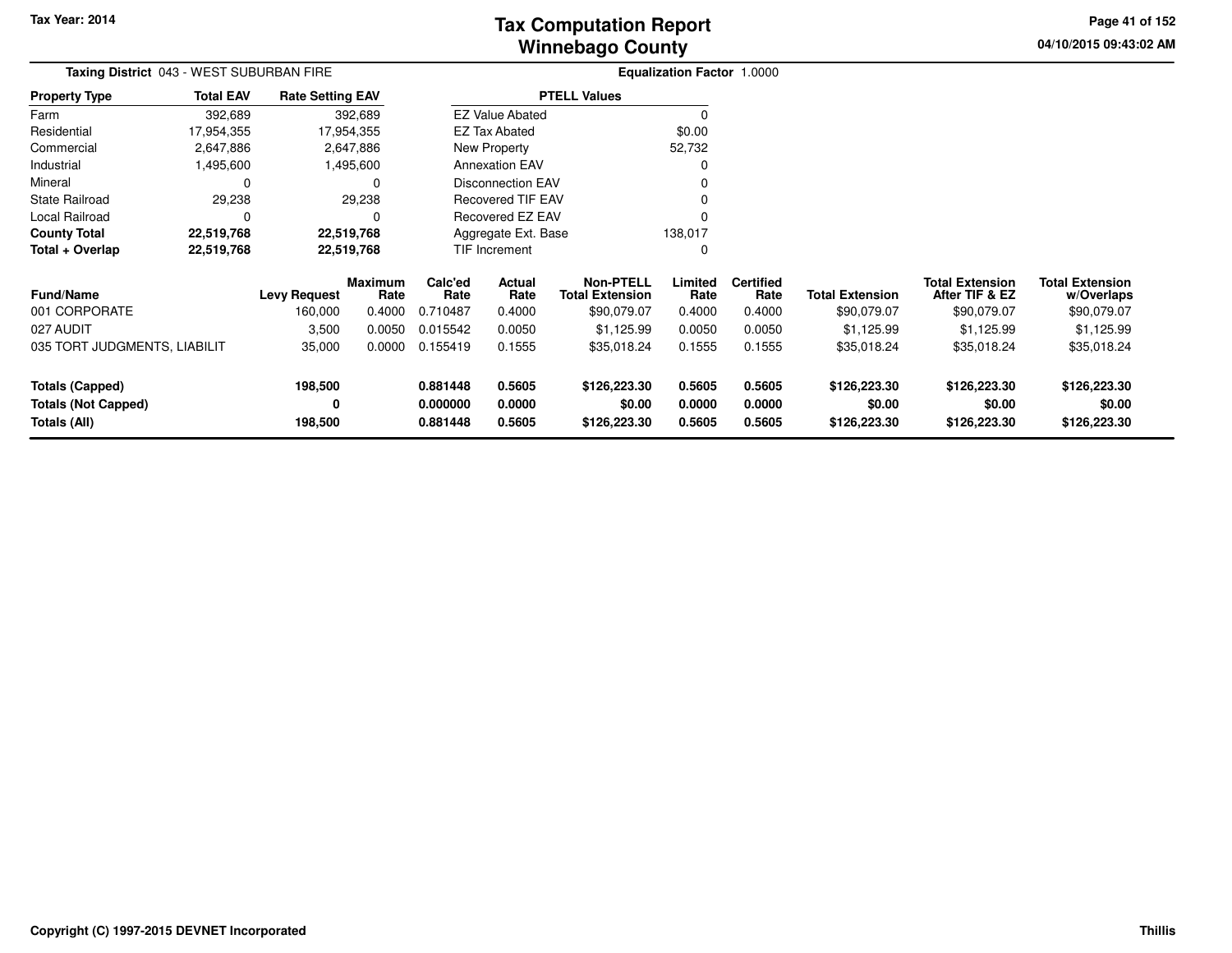Tax Year: 2014

# Tax Computation Report
## Winnebago County

04/10/2015 09:43:02 AM

**Taxing District** 043 - WEST SUBURBAN FIRE

**Equalization Factor** 1.0000

| Property Type | Total EAV | Rate Setting EAV |
|---|---|---|
| Farm | 392,689 | 392,689 |
| Residential | 17,954,355 | 17,954,355 |
| Commercial | 2,647,886 | 2,647,886 |
| Industrial | 1,495,600 | 1,495,600 |
| Mineral | 0 | 0 |
| State Railroad | 29,238 | 29,238 |
| Local Railroad | 0 | 0 |
| **County Total** | **22,519,768** | **22,519,768** |
| **Total + Overlap** | **22,519,768** | **22,519,768** |

| PTELL Values | |
|---|---|
| EZ Value Abated | 0 |
| EZ Tax Abated | $0.00 |
| New Property | 52,732 |
| Annexation EAV | 0 |
| Disconnection EAV | 0 |
| Recovered TIF EAV | 0 |
| Recovered EZ EAV | 0 |
| Aggregate Ext. Base | 138,017 |
| TIF Increment | 0 |

| Fund/Name | Levy Request | Maximum Rate | Calc'ed Rate | Actual Rate | Non-PTELL Total Extension | Limited Rate | Certified Rate | Total Extension | Total Extension After TIF & EZ | Total Extension w/Overlaps |
|---|---|---|---|---|---|---|---|---|---|---|
| 001 CORPORATE | 160,000 | 0.4000 | 0.710487 | 0.4000 | $90,079.07 | 0.4000 | 0.4000 | $90,079.07 | $90,079.07 | $90,079.07 |
| 027 AUDIT | 3,500 | 0.0050 | 0.015542 | 0.0050 | $1,125.99 | 0.0050 | 0.0050 | $1,125.99 | $1,125.99 | $1,125.99 |
| 035 TORT JUDGMENTS, LIABILIT | 35,000 | 0.0000 | 0.155419 | 0.1555 | $35,018.24 | 0.1555 | 0.1555 | $35,018.24 | $35,018.24 | $35,018.24 |
| **Totals (Capped)** | **198,500** | | **0.881448** | **0.5605** | **$126,223.30** | **0.5605** | **0.5605** | **$126,223.30** | **$126,223.30** | **$126,223.30** |
| **Totals (Not Capped)** | **0** | | **0.000000** | **0.0000** | **$0.00** | **0.0000** | **0.0000** | **$0.00** | **$0.00** | **$0.00** |
| **Totals (All)** | **198,500** | | **0.881448** | **0.5605** | **$126,223.30** | **0.5605** | **0.5605** | **$126,223.30** | **$126,223.30** | **$126,223.30** |

Copyright (C) 1997-2015 DEVNET Incorporated

Thillis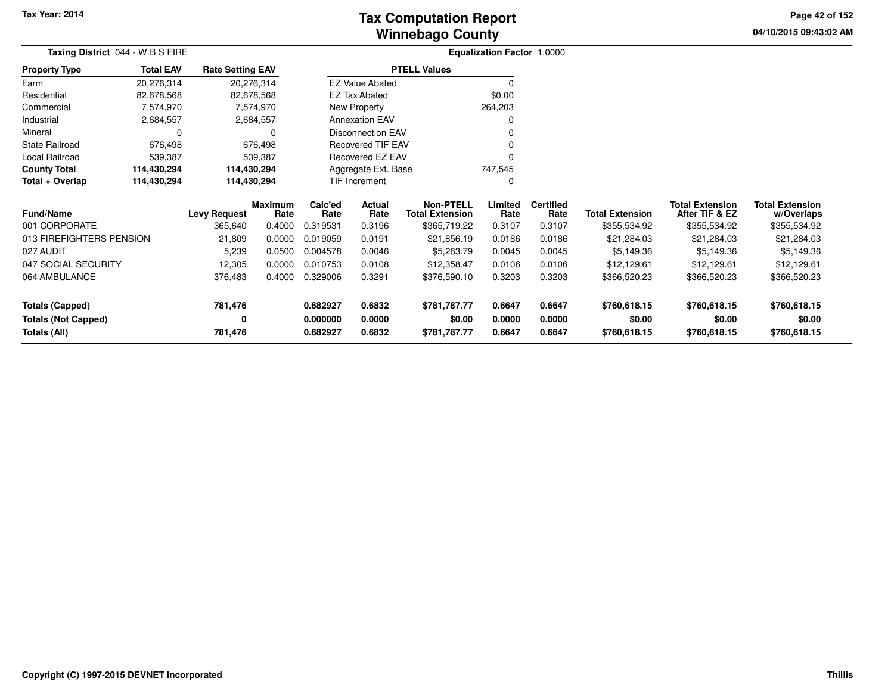# Tax Computation Report
## Winnebago County

Tax Year: 2014

**Taxing District** 044 - W B S FIRE

**Equalization Factor** 1.0000

| Property Type | Total EAV | Rate Setting EAV |
|---|---|---|
| Farm | 20,276,314 | 20,276,314 |
| Residential | 82,678,568 | 82,678,568 |
| Commercial | 7,574,970 | 7,574,970 |
| Industrial | 2,684,557 | 2,684,557 |
| Mineral | 0 | 0 |
| State Railroad | 676,498 | 676,498 |
| Local Railroad | 539,387 | 539,387 |
| **County Total** | **114,430,294** | **114,430,294** |
| **Total + Overlap** | **114,430,294** | **114,430,294** |

| PTELL Values | |
|---|---|
| EZ Value Abated | 0 |
| EZ Tax Abated | $0.00 |
| New Property | 264,203 |
| Annexation EAV | 0 |
| Disconnection EAV | 0 |
| Recovered TIF EAV | 0 |
| Recovered EZ EAV | 0 |
| Aggregate Ext. Base | 747,545 |
| TIF Increment | 0 |

| Fund/Name | Levy Request | Maximum Rate | Calc'ed Rate | Actual Rate | Non-PTELL Total Extension | Limited Rate | Certified Rate | Total Extension | Total Extension After TIF & EZ | Total Extension w/Overlaps |
|---|---|---|---|---|---|---|---|---|---|---|
| 001 CORPORATE | 365,640 | 0.4000 | 0.319531 | 0.3196 | $365,719.22 | 0.3107 | 0.3107 | $355,534.92 | $355,534.92 | $355,534.92 |
| 013 FIREFIGHTERS PENSION | 21,809 | 0.0000 | 0.019059 | 0.0191 | $21,856.19 | 0.0186 | 0.0186 | $21,284.03 | $21,284.03 | $21,284.03 |
| 027 AUDIT | 5,239 | 0.0500 | 0.004578 | 0.0046 | $5,263.79 | 0.0045 | 0.0045 | $5,149.36 | $5,149.36 | $5,149.36 |
| 047 SOCIAL SECURITY | 12,305 | 0.0000 | 0.010753 | 0.0108 | $12,358.47 | 0.0106 | 0.0106 | $12,129.61 | $12,129.61 | $12,129.61 |
| 064 AMBULANCE | 376,483 | 0.4000 | 0.329006 | 0.3291 | $376,590.10 | 0.3203 | 0.3203 | $366,520.23 | $366,520.23 | $366,520.23 |
| **Totals (Capped)** | **781,476** | | **0.682927** | **0.6832** | **$781,787.77** | **0.6647** | **0.6647** | **$760,618.15** | **$760,618.15** | **$760,618.15** |
| **Totals (Not Capped)** | **0** | | **0.000000** | **0.0000** | **$0.00** | **0.0000** | **0.0000** | **$0.00** | **$0.00** | **$0.00** |
| **Totals (All)** | **781,476** | | **0.682927** | **0.6832** | **$781,787.77** | **0.6647** | **0.6647** | **$760,618.15** | **$760,618.15** | **$760,618.15** |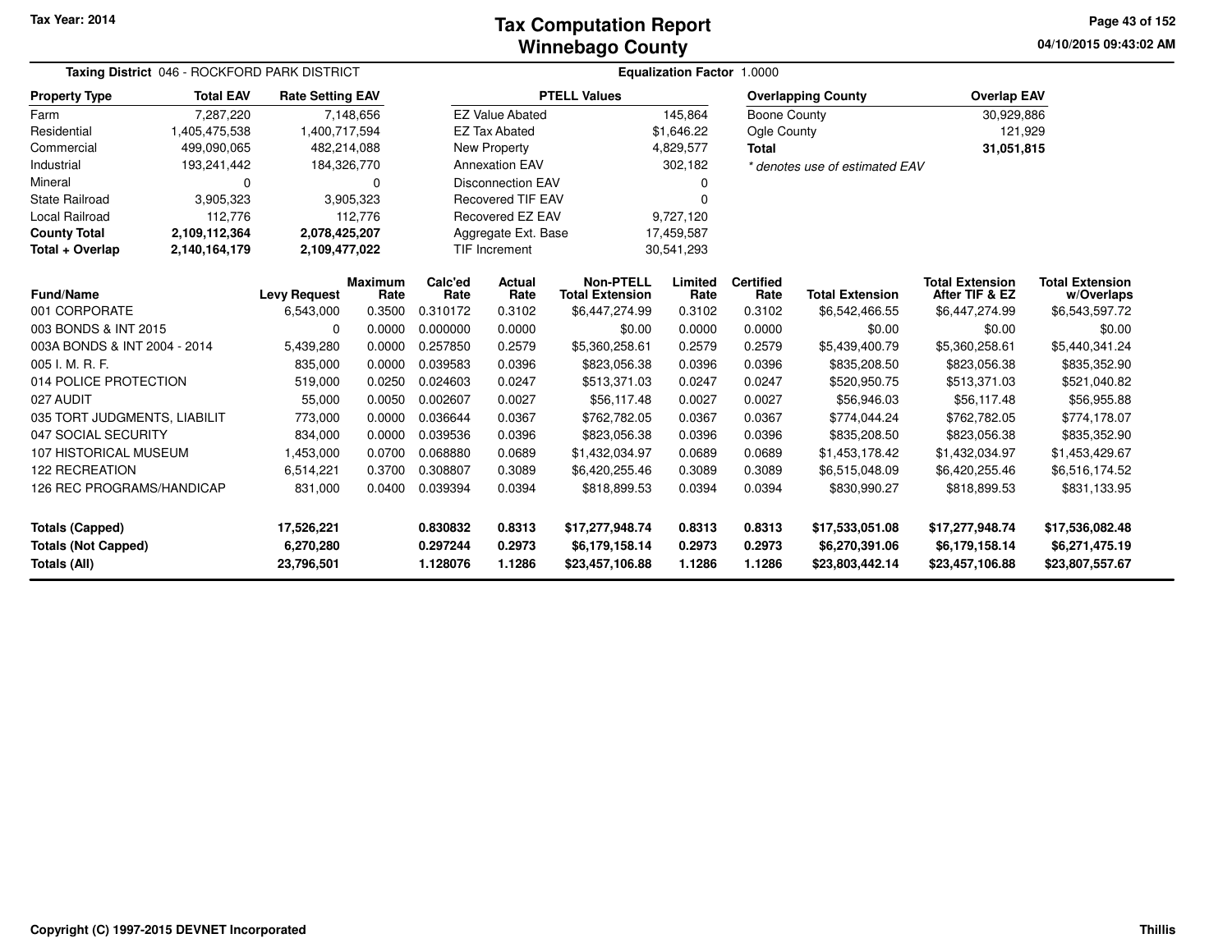Tax Year: 2014

# Tax Computation Report
## Winnebago County

04/10/2015 09:43:02 AM

**Taxing District** 046 - ROCKFORD PARK DISTRICT

**Equalization Factor** 1.0000

| Property Type | Total EAV | Rate Setting EAV |
|---|---|---|
| Farm | 7,287,220 | 7,148,656 |
| Residential | 1,405,475,538 | 1,400,717,594 |
| Commercial | 499,090,065 | 482,214,088 |
| Industrial | 193,241,442 | 184,326,770 |
| Mineral | 0 | 0 |
| State Railroad | 3,905,323 | 3,905,323 |
| Local Railroad | 112,776 | 112,776 |
| **County Total** | **2,109,112,364** | **2,078,425,207** |
| **Total + Overlap** | **2,140,164,179** | **2,109,477,022** |

| PTELL Values | |
|---|---|
| EZ Value Abated | 145,864 |
| EZ Tax Abated | $1,646.22 |
| New Property | 4,829,577 |
| Annexation EAV | 302,182 |
| Disconnection EAV | 0 |
| Recovered TIF EAV | 0 |
| Recovered EZ EAV | 9,727,120 |
| Aggregate Ext. Base | 17,459,587 |
| TIF Increment | 30,541,293 |

| Overlapping County | Overlap EAV |
|---|---|
| Boone County | 30,929,886 |
| Ogle County | 121,929 |
| **Total** | **31,051,815** |

*\* denotes use of estimated EAV*

| Fund/Name | Levy Request | Maximum Rate | Calc'ed Rate | Actual Rate | Non-PTELL Total Extension | Limited Rate | Certified Rate | Total Extension | Total Extension After TIF & EZ | Total Extension w/Overlaps |
|---|---|---|---|---|---|---|---|---|---|---|
| 001 CORPORATE | 6,543,000 | 0.3500 | 0.310172 | 0.3102 | $6,447,274.99 | 0.3102 | 0.3102 | $6,542,466.55 | $6,447,274.99 | $6,543,597.72 |
| 003 BONDS & INT 2015 | 0 | 0.0000 | 0.000000 | 0.0000 | $0.00 | 0.0000 | 0.0000 | $0.00 | $0.00 | $0.00 |
| 003A BONDS & INT 2004 - 2014 | 5,439,280 | 0.0000 | 0.257850 | 0.2579 | $5,360,258.61 | 0.2579 | 0.2579 | $5,439,400.79 | $5,360,258.61 | $5,440,341.24 |
| 005 I. M. R. F. | 835,000 | 0.0000 | 0.039583 | 0.0396 | $823,056.38 | 0.0396 | 0.0396 | $835,208.50 | $823,056.38 | $835,352.90 |
| 014 POLICE PROTECTION | 519,000 | 0.0250 | 0.024603 | 0.0247 | $513,371.03 | 0.0247 | 0.0247 | $520,950.75 | $513,371.03 | $521,040.82 |
| 027 AUDIT | 55,000 | 0.0050 | 0.002607 | 0.0027 | $56,117.48 | 0.0027 | 0.0027 | $56,946.03 | $56,117.48 | $56,955.88 |
| 035 TORT JUDGMENTS, LIABILIT | 773,000 | 0.0000 | 0.036644 | 0.0367 | $762,782.05 | 0.0367 | 0.0367 | $774,044.24 | $762,782.05 | $774,178.07 |
| 047 SOCIAL SECURITY | 834,000 | 0.0000 | 0.039536 | 0.0396 | $823,056.38 | 0.0396 | 0.0396 | $835,208.50 | $823,056.38 | $835,352.90 |
| 107 HISTORICAL MUSEUM | 1,453,000 | 0.0700 | 0.068880 | 0.0689 | $1,432,034.97 | 0.0689 | 0.0689 | $1,453,178.42 | $1,432,034.97 | $1,453,429.67 |
| 122 RECREATION | 6,514,221 | 0.3700 | 0.308807 | 0.3089 | $6,420,255.46 | 0.3089 | 0.3089 | $6,515,048.09 | $6,420,255.46 | $6,516,174.52 |
| 126 REC PROGRAMS/HANDICAP | 831,000 | 0.0400 | 0.039394 | 0.0394 | $818,899.53 | 0.0394 | 0.0394 | $830,990.27 | $818,899.53 | $831,133.95 |
| **Totals (Capped)** | **17,526,221** | | **0.830832** | **0.8313** | **$17,277,948.74** | **0.8313** | **0.8313** | **$17,533,051.08** | **$17,277,948.74** | **$17,536,082.48** |
| **Totals (Not Capped)** | **6,270,280** | | **0.297244** | **0.2973** | **$6,179,158.14** | **0.2973** | **0.2973** | **$6,270,391.06** | **$6,179,158.14** | **$6,271,475.19** |
| **Totals (All)** | **23,796,501** | | **1.128076** | **1.1286** | **$23,457,106.88** | **1.1286** | **1.1286** | **$23,803,442.14** | **$23,457,106.88** | **$23,807,557.67** |

**Copyright (C) 1997-2015 DEVNET Incorporated**

**Thillis**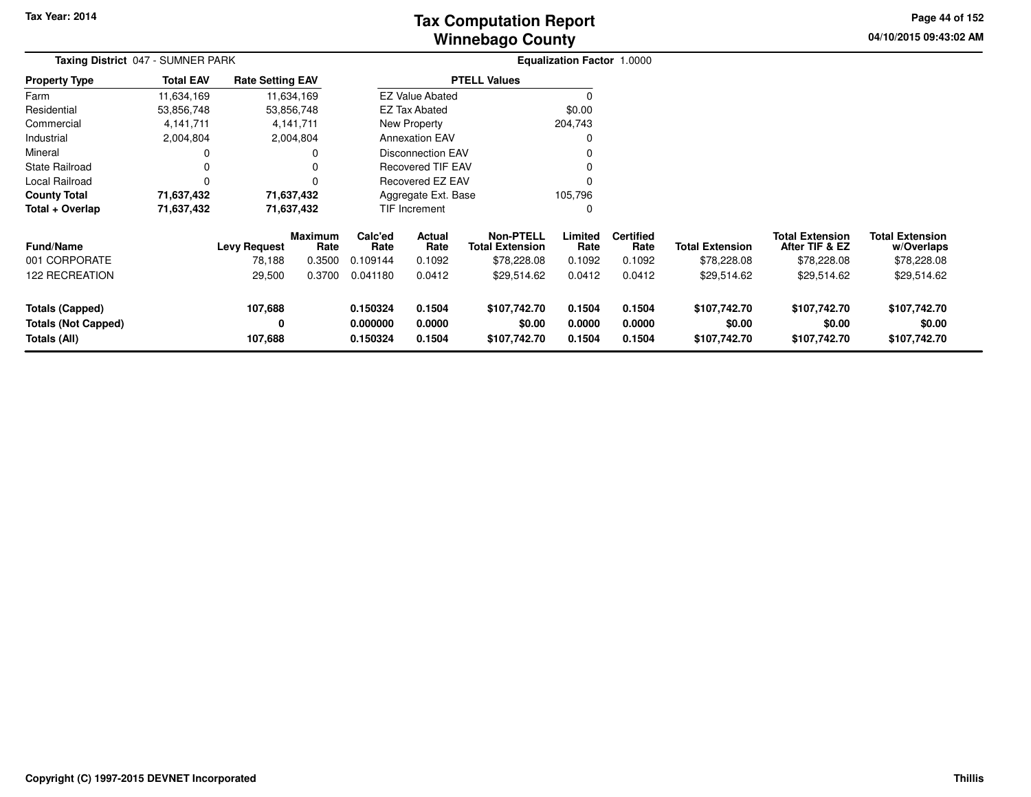# Tax Computation Report
# Winnebago County

Tax Year: 2014

04/10/2015 09:43:02 AM

**Taxing District** 047 - SUMNER PARK

**Equalization Factor** 1.0000

| Property Type | Total EAV | Rate Setting EAV |
|---|---|---|
| Farm | 11,634,169 | 11,634,169 |
| Residential | 53,856,748 | 53,856,748 |
| Commercial | 4,141,711 | 4,141,711 |
| Industrial | 2,004,804 | 2,004,804 |
| Mineral | 0 | 0 |
| State Railroad | 0 | 0 |
| Local Railroad | 0 | 0 |
| **County Total** | **71,637,432** | **71,637,432** |
| **Total + Overlap** | **71,637,432** | **71,637,432** |

| PTELL Values | |
|---|---|
| EZ Value Abated | 0 |
| EZ Tax Abated | $0.00 |
| New Property | 204,743 |
| Annexation EAV | 0 |
| Disconnection EAV | 0 |
| Recovered TIF EAV | 0 |
| Recovered EZ EAV | 0 |
| Aggregate Ext. Base | 105,796 |
| TIF Increment | 0 |

| Fund/Name | Levy Request | Maximum Rate | Calc'ed Rate | Actual Rate | Non-PTELL Total Extension | Limited Rate | Certified Rate | Total Extension | Total Extension After TIF & EZ | Total Extension w/Overlaps |
|---|---|---|---|---|---|---|---|---|---|---|
| 001 CORPORATE | 78,188 | 0.3500 | 0.109144 | 0.1092 | $78,228.08 | 0.1092 | 0.1092 | $78,228.08 | $78,228.08 | $78,228.08 |
| 122 RECREATION | 29,500 | 0.3700 | 0.041180 | 0.0412 | $29,514.62 | 0.0412 | 0.0412 | $29,514.62 | $29,514.62 | $29,514.62 |
| **Totals (Capped)** | **107,688** | | **0.150324** | **0.1504** | **$107,742.70** | **0.1504** | **0.1504** | **$107,742.70** | **$107,742.70** | **$107,742.70** |
| **Totals (Not Capped)** | **0** | | **0.000000** | **0.0000** | **$0.00** | **0.0000** | **0.0000** | **$0.00** | **$0.00** | **$0.00** |
| **Totals (All)** | **107,688** | | **0.150324** | **0.1504** | **$107,742.70** | **0.1504** | **0.1504** | **$107,742.70** | **$107,742.70** | **$107,742.70** |

Copyright (C) 1997-2015 DEVNET Incorporated

Thillis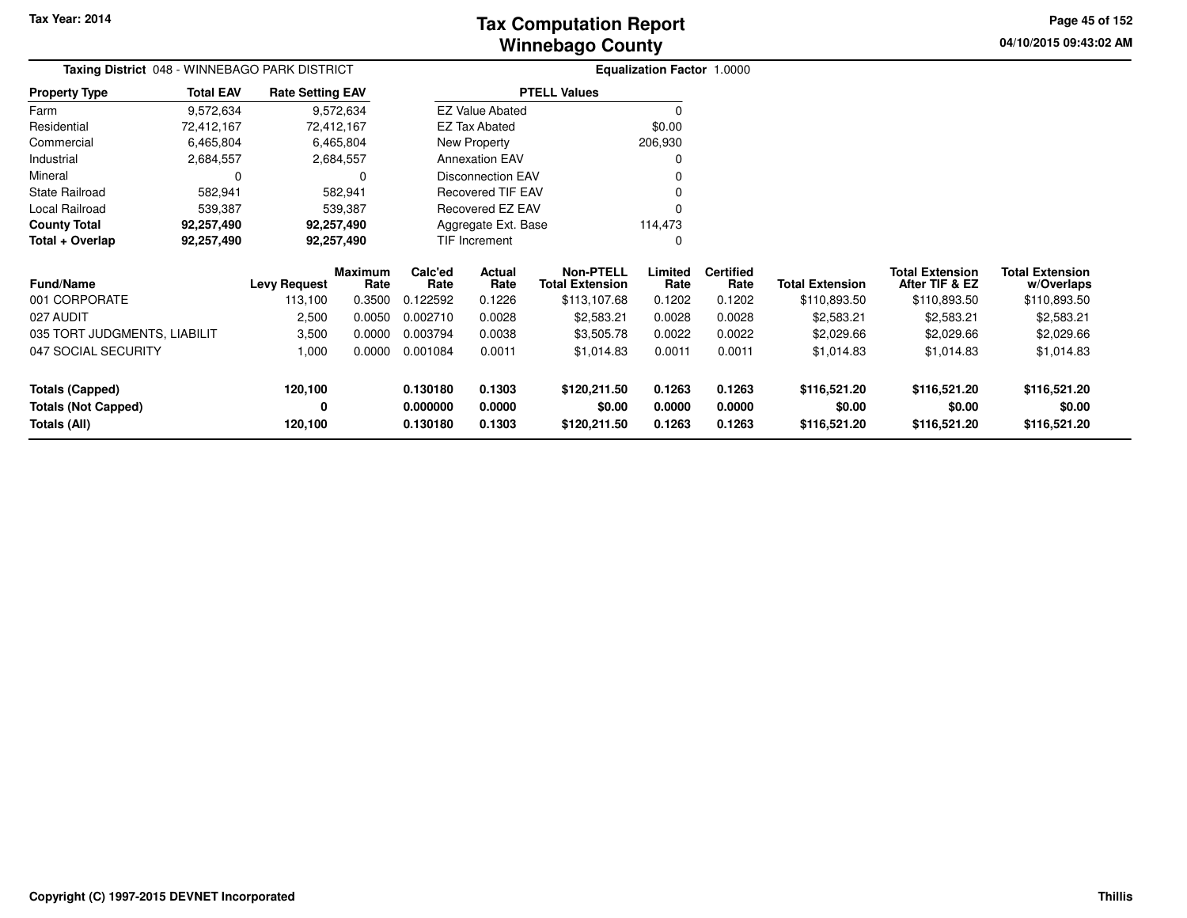# Tax Computation Report
## Winnebago County

Tax Year: 2014

04/10/2015 09:43:02 AM

**Taxing District** 048 - WINNEBAGO PARK DISTRICT

**Equalization Factor** 1.0000

| Property Type | Total EAV | Rate Setting EAV |
|---|---|---|
| Farm | 9,572,634 | 9,572,634 |
| Residential | 72,412,167 | 72,412,167 |
| Commercial | 6,465,804 | 6,465,804 |
| Industrial | 2,684,557 | 2,684,557 |
| Mineral | 0 | 0 |
| State Railroad | 582,941 | 582,941 |
| Local Railroad | 539,387 | 539,387 |
| **County Total** | **92,257,490** | **92,257,490** |
| **Total + Overlap** | **92,257,490** | **92,257,490** |

| PTELL Values | |
|---|---|
| EZ Value Abated | 0 |
| EZ Tax Abated | $0.00 |
| New Property | 206,930 |
| Annexation EAV | 0 |
| Disconnection EAV | 0 |
| Recovered TIF EAV | 0 |
| Recovered EZ EAV | 0 |
| Aggregate Ext. Base | 114,473 |
| TIF Increment | 0 |

| Fund/Name | Levy Request | Maximum Rate | Calc'ed Rate | Actual Rate | Non-PTELL Total Extension | Limited Rate | Certified Rate | Total Extension | Total Extension After TIF & EZ | Total Extension w/Overlaps |
|---|---|---|---|---|---|---|---|---|---|---|
| 001 CORPORATE | 113,100 | 0.3500 | 0.122592 | 0.1226 | $113,107.68 | 0.1202 | 0.1202 | $110,893.50 | $110,893.50 | $110,893.50 |
| 027 AUDIT | 2,500 | 0.0050 | 0.002710 | 0.0028 | $2,583.21 | 0.0028 | 0.0028 | $2,583.21 | $2,583.21 | $2,583.21 |
| 035 TORT JUDGMENTS, LIABILIT | 3,500 | 0.0000 | 0.003794 | 0.0038 | $3,505.78 | 0.0022 | 0.0022 | $2,029.66 | $2,029.66 | $2,029.66 |
| 047 SOCIAL SECURITY | 1,000 | 0.0000 | 0.001084 | 0.0011 | $1,014.83 | 0.0011 | 0.0011 | $1,014.83 | $1,014.83 | $1,014.83 |
| **Totals (Capped)** | **120,100** | | **0.130180** | **0.1303** | **$120,211.50** | **0.1263** | **0.1263** | **$116,521.20** | **$116,521.20** | **$116,521.20** |
| **Totals (Not Capped)** | **0** | | **0.000000** | **0.0000** | **$0.00** | **0.0000** | **0.0000** | **$0.00** | **$0.00** | **$0.00** |
| **Totals (All)** | **120,100** | | **0.130180** | **0.1303** | **$120,211.50** | **0.1263** | **0.1263** | **$116,521.20** | **$116,521.20** | **$116,521.20** |

Copyright (C) 1997-2015 DEVNET Incorporated

Thillis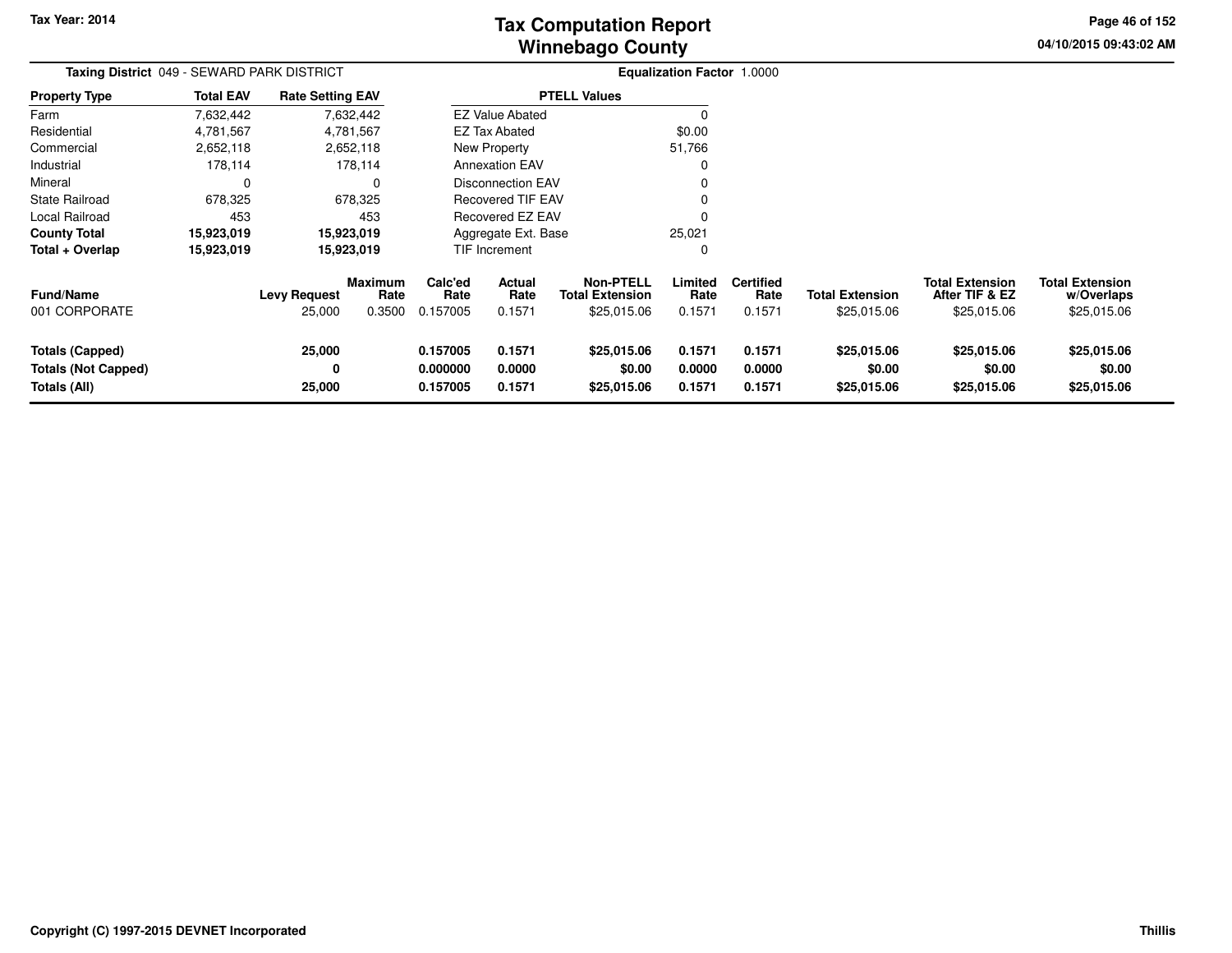# Tax Computation Report
## Winnebago County

Tax Year: 2014

04/10/2015 09:43:02 AM

**Taxing District** 049 - SEWARD PARK DISTRICT

**Equalization Factor** 1.0000

| Property Type | Total EAV | Rate Setting EAV |
|---|---|---|
| Farm | 7,632,442 | 7,632,442 |
| Residential | 4,781,567 | 4,781,567 |
| Commercial | 2,652,118 | 2,652,118 |
| Industrial | 178,114 | 178,114 |
| Mineral | 0 | 0 |
| State Railroad | 678,325 | 678,325 |
| Local Railroad | 453 | 453 |
| **County Total** | **15,923,019** | **15,923,019** |
| **Total + Overlap** | **15,923,019** | **15,923,019** |

| PTELL Values | |
|---|---|
| EZ Value Abated | 0 |
| EZ Tax Abated | $0.00 |
| New Property | 51,766 |
| Annexation EAV | 0 |
| Disconnection EAV | 0 |
| Recovered TIF EAV | 0 |
| Recovered EZ EAV | 0 |
| Aggregate Ext. Base | 25,021 |
| TIF Increment | 0 |

| Fund/Name | Levy Request | Maximum Rate | Calc'ed Rate | Actual Rate | Non-PTELL Total Extension | Limited Rate | Certified Rate | Total Extension | Total Extension After TIF & EZ | Total Extension w/Overlaps |
|---|---|---|---|---|---|---|---|---|---|---|
| 001 CORPORATE | 25,000 | 0.3500 | 0.157005 | 0.1571 | $25,015.06 | 0.1571 | 0.1571 | $25,015.06 | $25,015.06 | $25,015.06 |
| **Totals (Capped)** | **25,000** | | **0.157005** | **0.1571** | **$25,015.06** | **0.1571** | **0.1571** | **$25,015.06** | **$25,015.06** | **$25,015.06** |
| **Totals (Not Capped)** | **0** | | **0.000000** | **0.0000** | **$0.00** | **0.0000** | **0.0000** | **$0.00** | **$0.00** | **$0.00** |
| **Totals (All)** | **25,000** | | **0.157005** | **0.1571** | **$25,015.06** | **0.1571** | **0.1571** | **$25,015.06** | **$25,015.06** | **$25,015.06** |

Copyright (C) 1997-2015 DEVNET Incorporated

Thillis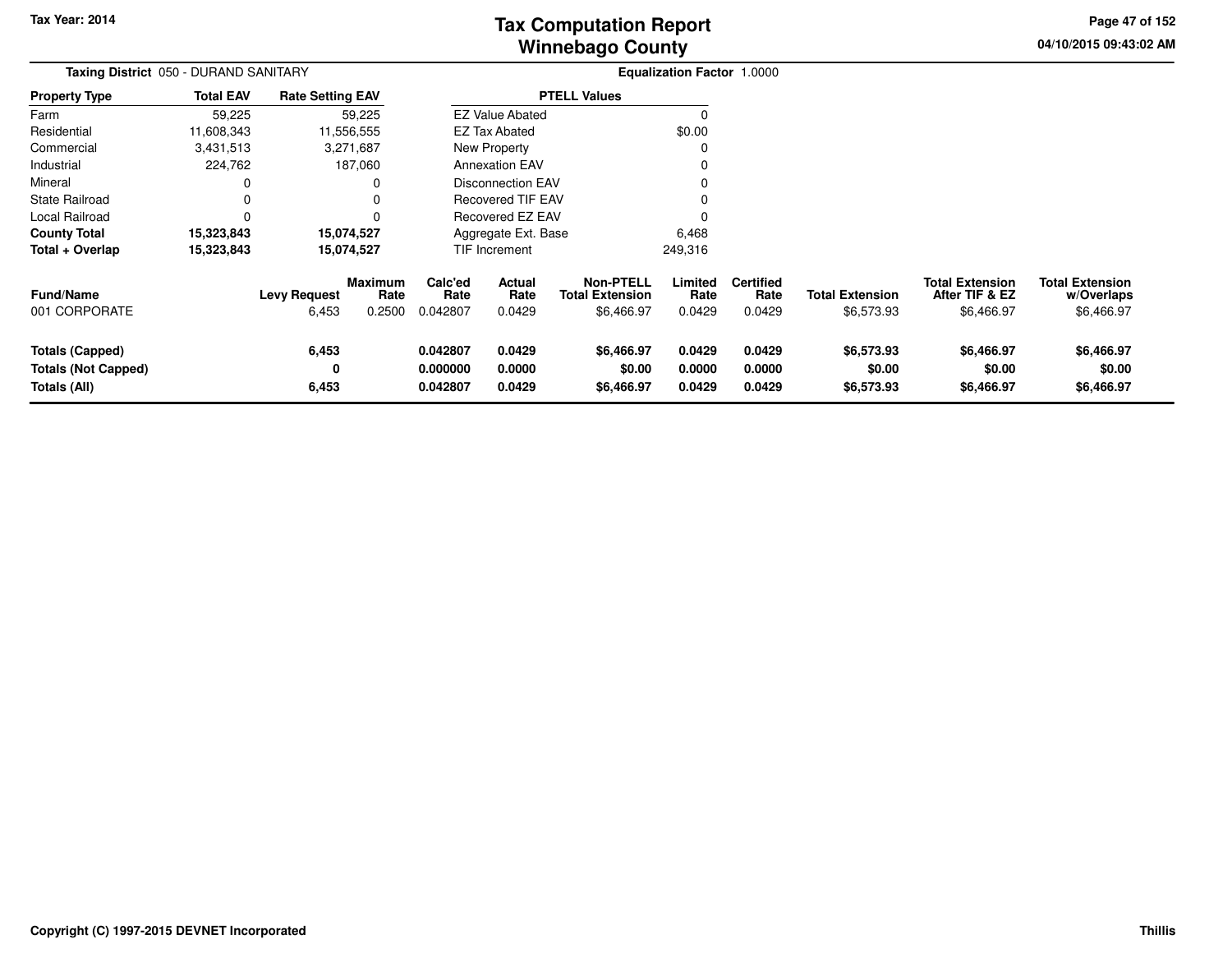# Tax Computation Report
## Winnebago County

Tax Year: 2014

**Taxing District** 050 - DURAND SANITARY

**Equalization Factor** 1.0000

| Property Type | Total EAV | Rate Setting EAV |
|---|---|---|
| Farm | 59,225 | 59,225 |
| Residential | 11,608,343 | 11,556,555 |
| Commercial | 3,431,513 | 3,271,687 |
| Industrial | 224,762 | 187,060 |
| Mineral | 0 | 0 |
| State Railroad | 0 | 0 |
| Local Railroad | 0 | 0 |
| **County Total** | **15,323,843** | **15,074,527** |
| **Total + Overlap** | **15,323,843** | **15,074,527** |

| PTELL Values | |
|---|---|
| EZ Value Abated | 0 |
| EZ Tax Abated | $0.00 |
| New Property | 0 |
| Annexation EAV | 0 |
| Disconnection EAV | 0 |
| Recovered TIF EAV | 0 |
| Recovered EZ EAV | 0 |
| Aggregate Ext. Base | 6,468 |
| TIF Increment | 249,316 |

| Fund/Name | Levy Request | Maximum Rate | Calc'ed Rate | Actual Rate | Non-PTELL Total Extension | Limited Rate | Certified Rate | Total Extension | Total Extension After TIF & EZ | Total Extension w/Overlaps |
|---|---|---|---|---|---|---|---|---|---|---|
| 001 CORPORATE | 6,453 | 0.2500 | 0.042807 | 0.0429 | $6,466.97 | 0.0429 | 0.0429 | $6,573.93 | $6,466.97 | $6,466.97 |
| **Totals (Capped)** | **6,453** | | **0.042807** | **0.0429** | **$6,466.97** | **0.0429** | **0.0429** | **$6,573.93** | **$6,466.97** | **$6,466.97** |
| **Totals (Not Capped)** | **0** | | **0.000000** | **0.0000** | **$0.00** | **0.0000** | **0.0000** | **$0.00** | **$0.00** | **$0.00** |
| **Totals (All)** | **6,453** | | **0.042807** | **0.0429** | **$6,466.97** | **0.0429** | **0.0429** | **$6,573.93** | **$6,466.97** | **$6,466.97** |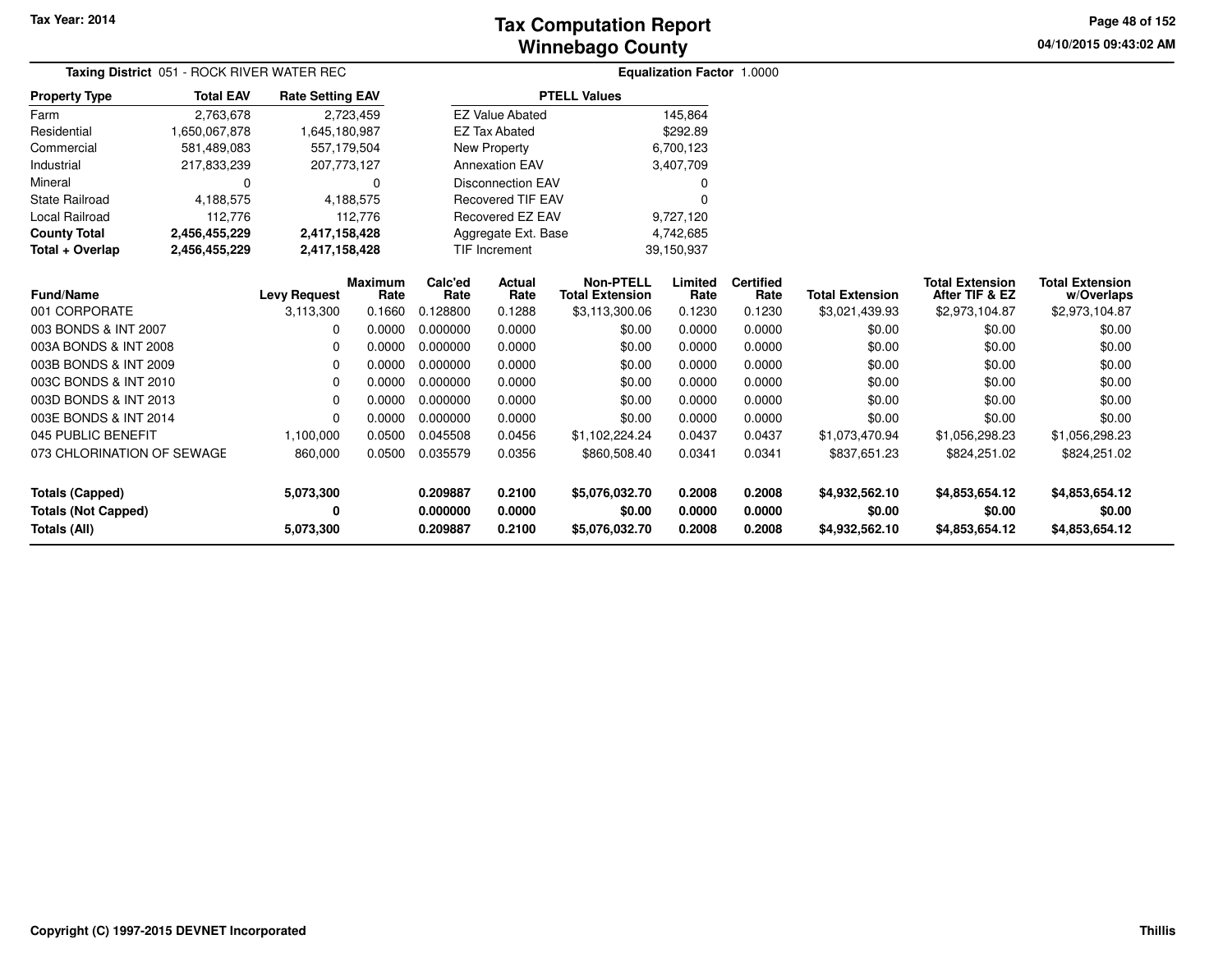Tax Year: 2014

# Tax Computation Report
# Winnebago County

04/10/2015 09:43:02 AM

**Taxing District** 051 - ROCK RIVER WATER REC

**Equalization Factor** 1.0000

| Property Type | Total EAV | Rate Setting EAV |
|---|---|---|
| Farm | 2,763,678 | 2,723,459 |
| Residential | 1,650,067,878 | 1,645,180,987 |
| Commercial | 581,489,083 | 557,179,504 |
| Industrial | 217,833,239 | 207,773,127 |
| Mineral | 0 | 0 |
| State Railroad | 4,188,575 | 4,188,575 |
| Local Railroad | 112,776 | 112,776 |
| **County Total** | **2,456,455,229** | **2,417,158,428** |
| **Total + Overlap** | **2,456,455,229** | **2,417,158,428** |

| PTELL Values | |
|---|---|
| EZ Value Abated | 145,864 |
| EZ Tax Abated | $292.89 |
| New Property | 6,700,123 |
| Annexation EAV | 3,407,709 |
| Disconnection EAV | 0 |
| Recovered TIF EAV | 0 |
| Recovered EZ EAV | 9,727,120 |
| Aggregate Ext. Base | 4,742,685 |
| TIF Increment | 39,150,937 |

| Fund/Name | Levy Request | Maximum Rate | Calc'ed Rate | Actual Rate | Non-PTELL Total Extension | Limited Rate | Certified Rate | Total Extension | Total Extension After TIF & EZ | Total Extension w/Overlaps |
|---|---|---|---|---|---|---|---|---|---|---|
| 001 CORPORATE | 3,113,300 | 0.1660 | 0.128800 | 0.1288 | $3,113,300.06 | 0.1230 | 0.1230 | $3,021,439.93 | $2,973,104.87 | $2,973,104.87 |
| 003 BONDS & INT 2007 | 0 | 0.0000 | 0.000000 | 0.0000 | $0.00 | 0.0000 | 0.0000 | $0.00 | $0.00 | $0.00 |
| 003A BONDS & INT 2008 | 0 | 0.0000 | 0.000000 | 0.0000 | $0.00 | 0.0000 | 0.0000 | $0.00 | $0.00 | $0.00 |
| 003B BONDS & INT 2009 | 0 | 0.0000 | 0.000000 | 0.0000 | $0.00 | 0.0000 | 0.0000 | $0.00 | $0.00 | $0.00 |
| 003C BONDS & INT 2010 | 0 | 0.0000 | 0.000000 | 0.0000 | $0.00 | 0.0000 | 0.0000 | $0.00 | $0.00 | $0.00 |
| 003D BONDS & INT 2013 | 0 | 0.0000 | 0.000000 | 0.0000 | $0.00 | 0.0000 | 0.0000 | $0.00 | $0.00 | $0.00 |
| 003E BONDS & INT 2014 | 0 | 0.0000 | 0.000000 | 0.0000 | $0.00 | 0.0000 | 0.0000 | $0.00 | $0.00 | $0.00 |
| 045 PUBLIC BENEFIT | 1,100,000 | 0.0500 | 0.045508 | 0.0456 | $1,102,224.24 | 0.0437 | 0.0437 | $1,073,470.94 | $1,056,298.23 | $1,056,298.23 |
| 073 CHLORINATION OF SEWAGE | 860,000 | 0.0500 | 0.035579 | 0.0356 | $860,508.40 | 0.0341 | 0.0341 | $837,651.23 | $824,251.02 | $824,251.02 |
| **Totals (Capped)** | **5,073,300** | | **0.209887** | **0.2100** | **$5,076,032.70** | **0.2008** | **0.2008** | **$4,932,562.10** | **$4,853,654.12** | **$4,853,654.12** |
| **Totals (Not Capped)** | **0** | | **0.000000** | **0.0000** | **$0.00** | **0.0000** | **0.0000** | **$0.00** | **$0.00** | **$0.00** |
| **Totals (All)** | **5,073,300** | | **0.209887** | **0.2100** | **$5,076,032.70** | **0.2008** | **0.2008** | **$4,932,562.10** | **$4,853,654.12** | **$4,853,654.12** |

Copyright (C) 1997-2015 DEVNET Incorporated — Thillis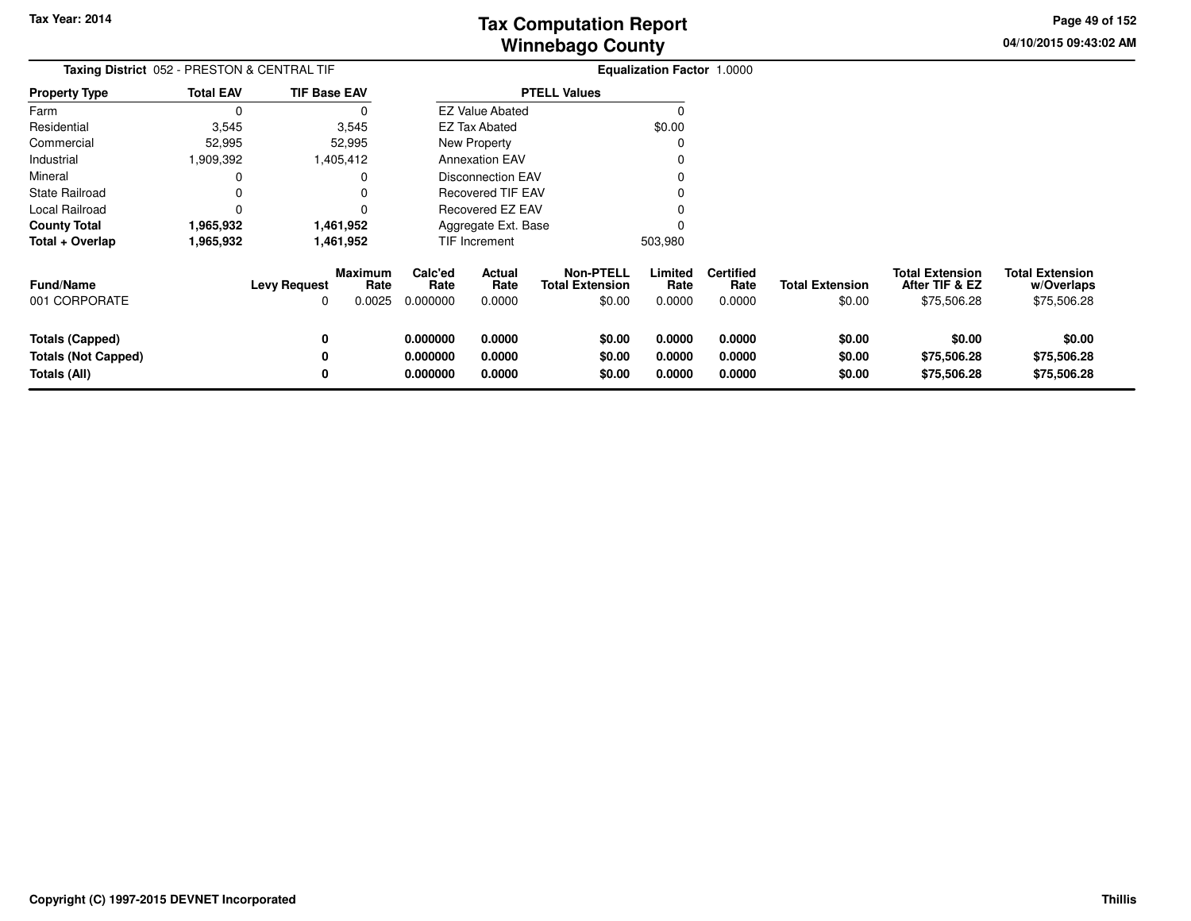# Tax Computation Report
# Winnebago County

Tax Year: 2014

04/10/2015 09:43:02 AM

**Taxing District** 052 - PRESTON & CENTRAL TIF

**Equalization Factor** 1.0000

| Property Type | Total EAV | TIF Base EAV |
|---|---|---|
| Farm | 0 | 0 |
| Residential | 3,545 | 3,545 |
| Commercial | 52,995 | 52,995 |
| Industrial | 1,909,392 | 1,405,412 |
| Mineral | 0 | 0 |
| State Railroad | 0 | 0 |
| Local Railroad | 0 | 0 |
| **County Total** | **1,965,932** | **1,461,952** |
| **Total + Overlap** | **1,965,932** | **1,461,952** |

| PTELL Values | |
|---|---|
| EZ Value Abated | 0 |
| EZ Tax Abated | $0.00 |
| New Property | 0 |
| Annexation EAV | 0 |
| Disconnection EAV | 0 |
| Recovered TIF EAV | 0 |
| Recovered EZ EAV | 0 |
| Aggregate Ext. Base | 0 |
| TIF Increment | 503,980 |

| Fund/Name | Levy Request | Maximum Rate | Calc'ed Rate | Actual Rate | Non-PTELL Total Extension | Limited Rate | Certified Rate | Total Extension | Total Extension After TIF & EZ | Total Extension w/Overlaps |
|---|---|---|---|---|---|---|---|---|---|---|
| 001 CORPORATE | 0 | 0.0025 | 0.000000 | 0.0000 | $0.00 | 0.0000 | 0.0000 | $0.00 | $75,506.28 | $75,506.28 |
| **Totals (Capped)** | **0** | | **0.000000** | **0.0000** | **$0.00** | **0.0000** | **0.0000** | **$0.00** | **$0.00** | **$0.00** |
| **Totals (Not Capped)** | **0** | | **0.000000** | **0.0000** | **$0.00** | **0.0000** | **0.0000** | **$0.00** | **$75,506.28** | **$75,506.28** |
| **Totals (All)** | **0** | | **0.000000** | **0.0000** | **$0.00** | **0.0000** | **0.0000** | **$0.00** | **$75,506.28** | **$75,506.28** |

Copyright (C) 1997-2015 DEVNET Incorporated

Thillis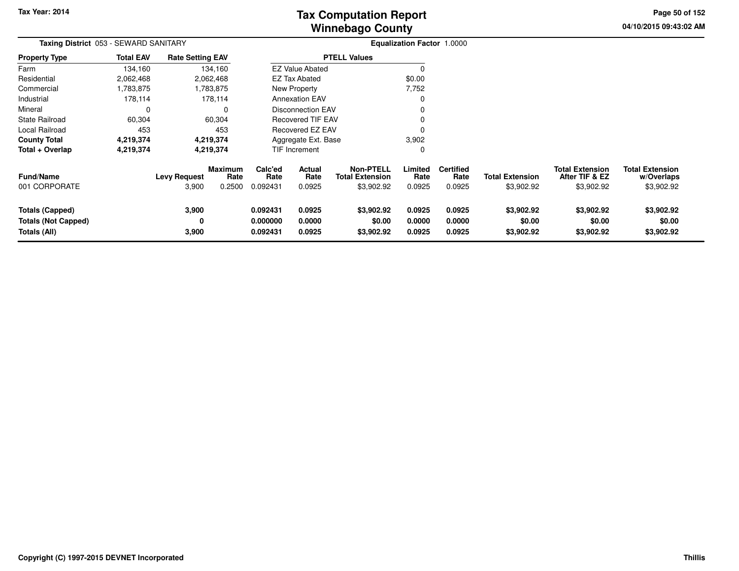# Tax Computation Report
## Winnebago County

Tax Year: 2014

04/10/2015 09:43:02 AM

**Taxing District** 053 - SEWARD SANITARY

**Equalization Factor** 1.0000

| Property Type | Total EAV | Rate Setting EAV |
|---|---|---|
| Farm | 134,160 | 134,160 |
| Residential | 2,062,468 | 2,062,468 |
| Commercial | 1,783,875 | 1,783,875 |
| Industrial | 178,114 | 178,114 |
| Mineral | 0 | 0 |
| State Railroad | 60,304 | 60,304 |
| Local Railroad | 453 | 453 |
| **County Total** | **4,219,374** | **4,219,374** |
| **Total + Overlap** | **4,219,374** | **4,219,374** |

| PTELL Values | |
|---|---|
| EZ Value Abated | 0 |
| EZ Tax Abated | $0.00 |
| New Property | 7,752 |
| Annexation EAV | 0 |
| Disconnection EAV | 0 |
| Recovered TIF EAV | 0 |
| Recovered EZ EAV | 0 |
| Aggregate Ext. Base | 3,902 |
| TIF Increment | 0 |

| Fund/Name | Levy Request | Maximum Rate | Calc'ed Rate | Actual Rate | Non-PTELL Total Extension | Limited Rate | Certified Rate | Total Extension | Total Extension After TIF & EZ | Total Extension w/Overlaps |
|---|---|---|---|---|---|---|---|---|---|---|
| 001 CORPORATE | 3,900 | 0.2500 | 0.092431 | 0.0925 | $3,902.92 | 0.0925 | 0.0925 | $3,902.92 | $3,902.92 | $3,902.92 |
| **Totals (Capped)** | **3,900** | | **0.092431** | **0.0925** | **$3,902.92** | **0.0925** | **0.0925** | **$3,902.92** | **$3,902.92** | **$3,902.92** |
| **Totals (Not Capped)** | **0** | | **0.000000** | **0.0000** | **$0.00** | **0.0000** | **0.0000** | **$0.00** | **$0.00** | **$0.00** |
| **Totals (All)** | **3,900** | | **0.092431** | **0.0925** | **$3,902.92** | **0.0925** | **0.0925** | **$3,902.92** | **$3,902.92** | **$3,902.92** |

Copyright (C) 1997-2015 DEVNET Incorporated

Thillis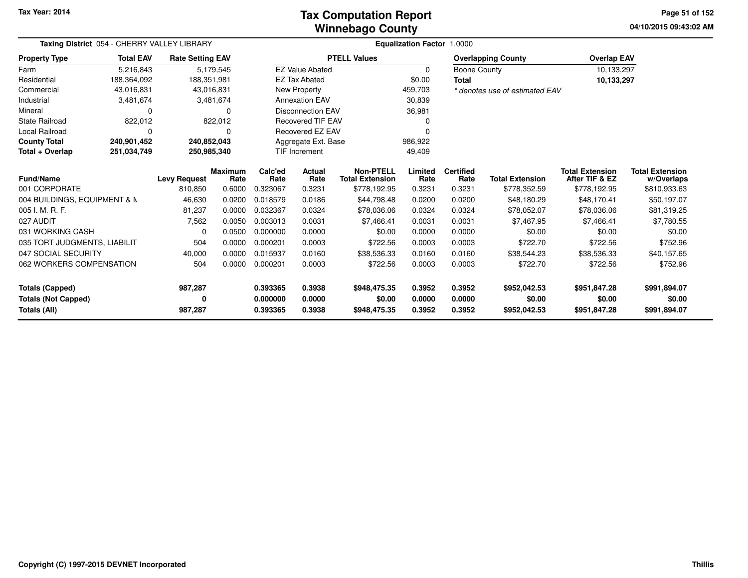# Tax Computation Report
## Winnebago County

Tax Year: 2014

04/10/2015 09:43:02 AM

**Taxing District** 054 - CHERRY VALLEY LIBRARY

**Equalization Factor** 1.0000

| Property Type | Total EAV | Rate Setting EAV |
|---|---|---|
| Farm | 5,216,843 | 5,179,545 |
| Residential | 188,364,092 | 188,351,981 |
| Commercial | 43,016,831 | 43,016,831 |
| Industrial | 3,481,674 | 3,481,674 |
| Mineral | 0 | 0 |
| State Railroad | 822,012 | 822,012 |
| Local Railroad | 0 | 0 |
| **County Total** | **240,901,452** | **240,852,043** |
| **Total + Overlap** | **251,034,749** | **250,985,340** |

| PTELL Values | |
|---|---|
| EZ Value Abated | 0 |
| EZ Tax Abated | $0.00 |
| New Property | 459,703 |
| Annexation EAV | 30,839 |
| Disconnection EAV | 36,981 |
| Recovered TIF EAV | 0 |
| Recovered EZ EAV | 0 |
| Aggregate Ext. Base | 986,922 |
| TIF Increment | 49,409 |

| Overlapping County | Overlap EAV |
|---|---|
| Boone County | 10,133,297 |
| **Total** | **10,133,297** |

*\* denotes use of estimated EAV*

| Fund/Name | Levy Request | Maximum Rate | Calc'ed Rate | Actual Rate | Non-PTELL Total Extension | Limited Rate | Certified Rate | Total Extension | Total Extension After TIF & EZ | Total Extension w/Overlaps |
|---|---|---|---|---|---|---|---|---|---|---|
| 001 CORPORATE | 810,850 | 0.6000 | 0.323067 | 0.3231 | $778,192.95 | 0.3231 | 0.3231 | $778,352.59 | $778,192.95 | $810,933.63 |
| 004 BUILDINGS, EQUIPMENT & M | 46,630 | 0.0200 | 0.018579 | 0.0186 | $44,798.48 | 0.0200 | 0.0200 | $48,180.29 | $48,170.41 | $50,197.07 |
| 005 I. M. R. F. | 81,237 | 0.0000 | 0.032367 | 0.0324 | $78,036.06 | 0.0324 | 0.0324 | $78,052.07 | $78,036.06 | $81,319.25 |
| 027 AUDIT | 7,562 | 0.0050 | 0.003013 | 0.0031 | $7,466.41 | 0.0031 | 0.0031 | $7,467.95 | $7,466.41 | $7,780.55 |
| 031 WORKING CASH | 0 | 0.0500 | 0.000000 | 0.0000 | $0.00 | 0.0000 | 0.0000 | $0.00 | $0.00 | $0.00 |
| 035 TORT JUDGMENTS, LIABILIT | 504 | 0.0000 | 0.000201 | 0.0003 | $722.56 | 0.0003 | 0.0003 | $722.70 | $722.56 | $752.96 |
| 047 SOCIAL SECURITY | 40,000 | 0.0000 | 0.015937 | 0.0160 | $38,536.33 | 0.0160 | 0.0160 | $38,544.23 | $38,536.33 | $40,157.65 |
| 062 WORKERS COMPENSATION | 504 | 0.0000 | 0.000201 | 0.0003 | $722.56 | 0.0003 | 0.0003 | $722.70 | $722.56 | $752.96 |
| **Totals (Capped)** | **987,287** | | **0.393365** | **0.3938** | **$948,475.35** | **0.3952** | **0.3952** | **$952,042.53** | **$951,847.28** | **$991,894.07** |
| **Totals (Not Capped)** | **0** | | **0.000000** | **0.0000** | **$0.00** | **0.0000** | **0.0000** | **$0.00** | **$0.00** | **$0.00** |
| **Totals (All)** | **987,287** | | **0.393365** | **0.3938** | **$948,475.35** | **0.3952** | **0.3952** | **$952,042.53** | **$951,847.28** | **$991,894.07** |

Copyright (C) 1997-2015 DEVNET Incorporated

Thillis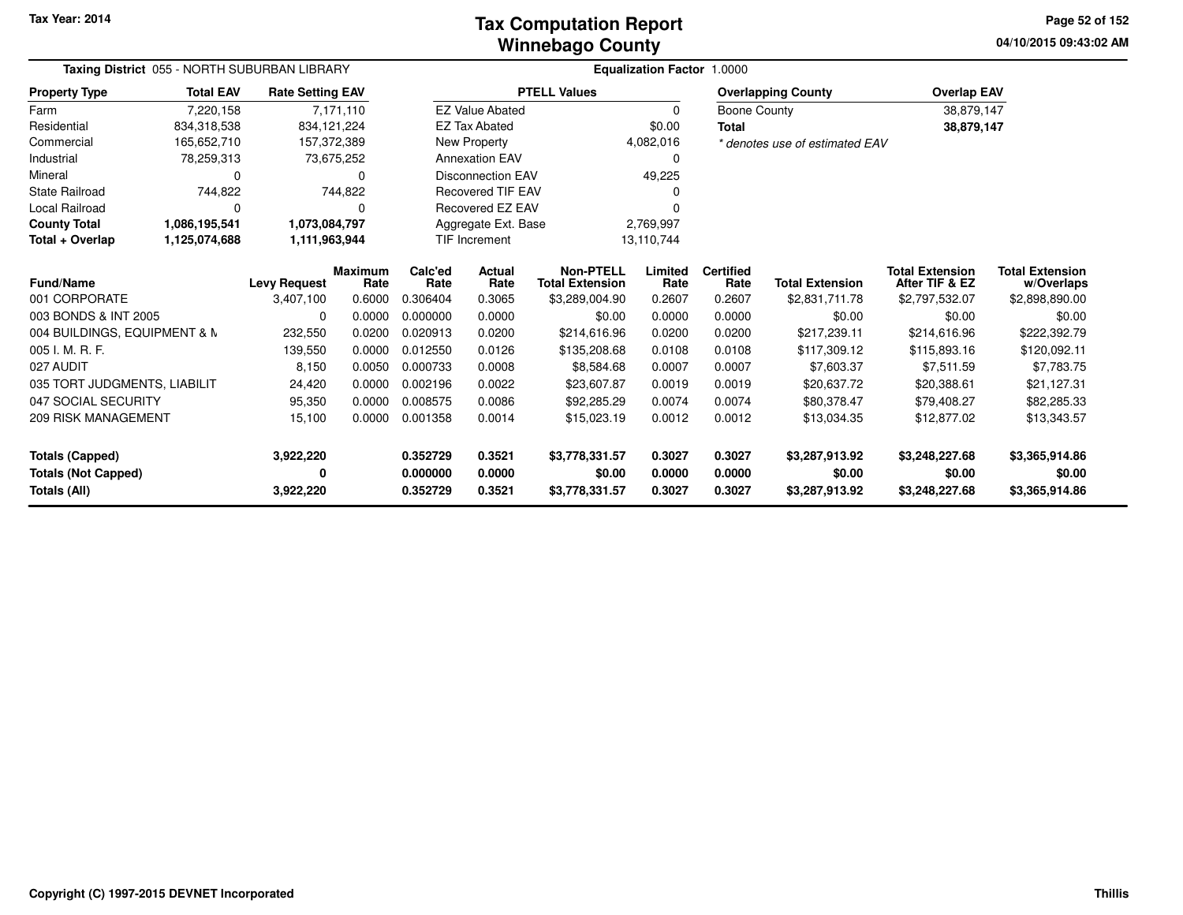Tax Year: 2014

# Tax Computation Report
## Winnebago County

04/10/2015 09:43:02 AM

**Taxing District** 055 - NORTH SUBURBAN LIBRARY

**Equalization Factor** 1.0000

| Property Type | Total EAV | Rate Setting EAV |
|---|---|---|
| Farm | 7,220,158 | 7,171,110 |
| Residential | 834,318,538 | 834,121,224 |
| Commercial | 165,652,710 | 157,372,389 |
| Industrial | 78,259,313 | 73,675,252 |
| Mineral | 0 | 0 |
| State Railroad | 744,822 | 744,822 |
| Local Railroad | 0 | 0 |
| **County Total** | **1,086,195,541** | **1,073,084,797** |
| **Total + Overlap** | **1,125,074,688** | **1,111,963,944** |

| PTELL Values | |
|---|---|
| EZ Value Abated | 0 |
| EZ Tax Abated | $0.00 |
| New Property | 4,082,016 |
| Annexation EAV | 0 |
| Disconnection EAV | 49,225 |
| Recovered TIF EAV | 0 |
| Recovered EZ EAV | 0 |
| Aggregate Ext. Base | 2,769,997 |
| TIF Increment | 13,110,744 |

| Overlapping County | Overlap EAV |
|---|---|
| Boone County | 38,879,147 |
| **Total** | **38,879,147** |

*\* denotes use of estimated EAV*

| Fund/Name | Levy Request | Maximum Rate | Calc'ed Rate | Actual Rate | Non-PTELL Total Extension | Limited Rate | Certified Rate | Total Extension | Total Extension After TIF & EZ | Total Extension w/Overlaps |
|---|---|---|---|---|---|---|---|---|---|---|
| 001 CORPORATE | 3,407,100 | 0.6000 | 0.306404 | 0.3065 | $3,289,004.90 | 0.2607 | 0.2607 | $2,831,711.78 | $2,797,532.07 | $2,898,890.00 |
| 003 BONDS & INT 2005 | 0 | 0.0000 | 0.000000 | 0.0000 | $0.00 | 0.0000 | 0.0000 | $0.00 | $0.00 | $0.00 |
| 004 BUILDINGS, EQUIPMENT & M | 232,550 | 0.0200 | 0.020913 | 0.0200 | $214,616.96 | 0.0200 | 0.0200 | $217,239.11 | $214,616.96 | $222,392.79 |
| 005 I. M. R. F. | 139,550 | 0.0000 | 0.012550 | 0.0126 | $135,208.68 | 0.0108 | 0.0108 | $117,309.12 | $115,893.16 | $120,092.11 |
| 027 AUDIT | 8,150 | 0.0050 | 0.000733 | 0.0008 | $8,584.68 | 0.0007 | 0.0007 | $7,603.37 | $7,511.59 | $7,783.75 |
| 035 TORT JUDGMENTS, LIABILIT | 24,420 | 0.0000 | 0.002196 | 0.0022 | $23,607.87 | 0.0019 | 0.0019 | $20,637.72 | $20,388.61 | $21,127.31 |
| 047 SOCIAL SECURITY | 95,350 | 0.0000 | 0.008575 | 0.0086 | $92,285.29 | 0.0074 | 0.0074 | $80,378.47 | $79,408.27 | $82,285.33 |
| 209 RISK MANAGEMENT | 15,100 | 0.0000 | 0.001358 | 0.0014 | $15,023.19 | 0.0012 | 0.0012 | $13,034.35 | $12,877.02 | $13,343.57 |
| **Totals (Capped)** | **3,922,220** | | **0.352729** | **0.3521** | **$3,778,331.57** | **0.3027** | **0.3027** | **$3,287,913.92** | **$3,248,227.68** | **$3,365,914.86** |
| **Totals (Not Capped)** | **0** | | **0.000000** | **0.0000** | **$0.00** | **0.0000** | **0.0000** | **$0.00** | **$0.00** | **$0.00** |
| **Totals (All)** | **3,922,220** | | **0.352729** | **0.3521** | **$3,778,331.57** | **0.3027** | **0.3027** | **$3,287,913.92** | **$3,248,227.68** | **$3,365,914.86** |

Copyright (C) 1997-2015 DEVNET Incorporated

Thillis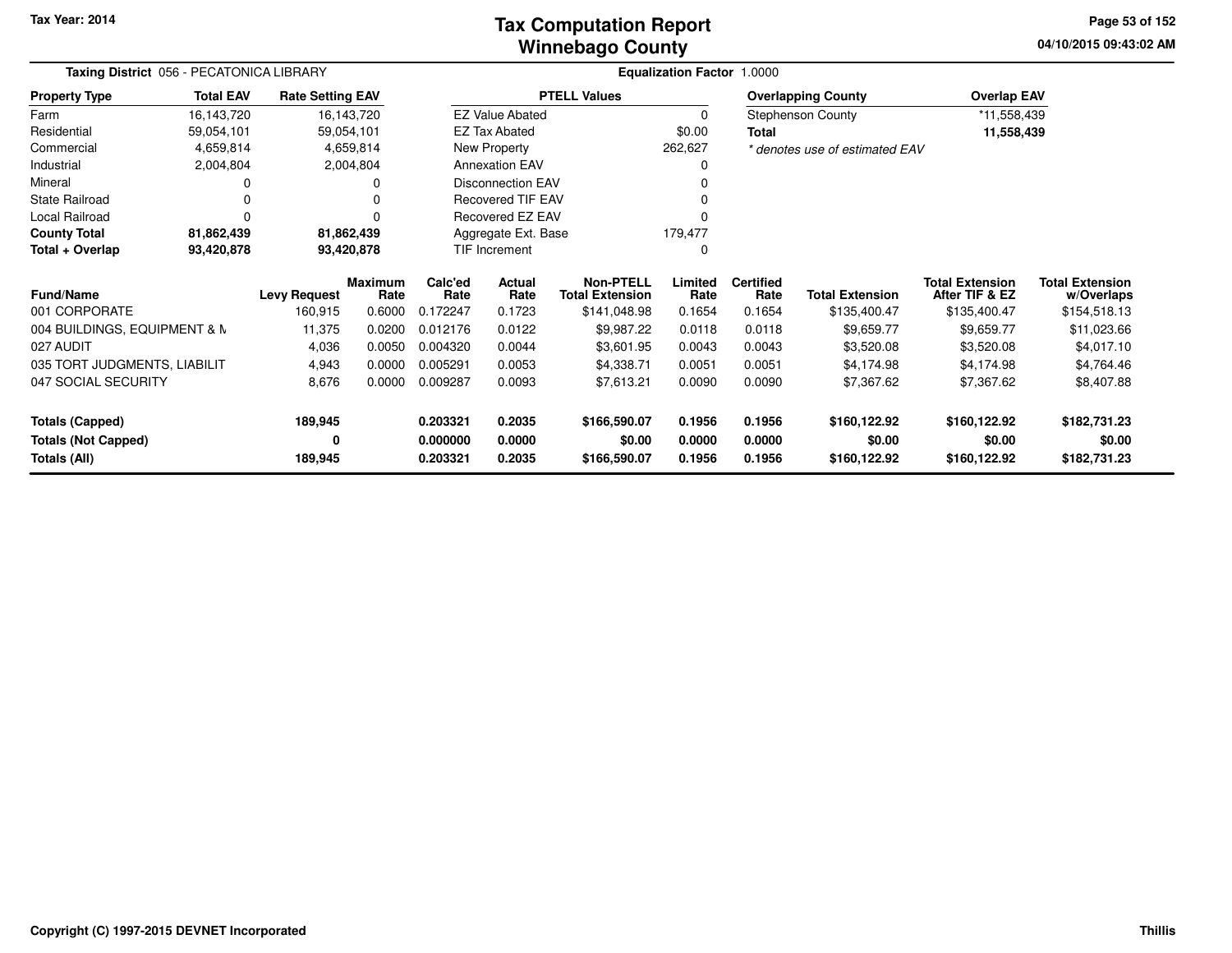# Tax Computation Report
## Winnebago County

Tax Year: 2014

04/10/2015 09:43:02 AM

**Taxing District** 056 - PECATONICA LIBRARY

**Equalization Factor** 1.0000

| Property Type | Total EAV | Rate Setting EAV |
|---|---|---|
| Farm | 16,143,720 | 16,143,720 |
| Residential | 59,054,101 | 59,054,101 |
| Commercial | 4,659,814 | 4,659,814 |
| Industrial | 2,004,804 | 2,004,804 |
| Mineral | 0 | 0 |
| State Railroad | 0 | 0 |
| Local Railroad | 0 | 0 |
| **County Total** | **81,862,439** | **81,862,439** |
| **Total + Overlap** | **93,420,878** | **93,420,878** |

| PTELL Values | |
|---|---|
| EZ Value Abated | 0 |
| EZ Tax Abated | $0.00 |
| New Property | 262,627 |
| Annexation EAV | 0 |
| Disconnection EAV | 0 |
| Recovered TIF EAV | 0 |
| Recovered EZ EAV | 0 |
| Aggregate Ext. Base | 179,477 |
| TIF Increment | 0 |

| Overlapping County | Overlap EAV |
|---|---|
| Stephenson County | *11,558,439 |
| **Total** | **11,558,439** |

*\* denotes use of estimated EAV*

| Fund/Name | Levy Request | Maximum Rate | Calc'ed Rate | Actual Rate | Non-PTELL Total Extension | Limited Rate | Certified Rate | Total Extension | Total Extension After TIF & EZ | Total Extension w/Overlaps |
|---|---|---|---|---|---|---|---|---|---|---|
| 001 CORPORATE | 160,915 | 0.6000 | 0.172247 | 0.1723 | $141,048.98 | 0.1654 | 0.1654 | $135,400.47 | $135,400.47 | $154,518.13 |
| 004 BUILDINGS, EQUIPMENT & M | 11,375 | 0.0200 | 0.012176 | 0.0122 | $9,987.22 | 0.0118 | 0.0118 | $9,659.77 | $9,659.77 | $11,023.66 |
| 027 AUDIT | 4,036 | 0.0050 | 0.004320 | 0.0044 | $3,601.95 | 0.0043 | 0.0043 | $3,520.08 | $3,520.08 | $4,017.10 |
| 035 TORT JUDGMENTS, LIABILIT | 4,943 | 0.0000 | 0.005291 | 0.0053 | $4,338.71 | 0.0051 | 0.0051 | $4,174.98 | $4,174.98 | $4,764.46 |
| 047 SOCIAL SECURITY | 8,676 | 0.0000 | 0.009287 | 0.0093 | $7,613.21 | 0.0090 | 0.0090 | $7,367.62 | $7,367.62 | $8,407.88 |
| **Totals (Capped)** | **189,945** | | **0.203321** | **0.2035** | **$166,590.07** | **0.1956** | **0.1956** | **$160,122.92** | **$160,122.92** | **$182,731.23** |
| **Totals (Not Capped)** | **0** | | **0.000000** | **0.0000** | **$0.00** | **0.0000** | **0.0000** | **$0.00** | **$0.00** | **$0.00** |
| **Totals (All)** | **189,945** | | **0.203321** | **0.2035** | **$166,590.07** | **0.1956** | **0.1956** | **$160,122.92** | **$160,122.92** | **$182,731.23** |

Copyright (C) 1997-2015 DEVNET Incorporated

Thillis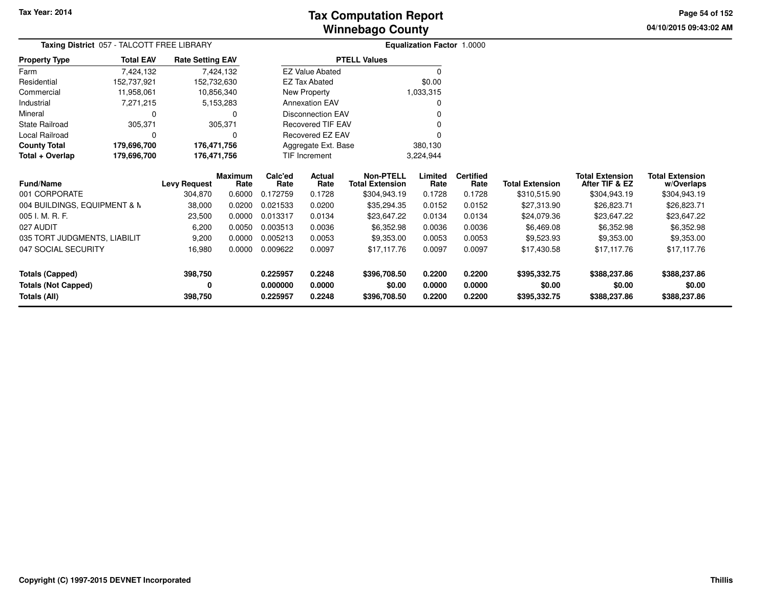# Tax Computation Report
## Winnebago County

Tax Year: 2014

04/10/2015 09:43:02 AM

**Taxing District** 057 - TALCOTT FREE LIBRARY

**Equalization Factor** 1.0000

| Property Type | Total EAV | Rate Setting EAV |
|---|---|---|
| Farm | 7,424,132 | 7,424,132 |
| Residential | 152,737,921 | 152,732,630 |
| Commercial | 11,958,061 | 10,856,340 |
| Industrial | 7,271,215 | 5,153,283 |
| Mineral | 0 | 0 |
| State Railroad | 305,371 | 305,371 |
| Local Railroad | 0 | 0 |
| **County Total** | **179,696,700** | **176,471,756** |
| **Total + Overlap** | **179,696,700** | **176,471,756** |

| PTELL Values | |
|---|---|
| EZ Value Abated | 0 |
| EZ Tax Abated | $0.00 |
| New Property | 1,033,315 |
| Annexation EAV | 0 |
| Disconnection EAV | 0 |
| Recovered TIF EAV | 0 |
| Recovered EZ EAV | 0 |
| Aggregate Ext. Base | 380,130 |
| TIF Increment | 3,224,944 |

| Fund/Name | Levy Request | Maximum Rate | Calc'ed Rate | Actual Rate | Non-PTELL Total Extension | Limited Rate | Certified Rate | Total Extension | Total Extension After TIF & EZ | Total Extension w/Overlaps |
|---|---|---|---|---|---|---|---|---|---|---|
| 001 CORPORATE | 304,870 | 0.6000 | 0.172759 | 0.1728 | $304,943.19 | 0.1728 | 0.1728 | $310,515.90 | $304,943.19 | $304,943.19 |
| 004 BUILDINGS, EQUIPMENT & M | 38,000 | 0.0200 | 0.021533 | 0.0200 | $35,294.35 | 0.0152 | 0.0152 | $27,313.90 | $26,823.71 | $26,823.71 |
| 005 I. M. R. F. | 23,500 | 0.0000 | 0.013317 | 0.0134 | $23,647.22 | 0.0134 | 0.0134 | $24,079.36 | $23,647.22 | $23,647.22 |
| 027 AUDIT | 6,200 | 0.0050 | 0.003513 | 0.0036 | $6,352.98 | 0.0036 | 0.0036 | $6,469.08 | $6,352.98 | $6,352.98 |
| 035 TORT JUDGMENTS, LIABILIT | 9,200 | 0.0000 | 0.005213 | 0.0053 | $9,353.00 | 0.0053 | 0.0053 | $9,523.93 | $9,353.00 | $9,353.00 |
| 047 SOCIAL SECURITY | 16,980 | 0.0000 | 0.009622 | 0.0097 | $17,117.76 | 0.0097 | 0.0097 | $17,430.58 | $17,117.76 | $17,117.76 |
| **Totals (Capped)** | **398,750** | | **0.225957** | **0.2248** | **$396,708.50** | **0.2200** | **0.2200** | **$395,332.75** | **$388,237.86** | **$388,237.86** |
| **Totals (Not Capped)** | **0** | | **0.000000** | **0.0000** | **$0.00** | **0.0000** | **0.0000** | **$0.00** | **$0.00** | **$0.00** |
| **Totals (All)** | **398,750** | | **0.225957** | **0.2248** | **$396,708.50** | **0.2200** | **0.2200** | **$395,332.75** | **$388,237.86** | **$388,237.86** |

Copyright (C) 1997-2015 DEVNET Incorporated

Thillis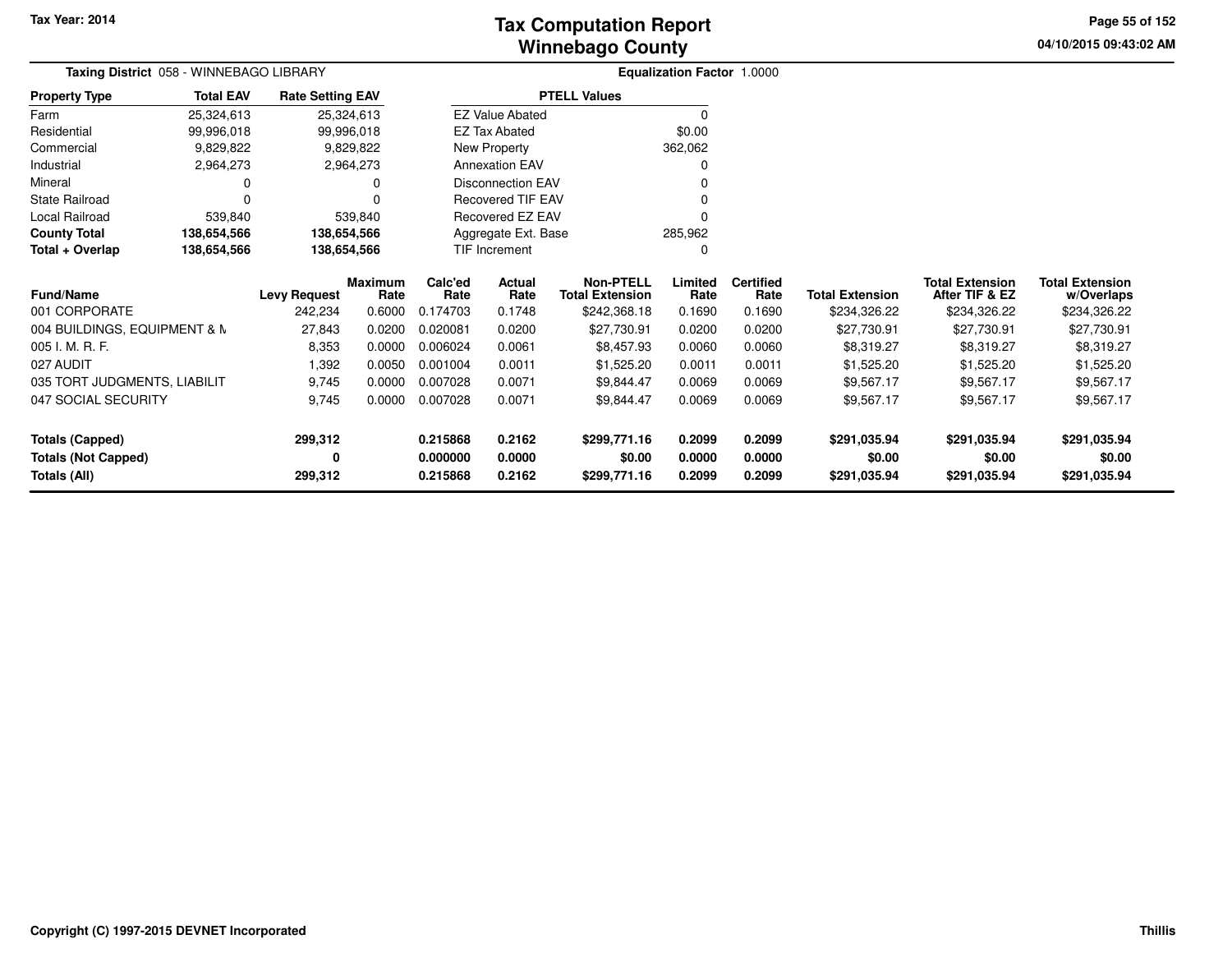# Tax Computation Report
## Winnebago County

Tax Year: 2014

04/10/2015 09:43:02 AM

**Taxing District** 058 - WINNEBAGO LIBRARY

**Equalization Factor** 1.0000

| Property Type | Total EAV | Rate Setting EAV |
|---|---|---|
| Farm | 25,324,613 | 25,324,613 |
| Residential | 99,996,018 | 99,996,018 |
| Commercial | 9,829,822 | 9,829,822 |
| Industrial | 2,964,273 | 2,964,273 |
| Mineral | 0 | 0 |
| State Railroad | 0 | 0 |
| Local Railroad | 539,840 | 539,840 |
| **County Total** | **138,654,566** | **138,654,566** |
| **Total + Overlap** | **138,654,566** | **138,654,566** |

| PTELL Values | |
|---|---|
| EZ Value Abated | 0 |
| EZ Tax Abated | $0.00 |
| New Property | 362,062 |
| Annexation EAV | 0 |
| Disconnection EAV | 0 |
| Recovered TIF EAV | 0 |
| Recovered EZ EAV | 0 |
| Aggregate Ext. Base | 285,962 |
| TIF Increment | 0 |

| Fund/Name | Levy Request | Maximum Rate | Calc'ed Rate | Actual Rate | Non-PTELL Total Extension | Limited Rate | Certified Rate | Total Extension | Total Extension After TIF & EZ | Total Extension w/Overlaps |
|---|---|---|---|---|---|---|---|---|---|---|
| 001 CORPORATE | 242,234 | 0.6000 | 0.174703 | 0.1748 | $242,368.18 | 0.1690 | 0.1690 | $234,326.22 | $234,326.22 | $234,326.22 |
| 004 BUILDINGS, EQUIPMENT & M | 27,843 | 0.0200 | 0.020081 | 0.0200 | $27,730.91 | 0.0200 | 0.0200 | $27,730.91 | $27,730.91 | $27,730.91 |
| 005 I. M. R. F. | 8,353 | 0.0000 | 0.006024 | 0.0061 | $8,457.93 | 0.0060 | 0.0060 | $8,319.27 | $8,319.27 | $8,319.27 |
| 027 AUDIT | 1,392 | 0.0050 | 0.001004 | 0.0011 | $1,525.20 | 0.0011 | 0.0011 | $1,525.20 | $1,525.20 | $1,525.20 |
| 035 TORT JUDGMENTS, LIABILIT | 9,745 | 0.0000 | 0.007028 | 0.0071 | $9,844.47 | 0.0069 | 0.0069 | $9,567.17 | $9,567.17 | $9,567.17 |
| 047 SOCIAL SECURITY | 9,745 | 0.0000 | 0.007028 | 0.0071 | $9,844.47 | 0.0069 | 0.0069 | $9,567.17 | $9,567.17 | $9,567.17 |
| **Totals (Capped)** | **299,312** | | **0.215868** | **0.2162** | **$299,771.16** | **0.2099** | **0.2099** | **$291,035.94** | **$291,035.94** | **$291,035.94** |
| **Totals (Not Capped)** | **0** | | **0.000000** | **0.0000** | **$0.00** | **0.0000** | **0.0000** | **$0.00** | **$0.00** | **$0.00** |
| **Totals (All)** | **299,312** | | **0.215868** | **0.2162** | **$299,771.16** | **0.2099** | **0.2099** | **$291,035.94** | **$291,035.94** | **$291,035.94** |

Copyright (C) 1997-2015 DEVNET Incorporated

Thillis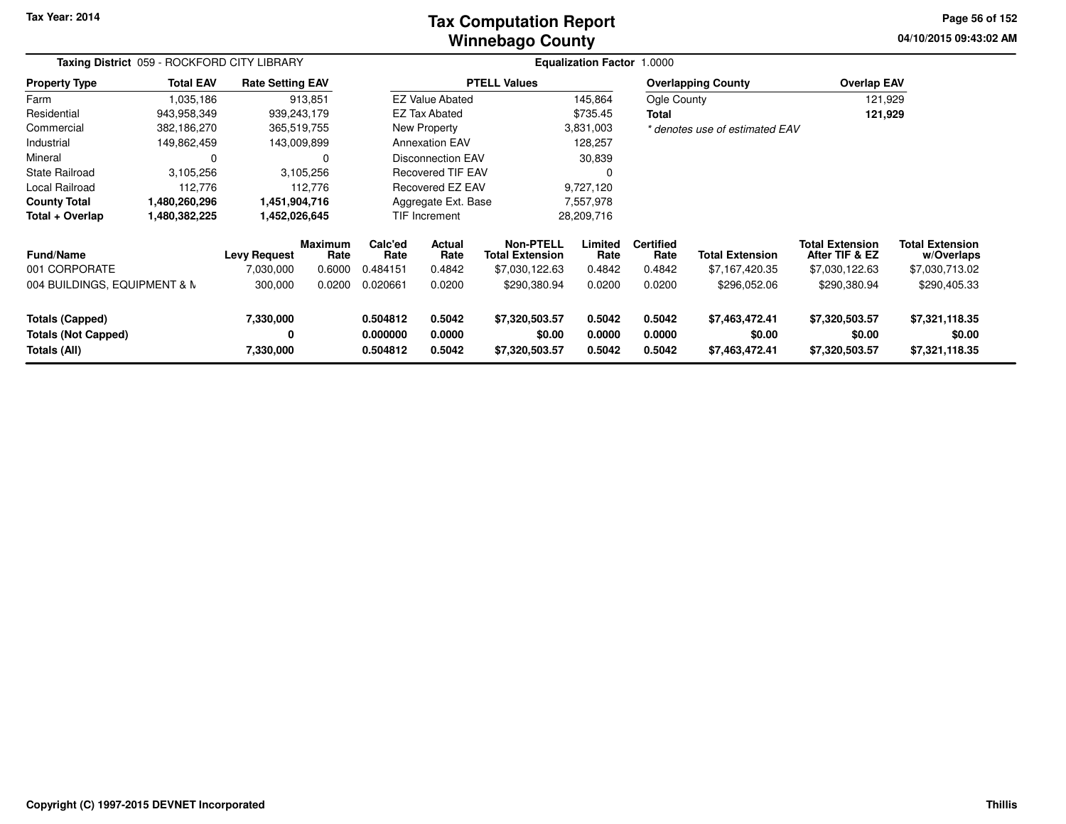# Tax Computation Report
## Winnebago County

Tax Year: 2014

04/10/2015 09:43:02 AM

**Taxing District** 059 - ROCKFORD CITY LIBRARY

**Equalization Factor** 1.0000

| Property Type | Total EAV | Rate Setting EAV |
|---|---|---|
| Farm | 1,035,186 | 913,851 |
| Residential | 943,958,349 | 939,243,179 |
| Commercial | 382,186,270 | 365,519,755 |
| Industrial | 149,862,459 | 143,009,899 |
| Mineral | 0 | 0 |
| State Railroad | 3,105,256 | 3,105,256 |
| Local Railroad | 112,776 | 112,776 |
| **County Total** | **1,480,260,296** | **1,451,904,716** |
| **Total + Overlap** | **1,480,382,225** | **1,452,026,645** |

| PTELL Values | |
|---|---|
| EZ Value Abated | 145,864 |
| EZ Tax Abated | $735.45 |
| New Property | 3,831,003 |
| Annexation EAV | 128,257 |
| Disconnection EAV | 30,839 |
| Recovered TIF EAV | 0 |
| Recovered EZ EAV | 9,727,120 |
| Aggregate Ext. Base | 7,557,978 |
| TIF Increment | 28,209,716 |

| Overlapping County | Overlap EAV |
|---|---|
| Ogle County | 121,929 |
| **Total** | **121,929** |

*\* denotes use of estimated EAV*

| Fund/Name | Levy Request | Maximum Rate | Calc'ed Rate | Actual Rate | Non-PTELL Total Extension | Limited Rate | Certified Rate | Total Extension | Total Extension After TIF & EZ | Total Extension w/Overlaps |
|---|---|---|---|---|---|---|---|---|---|---|
| 001 CORPORATE | 7,030,000 | 0.6000 | 0.484151 | 0.4842 | $7,030,122.63 | 0.4842 | 0.4842 | $7,167,420.35 | $7,030,122.63 | $7,030,713.02 |
| 004 BUILDINGS, EQUIPMENT & M | 300,000 | 0.0200 | 0.020661 | 0.0200 | $290,380.94 | 0.0200 | 0.0200 | $296,052.06 | $290,380.94 | $290,405.33 |
| **Totals (Capped)** | **7,330,000** | | **0.504812** | **0.5042** | **$7,320,503.57** | **0.5042** | **0.5042** | **$7,463,472.41** | **$7,320,503.57** | **$7,321,118.35** |
| **Totals (Not Capped)** | **0** | | **0.000000** | **0.0000** | **$0.00** | **0.0000** | **0.0000** | **$0.00** | **$0.00** | **$0.00** |
| **Totals (All)** | **7,330,000** | | **0.504812** | **0.5042** | **$7,320,503.57** | **0.5042** | **0.5042** | **$7,463,472.41** | **$7,320,503.57** | **$7,321,118.35** |

Copyright (C) 1997-2015 DEVNET Incorporated

Thillis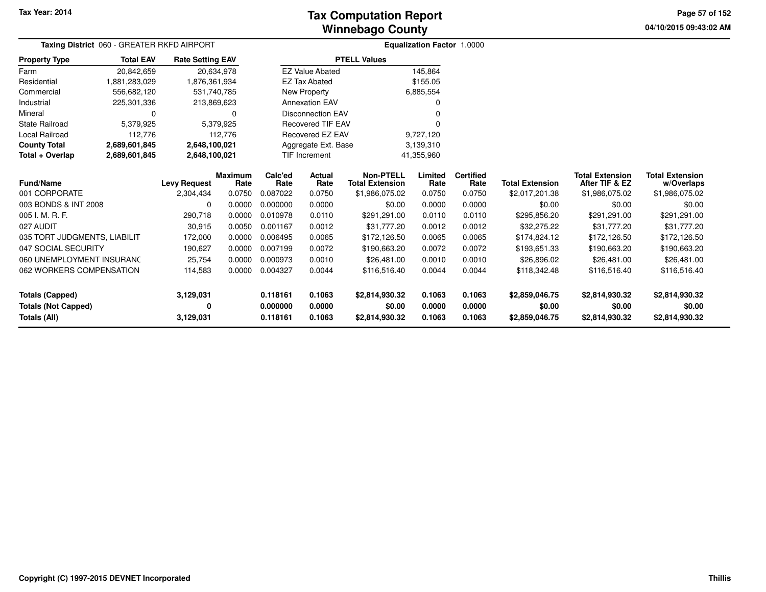Tax Year: 2014

# Tax Computation Report
## Winnebago County

04/10/2015 09:43:02 AM

**Taxing District** 060 - GREATER RKFD AIRPORT

**Equalization Factor** 1.0000

| Property Type | Total EAV | Rate Setting EAV |
|---|---|---|
| Farm | 20,842,659 | 20,634,978 |
| Residential | 1,881,283,029 | 1,876,361,934 |
| Commercial | 556,682,120 | 531,740,785 |
| Industrial | 225,301,336 | 213,869,623 |
| Mineral | 0 | 0 |
| State Railroad | 5,379,925 | 5,379,925 |
| Local Railroad | 112,776 | 112,776 |
| **County Total** | **2,689,601,845** | **2,648,100,021** |
| **Total + Overlap** | **2,689,601,845** | **2,648,100,021** |

| PTELL Values | |
|---|---|
| EZ Value Abated | 145,864 |
| EZ Tax Abated | $155.05 |
| New Property | 6,885,554 |
| Annexation EAV | 0 |
| Disconnection EAV | 0 |
| Recovered TIF EAV | 0 |
| Recovered EZ EAV | 9,727,120 |
| Aggregate Ext. Base | 3,139,310 |
| TIF Increment | 41,355,960 |

| Fund/Name | Levy Request | Maximum Rate | Calc'ed Rate | Actual Rate | Non-PTELL Total Extension | Limited Rate | Certified Rate | Total Extension | Total Extension After TIF & EZ | Total Extension w/Overlaps |
|---|---|---|---|---|---|---|---|---|---|---|
| 001 CORPORATE | 2,304,434 | 0.0750 | 0.087022 | 0.0750 | $1,986,075.02 | 0.0750 | 0.0750 | $2,017,201.38 | $1,986,075.02 | $1,986,075.02 |
| 003 BONDS & INT 2008 | 0 | 0.0000 | 0.000000 | 0.0000 | $0.00 | 0.0000 | 0.0000 | $0.00 | $0.00 | $0.00 |
| 005 I. M. R. F. | 290,718 | 0.0000 | 0.010978 | 0.0110 | $291,291.00 | 0.0110 | 0.0110 | $295,856.20 | $291,291.00 | $291,291.00 |
| 027 AUDIT | 30,915 | 0.0050 | 0.001167 | 0.0012 | $31,777.20 | 0.0012 | 0.0012 | $32,275.22 | $31,777.20 | $31,777.20 |
| 035 TORT JUDGMENTS, LIABILIT | 172,000 | 0.0000 | 0.006495 | 0.0065 | $172,126.50 | 0.0065 | 0.0065 | $174,824.12 | $172,126.50 | $172,126.50 |
| 047 SOCIAL SECURITY | 190,627 | 0.0000 | 0.007199 | 0.0072 | $190,663.20 | 0.0072 | 0.0072 | $193,651.33 | $190,663.20 | $190,663.20 |
| 060 UNEMPLOYMENT INSURANC | 25,754 | 0.0000 | 0.000973 | 0.0010 | $26,481.00 | 0.0010 | 0.0010 | $26,896.02 | $26,481.00 | $26,481.00 |
| 062 WORKERS COMPENSATION | 114,583 | 0.0000 | 0.004327 | 0.0044 | $116,516.40 | 0.0044 | 0.0044 | $118,342.48 | $116,516.40 | $116,516.40 |
| **Totals (Capped)** | **3,129,031** | | **0.118161** | **0.1063** | **$2,814,930.32** | **0.1063** | **0.1063** | **$2,859,046.75** | **$2,814,930.32** | **$2,814,930.32** |
| **Totals (Not Capped)** | **0** | | **0.000000** | **0.0000** | **$0.00** | **0.0000** | **0.0000** | **$0.00** | **$0.00** | **$0.00** |
| **Totals (All)** | **3,129,031** | | **0.118161** | **0.1063** | **$2,814,930.32** | **0.1063** | **0.1063** | **$2,859,046.75** | **$2,814,930.32** | **$2,814,930.32** |

Copyright (C) 1997-2015 DEVNET Incorporated

Thillis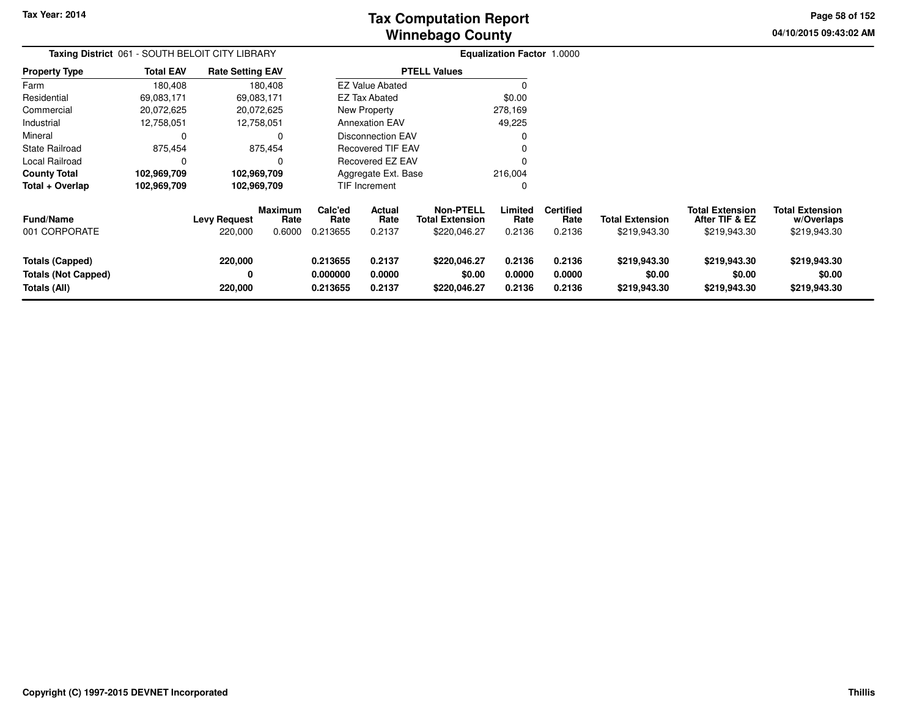# Tax Computation Report
## Winnebago County

Tax Year: 2014

04/10/2015 09:43:02 AM

**Taxing District** 061 - SOUTH BELOIT CITY LIBRARY

**Equalization Factor** 1.0000

| Property Type | Total EAV | Rate Setting EAV |
|---|---|---|
| Farm | 180,408 | 180,408 |
| Residential | 69,083,171 | 69,083,171 |
| Commercial | 20,072,625 | 20,072,625 |
| Industrial | 12,758,051 | 12,758,051 |
| Mineral | 0 | 0 |
| State Railroad | 875,454 | 875,454 |
| Local Railroad | 0 | 0 |
| **County Total** | **102,969,709** | **102,969,709** |
| **Total + Overlap** | **102,969,709** | **102,969,709** |

| PTELL Values | |
|---|---|
| EZ Value Abated | 0 |
| EZ Tax Abated | $0.00 |
| New Property | 278,169 |
| Annexation EAV | 49,225 |
| Disconnection EAV | 0 |
| Recovered TIF EAV | 0 |
| Recovered EZ EAV | 0 |
| Aggregate Ext. Base | 216,004 |
| TIF Increment | 0 |

| Fund/Name | Levy Request | Maximum Rate | Calc'ed Rate | Actual Rate | Non-PTELL Total Extension | Limited Rate | Certified Rate | Total Extension | Total Extension After TIF & EZ | Total Extension w/Overlaps |
|---|---|---|---|---|---|---|---|---|---|---|
| 001 CORPORATE | 220,000 | 0.6000 | 0.213655 | 0.2137 | $220,046.27 | 0.2136 | 0.2136 | $219,943.30 | $219,943.30 | $219,943.30 |
| **Totals (Capped)** | **220,000** | | **0.213655** | **0.2137** | **$220,046.27** | **0.2136** | **0.2136** | **$219,943.30** | **$219,943.30** | **$219,943.30** |
| **Totals (Not Capped)** | **0** | | **0.000000** | **0.0000** | **$0.00** | **0.0000** | **0.0000** | **$0.00** | **$0.00** | **$0.00** |
| **Totals (All)** | **220,000** | | **0.213655** | **0.2137** | **$220,046.27** | **0.2136** | **0.2136** | **$219,943.30** | **$219,943.30** | **$219,943.30** |

Copyright (C) 1997-2015 DEVNET Incorporated

Thillis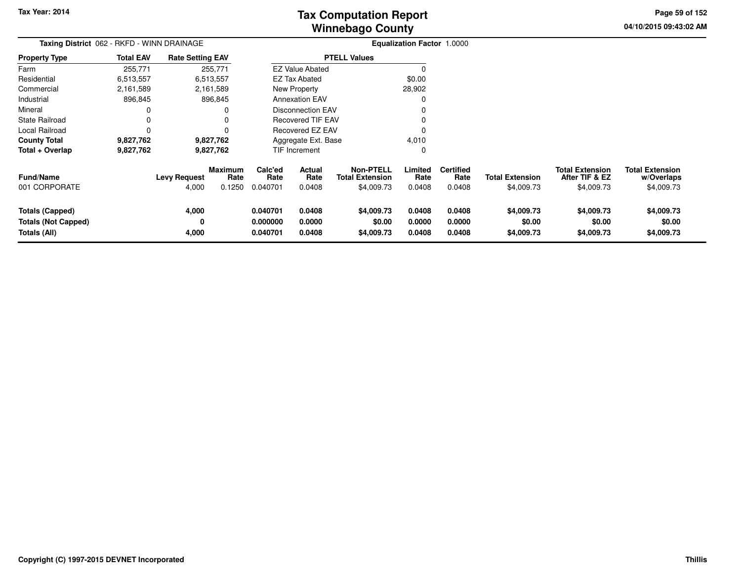Tax Year: 2014

# Tax Computation Report
## Winnebago County

04/10/2015 09:43:02 AM

**Taxing District** 062 - RKFD - WINN DRAINAGE | **Equalization Factor** 1.0000

| Property Type | Total EAV | Rate Setting EAV |
|---|---|---|
| Farm | 255,771 | 255,771 |
| Residential | 6,513,557 | 6,513,557 |
| Commercial | 2,161,589 | 2,161,589 |
| Industrial | 896,845 | 896,845 |
| Mineral | 0 | 0 |
| State Railroad | 0 | 0 |
| Local Railroad | 0 | 0 |
| **County Total** | **9,827,762** | **9,827,762** |
| **Total + Overlap** | **9,827,762** | **9,827,762** |

| PTELL Values | |
|---|---|
| EZ Value Abated | 0 |
| EZ Tax Abated | $0.00 |
| New Property | 28,902 |
| Annexation EAV | 0 |
| Disconnection EAV | 0 |
| Recovered TIF EAV | 0 |
| Recovered EZ EAV | 0 |
| Aggregate Ext. Base | 4,010 |
| TIF Increment | 0 |

| Fund/Name | Levy Request | Maximum Rate | Calc'ed Rate | Actual Rate | Non-PTELL Total Extension | Limited Rate | Certified Rate | Total Extension | Total Extension After TIF & EZ | Total Extension w/Overlaps |
|---|---|---|---|---|---|---|---|---|---|---|
| 001 CORPORATE | 4,000 | 0.1250 | 0.040701 | 0.0408 | $4,009.73 | 0.0408 | 0.0408 | $4,009.73 | $4,009.73 | $4,009.73 |
| **Totals (Capped)** | **4,000** | | **0.040701** | **0.0408** | **$4,009.73** | **0.0408** | **0.0408** | **$4,009.73** | **$4,009.73** | **$4,009.73** |
| **Totals (Not Capped)** | **0** | | **0.000000** | **0.0000** | **$0.00** | **0.0000** | **0.0000** | **$0.00** | **$0.00** | **$0.00** |
| **Totals (All)** | **4,000** | | **0.040701** | **0.0408** | **$4,009.73** | **0.0408** | **0.0408** | **$4,009.73** | **$4,009.73** | **$4,009.73** |

Copyright (C) 1997-2015 DEVNET Incorporated

Thillis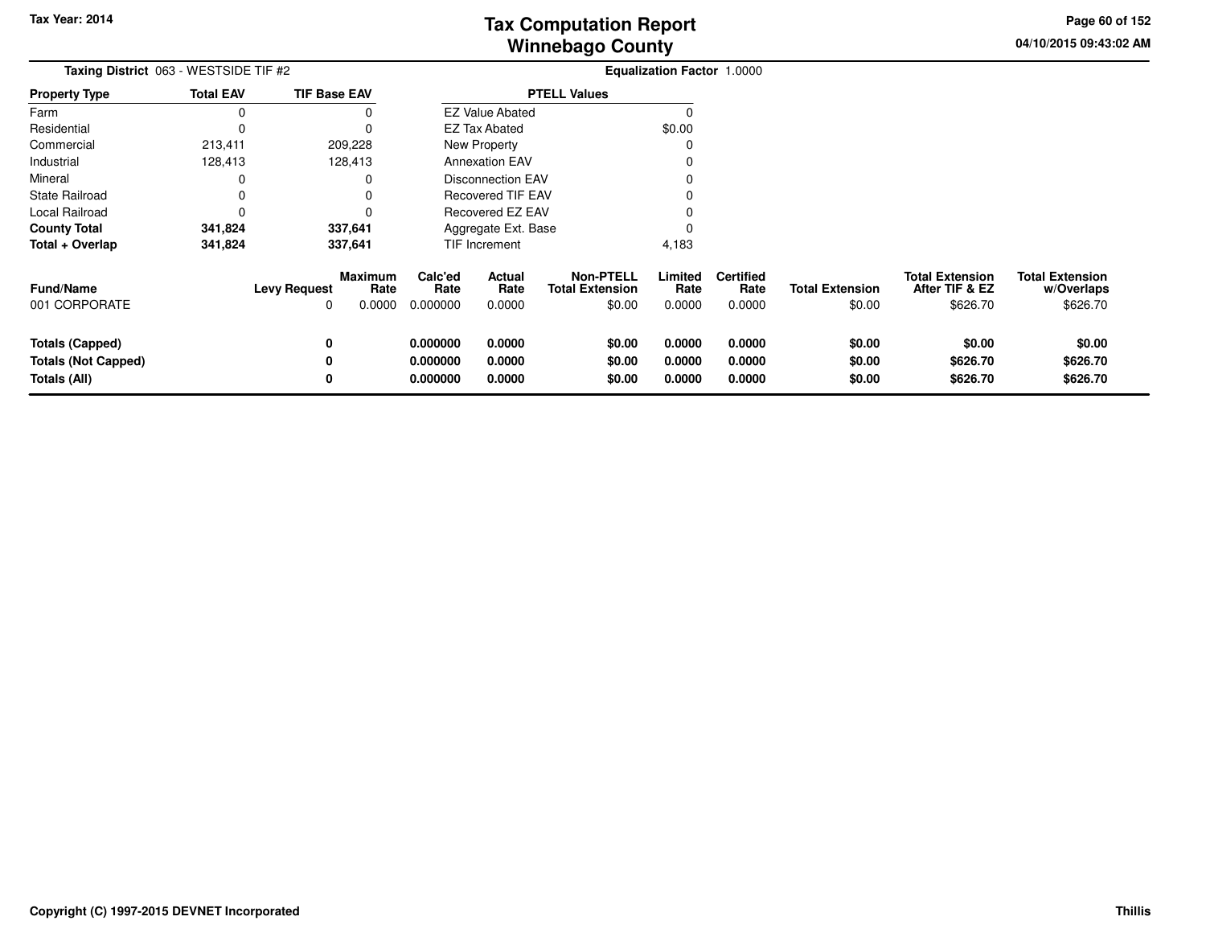# Tax Computation Report
## Winnebago County

Tax Year: 2014

04/10/2015 09:43:02 AM

**Taxing District** 063 - WESTSIDE TIF #2 | **Equalization Factor** 1.0000

| Property Type | Total EAV | TIF Base EAV |
|---|---|---|
| Farm | 0 | 0 |
| Residential | 0 | 0 |
| Commercial | 213,411 | 209,228 |
| Industrial | 128,413 | 128,413 |
| Mineral | 0 | 0 |
| State Railroad | 0 | 0 |
| Local Railroad | 0 | 0 |
| **County Total** | **341,824** | **337,641** |
| **Total + Overlap** | **341,824** | **337,641** |

| PTELL Values | |
|---|---|
| EZ Value Abated | 0 |
| EZ Tax Abated | $0.00 |
| New Property | 0 |
| Annexation EAV | 0 |
| Disconnection EAV | 0 |
| Recovered TIF EAV | 0 |
| Recovered EZ EAV | 0 |
| Aggregate Ext. Base | 0 |
| TIF Increment | 4,183 |

| Fund/Name | Levy Request | Maximum Rate | Calc'ed Rate | Actual Rate | Non-PTELL Total Extension | Limited Rate | Certified Rate | Total Extension | Total Extension After TIF & EZ | Total Extension w/Overlaps |
|---|---|---|---|---|---|---|---|---|---|---|
| 001 CORPORATE | 0 | 0.0000 | 0.000000 | 0.0000 | $0.00 | 0.0000 | 0.0000 | $0.00 | $626.70 | $626.70 |
| **Totals (Capped)** | **0** | | **0.000000** | **0.0000** | **$0.00** | **0.0000** | **0.0000** | **$0.00** | **$0.00** | **$0.00** |
| **Totals (Not Capped)** | **0** | | **0.000000** | **0.0000** | **$0.00** | **0.0000** | **0.0000** | **$0.00** | **$626.70** | **$626.70** |
| **Totals (All)** | **0** | | **0.000000** | **0.0000** | **$0.00** | **0.0000** | **0.0000** | **$0.00** | **$626.70** | **$626.70** |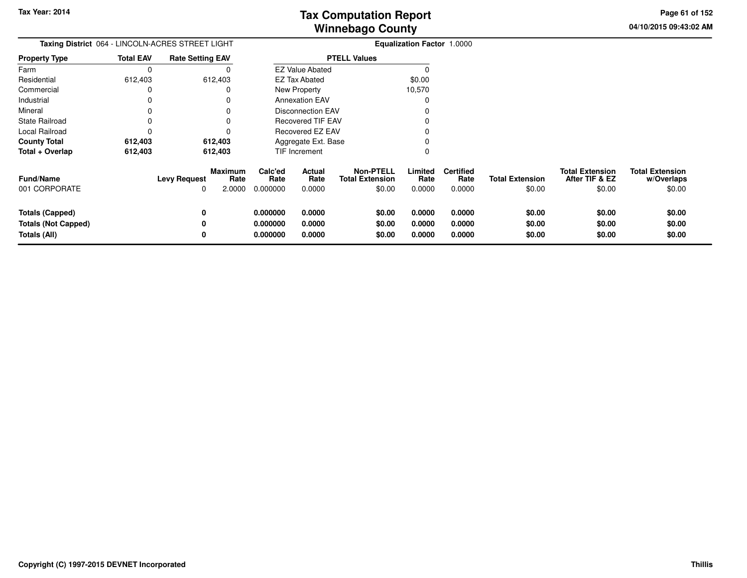# Tax Computation Report
## Winnebago County

Tax Year: 2014

04/10/2015 09:43:02 AM

**Taxing District** 064 - LINCOLN-ACRES STREET LIGHT

**Equalization Factor** 1.0000

| Property Type | Total EAV | Rate Setting EAV |
|---|---|---|
| Farm | 0 | 0 |
| Residential | 612,403 | 612,403 |
| Commercial | 0 | 0 |
| Industrial | 0 | 0 |
| Mineral | 0 | 0 |
| State Railroad | 0 | 0 |
| Local Railroad | 0 | 0 |
| **County Total** | **612,403** | **612,403** |
| **Total + Overlap** | **612,403** | **612,403** |

| PTELL Values | |
|---|---|
| EZ Value Abated | 0 |
| EZ Tax Abated | $0.00 |
| New Property | 10,570 |
| Annexation EAV | 0 |
| Disconnection EAV | 0 |
| Recovered TIF EAV | 0 |
| Recovered EZ EAV | 0 |
| Aggregate Ext. Base | 0 |
| TIF Increment | 0 |

| Fund/Name | Levy Request | Maximum Rate | Calc'ed Rate | Actual Rate | Non-PTELL Total Extension | Limited Rate | Certified Rate | Total Extension | Total Extension After TIF & EZ | Total Extension w/Overlaps |
|---|---|---|---|---|---|---|---|---|---|---|
| 001 CORPORATE | 0 | 2.0000 | 0.000000 | 0.0000 | $0.00 | 0.0000 | 0.0000 | $0.00 | $0.00 | $0.00 |
| **Totals (Capped)** | **0** | | **0.000000** | **0.0000** | **$0.00** | **0.0000** | **0.0000** | **$0.00** | **$0.00** | **$0.00** |
| **Totals (Not Capped)** | **0** | | **0.000000** | **0.0000** | **$0.00** | **0.0000** | **0.0000** | **$0.00** | **$0.00** | **$0.00** |
| **Totals (All)** | **0** | | **0.000000** | **0.0000** | **$0.00** | **0.0000** | **0.0000** | **$0.00** | **$0.00** | **$0.00** |

Copyright (C) 1997-2015 DEVNET Incorporated

Thillis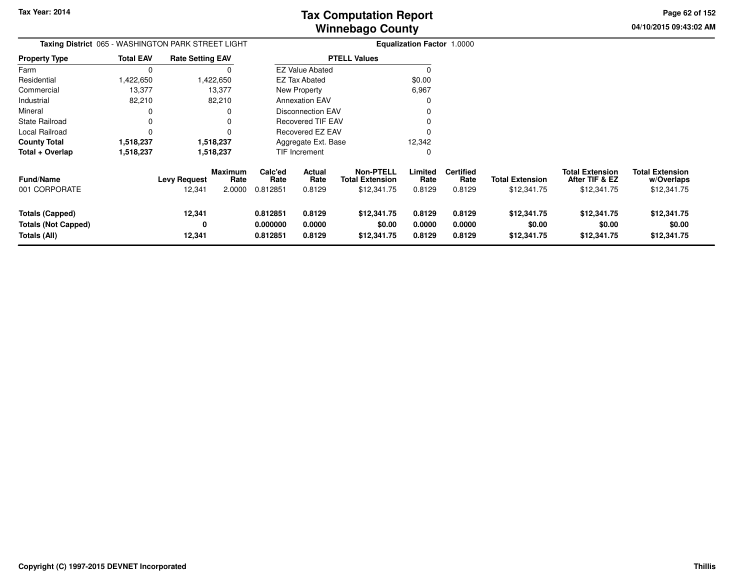# Tax Computation Report
## Winnebago County

Tax Year: 2014

04/10/2015 09:43:02 AM

**Taxing District** 065 - WASHINGTON PARK STREET LIGHT

**Equalization Factor** 1.0000

| Property Type | Total EAV | Rate Setting EAV |
|---|---|---|
| Farm | 0 | 0 |
| Residential | 1,422,650 | 1,422,650 |
| Commercial | 13,377 | 13,377 |
| Industrial | 82,210 | 82,210 |
| Mineral | 0 | 0 |
| State Railroad | 0 | 0 |
| Local Railroad | 0 | 0 |
| **County Total** | **1,518,237** | **1,518,237** |
| **Total + Overlap** | **1,518,237** | **1,518,237** |

| PTELL Values | |
|---|---|
| EZ Value Abated | 0 |
| EZ Tax Abated | $0.00 |
| New Property | 6,967 |
| Annexation EAV | 0 |
| Disconnection EAV | 0 |
| Recovered TIF EAV | 0 |
| Recovered EZ EAV | 0 |
| Aggregate Ext. Base | 12,342 |
| TIF Increment | 0 |

| Fund/Name | Levy Request | Maximum Rate | Calc'ed Rate | Actual Rate | Non-PTELL Total Extension | Limited Rate | Certified Rate | Total Extension | Total Extension After TIF & EZ | Total Extension w/Overlaps |
|---|---|---|---|---|---|---|---|---|---|---|
| 001 CORPORATE | 12,341 | 2.0000 | 0.812851 | 0.8129 | $12,341.75 | 0.8129 | 0.8129 | $12,341.75 | $12,341.75 | $12,341.75 |
| **Totals (Capped)** | **12,341** | | **0.812851** | **0.8129** | **$12,341.75** | **0.8129** | **0.8129** | **$12,341.75** | **$12,341.75** | **$12,341.75** |
| **Totals (Not Capped)** | **0** | | **0.000000** | **0.0000** | **$0.00** | **0.0000** | **0.0000** | **$0.00** | **$0.00** | **$0.00** |
| **Totals (All)** | **12,341** | | **0.812851** | **0.8129** | **$12,341.75** | **0.8129** | **0.8129** | **$12,341.75** | **$12,341.75** | **$12,341.75** |

Copyright (C) 1997-2015 DEVNET Incorporated

Thillis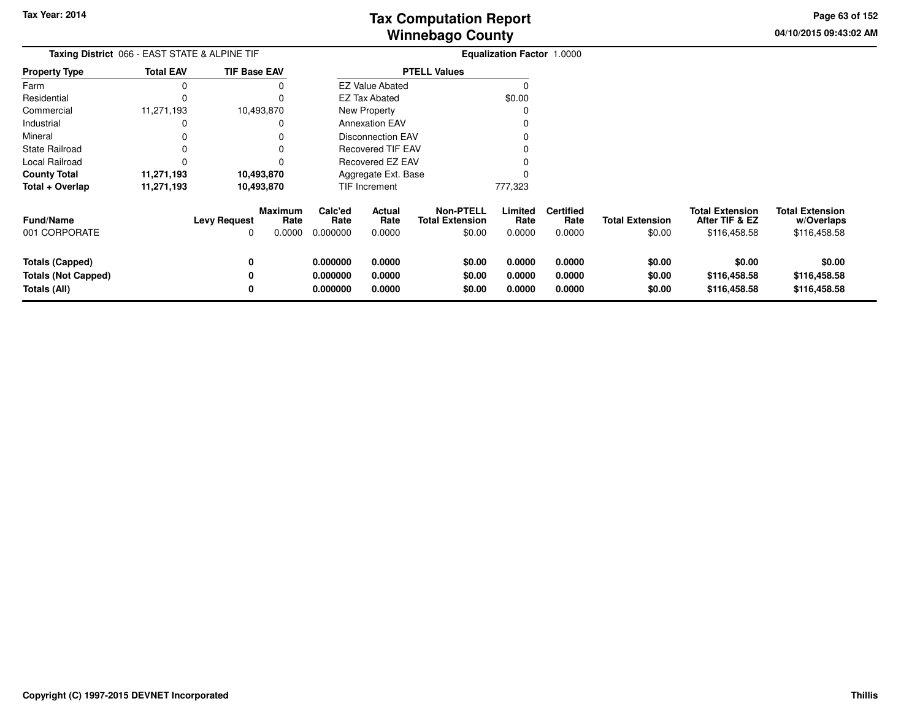Tax Year: 2014

# Tax Computation Report
## Winnebago County

04/10/2015 09:43:02 AM

**Taxing District** 066 - EAST STATE & ALPINE TIF

**Equalization Factor** 1.0000

| Property Type | Total EAV | TIF Base EAV |
|---|---|---|
| Farm | 0 | 0 |
| Residential | 0 | 0 |
| Commercial | 11,271,193 | 10,493,870 |
| Industrial | 0 | 0 |
| Mineral | 0 | 0 |
| State Railroad | 0 | 0 |
| Local Railroad | 0 | 0 |
| **County Total** | **11,271,193** | **10,493,870** |
| **Total + Overlap** | **11,271,193** | **10,493,870** |

| PTELL Values | |
|---|---|
| EZ Value Abated | 0 |
| EZ Tax Abated | $0.00 |
| New Property | 0 |
| Annexation EAV | 0 |
| Disconnection EAV | 0 |
| Recovered TIF EAV | 0 |
| Recovered EZ EAV | 0 |
| Aggregate Ext. Base | 0 |
| TIF Increment | 777,323 |

| Fund/Name | Levy Request | Maximum Rate | Calc'ed Rate | Actual Rate | Non-PTELL Total Extension | Limited Rate | Certified Rate | Total Extension | Total Extension After TIF & EZ | Total Extension w/Overlaps |
|---|---|---|---|---|---|---|---|---|---|---|
| 001 CORPORATE | 0 | 0.0000 | 0.000000 | 0.0000 | $0.00 | 0.0000 | 0.0000 | $0.00 | $116,458.58 | $116,458.58 |
| **Totals (Capped)** | **0** | | **0.000000** | **0.0000** | **$0.00** | **0.0000** | **0.0000** | **$0.00** | **$0.00** | **$0.00** |
| **Totals (Not Capped)** | **0** | | **0.000000** | **0.0000** | **$0.00** | **0.0000** | **0.0000** | **$0.00** | **$116,458.58** | **$116,458.58** |
| **Totals (All)** | **0** | | **0.000000** | **0.0000** | **$0.00** | **0.0000** | **0.0000** | **$0.00** | **$116,458.58** | **$116,458.58** |

Copyright (C) 1997-2015 DEVNET Incorporated

Thillis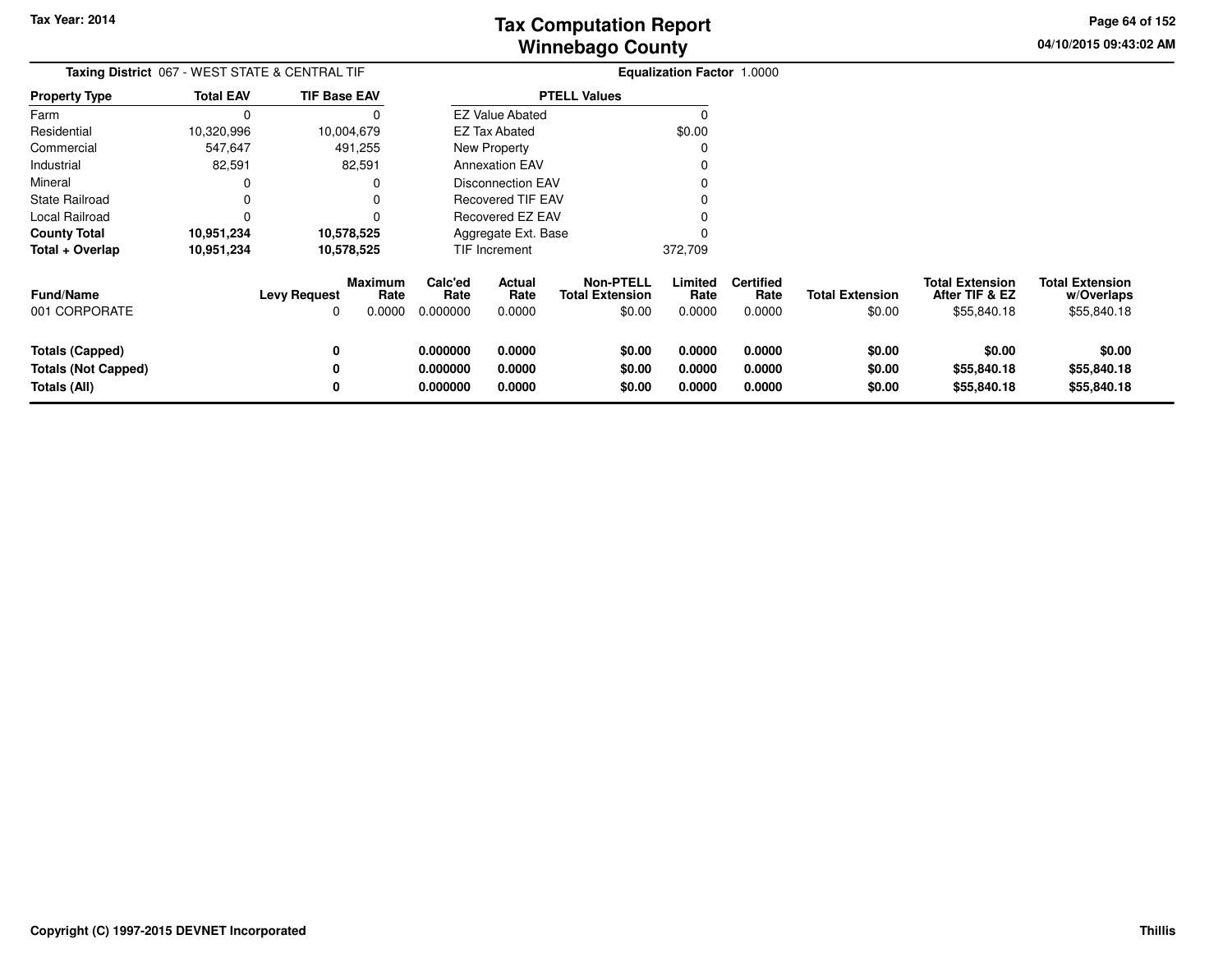# Tax Computation Report
# Winnebago County

Tax Year: 2014

04/10/2015 09:43:02 AM

**Taxing District** 067 - WEST STATE & CENTRAL TIF

**Equalization Factor** 1.0000

| Property Type | Total EAV | TIF Base EAV |
|---|---|---|
| Farm | 0 | 0 |
| Residential | 10,320,996 | 10,004,679 |
| Commercial | 547,647 | 491,255 |
| Industrial | 82,591 | 82,591 |
| Mineral | 0 | 0 |
| State Railroad | 0 | 0 |
| Local Railroad | 0 | 0 |
| **County Total** | **10,951,234** | **10,578,525** |
| **Total + Overlap** | **10,951,234** | **10,578,525** |

| PTELL Values | |
|---|---|
| EZ Value Abated | 0 |
| EZ Tax Abated | $0.00 |
| New Property | 0 |
| Annexation EAV | 0 |
| Disconnection EAV | 0 |
| Recovered TIF EAV | 0 |
| Recovered EZ EAV | 0 |
| Aggregate Ext. Base | 0 |
| TIF Increment | 372,709 |

| Fund/Name | Levy Request | Maximum Rate | Calc'ed Rate | Actual Rate | Non-PTELL Total Extension | Limited Rate | Certified Rate | Total Extension | Total Extension After TIF & EZ | Total Extension w/Overlaps |
|---|---|---|---|---|---|---|---|---|---|---|
| 001 CORPORATE | 0 | 0.0000 | 0.000000 | 0.0000 | $0.00 | 0.0000 | 0.0000 | $0.00 | $55,840.18 | $55,840.18 |
| **Totals (Capped)** | **0** | | **0.000000** | **0.0000** | **$0.00** | **0.0000** | **0.0000** | **$0.00** | **$0.00** | **$0.00** |
| **Totals (Not Capped)** | **0** | | **0.000000** | **0.0000** | **$0.00** | **0.0000** | **0.0000** | **$0.00** | **$55,840.18** | **$55,840.18** |
| **Totals (All)** | **0** | | **0.000000** | **0.0000** | **$0.00** | **0.0000** | **0.0000** | **$0.00** | **$55,840.18** | **$55,840.18** |

**Copyright (C) 1997-2015 DEVNET Incorporated**

**Thillis**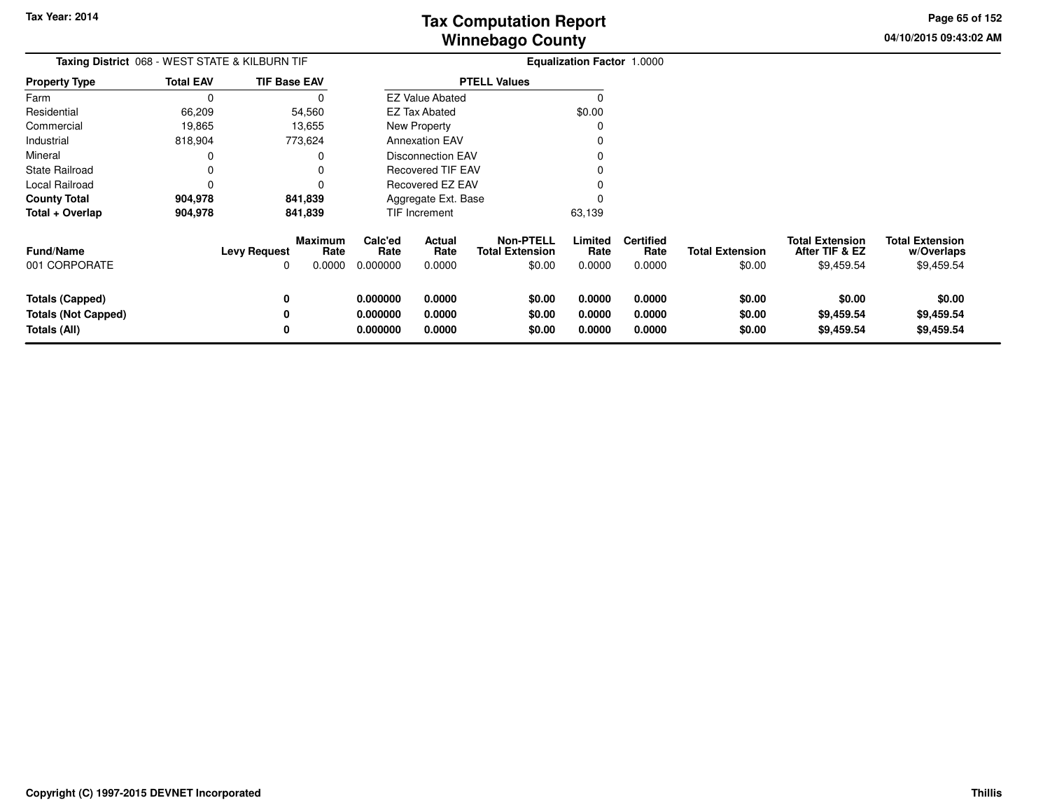# Tax Computation Report
## Winnebago County

Tax Year: 2014

04/10/2015 09:43:02 AM

**Taxing District** 068 - WEST STATE & KILBURN TIF

**Equalization Factor** 1.0000

| Property Type | Total EAV | TIF Base EAV |
|---|---|---|
| Farm | 0 | 0 |
| Residential | 66,209 | 54,560 |
| Commercial | 19,865 | 13,655 |
| Industrial | 818,904 | 773,624 |
| Mineral | 0 | 0 |
| State Railroad | 0 | 0 |
| Local Railroad | 0 | 0 |
| **County Total** | **904,978** | **841,839** |
| **Total + Overlap** | **904,978** | **841,839** |

| PTELL Values | |
|---|---|
| EZ Value Abated | 0 |
| EZ Tax Abated | $0.00 |
| New Property | 0 |
| Annexation EAV | 0 |
| Disconnection EAV | 0 |
| Recovered TIF EAV | 0 |
| Recovered EZ EAV | 0 |
| Aggregate Ext. Base | 0 |
| TIF Increment | 63,139 |

| Fund/Name | Levy Request | Maximum Rate | Calc'ed Rate | Actual Rate | Non-PTELL Total Extension | Limited Rate | Certified Rate | Total Extension | Total Extension After TIF & EZ | Total Extension w/Overlaps |
|---|---|---|---|---|---|---|---|---|---|---|
| 001 CORPORATE | 0 | 0.0000 | 0.000000 | 0.0000 | $0.00 | 0.0000 | 0.0000 | $0.00 | $9,459.54 | $9,459.54 |
| **Totals (Capped)** | **0** | | **0.000000** | **0.0000** | **$0.00** | **0.0000** | **0.0000** | **$0.00** | **$0.00** | **$0.00** |
| **Totals (Not Capped)** | **0** | | **0.000000** | **0.0000** | **$0.00** | **0.0000** | **0.0000** | **$0.00** | **$9,459.54** | **$9,459.54** |
| **Totals (All)** | **0** | | **0.000000** | **0.0000** | **$0.00** | **0.0000** | **0.0000** | **$0.00** | **$9,459.54** | **$9,459.54** |

Copyright (C) 1997-2015 DEVNET Incorporated

Thillis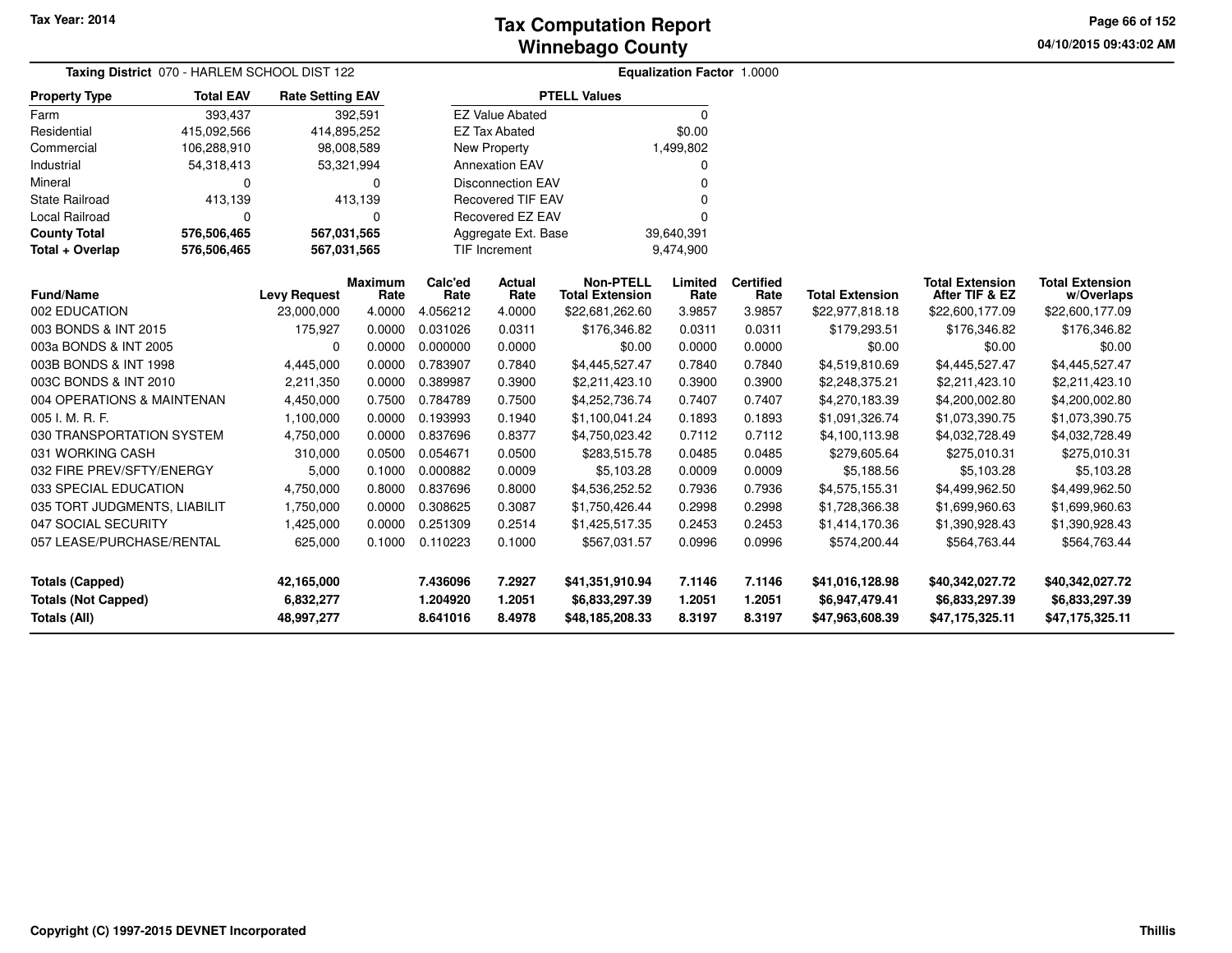Tax Year: 2014

# Tax Computation Report
## Winnebago County

04/10/2015 09:43:02 AM

**Taxing District** 070 - HARLEM SCHOOL DIST 122 **Equalization Factor** 1.0000

| Property Type | Total EAV | Rate Setting EAV |
|---|---|---|
| Farm | 393,437 | 392,591 |
| Residential | 415,092,566 | 414,895,252 |
| Commercial | 106,288,910 | 98,008,589 |
| Industrial | 54,318,413 | 53,321,994 |
| Mineral | 0 | 0 |
| State Railroad | 413,139 | 413,139 |
| Local Railroad | 0 | 0 |
| **County Total** | **576,506,465** | **567,031,565** |
| **Total + Overlap** | **576,506,465** | **567,031,565** |

| PTELL Values | |
|---|---|
| EZ Value Abated | 0 |
| EZ Tax Abated | $0.00 |
| New Property | 1,499,802 |
| Annexation EAV | 0 |
| Disconnection EAV | 0 |
| Recovered TIF EAV | 0 |
| Recovered EZ EAV | 0 |
| Aggregate Ext. Base | 39,640,391 |
| TIF Increment | 9,474,900 |

| Fund/Name | Levy Request | Maximum Rate | Calc'ed Rate | Actual Rate | Non-PTELL Total Extension | Limited Rate | Certified Rate | Total Extension | Total Extension After TIF & EZ | Total Extension w/Overlaps |
|---|---|---|---|---|---|---|---|---|---|---|
| 002 EDUCATION | 23,000,000 | 4.0000 | 4.056212 | 4.0000 | $22,681,262.60 | 3.9857 | 3.9857 | $22,977,818.18 | $22,600,177.09 | $22,600,177.09 |
| 003 BONDS & INT 2015 | 175,927 | 0.0000 | 0.031026 | 0.0311 | $176,346.82 | 0.0311 | 0.0311 | $179,293.51 | $176,346.82 | $176,346.82 |
| 003a BONDS & INT 2005 | 0 | 0.0000 | 0.000000 | 0.0000 | $0.00 | 0.0000 | 0.0000 | $0.00 | $0.00 | $0.00 |
| 003B BONDS & INT 1998 | 4,445,000 | 0.0000 | 0.783907 | 0.7840 | $4,445,527.47 | 0.7840 | 0.7840 | $4,519,810.69 | $4,445,527.47 | $4,445,527.47 |
| 003C BONDS & INT 2010 | 2,211,350 | 0.0000 | 0.389987 | 0.3900 | $2,211,423.10 | 0.3900 | 0.3900 | $2,248,375.21 | $2,211,423.10 | $2,211,423.10 |
| 004 OPERATIONS & MAINTENAN | 4,450,000 | 0.7500 | 0.784789 | 0.7500 | $4,252,736.74 | 0.7407 | 0.7407 | $4,270,183.39 | $4,200,002.80 | $4,200,002.80 |
| 005 I. M. R. F. | 1,100,000 | 0.0000 | 0.193993 | 0.1940 | $1,100,041.24 | 0.1893 | 0.1893 | $1,091,326.74 | $1,073,390.75 | $1,073,390.75 |
| 030 TRANSPORTATION SYSTEM | 4,750,000 | 0.0000 | 0.837696 | 0.8377 | $4,750,023.42 | 0.7112 | 0.7112 | $4,100,113.98 | $4,032,728.49 | $4,032,728.49 |
| 031 WORKING CASH | 310,000 | 0.0500 | 0.054671 | 0.0500 | $283,515.78 | 0.0485 | 0.0485 | $279,605.64 | $275,010.31 | $275,010.31 |
| 032 FIRE PREV/SFTY/ENERGY | 5,000 | 0.1000 | 0.000882 | 0.0009 | $5,103.28 | 0.0009 | 0.0009 | $5,188.56 | $5,103.28 | $5,103.28 |
| 033 SPECIAL EDUCATION | 4,750,000 | 0.8000 | 0.837696 | 0.8000 | $4,536,252.52 | 0.7936 | 0.7936 | $4,575,155.31 | $4,499,962.50 | $4,499,962.50 |
| 035 TORT JUDGMENTS, LIABILIT | 1,750,000 | 0.0000 | 0.308625 | 0.3087 | $1,750,426.44 | 0.2998 | 0.2998 | $1,728,366.38 | $1,699,960.63 | $1,699,960.63 |
| 047 SOCIAL SECURITY | 1,425,000 | 0.0000 | 0.251309 | 0.2514 | $1,425,517.35 | 0.2453 | 0.2453 | $1,414,170.36 | $1,390,928.43 | $1,390,928.43 |
| 057 LEASE/PURCHASE/RENTAL | 625,000 | 0.1000 | 0.110223 | 0.1000 | $567,031.57 | 0.0996 | 0.0996 | $574,200.44 | $564,763.44 | $564,763.44 |
| **Totals (Capped)** | **42,165,000** | | **7.436096** | **7.2927** | **$41,351,910.94** | **7.1146** | **7.1146** | **$41,016,128.98** | **$40,342,027.72** | **$40,342,027.72** |
| **Totals (Not Capped)** | **6,832,277** | | **1.204920** | **1.2051** | **$6,833,297.39** | **1.2051** | **1.2051** | **$6,947,479.41** | **$6,833,297.39** | **$6,833,297.39** |
| **Totals (All)** | **48,997,277** | | **8.641016** | **8.4978** | **$48,185,208.33** | **8.3197** | **8.3197** | **$47,963,608.39** | **$47,175,325.11** | **$47,175,325.11** |

Copyright (C) 1997-2015 DEVNET Incorporated

Thillis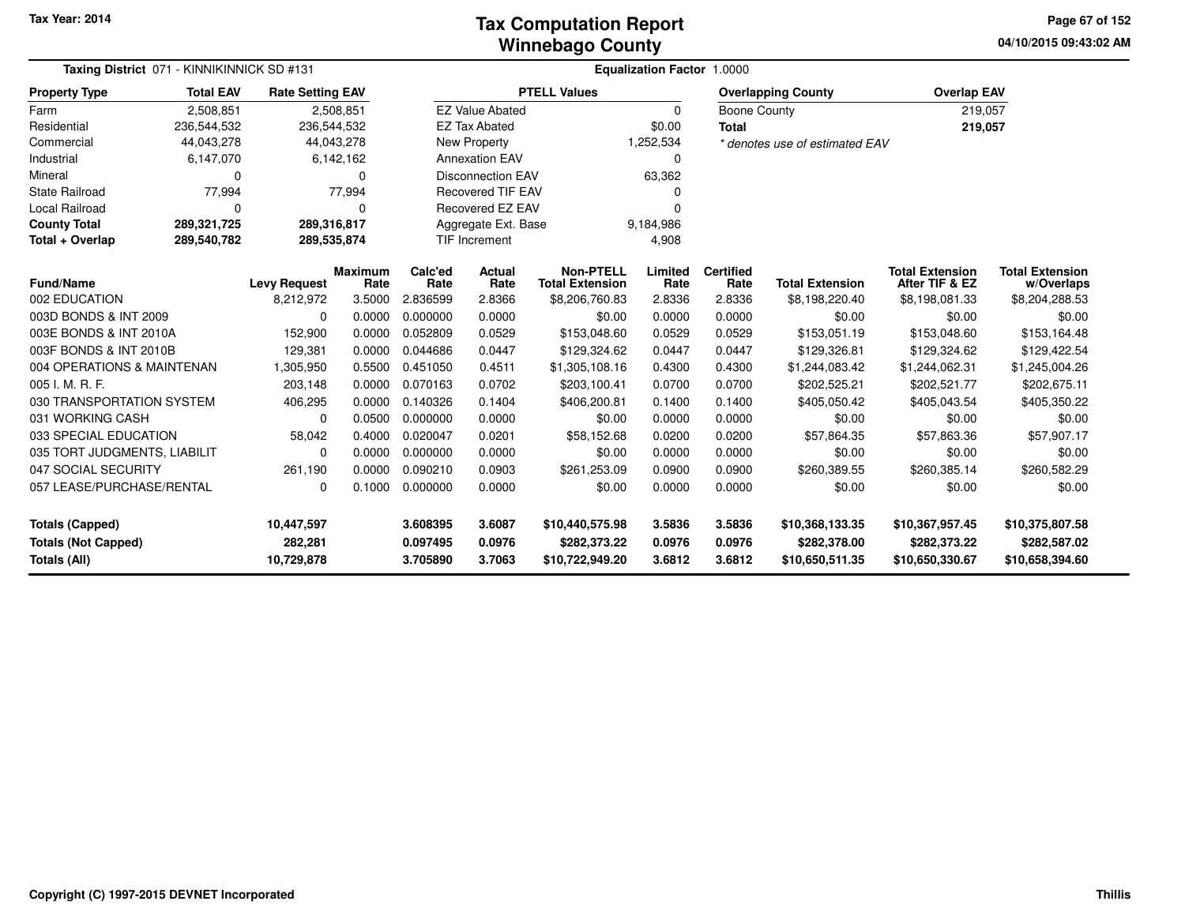# Tax Computation Report
## Winnebago County

Tax Year: 2014

04/10/2015 09:43:02 AM

**Taxing District** 071 - KINNIKINNICK SD #131

**Equalization Factor** 1.0000

| Property Type | Total EAV | Rate Setting EAV |
|---|---|---|
| Farm | 2,508,851 | 2,508,851 |
| Residential | 236,544,532 | 236,544,532 |
| Commercial | 44,043,278 | 44,043,278 |
| Industrial | 6,147,070 | 6,142,162 |
| Mineral | 0 | 0 |
| State Railroad | 77,994 | 77,994 |
| Local Railroad | 0 | 0 |
| **County Total** | **289,321,725** | **289,316,817** |
| **Total + Overlap** | **289,540,782** | **289,535,874** |

| PTELL Values | |
|---|---|
| EZ Value Abated | 0 |
| EZ Tax Abated | $0.00 |
| New Property | 1,252,534 |
| Annexation EAV | 0 |
| Disconnection EAV | 63,362 |
| Recovered TIF EAV | 0 |
| Recovered EZ EAV | 0 |
| Aggregate Ext. Base | 9,184,986 |
| TIF Increment | 4,908 |

| Overlapping County | Overlap EAV |
|---|---|
| Boone County | 219,057 |
| **Total** | **219,057** |

*\* denotes use of estimated EAV*

| Fund/Name | Levy Request | Maximum Rate | Calc'ed Rate | Actual Rate | Non-PTELL Total Extension | Limited Rate | Certified Rate | Total Extension | Total Extension After TIF & EZ | Total Extension w/Overlaps |
|---|---|---|---|---|---|---|---|---|---|---|
| 002 EDUCATION | 8,212,972 | 3.5000 | 2.836599 | 2.8366 | $8,206,760.83 | 2.8336 | 2.8336 | $8,198,220.40 | $8,198,081.33 | $8,204,288.53 |
| 003D BONDS & INT 2009 | 0 | 0.0000 | 0.000000 | 0.0000 | $0.00 | 0.0000 | 0.0000 | $0.00 | $0.00 | $0.00 |
| 003E BONDS & INT 2010A | 152,900 | 0.0000 | 0.052809 | 0.0529 | $153,048.60 | 0.0529 | 0.0529 | $153,051.19 | $153,048.60 | $153,164.48 |
| 003F BONDS & INT 2010B | 129,381 | 0.0000 | 0.044686 | 0.0447 | $129,324.62 | 0.0447 | 0.0447 | $129,326.81 | $129,324.62 | $129,422.54 |
| 004 OPERATIONS & MAINTENAN | 1,305,950 | 0.5500 | 0.451050 | 0.4511 | $1,305,108.16 | 0.4300 | 0.4300 | $1,244,083.42 | $1,244,062.31 | $1,245,004.26 |
| 005 I. M. R. F. | 203,148 | 0.0000 | 0.070163 | 0.0702 | $203,100.41 | 0.0700 | 0.0700 | $202,525.21 | $202,521.77 | $202,675.11 |
| 030 TRANSPORTATION SYSTEM | 406,295 | 0.0000 | 0.140326 | 0.1404 | $406,200.81 | 0.1400 | 0.1400 | $405,050.42 | $405,043.54 | $405,350.22 |
| 031 WORKING CASH | 0 | 0.0500 | 0.000000 | 0.0000 | $0.00 | 0.0000 | 0.0000 | $0.00 | $0.00 | $0.00 |
| 033 SPECIAL EDUCATION | 58,042 | 0.4000 | 0.020047 | 0.0201 | $58,152.68 | 0.0200 | 0.0200 | $57,864.35 | $57,863.36 | $57,907.17 |
| 035 TORT JUDGMENTS, LIABILIT | 0 | 0.0000 | 0.000000 | 0.0000 | $0.00 | 0.0000 | 0.0000 | $0.00 | $0.00 | $0.00 |
| 047 SOCIAL SECURITY | 261,190 | 0.0000 | 0.090210 | 0.0903 | $261,253.09 | 0.0900 | 0.0900 | $260,389.55 | $260,385.14 | $260,582.29 |
| 057 LEASE/PURCHASE/RENTAL | 0 | 0.1000 | 0.000000 | 0.0000 | $0.00 | 0.0000 | 0.0000 | $0.00 | $0.00 | $0.00 |
| **Totals (Capped)** | **10,447,597** | | **3.608395** | **3.6087** | **$10,440,575.98** | **3.5836** | **3.5836** | **$10,368,133.35** | **$10,367,957.45** | **$10,375,807.58** |
| **Totals (Not Capped)** | **282,281** | | **0.097495** | **0.0976** | **$282,373.22** | **0.0976** | **0.0976** | **$282,378.00** | **$282,373.22** | **$282,587.02** |
| **Totals (All)** | **10,729,878** | | **3.705890** | **3.7063** | **$10,722,949.20** | **3.6812** | **3.6812** | **$10,650,511.35** | **$10,650,330.67** | **$10,658,394.60** |

Copyright (C) 1997-2015 DEVNET Incorporated

Thillis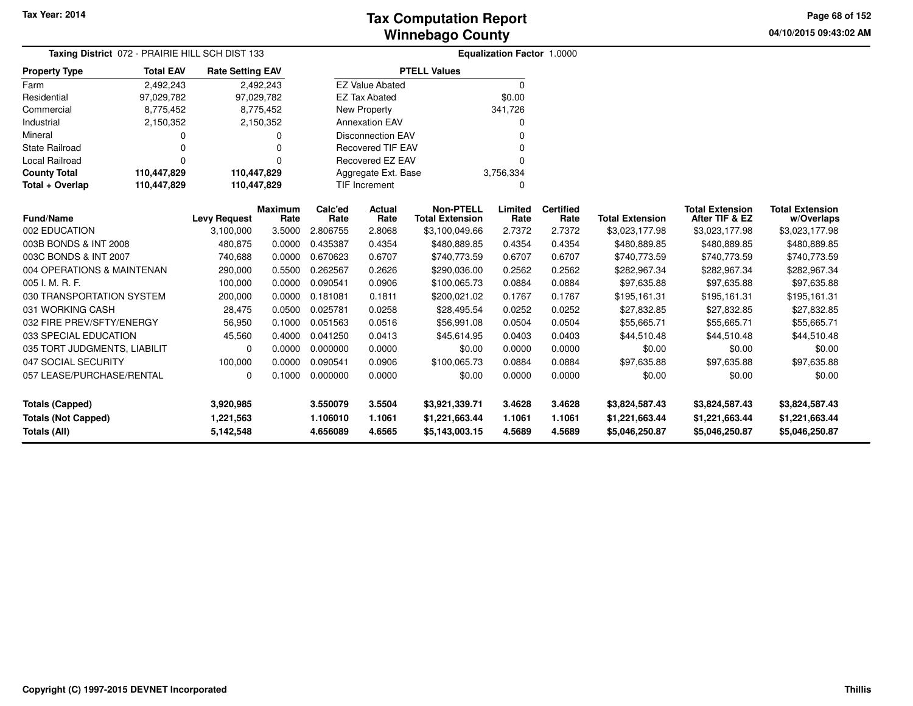# Tax Computation Report
## Winnebago County

Tax Year: 2014

04/10/2015 09:43:02 AM

**Taxing District** 072 - PRAIRIE HILL SCH DIST 133

**Equalization Factor** 1.0000

| Property Type | Total EAV | Rate Setting EAV |
|---|---|---|
| Farm | 2,492,243 | 2,492,243 |
| Residential | 97,029,782 | 97,029,782 |
| Commercial | 8,775,452 | 8,775,452 |
| Industrial | 2,150,352 | 2,150,352 |
| Mineral | 0 | 0 |
| State Railroad | 0 | 0 |
| Local Railroad | 0 | 0 |
| **County Total** | **110,447,829** | **110,447,829** |
| **Total + Overlap** | **110,447,829** | **110,447,829** |

| PTELL Values | |
|---|---|
| EZ Value Abated | 0 |
| EZ Tax Abated | $0.00 |
| New Property | 341,726 |
| Annexation EAV | 0 |
| Disconnection EAV | 0 |
| Recovered TIF EAV | 0 |
| Recovered EZ EAV | 0 |
| Aggregate Ext. Base | 3,756,334 |
| TIF Increment | 0 |

| Fund/Name | Levy Request | Maximum Rate | Calc'ed Rate | Actual Rate | Non-PTELL Total Extension | Limited Rate | Certified Rate | Total Extension | Total Extension After TIF & EZ | Total Extension w/Overlaps |
|---|---|---|---|---|---|---|---|---|---|---|
| 002 EDUCATION | 3,100,000 | 3.5000 | 2.806755 | 2.8068 | $3,100,049.66 | 2.7372 | 2.7372 | $3,023,177.98 | $3,023,177.98 | $3,023,177.98 |
| 003B BONDS & INT 2008 | 480,875 | 0.0000 | 0.435387 | 0.4354 | $480,889.85 | 0.4354 | 0.4354 | $480,889.85 | $480,889.85 | $480,889.85 |
| 003C BONDS & INT 2007 | 740,688 | 0.0000 | 0.670623 | 0.6707 | $740,773.59 | 0.6707 | 0.6707 | $740,773.59 | $740,773.59 | $740,773.59 |
| 004 OPERATIONS & MAINTENAN | 290,000 | 0.5500 | 0.262567 | 0.2626 | $290,036.00 | 0.2562 | 0.2562 | $282,967.34 | $282,967.34 | $282,967.34 |
| 005 I. M. R. F. | 100,000 | 0.0000 | 0.090541 | 0.0906 | $100,065.73 | 0.0884 | 0.0884 | $97,635.88 | $97,635.88 | $97,635.88 |
| 030 TRANSPORTATION SYSTEM | 200,000 | 0.0000 | 0.181081 | 0.1811 | $200,021.02 | 0.1767 | 0.1767 | $195,161.31 | $195,161.31 | $195,161.31 |
| 031 WORKING CASH | 28,475 | 0.0500 | 0.025781 | 0.0258 | $28,495.54 | 0.0252 | 0.0252 | $27,832.85 | $27,832.85 | $27,832.85 |
| 032 FIRE PREV/SFTY/ENERGY | 56,950 | 0.1000 | 0.051563 | 0.0516 | $56,991.08 | 0.0504 | 0.0504 | $55,665.71 | $55,665.71 | $55,665.71 |
| 033 SPECIAL EDUCATION | 45,560 | 0.4000 | 0.041250 | 0.0413 | $45,614.95 | 0.0403 | 0.0403 | $44,510.48 | $44,510.48 | $44,510.48 |
| 035 TORT JUDGMENTS, LIABILIT | 0 | 0.0000 | 0.000000 | 0.0000 | $0.00 | 0.0000 | 0.0000 | $0.00 | $0.00 | $0.00 |
| 047 SOCIAL SECURITY | 100,000 | 0.0000 | 0.090541 | 0.0906 | $100,065.73 | 0.0884 | 0.0884 | $97,635.88 | $97,635.88 | $97,635.88 |
| 057 LEASE/PURCHASE/RENTAL | 0 | 0.1000 | 0.000000 | 0.0000 | $0.00 | 0.0000 | 0.0000 | $0.00 | $0.00 | $0.00 |
| **Totals (Capped)** | **3,920,985** | | **3.550079** | **3.5504** | **$3,921,339.71** | **3.4628** | **3.4628** | **$3,824,587.43** | **$3,824,587.43** | **$3,824,587.43** |
| **Totals (Not Capped)** | **1,221,563** | | **1.106010** | **1.1061** | **$1,221,663.44** | **1.1061** | **1.1061** | **$1,221,663.44** | **$1,221,663.44** | **$1,221,663.44** |
| **Totals (All)** | **5,142,548** | | **4.656089** | **4.6565** | **$5,143,003.15** | **4.5689** | **4.5689** | **$5,046,250.87** | **$5,046,250.87** | **$5,046,250.87** |

Copyright (C) 1997-2015 DEVNET Incorporated

Thillis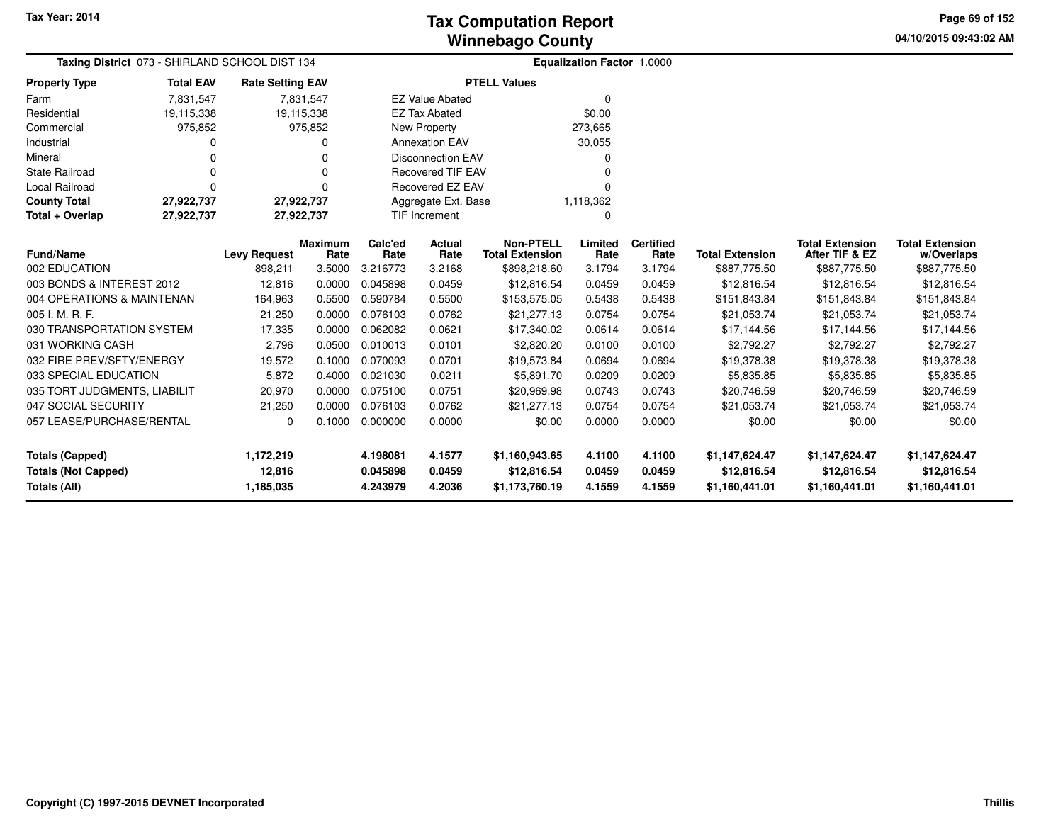Tax Year: 2014

# Tax Computation Report
## Winnebago County

04/10/2015 09:43:02 AM

**Taxing District** 073 - SHIRLAND SCHOOL DIST 134 **Equalization Factor** 1.0000

| Property Type | Total EAV | Rate Setting EAV |
|---|---|---|
| Farm | 7,831,547 | 7,831,547 |
| Residential | 19,115,338 | 19,115,338 |
| Commercial | 975,852 | 975,852 |
| Industrial | 0 | 0 |
| Mineral | 0 | 0 |
| State Railroad | 0 | 0 |
| Local Railroad | 0 | 0 |
| **County Total** | **27,922,737** | **27,922,737** |
| **Total + Overlap** | **27,922,737** | **27,922,737** |

| PTELL Values | |
|---|---|
| EZ Value Abated | 0 |
| EZ Tax Abated | $0.00 |
| New Property | 273,665 |
| Annexation EAV | 30,055 |
| Disconnection EAV | 0 |
| Recovered TIF EAV | 0 |
| Recovered EZ EAV | 0 |
| Aggregate Ext. Base | 1,118,362 |
| TIF Increment | 0 |

| Fund/Name | Levy Request | Maximum Rate | Calc'ed Rate | Actual Rate | Non-PTELL Total Extension | Limited Rate | Certified Rate | Total Extension | Total Extension After TIF & EZ | Total Extension w/Overlaps |
|---|---|---|---|---|---|---|---|---|---|---|
| 002 EDUCATION | 898,211 | 3.5000 | 3.216773 | 3.2168 | $898,218.60 | 3.1794 | 3.1794 | $887,775.50 | $887,775.50 | $887,775.50 |
| 003 BONDS & INTEREST 2012 | 12,816 | 0.0000 | 0.045898 | 0.0459 | $12,816.54 | 0.0459 | 0.0459 | $12,816.54 | $12,816.54 | $12,816.54 |
| 004 OPERATIONS & MAINTENAN | 164,963 | 0.5500 | 0.590784 | 0.5500 | $153,575.05 | 0.5438 | 0.5438 | $151,843.84 | $151,843.84 | $151,843.84 |
| 005 I. M. R. F. | 21,250 | 0.0000 | 0.076103 | 0.0762 | $21,277.13 | 0.0754 | 0.0754 | $21,053.74 | $21,053.74 | $21,053.74 |
| 030 TRANSPORTATION SYSTEM | 17,335 | 0.0000 | 0.062082 | 0.0621 | $17,340.02 | 0.0614 | 0.0614 | $17,144.56 | $17,144.56 | $17,144.56 |
| 031 WORKING CASH | 2,796 | 0.0500 | 0.010013 | 0.0101 | $2,820.20 | 0.0100 | 0.0100 | $2,792.27 | $2,792.27 | $2,792.27 |
| 032 FIRE PREV/SFTY/ENERGY | 19,572 | 0.1000 | 0.070093 | 0.0701 | $19,573.84 | 0.0694 | 0.0694 | $19,378.38 | $19,378.38 | $19,378.38 |
| 033 SPECIAL EDUCATION | 5,872 | 0.4000 | 0.021030 | 0.0211 | $5,891.70 | 0.0209 | 0.0209 | $5,835.85 | $5,835.85 | $5,835.85 |
| 035 TORT JUDGMENTS, LIABILIT | 20,970 | 0.0000 | 0.075100 | 0.0751 | $20,969.98 | 0.0743 | 0.0743 | $20,746.59 | $20,746.59 | $20,746.59 |
| 047 SOCIAL SECURITY | 21,250 | 0.0000 | 0.076103 | 0.0762 | $21,277.13 | 0.0754 | 0.0754 | $21,053.74 | $21,053.74 | $21,053.74 |
| 057 LEASE/PURCHASE/RENTAL | 0 | 0.1000 | 0.000000 | 0.0000 | $0.00 | 0.0000 | 0.0000 | $0.00 | $0.00 | $0.00 |
| **Totals (Capped)** | **1,172,219** | | **4.198081** | **4.1577** | **$1,160,943.65** | **4.1100** | **4.1100** | **$1,147,624.47** | **$1,147,624.47** | **$1,147,624.47** |
| **Totals (Not Capped)** | **12,816** | | **0.045898** | **0.0459** | **$12,816.54** | **0.0459** | **0.0459** | **$12,816.54** | **$12,816.54** | **$12,816.54** |
| **Totals (All)** | **1,185,035** | | **4.243979** | **4.2036** | **$1,173,760.19** | **4.1559** | **4.1559** | **$1,160,441.01** | **$1,160,441.01** | **$1,160,441.01** |

Copyright (C) 1997-2015 DEVNET Incorporated

Thillis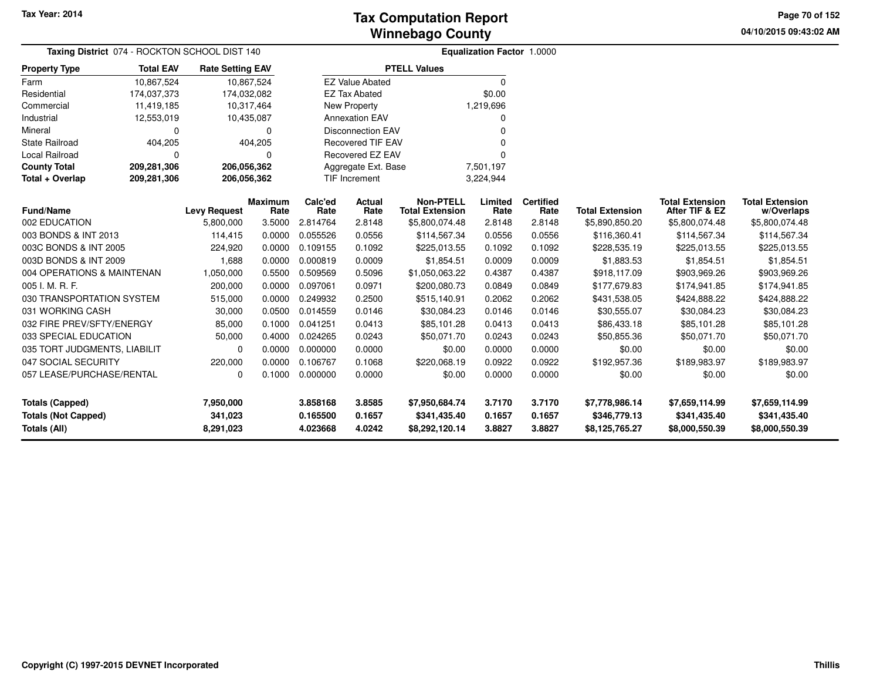**Tax Year: 2014**

# Tax Computation Report
## Winnebago County

04/10/2015 09:43:02 AM

**Taxing District** 074 - ROCKTON SCHOOL DIST 140

**Equalization Factor** 1.0000

| Property Type | Total EAV | Rate Setting EAV |
|---|---|---|
| Farm | 10,867,524 | 10,867,524 |
| Residential | 174,037,373 | 174,032,082 |
| Commercial | 11,419,185 | 10,317,464 |
| Industrial | 12,553,019 | 10,435,087 |
| Mineral | 0 | 0 |
| State Railroad | 404,205 | 404,205 |
| Local Railroad | 0 | 0 |
| **County Total** | **209,281,306** | **206,056,362** |
| **Total + Overlap** | **209,281,306** | **206,056,362** |

| PTELL Values | |
|---|---|
| EZ Value Abated | 0 |
| EZ Tax Abated | $0.00 |
| New Property | 1,219,696 |
| Annexation EAV | 0 |
| Disconnection EAV | 0 |
| Recovered TIF EAV | 0 |
| Recovered EZ EAV | 0 |
| Aggregate Ext. Base | 7,501,197 |
| TIF Increment | 3,224,944 |

| Fund/Name | Levy Request | Maximum Rate | Calc'ed Rate | Actual Rate | Non-PTELL Total Extension | Limited Rate | Certified Rate | Total Extension | Total Extension After TIF & EZ | Total Extension w/Overlaps |
|---|---|---|---|---|---|---|---|---|---|---|
| 002 EDUCATION | 5,800,000 | 3.5000 | 2.814764 | 2.8148 | $5,800,074.48 | 2.8148 | 2.8148 | $5,890,850.20 | $5,800,074.48 | $5,800,074.48 |
| 003 BONDS & INT 2013 | 114,415 | 0.0000 | 0.055526 | 0.0556 | $114,567.34 | 0.0556 | 0.0556 | $116,360.41 | $114,567.34 | $114,567.34 |
| 003C BONDS & INT 2005 | 224,920 | 0.0000 | 0.109155 | 0.1092 | $225,013.55 | 0.1092 | 0.1092 | $228,535.19 | $225,013.55 | $225,013.55 |
| 003D BONDS & INT 2009 | 1,688 | 0.0000 | 0.000819 | 0.0009 | $1,854.51 | 0.0009 | 0.0009 | $1,883.53 | $1,854.51 | $1,854.51 |
| 004 OPERATIONS & MAINTENAN | 1,050,000 | 0.5500 | 0.509569 | 0.5096 | $1,050,063.22 | 0.4387 | 0.4387 | $918,117.09 | $903,969.26 | $903,969.26 |
| 005 I. M. R. F. | 200,000 | 0.0000 | 0.097061 | 0.0971 | $200,080.73 | 0.0849 | 0.0849 | $177,679.83 | $174,941.85 | $174,941.85 |
| 030 TRANSPORTATION SYSTEM | 515,000 | 0.0000 | 0.249932 | 0.2500 | $515,140.91 | 0.2062 | 0.2062 | $431,538.05 | $424,888.22 | $424,888.22 |
| 031 WORKING CASH | 30,000 | 0.0500 | 0.014559 | 0.0146 | $30,084.23 | 0.0146 | 0.0146 | $30,555.07 | $30,084.23 | $30,084.23 |
| 032 FIRE PREV/SFTY/ENERGY | 85,000 | 0.1000 | 0.041251 | 0.0413 | $85,101.28 | 0.0413 | 0.0413 | $86,433.18 | $85,101.28 | $85,101.28 |
| 033 SPECIAL EDUCATION | 50,000 | 0.4000 | 0.024265 | 0.0243 | $50,071.70 | 0.0243 | 0.0243 | $50,855.36 | $50,071.70 | $50,071.70 |
| 035 TORT JUDGMENTS, LIABILIT | 0 | 0.0000 | 0.000000 | 0.0000 | $0.00 | 0.0000 | 0.0000 | $0.00 | $0.00 | $0.00 |
| 047 SOCIAL SECURITY | 220,000 | 0.0000 | 0.106767 | 0.1068 | $220,068.19 | 0.0922 | 0.0922 | $192,957.36 | $189,983.97 | $189,983.97 |
| 057 LEASE/PURCHASE/RENTAL | 0 | 0.1000 | 0.000000 | 0.0000 | $0.00 | 0.0000 | 0.0000 | $0.00 | $0.00 | $0.00 |
| **Totals (Capped)** | **7,950,000** | | **3.858168** | **3.8585** | **$7,950,684.74** | **3.7170** | **3.7170** | **$7,778,986.14** | **$7,659,114.99** | **$7,659,114.99** |
| **Totals (Not Capped)** | **341,023** | | **0.165500** | **0.1657** | **$341,435.40** | **0.1657** | **0.1657** | **$346,779.13** | **$341,435.40** | **$341,435.40** |
| **Totals (All)** | **8,291,023** | | **4.023668** | **4.0242** | **$8,292,120.14** | **3.8827** | **3.8827** | **$8,125,765.27** | **$8,000,550.39** | **$8,000,550.39** |

Copyright (C) 1997-2015 DEVNET Incorporated

Thillis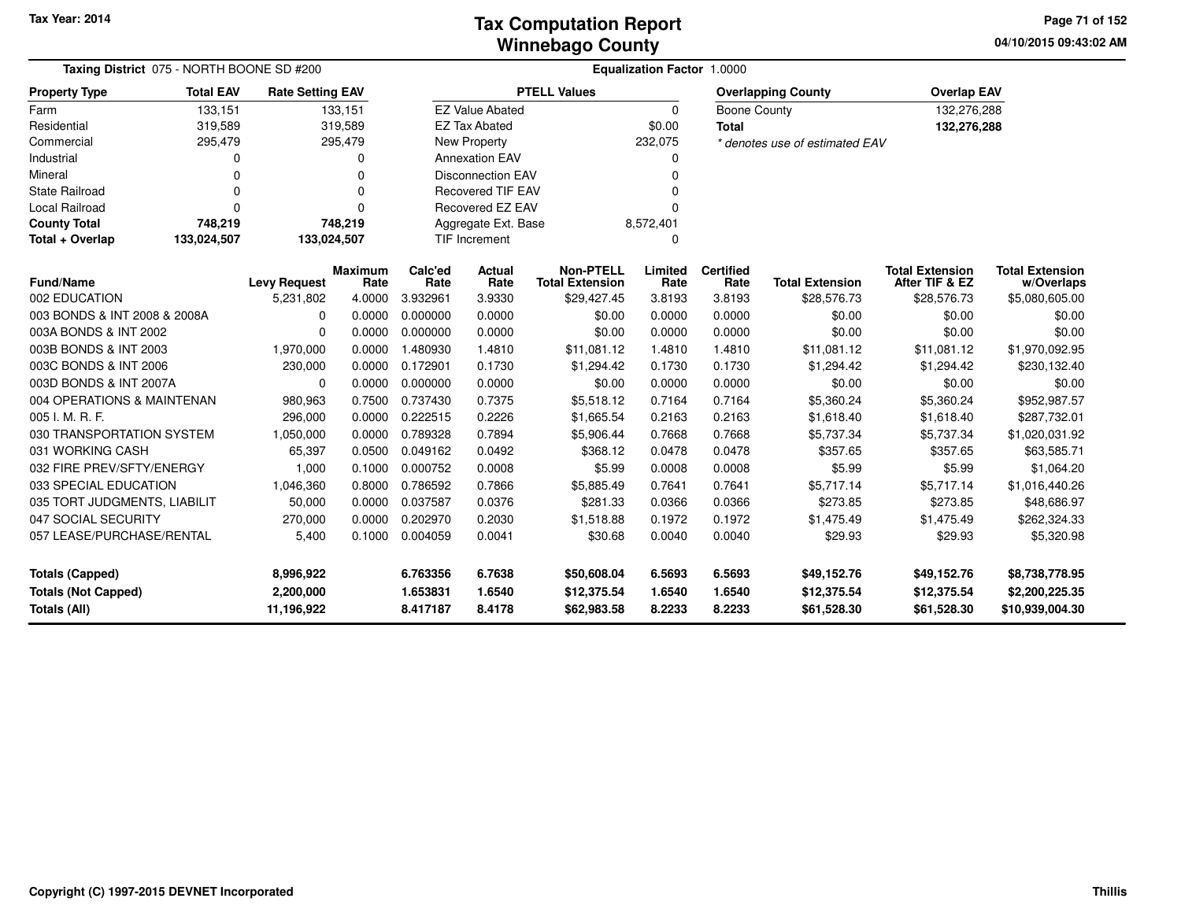Tax Year: 2014

# Tax Computation Report
# Winnebago County

04/10/2015 09:43:02 AM

**Taxing District** 075 - NORTH BOONE SD #200

**Equalization Factor** 1.0000

| Property Type | Total EAV | Rate Setting EAV |
|---|---|---|
| Farm | 133,151 | 133,151 |
| Residential | 319,589 | 319,589 |
| Commercial | 295,479 | 295,479 |
| Industrial | 0 | 0 |
| Mineral | 0 | 0 |
| State Railroad | 0 | 0 |
| Local Railroad | 0 | 0 |
| **County Total** | **748,219** | **748,219** |
| **Total + Overlap** | **133,024,507** | **133,024,507** |

| PTELL Values | |
|---|---|
| EZ Value Abated | 0 |
| EZ Tax Abated | $0.00 |
| New Property | 232,075 |
| Annexation EAV | 0 |
| Disconnection EAV | 0 |
| Recovered TIF EAV | 0 |
| Recovered EZ EAV | 0 |
| Aggregate Ext. Base | 8,572,401 |
| TIF Increment | 0 |

| Overlapping County | Overlap EAV |
|---|---|
| Boone County | 132,276,288 |
| **Total** | **132,276,288** |

*\* denotes use of estimated EAV*

| Fund/Name | Levy Request | Maximum Rate | Calc'ed Rate | Actual Rate | Non-PTELL Total Extension | Limited Rate | Certified Rate | Total Extension | Total Extension After TIF & EZ | Total Extension w/Overlaps |
|---|---|---|---|---|---|---|---|---|---|---|
| 002 EDUCATION | 5,231,802 | 4.0000 | 3.932961 | 3.9330 | $29,427.45 | 3.8193 | 3.8193 | $28,576.73 | $28,576.73 | $5,080,605.00 |
| 003 BONDS & INT 2008 & 2008A | 0 | 0.0000 | 0.000000 | 0.0000 | $0.00 | 0.0000 | 0.0000 | $0.00 | $0.00 | $0.00 |
| 003A BONDS & INT 2002 | 0 | 0.0000 | 0.000000 | 0.0000 | $0.00 | 0.0000 | 0.0000 | $0.00 | $0.00 | $0.00 |
| 003B BONDS & INT 2003 | 1,970,000 | 0.0000 | 1.480930 | 1.4810 | $11,081.12 | 1.4810 | 1.4810 | $11,081.12 | $11,081.12 | $1,970,092.95 |
| 003C BONDS & INT 2006 | 230,000 | 0.0000 | 0.172901 | 0.1730 | $1,294.42 | 0.1730 | 0.1730 | $1,294.42 | $1,294.42 | $230,132.40 |
| 003D BONDS & INT 2007A | 0 | 0.0000 | 0.000000 | 0.0000 | $0.00 | 0.0000 | 0.0000 | $0.00 | $0.00 | $0.00 |
| 004 OPERATIONS & MAINTENAN | 980,963 | 0.7500 | 0.737430 | 0.7375 | $5,518.12 | 0.7164 | 0.7164 | $5,360.24 | $5,360.24 | $952,987.57 |
| 005 I. M. R. F. | 296,000 | 0.0000 | 0.222515 | 0.2226 | $1,665.54 | 0.2163 | 0.2163 | $1,618.40 | $1,618.40 | $287,732.01 |
| 030 TRANSPORTATION SYSTEM | 1,050,000 | 0.0000 | 0.789328 | 0.7894 | $5,906.44 | 0.7668 | 0.7668 | $5,737.34 | $5,737.34 | $1,020,031.92 |
| 031 WORKING CASH | 65,397 | 0.0500 | 0.049162 | 0.0492 | $368.12 | 0.0478 | 0.0478 | $357.65 | $357.65 | $63,585.71 |
| 032 FIRE PREV/SFTY/ENERGY | 1,000 | 0.1000 | 0.000752 | 0.0008 | $5.99 | 0.0008 | 0.0008 | $5.99 | $5.99 | $1,064.20 |
| 033 SPECIAL EDUCATION | 1,046,360 | 0.8000 | 0.786592 | 0.7866 | $5,885.49 | 0.7641 | 0.7641 | $5,717.14 | $5,717.14 | $1,016,440.26 |
| 035 TORT JUDGMENTS, LIABILIT | 50,000 | 0.0000 | 0.037587 | 0.0376 | $281.33 | 0.0366 | 0.0366 | $273.85 | $273.85 | $48,686.97 |
| 047 SOCIAL SECURITY | 270,000 | 0.0000 | 0.202970 | 0.2030 | $1,518.88 | 0.1972 | 0.1972 | $1,475.49 | $1,475.49 | $262,324.33 |
| 057 LEASE/PURCHASE/RENTAL | 5,400 | 0.1000 | 0.004059 | 0.0041 | $30.68 | 0.0040 | 0.0040 | $29.93 | $29.93 | $5,320.98 |
| **Totals (Capped)** | **8,996,922** | | **6.763356** | **6.7638** | **$50,608.04** | **6.5693** | **6.5693** | **$49,152.76** | **$49,152.76** | **$8,738,778.95** |
| **Totals (Not Capped)** | **2,200,000** | | **1.653831** | **1.6540** | **$12,375.54** | **1.6540** | **1.6540** | **$12,375.54** | **$12,375.54** | **$2,200,225.35** |
| **Totals (All)** | **11,196,922** | | **8.417187** | **8.4178** | **$62,983.58** | **8.2233** | **8.2233** | **$61,528.30** | **$61,528.30** | **$10,939,004.30** |

Copyright (C) 1997-2015 DEVNET Incorporated

Thillis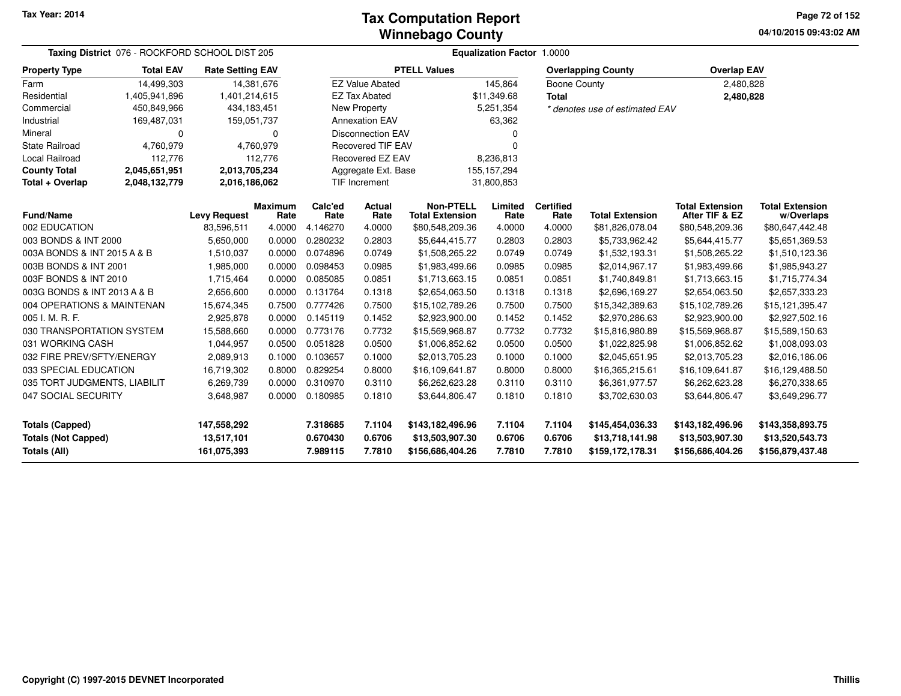**Tax Year: 2014**

# Tax Computation Report
## Winnebago County

04/10/2015 09:43:02 AM

**Taxing District** 076 - ROCKFORD SCHOOL DIST 205 | **Equalization Factor** 1.0000

| Property Type | Total EAV | Rate Setting EAV |
|---|---|---|
| Farm | 14,499,303 | 14,381,676 |
| Residential | 1,405,941,896 | 1,401,214,615 |
| Commercial | 450,849,966 | 434,183,451 |
| Industrial | 169,487,031 | 159,051,737 |
| Mineral | 0 | 0 |
| State Railroad | 4,760,979 | 4,760,979 |
| Local Railroad | 112,776 | 112,776 |
| **County Total** | **2,045,651,951** | **2,013,705,234** |
| **Total + Overlap** | **2,048,132,779** | **2,016,186,062** |

| PTELL Values | |
|---|---|
| EZ Value Abated | 145,864 |
| EZ Tax Abated | $11,349.68 |
| New Property | 5,251,354 |
| Annexation EAV | 63,362 |
| Disconnection EAV | 0 |
| Recovered TIF EAV | 0 |
| Recovered EZ EAV | 8,236,813 |
| Aggregate Ext. Base | 155,157,294 |
| TIF Increment | 31,800,853 |

| Overlapping County | Overlap EAV |
|---|---|
| Boone County | 2,480,828 |
| **Total** | **2,480,828** |

*\* denotes use of estimated EAV*

| Fund/Name | Levy Request | Maximum Rate | Calc'ed Rate | Actual Rate | Non-PTELL Total Extension | Limited Rate | Certified Rate | Total Extension | Total Extension After TIF & EZ | Total Extension w/Overlaps |
|---|---|---|---|---|---|---|---|---|---|---|
| 002 EDUCATION | 83,596,511 | 4.0000 | 4.146270 | 4.0000 | $80,548,209.36 | 4.0000 | 4.0000 | $81,826,078.04 | $80,548,209.36 | $80,647,442.48 |
| 003 BONDS & INT 2000 | 5,650,000 | 0.0000 | 0.280232 | 0.2803 | $5,644,415.77 | 0.2803 | 0.2803 | $5,733,962.42 | $5,644,415.77 | $5,651,369.53 |
| 003A BONDS & INT 2015 A & B | 1,510,037 | 0.0000 | 0.074896 | 0.0749 | $1,508,265.22 | 0.0749 | 0.0749 | $1,532,193.31 | $1,508,265.22 | $1,510,123.36 |
| 003B BONDS & INT 2001 | 1,985,000 | 0.0000 | 0.098453 | 0.0985 | $1,983,499.66 | 0.0985 | 0.0985 | $2,014,967.17 | $1,983,499.66 | $1,985,943.27 |
| 003F BONDS & INT 2010 | 1,715,464 | 0.0000 | 0.085085 | 0.0851 | $1,713,663.15 | 0.0851 | 0.0851 | $1,740,849.81 | $1,713,663.15 | $1,715,774.34 |
| 003G BONDS & INT 2013 A & B | 2,656,600 | 0.0000 | 0.131764 | 0.1318 | $2,654,063.50 | 0.1318 | 0.1318 | $2,696,169.27 | $2,654,063.50 | $2,657,333.23 |
| 004 OPERATIONS & MAINTENAN | 15,674,345 | 0.7500 | 0.777426 | 0.7500 | $15,102,789.26 | 0.7500 | 0.7500 | $15,342,389.63 | $15,102,789.26 | $15,121,395.47 |
| 005 I. M. R. F. | 2,925,878 | 0.0000 | 0.145119 | 0.1452 | $2,923,900.00 | 0.1452 | 0.1452 | $2,970,286.63 | $2,923,900.00 | $2,927,502.16 |
| 030 TRANSPORTATION SYSTEM | 15,588,660 | 0.0000 | 0.773176 | 0.7732 | $15,569,968.87 | 0.7732 | 0.7732 | $15,816,980.89 | $15,569,968.87 | $15,589,150.63 |
| 031 WORKING CASH | 1,044,957 | 0.0500 | 0.051828 | 0.0500 | $1,006,852.62 | 0.0500 | 0.0500 | $1,022,825.98 | $1,006,852.62 | $1,008,093.03 |
| 032 FIRE PREV/SFTY/ENERGY | 2,089,913 | 0.1000 | 0.103657 | 0.1000 | $2,013,705.23 | 0.1000 | 0.1000 | $2,045,651.95 | $2,013,705.23 | $2,016,186.06 |
| 033 SPECIAL EDUCATION | 16,719,302 | 0.8000 | 0.829254 | 0.8000 | $16,109,641.87 | 0.8000 | 0.8000 | $16,365,215.61 | $16,109,641.87 | $16,129,488.50 |
| 035 TORT JUDGMENTS, LIABILIT | 6,269,739 | 0.0000 | 0.310970 | 0.3110 | $6,262,623.28 | 0.3110 | 0.3110 | $6,361,977.57 | $6,262,623.28 | $6,270,338.65 |
| 047 SOCIAL SECURITY | 3,648,987 | 0.0000 | 0.180985 | 0.1810 | $3,644,806.47 | 0.1810 | 0.1810 | $3,702,630.03 | $3,644,806.47 | $3,649,296.77 |
| **Totals (Capped)** | **147,558,292** | | **7.318685** | **7.1104** | **$143,182,496.96** | **7.1104** | **7.1104** | **$145,454,036.33** | **$143,182,496.96** | **$143,358,893.75** |
| **Totals (Not Capped)** | **13,517,101** | | **0.670430** | **0.6706** | **$13,503,907.30** | **0.6706** | **0.6706** | **$13,718,141.98** | **$13,503,907.30** | **$13,520,543.73** |
| **Totals (All)** | **161,075,393** | | **7.989115** | **7.7810** | **$156,686,404.26** | **7.7810** | **7.7810** | **$159,172,178.31** | **$156,686,404.26** | **$156,879,437.48** |

Copyright (C) 1997-2015 DEVNET Incorporated — Thillis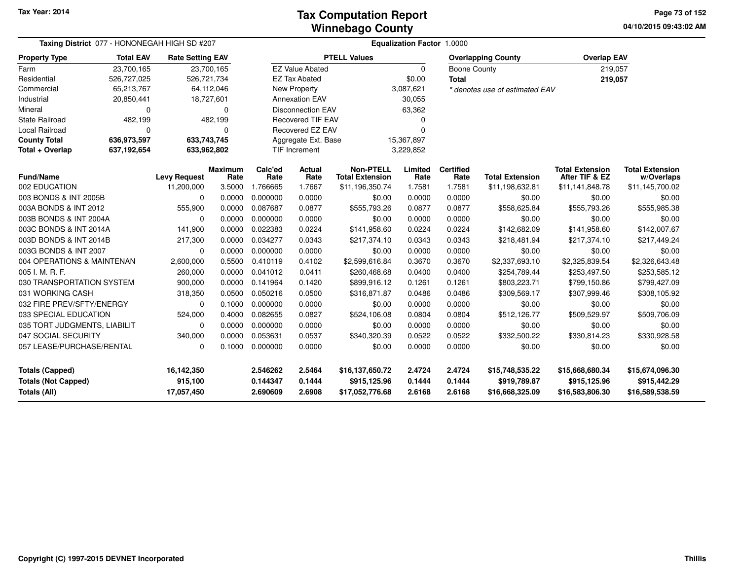Tax Year: 2014

# Tax Computation Report
# Winnebago County

04/10/2015 09:43:02 AM

**Taxing District** 077 - HONONEGAH HIGH SD #207 **Equalization Factor** 1.0000

| Property Type | Total EAV | Rate Setting EAV |
|---|---|---|
| Farm | 23,700,165 | 23,700,165 |
| Residential | 526,727,025 | 526,721,734 |
| Commercial | 65,213,767 | 64,112,046 |
| Industrial | 20,850,441 | 18,727,601 |
| Mineral | 0 | 0 |
| State Railroad | 482,199 | 482,199 |
| Local Railroad | 0 | 0 |
| **County Total** | **636,973,597** | **633,743,745** |
| **Total + Overlap** | **637,192,654** | **633,962,802** |

| PTELL Values | |
|---|---|
| EZ Value Abated | 0 |
| EZ Tax Abated | $0.00 |
| New Property | 3,087,621 |
| Annexation EAV | 30,055 |
| Disconnection EAV | 63,362 |
| Recovered TIF EAV | 0 |
| Recovered EZ EAV | 0 |
| Aggregate Ext. Base | 15,367,897 |
| TIF Increment | 3,229,852 |

| Overlapping County | Overlap EAV |
|---|---|
| Boone County | 219,057 |
| **Total** | **219,057** |

*\* denotes use of estimated EAV*

| Fund/Name | Levy Request | Maximum Rate | Calc'ed Rate | Actual Rate | Non-PTELL Total Extension | Limited Rate | Certified Rate | Total Extension | Total Extension After TIF & EZ | Total Extension w/Overlaps |
|---|---|---|---|---|---|---|---|---|---|---|
| 002 EDUCATION | 11,200,000 | 3.5000 | 1.766665 | 1.7667 | $11,196,350.74 | 1.7581 | 1.7581 | $11,198,632.81 | $11,141,848.78 | $11,145,700.02 |
| 003 BONDS & INT 2005B | 0 | 0.0000 | 0.000000 | 0.0000 | $0.00 | 0.0000 | 0.0000 | $0.00 | $0.00 | $0.00 |
| 003A BONDS & INT 2012 | 555,900 | 0.0000 | 0.087687 | 0.0877 | $555,793.26 | 0.0877 | 0.0877 | $558,625.84 | $555,793.26 | $555,985.38 |
| 003B BONDS & INT 2004A | 0 | 0.0000 | 0.000000 | 0.0000 | $0.00 | 0.0000 | 0.0000 | $0.00 | $0.00 | $0.00 |
| 003C BONDS & INT 2014A | 141,900 | 0.0000 | 0.022383 | 0.0224 | $141,958.60 | 0.0224 | 0.0224 | $142,682.09 | $141,958.60 | $142,007.67 |
| 003D BONDS & INT 2014B | 217,300 | 0.0000 | 0.034277 | 0.0343 | $217,374.10 | 0.0343 | 0.0343 | $218,481.94 | $217,374.10 | $217,449.24 |
| 003G BONDS & INT 2007 | 0 | 0.0000 | 0.000000 | 0.0000 | $0.00 | 0.0000 | 0.0000 | $0.00 | $0.00 | $0.00 |
| 004 OPERATIONS & MAINTENAN | 2,600,000 | 0.5500 | 0.410119 | 0.4102 | $2,599,616.84 | 0.3670 | 0.3670 | $2,337,693.10 | $2,325,839.54 | $2,326,643.48 |
| 005 I. M. R. F. | 260,000 | 0.0000 | 0.041012 | 0.0411 | $260,468.68 | 0.0400 | 0.0400 | $254,789.44 | $253,497.50 | $253,585.12 |
| 030 TRANSPORTATION SYSTEM | 900,000 | 0.0000 | 0.141964 | 0.1420 | $899,916.12 | 0.1261 | 0.1261 | $803,223.71 | $799,150.86 | $799,427.09 |
| 031 WORKING CASH | 318,350 | 0.0500 | 0.050216 | 0.0500 | $316,871.87 | 0.0486 | 0.0486 | $309,569.17 | $307,999.46 | $308,105.92 |
| 032 FIRE PREV/SFTY/ENERGY | 0 | 0.1000 | 0.000000 | 0.0000 | $0.00 | 0.0000 | 0.0000 | $0.00 | $0.00 | $0.00 |
| 033 SPECIAL EDUCATION | 524,000 | 0.4000 | 0.082655 | 0.0827 | $524,106.08 | 0.0804 | 0.0804 | $512,126.77 | $509,529.97 | $509,706.09 |
| 035 TORT JUDGMENTS, LIABILIT | 0 | 0.0000 | 0.000000 | 0.0000 | $0.00 | 0.0000 | 0.0000 | $0.00 | $0.00 | $0.00 |
| 047 SOCIAL SECURITY | 340,000 | 0.0000 | 0.053631 | 0.0537 | $340,320.39 | 0.0522 | 0.0522 | $332,500.22 | $330,814.23 | $330,928.58 |
| 057 LEASE/PURCHASE/RENTAL | 0 | 0.1000 | 0.000000 | 0.0000 | $0.00 | 0.0000 | 0.0000 | $0.00 | $0.00 | $0.00 |
| **Totals (Capped)** | **16,142,350** | | **2.546262** | **2.5464** | **$16,137,650.72** | **2.4724** | **2.4724** | **$15,748,535.22** | **$15,668,680.34** | **$15,674,096.30** |
| **Totals (Not Capped)** | **915,100** | | **0.144347** | **0.1444** | **$915,125.96** | **0.1444** | **0.1444** | **$919,789.87** | **$915,125.96** | **$915,442.29** |
| **Totals (All)** | **17,057,450** | | **2.690609** | **2.6908** | **$17,052,776.68** | **2.6168** | **2.6168** | **$16,668,325.09** | **$16,583,806.30** | **$16,589,538.59** |

Copyright (C) 1997-2015 DEVNET Incorporated

Thillis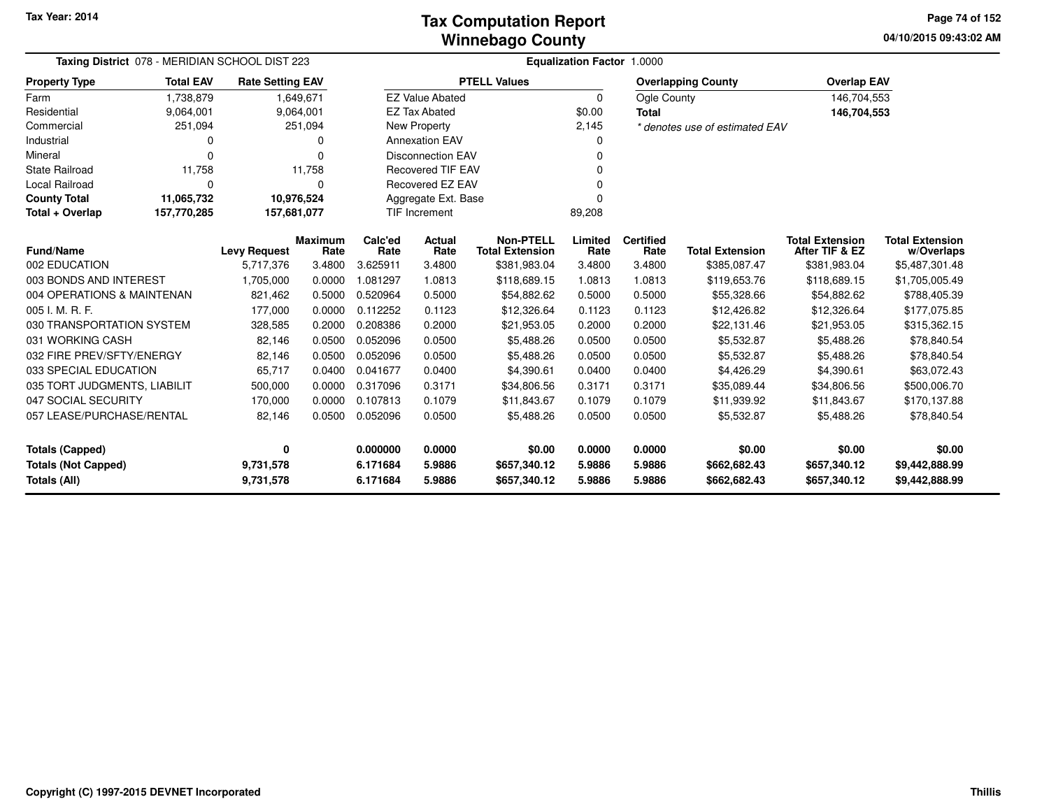# Tax Computation Report
## Winnebago County

Tax Year: 2014

04/10/2015 09:43:02 AM

**Taxing District** 078 - MERIDIAN SCHOOL DIST 223 **Equalization Factor** 1.0000

| Property Type | Total EAV | Rate Setting EAV |
|---|---|---|
| Farm | 1,738,879 | 1,649,671 |
| Residential | 9,064,001 | 9,064,001 |
| Commercial | 251,094 | 251,094 |
| Industrial | 0 | 0 |
| Mineral | 0 | 0 |
| State Railroad | 11,758 | 11,758 |
| Local Railroad | 0 | 0 |
| **County Total** | **11,065,732** | **10,976,524** |
| **Total + Overlap** | **157,770,285** | **157,681,077** |

| PTELL Values | |
|---|---|
| EZ Value Abated | 0 |
| EZ Tax Abated | $0.00 |
| New Property | 2,145 |
| Annexation EAV | 0 |
| Disconnection EAV | 0 |
| Recovered TIF EAV | 0 |
| Recovered EZ EAV | 0 |
| Aggregate Ext. Base | 0 |
| TIF Increment | 89,208 |

| Overlapping County | Overlap EAV |
|---|---|
| Ogle County | 146,704,553 |
| **Total** | **146,704,553** |

*\* denotes use of estimated EAV*

| Fund/Name | Levy Request | Maximum Rate | Calc'ed Rate | Actual Rate | Non-PTELL Total Extension | Limited Rate | Certified Rate | Total Extension | Total Extension After TIF & EZ | Total Extension w/Overlaps |
|---|---|---|---|---|---|---|---|---|---|---|
| 002 EDUCATION | 5,717,376 | 3.4800 | 3.625911 | 3.4800 | $381,983.04 | 3.4800 | 3.4800 | $385,087.47 | $381,983.04 | $5,487,301.48 |
| 003 BONDS AND INTEREST | 1,705,000 | 0.0000 | 1.081297 | 1.0813 | $118,689.15 | 1.0813 | 1.0813 | $119,653.76 | $118,689.15 | $1,705,005.49 |
| 004 OPERATIONS & MAINTENAN | 821,462 | 0.5000 | 0.520964 | 0.5000 | $54,882.62 | 0.5000 | 0.5000 | $55,328.66 | $54,882.62 | $788,405.39 |
| 005 I. M. R. F. | 177,000 | 0.0000 | 0.112252 | 0.1123 | $12,326.64 | 0.1123 | 0.1123 | $12,426.82 | $12,326.64 | $177,075.85 |
| 030 TRANSPORTATION SYSTEM | 328,585 | 0.2000 | 0.208386 | 0.2000 | $21,953.05 | 0.2000 | 0.2000 | $22,131.46 | $21,953.05 | $315,362.15 |
| 031 WORKING CASH | 82,146 | 0.0500 | 0.052096 | 0.0500 | $5,488.26 | 0.0500 | 0.0500 | $5,532.87 | $5,488.26 | $78,840.54 |
| 032 FIRE PREV/SFTY/ENERGY | 82,146 | 0.0500 | 0.052096 | 0.0500 | $5,488.26 | 0.0500 | 0.0500 | $5,532.87 | $5,488.26 | $78,840.54 |
| 033 SPECIAL EDUCATION | 65,717 | 0.0400 | 0.041677 | 0.0400 | $4,390.61 | 0.0400 | 0.0400 | $4,426.29 | $4,390.61 | $63,072.43 |
| 035 TORT JUDGMENTS, LIABILIT | 500,000 | 0.0000 | 0.317096 | 0.3171 | $34,806.56 | 0.3171 | 0.3171 | $35,089.44 | $34,806.56 | $500,006.70 |
| 047 SOCIAL SECURITY | 170,000 | 0.0000 | 0.107813 | 0.1079 | $11,843.67 | 0.1079 | 0.1079 | $11,939.92 | $11,843.67 | $170,137.88 |
| 057 LEASE/PURCHASE/RENTAL | 82,146 | 0.0500 | 0.052096 | 0.0500 | $5,488.26 | 0.0500 | 0.0500 | $5,532.87 | $5,488.26 | $78,840.54 |
| **Totals (Capped)** | **0** | | **0.000000** | **0.0000** | **$0.00** | **0.0000** | **0.0000** | **$0.00** | **$0.00** | **$0.00** |
| **Totals (Not Capped)** | **9,731,578** | | **6.171684** | **5.9886** | **$657,340.12** | **5.9886** | **5.9886** | **$662,682.43** | **$657,340.12** | **$9,442,888.99** |
| **Totals (All)** | **9,731,578** | | **6.171684** | **5.9886** | **$657,340.12** | **5.9886** | **5.9886** | **$662,682.43** | **$657,340.12** | **$9,442,888.99** |

Copyright (C) 1997-2015 DEVNET Incorporated

Thillis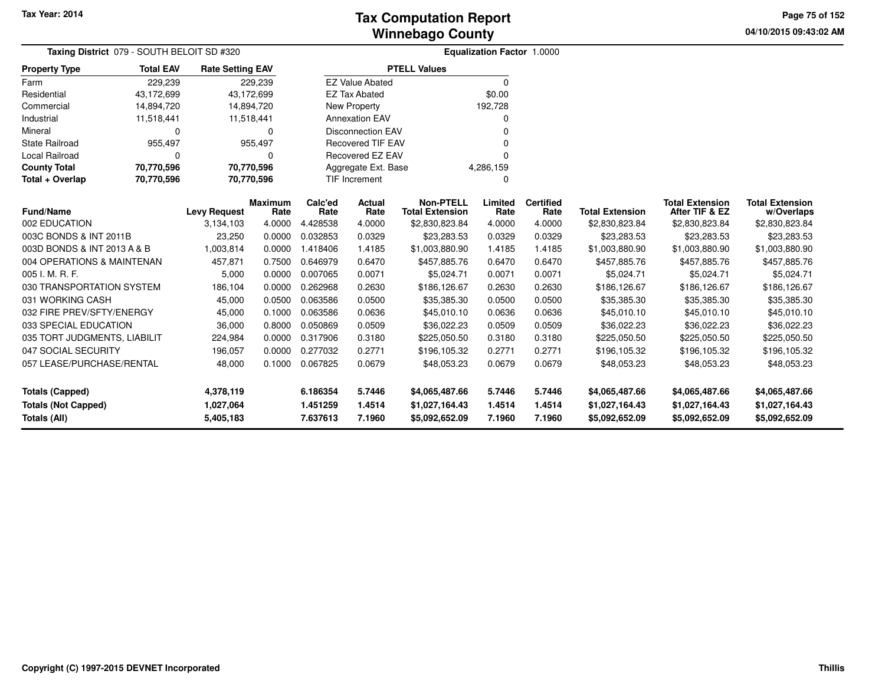Tax Year: 2014

# Tax Computation Report
## Winnebago County

04/10/2015 09:43:02 AM

**Taxing District** 079 - SOUTH BELOIT SD #320 **Equalization Factor** 1.0000

| Property Type | Total EAV | Rate Setting EAV |
|---|---|---|
| Farm | 229,239 | 229,239 |
| Residential | 43,172,699 | 43,172,699 |
| Commercial | 14,894,720 | 14,894,720 |
| Industrial | 11,518,441 | 11,518,441 |
| Mineral | 0 | 0 |
| State Railroad | 955,497 | 955,497 |
| Local Railroad | 0 | 0 |
| **County Total** | **70,770,596** | **70,770,596** |
| **Total + Overlap** | **70,770,596** | **70,770,596** |

| PTELL Values | |
|---|---|
| EZ Value Abated | 0 |
| EZ Tax Abated | $0.00 |
| New Property | 192,728 |
| Annexation EAV | 0 |
| Disconnection EAV | 0 |
| Recovered TIF EAV | 0 |
| Recovered EZ EAV | 0 |
| Aggregate Ext. Base | 4,286,159 |
| TIF Increment | 0 |

| Fund/Name | Levy Request | Maximum Rate | Calc'ed Rate | Actual Rate | Non-PTELL Total Extension | Limited Rate | Certified Rate | Total Extension | Total Extension After TIF & EZ | Total Extension w/Overlaps |
|---|---|---|---|---|---|---|---|---|---|---|
| 002 EDUCATION | 3,134,103 | 4.0000 | 4.428538 | 4.0000 | $2,830,823.84 | 4.0000 | 4.0000 | $2,830,823.84 | $2,830,823.84 | $2,830,823.84 |
| 003C BONDS & INT 2011B | 23,250 | 0.0000 | 0.032853 | 0.0329 | $23,283.53 | 0.0329 | 0.0329 | $23,283.53 | $23,283.53 | $23,283.53 |
| 003D BONDS & INT 2013 A & B | 1,003,814 | 0.0000 | 1.418406 | 1.4185 | $1,003,880.90 | 1.4185 | 1.4185 | $1,003,880.90 | $1,003,880.90 | $1,003,880.90 |
| 004 OPERATIONS & MAINTENAN | 457,871 | 0.7500 | 0.646979 | 0.6470 | $457,885.76 | 0.6470 | 0.6470 | $457,885.76 | $457,885.76 | $457,885.76 |
| 005 I. M. R. F. | 5,000 | 0.0000 | 0.007065 | 0.0071 | $5,024.71 | 0.0071 | 0.0071 | $5,024.71 | $5,024.71 | $5,024.71 |
| 030 TRANSPORTATION SYSTEM | 186,104 | 0.0000 | 0.262968 | 0.2630 | $186,126.67 | 0.2630 | 0.2630 | $186,126.67 | $186,126.67 | $186,126.67 |
| 031 WORKING CASH | 45,000 | 0.0500 | 0.063586 | 0.0500 | $35,385.30 | 0.0500 | 0.0500 | $35,385.30 | $35,385.30 | $35,385.30 |
| 032 FIRE PREV/SFTY/ENERGY | 45,000 | 0.1000 | 0.063586 | 0.0636 | $45,010.10 | 0.0636 | 0.0636 | $45,010.10 | $45,010.10 | $45,010.10 |
| 033 SPECIAL EDUCATION | 36,000 | 0.8000 | 0.050869 | 0.0509 | $36,022.23 | 0.0509 | 0.0509 | $36,022.23 | $36,022.23 | $36,022.23 |
| 035 TORT JUDGMENTS, LIABILIT | 224,984 | 0.0000 | 0.317906 | 0.3180 | $225,050.50 | 0.3180 | 0.3180 | $225,050.50 | $225,050.50 | $225,050.50 |
| 047 SOCIAL SECURITY | 196,057 | 0.0000 | 0.277032 | 0.2771 | $196,105.32 | 0.2771 | 0.2771 | $196,105.32 | $196,105.32 | $196,105.32 |
| 057 LEASE/PURCHASE/RENTAL | 48,000 | 0.1000 | 0.067825 | 0.0679 | $48,053.23 | 0.0679 | 0.0679 | $48,053.23 | $48,053.23 | $48,053.23 |
| **Totals (Capped)** | **4,378,119** | | **6.186354** | **5.7446** | **$4,065,487.66** | **5.7446** | **5.7446** | **$4,065,487.66** | **$4,065,487.66** | **$4,065,487.66** |
| **Totals (Not Capped)** | **1,027,064** | | **1.451259** | **1.4514** | **$1,027,164.43** | **1.4514** | **1.4514** | **$1,027,164.43** | **$1,027,164.43** | **$1,027,164.43** |
| **Totals (All)** | **5,405,183** | | **7.637613** | **7.1960** | **$5,092,652.09** | **7.1960** | **7.1960** | **$5,092,652.09** | **$5,092,652.09** | **$5,092,652.09** |

Copyright (C) 1997-2015 DEVNET Incorporated

Thillis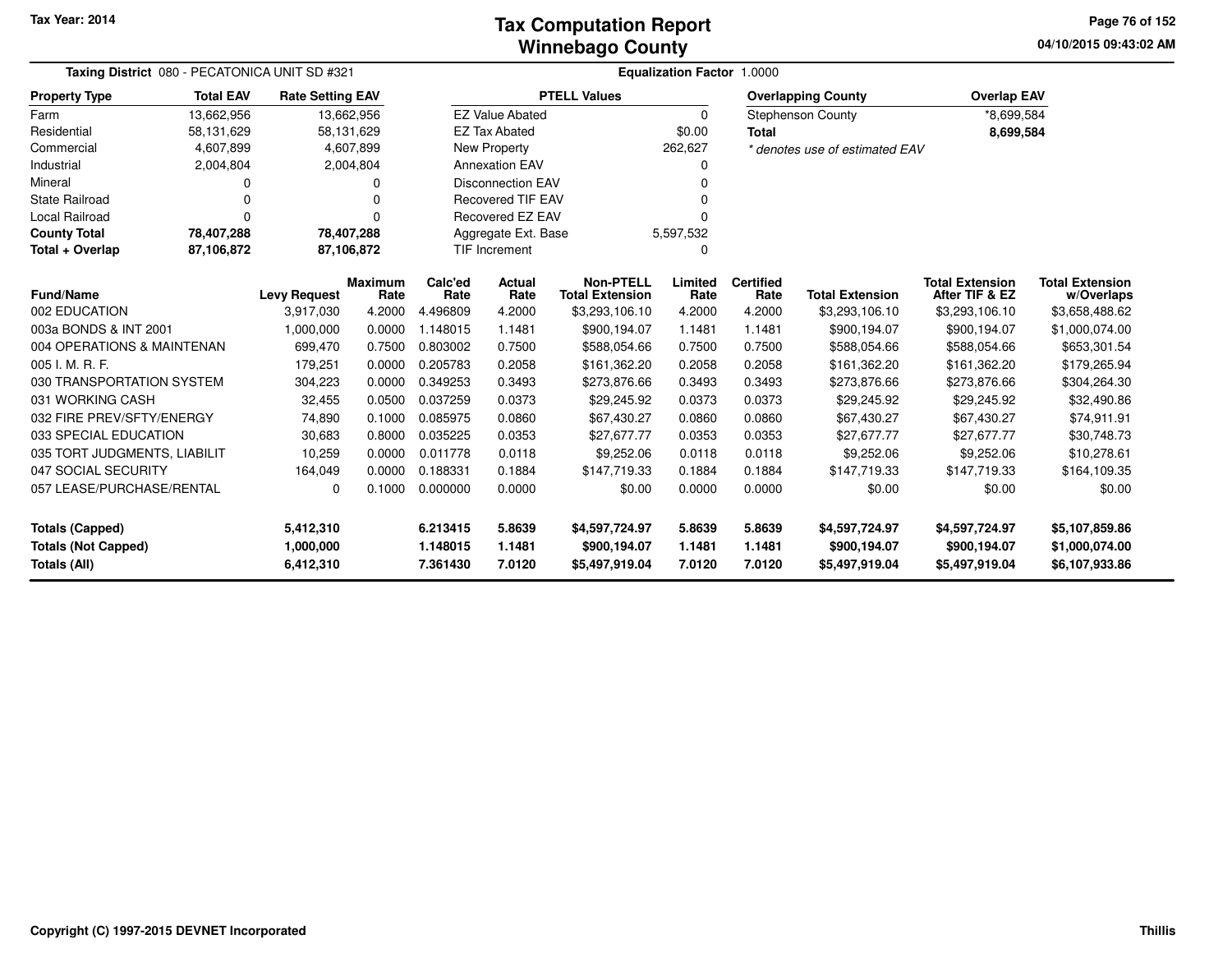Tax Year: 2014

# Tax Computation Report
## Winnebago County

04/10/2015 09:43:02 AM

**Taxing District** 080 - PECATONICA UNIT SD #321 **Equalization Factor** 1.0000

| Property Type | Total EAV | Rate Setting EAV |
|---|---|---|
| Farm | 13,662,956 | 13,662,956 |
| Residential | 58,131,629 | 58,131,629 |
| Commercial | 4,607,899 | 4,607,899 |
| Industrial | 2,004,804 | 2,004,804 |
| Mineral | 0 | 0 |
| State Railroad | 0 | 0 |
| Local Railroad | 0 | 0 |
| **County Total** | **78,407,288** | **78,407,288** |
| **Total + Overlap** | **87,106,872** | **87,106,872** |

| PTELL Values | |
|---|---|
| EZ Value Abated | 0 |
| EZ Tax Abated | $0.00 |
| New Property | 262,627 |
| Annexation EAV | 0 |
| Disconnection EAV | 0 |
| Recovered TIF EAV | 0 |
| Recovered EZ EAV | 0 |
| Aggregate Ext. Base | 5,597,532 |
| TIF Increment | 0 |

| Overlapping County | Overlap EAV |
|---|---|
| Stephenson County | *8,699,584 |
| **Total** | **8,699,584** |

*\* denotes use of estimated EAV*

| Fund/Name | Levy Request | Maximum Rate | Calc'ed Rate | Actual Rate | Non-PTELL Total Extension | Limited Rate | Certified Rate | Total Extension | Total Extension After TIF & EZ | Total Extension w/Overlaps |
|---|---|---|---|---|---|---|---|---|---|---|
| 002 EDUCATION | 3,917,030 | 4.2000 | 4.496809 | 4.2000 | $3,293,106.10 | 4.2000 | 4.2000 | $3,293,106.10 | $3,293,106.10 | $3,658,488.62 |
| 003a BONDS & INT 2001 | 1,000,000 | 0.0000 | 1.148015 | 1.1481 | $900,194.07 | 1.1481 | 1.1481 | $900,194.07 | $900,194.07 | $1,000,074.00 |
| 004 OPERATIONS & MAINTENAN | 699,470 | 0.7500 | 0.803002 | 0.7500 | $588,054.66 | 0.7500 | 0.7500 | $588,054.66 | $588,054.66 | $653,301.54 |
| 005 I. M. R. F. | 179,251 | 0.0000 | 0.205783 | 0.2058 | $161,362.20 | 0.2058 | 0.2058 | $161,362.20 | $161,362.20 | $179,265.94 |
| 030 TRANSPORTATION SYSTEM | 304,223 | 0.0000 | 0.349253 | 0.3493 | $273,876.66 | 0.3493 | 0.3493 | $273,876.66 | $273,876.66 | $304,264.30 |
| 031 WORKING CASH | 32,455 | 0.0500 | 0.037259 | 0.0373 | $29,245.92 | 0.0373 | 0.0373 | $29,245.92 | $29,245.92 | $32,490.86 |
| 032 FIRE PREV/SFTY/ENERGY | 74,890 | 0.1000 | 0.085975 | 0.0860 | $67,430.27 | 0.0860 | 0.0860 | $67,430.27 | $67,430.27 | $74,911.91 |
| 033 SPECIAL EDUCATION | 30,683 | 0.8000 | 0.035225 | 0.0353 | $27,677.77 | 0.0353 | 0.0353 | $27,677.77 | $27,677.77 | $30,748.73 |
| 035 TORT JUDGMENTS, LIABILIT | 10,259 | 0.0000 | 0.011778 | 0.0118 | $9,252.06 | 0.0118 | 0.0118 | $9,252.06 | $9,252.06 | $10,278.61 |
| 047 SOCIAL SECURITY | 164,049 | 0.0000 | 0.188331 | 0.1884 | $147,719.33 | 0.1884 | 0.1884 | $147,719.33 | $147,719.33 | $164,109.35 |
| 057 LEASE/PURCHASE/RENTAL | 0 | 0.1000 | 0.000000 | 0.0000 | $0.00 | 0.0000 | 0.0000 | $0.00 | $0.00 | $0.00 |
| **Totals (Capped)** | **5,412,310** | | **6.213415** | **5.8639** | **$4,597,724.97** | **5.8639** | **5.8639** | **$4,597,724.97** | **$4,597,724.97** | **$5,107,859.86** |
| **Totals (Not Capped)** | **1,000,000** | | **1.148015** | **1.1481** | **$900,194.07** | **1.1481** | **1.1481** | **$900,194.07** | **$900,194.07** | **$1,000,074.00** |
| **Totals (All)** | **6,412,310** | | **7.361430** | **7.0120** | **$5,497,919.04** | **7.0120** | **7.0120** | **$5,497,919.04** | **$5,497,919.04** | **$6,107,933.86** |

Copyright (C) 1997-2015 DEVNET Incorporated

Thillis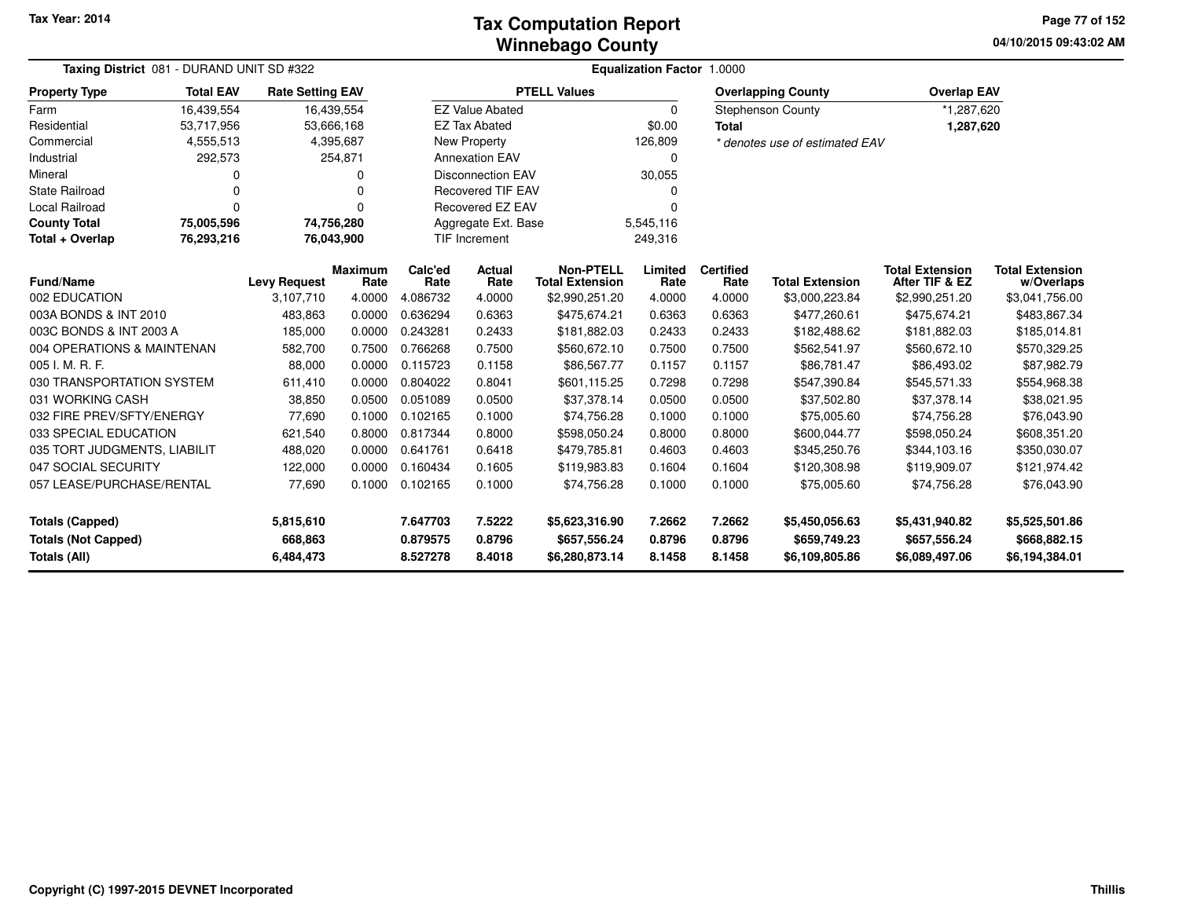Tax Year: 2014

# Tax Computation Report
## Winnebago County

04/10/2015 09:43:02 AM

**Taxing District** 081 - DURAND UNIT SD #322 **Equalization Factor** 1.0000

| Property Type | Total EAV | Rate Setting EAV |
|---|---|---|
| Farm | 16,439,554 | 16,439,554 |
| Residential | 53,717,956 | 53,666,168 |
| Commercial | 4,555,513 | 4,395,687 |
| Industrial | 292,573 | 254,871 |
| Mineral | 0 | 0 |
| State Railroad | 0 | 0 |
| Local Railroad | 0 | 0 |
| **County Total** | **75,005,596** | **74,756,280** |
| **Total + Overlap** | **76,293,216** | **76,043,900** |

| PTELL Values | |
|---|---|
| EZ Value Abated | 0 |
| EZ Tax Abated | $0.00 |
| New Property | 126,809 |
| Annexation EAV | 0 |
| Disconnection EAV | 30,055 |
| Recovered TIF EAV | 0 |
| Recovered EZ EAV | 0 |
| Aggregate Ext. Base | 5,545,116 |
| TIF Increment | 249,316 |

| Overlapping County | Overlap EAV |
|---|---|
| Stephenson County | *1,287,620 |
| **Total** | **1,287,620** |

*\* denotes use of estimated EAV*

| Fund/Name | Levy Request | Maximum Rate | Calc'ed Rate | Actual Rate | Non-PTELL Total Extension | Limited Rate | Certified Rate | Total Extension | Total Extension After TIF & EZ | Total Extension w/Overlaps |
|---|---|---|---|---|---|---|---|---|---|---|
| 002 EDUCATION | 3,107,710 | 4.0000 | 4.086732 | 4.0000 | $2,990,251.20 | 4.0000 | 4.0000 | $3,000,223.84 | $2,990,251.20 | $3,041,756.00 |
| 003A BONDS & INT 2010 | 483,863 | 0.0000 | 0.636294 | 0.6363 | $475,674.21 | 0.6363 | 0.6363 | $477,260.61 | $475,674.21 | $483,867.34 |
| 003C BONDS & INT 2003 A | 185,000 | 0.0000 | 0.243281 | 0.2433 | $181,882.03 | 0.2433 | 0.2433 | $182,488.62 | $181,882.03 | $185,014.81 |
| 004 OPERATIONS & MAINTENAN | 582,700 | 0.7500 | 0.766268 | 0.7500 | $560,672.10 | 0.7500 | 0.7500 | $562,541.97 | $560,672.10 | $570,329.25 |
| 005 I. M. R. F. | 88,000 | 0.0000 | 0.115723 | 0.1158 | $86,567.77 | 0.1157 | 0.1157 | $86,781.47 | $86,493.02 | $87,982.79 |
| 030 TRANSPORTATION SYSTEM | 611,410 | 0.0000 | 0.804022 | 0.8041 | $601,115.25 | 0.7298 | 0.7298 | $547,390.84 | $545,571.33 | $554,968.38 |
| 031 WORKING CASH | 38,850 | 0.0500 | 0.051089 | 0.0500 | $37,378.14 | 0.0500 | 0.0500 | $37,502.80 | $37,378.14 | $38,021.95 |
| 032 FIRE PREV/SFTY/ENERGY | 77,690 | 0.1000 | 0.102165 | 0.1000 | $74,756.28 | 0.1000 | 0.1000 | $75,005.60 | $74,756.28 | $76,043.90 |
| 033 SPECIAL EDUCATION | 621,540 | 0.8000 | 0.817344 | 0.8000 | $598,050.24 | 0.8000 | 0.8000 | $600,044.77 | $598,050.24 | $608,351.20 |
| 035 TORT JUDGMENTS, LIABILIT | 488,020 | 0.0000 | 0.641761 | 0.6418 | $479,785.81 | 0.4603 | 0.4603 | $345,250.76 | $344,103.16 | $350,030.07 |
| 047 SOCIAL SECURITY | 122,000 | 0.0000 | 0.160434 | 0.1605 | $119,983.83 | 0.1604 | 0.1604 | $120,308.98 | $119,909.07 | $121,974.42 |
| 057 LEASE/PURCHASE/RENTAL | 77,690 | 0.1000 | 0.102165 | 0.1000 | $74,756.28 | 0.1000 | 0.1000 | $75,005.60 | $74,756.28 | $76,043.90 |
| **Totals (Capped)** | **5,815,610** | | **7.647703** | **7.5222** | **$5,623,316.90** | **7.2662** | **7.2662** | **$5,450,056.63** | **$5,431,940.82** | **$5,525,501.86** |
| **Totals (Not Capped)** | **668,863** | | **0.879575** | **0.8796** | **$657,556.24** | **0.8796** | **0.8796** | **$659,749.23** | **$657,556.24** | **$668,882.15** |
| **Totals (All)** | **6,484,473** | | **8.527278** | **8.4018** | **$6,280,873.14** | **8.1458** | **8.1458** | **$6,109,805.86** | **$6,089,497.06** | **$6,194,384.01** |

Copyright (C) 1997-2015 DEVNET Incorporated Thillis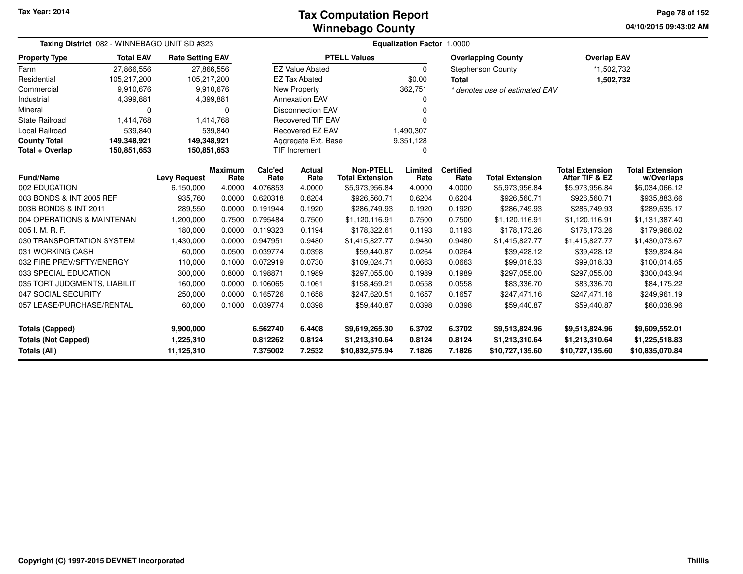Tax Year: 2014

# Tax Computation Report
## Winnebago County

04/10/2015 09:43:02 AM

**Taxing District** 082 - WINNEBAGO UNIT SD #323 | **Equalization Factor** 1.0000

| Property Type | Total EAV | Rate Setting EAV |
|---|---|---|
| Farm | 27,866,556 | 27,866,556 |
| Residential | 105,217,200 | 105,217,200 |
| Commercial | 9,910,676 | 9,910,676 |
| Industrial | 4,399,881 | 4,399,881 |
| Mineral | 0 | 0 |
| State Railroad | 1,414,768 | 1,414,768 |
| Local Railroad | 539,840 | 539,840 |
| **County Total** | **149,348,921** | **149,348,921** |
| **Total + Overlap** | **150,851,653** | **150,851,653** |

| PTELL Values | |
|---|---|
| EZ Value Abated | 0 |
| EZ Tax Abated | $0.00 |
| New Property | 362,751 |
| Annexation EAV | 0 |
| Disconnection EAV | 0 |
| Recovered TIF EAV | 0 |
| Recovered EZ EAV | 1,490,307 |
| Aggregate Ext. Base | 9,351,128 |
| TIF Increment | 0 |

| Overlapping County | Overlap EAV |
|---|---|
| Stephenson County | *1,502,732 |
| **Total** | **1,502,732** |

*\* denotes use of estimated EAV*

| Fund/Name | Levy Request | Maximum Rate | Calc'ed Rate | Actual Rate | Non-PTELL Total Extension | Limited Rate | Certified Rate | Total Extension | Total Extension After TIF & EZ | Total Extension w/Overlaps |
|---|---|---|---|---|---|---|---|---|---|---|
| 002 EDUCATION | 6,150,000 | 4.0000 | 4.076853 | 4.0000 | $5,973,956.84 | 4.0000 | 4.0000 | $5,973,956.84 | $5,973,956.84 | $6,034,066.12 |
| 003 BONDS & INT 2005 REF | 935,760 | 0.0000 | 0.620318 | 0.6204 | $926,560.71 | 0.6204 | 0.6204 | $926,560.71 | $926,560.71 | $935,883.66 |
| 003B BONDS & INT 2011 | 289,550 | 0.0000 | 0.191944 | 0.1920 | $286,749.93 | 0.1920 | 0.1920 | $286,749.93 | $286,749.93 | $289,635.17 |
| 004 OPERATIONS & MAINTENAN | 1,200,000 | 0.7500 | 0.795484 | 0.7500 | $1,120,116.91 | 0.7500 | 0.7500 | $1,120,116.91 | $1,120,116.91 | $1,131,387.40 |
| 005 I. M. R. F. | 180,000 | 0.0000 | 0.119323 | 0.1194 | $178,322.61 | 0.1193 | 0.1193 | $178,173.26 | $178,173.26 | $179,966.02 |
| 030 TRANSPORTATION SYSTEM | 1,430,000 | 0.0000 | 0.947951 | 0.9480 | $1,415,827.77 | 0.9480 | 0.9480 | $1,415,827.77 | $1,415,827.77 | $1,430,073.67 |
| 031 WORKING CASH | 60,000 | 0.0500 | 0.039774 | 0.0398 | $59,440.87 | 0.0264 | 0.0264 | $39,428.12 | $39,428.12 | $39,824.84 |
| 032 FIRE PREV/SFTY/ENERGY | 110,000 | 0.1000 | 0.072919 | 0.0730 | $109,024.71 | 0.0663 | 0.0663 | $99,018.33 | $99,018.33 | $100,014.65 |
| 033 SPECIAL EDUCATION | 300,000 | 0.8000 | 0.198871 | 0.1989 | $297,055.00 | 0.1989 | 0.1989 | $297,055.00 | $297,055.00 | $300,043.94 |
| 035 TORT JUDGMENTS, LIABILIT | 160,000 | 0.0000 | 0.106065 | 0.1061 | $158,459.21 | 0.0558 | 0.0558 | $83,336.70 | $83,336.70 | $84,175.22 |
| 047 SOCIAL SECURITY | 250,000 | 0.0000 | 0.165726 | 0.1658 | $247,620.51 | 0.1657 | 0.1657 | $247,471.16 | $247,471.16 | $249,961.19 |
| 057 LEASE/PURCHASE/RENTAL | 60,000 | 0.1000 | 0.039774 | 0.0398 | $59,440.87 | 0.0398 | 0.0398 | $59,440.87 | $59,440.87 | $60,038.96 |
| **Totals (Capped)** | **9,900,000** | | **6.562740** | **6.4408** | **$9,619,265.30** | **6.3702** | **6.3702** | **$9,513,824.96** | **$9,513,824.96** | **$9,609,552.01** |
| **Totals (Not Capped)** | **1,225,310** | | **0.812262** | **0.8124** | **$1,213,310.64** | **0.8124** | **0.8124** | **$1,213,310.64** | **$1,213,310.64** | **$1,225,518.83** |
| **Totals (All)** | **11,125,310** | | **7.375002** | **7.2532** | **$10,832,575.94** | **7.1826** | **7.1826** | **$10,727,135.60** | **$10,727,135.60** | **$10,835,070.84** |

Copyright (C) 1997-2015 DEVNET Incorporated

Thillis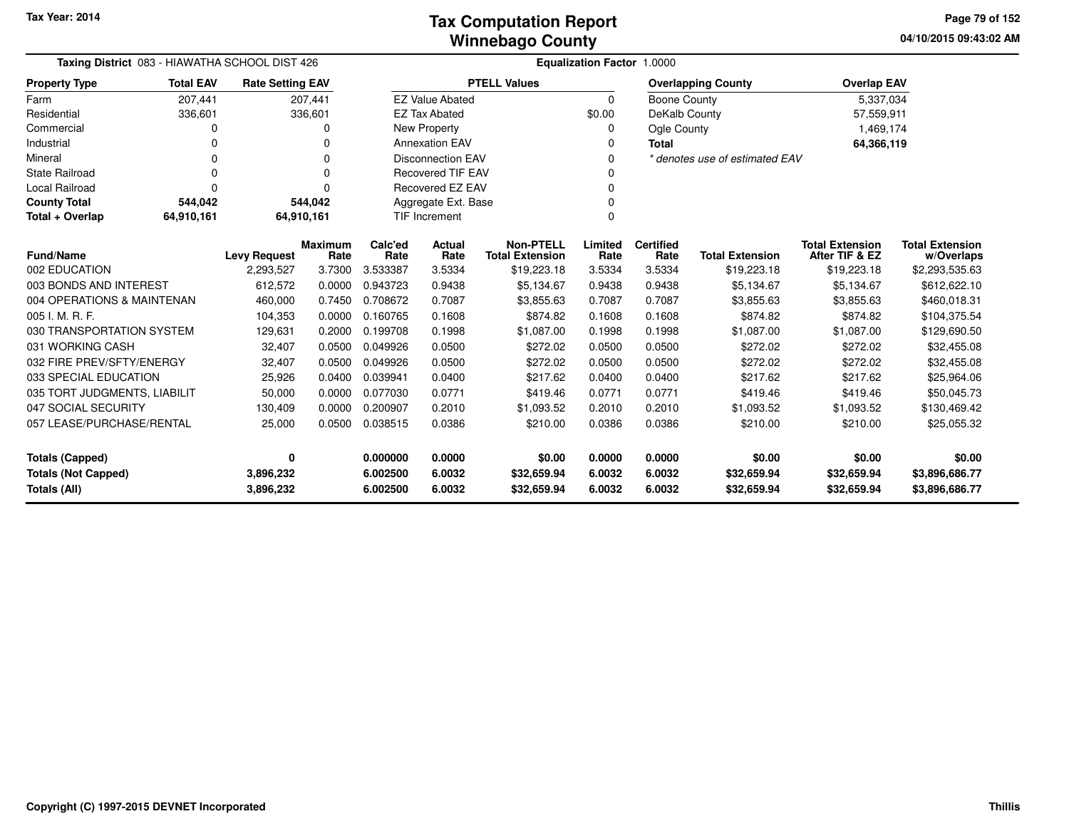Tax Year: 2014

# Tax Computation Report
## Winnebago County

04/10/2015 09:43:02 AM

**Taxing District** 083 - HIAWATHA SCHOOL DIST 426 **Equalization Factor** 1.0000

| Property Type | Total EAV | Rate Setting EAV |
|---|---|---|
| Farm | 207,441 | 207,441 |
| Residential | 336,601 | 336,601 |
| Commercial | 0 | 0 |
| Industrial | 0 | 0 |
| Mineral | 0 | 0 |
| State Railroad | 0 | 0 |
| Local Railroad | 0 | 0 |
| **County Total** | **544,042** | **544,042** |
| **Total + Overlap** | **64,910,161** | **64,910,161** |

| PTELL Values | |
|---|---|
| EZ Value Abated | 0 |
| EZ Tax Abated | $0.00 |
| New Property | 0 |
| Annexation EAV | 0 |
| Disconnection EAV | 0 |
| Recovered TIF EAV | 0 |
| Recovered EZ EAV | 0 |
| Aggregate Ext. Base | 0 |
| TIF Increment | 0 |

| Overlapping County | Overlap EAV |
|---|---|
| Boone County | 5,337,034 |
| DeKalb County | 57,559,911 |
| Ogle County | 1,469,174 |
| **Total** | **64,366,119** |

*\* denotes use of estimated EAV*

| Fund/Name | Levy Request | Maximum Rate | Calc'ed Rate | Actual Rate | Non-PTELL Total Extension | Limited Rate | Certified Rate | Total Extension | Total Extension After TIF & EZ | Total Extension w/Overlaps |
|---|---|---|---|---|---|---|---|---|---|---|
| 002 EDUCATION | 2,293,527 | 3.7300 | 3.533387 | 3.5334 | $19,223.18 | 3.5334 | 3.5334 | $19,223.18 | $19,223.18 | $2,293,535.63 |
| 003 BONDS AND INTEREST | 612,572 | 0.0000 | 0.943723 | 0.9438 | $5,134.67 | 0.9438 | 0.9438 | $5,134.67 | $5,134.67 | $612,622.10 |
| 004 OPERATIONS & MAINTENAN | 460,000 | 0.7450 | 0.708672 | 0.7087 | $3,855.63 | 0.7087 | 0.7087 | $3,855.63 | $3,855.63 | $460,018.31 |
| 005 I. M. R. F. | 104,353 | 0.0000 | 0.160765 | 0.1608 | $874.82 | 0.1608 | 0.1608 | $874.82 | $874.82 | $104,375.54 |
| 030 TRANSPORTATION SYSTEM | 129,631 | 0.2000 | 0.199708 | 0.1998 | $1,087.00 | 0.1998 | 0.1998 | $1,087.00 | $1,087.00 | $129,690.50 |
| 031 WORKING CASH | 32,407 | 0.0500 | 0.049926 | 0.0500 | $272.02 | 0.0500 | 0.0500 | $272.02 | $272.02 | $32,455.08 |
| 032 FIRE PREV/SFTY/ENERGY | 32,407 | 0.0500 | 0.049926 | 0.0500 | $272.02 | 0.0500 | 0.0500 | $272.02 | $272.02 | $32,455.08 |
| 033 SPECIAL EDUCATION | 25,926 | 0.0400 | 0.039941 | 0.0400 | $217.62 | 0.0400 | 0.0400 | $217.62 | $217.62 | $25,964.06 |
| 035 TORT JUDGMENTS, LIABILIT | 50,000 | 0.0000 | 0.077030 | 0.0771 | $419.46 | 0.0771 | 0.0771 | $419.46 | $419.46 | $50,045.73 |
| 047 SOCIAL SECURITY | 130,409 | 0.0000 | 0.200907 | 0.2010 | $1,093.52 | 0.2010 | 0.2010 | $1,093.52 | $1,093.52 | $130,469.42 |
| 057 LEASE/PURCHASE/RENTAL | 25,000 | 0.0500 | 0.038515 | 0.0386 | $210.00 | 0.0386 | 0.0386 | $210.00 | $210.00 | $25,055.32 |
| **Totals (Capped)** | **0** | | **0.000000** | **0.0000** | **$0.00** | **0.0000** | **0.0000** | **$0.00** | **$0.00** | **$0.00** |
| **Totals (Not Capped)** | **3,896,232** | | **6.002500** | **6.0032** | **$32,659.94** | **6.0032** | **6.0032** | **$32,659.94** | **$32,659.94** | **$3,896,686.77** |
| **Totals (All)** | **3,896,232** | | **6.002500** | **6.0032** | **$32,659.94** | **6.0032** | **6.0032** | **$32,659.94** | **$32,659.94** | **$3,896,686.77** |

Copyright (C) 1997-2015 DEVNET Incorporated

Thillis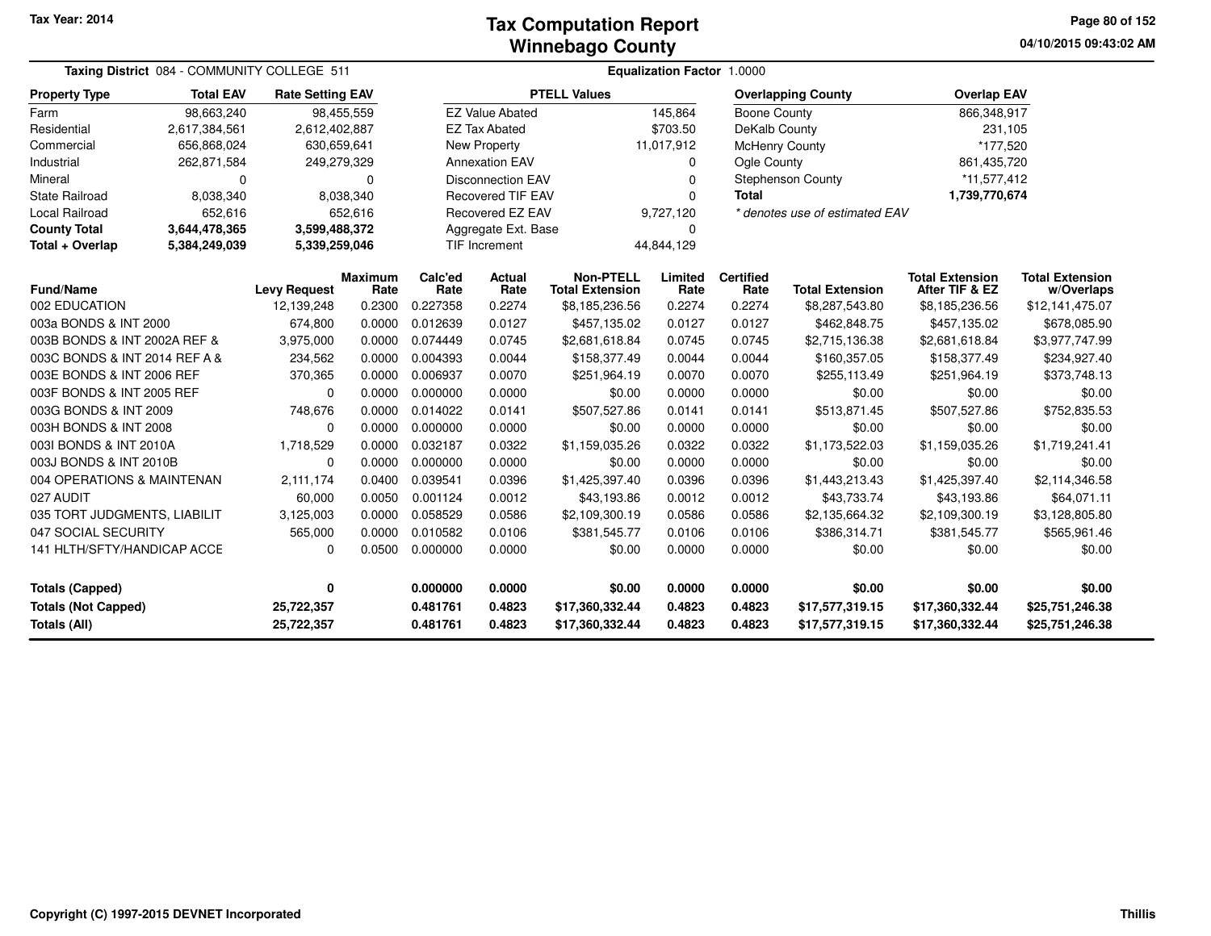Tax Year: 2014

# Tax Computation Report
## Winnebago County

04/10/2015 09:43:02 AM

**Taxing District** 084 - COMMUNITY COLLEGE 511 **Equalization Factor** 1.0000

| Property Type | Total EAV | Rate Setting EAV |
|---|---|---|
| Farm | 98,663,240 | 98,455,559 |
| Residential | 2,617,384,561 | 2,612,402,887 |
| Commercial | 656,868,024 | 630,659,641 |
| Industrial | 262,871,584 | 249,279,329 |
| Mineral | 0 | 0 |
| State Railroad | 8,038,340 | 8,038,340 |
| Local Railroad | 652,616 | 652,616 |
| **County Total** | **3,644,478,365** | **3,599,488,372** |
| **Total + Overlap** | **5,384,249,039** | **5,339,259,046** |

| PTELL Values | |
|---|---|
| EZ Value Abated | 145,864 |
| EZ Tax Abated | $703.50 |
| New Property | 11,017,912 |
| Annexation EAV | 0 |
| Disconnection EAV | 0 |
| Recovered TIF EAV | 0 |
| Recovered EZ EAV | 9,727,120 |
| Aggregate Ext. Base | 0 |
| TIF Increment | 44,844,129 |

| Overlapping County | Overlap EAV |
|---|---|
| Boone County | 866,348,917 |
| DeKalb County | 231,105 |
| McHenry County | *177,520 |
| Ogle County | 861,435,720 |
| Stephenson County | *11,577,412 |
| **Total** | **1,739,770,674** |

*\* denotes use of estimated EAV*

| Fund/Name | Levy Request | Maximum Rate | Calc'ed Rate | Actual Rate | Non-PTELL Total Extension | Limited Rate | Certified Rate | Total Extension | Total Extension After TIF & EZ | Total Extension w/Overlaps |
|---|---|---|---|---|---|---|---|---|---|---|
| 002 EDUCATION | 12,139,248 | 0.2300 | 0.227358 | 0.2274 | $8,185,236.56 | 0.2274 | 0.2274 | $8,287,543.80 | $8,185,236.56 | $12,141,475.07 |
| 003a BONDS & INT 2000 | 674,800 | 0.0000 | 0.012639 | 0.0127 | $457,135.02 | 0.0127 | 0.0127 | $462,848.75 | $457,135.02 | $678,085.90 |
| 003B BONDS & INT 2002A REF & | 3,975,000 | 0.0000 | 0.074449 | 0.0745 | $2,681,618.84 | 0.0745 | 0.0745 | $2,715,136.38 | $2,681,618.84 | $3,977,747.99 |
| 003C BONDS & INT 2014 REF A & | 234,562 | 0.0000 | 0.004393 | 0.0044 | $158,377.49 | 0.0044 | 0.0044 | $160,357.05 | $158,377.49 | $234,927.40 |
| 003E BONDS & INT 2006 REF | 370,365 | 0.0000 | 0.006937 | 0.0070 | $251,964.19 | 0.0070 | 0.0070 | $255,113.49 | $251,964.19 | $373,748.13 |
| 003F BONDS & INT 2005 REF | 0 | 0.0000 | 0.000000 | 0.0000 | $0.00 | 0.0000 | 0.0000 | $0.00 | $0.00 | $0.00 |
| 003G BONDS & INT 2009 | 748,676 | 0.0000 | 0.014022 | 0.0141 | $507,527.86 | 0.0141 | 0.0141 | $513,871.45 | $507,527.86 | $752,835.53 |
| 003H BONDS & INT 2008 | 0 | 0.0000 | 0.000000 | 0.0000 | $0.00 | 0.0000 | 0.0000 | $0.00 | $0.00 | $0.00 |
| 003I BONDS & INT 2010A | 1,718,529 | 0.0000 | 0.032187 | 0.0322 | $1,159,035.26 | 0.0322 | 0.0322 | $1,173,522.03 | $1,159,035.26 | $1,719,241.41 |
| 003J BONDS & INT 2010B | 0 | 0.0000 | 0.000000 | 0.0000 | $0.00 | 0.0000 | 0.0000 | $0.00 | $0.00 | $0.00 |
| 004 OPERATIONS & MAINTENAN | 2,111,174 | 0.0400 | 0.039541 | 0.0396 | $1,425,397.40 | 0.0396 | 0.0396 | $1,443,213.43 | $1,425,397.40 | $2,114,346.58 |
| 027 AUDIT | 60,000 | 0.0050 | 0.001124 | 0.0012 | $43,193.86 | 0.0012 | 0.0012 | $43,733.74 | $43,193.86 | $64,071.11 |
| 035 TORT JUDGMENTS, LIABILIT | 3,125,003 | 0.0000 | 0.058529 | 0.0586 | $2,109,300.19 | 0.0586 | 0.0586 | $2,135,664.32 | $2,109,300.19 | $3,128,805.80 |
| 047 SOCIAL SECURITY | 565,000 | 0.0000 | 0.010582 | 0.0106 | $381,545.77 | 0.0106 | 0.0106 | $386,314.71 | $381,545.77 | $565,961.46 |
| 141 HLTH/SFTY/HANDICAP ACCE | 0 | 0.0500 | 0.000000 | 0.0000 | $0.00 | 0.0000 | 0.0000 | $0.00 | $0.00 | $0.00 |
| **Totals (Capped)** | **0** | | **0.000000** | **0.0000** | **$0.00** | **0.0000** | **0.0000** | **$0.00** | **$0.00** | **$0.00** |
| **Totals (Not Capped)** | **25,722,357** | | **0.481761** | **0.4823** | **$17,360,332.44** | **0.4823** | **0.4823** | **$17,577,319.15** | **$17,360,332.44** | **$25,751,246.38** |
| **Totals (All)** | **25,722,357** | | **0.481761** | **0.4823** | **$17,360,332.44** | **0.4823** | **0.4823** | **$17,577,319.15** | **$17,360,332.44** | **$25,751,246.38** |

**Copyright (C) 1997-2015 DEVNET Incorporated** Thillis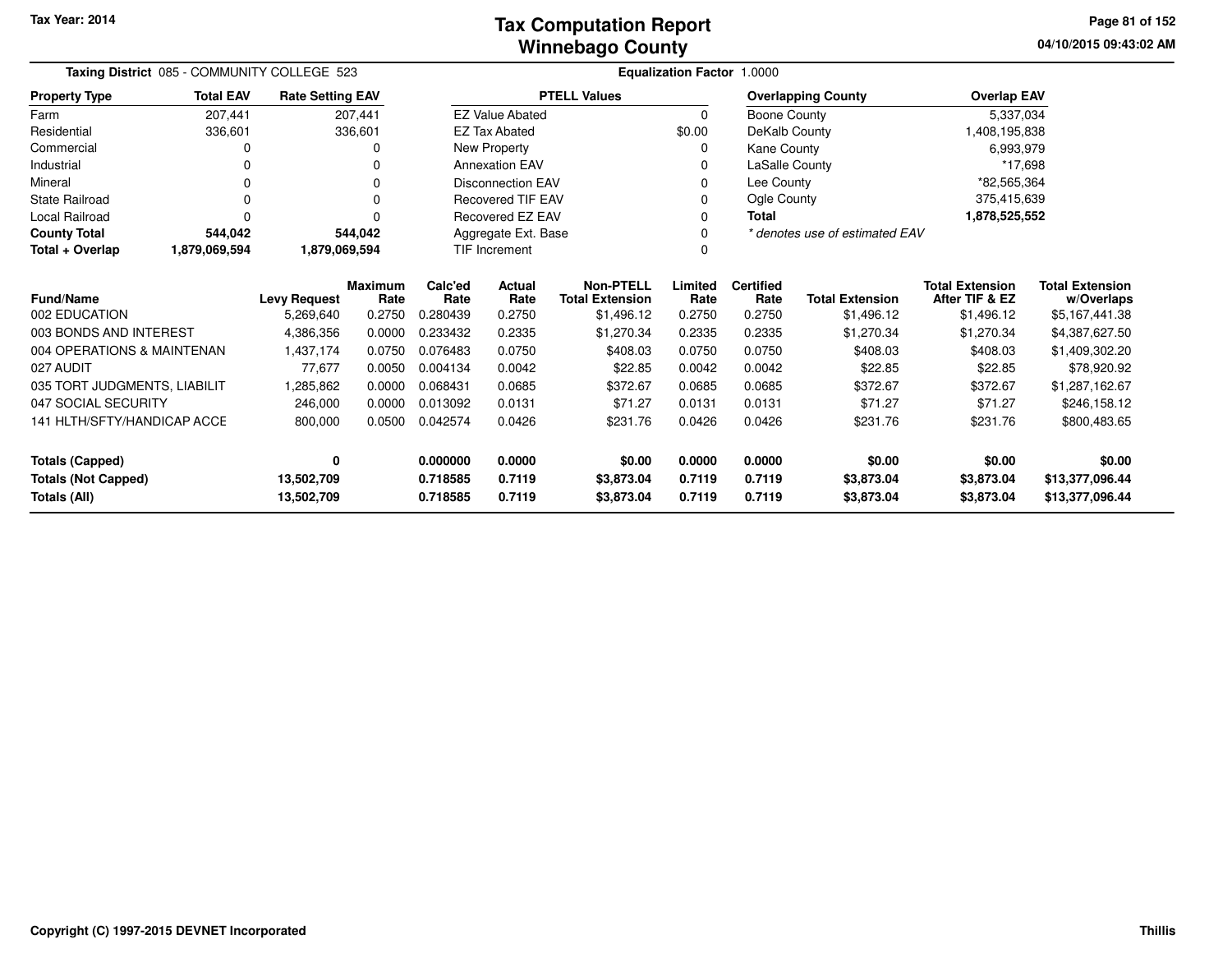# Tax Computation Report
# Winnebago County

Tax Year: 2014

04/10/2015 09:43:02 AM

**Taxing District** 085 - COMMUNITY COLLEGE 523

**Equalization Factor** 1.0000

| Property Type | Total EAV | Rate Setting EAV |
|---|---|---|
| Farm | 207,441 | 207,441 |
| Residential | 336,601 | 336,601 |
| Commercial | 0 | 0 |
| Industrial | 0 | 0 |
| Mineral | 0 | 0 |
| State Railroad | 0 | 0 |
| Local Railroad | 0 | 0 |
| **County Total** | **544,042** | **544,042** |
| **Total + Overlap** | **1,879,069,594** | **1,879,069,594** |

| PTELL Values | |
|---|---|
| EZ Value Abated | 0 |
| EZ Tax Abated | $0.00 |
| New Property | 0 |
| Annexation EAV | 0 |
| Disconnection EAV | 0 |
| Recovered TIF EAV | 0 |
| Recovered EZ EAV | 0 |
| Aggregate Ext. Base | 0 |
| TIF Increment | 0 |

| Overlapping County | Overlap EAV |
|---|---|
| Boone County | 5,337,034 |
| DeKalb County | 1,408,195,838 |
| Kane County | 6,993,979 |
| LaSalle County | *17,698 |
| Lee County | *82,565,364 |
| Ogle County | 375,415,639 |
| **Total** | **1,878,525,552** |

*\* denotes use of estimated EAV*

| Fund/Name | Levy Request | Maximum Rate | Calc'ed Rate | Actual Rate | Non-PTELL Total Extension | Limited Rate | Certified Rate | Total Extension | Total Extension After TIF & EZ | Total Extension w/Overlaps |
|---|---|---|---|---|---|---|---|---|---|---|
| 002 EDUCATION | 5,269,640 | 0.2750 | 0.280439 | 0.2750 | $1,496.12 | 0.2750 | 0.2750 | $1,496.12 | $1,496.12 | $5,167,441.38 |
| 003 BONDS AND INTEREST | 4,386,356 | 0.0000 | 0.233432 | 0.2335 | $1,270.34 | 0.2335 | 0.2335 | $1,270.34 | $1,270.34 | $4,387,627.50 |
| 004 OPERATIONS & MAINTENAN | 1,437,174 | 0.0750 | 0.076483 | 0.0750 | $408.03 | 0.0750 | 0.0750 | $408.03 | $408.03 | $1,409,302.20 |
| 027 AUDIT | 77,677 | 0.0050 | 0.004134 | 0.0042 | $22.85 | 0.0042 | 0.0042 | $22.85 | $22.85 | $78,920.92 |
| 035 TORT JUDGMENTS, LIABILIT | 1,285,862 | 0.0000 | 0.068431 | 0.0685 | $372.67 | 0.0685 | 0.0685 | $372.67 | $372.67 | $1,287,162.67 |
| 047 SOCIAL SECURITY | 246,000 | 0.0000 | 0.013092 | 0.0131 | $71.27 | 0.0131 | 0.0131 | $71.27 | $71.27 | $246,158.12 |
| 141 HLTH/SFTY/HANDICAP ACCE | 800,000 | 0.0500 | 0.042574 | 0.0426 | $231.76 | 0.0426 | 0.0426 | $231.76 | $231.76 | $800,483.65 |
| **Totals (Capped)** | **0** | | **0.000000** | **0.0000** | **$0.00** | **0.0000** | **0.0000** | **$0.00** | **$0.00** | **$0.00** |
| **Totals (Not Capped)** | **13,502,709** | | **0.718585** | **0.7119** | **$3,873.04** | **0.7119** | **0.7119** | **$3,873.04** | **$3,873.04** | **$13,377,096.44** |
| **Totals (All)** | **13,502,709** | | **0.718585** | **0.7119** | **$3,873.04** | **0.7119** | **0.7119** | **$3,873.04** | **$3,873.04** | **$13,377,096.44** |

Copyright (C) 1997-2015 DEVNET Incorporated

Thillis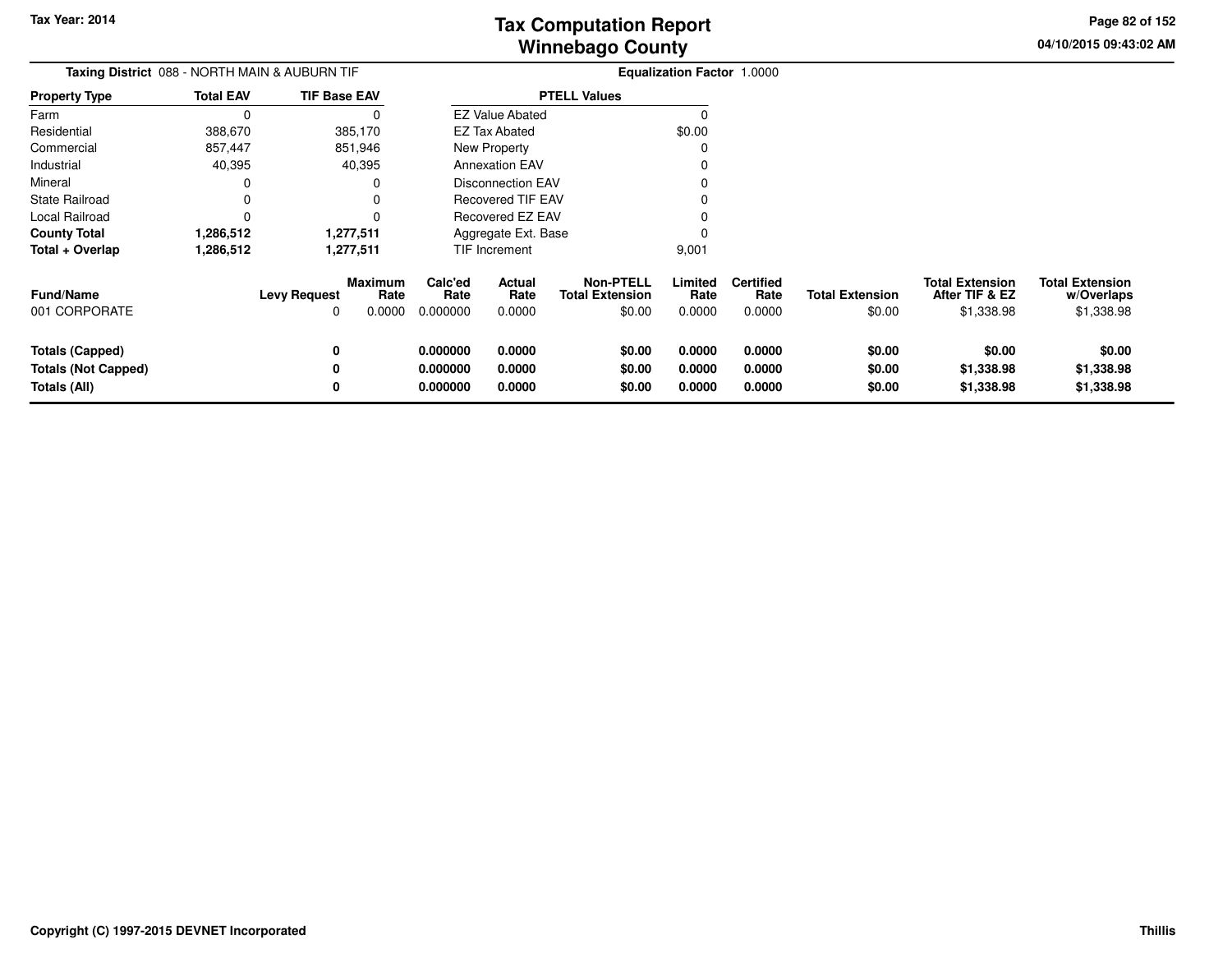**Tax Year: 2014**

# Tax Computation Report
# Winnebago County

04/10/2015 09:43:02 AM

**Taxing District** 088 - NORTH MAIN & AUBURN TIF

**Equalization Factor** 1.0000

| Property Type | Total EAV | TIF Base EAV |
|---|---|---|
| Farm | 0 | 0 |
| Residential | 388,670 | 385,170 |
| Commercial | 857,447 | 851,946 |
| Industrial | 40,395 | 40,395 |
| Mineral | 0 | 0 |
| State Railroad | 0 | 0 |
| Local Railroad | 0 | 0 |
| **County Total** | **1,286,512** | **1,277,511** |
| **Total + Overlap** | **1,286,512** | **1,277,511** |

| PTELL Values | |
|---|---|
| EZ Value Abated | 0 |
| EZ Tax Abated | $0.00 |
| New Property | 0 |
| Annexation EAV | 0 |
| Disconnection EAV | 0 |
| Recovered TIF EAV | 0 |
| Recovered EZ EAV | 0 |
| Aggregate Ext. Base | 0 |
| TIF Increment | 9,001 |

| Fund/Name | Levy Request | Maximum Rate | Calc'ed Rate | Actual Rate | Non-PTELL Total Extension | Limited Rate | Certified Rate | Total Extension | Total Extension After TIF & EZ | Total Extension w/Overlaps |
|---|---|---|---|---|---|---|---|---|---|---|
| 001 CORPORATE | 0 | 0.0000 | 0.000000 | 0.0000 | $0.00 | 0.0000 | 0.0000 | $0.00 | $1,338.98 | $1,338.98 |
| **Totals (Capped)** | **0** | | **0.000000** | **0.0000** | **$0.00** | **0.0000** | **0.0000** | **$0.00** | **$0.00** | **$0.00** |
| **Totals (Not Capped)** | **0** | | **0.000000** | **0.0000** | **$0.00** | **0.0000** | **0.0000** | **$0.00** | **$1,338.98** | **$1,338.98** |
| **Totals (All)** | **0** | | **0.000000** | **0.0000** | **$0.00** | **0.0000** | **0.0000** | **$0.00** | **$1,338.98** | **$1,338.98** |

**Copyright (C) 1997-2015 DEVNET Incorporated**

**Thillis**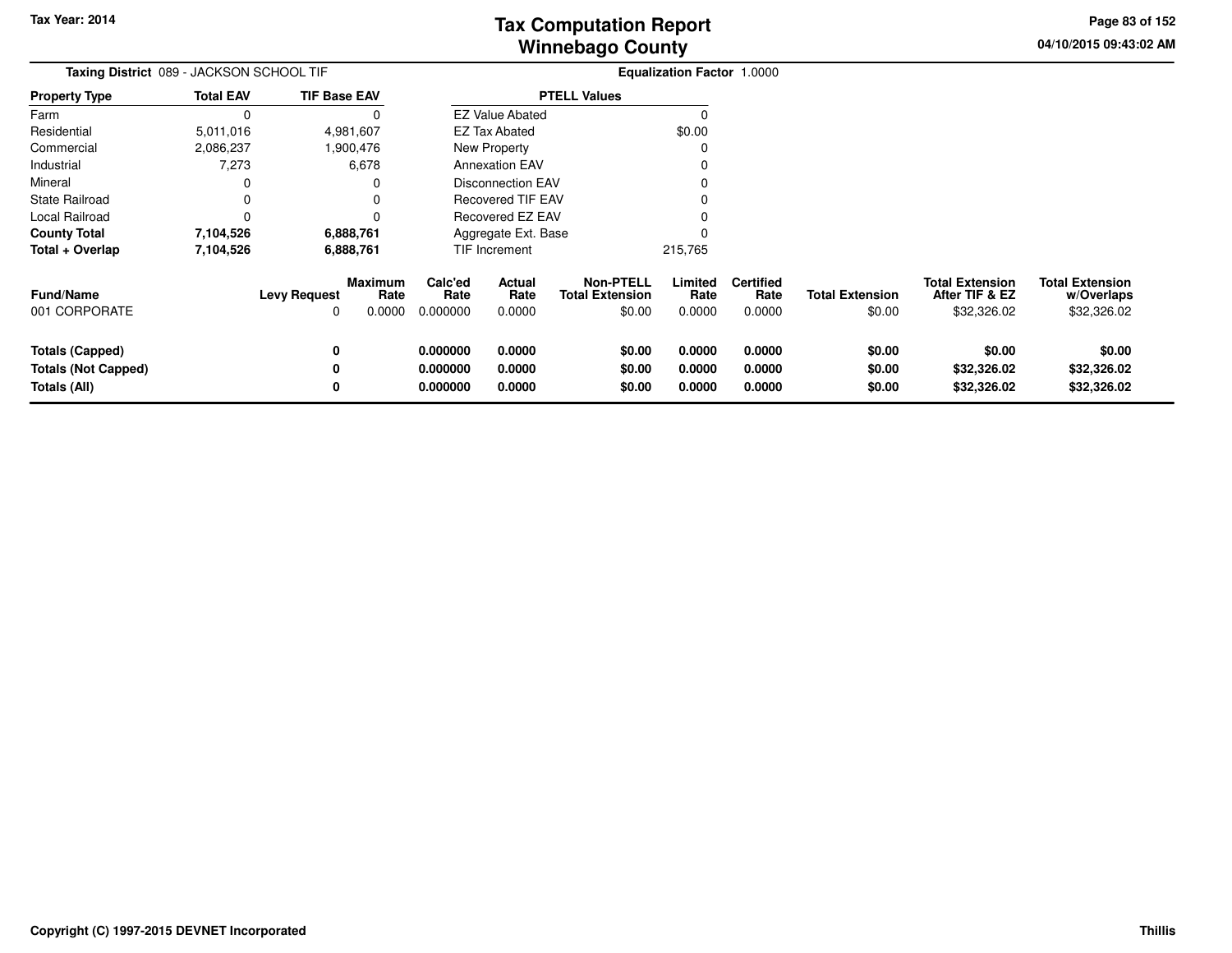# Tax Computation Report
## Winnebago County

Tax Year: 2014

04/10/2015 09:43:02 AM

**Taxing District** 089 - JACKSON SCHOOL TIF

**Equalization Factor** 1.0000

| Property Type | Total EAV | TIF Base EAV |
|---|---|---|
| Farm | 0 | 0 |
| Residential | 5,011,016 | 4,981,607 |
| Commercial | 2,086,237 | 1,900,476 |
| Industrial | 7,273 | 6,678 |
| Mineral | 0 | 0 |
| State Railroad | 0 | 0 |
| Local Railroad | 0 | 0 |
| **County Total** | **7,104,526** | **6,888,761** |
| **Total + Overlap** | **7,104,526** | **6,888,761** |

| PTELL Values | |
|---|---|
| EZ Value Abated | 0 |
| EZ Tax Abated | $0.00 |
| New Property | 0 |
| Annexation EAV | 0 |
| Disconnection EAV | 0 |
| Recovered TIF EAV | 0 |
| Recovered EZ EAV | 0 |
| Aggregate Ext. Base | 0 |
| TIF Increment | 215,765 |

| Fund/Name | Levy Request | Maximum Rate | Calc'ed Rate | Actual Rate | Non-PTELL Total Extension | Limited Rate | Certified Rate | Total Extension | Total Extension After TIF & EZ | Total Extension w/Overlaps |
|---|---|---|---|---|---|---|---|---|---|---|
| 001 CORPORATE | 0 | 0.0000 | 0.000000 | 0.0000 | $0.00 | 0.0000 | 0.0000 | $0.00 | $32,326.02 | $32,326.02 |
| **Totals (Capped)** | **0** | | **0.000000** | **0.0000** | **$0.00** | **0.0000** | **0.0000** | **$0.00** | **$0.00** | **$0.00** |
| **Totals (Not Capped)** | **0** | | **0.000000** | **0.0000** | **$0.00** | **0.0000** | **0.0000** | **$0.00** | **$32,326.02** | **$32,326.02** |
| **Totals (All)** | **0** | | **0.000000** | **0.0000** | **$0.00** | **0.0000** | **0.0000** | **$0.00** | **$32,326.02** | **$32,326.02** |

**Copyright (C) 1997-2015 DEVNET Incorporated**

**Thillis**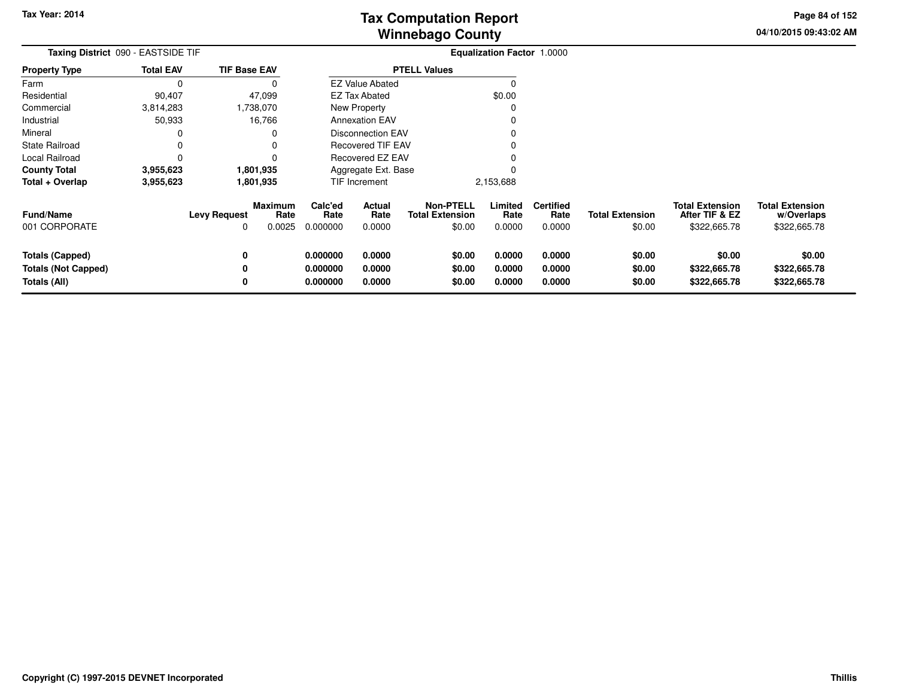# Tax Computation Report
## Winnebago County

Tax Year: 2014

04/10/2015 09:43:02 AM

**Taxing District** 090 - EASTSIDE TIF

**Equalization Factor** 1.0000

| Property Type | Total EAV | TIF Base EAV |
|---|---|---|
| Farm | 0 | 0 |
| Residential | 90,407 | 47,099 |
| Commercial | 3,814,283 | 1,738,070 |
| Industrial | 50,933 | 16,766 |
| Mineral | 0 | 0 |
| State Railroad | 0 | 0 |
| Local Railroad | 0 | 0 |
| **County Total** | **3,955,623** | **1,801,935** |
| **Total + Overlap** | **3,955,623** | **1,801,935** |

| PTELL Values | |
|---|---|
| EZ Value Abated | 0 |
| EZ Tax Abated | $0.00 |
| New Property | 0 |
| Annexation EAV | 0 |
| Disconnection EAV | 0 |
| Recovered TIF EAV | 0 |
| Recovered EZ EAV | 0 |
| Aggregate Ext. Base | 0 |
| TIF Increment | 2,153,688 |

| Fund/Name | Levy Request | Maximum Rate | Calc'ed Rate | Actual Rate | Non-PTELL Total Extension | Limited Rate | Certified Rate | Total Extension | Total Extension After TIF & EZ | Total Extension w/Overlaps |
|---|---|---|---|---|---|---|---|---|---|---|
| 001 CORPORATE | 0 | 0.0025 | 0.000000 | 0.0000 | $0.00 | 0.0000 | 0.0000 | $0.00 | $322,665.78 | $322,665.78 |
| **Totals (Capped)** | **0** | | **0.000000** | **0.0000** | **$0.00** | **0.0000** | **0.0000** | **$0.00** | **$0.00** | **$0.00** |
| **Totals (Not Capped)** | **0** | | **0.000000** | **0.0000** | **$0.00** | **0.0000** | **0.0000** | **$0.00** | **$322,665.78** | **$322,665.78** |
| **Totals (All)** | **0** | | **0.000000** | **0.0000** | **$0.00** | **0.0000** | **0.0000** | **$0.00** | **$322,665.78** | **$322,665.78** |

Copyright (C) 1997-2015 DEVNET Incorporated

Thillis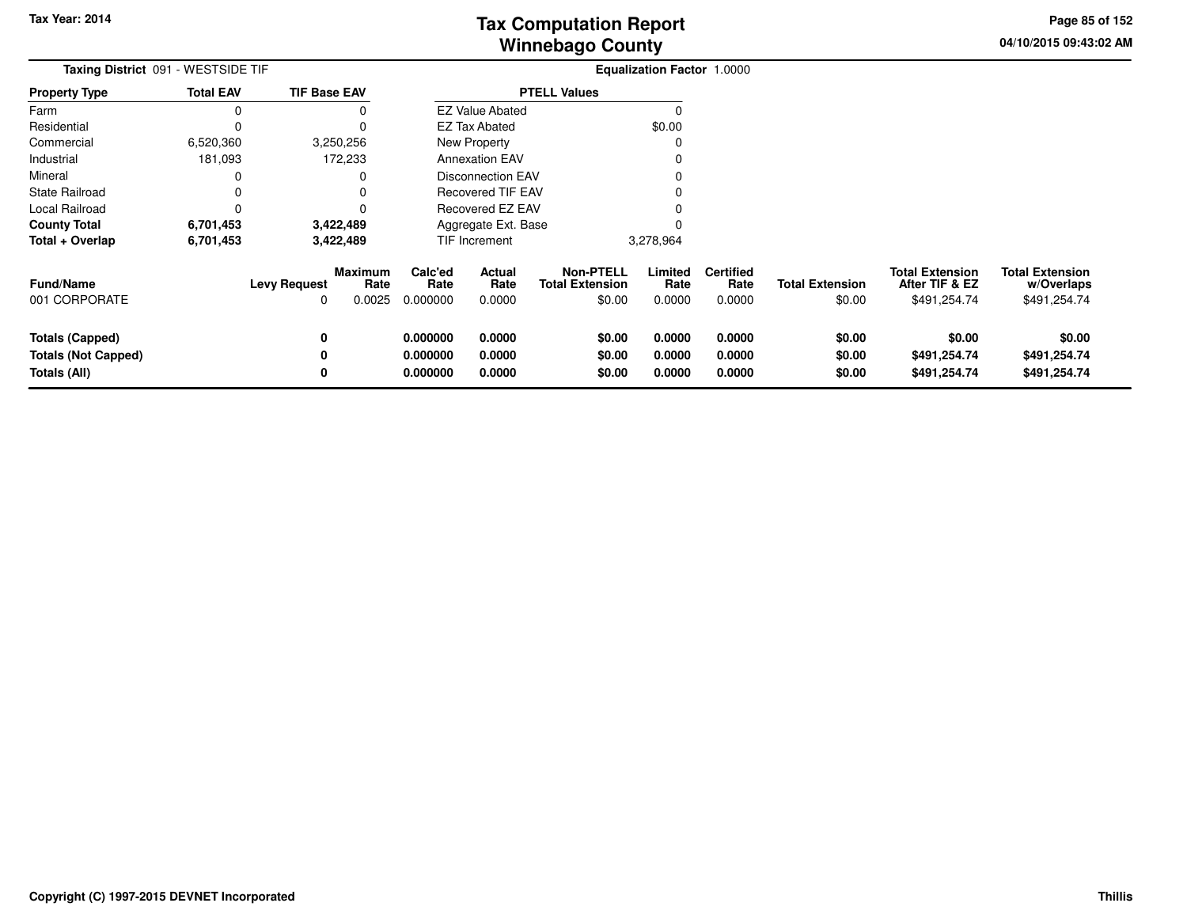**Tax Year: 2014**

# Tax Computation Report
## Winnebago County

04/10/2015 09:43:02 AM

**Taxing District** 091 - WESTSIDE TIF

**Equalization Factor** 1.0000

| Property Type | Total EAV | TIF Base EAV |
|---|---|---|
| Farm | 0 | 0 |
| Residential | 0 | 0 |
| Commercial | 6,520,360 | 3,250,256 |
| Industrial | 181,093 | 172,233 |
| Mineral | 0 | 0 |
| State Railroad | 0 | 0 |
| Local Railroad | 0 | 0 |
| **County Total** | **6,701,453** | **3,422,489** |
| **Total + Overlap** | **6,701,453** | **3,422,489** |

| PTELL Values | |
|---|---|
| EZ Value Abated | 0 |
| EZ Tax Abated | $0.00 |
| New Property | 0 |
| Annexation EAV | 0 |
| Disconnection EAV | 0 |
| Recovered TIF EAV | 0 |
| Recovered EZ EAV | 0 |
| Aggregate Ext. Base | 0 |
| TIF Increment | 3,278,964 |

| Fund/Name | Levy Request | Maximum Rate | Calc'ed Rate | Actual Rate | Non-PTELL Total Extension | Limited Rate | Certified Rate | Total Extension | Total Extension After TIF & EZ | Total Extension w/Overlaps |
|---|---|---|---|---|---|---|---|---|---|---|
| 001 CORPORATE | 0 | 0.0025 | 0.000000 | 0.0000 | $0.00 | 0.0000 | 0.0000 | $0.00 | $491,254.74 | $491,254.74 |
| **Totals (Capped)** | **0** | | **0.000000** | **0.0000** | **$0.00** | **0.0000** | **0.0000** | **$0.00** | **$0.00** | **$0.00** |
| **Totals (Not Capped)** | **0** | | **0.000000** | **0.0000** | **$0.00** | **0.0000** | **0.0000** | **$0.00** | **$491,254.74** | **$491,254.74** |
| **Totals (All)** | **0** | | **0.000000** | **0.0000** | **$0.00** | **0.0000** | **0.0000** | **$0.00** | **$491,254.74** | **$491,254.74** |

**Copyright (C) 1997-2015 DEVNET Incorporated**

**Thillis**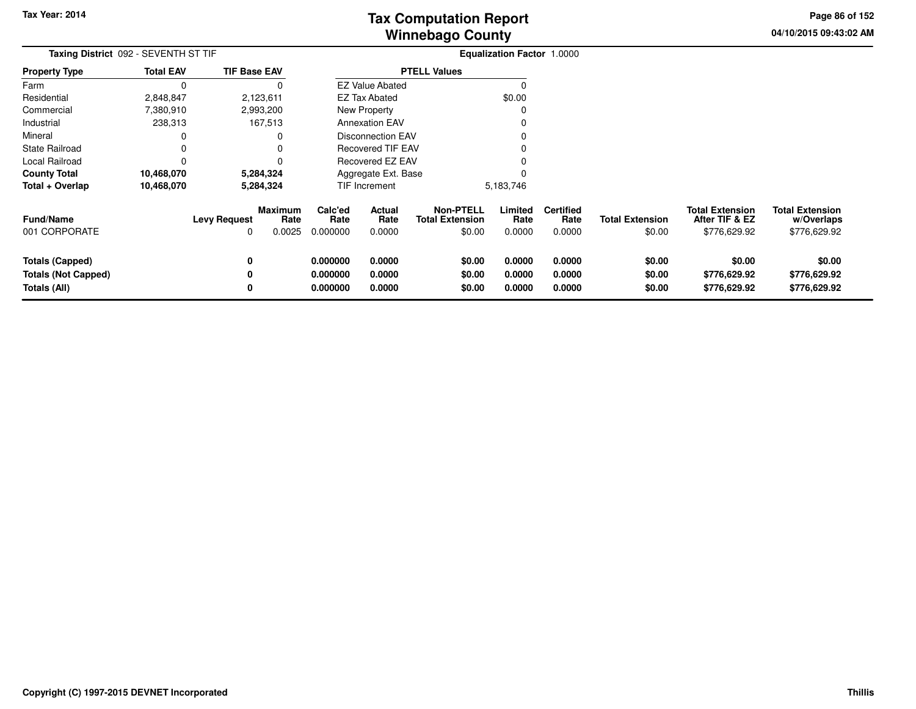# Tax Computation Report
## Winnebago County

Tax Year: 2014

**Taxing District** 092 - SEVENTH ST TIF

**Equalization Factor** 1.0000

| Property Type | Total EAV | TIF Base EAV |
|---|---|---|
| Farm | 0 | 0 |
| Residential | 2,848,847 | 2,123,611 |
| Commercial | 7,380,910 | 2,993,200 |
| Industrial | 238,313 | 167,513 |
| Mineral | 0 | 0 |
| State Railroad | 0 | 0 |
| Local Railroad | 0 | 0 |
| **County Total** | **10,468,070** | **5,284,324** |
| **Total + Overlap** | **10,468,070** | **5,284,324** |

| PTELL Values | |
|---|---|
| EZ Value Abated | 0 |
| EZ Tax Abated | $0.00 |
| New Property | 0 |
| Annexation EAV | 0 |
| Disconnection EAV | 0 |
| Recovered TIF EAV | 0 |
| Recovered EZ EAV | 0 |
| Aggregate Ext. Base | 0 |
| TIF Increment | 5,183,746 |

| Fund/Name | Levy Request | Maximum Rate | Calc'ed Rate | Actual Rate | Non-PTELL Total Extension | Limited Rate | Certified Rate | Total Extension | Total Extension After TIF & EZ | Total Extension w/Overlaps |
|---|---|---|---|---|---|---|---|---|---|---|
| 001 CORPORATE | 0 | 0.0025 | 0.000000 | 0.0000 | $0.00 | 0.0000 | 0.0000 | $0.00 | $776,629.92 | $776,629.92 |
| **Totals (Capped)** | **0** | | **0.000000** | **0.0000** | **$0.00** | **0.0000** | **0.0000** | **$0.00** | **$0.00** | **$0.00** |
| **Totals (Not Capped)** | **0** | | **0.000000** | **0.0000** | **$0.00** | **0.0000** | **0.0000** | **$0.00** | **$776,629.92** | **$776,629.92** |
| **Totals (All)** | **0** | | **0.000000** | **0.0000** | **$0.00** | **0.0000** | **0.0000** | **$0.00** | **$776,629.92** | **$776,629.92** |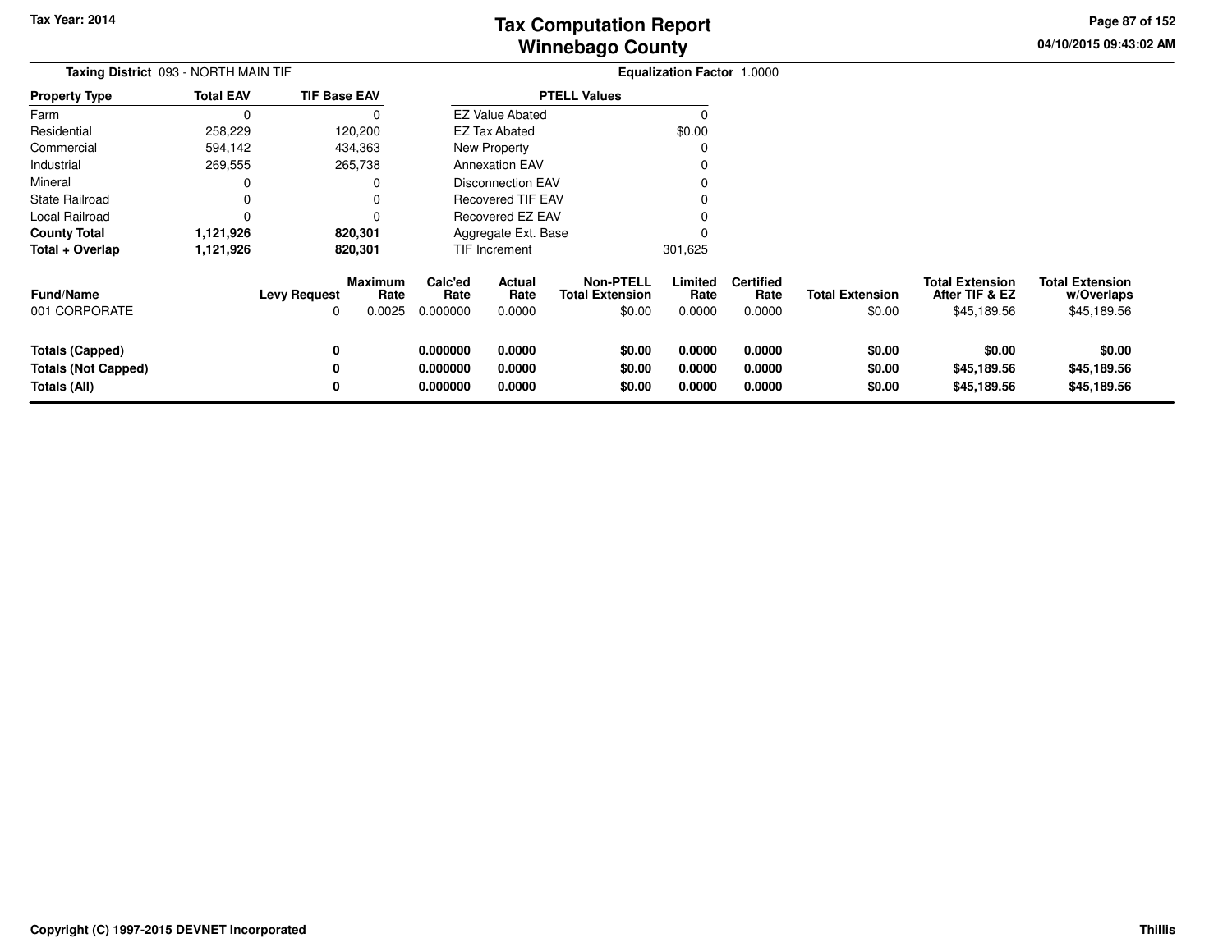# Tax Computation Report
# Winnebago County

**Tax Year: 2014**

04/10/2015 09:43:02 AM

**Taxing District** 093 - NORTH MAIN TIF

**Equalization Factor** 1.0000

| Property Type | Total EAV | TIF Base EAV |
|---|---|---|
| Farm | 0 | 0 |
| Residential | 258,229 | 120,200 |
| Commercial | 594,142 | 434,363 |
| Industrial | 269,555 | 265,738 |
| Mineral | 0 | 0 |
| State Railroad | 0 | 0 |
| Local Railroad | 0 | 0 |
| **County Total** | **1,121,926** | **820,301** |
| **Total + Overlap** | **1,121,926** | **820,301** |

| PTELL Values | |
|---|---|
| EZ Value Abated | 0 |
| EZ Tax Abated | $0.00 |
| New Property | 0 |
| Annexation EAV | 0 |
| Disconnection EAV | 0 |
| Recovered TIF EAV | 0 |
| Recovered EZ EAV | 0 |
| Aggregate Ext. Base | 0 |
| TIF Increment | 301,625 |

| Fund/Name | Levy Request | Maximum Rate | Calc'ed Rate | Actual Rate | Non-PTELL Total Extension | Limited Rate | Certified Rate | Total Extension | Total Extension After TIF & EZ | Total Extension w/Overlaps |
|---|---|---|---|---|---|---|---|---|---|---|
| 001 CORPORATE | 0 | 0.0025 | 0.000000 | 0.0000 | $0.00 | 0.0000 | 0.0000 | $0.00 | $45,189.56 | $45,189.56 |
| **Totals (Capped)** | **0** | | **0.000000** | **0.0000** | **$0.00** | **0.0000** | **0.0000** | **$0.00** | **$0.00** | **$0.00** |
| **Totals (Not Capped)** | **0** | | **0.000000** | **0.0000** | **$0.00** | **0.0000** | **0.0000** | **$0.00** | **$45,189.56** | **$45,189.56** |
| **Totals (All)** | **0** | | **0.000000** | **0.0000** | **$0.00** | **0.0000** | **0.0000** | **$0.00** | **$45,189.56** | **$45,189.56** |

**Copyright (C) 1997-2015 DEVNET Incorporated** — **Thillis**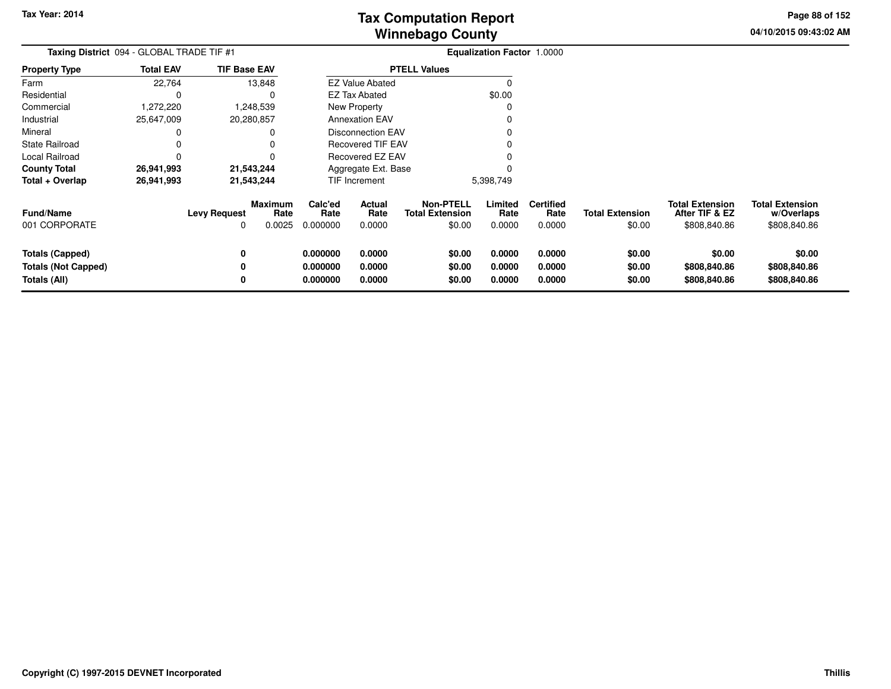# Tax Computation Report
## Winnebago County

Tax Year: 2014

04/10/2015 09:43:02 AM

**Taxing District** 094 - GLOBAL TRADE TIF #1

**Equalization Factor** 1.0000

| Property Type | Total EAV | TIF Base EAV |
|---|---|---|
| Farm | 22,764 | 13,848 |
| Residential | 0 | 0 |
| Commercial | 1,272,220 | 1,248,539 |
| Industrial | 25,647,009 | 20,280,857 |
| Mineral | 0 | 0 |
| State Railroad | 0 | 0 |
| Local Railroad | 0 | 0 |
| **County Total** | **26,941,993** | **21,543,244** |
| **Total + Overlap** | **26,941,993** | **21,543,244** |

| PTELL Values | |
|---|---|
| EZ Value Abated | 0 |
| EZ Tax Abated | $0.00 |
| New Property | 0 |
| Annexation EAV | 0 |
| Disconnection EAV | 0 |
| Recovered TIF EAV | 0 |
| Recovered EZ EAV | 0 |
| Aggregate Ext. Base | 0 |
| TIF Increment | 5,398,749 |

| Fund/Name | Levy Request | Maximum Rate | Calc'ed Rate | Actual Rate | Non-PTELL Total Extension | Limited Rate | Certified Rate | Total Extension | Total Extension After TIF & EZ | Total Extension w/Overlaps |
|---|---|---|---|---|---|---|---|---|---|---|
| 001 CORPORATE | 0 | 0.0025 | 0.000000 | 0.0000 | $0.00 | 0.0000 | 0.0000 | $0.00 | $808,840.86 | $808,840.86 |
| **Totals (Capped)** | **0** | | **0.000000** | **0.0000** | **$0.00** | **0.0000** | **0.0000** | **$0.00** | **$0.00** | **$0.00** |
| **Totals (Not Capped)** | **0** | | **0.000000** | **0.0000** | **$0.00** | **0.0000** | **0.0000** | **$0.00** | **$808,840.86** | **$808,840.86** |
| **Totals (All)** | **0** | | **0.000000** | **0.0000** | **$0.00** | **0.0000** | **0.0000** | **$0.00** | **$808,840.86** | **$808,840.86** |

Copyright (C) 1997-2015 DEVNET Incorporated

Thillis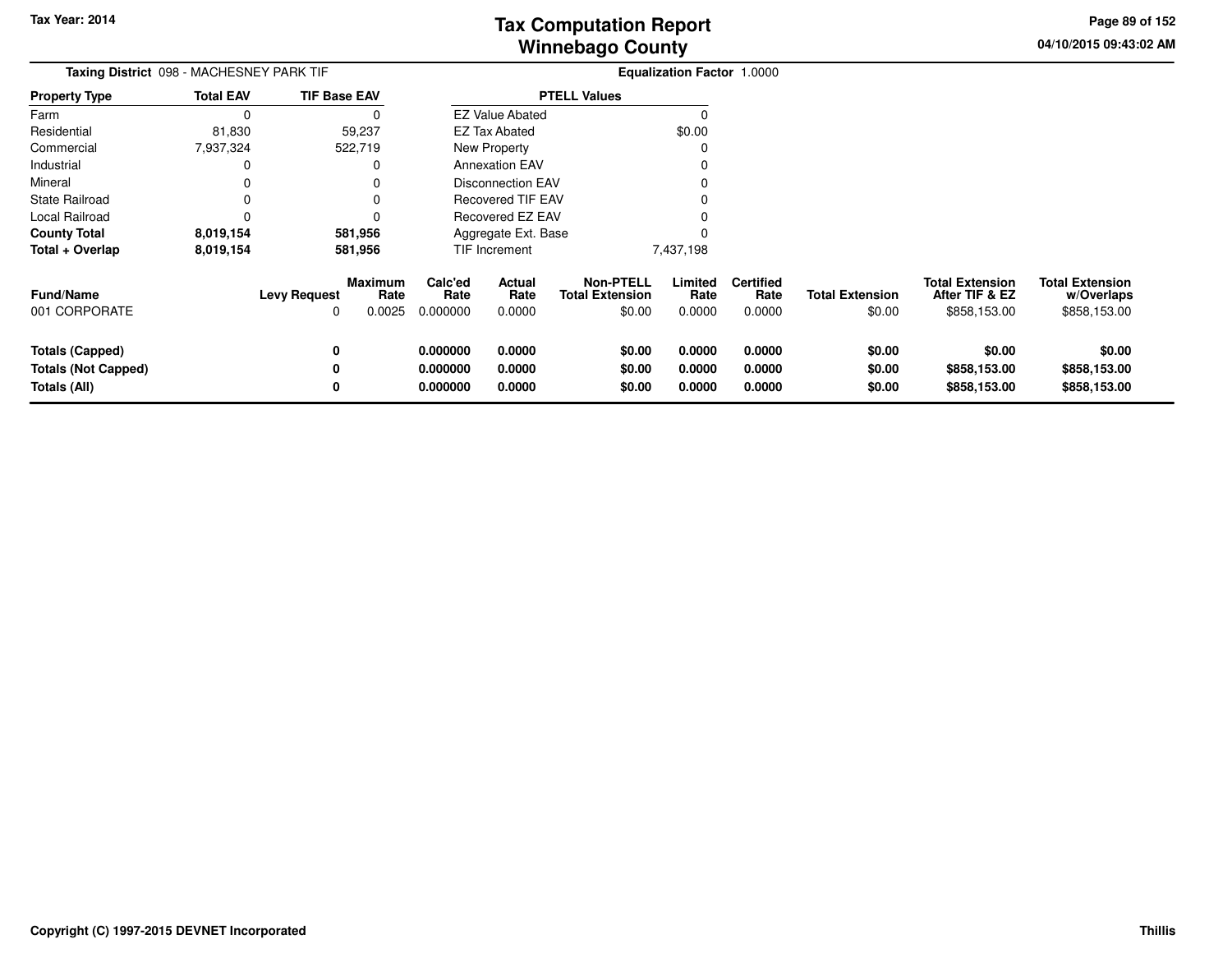# Tax Computation Report
# Winnebago County

Tax Year: 2014

04/10/2015 09:43:02 AM

**Taxing District** 098 - MACHESNEY PARK TIF

**Equalization Factor** 1.0000

| Property Type | Total EAV | TIF Base EAV |
|---|---|---|
| Farm | 0 | 0 |
| Residential | 81,830 | 59,237 |
| Commercial | 7,937,324 | 522,719 |
| Industrial | 0 | 0 |
| Mineral | 0 | 0 |
| State Railroad | 0 | 0 |
| Local Railroad | 0 | 0 |
| **County Total** | **8,019,154** | **581,956** |
| **Total + Overlap** | **8,019,154** | **581,956** |

| PTELL Values | |
|---|---|
| EZ Value Abated | 0 |
| EZ Tax Abated | $0.00 |
| New Property | 0 |
| Annexation EAV | 0 |
| Disconnection EAV | 0 |
| Recovered TIF EAV | 0 |
| Recovered EZ EAV | 0 |
| Aggregate Ext. Base | 0 |
| TIF Increment | 7,437,198 |

| Fund/Name | Levy Request | Maximum Rate | Calc'ed Rate | Actual Rate | Non-PTELL Total Extension | Limited Rate | Certified Rate | Total Extension | Total Extension After TIF & EZ | Total Extension w/Overlaps |
|---|---|---|---|---|---|---|---|---|---|---|
| 001 CORPORATE | 0 | 0.0025 | 0.000000 | 0.0000 | $0.00 | 0.0000 | 0.0000 | $0.00 | $858,153.00 | $858,153.00 |
| **Totals (Capped)** | **0** | | **0.000000** | **0.0000** | **$0.00** | **0.0000** | **0.0000** | **$0.00** | **$0.00** | **$0.00** |
| **Totals (Not Capped)** | **0** | | **0.000000** | **0.0000** | **$0.00** | **0.0000** | **0.0000** | **$0.00** | **$858,153.00** | **$858,153.00** |
| **Totals (All)** | **0** | | **0.000000** | **0.0000** | **$0.00** | **0.0000** | **0.0000** | **$0.00** | **$858,153.00** | **$858,153.00** |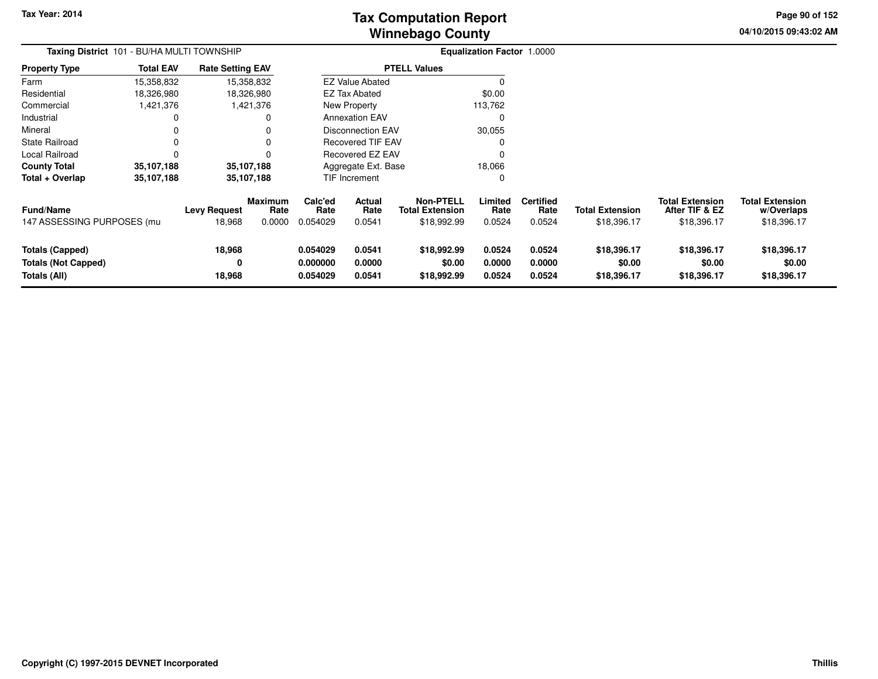# Tax Computation Report
# Winnebago County

Tax Year: 2014

04/10/2015 09:43:02 AM

**Taxing District** 101 - BU/HA MULTI TOWNSHIP

**Equalization Factor** 1.0000

| Property Type | Total EAV | Rate Setting EAV |
|---|---|---|
| Farm | 15,358,832 | 15,358,832 |
| Residential | 18,326,980 | 18,326,980 |
| Commercial | 1,421,376 | 1,421,376 |
| Industrial | 0 | 0 |
| Mineral | 0 | 0 |
| State Railroad | 0 | 0 |
| Local Railroad | 0 | 0 |
| **County Total** | **35,107,188** | **35,107,188** |
| **Total + Overlap** | **35,107,188** | **35,107,188** |

| PTELL Values | |
|---|---|
| EZ Value Abated | 0 |
| EZ Tax Abated | $0.00 |
| New Property | 113,762 |
| Annexation EAV | 0 |
| Disconnection EAV | 30,055 |
| Recovered TIF EAV | 0 |
| Recovered EZ EAV | 0 |
| Aggregate Ext. Base | 18,066 |
| TIF Increment | 0 |

| Fund/Name | Levy Request | Maximum Rate | Calc'ed Rate | Actual Rate | Non-PTELL Total Extension | Limited Rate | Certified Rate | Total Extension | Total Extension After TIF & EZ | Total Extension w/Overlaps |
|---|---|---|---|---|---|---|---|---|---|---|
| 147 ASSESSING PURPOSES (mu | 18,968 | 0.0000 | 0.054029 | 0.0541 | $18,992.99 | 0.0524 | 0.0524 | $18,396.17 | $18,396.17 | $18,396.17 |
| **Totals (Capped)** | **18,968** | | **0.054029** | **0.0541** | **$18,992.99** | **0.0524** | **0.0524** | **$18,396.17** | **$18,396.17** | **$18,396.17** |
| **Totals (Not Capped)** | **0** | | **0.000000** | **0.0000** | **$0.00** | **0.0000** | **0.0000** | **$0.00** | **$0.00** | **$0.00** |
| **Totals (All)** | **18,968** | | **0.054029** | **0.0541** | **$18,992.99** | **0.0524** | **0.0524** | **$18,396.17** | **$18,396.17** | **$18,396.17** |

**Copyright (C) 1997-2015 DEVNET Incorporated**

**Thillis**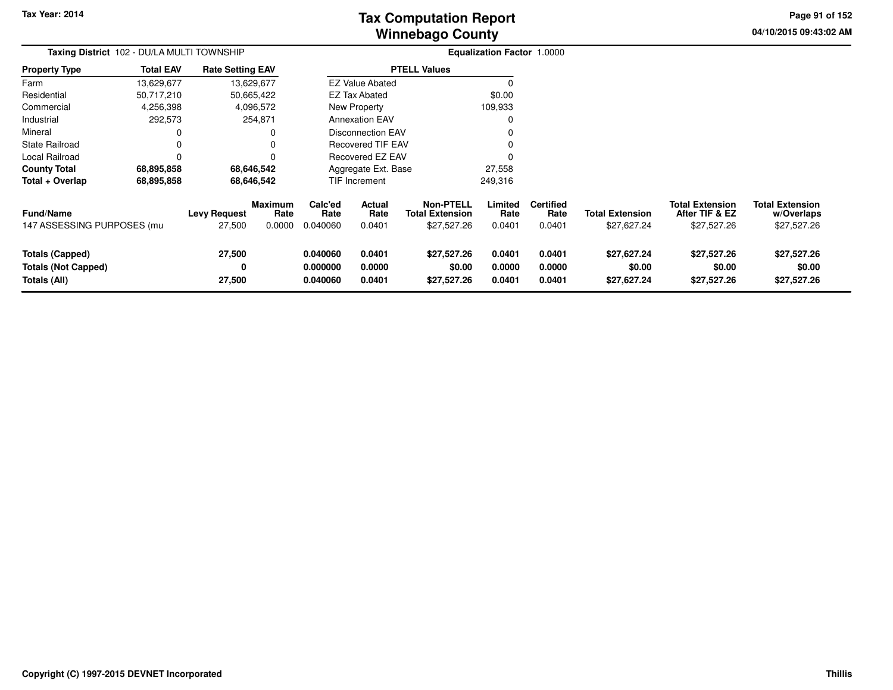Tax Year: 2014

# Tax Computation Report
# Winnebago County

04/10/2015 09:43:02 AM

**Taxing District** 102 - DU/LA MULTI TOWNSHIP **Equalization Factor** 1.0000

| Property Type | Total EAV | Rate Setting EAV |
|---|---|---|
| Farm | 13,629,677 | 13,629,677 |
| Residential | 50,717,210 | 50,665,422 |
| Commercial | 4,256,398 | 4,096,572 |
| Industrial | 292,573 | 254,871 |
| Mineral | 0 | 0 |
| State Railroad | 0 | 0 |
| Local Railroad | 0 | 0 |
| **County Total** | **68,895,858** | **68,646,542** |
| **Total + Overlap** | **68,895,858** | **68,646,542** |

| PTELL Values | |
|---|---|
| EZ Value Abated | 0 |
| EZ Tax Abated | $0.00 |
| New Property | 109,933 |
| Annexation EAV | 0 |
| Disconnection EAV | 0 |
| Recovered TIF EAV | 0 |
| Recovered EZ EAV | 0 |
| Aggregate Ext. Base | 27,558 |
| TIF Increment | 249,316 |

| Fund/Name | Levy Request | Maximum Rate | Calc'ed Rate | Actual Rate | Non-PTELL Total Extension | Limited Rate | Certified Rate | Total Extension | Total Extension After TIF & EZ | Total Extension w/Overlaps |
|---|---|---|---|---|---|---|---|---|---|---|
| 147 ASSESSING PURPOSES (mu | 27,500 | 0.0000 | 0.040060 | 0.0401 | $27,527.26 | 0.0401 | 0.0401 | $27,627.24 | $27,527.26 | $27,527.26 |
| **Totals (Capped)** | **27,500** | | **0.040060** | **0.0401** | **$27,527.26** | **0.0401** | **0.0401** | **$27,627.24** | **$27,527.26** | **$27,527.26** |
| **Totals (Not Capped)** | **0** | | **0.000000** | **0.0000** | **$0.00** | **0.0000** | **0.0000** | **$0.00** | **$0.00** | **$0.00** |
| **Totals (All)** | **27,500** | | **0.040060** | **0.0401** | **$27,527.26** | **0.0401** | **0.0401** | **$27,627.24** | **$27,527.26** | **$27,527.26** |

Copyright (C) 1997-2015 DEVNET Incorporated — Thillis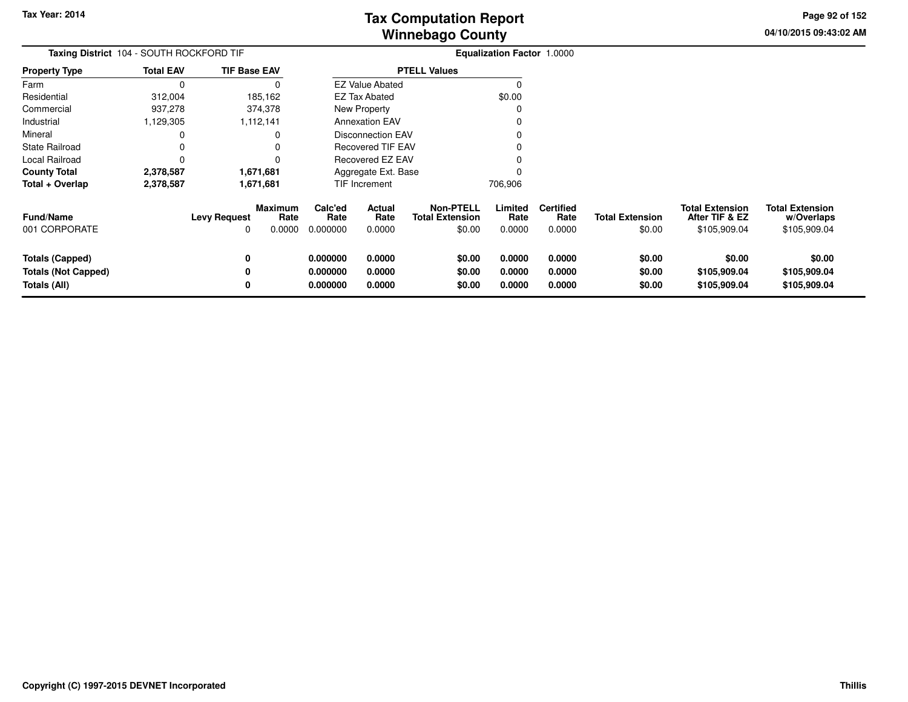Tax Year: 2014

# Tax Computation Report
# Winnebago County

04/10/2015 09:43:02 AM

**Taxing District** 104 - SOUTH ROCKFORD TIF

**Equalization Factor** 1.0000

| Property Type | Total EAV | TIF Base EAV |
|---|---|---|
| Farm | 0 | 0 |
| Residential | 312,004 | 185,162 |
| Commercial | 937,278 | 374,378 |
| Industrial | 1,129,305 | 1,112,141 |
| Mineral | 0 | 0 |
| State Railroad | 0 | 0 |
| Local Railroad | 0 | 0 |
| **County Total** | **2,378,587** | **1,671,681** |
| **Total + Overlap** | **2,378,587** | **1,671,681** |

| PTELL Values | |
|---|---|
| EZ Value Abated | 0 |
| EZ Tax Abated | $0.00 |
| New Property | 0 |
| Annexation EAV | 0 |
| Disconnection EAV | 0 |
| Recovered TIF EAV | 0 |
| Recovered EZ EAV | 0 |
| Aggregate Ext. Base | 0 |
| TIF Increment | 706,906 |

| Fund/Name | Levy Request | Maximum Rate | Calc'ed Rate | Actual Rate | Non-PTELL Total Extension | Limited Rate | Certified Rate | Total Extension | Total Extension After TIF & EZ | Total Extension w/Overlaps |
|---|---|---|---|---|---|---|---|---|---|---|
| 001 CORPORATE | 0 | 0.0000 | 0.000000 | 0.0000 | $0.00 | 0.0000 | 0.0000 | $0.00 | $105,909.04 | $105,909.04 |
| **Totals (Capped)** | **0** | | **0.000000** | **0.0000** | **$0.00** | **0.0000** | **0.0000** | **$0.00** | **$0.00** | **$0.00** |
| **Totals (Not Capped)** | **0** | | **0.000000** | **0.0000** | **$0.00** | **0.0000** | **0.0000** | **$0.00** | **$105,909.04** | **$105,909.04** |
| **Totals (All)** | **0** | | **0.000000** | **0.0000** | **$0.00** | **0.0000** | **0.0000** | **$0.00** | **$105,909.04** | **$105,909.04** |

Copyright (C) 1997-2015 DEVNET Incorporated

Thillis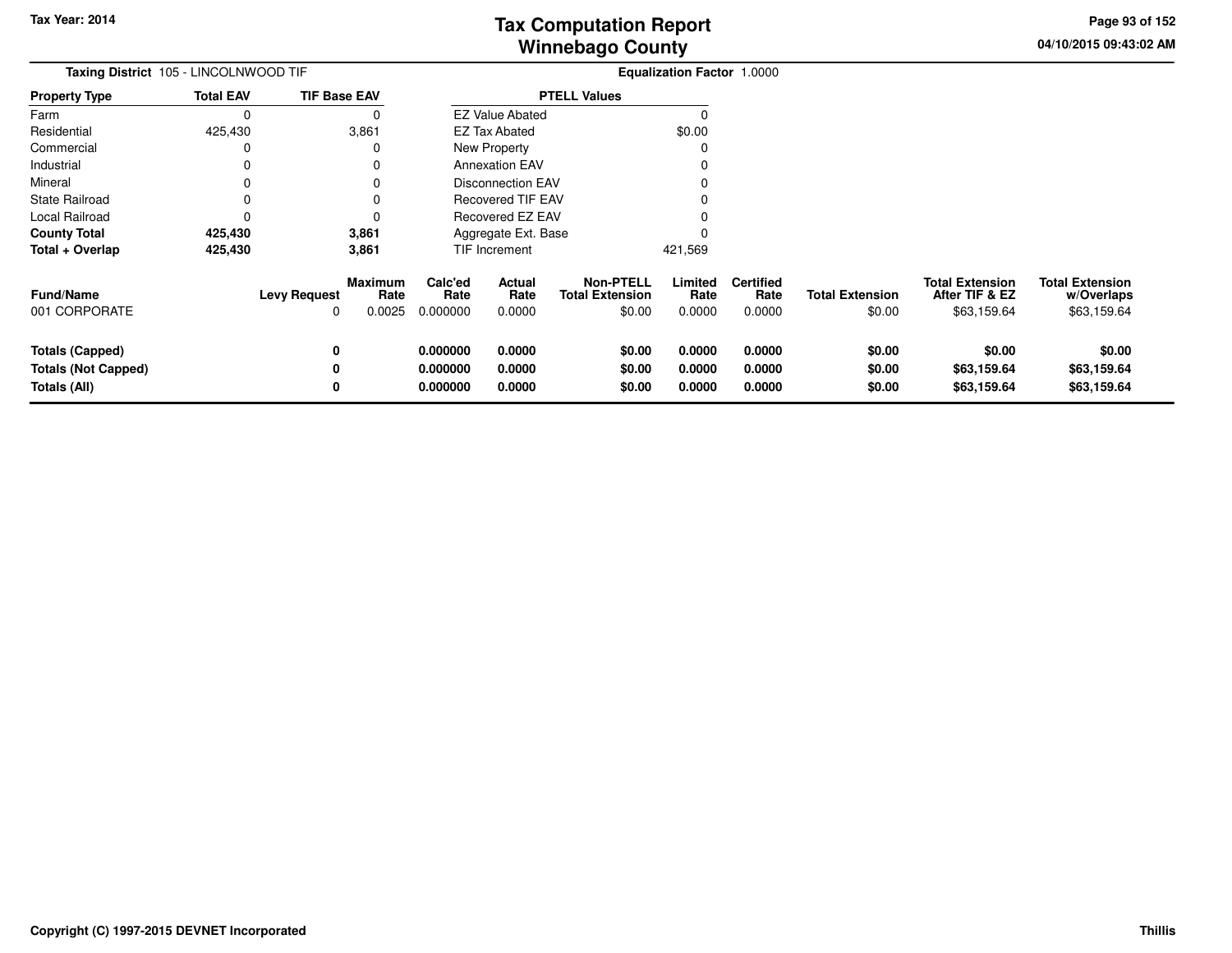Tax Year: 2014

# Tax Computation Report
## Winnebago County

04/10/2015 09:43:02 AM

**Taxing District** 105 - LINCOLNWOOD TIF

**Equalization Factor** 1.0000

| Property Type | Total EAV | TIF Base EAV |
|---|---|---|
| Farm | 0 | 0 |
| Residential | 425,430 | 3,861 |
| Commercial | 0 | 0 |
| Industrial | 0 | 0 |
| Mineral | 0 | 0 |
| State Railroad | 0 | 0 |
| Local Railroad | 0 | 0 |
| **County Total** | **425,430** | **3,861** |
| **Total + Overlap** | **425,430** | **3,861** |

| PTELL Values | |
|---|---|
| EZ Value Abated | 0 |
| EZ Tax Abated | $0.00 |
| New Property | 0 |
| Annexation EAV | 0 |
| Disconnection EAV | 0 |
| Recovered TIF EAV | 0 |
| Recovered EZ EAV | 0 |
| Aggregate Ext. Base | 0 |
| TIF Increment | 421,569 |

| Fund/Name | Levy Request | Maximum Rate | Calc'ed Rate | Actual Rate | Non-PTELL Total Extension | Limited Rate | Certified Rate | Total Extension | Total Extension After TIF & EZ | Total Extension w/Overlaps |
|---|---|---|---|---|---|---|---|---|---|---|
| 001 CORPORATE | 0 | 0.0025 | 0.000000 | 0.0000 | $0.00 | 0.0000 | 0.0000 | $0.00 | $63,159.64 | $63,159.64 |
| **Totals (Capped)** | **0** | | **0.000000** | **0.0000** | **$0.00** | **0.0000** | **0.0000** | **$0.00** | **$0.00** | **$0.00** |
| **Totals (Not Capped)** | **0** | | **0.000000** | **0.0000** | **$0.00** | **0.0000** | **0.0000** | **$0.00** | **$63,159.64** | **$63,159.64** |
| **Totals (All)** | **0** | | **0.000000** | **0.0000** | **$0.00** | **0.0000** | **0.0000** | **$0.00** | **$63,159.64** | **$63,159.64** |

Copyright (C) 1997-2015 DEVNET Incorporated

Thillis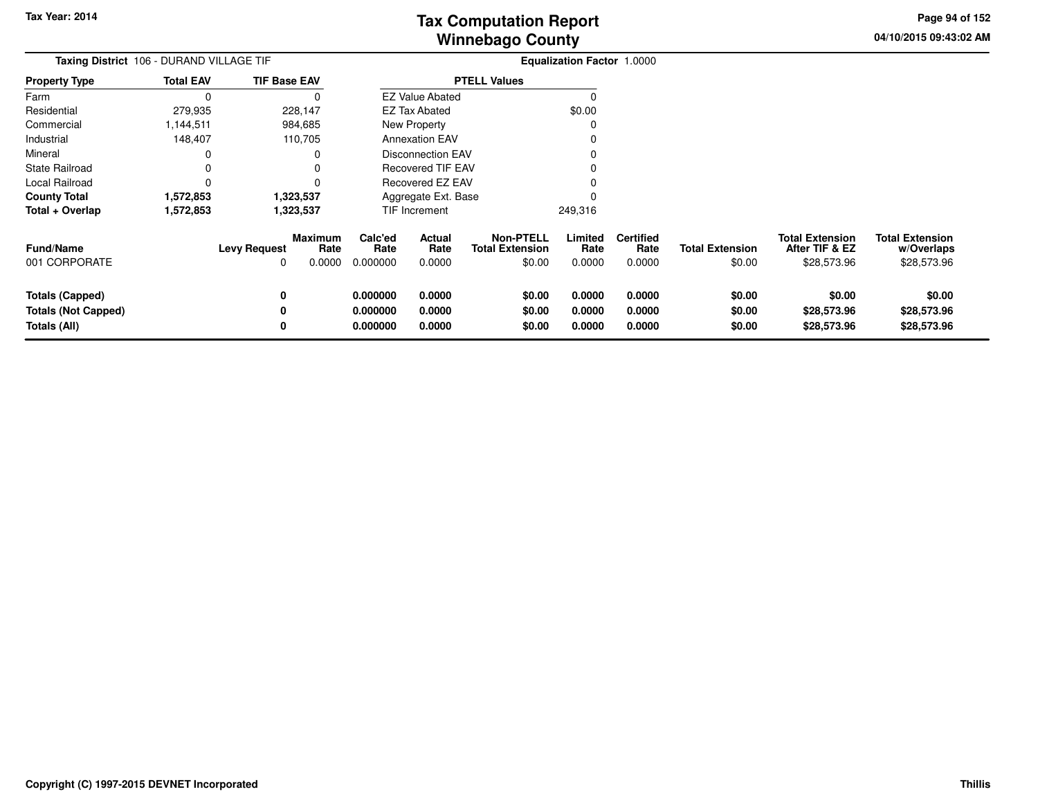**Taxing District** 106 - DURAND VILLAGE TIF

**Equalization Factor** 1.0000

| Property Type | Total EAV | TIF Base EAV |
|---|---|---|
| Farm | 0 | 0 |
| Residential | 279,935 | 228,147 |
| Commercial | 1,144,511 | 984,685 |
| Industrial | 148,407 | 110,705 |
| Mineral | 0 | 0 |
| State Railroad | 0 | 0 |
| Local Railroad | 0 | 0 |
| **County Total** | **1,572,853** | **1,323,537** |
| **Total + Overlap** | **1,572,853** | **1,323,537** |

| PTELL Values | |
|---|---|
| EZ Value Abated | 0 |
| EZ Tax Abated | $0.00 |
| New Property | 0 |
| Annexation EAV | 0 |
| Disconnection EAV | 0 |
| Recovered TIF EAV | 0 |
| Recovered EZ EAV | 0 |
| Aggregate Ext. Base | 0 |
| TIF Increment | 249,316 |

| Fund/Name | Levy Request | Maximum Rate | Calc'ed Rate | Actual Rate | Non-PTELL Total Extension | Limited Rate | Certified Rate | Total Extension | Total Extension After TIF & EZ | Total Extension w/Overlaps |
|---|---|---|---|---|---|---|---|---|---|---|
| 001 CORPORATE | 0 | 0.0000 | 0.000000 | 0.0000 | $0.00 | 0.0000 | 0.0000 | $0.00 | $28,573.96 | $28,573.96 |
| **Totals (Capped)** | **0** | | **0.000000** | **0.0000** | **$0.00** | **0.0000** | **0.0000** | **$0.00** | **$0.00** | **$0.00** |
| **Totals (Not Capped)** | **0** | | **0.000000** | **0.0000** | **$0.00** | **0.0000** | **0.0000** | **$0.00** | **$28,573.96** | **$28,573.96** |
| **Totals (All)** | **0** | | **0.000000** | **0.0000** | **$0.00** | **0.0000** | **0.0000** | **$0.00** | **$28,573.96** | **$28,573.96** |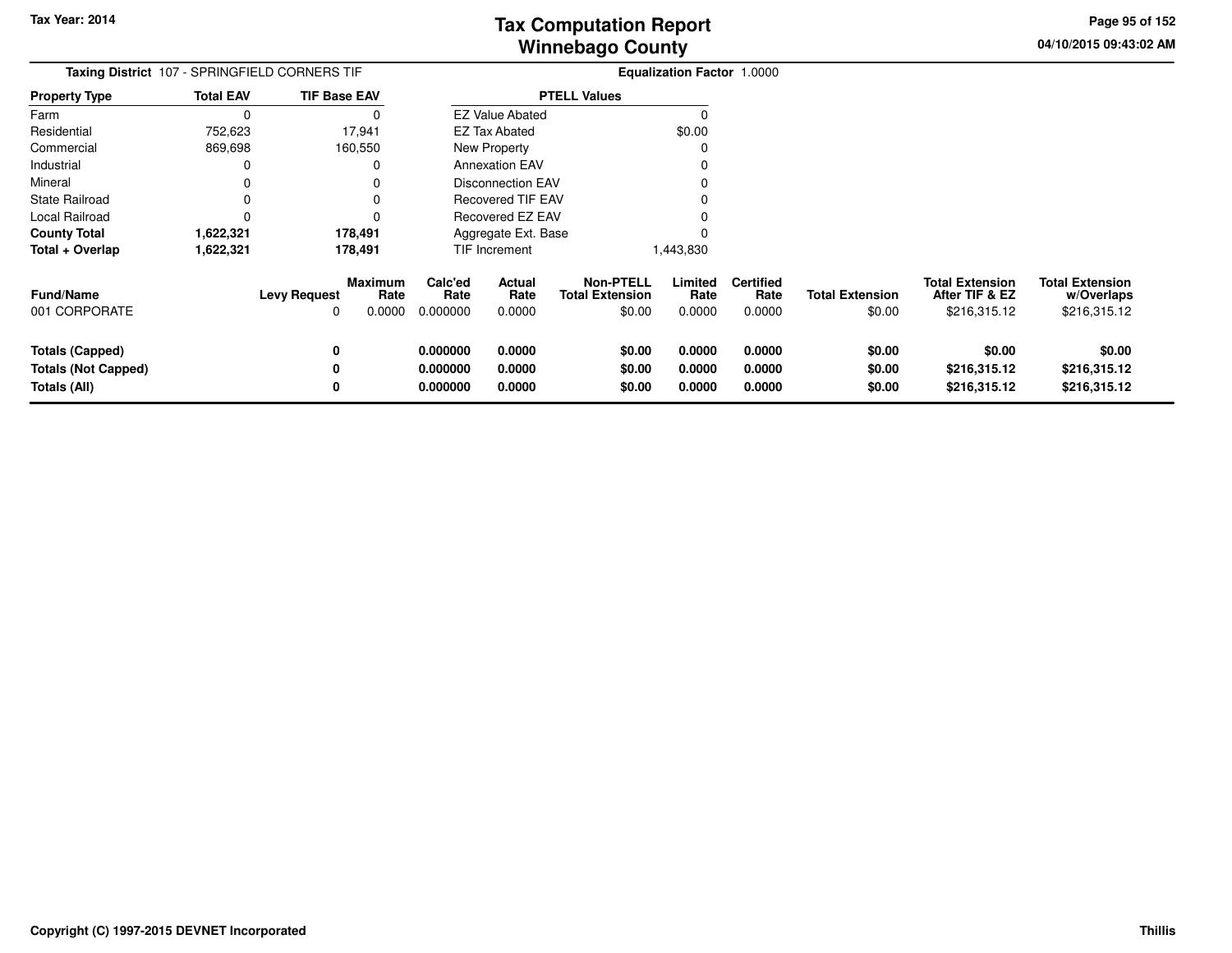# Tax Computation Report
## Winnebago County

Tax Year: 2014

04/10/2015 09:43:02 AM

**Taxing District** 107 - SPRINGFIELD CORNERS TIF

**Equalization Factor** 1.0000

| Property Type | Total EAV | TIF Base EAV |
|---|---|---|
| Farm | 0 | 0 |
| Residential | 752,623 | 17,941 |
| Commercial | 869,698 | 160,550 |
| Industrial | 0 | 0 |
| Mineral | 0 | 0 |
| State Railroad | 0 | 0 |
| Local Railroad | 0 | 0 |
| **County Total** | **1,622,321** | **178,491** |
| **Total + Overlap** | **1,622,321** | **178,491** |

| PTELL Values | |
|---|---|
| EZ Value Abated | 0 |
| EZ Tax Abated | $0.00 |
| New Property | 0 |
| Annexation EAV | 0 |
| Disconnection EAV | 0 |
| Recovered TIF EAV | 0 |
| Recovered EZ EAV | 0 |
| Aggregate Ext. Base | 0 |
| TIF Increment | 1,443,830 |

| Fund/Name | Levy Request | Maximum Rate | Calc'ed Rate | Actual Rate | Non-PTELL Total Extension | Limited Rate | Certified Rate | Total Extension | Total Extension After TIF & EZ | Total Extension w/Overlaps |
|---|---|---|---|---|---|---|---|---|---|---|
| 001 CORPORATE | 0 | 0.0000 | 0.000000 | 0.0000 | $0.00 | 0.0000 | 0.0000 | $0.00 | $216,315.12 | $216,315.12 |
| **Totals (Capped)** | **0** | | **0.000000** | **0.0000** | **$0.00** | **0.0000** | **0.0000** | **$0.00** | **$0.00** | **$0.00** |
| **Totals (Not Capped)** | **0** | | **0.000000** | **0.0000** | **$0.00** | **0.0000** | **0.0000** | **$0.00** | **$216,315.12** | **$216,315.12** |
| **Totals (All)** | **0** | | **0.000000** | **0.0000** | **$0.00** | **0.0000** | **0.0000** | **$0.00** | **$216,315.12** | **$216,315.12** |

**Copyright (C) 1997-2015 DEVNET Incorporated**

**Thillis**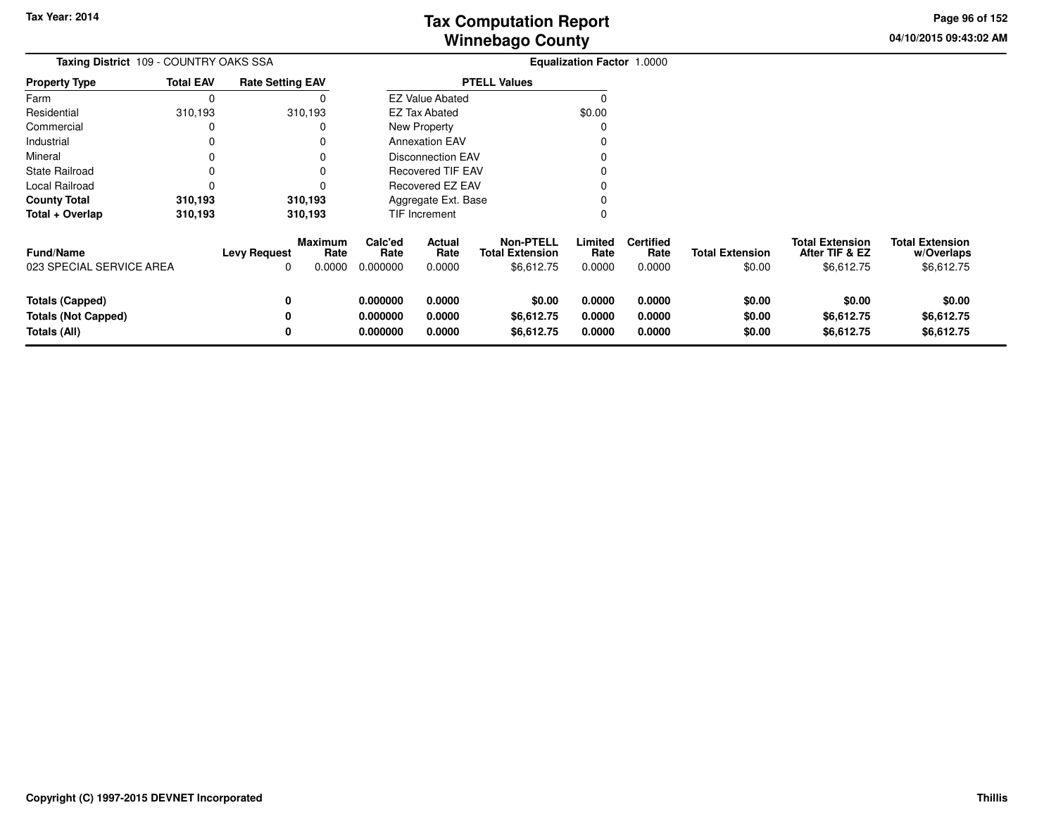Tax Year: 2014

# Tax Computation Report
## Winnebago County

04/10/2015 09:43:02 AM

**Taxing District** 109 - COUNTRY OAKS SSA

**Equalization Factor** 1.0000

| Property Type | Total EAV | Rate Setting EAV |
|---|---|---|
| Farm | 0 | 0 |
| Residential | 310,193 | 310,193 |
| Commercial | 0 | 0 |
| Industrial | 0 | 0 |
| Mineral | 0 | 0 |
| State Railroad | 0 | 0 |
| Local Railroad | 0 | 0 |
| **County Total** | **310,193** | **310,193** |
| **Total + Overlap** | **310,193** | **310,193** |

| PTELL Values | |
|---|---|
| EZ Value Abated | 0 |
| EZ Tax Abated | $0.00 |
| New Property | 0 |
| Annexation EAV | 0 |
| Disconnection EAV | 0 |
| Recovered TIF EAV | 0 |
| Recovered EZ EAV | 0 |
| Aggregate Ext. Base | 0 |
| TIF Increment | 0 |

| Fund/Name | Levy Request | Maximum Rate | Calc'ed Rate | Actual Rate | Non-PTELL Total Extension | Limited Rate | Certified Rate | Total Extension | Total Extension After TIF & EZ | Total Extension w/Overlaps |
|---|---|---|---|---|---|---|---|---|---|---|
| 023 SPECIAL SERVICE AREA | 0 | 0.0000 | 0.000000 | 0.0000 | $6,612.75 | 0.0000 | 0.0000 | $0.00 | $6,612.75 | $6,612.75 |
| **Totals (Capped)** | **0** | | **0.000000** | **0.0000** | **$0.00** | **0.0000** | **0.0000** | **$0.00** | **$0.00** | **$0.00** |
| **Totals (Not Capped)** | **0** | | **0.000000** | **0.0000** | **$6,612.75** | **0.0000** | **0.0000** | **$0.00** | **$6,612.75** | **$6,612.75** |
| **Totals (All)** | **0** | | **0.000000** | **0.0000** | **$6,612.75** | **0.0000** | **0.0000** | **$0.00** | **$6,612.75** | **$6,612.75** |

Copyright (C) 1997-2015 DEVNET Incorporated

Thillis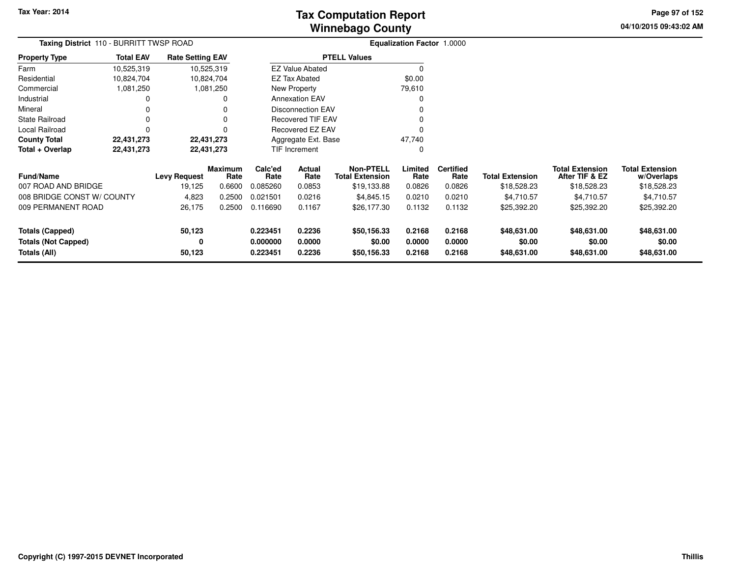Tax Year: 2014

# Tax Computation Report
## Winnebago County

04/10/2015 09:43:02 AM

**Taxing District** 110 - BURRITT TWSP ROAD

**Equalization Factor** 1.0000

| Property Type | Total EAV | Rate Setting EAV |
|---|---|---|
| Farm | 10,525,319 | 10,525,319 |
| Residential | 10,824,704 | 10,824,704 |
| Commercial | 1,081,250 | 1,081,250 |
| Industrial | 0 | 0 |
| Mineral | 0 | 0 |
| State Railroad | 0 | 0 |
| Local Railroad | 0 | 0 |
| **County Total** | **22,431,273** | **22,431,273** |
| **Total + Overlap** | **22,431,273** | **22,431,273** |

| PTELL Values | |
|---|---|
| EZ Value Abated | 0 |
| EZ Tax Abated | $0.00 |
| New Property | 79,610 |
| Annexation EAV | 0 |
| Disconnection EAV | 0 |
| Recovered TIF EAV | 0 |
| Recovered EZ EAV | 0 |
| Aggregate Ext. Base | 47,740 |
| TIF Increment | 0 |

| Fund/Name | Levy Request | Maximum Rate | Calc'ed Rate | Actual Rate | Non-PTELL Total Extension | Limited Rate | Certified Rate | Total Extension | Total Extension After TIF & EZ | Total Extension w/Overlaps |
|---|---|---|---|---|---|---|---|---|---|---|
| 007 ROAD AND BRIDGE | 19,125 | 0.6600 | 0.085260 | 0.0853 | $19,133.88 | 0.0826 | 0.0826 | $18,528.23 | $18,528.23 | $18,528.23 |
| 008 BRIDGE CONST W/ COUNTY | 4,823 | 0.2500 | 0.021501 | 0.0216 | $4,845.15 | 0.0210 | 0.0210 | $4,710.57 | $4,710.57 | $4,710.57 |
| 009 PERMANENT ROAD | 26,175 | 0.2500 | 0.116690 | 0.1167 | $26,177.30 | 0.1132 | 0.1132 | $25,392.20 | $25,392.20 | $25,392.20 |
| **Totals (Capped)** | **50,123** | | **0.223451** | **0.2236** | **$50,156.33** | **0.2168** | **0.2168** | **$48,631.00** | **$48,631.00** | **$48,631.00** |
| **Totals (Not Capped)** | **0** | | **0.000000** | **0.0000** | **$0.00** | **0.0000** | **0.0000** | **$0.00** | **$0.00** | **$0.00** |
| **Totals (All)** | **50,123** | | **0.223451** | **0.2236** | **$50,156.33** | **0.2168** | **0.2168** | **$48,631.00** | **$48,631.00** | **$48,631.00** |

Copyright (C) 1997-2015 DEVNET Incorporated

Thillis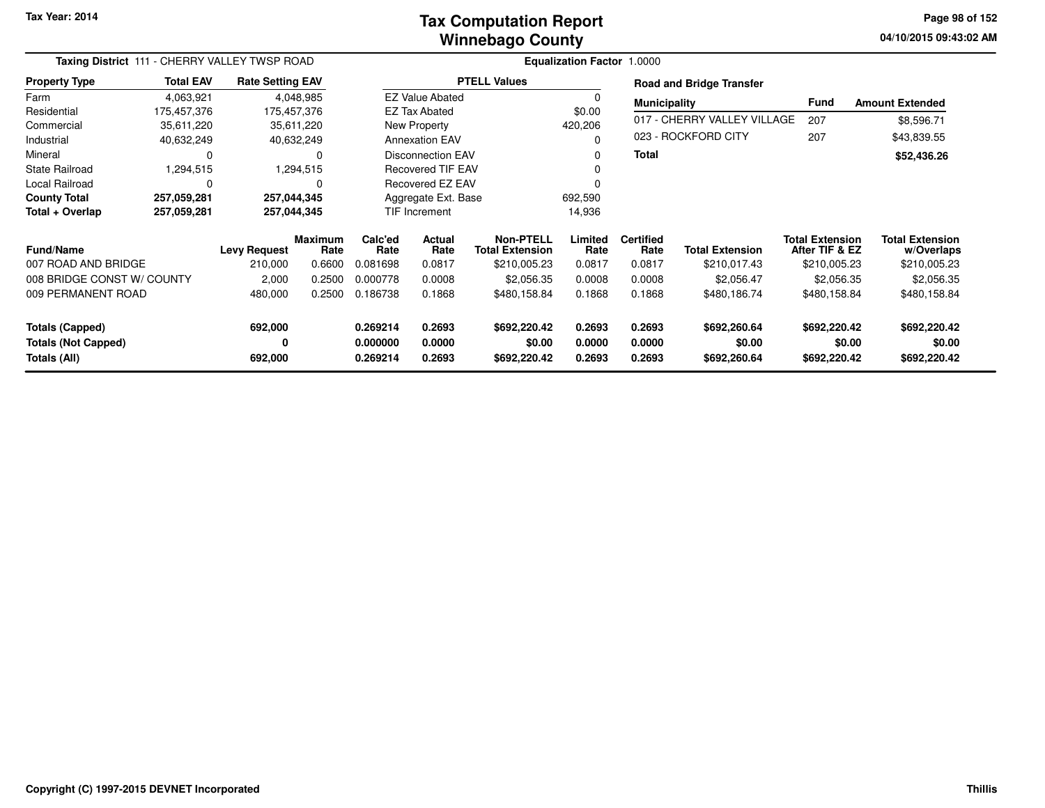Tax Year: 2014

# Tax Computation Report
# Winnebago County

04/10/2015 09:43:02 AM

**Taxing District** 111 - CHERRY VALLEY TWSP ROAD

**Equalization Factor** 1.0000

| Property Type | Total EAV | Rate Setting EAV |
|---|---|---|
| Farm | 4,063,921 | 4,048,985 |
| Residential | 175,457,376 | 175,457,376 |
| Commercial | 35,611,220 | 35,611,220 |
| Industrial | 40,632,249 | 40,632,249 |
| Mineral | 0 | 0 |
| State Railroad | 1,294,515 | 1,294,515 |
| Local Railroad | 0 | 0 |
| **County Total** | **257,059,281** | **257,044,345** |
| **Total + Overlap** | **257,059,281** | **257,044,345** |

| PTELL Values | |
|---|---|
| EZ Value Abated | 0 |
| EZ Tax Abated | $0.00 |
| New Property | 420,206 |
| Annexation EAV | 0 |
| Disconnection EAV | 0 |
| Recovered TIF EAV | 0 |
| Recovered EZ EAV | 0 |
| Aggregate Ext. Base | 692,590 |
| TIF Increment | 14,936 |

**Road and Bridge Transfer**

| Municipality | Fund | Amount Extended |
|---|---|---|
| 017 - CHERRY VALLEY VILLAGE | 207 | $8,596.71 |
| 023 - ROCKFORD CITY | 207 | $43,839.55 |
| **Total** | | **$52,436.26** |

| Fund/Name | Levy Request | Maximum Rate | Calc'ed Rate | Actual Rate | Non-PTELL Total Extension | Limited Rate | Certified Rate | Total Extension | Total Extension After TIF & EZ | Total Extension w/Overlaps |
|---|---|---|---|---|---|---|---|---|---|---|
| 007 ROAD AND BRIDGE | 210,000 | 0.6600 | 0.081698 | 0.0817 | $210,005.23 | 0.0817 | 0.0817 | $210,017.43 | $210,005.23 | $210,005.23 |
| 008 BRIDGE CONST W/ COUNTY | 2,000 | 0.2500 | 0.000778 | 0.0008 | $2,056.35 | 0.0008 | 0.0008 | $2,056.47 | $2,056.35 | $2,056.35 |
| 009 PERMANENT ROAD | 480,000 | 0.2500 | 0.186738 | 0.1868 | $480,158.84 | 0.1868 | 0.1868 | $480,186.74 | $480,158.84 | $480,158.84 |
| **Totals (Capped)** | **692,000** | | **0.269214** | **0.2693** | **$692,220.42** | **0.2693** | **0.2693** | **$692,260.64** | **$692,220.42** | **$692,220.42** |
| **Totals (Not Capped)** | **0** | | **0.000000** | **0.0000** | **$0.00** | **0.0000** | **0.0000** | **$0.00** | **$0.00** | **$0.00** |
| **Totals (All)** | **692,000** | | **0.269214** | **0.2693** | **$692,220.42** | **0.2693** | **0.2693** | **$692,260.64** | **$692,220.42** | **$692,220.42** |

Copyright (C) 1997-2015 DEVNET Incorporated

Thillis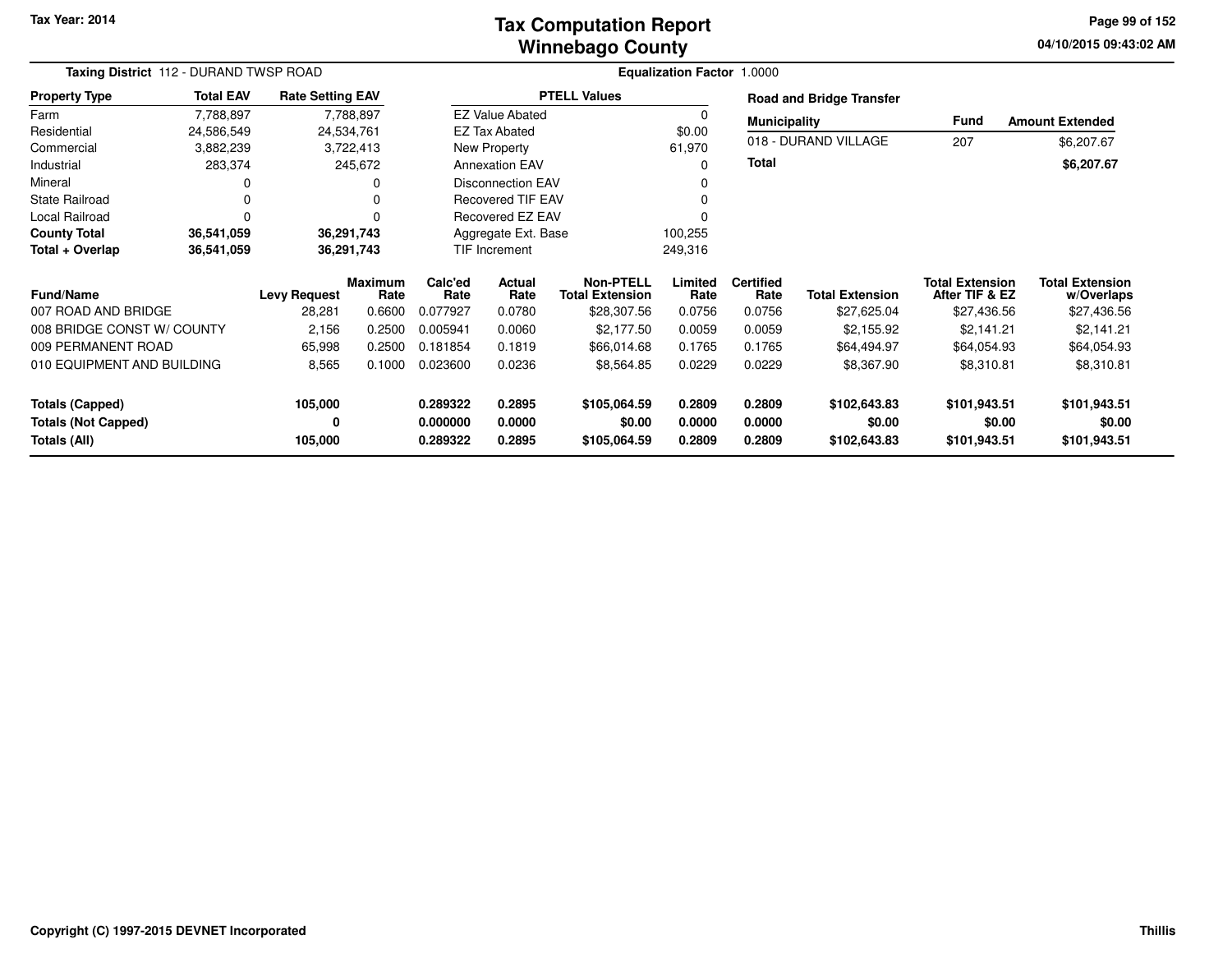Tax Year: 2014

# Tax Computation Report
# Winnebago County

04/10/2015 09:43:02 AM

**Taxing District** 112 - DURAND TWSP ROAD

**Equalization Factor** 1.0000

| Property Type | Total EAV | Rate Setting EAV |
|---|---|---|
| Farm | 7,788,897 | 7,788,897 |
| Residential | 24,586,549 | 24,534,761 |
| Commercial | 3,882,239 | 3,722,413 |
| Industrial | 283,374 | 245,672 |
| Mineral | 0 | 0 |
| State Railroad | 0 | 0 |
| Local Railroad | 0 | 0 |
| **County Total** | **36,541,059** | **36,291,743** |
| **Total + Overlap** | **36,541,059** | **36,291,743** |

| PTELL Values | |
|---|---|
| EZ Value Abated | 0 |
| EZ Tax Abated | $0.00 |
| New Property | 61,970 |
| Annexation EAV | 0 |
| Disconnection EAV | 0 |
| Recovered TIF EAV | 0 |
| Recovered EZ EAV | 0 |
| Aggregate Ext. Base | 100,255 |
| TIF Increment | 249,316 |

**Road and Bridge Transfer**

| Municipality | Fund | Amount Extended |
|---|---|---|
| 018 - DURAND VILLAGE | 207 | $6,207.67 |
| **Total** | | **$6,207.67** |

| Fund/Name | Levy Request | Maximum Rate | Calc'ed Rate | Actual Rate | Non-PTELL Total Extension | Limited Rate | Certified Rate | Total Extension | Total Extension After TIF & EZ | Total Extension w/Overlaps |
|---|---|---|---|---|---|---|---|---|---|---|
| 007 ROAD AND BRIDGE | 28,281 | 0.6600 | 0.077927 | 0.0780 | $28,307.56 | 0.0756 | 0.0756 | $27,625.04 | $27,436.56 | $27,436.56 |
| 008 BRIDGE CONST W/ COUNTY | 2,156 | 0.2500 | 0.005941 | 0.0060 | $2,177.50 | 0.0059 | 0.0059 | $2,155.92 | $2,141.21 | $2,141.21 |
| 009 PERMANENT ROAD | 65,998 | 0.2500 | 0.181854 | 0.1819 | $66,014.68 | 0.1765 | 0.1765 | $64,494.97 | $64,054.93 | $64,054.93 |
| 010 EQUIPMENT AND BUILDING | 8,565 | 0.1000 | 0.023600 | 0.0236 | $8,564.85 | 0.0229 | 0.0229 | $8,367.90 | $8,310.81 | $8,310.81 |
| **Totals (Capped)** | **105,000** | | **0.289322** | **0.2895** | **$105,064.59** | **0.2809** | **0.2809** | **$102,643.83** | **$101,943.51** | **$101,943.51** |
| **Totals (Not Capped)** | **0** | | **0.000000** | **0.0000** | **$0.00** | **0.0000** | **0.0000** | **$0.00** | **$0.00** | **$0.00** |
| **Totals (All)** | **105,000** | | **0.289322** | **0.2895** | **$105,064.59** | **0.2809** | **0.2809** | **$102,643.83** | **$101,943.51** | **$101,943.51** |

Copyright (C) 1997-2015 DEVNET Incorporated

Thillis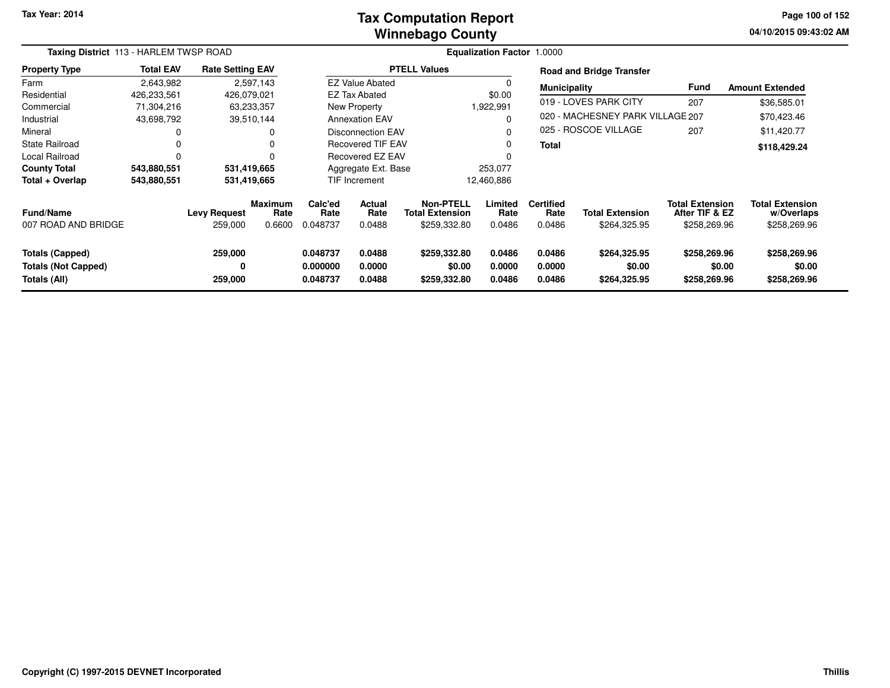# Tax Computation Report
## Winnebago County

Tax Year: 2014

04/10/2015 09:43:02 AM

**Taxing District** 113 - HARLEM TWSP ROAD

**Equalization Factor** 1.0000

| Property Type | Total EAV | Rate Setting EAV |
|---|---|---|
| Farm | 2,643,982 | 2,597,143 |
| Residential | 426,233,561 | 426,079,021 |
| Commercial | 71,304,216 | 63,233,357 |
| Industrial | 43,698,792 | 39,510,144 |
| Mineral | 0 | 0 |
| State Railroad | 0 | 0 |
| Local Railroad | 0 | 0 |
| **County Total** | **543,880,551** | **531,419,665** |
| **Total + Overlap** | **543,880,551** | **531,419,665** |

| PTELL Values | |
|---|---|
| EZ Value Abated | 0 |
| EZ Tax Abated | $0.00 |
| New Property | 1,922,991 |
| Annexation EAV | 0 |
| Disconnection EAV | 0 |
| Recovered TIF EAV | 0 |
| Recovered EZ EAV | 0 |
| Aggregate Ext. Base | 253,077 |
| TIF Increment | 12,460,886 |

**Road and Bridge Transfer**

| Municipality | Fund | Amount Extended |
|---|---|---|
| 019 - LOVES PARK CITY | 207 | $36,585.01 |
| 020 - MACHESNEY PARK VILLAGE | 207 | $70,423.46 |
| 025 - ROSCOE VILLAGE | 207 | $11,420.77 |
| **Total** | | **$118,429.24** |

| Fund/Name | Levy Request | Maximum Rate | Calc'ed Rate | Actual Rate | Non-PTELL Total Extension | Limited Rate | Certified Rate | Total Extension | Total Extension After TIF & EZ | Total Extension w/Overlaps |
|---|---|---|---|---|---|---|---|---|---|---|
| 007 ROAD AND BRIDGE | 259,000 | 0.6600 | 0.048737 | 0.0488 | $259,332.80 | 0.0486 | 0.0486 | $264,325.95 | $258,269.96 | $258,269.96 |
| **Totals (Capped)** | **259,000** | | **0.048737** | **0.0488** | **$259,332.80** | **0.0486** | **0.0486** | **$264,325.95** | **$258,269.96** | **$258,269.96** |
| **Totals (Not Capped)** | **0** | | **0.000000** | **0.0000** | **$0.00** | **0.0000** | **0.0000** | **$0.00** | **$0.00** | **$0.00** |
| **Totals (All)** | **259,000** | | **0.048737** | **0.0488** | **$259,332.80** | **0.0486** | **0.0486** | **$264,325.95** | **$258,269.96** | **$258,269.96** |

Copyright (C) 1997-2015 DEVNET Incorporated

Thillis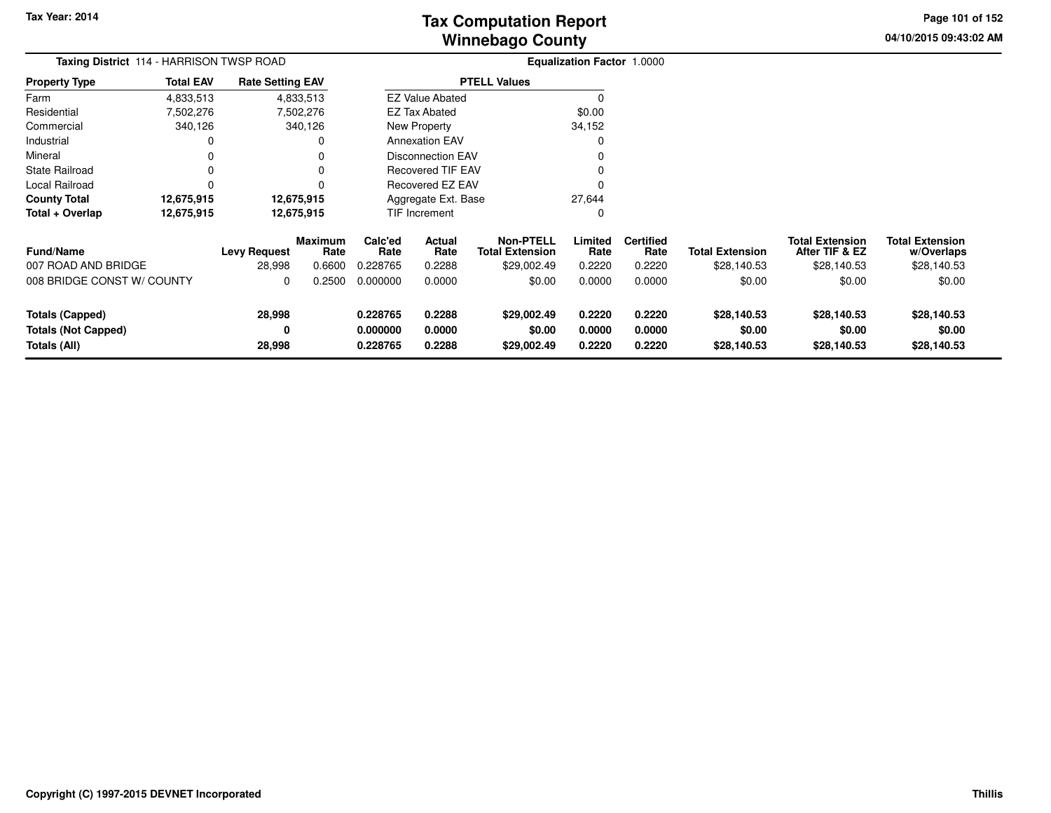Tax Year: 2014

# Tax Computation Report
## Winnebago County

04/10/2015 09:43:02 AM

**Taxing District** 114 - HARRISON TWSP ROAD

**Equalization Factor** 1.0000

| Property Type | Total EAV | Rate Setting EAV |
|---|---|---|
| Farm | 4,833,513 | 4,833,513 |
| Residential | 7,502,276 | 7,502,276 |
| Commercial | 340,126 | 340,126 |
| Industrial | 0 | 0 |
| Mineral | 0 | 0 |
| State Railroad | 0 | 0 |
| Local Railroad | 0 | 0 |
| **County Total** | **12,675,915** | **12,675,915** |
| **Total + Overlap** | **12,675,915** | **12,675,915** |

| PTELL Values | |
|---|---|
| EZ Value Abated | 0 |
| EZ Tax Abated | $0.00 |
| New Property | 34,152 |
| Annexation EAV | 0 |
| Disconnection EAV | 0 |
| Recovered TIF EAV | 0 |
| Recovered EZ EAV | 0 |
| Aggregate Ext. Base | 27,644 |
| TIF Increment | 0 |

| Fund/Name | Levy Request | Maximum Rate | Calc'ed Rate | Actual Rate | Non-PTELL Total Extension | Limited Rate | Certified Rate | Total Extension | Total Extension After TIF & EZ | Total Extension w/Overlaps |
|---|---|---|---|---|---|---|---|---|---|---|
| 007 ROAD AND BRIDGE | 28,998 | 0.6600 | 0.228765 | 0.2288 | $29,002.49 | 0.2220 | 0.2220 | $28,140.53 | $28,140.53 | $28,140.53 |
| 008 BRIDGE CONST W/ COUNTY | 0 | 0.2500 | 0.000000 | 0.0000 | $0.00 | 0.0000 | 0.0000 | $0.00 | $0.00 | $0.00 |
| **Totals (Capped)** | **28,998** | | **0.228765** | **0.2288** | **$29,002.49** | **0.2220** | **0.2220** | **$28,140.53** | **$28,140.53** | **$28,140.53** |
| **Totals (Not Capped)** | **0** | | **0.000000** | **0.0000** | **$0.00** | **0.0000** | **0.0000** | **$0.00** | **$0.00** | **$0.00** |
| **Totals (All)** | **28,998** | | **0.228765** | **0.2288** | **$29,002.49** | **0.2220** | **0.2220** | **$28,140.53** | **$28,140.53** | **$28,140.53** |

Copyright (C) 1997-2015 DEVNET Incorporated

Thillis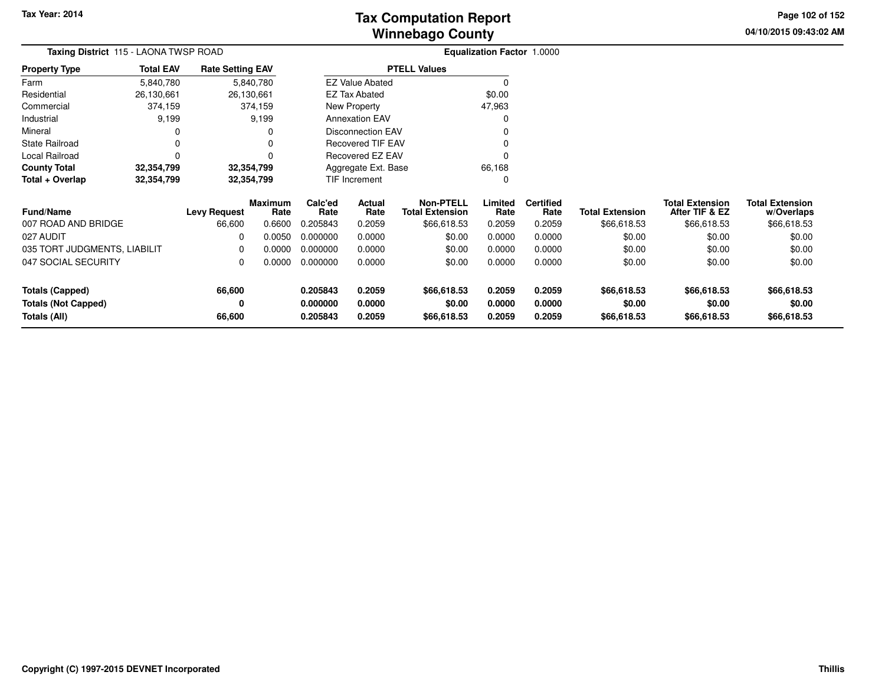Tax Year: 2014

# Tax Computation Report
# Winnebago County

04/10/2015 09:43:02 AM

**Taxing District** 115 - LAONA TWSP ROAD

**Equalization Factor** 1.0000

| Property Type | Total EAV | Rate Setting EAV |
|---|---|---|
| Farm | 5,840,780 | 5,840,780 |
| Residential | 26,130,661 | 26,130,661 |
| Commercial | 374,159 | 374,159 |
| Industrial | 9,199 | 9,199 |
| Mineral | 0 | 0 |
| State Railroad | 0 | 0 |
| Local Railroad | 0 | 0 |
| **County Total** | **32,354,799** | **32,354,799** |
| **Total + Overlap** | **32,354,799** | **32,354,799** |

| PTELL Values | |
|---|---|
| EZ Value Abated | 0 |
| EZ Tax Abated | $0.00 |
| New Property | 47,963 |
| Annexation EAV | 0 |
| Disconnection EAV | 0 |
| Recovered TIF EAV | 0 |
| Recovered EZ EAV | 0 |
| Aggregate Ext. Base | 66,168 |
| TIF Increment | 0 |

| Fund/Name | Levy Request | Maximum Rate | Calc'ed Rate | Actual Rate | Non-PTELL Total Extension | Limited Rate | Certified Rate | Total Extension | Total Extension After TIF & EZ | Total Extension w/Overlaps |
|---|---|---|---|---|---|---|---|---|---|---|
| 007 ROAD AND BRIDGE | 66,600 | 0.6600 | 0.205843 | 0.2059 | $66,618.53 | 0.2059 | 0.2059 | $66,618.53 | $66,618.53 | $66,618.53 |
| 027 AUDIT | 0 | 0.0050 | 0.000000 | 0.0000 | $0.00 | 0.0000 | 0.0000 | $0.00 | $0.00 | $0.00 |
| 035 TORT JUDGMENTS, LIABILIT | 0 | 0.0000 | 0.000000 | 0.0000 | $0.00 | 0.0000 | 0.0000 | $0.00 | $0.00 | $0.00 |
| 047 SOCIAL SECURITY | 0 | 0.0000 | 0.000000 | 0.0000 | $0.00 | 0.0000 | 0.0000 | $0.00 | $0.00 | $0.00 |
| **Totals (Capped)** | **66,600** | | **0.205843** | **0.2059** | **$66,618.53** | **0.2059** | **0.2059** | **$66,618.53** | **$66,618.53** | **$66,618.53** |
| **Totals (Not Capped)** | **0** | | **0.000000** | **0.0000** | **$0.00** | **0.0000** | **0.0000** | **$0.00** | **$0.00** | **$0.00** |
| **Totals (All)** | **66,600** | | **0.205843** | **0.2059** | **$66,618.53** | **0.2059** | **0.2059** | **$66,618.53** | **$66,618.53** | **$66,618.53** |

Copyright (C) 1997-2015 DEVNET Incorporated

Thillis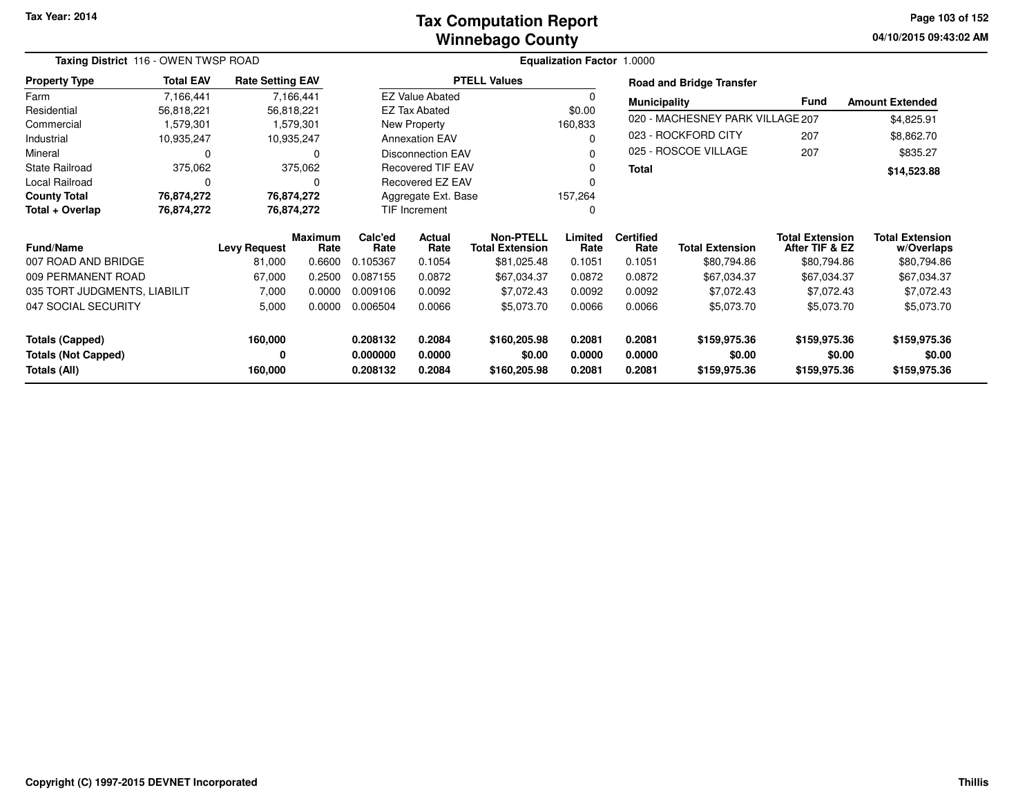Tax Year: 2014

# Tax Computation Report
## Winnebago County

04/10/2015 09:43:02 AM

**Taxing District** 116 - OWEN TWSP ROAD

**Equalization Factor** 1.0000

| Property Type | Total EAV | Rate Setting EAV |
|---|---|---|
| Farm | 7,166,441 | 7,166,441 |
| Residential | 56,818,221 | 56,818,221 |
| Commercial | 1,579,301 | 1,579,301 |
| Industrial | 10,935,247 | 10,935,247 |
| Mineral | 0 | 0 |
| State Railroad | 375,062 | 375,062 |
| Local Railroad | 0 | 0 |
| **County Total** | **76,874,272** | **76,874,272** |
| **Total + Overlap** | **76,874,272** | **76,874,272** |

| PTELL Values | |
|---|---|
| EZ Value Abated | 0 |
| EZ Tax Abated | $0.00 |
| New Property | 160,833 |
| Annexation EAV | 0 |
| Disconnection EAV | 0 |
| Recovered TIF EAV | 0 |
| Recovered EZ EAV | 0 |
| Aggregate Ext. Base | 157,264 |
| TIF Increment | 0 |

**Road and Bridge Transfer**

| Municipality | Fund | Amount Extended |
|---|---|---|
| 020 - MACHESNEY PARK VILLAGE | 207 | $4,825.91 |
| 023 - ROCKFORD CITY | 207 | $8,862.70 |
| 025 - ROSCOE VILLAGE | 207 | $835.27 |
| **Total** | | **$14,523.88** |

| Fund/Name | Levy Request | Maximum Rate | Calc'ed Rate | Actual Rate | Non-PTELL Total Extension | Limited Rate | Certified Rate | Total Extension | Total Extension After TIF & EZ | Total Extension w/Overlaps |
|---|---|---|---|---|---|---|---|---|---|---|
| 007 ROAD AND BRIDGE | 81,000 | 0.6600 | 0.105367 | 0.1054 | $81,025.48 | 0.1051 | 0.1051 | $80,794.86 | $80,794.86 | $80,794.86 |
| 009 PERMANENT ROAD | 67,000 | 0.2500 | 0.087155 | 0.0872 | $67,034.37 | 0.0872 | 0.0872 | $67,034.37 | $67,034.37 | $67,034.37 |
| 035 TORT JUDGMENTS, LIABILIT | 7,000 | 0.0000 | 0.009106 | 0.0092 | $7,072.43 | 0.0092 | 0.0092 | $7,072.43 | $7,072.43 | $7,072.43 |
| 047 SOCIAL SECURITY | 5,000 | 0.0000 | 0.006504 | 0.0066 | $5,073.70 | 0.0066 | 0.0066 | $5,073.70 | $5,073.70 | $5,073.70 |
| **Totals (Capped)** | **160,000** | | **0.208132** | **0.2084** | **$160,205.98** | **0.2081** | **0.2081** | **$159,975.36** | **$159,975.36** | **$159,975.36** |
| **Totals (Not Capped)** | **0** | | **0.000000** | **0.0000** | **$0.00** | **0.0000** | **0.0000** | **$0.00** | **$0.00** | **$0.00** |
| **Totals (All)** | **160,000** | | **0.208132** | **0.2084** | **$160,205.98** | **0.2081** | **0.2081** | **$159,975.36** | **$159,975.36** | **$159,975.36** |

Copyright (C) 1997-2015 DEVNET Incorporated

Thillis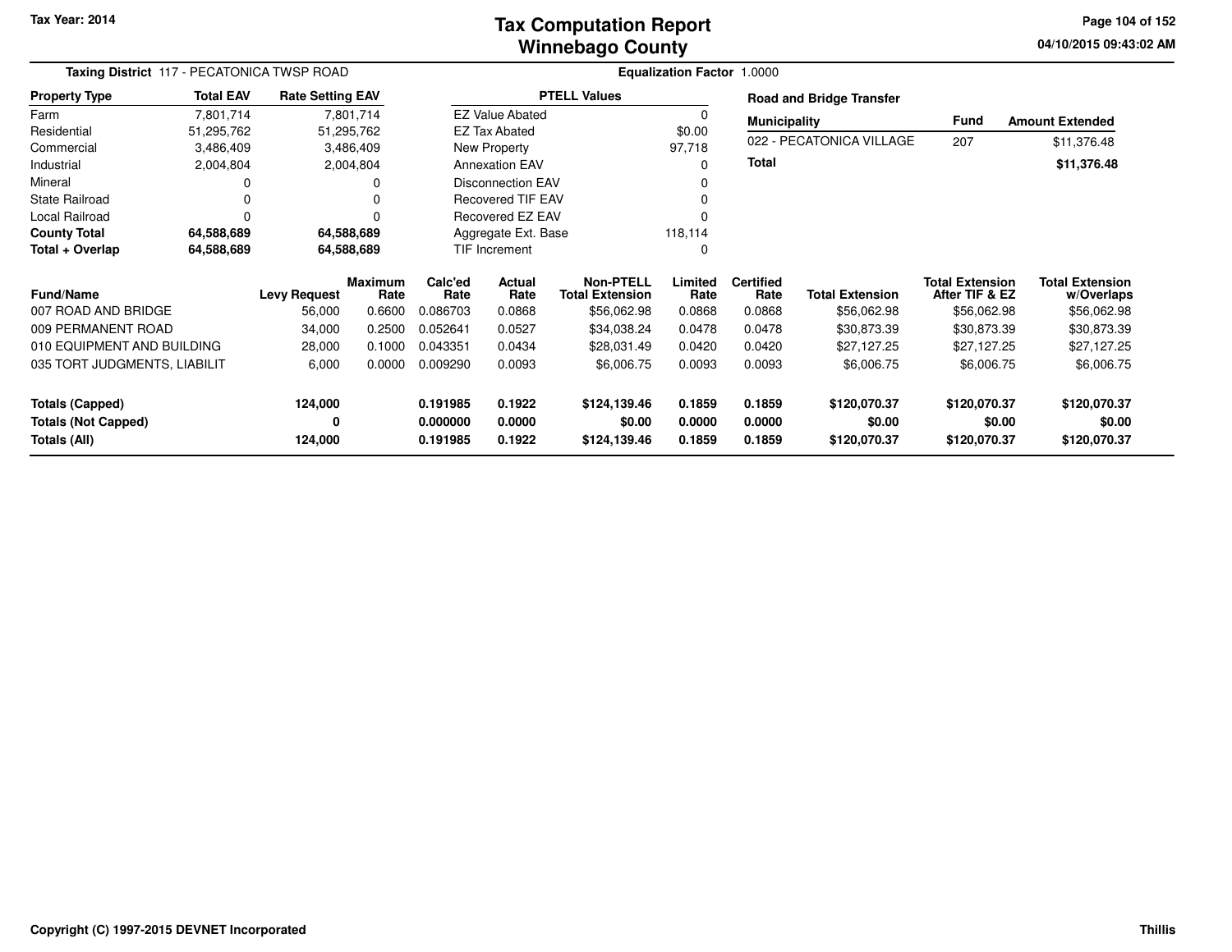# Tax Computation Report
## Winnebago County

Tax Year: 2014

04/10/2015 09:43:02 AM

**Taxing District** 117 - PECATONICA TWSP ROAD

**Equalization Factor** 1.0000

| Property Type | Total EAV | Rate Setting EAV |
|---|---|---|
| Farm | 7,801,714 | 7,801,714 |
| Residential | 51,295,762 | 51,295,762 |
| Commercial | 3,486,409 | 3,486,409 |
| Industrial | 2,004,804 | 2,004,804 |
| Mineral | 0 | 0 |
| State Railroad | 0 | 0 |
| Local Railroad | 0 | 0 |
| **County Total** | **64,588,689** | **64,588,689** |
| **Total + Overlap** | **64,588,689** | **64,588,689** |

| PTELL Values | |
|---|---|
| EZ Value Abated | 0 |
| EZ Tax Abated | $0.00 |
| New Property | 97,718 |
| Annexation EAV | 0 |
| Disconnection EAV | 0 |
| Recovered TIF EAV | 0 |
| Recovered EZ EAV | 0 |
| Aggregate Ext. Base | 118,114 |
| TIF Increment | 0 |

**Road and Bridge Transfer**

| Municipality | Fund | Amount Extended |
|---|---|---|
| 022 - PECATONICA VILLAGE | 207 | $11,376.48 |
| **Total** | | **$11,376.48** |

| Fund/Name | Levy Request | Maximum Rate | Calc'ed Rate | Actual Rate | Non-PTELL Total Extension | Limited Rate | Certified Rate | Total Extension | Total Extension After TIF & EZ | Total Extension w/Overlaps |
|---|---|---|---|---|---|---|---|---|---|---|
| 007 ROAD AND BRIDGE | 56,000 | 0.6600 | 0.086703 | 0.0868 | $56,062.98 | 0.0868 | 0.0868 | $56,062.98 | $56,062.98 | $56,062.98 |
| 009 PERMANENT ROAD | 34,000 | 0.2500 | 0.052641 | 0.0527 | $34,038.24 | 0.0478 | 0.0478 | $30,873.39 | $30,873.39 | $30,873.39 |
| 010 EQUIPMENT AND BUILDING | 28,000 | 0.1000 | 0.043351 | 0.0434 | $28,031.49 | 0.0420 | 0.0420 | $27,127.25 | $27,127.25 | $27,127.25 |
| 035 TORT JUDGMENTS, LIABILIT | 6,000 | 0.0000 | 0.009290 | 0.0093 | $6,006.75 | 0.0093 | 0.0093 | $6,006.75 | $6,006.75 | $6,006.75 |
| **Totals (Capped)** | **124,000** | | **0.191985** | **0.1922** | **$124,139.46** | **0.1859** | **0.1859** | **$120,070.37** | **$120,070.37** | **$120,070.37** |
| **Totals (Not Capped)** | **0** | | **0.000000** | **0.0000** | **$0.00** | **0.0000** | **0.0000** | **$0.00** | **$0.00** | **$0.00** |
| **Totals (All)** | **124,000** | | **0.191985** | **0.1922** | **$124,139.46** | **0.1859** | **0.1859** | **$120,070.37** | **$120,070.37** | **$120,070.37** |

Copyright (C) 1997-2015 DEVNET Incorporated

Thillis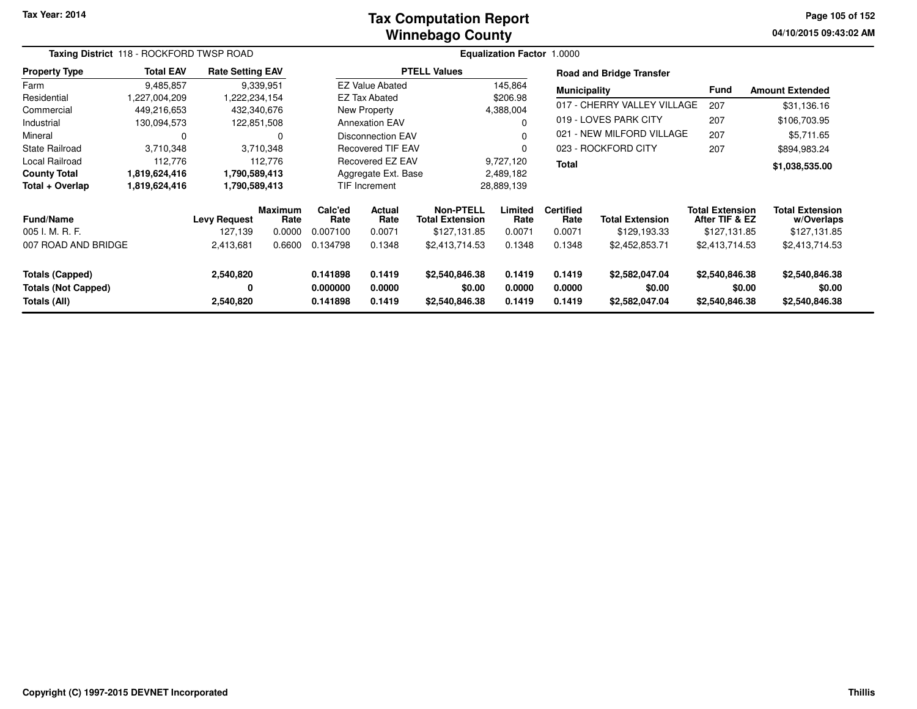# Tax Computation Report
# Winnebago County

Tax Year: 2014

04/10/2015 09:43:02 AM

**Taxing District** 118 - ROCKFORD TWSP ROAD

**Equalization Factor** 1.0000

| Property Type | Total EAV | Rate Setting EAV |
|---|---|---|
| Farm | 9,485,857 | 9,339,951 |
| Residential | 1,227,004,209 | 1,222,234,154 |
| Commercial | 449,216,653 | 432,340,676 |
| Industrial | 130,094,573 | 122,851,508 |
| Mineral | 0 | 0 |
| State Railroad | 3,710,348 | 3,710,348 |
| Local Railroad | 112,776 | 112,776 |
| **County Total** | **1,819,624,416** | **1,790,589,413** |
| **Total + Overlap** | **1,819,624,416** | **1,790,589,413** |

| PTELL Values | |
|---|---|
| EZ Value Abated | 145,864 |
| EZ Tax Abated | $206.98 |
| New Property | 4,388,004 |
| Annexation EAV | 0 |
| Disconnection EAV | 0 |
| Recovered TIF EAV | 0 |
| Recovered EZ EAV | 9,727,120 |
| Aggregate Ext. Base | 2,489,182 |
| TIF Increment | 28,889,139 |

**Road and Bridge Transfer**

| Municipality | Fund | Amount Extended |
|---|---|---|
| 017 - CHERRY VALLEY VILLAGE | 207 | $31,136.16 |
| 019 - LOVES PARK CITY | 207 | $106,703.95 |
| 021 - NEW MILFORD VILLAGE | 207 | $5,711.65 |
| 023 - ROCKFORD CITY | 207 | $894,983.24 |
| **Total** | | **$1,038,535.00** |

| Fund/Name | Levy Request | Maximum Rate | Calc'ed Rate | Actual Rate | Non-PTELL Total Extension | Limited Rate | Certified Rate | Total Extension | Total Extension After TIF & EZ | Total Extension w/Overlaps |
|---|---|---|---|---|---|---|---|---|---|---|
| 005 I. M. R. F. | 127,139 | 0.0000 | 0.007100 | 0.0071 | $127,131.85 | 0.0071 | 0.0071 | $129,193.33 | $127,131.85 | $127,131.85 |
| 007 ROAD AND BRIDGE | 2,413,681 | 0.6600 | 0.134798 | 0.1348 | $2,413,714.53 | 0.1348 | 0.1348 | $2,452,853.71 | $2,413,714.53 | $2,413,714.53 |
| **Totals (Capped)** | **2,540,820** | | **0.141898** | **0.1419** | **$2,540,846.38** | **0.1419** | **0.1419** | **$2,582,047.04** | **$2,540,846.38** | **$2,540,846.38** |
| **Totals (Not Capped)** | **0** | | **0.000000** | **0.0000** | **$0.00** | **0.0000** | **0.0000** | **$0.00** | **$0.00** | **$0.00** |
| **Totals (All)** | **2,540,820** | | **0.141898** | **0.1419** | **$2,540,846.38** | **0.1419** | **0.1419** | **$2,582,047.04** | **$2,540,846.38** | **$2,540,846.38** |

Copyright (C) 1997-2015 DEVNET Incorporated

Thillis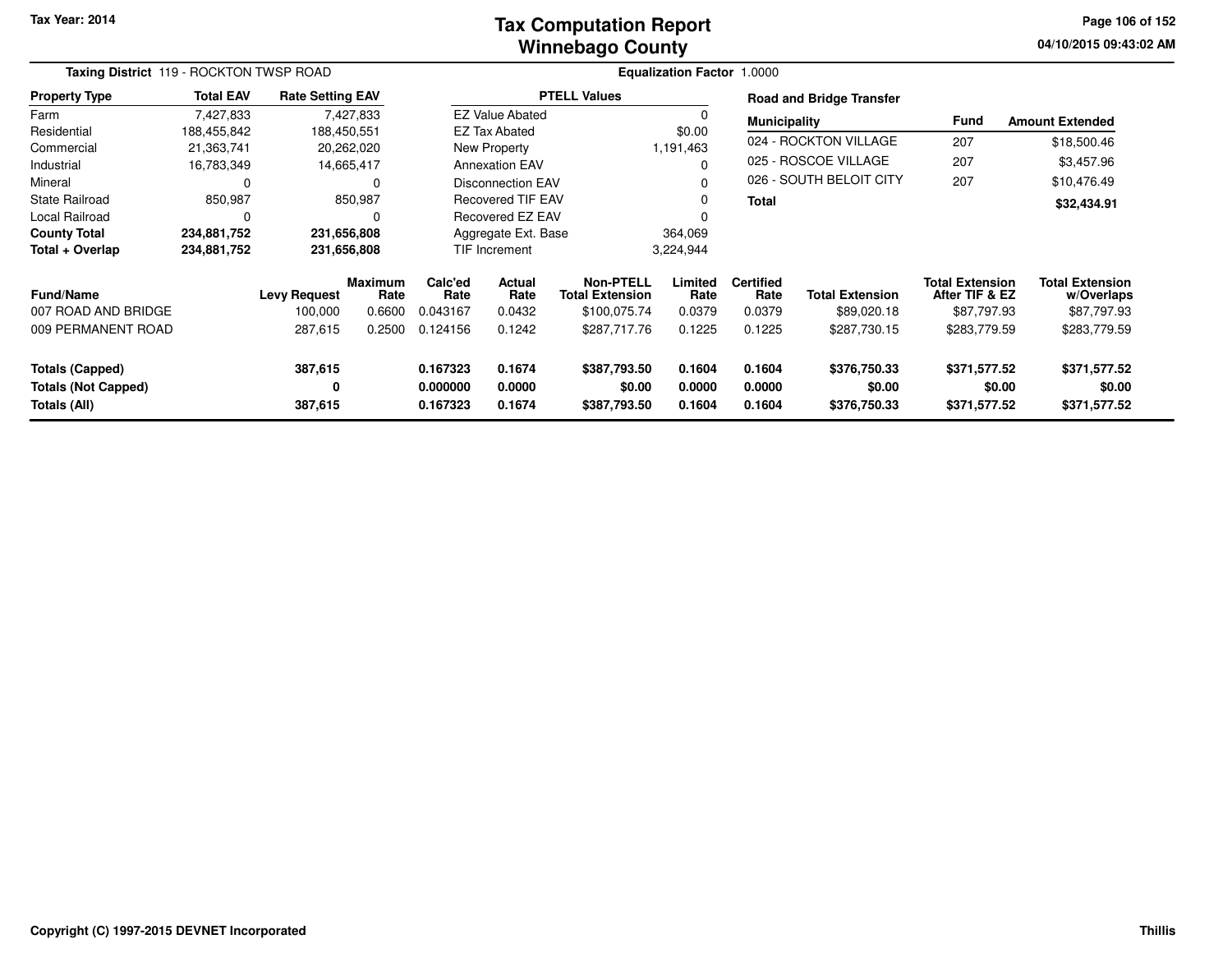# Tax Computation Report
## Winnebago County

Tax Year: 2014

04/10/2015 09:43:02 AM

**Taxing District** 119 - ROCKTON TWSP ROAD

**Equalization Factor** 1.0000

| Property Type | Total EAV | Rate Setting EAV |
|---|---|---|
| Farm | 7,427,833 | 7,427,833 |
| Residential | 188,455,842 | 188,450,551 |
| Commercial | 21,363,741 | 20,262,020 |
| Industrial | 16,783,349 | 14,665,417 |
| Mineral | 0 | 0 |
| State Railroad | 850,987 | 850,987 |
| Local Railroad | 0 | 0 |
| **County Total** | **234,881,752** | **231,656,808** |
| **Total + Overlap** | **234,881,752** | **231,656,808** |

| PTELL Values | |
|---|---|
| EZ Value Abated | 0 |
| EZ Tax Abated | $0.00 |
| New Property | 1,191,463 |
| Annexation EAV | 0 |
| Disconnection EAV | 0 |
| Recovered TIF EAV | 0 |
| Recovered EZ EAV | 0 |
| Aggregate Ext. Base | 364,069 |
| TIF Increment | 3,224,944 |

**Road and Bridge Transfer**

| Municipality | Fund | Amount Extended |
|---|---|---|
| 024 - ROCKTON VILLAGE | 207 | $18,500.46 |
| 025 - ROSCOE VILLAGE | 207 | $3,457.96 |
| 026 - SOUTH BELOIT CITY | 207 | $10,476.49 |
| **Total** | | **$32,434.91** |

| Fund/Name | Levy Request | Maximum Rate | Calc'ed Rate | Actual Rate | Non-PTELL Total Extension | Limited Rate | Certified Rate | Total Extension | Total Extension After TIF & EZ | Total Extension w/Overlaps |
|---|---|---|---|---|---|---|---|---|---|---|
| 007 ROAD AND BRIDGE | 100,000 | 0.6600 | 0.043167 | 0.0432 | $100,075.74 | 0.0379 | 0.0379 | $89,020.18 | $87,797.93 | $87,797.93 |
| 009 PERMANENT ROAD | 287,615 | 0.2500 | 0.124156 | 0.1242 | $287,717.76 | 0.1225 | 0.1225 | $287,730.15 | $283,779.59 | $283,779.59 |
| **Totals (Capped)** | **387,615** | | **0.167323** | **0.1674** | **$387,793.50** | **0.1604** | **0.1604** | **$376,750.33** | **$371,577.52** | **$371,577.52** |
| **Totals (Not Capped)** | **0** | | **0.000000** | **0.0000** | **$0.00** | **0.0000** | **0.0000** | **$0.00** | **$0.00** | **$0.00** |
| **Totals (All)** | **387,615** | | **0.167323** | **0.1674** | **$387,793.50** | **0.1604** | **0.1604** | **$376,750.33** | **$371,577.52** | **$371,577.52** |

Copyright (C) 1997-2015 DEVNET Incorporated

Thillis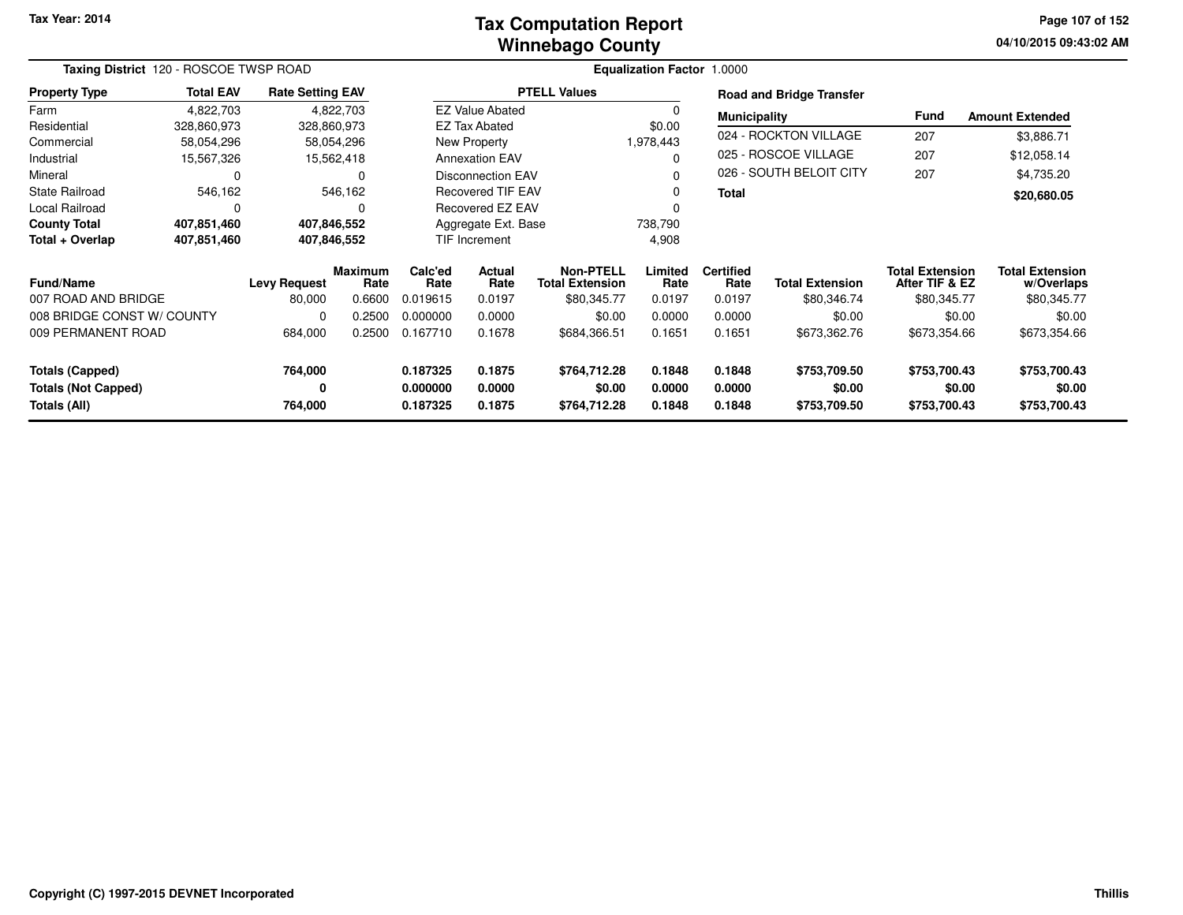**Tax Year: 2014**

# Tax Computation Report
## Winnebago County

04/10/2015 09:43:02 AM

**Taxing District** 120 - ROSCOE TWSP ROAD

**Equalization Factor** 1.0000

| Property Type | Total EAV | Rate Setting EAV |
|---|---|---|
| Farm | 4,822,703 | 4,822,703 |
| Residential | 328,860,973 | 328,860,973 |
| Commercial | 58,054,296 | 58,054,296 |
| Industrial | 15,567,326 | 15,562,418 |
| Mineral | 0 | 0 |
| State Railroad | 546,162 | 546,162 |
| Local Railroad | 0 | 0 |
| **County Total** | **407,851,460** | **407,846,552** |
| **Total + Overlap** | **407,851,460** | **407,846,552** |

| PTELL Values | |
|---|---|
| EZ Value Abated | 0 |
| EZ Tax Abated | $0.00 |
| New Property | 1,978,443 |
| Annexation EAV | 0 |
| Disconnection EAV | 0 |
| Recovered TIF EAV | 0 |
| Recovered EZ EAV | 0 |
| Aggregate Ext. Base | 738,790 |
| TIF Increment | 4,908 |

**Road and Bridge Transfer**

| Municipality | Fund | Amount Extended |
|---|---|---|
| 024 - ROCKTON VILLAGE | 207 | $3,886.71 |
| 025 - ROSCOE VILLAGE | 207 | $12,058.14 |
| 026 - SOUTH BELOIT CITY | 207 | $4,735.20 |
| **Total** | | **$20,680.05** |

| Fund/Name | Levy Request | Maximum Rate | Calc'ed Rate | Actual Rate | Non-PTELL Total Extension | Limited Rate | Certified Rate | Total Extension | Total Extension After TIF & EZ | Total Extension w/Overlaps |
|---|---|---|---|---|---|---|---|---|---|---|
| 007 ROAD AND BRIDGE | 80,000 | 0.6600 | 0.019615 | 0.0197 | $80,345.77 | 0.0197 | 0.0197 | $80,346.74 | $80,345.77 | $80,345.77 |
| 008 BRIDGE CONST W/ COUNTY | 0 | 0.2500 | 0.000000 | 0.0000 | $0.00 | 0.0000 | 0.0000 | $0.00 | $0.00 | $0.00 |
| 009 PERMANENT ROAD | 684,000 | 0.2500 | 0.167710 | 0.1678 | $684,366.51 | 0.1651 | 0.1651 | $673,362.76 | $673,354.66 | $673,354.66 |
| **Totals (Capped)** | **764,000** | | **0.187325** | **0.1875** | **$764,712.28** | **0.1848** | **0.1848** | **$753,709.50** | **$753,700.43** | **$753,700.43** |
| **Totals (Not Capped)** | **0** | | **0.000000** | **0.0000** | **$0.00** | **0.0000** | **0.0000** | **$0.00** | **$0.00** | **$0.00** |
| **Totals (All)** | **764,000** | | **0.187325** | **0.1875** | **$764,712.28** | **0.1848** | **0.1848** | **$753,709.50** | **$753,700.43** | **$753,700.43** |

**Copyright (C) 1997-2015 DEVNET Incorporated**

**Thillis**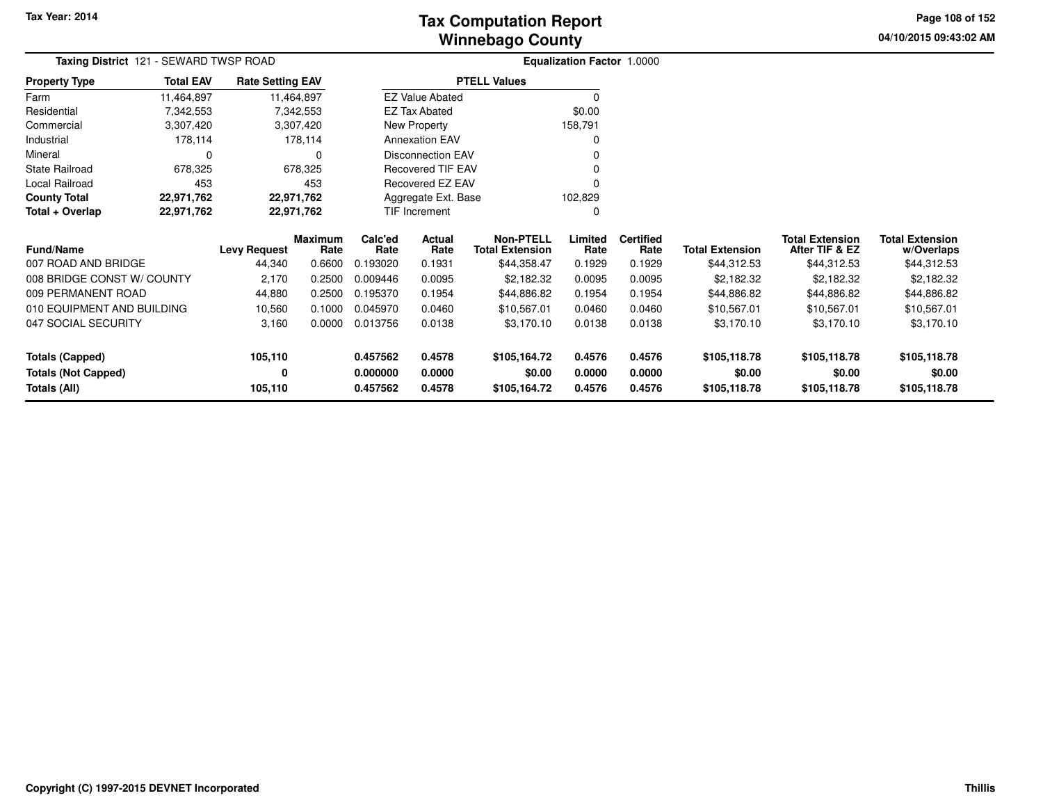Tax Year: 2014

# Tax Computation Report
## Winnebago County

04/10/2015 09:43:02 AM

**Taxing District** 121 - SEWARD TWSP ROAD

**Equalization Factor** 1.0000

| Property Type | Total EAV | Rate Setting EAV |
|---|---|---|
| Farm | 11,464,897 | 11,464,897 |
| Residential | 7,342,553 | 7,342,553 |
| Commercial | 3,307,420 | 3,307,420 |
| Industrial | 178,114 | 178,114 |
| Mineral | 0 | 0 |
| State Railroad | 678,325 | 678,325 |
| Local Railroad | 453 | 453 |
| **County Total** | **22,971,762** | **22,971,762** |
| **Total + Overlap** | **22,971,762** | **22,971,762** |

| PTELL Values | |
|---|---|
| EZ Value Abated | 0 |
| EZ Tax Abated | $0.00 |
| New Property | 158,791 |
| Annexation EAV | 0 |
| Disconnection EAV | 0 |
| Recovered TIF EAV | 0 |
| Recovered EZ EAV | 0 |
| Aggregate Ext. Base | 102,829 |
| TIF Increment | 0 |

| Fund/Name | Levy Request | Maximum Rate | Calc'ed Rate | Actual Rate | Non-PTELL Total Extension | Limited Rate | Certified Rate | Total Extension | Total Extension After TIF & EZ | Total Extension w/Overlaps |
|---|---|---|---|---|---|---|---|---|---|---|
| 007 ROAD AND BRIDGE | 44,340 | 0.6600 | 0.193020 | 0.1931 | $44,358.47 | 0.1929 | 0.1929 | $44,312.53 | $44,312.53 | $44,312.53 |
| 008 BRIDGE CONST W/ COUNTY | 2,170 | 0.2500 | 0.009446 | 0.0095 | $2,182.32 | 0.0095 | 0.0095 | $2,182.32 | $2,182.32 | $2,182.32 |
| 009 PERMANENT ROAD | 44,880 | 0.2500 | 0.195370 | 0.1954 | $44,886.82 | 0.1954 | 0.1954 | $44,886.82 | $44,886.82 | $44,886.82 |
| 010 EQUIPMENT AND BUILDING | 10,560 | 0.1000 | 0.045970 | 0.0460 | $10,567.01 | 0.0460 | 0.0460 | $10,567.01 | $10,567.01 | $10,567.01 |
| 047 SOCIAL SECURITY | 3,160 | 0.0000 | 0.013756 | 0.0138 | $3,170.10 | 0.0138 | 0.0138 | $3,170.10 | $3,170.10 | $3,170.10 |
| **Totals (Capped)** | **105,110** | | **0.457562** | **0.4578** | **$105,164.72** | **0.4576** | **0.4576** | **$105,118.78** | **$105,118.78** | **$105,118.78** |
| **Totals (Not Capped)** | **0** | | **0.000000** | **0.0000** | **$0.00** | **0.0000** | **0.0000** | **$0.00** | **$0.00** | **$0.00** |
| **Totals (All)** | **105,110** | | **0.457562** | **0.4578** | **$105,164.72** | **0.4576** | **0.4576** | **$105,118.78** | **$105,118.78** | **$105,118.78** |

Copyright (C) 1997-2015 DEVNET Incorporated

Thillis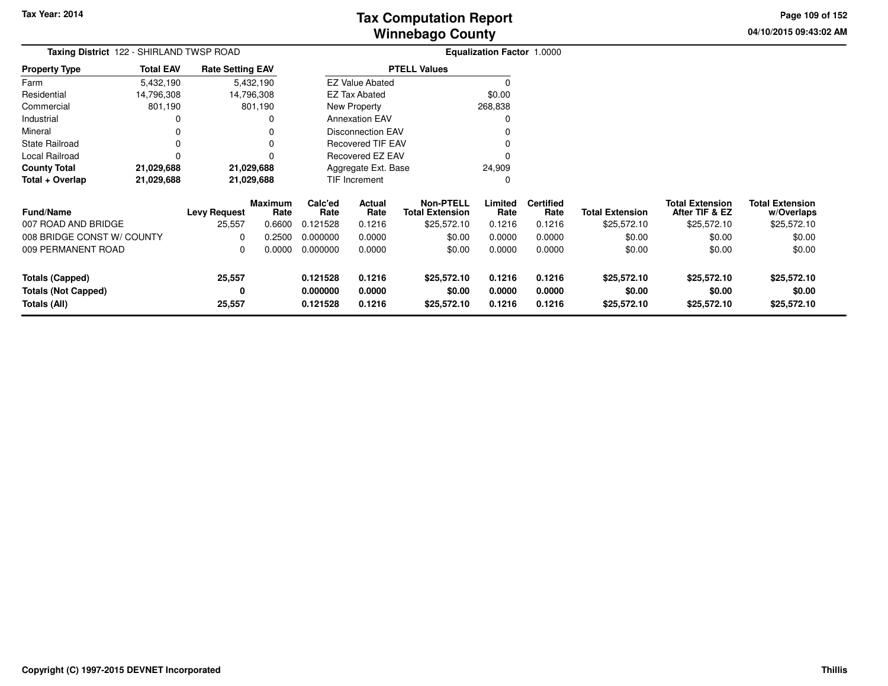# Tax Computation Report
## Winnebago County

Tax Year: 2014

04/10/2015 09:43:02 AM

**Taxing District** 122 - SHIRLAND TWSP ROAD

**Equalization Factor** 1.0000

| Property Type | Total EAV | Rate Setting EAV |
|---|---|---|
| Farm | 5,432,190 | 5,432,190 |
| Residential | 14,796,308 | 14,796,308 |
| Commercial | 801,190 | 801,190 |
| Industrial | 0 | 0 |
| Mineral | 0 | 0 |
| State Railroad | 0 | 0 |
| Local Railroad | 0 | 0 |
| **County Total** | **21,029,688** | **21,029,688** |
| **Total + Overlap** | **21,029,688** | **21,029,688** |

| PTELL Values | |
|---|---|
| EZ Value Abated | 0 |
| EZ Tax Abated | $0.00 |
| New Property | 268,838 |
| Annexation EAV | 0 |
| Disconnection EAV | 0 |
| Recovered TIF EAV | 0 |
| Recovered EZ EAV | 0 |
| Aggregate Ext. Base | 24,909 |
| TIF Increment | 0 |

| Fund/Name | Levy Request | Maximum Rate | Calc'ed Rate | Actual Rate | Non-PTELL Total Extension | Limited Rate | Certified Rate | Total Extension | Total Extension After TIF & EZ | Total Extension w/Overlaps |
|---|---|---|---|---|---|---|---|---|---|---|
| 007 ROAD AND BRIDGE | 25,557 | 0.6600 | 0.121528 | 0.1216 | $25,572.10 | 0.1216 | 0.1216 | $25,572.10 | $25,572.10 | $25,572.10 |
| 008 BRIDGE CONST W/ COUNTY | 0 | 0.2500 | 0.000000 | 0.0000 | $0.00 | 0.0000 | 0.0000 | $0.00 | $0.00 | $0.00 |
| 009 PERMANENT ROAD | 0 | 0.0000 | 0.000000 | 0.0000 | $0.00 | 0.0000 | 0.0000 | $0.00 | $0.00 | $0.00 |
| **Totals (Capped)** | **25,557** | | **0.121528** | **0.1216** | **$25,572.10** | **0.1216** | **0.1216** | **$25,572.10** | **$25,572.10** | **$25,572.10** |
| **Totals (Not Capped)** | **0** | | **0.000000** | **0.0000** | **$0.00** | **0.0000** | **0.0000** | **$0.00** | **$0.00** | **$0.00** |
| **Totals (All)** | **25,557** | | **0.121528** | **0.1216** | **$25,572.10** | **0.1216** | **0.1216** | **$25,572.10** | **$25,572.10** | **$25,572.10** |

Copyright (C) 1997-2015 DEVNET Incorporated

Thillis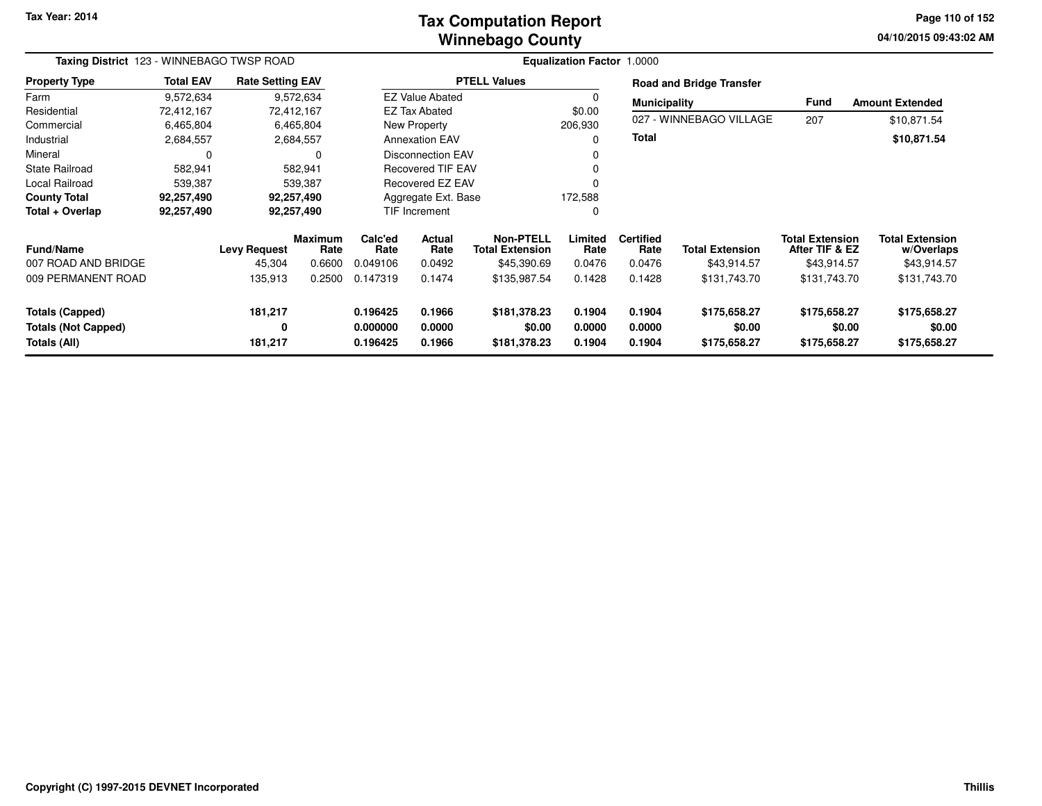# Tax Computation Report
## Winnebago County

Tax Year: 2014

04/10/2015 09:43:02 AM

**Taxing District** 123 - WINNEBAGO TWSP ROAD

**Equalization Factor** 1.0000

| Property Type | Total EAV | Rate Setting EAV |
|---|---|---|
| Farm | 9,572,634 | 9,572,634 |
| Residential | 72,412,167 | 72,412,167 |
| Commercial | 6,465,804 | 6,465,804 |
| Industrial | 2,684,557 | 2,684,557 |
| Mineral | 0 | 0 |
| State Railroad | 582,941 | 582,941 |
| Local Railroad | 539,387 | 539,387 |
| **County Total** | **92,257,490** | **92,257,490** |
| **Total + Overlap** | **92,257,490** | **92,257,490** |

| PTELL Values | |
|---|---|
| EZ Value Abated | 0 |
| EZ Tax Abated | $0.00 |
| New Property | 206,930 |
| Annexation EAV | 0 |
| Disconnection EAV | 0 |
| Recovered TIF EAV | 0 |
| Recovered EZ EAV | 0 |
| Aggregate Ext. Base | 172,588 |
| TIF Increment | 0 |

**Road and Bridge Transfer**

| Municipality | Fund | Amount Extended |
|---|---|---|
| 027 - WINNEBAGO VILLAGE | 207 | $10,871.54 |
| **Total** | | **$10,871.54** |

| Fund/Name | Levy Request | Maximum Rate | Calc'ed Rate | Actual Rate | Non-PTELL Total Extension | Limited Rate | Certified Rate | Total Extension | Total Extension After TIF & EZ | Total Extension w/Overlaps |
|---|---|---|---|---|---|---|---|---|---|---|
| 007 ROAD AND BRIDGE | 45,304 | 0.6600 | 0.049106 | 0.0492 | $45,390.69 | 0.0476 | 0.0476 | $43,914.57 | $43,914.57 | $43,914.57 |
| 009 PERMANENT ROAD | 135,913 | 0.2500 | 0.147319 | 0.1474 | $135,987.54 | 0.1428 | 0.1428 | $131,743.70 | $131,743.70 | $131,743.70 |
| **Totals (Capped)** | **181,217** | | **0.196425** | **0.1966** | **$181,378.23** | **0.1904** | **0.1904** | **$175,658.27** | **$175,658.27** | **$175,658.27** |
| **Totals (Not Capped)** | **0** | | **0.000000** | **0.0000** | **$0.00** | **0.0000** | **0.0000** | **$0.00** | **$0.00** | **$0.00** |
| **Totals (All)** | **181,217** | | **0.196425** | **0.1966** | **$181,378.23** | **0.1904** | **0.1904** | **$175,658.27** | **$175,658.27** | **$175,658.27** |

Copyright (C) 1997-2015 DEVNET Incorporated

Thillis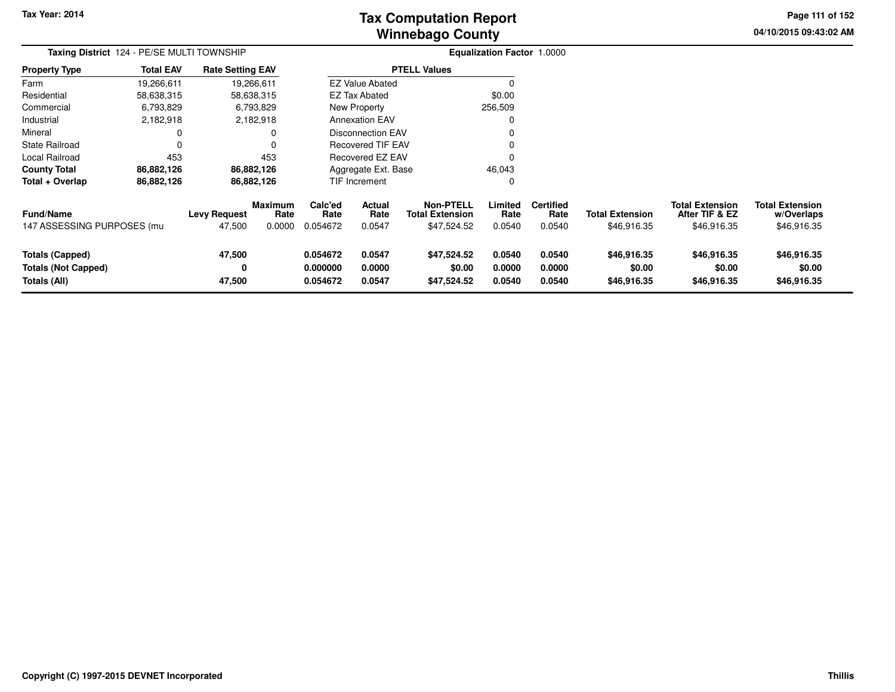# Tax Computation Report
## Winnebago County

Tax Year: 2014

04/10/2015 09:43:02 AM

**Taxing District** 124 - PE/SE MULTI TOWNSHIP

**Equalization Factor** 1.0000

| Property Type | Total EAV | Rate Setting EAV |
|---|---|---|
| Farm | 19,266,611 | 19,266,611 |
| Residential | 58,638,315 | 58,638,315 |
| Commercial | 6,793,829 | 6,793,829 |
| Industrial | 2,182,918 | 2,182,918 |
| Mineral | 0 | 0 |
| State Railroad | 0 | 0 |
| Local Railroad | 453 | 453 |
| **County Total** | **86,882,126** | **86,882,126** |
| **Total + Overlap** | **86,882,126** | **86,882,126** |

| PTELL Values | |
|---|---|
| EZ Value Abated | 0 |
| EZ Tax Abated | $0.00 |
| New Property | 256,509 |
| Annexation EAV | 0 |
| Disconnection EAV | 0 |
| Recovered TIF EAV | 0 |
| Recovered EZ EAV | 0 |
| Aggregate Ext. Base | 46,043 |
| TIF Increment | 0 |

| Fund/Name | Levy Request | Maximum Rate | Calc'ed Rate | Actual Rate | Non-PTELL Total Extension | Limited Rate | Certified Rate | Total Extension | Total Extension After TIF & EZ | Total Extension w/Overlaps |
|---|---|---|---|---|---|---|---|---|---|---|
| 147 ASSESSING PURPOSES (mu | 47,500 | 0.0000 | 0.054672 | 0.0547 | $47,524.52 | 0.0540 | 0.0540 | $46,916.35 | $46,916.35 | $46,916.35 |
| **Totals (Capped)** | **47,500** | | **0.054672** | **0.0547** | **$47,524.52** | **0.0540** | **0.0540** | **$46,916.35** | **$46,916.35** | **$46,916.35** |
| **Totals (Not Capped)** | **0** | | **0.000000** | **0.0000** | **$0.00** | **0.0000** | **0.0000** | **$0.00** | **$0.00** | **$0.00** |
| **Totals (All)** | **47,500** | | **0.054672** | **0.0547** | **$47,524.52** | **0.0540** | **0.0540** | **$46,916.35** | **$46,916.35** | **$46,916.35** |

Copyright (C) 1997-2015 DEVNET Incorporated — Thillis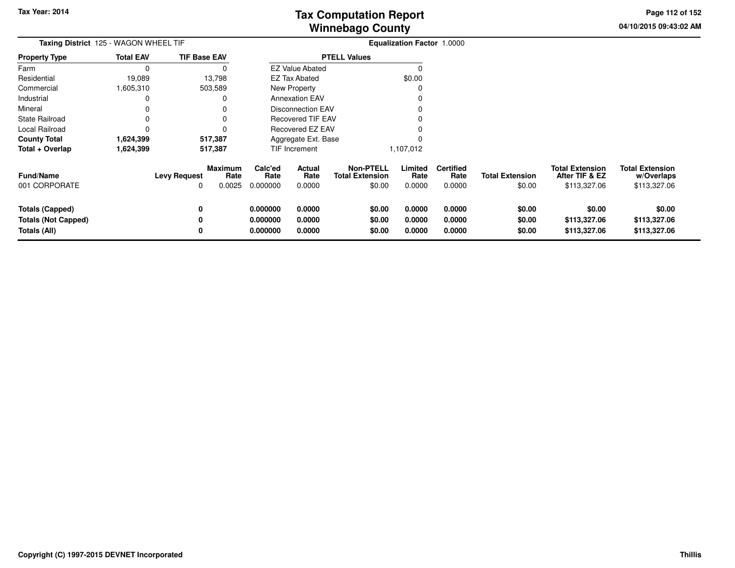# Tax Computation Report
# Winnebago County

Tax Year: 2014

04/10/2015 09:43:02 AM

**Taxing District** 125 - WAGON WHEEL TIF

**Equalization Factor** 1.0000

| Property Type | Total EAV | TIF Base EAV |
|---|---|---|
| Farm | 0 | 0 |
| Residential | 19,089 | 13,798 |
| Commercial | 1,605,310 | 503,589 |
| Industrial | 0 | 0 |
| Mineral | 0 | 0 |
| State Railroad | 0 | 0 |
| Local Railroad | 0 | 0 |
| **County Total** | **1,624,399** | **517,387** |
| **Total + Overlap** | **1,624,399** | **517,387** |

| PTELL Values | |
|---|---|
| EZ Value Abated | 0 |
| EZ Tax Abated | $0.00 |
| New Property | 0 |
| Annexation EAV | 0 |
| Disconnection EAV | 0 |
| Recovered TIF EAV | 0 |
| Recovered EZ EAV | 0 |
| Aggregate Ext. Base | 0 |
| TIF Increment | 1,107,012 |

| Fund/Name | Levy Request | Maximum Rate | Calc'ed Rate | Actual Rate | Non-PTELL Total Extension | Limited Rate | Certified Rate | Total Extension | Total Extension After TIF & EZ | Total Extension w/Overlaps |
|---|---|---|---|---|---|---|---|---|---|---|
| 001 CORPORATE | 0 | 0.0025 | 0.000000 | 0.0000 | $0.00 | 0.0000 | 0.0000 | $0.00 | $113,327.06 | $113,327.06 |
| **Totals (Capped)** | **0** | | **0.000000** | **0.0000** | **$0.00** | **0.0000** | **0.0000** | **$0.00** | **$0.00** | **$0.00** |
| **Totals (Not Capped)** | **0** | | **0.000000** | **0.0000** | **$0.00** | **0.0000** | **0.0000** | **$0.00** | **$113,327.06** | **$113,327.06** |
| **Totals (All)** | **0** | | **0.000000** | **0.0000** | **$0.00** | **0.0000** | **0.0000** | **$0.00** | **$113,327.06** | **$113,327.06** |

**Copyright (C) 1997-2015 DEVNET Incorporated**

**Thillis**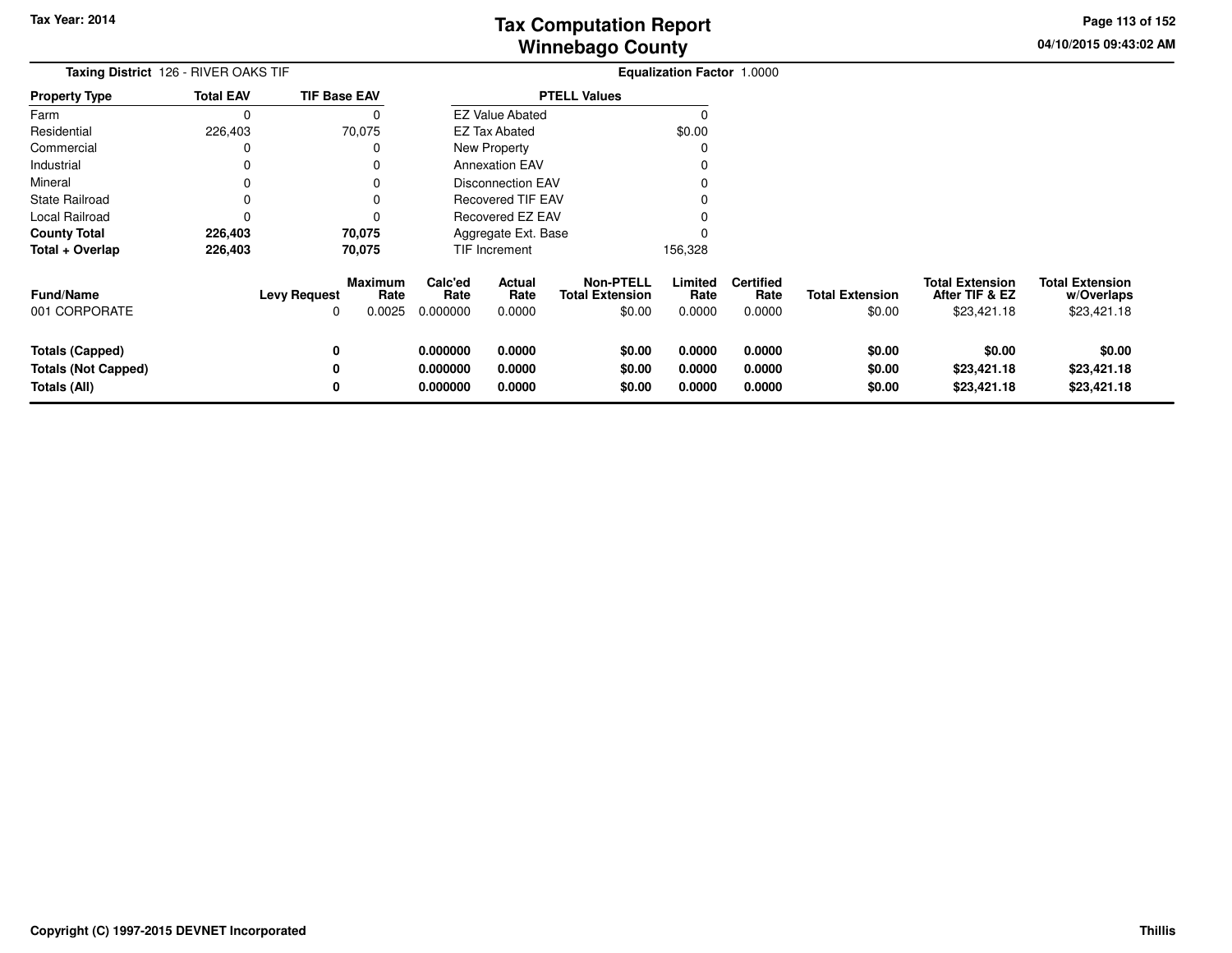# Tax Computation Report
# Winnebago County

Tax Year: 2014

04/10/2015 09:43:02 AM

**Taxing District** 126 - RIVER OAKS TIF

**Equalization Factor** 1.0000

| Property Type | Total EAV | TIF Base EAV |
|---|---|---|
| Farm | 0 | 0 |
| Residential | 226,403 | 70,075 |
| Commercial | 0 | 0 |
| Industrial | 0 | 0 |
| Mineral | 0 | 0 |
| State Railroad | 0 | 0 |
| Local Railroad | 0 | 0 |
| **County Total** | **226,403** | **70,075** |
| **Total + Overlap** | **226,403** | **70,075** |

| PTELL Values | |
|---|---|
| EZ Value Abated | 0 |
| EZ Tax Abated | $0.00 |
| New Property | 0 |
| Annexation EAV | 0 |
| Disconnection EAV | 0 |
| Recovered TIF EAV | 0 |
| Recovered EZ EAV | 0 |
| Aggregate Ext. Base | 0 |
| TIF Increment | 156,328 |

| Fund/Name | Levy Request | Maximum Rate | Calc'ed Rate | Actual Rate | Non-PTELL Total Extension | Limited Rate | Certified Rate | Total Extension | Total Extension After TIF & EZ | Total Extension w/Overlaps |
|---|---|---|---|---|---|---|---|---|---|---|
| 001 CORPORATE | 0 | 0.0025 | 0.000000 | 0.0000 | $0.00 | 0.0000 | 0.0000 | $0.00 | $23,421.18 | $23,421.18 |
| **Totals (Capped)** | **0** | | **0.000000** | **0.0000** | **$0.00** | **0.0000** | **0.0000** | **$0.00** | **$0.00** | **$0.00** |
| **Totals (Not Capped)** | **0** | | **0.000000** | **0.0000** | **$0.00** | **0.0000** | **0.0000** | **$0.00** | **$23,421.18** | **$23,421.18** |
| **Totals (All)** | **0** | | **0.000000** | **0.0000** | **$0.00** | **0.0000** | **0.0000** | **$0.00** | **$23,421.18** | **$23,421.18** |

**Copyright (C) 1997-2015 DEVNET Incorporated**

**Thillis**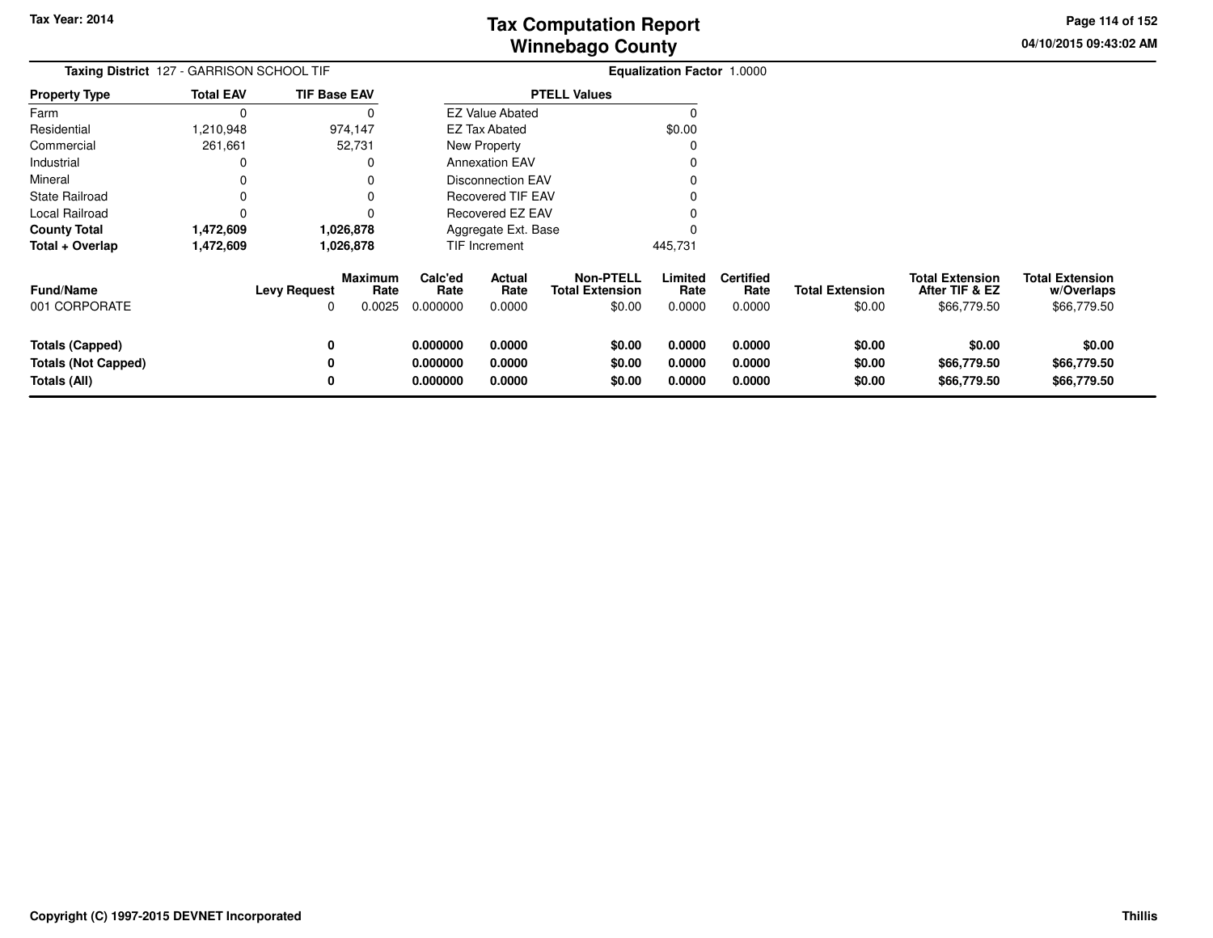# Tax Computation Report
## Winnebago County

Tax Year: 2014

04/10/2015 09:43:02 AM

**Taxing District** 127 - GARRISON SCHOOL TIF

**Equalization Factor** 1.0000

| Property Type | Total EAV | TIF Base EAV |
|---|---|---|
| Farm | 0 | 0 |
| Residential | 1,210,948 | 974,147 |
| Commercial | 261,661 | 52,731 |
| Industrial | 0 | 0 |
| Mineral | 0 | 0 |
| State Railroad | 0 | 0 |
| Local Railroad | 0 | 0 |
| **County Total** | **1,472,609** | **1,026,878** |
| **Total + Overlap** | **1,472,609** | **1,026,878** |

| PTELL Values | |
|---|---|
| EZ Value Abated | 0 |
| EZ Tax Abated | $0.00 |
| New Property | 0 |
| Annexation EAV | 0 |
| Disconnection EAV | 0 |
| Recovered TIF EAV | 0 |
| Recovered EZ EAV | 0 |
| Aggregate Ext. Base | 0 |
| TIF Increment | 445,731 |

| Fund/Name | Levy Request | Maximum Rate | Calc'ed Rate | Actual Rate | Non-PTELL Total Extension | Limited Rate | Certified Rate | Total Extension | Total Extension After TIF & EZ | Total Extension w/Overlaps |
|---|---|---|---|---|---|---|---|---|---|---|
| 001 CORPORATE | 0 | 0.0025 | 0.000000 | 0.0000 | $0.00 | 0.0000 | 0.0000 | $0.00 | $66,779.50 | $66,779.50 |
| **Totals (Capped)** | **0** | | **0.000000** | **0.0000** | **$0.00** | **0.0000** | **0.0000** | **$0.00** | **$0.00** | **$0.00** |
| **Totals (Not Capped)** | **0** | | **0.000000** | **0.0000** | **$0.00** | **0.0000** | **0.0000** | **$0.00** | **$66,779.50** | **$66,779.50** |
| **Totals (All)** | **0** | | **0.000000** | **0.0000** | **$0.00** | **0.0000** | **0.0000** | **$0.00** | **$66,779.50** | **$66,779.50** |

Copyright (C) 1997-2015 DEVNET Incorporated

Thillis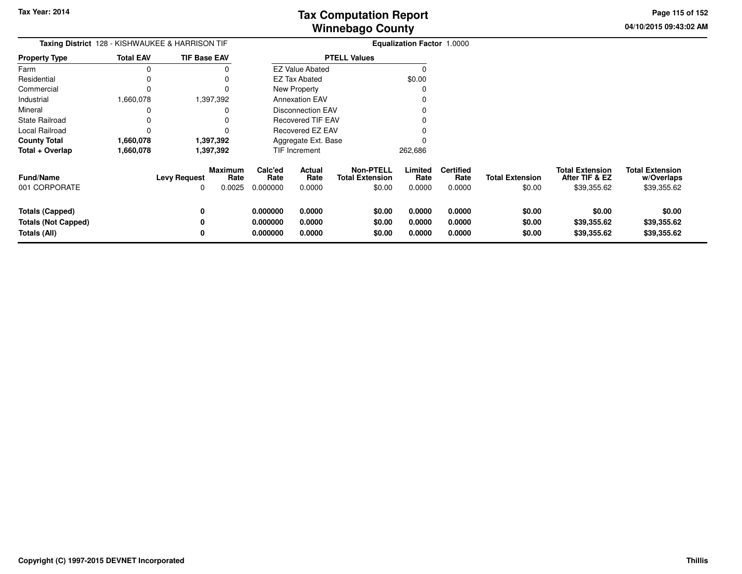# Tax Computation Report
## Winnebago County

Tax Year: 2014

04/10/2015 09:43:02 AM

**Taxing District** 128 - KISHWAUKEE & HARRISON TIF

**Equalization Factor** 1.0000

| Property Type | Total EAV | TIF Base EAV |
|---|---|---|
| Farm | 0 | 0 |
| Residential | 0 | 0 |
| Commercial | 0 | 0 |
| Industrial | 1,660,078 | 1,397,392 |
| Mineral | 0 | 0 |
| State Railroad | 0 | 0 |
| Local Railroad | 0 | 0 |
| **County Total** | **1,660,078** | **1,397,392** |
| **Total + Overlap** | **1,660,078** | **1,397,392** |

| PTELL Values | |
|---|---|
| EZ Value Abated | 0 |
| EZ Tax Abated | $0.00 |
| New Property | 0 |
| Annexation EAV | 0 |
| Disconnection EAV | 0 |
| Recovered TIF EAV | 0 |
| Recovered EZ EAV | 0 |
| Aggregate Ext. Base | 0 |
| TIF Increment | 262,686 |

| Fund/Name | Levy Request | Maximum Rate | Calc'ed Rate | Actual Rate | Non-PTELL Total Extension | Limited Rate | Certified Rate | Total Extension | Total Extension After TIF & EZ | Total Extension w/Overlaps |
|---|---|---|---|---|---|---|---|---|---|---|
| 001 CORPORATE | 0 | 0.0025 | 0.000000 | 0.0000 | $0.00 | 0.0000 | 0.0000 | $0.00 | $39,355.62 | $39,355.62 |
| **Totals (Capped)** | **0** | | **0.000000** | **0.0000** | **$0.00** | **0.0000** | **0.0000** | **$0.00** | **$0.00** | **$0.00** |
| **Totals (Not Capped)** | **0** | | **0.000000** | **0.0000** | **$0.00** | **0.0000** | **0.0000** | **$0.00** | **$39,355.62** | **$39,355.62** |
| **Totals (All)** | **0** | | **0.000000** | **0.0000** | **$0.00** | **0.0000** | **0.0000** | **$0.00** | **$39,355.62** | **$39,355.62** |

Copyright (C) 1997-2015 DEVNET Incorporated

Thillis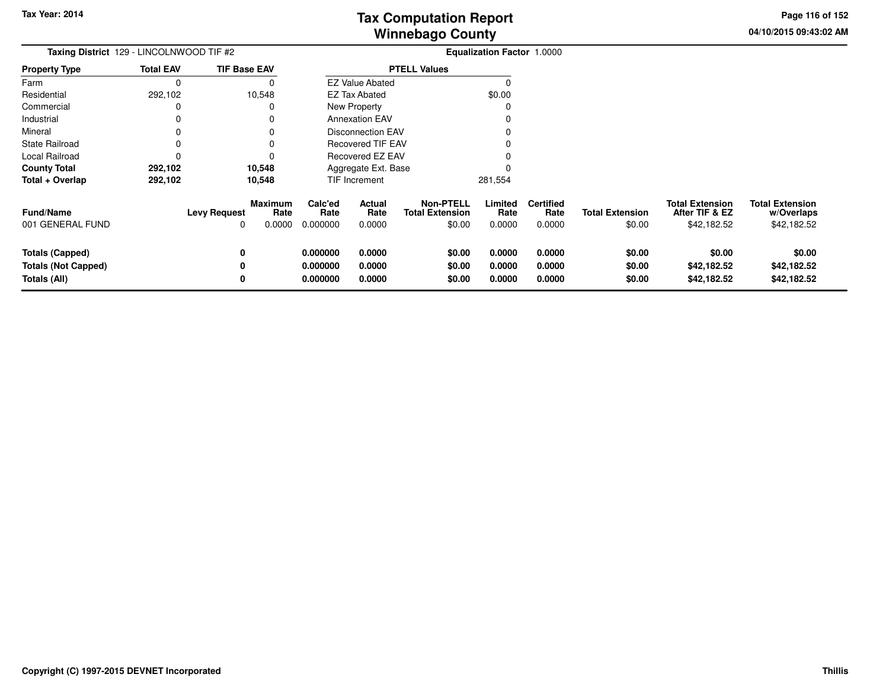Tax Year: 2014

# Tax Computation Report
# Winnebago County

04/10/2015 09:43:02 AM

**Taxing District** 129 - LINCOLNWOOD TIF #2 **Equalization Factor** 1.0000

| Property Type | Total EAV | TIF Base EAV |
|---|---|---|
| Farm | 0 | 0 |
| Residential | 292,102 | 10,548 |
| Commercial | 0 | 0 |
| Industrial | 0 | 0 |
| Mineral | 0 | 0 |
| State Railroad | 0 | 0 |
| Local Railroad | 0 | 0 |
| **County Total** | **292,102** | **10,548** |
| **Total + Overlap** | **292,102** | **10,548** |

| PTELL Values | |
|---|---|
| EZ Value Abated | 0 |
| EZ Tax Abated | $0.00 |
| New Property | 0 |
| Annexation EAV | 0 |
| Disconnection EAV | 0 |
| Recovered TIF EAV | 0 |
| Recovered EZ EAV | 0 |
| Aggregate Ext. Base | 0 |
| TIF Increment | 281,554 |

| Fund/Name | Levy Request | Maximum Rate | Calc'ed Rate | Actual Rate | Non-PTELL Total Extension | Limited Rate | Certified Rate | Total Extension | Total Extension After TIF & EZ | Total Extension w/Overlaps |
|---|---|---|---|---|---|---|---|---|---|---|
| 001 GENERAL FUND | 0 | 0.0000 | 0.000000 | 0.0000 | $0.00 | 0.0000 | 0.0000 | $0.00 | $42,182.52 | $42,182.52 |
| **Totals (Capped)** | **0** | | **0.000000** | **0.0000** | **$0.00** | **0.0000** | **0.0000** | **$0.00** | **$0.00** | **$0.00** |
| **Totals (Not Capped)** | **0** | | **0.000000** | **0.0000** | **$0.00** | **0.0000** | **0.0000** | **$0.00** | **$42,182.52** | **$42,182.52** |
| **Totals (All)** | **0** | | **0.000000** | **0.0000** | **$0.00** | **0.0000** | **0.0000** | **$0.00** | **$42,182.52** | **$42,182.52** |

**Copyright (C) 1997-2015 DEVNET Incorporated** **Thillis**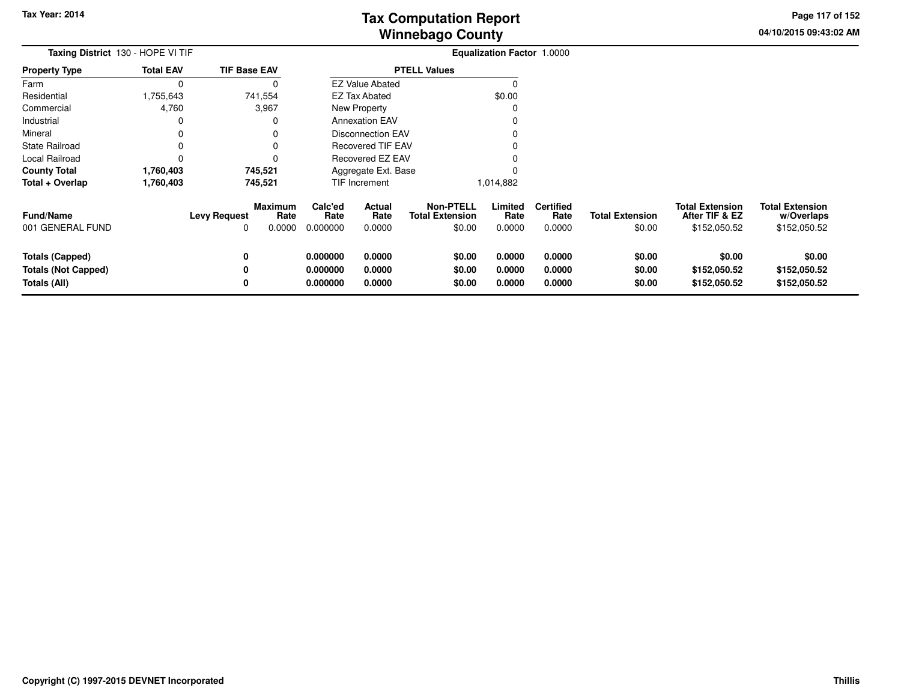# Tax Computation Report
## Winnebago County

Tax Year: 2014

04/10/2015 09:43:02 AM

**Taxing District** 130 - HOPE VI TIF

**Equalization Factor** 1.0000

| Property Type | Total EAV | TIF Base EAV |
|---|---|---|
| Farm | 0 | 0 |
| Residential | 1,755,643 | 741,554 |
| Commercial | 4,760 | 3,967 |
| Industrial | 0 | 0 |
| Mineral | 0 | 0 |
| State Railroad | 0 | 0 |
| Local Railroad | 0 | 0 |
| **County Total** | **1,760,403** | **745,521** |
| **Total + Overlap** | **1,760,403** | **745,521** |

| PTELL Values | |
|---|---|
| EZ Value Abated | 0 |
| EZ Tax Abated | $0.00 |
| New Property | 0 |
| Annexation EAV | 0 |
| Disconnection EAV | 0 |
| Recovered TIF EAV | 0 |
| Recovered EZ EAV | 0 |
| Aggregate Ext. Base | 0 |
| TIF Increment | 1,014,882 |

| Fund/Name | Levy Request | Maximum Rate | Calc'ed Rate | Actual Rate | Non-PTELL Total Extension | Limited Rate | Certified Rate | Total Extension | Total Extension After TIF & EZ | Total Extension w/Overlaps |
|---|---|---|---|---|---|---|---|---|---|---|
| 001 GENERAL FUND | 0 | 0.0000 | 0.000000 | 0.0000 | $0.00 | 0.0000 | 0.0000 | $0.00 | $152,050.52 | $152,050.52 |
| **Totals (Capped)** | **0** | | **0.000000** | **0.0000** | **$0.00** | **0.0000** | **0.0000** | **$0.00** | **$0.00** | **$0.00** |
| **Totals (Not Capped)** | **0** | | **0.000000** | **0.0000** | **$0.00** | **0.0000** | **0.0000** | **$0.00** | **$152,050.52** | **$152,050.52** |
| **Totals (All)** | **0** | | **0.000000** | **0.0000** | **$0.00** | **0.0000** | **0.0000** | **$0.00** | **$152,050.52** | **$152,050.52** |

Copyright (C) 1997-2015 DEVNET Incorporated

Thillis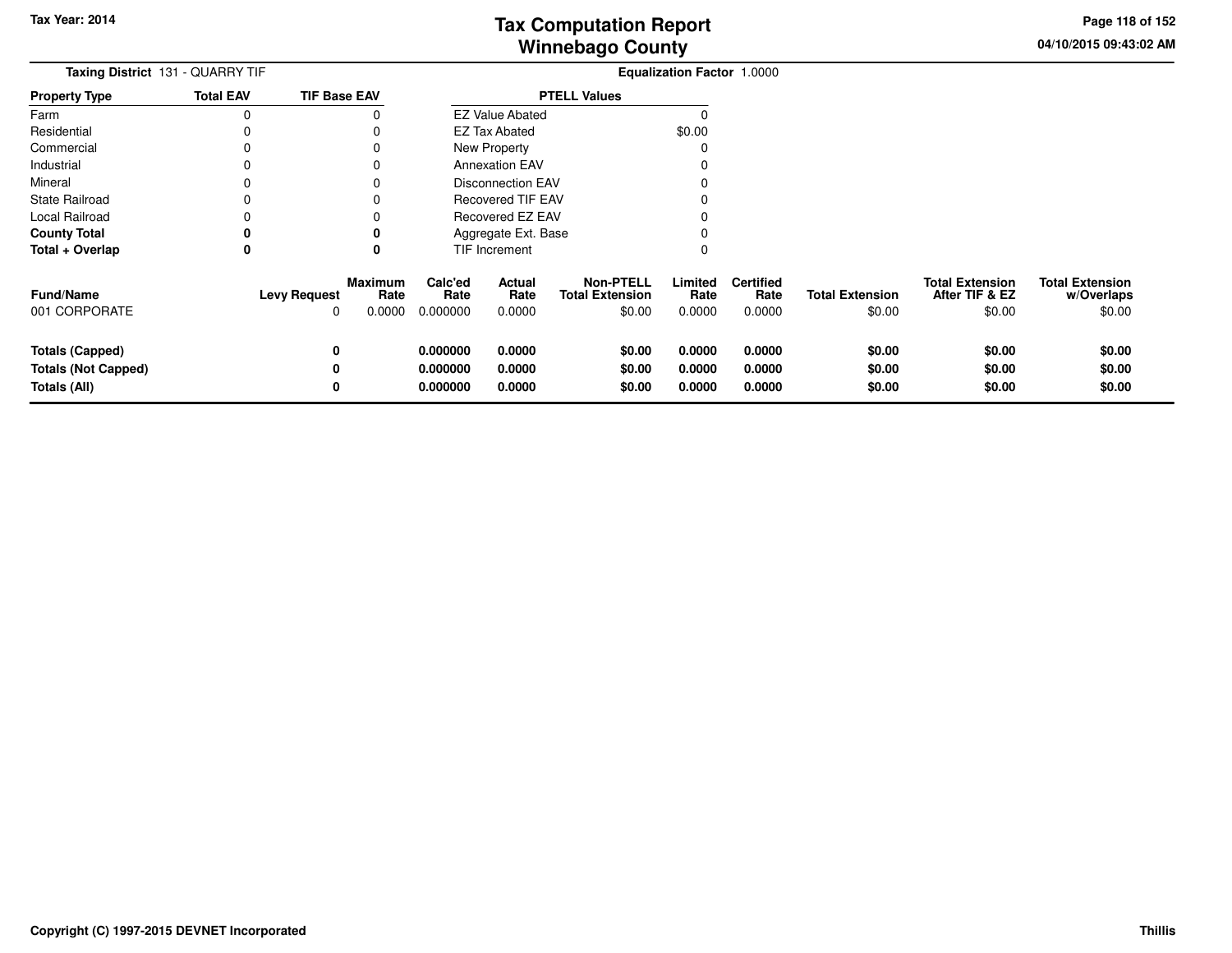# Tax Computation Report
## Winnebago County

Tax Year: 2014

04/10/2015 09:43:02 AM

**Taxing District** 131 - QUARRY TIF

**Equalization Factor** 1.0000

| Property Type | Total EAV | TIF Base EAV |
|---|---|---|
| Farm | 0 | 0 |
| Residential | 0 | 0 |
| Commercial | 0 | 0 |
| Industrial | 0 | 0 |
| Mineral | 0 | 0 |
| State Railroad | 0 | 0 |
| Local Railroad | 0 | 0 |
| **County Total** | **0** | **0** |
| **Total + Overlap** | **0** | **0** |

| PTELL Values | |
|---|---|
| EZ Value Abated | 0 |
| EZ Tax Abated | $0.00 |
| New Property | 0 |
| Annexation EAV | 0 |
| Disconnection EAV | 0 |
| Recovered TIF EAV | 0 |
| Recovered EZ EAV | 0 |
| Aggregate Ext. Base | 0 |
| TIF Increment | 0 |

| Fund/Name | Levy Request | Maximum Rate | Calc'ed Rate | Actual Rate | Non-PTELL Total Extension | Limited Rate | Certified Rate | Total Extension | Total Extension After TIF & EZ | Total Extension w/Overlaps |
|---|---|---|---|---|---|---|---|---|---|---|
| 001 CORPORATE | 0 | 0.0000 | 0.000000 | 0.0000 | $0.00 | 0.0000 | 0.0000 | $0.00 | $0.00 | $0.00 |
| **Totals (Capped)** | **0** | | **0.000000** | **0.0000** | **$0.00** | **0.0000** | **0.0000** | **$0.00** | **$0.00** | **$0.00** |
| **Totals (Not Capped)** | **0** | | **0.000000** | **0.0000** | **$0.00** | **0.0000** | **0.0000** | **$0.00** | **$0.00** | **$0.00** |
| **Totals (All)** | **0** | | **0.000000** | **0.0000** | **$0.00** | **0.0000** | **0.0000** | **$0.00** | **$0.00** | **$0.00** |

**Copyright (C) 1997-2015 DEVNET Incorporated**

**Thillis**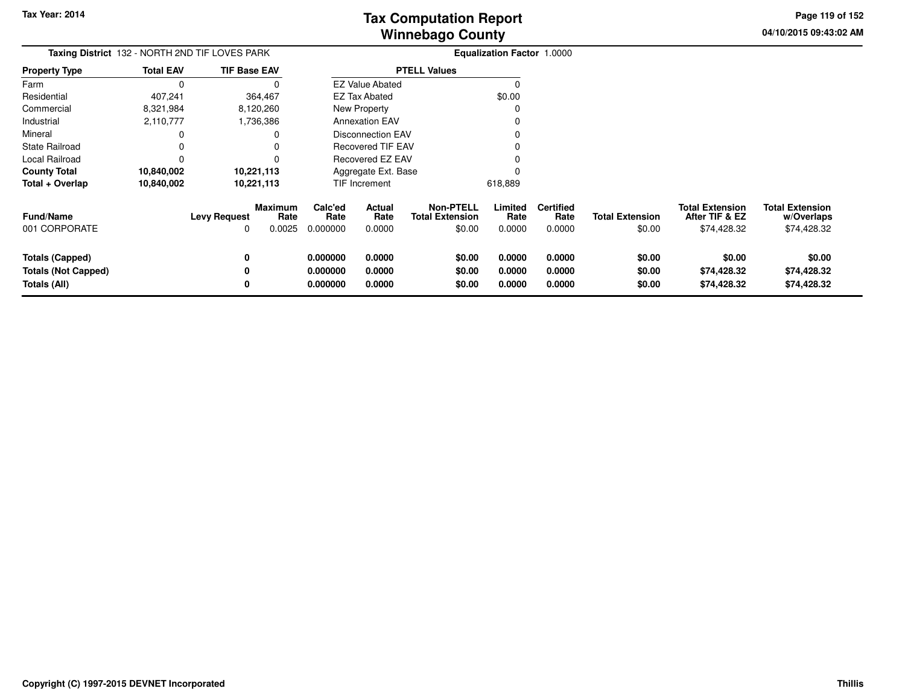# Tax Computation Report
## Winnebago County

Tax Year: 2014

04/10/2015 09:43:02 AM

**Taxing District** 132 - NORTH 2ND TIF LOVES PARK

**Equalization Factor** 1.0000

| Property Type | Total EAV | TIF Base EAV |
|---|---|---|
| Farm | 0 | 0 |
| Residential | 407,241 | 364,467 |
| Commercial | 8,321,984 | 8,120,260 |
| Industrial | 2,110,777 | 1,736,386 |
| Mineral | 0 | 0 |
| State Railroad | 0 | 0 |
| Local Railroad | 0 | 0 |
| **County Total** | **10,840,002** | **10,221,113** |
| **Total + Overlap** | **10,840,002** | **10,221,113** |

| PTELL Values | |
|---|---|
| EZ Value Abated | 0 |
| EZ Tax Abated | $0.00 |
| New Property | 0 |
| Annexation EAV | 0 |
| Disconnection EAV | 0 |
| Recovered TIF EAV | 0 |
| Recovered EZ EAV | 0 |
| Aggregate Ext. Base | 0 |
| TIF Increment | 618,889 |

| Fund/Name | Levy Request | Maximum Rate | Calc'ed Rate | Actual Rate | Non-PTELL Total Extension | Limited Rate | Certified Rate | Total Extension | Total Extension After TIF & EZ | Total Extension w/Overlaps |
|---|---|---|---|---|---|---|---|---|---|---|
| 001 CORPORATE | 0 | 0.0025 | 0.000000 | 0.0000 | $0.00 | 0.0000 | 0.0000 | $0.00 | $74,428.32 | $74,428.32 |
| **Totals (Capped)** | **0** | | **0.000000** | **0.0000** | **$0.00** | **0.0000** | **0.0000** | **$0.00** | **$0.00** | **$0.00** |
| **Totals (Not Capped)** | **0** | | **0.000000** | **0.0000** | **$0.00** | **0.0000** | **0.0000** | **$0.00** | **$74,428.32** | **$74,428.32** |
| **Totals (All)** | **0** | | **0.000000** | **0.0000** | **$0.00** | **0.0000** | **0.0000** | **$0.00** | **$74,428.32** | **$74,428.32** |

Copyright (C) 1997-2015 DEVNET Incorporated

Thillis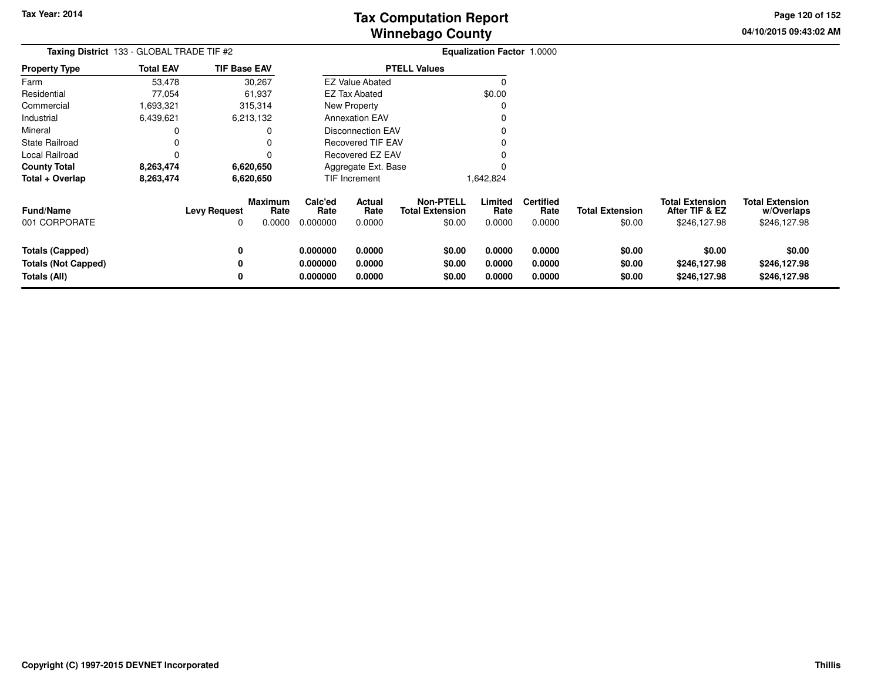Tax Year: 2014

# Tax Computation Report
## Winnebago County

04/10/2015 09:43:02 AM

**Taxing District** 133 - GLOBAL TRADE TIF #2 **Equalization Factor** 1.0000

| Property Type | Total EAV | TIF Base EAV |
|---|---|---|
| Farm | 53,478 | 30,267 |
| Residential | 77,054 | 61,937 |
| Commercial | 1,693,321 | 315,314 |
| Industrial | 6,439,621 | 6,213,132 |
| Mineral | 0 | 0 |
| State Railroad | 0 | 0 |
| Local Railroad | 0 | 0 |
| **County Total** | **8,263,474** | **6,620,650** |
| **Total + Overlap** | **8,263,474** | **6,620,650** |

| PTELL Values | |
|---|---|
| EZ Value Abated | 0 |
| EZ Tax Abated | $0.00 |
| New Property | 0 |
| Annexation EAV | 0 |
| Disconnection EAV | 0 |
| Recovered TIF EAV | 0 |
| Recovered EZ EAV | 0 |
| Aggregate Ext. Base | 0 |
| TIF Increment | 1,642,824 |

| Fund/Name | Levy Request | Maximum Rate | Calc'ed Rate | Actual Rate | Non-PTELL Total Extension | Limited Rate | Certified Rate | Total Extension | Total Extension After TIF & EZ | Total Extension w/Overlaps |
|---|---|---|---|---|---|---|---|---|---|---|
| 001 CORPORATE | 0 | 0.0000 | 0.000000 | 0.0000 | $0.00 | 0.0000 | 0.0000 | $0.00 | $246,127.98 | $246,127.98 |
| **Totals (Capped)** | **0** | | **0.000000** | **0.0000** | **$0.00** | **0.0000** | **0.0000** | **$0.00** | **$0.00** | **$0.00** |
| **Totals (Not Capped)** | **0** | | **0.000000** | **0.0000** | **$0.00** | **0.0000** | **0.0000** | **$0.00** | **$246,127.98** | **$246,127.98** |
| **Totals (All)** | **0** | | **0.000000** | **0.0000** | **$0.00** | **0.0000** | **0.0000** | **$0.00** | **$246,127.98** | **$246,127.98** |

**Copyright (C) 1997-2015 DEVNET Incorporated** Thillis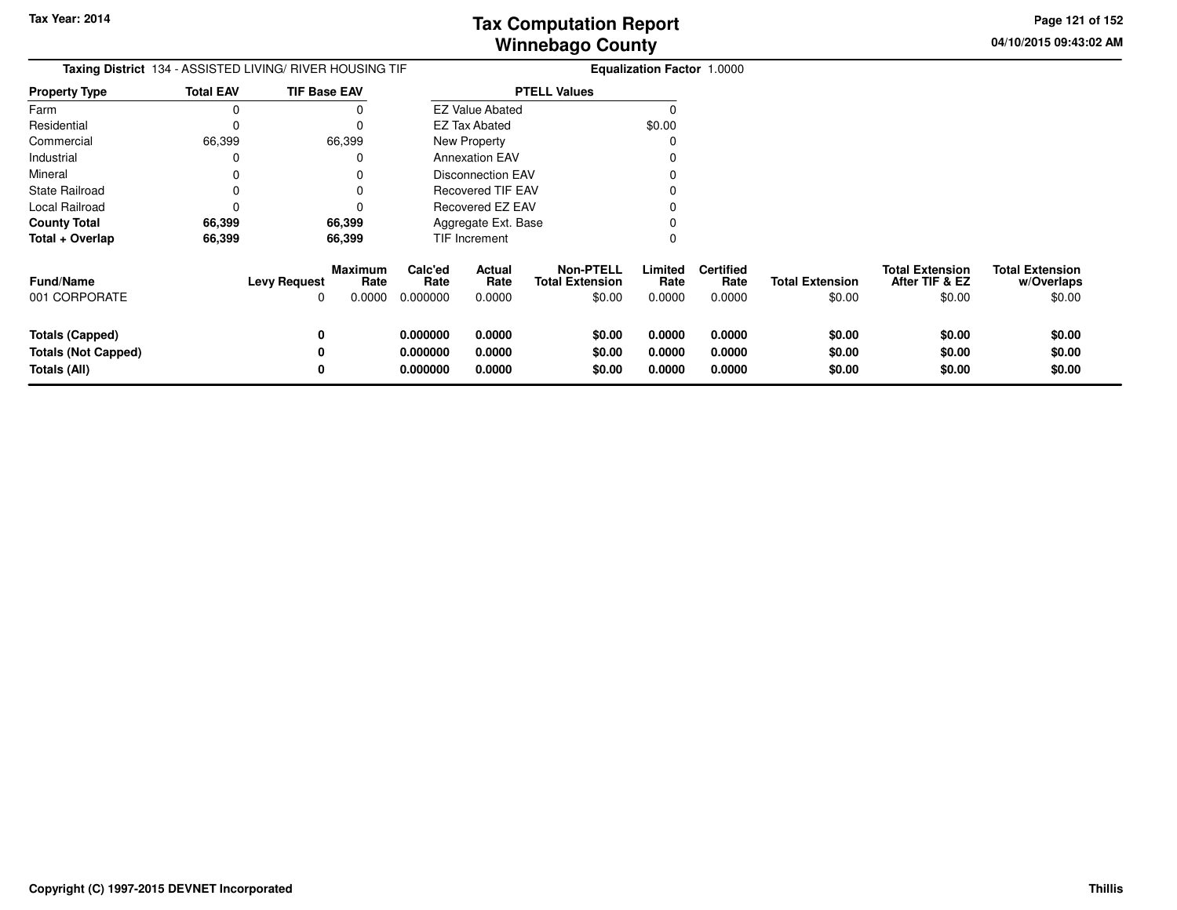# Tax Computation Report
# Winnebago County

Tax Year: 2014

04/10/2015 09:43:02 AM

**Taxing District** 134 - ASSISTED LIVING/ RIVER HOUSING TIF

**Equalization Factor** 1.0000

| Property Type | Total EAV | TIF Base EAV |
|---|---|---|
| Farm | 0 | 0 |
| Residential | 0 | 0 |
| Commercial | 66,399 | 66,399 |
| Industrial | 0 | 0 |
| Mineral | 0 | 0 |
| State Railroad | 0 | 0 |
| Local Railroad | 0 | 0 |
| **County Total** | **66,399** | **66,399** |
| **Total + Overlap** | **66,399** | **66,399** |

| PTELL Values | |
|---|---|
| EZ Value Abated | 0 |
| EZ Tax Abated | $0.00 |
| New Property | 0 |
| Annexation EAV | 0 |
| Disconnection EAV | 0 |
| Recovered TIF EAV | 0 |
| Recovered EZ EAV | 0 |
| Aggregate Ext. Base | 0 |
| TIF Increment | 0 |

| Fund/Name | Levy Request | Maximum Rate | Calc'ed Rate | Actual Rate | Non-PTELL Total Extension | Limited Rate | Certified Rate | Total Extension | Total Extension After TIF & EZ | Total Extension w/Overlaps |
|---|---|---|---|---|---|---|---|---|---|---|
| 001 CORPORATE | 0 | 0.0000 | 0.000000 | 0.0000 | $0.00 | 0.0000 | 0.0000 | $0.00 | $0.00 | $0.00 |
| **Totals (Capped)** | **0** | | **0.000000** | **0.0000** | **$0.00** | **0.0000** | **0.0000** | **$0.00** | **$0.00** | **$0.00** |
| **Totals (Not Capped)** | **0** | | **0.000000** | **0.0000** | **$0.00** | **0.0000** | **0.0000** | **$0.00** | **$0.00** | **$0.00** |
| **Totals (All)** | **0** | | **0.000000** | **0.0000** | **$0.00** | **0.0000** | **0.0000** | **$0.00** | **$0.00** | **$0.00** |

Copyright (C) 1997-2015 DEVNET Incorporated

Thillis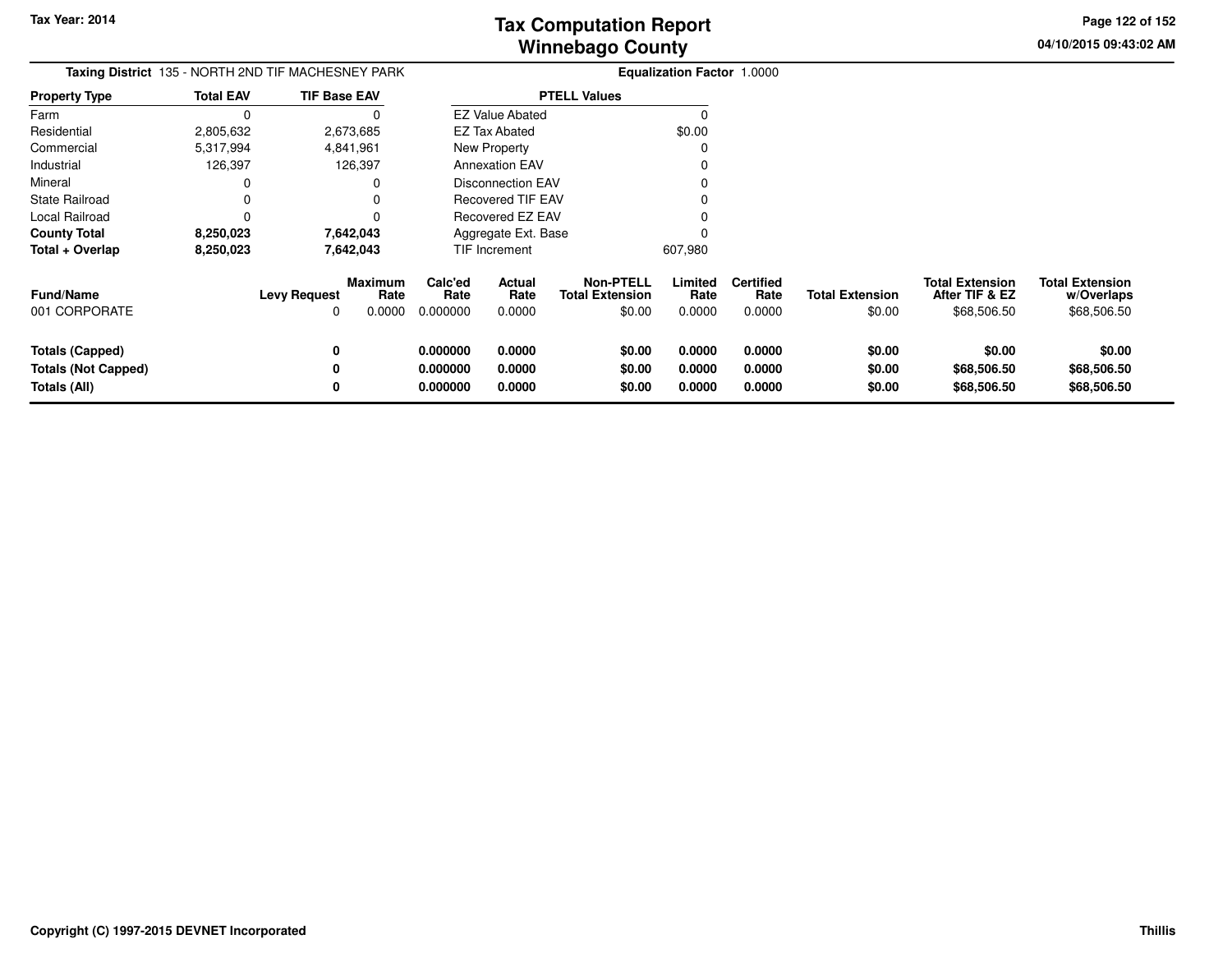# Tax Computation Report
## Winnebago County

**Tax Year: 2014**

04/10/2015 09:43:02 AM

**Taxing District** 135 - NORTH 2ND TIF MACHESNEY PARK

**Equalization Factor** 1.0000

| Property Type | Total EAV | TIF Base EAV |
|---|---|---|
| Farm | 0 | 0 |
| Residential | 2,805,632 | 2,673,685 |
| Commercial | 5,317,994 | 4,841,961 |
| Industrial | 126,397 | 126,397 |
| Mineral | 0 | 0 |
| State Railroad | 0 | 0 |
| Local Railroad | 0 | 0 |
| **County Total** | **8,250,023** | **7,642,043** |
| **Total + Overlap** | **8,250,023** | **7,642,043** |

| PTELL Values | |
|---|---|
| EZ Value Abated | 0 |
| EZ Tax Abated | $0.00 |
| New Property | 0 |
| Annexation EAV | 0 |
| Disconnection EAV | 0 |
| Recovered TIF EAV | 0 |
| Recovered EZ EAV | 0 |
| Aggregate Ext. Base | 0 |
| TIF Increment | 607,980 |

| Fund/Name | Levy Request | Maximum Rate | Calc'ed Rate | Actual Rate | Non-PTELL Total Extension | Limited Rate | Certified Rate | Total Extension | Total Extension After TIF & EZ | Total Extension w/Overlaps |
|---|---|---|---|---|---|---|---|---|---|---|
| 001 CORPORATE | 0 | 0.0000 | 0.000000 | 0.0000 | $0.00 | 0.0000 | 0.0000 | $0.00 | $68,506.50 | $68,506.50 |
| **Totals (Capped)** | **0** | | **0.000000** | **0.0000** | **$0.00** | **0.0000** | **0.0000** | **$0.00** | **$0.00** | **$0.00** |
| **Totals (Not Capped)** | **0** | | **0.000000** | **0.0000** | **$0.00** | **0.0000** | **0.0000** | **$0.00** | **$68,506.50** | **$68,506.50** |
| **Totals (All)** | **0** | | **0.000000** | **0.0000** | **$0.00** | **0.0000** | **0.0000** | **$0.00** | **$68,506.50** | **$68,506.50** |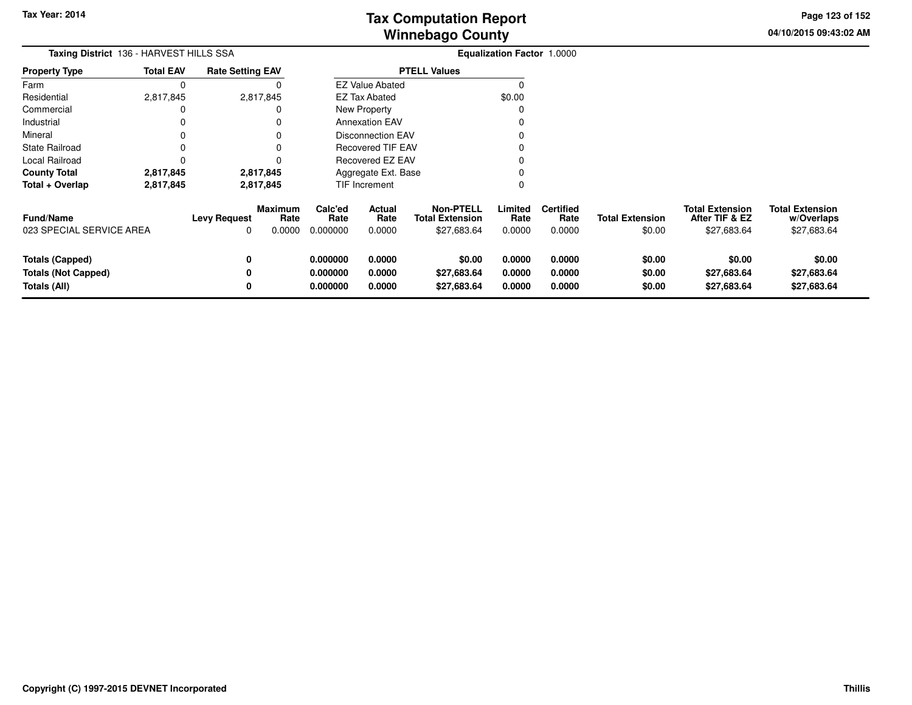Tax Year: 2014

# Tax Computation Report
## Winnebago County

04/10/2015 09:43:02 AM

**Taxing District** 136 - HARVEST HILLS SSA

**Equalization Factor** 1.0000

| Property Type | Total EAV | Rate Setting EAV |
|---|---|---|
| Farm | 0 | 0 |
| Residential | 2,817,845 | 2,817,845 |
| Commercial | 0 | 0 |
| Industrial | 0 | 0 |
| Mineral | 0 | 0 |
| State Railroad | 0 | 0 |
| Local Railroad | 0 | 0 |
| **County Total** | **2,817,845** | **2,817,845** |
| **Total + Overlap** | **2,817,845** | **2,817,845** |

| PTELL Values | |
|---|---|
| EZ Value Abated | 0 |
| EZ Tax Abated | $0.00 |
| New Property | 0 |
| Annexation EAV | 0 |
| Disconnection EAV | 0 |
| Recovered TIF EAV | 0 |
| Recovered EZ EAV | 0 |
| Aggregate Ext. Base | 0 |
| TIF Increment | 0 |

| Fund/Name | Levy Request | Maximum Rate | Calc'ed Rate | Actual Rate | Non-PTELL Total Extension | Limited Rate | Certified Rate | Total Extension | Total Extension After TIF & EZ | Total Extension w/Overlaps |
|---|---|---|---|---|---|---|---|---|---|---|
| 023 SPECIAL SERVICE AREA | 0 | 0.0000 | 0.000000 | 0.0000 | $27,683.64 | 0.0000 | 0.0000 | $0.00 | $27,683.64 | $27,683.64 |
| **Totals (Capped)** | **0** | | **0.000000** | **0.0000** | **$0.00** | **0.0000** | **0.0000** | **$0.00** | **$0.00** | **$0.00** |
| **Totals (Not Capped)** | **0** | | **0.000000** | **0.0000** | **$27,683.64** | **0.0000** | **0.0000** | **$0.00** | **$27,683.64** | **$27,683.64** |
| **Totals (All)** | **0** | | **0.000000** | **0.0000** | **$27,683.64** | **0.0000** | **0.0000** | **$0.00** | **$27,683.64** | **$27,683.64** |

Copyright (C) 1997-2015 DEVNET Incorporated

Thillis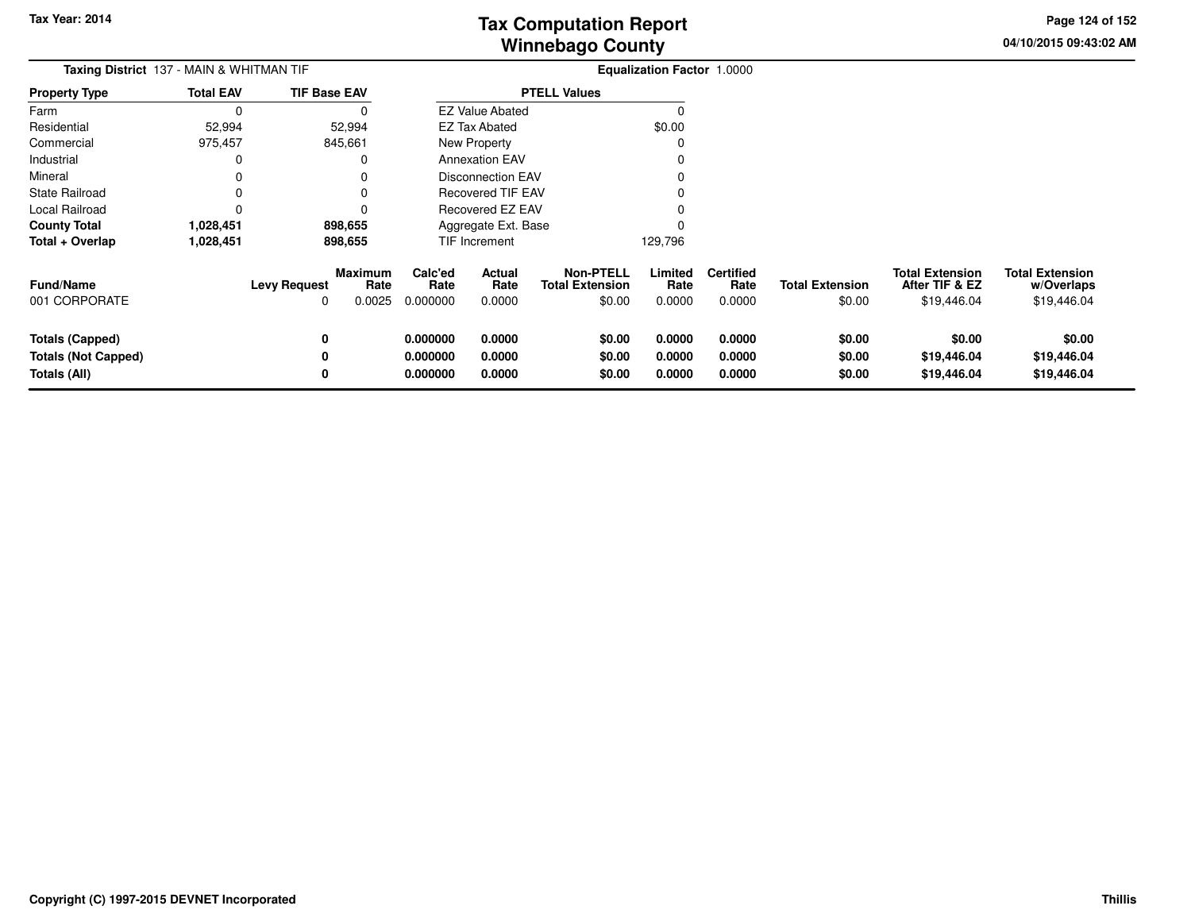# Tax Computation Report
## Winnebago County

Tax Year: 2014

04/10/2015 09:43:02 AM

**Taxing District** 137 - MAIN & WHITMAN TIF

**Equalization Factor** 1.0000

| Property Type | Total EAV | TIF Base EAV |
|---|---|---|
| Farm | 0 | 0 |
| Residential | 52,994 | 52,994 |
| Commercial | 975,457 | 845,661 |
| Industrial | 0 | 0 |
| Mineral | 0 | 0 |
| State Railroad | 0 | 0 |
| Local Railroad | 0 | 0 |
| **County Total** | **1,028,451** | **898,655** |
| **Total + Overlap** | **1,028,451** | **898,655** |

| PTELL Values | |
|---|---|
| EZ Value Abated | 0 |
| EZ Tax Abated | $0.00 |
| New Property | 0 |
| Annexation EAV | 0 |
| Disconnection EAV | 0 |
| Recovered TIF EAV | 0 |
| Recovered EZ EAV | 0 |
| Aggregate Ext. Base | 0 |
| TIF Increment | 129,796 |

| Fund/Name | Levy Request | Maximum Rate | Calc'ed Rate | Actual Rate | Non-PTELL Total Extension | Limited Rate | Certified Rate | Total Extension | Total Extension After TIF & EZ | Total Extension w/Overlaps |
|---|---|---|---|---|---|---|---|---|---|---|
| 001 CORPORATE | 0 | 0.0025 | 0.000000 | 0.0000 | $0.00 | 0.0000 | 0.0000 | $0.00 | $19,446.04 | $19,446.04 |
| **Totals (Capped)** | **0** | | **0.000000** | **0.0000** | **$0.00** | **0.0000** | **0.0000** | **$0.00** | **$0.00** | **$0.00** |
| **Totals (Not Capped)** | **0** | | **0.000000** | **0.0000** | **$0.00** | **0.0000** | **0.0000** | **$0.00** | **$19,446.04** | **$19,446.04** |
| **Totals (All)** | **0** | | **0.000000** | **0.0000** | **$0.00** | **0.0000** | **0.0000** | **$0.00** | **$19,446.04** | **$19,446.04** |

Copyright (C) 1997-2015 DEVNET Incorporated

Thillis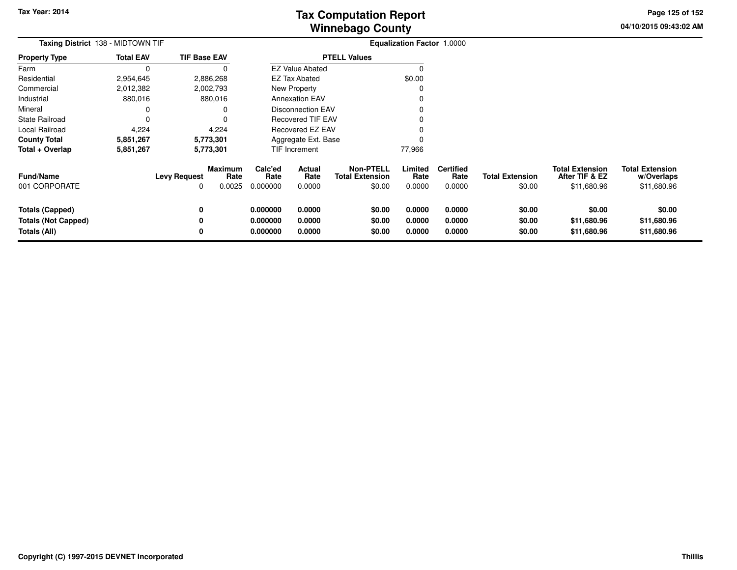# Tax Computation Report
# Winnebago County

Tax Year: 2014

04/10/2015 09:43:02 AM

**Taxing District** 138 - MIDTOWN TIF

**Equalization Factor** 1.0000

| Property Type | Total EAV | TIF Base EAV |
|---|---|---|
| Farm | 0 | 0 |
| Residential | 2,954,645 | 2,886,268 |
| Commercial | 2,012,382 | 2,002,793 |
| Industrial | 880,016 | 880,016 |
| Mineral | 0 | 0 |
| State Railroad | 0 | 0 |
| Local Railroad | 4,224 | 4,224 |
| **County Total** | **5,851,267** | **5,773,301** |
| **Total + Overlap** | **5,851,267** | **5,773,301** |

| PTELL Values | |
|---|---|
| EZ Value Abated | 0 |
| EZ Tax Abated | $0.00 |
| New Property | 0 |
| Annexation EAV | 0 |
| Disconnection EAV | 0 |
| Recovered TIF EAV | 0 |
| Recovered EZ EAV | 0 |
| Aggregate Ext. Base | 0 |
| TIF Increment | 77,966 |

| Fund/Name | Levy Request | Maximum Rate | Calc'ed Rate | Actual Rate | Non-PTELL Total Extension | Limited Rate | Certified Rate | Total Extension | Total Extension After TIF & EZ | Total Extension w/Overlaps |
|---|---|---|---|---|---|---|---|---|---|---|
| 001 CORPORATE | 0 | 0.0025 | 0.000000 | 0.0000 | $0.00 | 0.0000 | 0.0000 | $0.00 | $11,680.96 | $11,680.96 |
| **Totals (Capped)** | **0** | | **0.000000** | **0.0000** | **$0.00** | **0.0000** | **0.0000** | **$0.00** | **$0.00** | **$0.00** |
| **Totals (Not Capped)** | **0** | | **0.000000** | **0.0000** | **$0.00** | **0.0000** | **0.0000** | **$0.00** | **$11,680.96** | **$11,680.96** |
| **Totals (All)** | **0** | | **0.000000** | **0.0000** | **$0.00** | **0.0000** | **0.0000** | **$0.00** | **$11,680.96** | **$11,680.96** |

Copyright (C) 1997-2015 DEVNET Incorporated

Thillis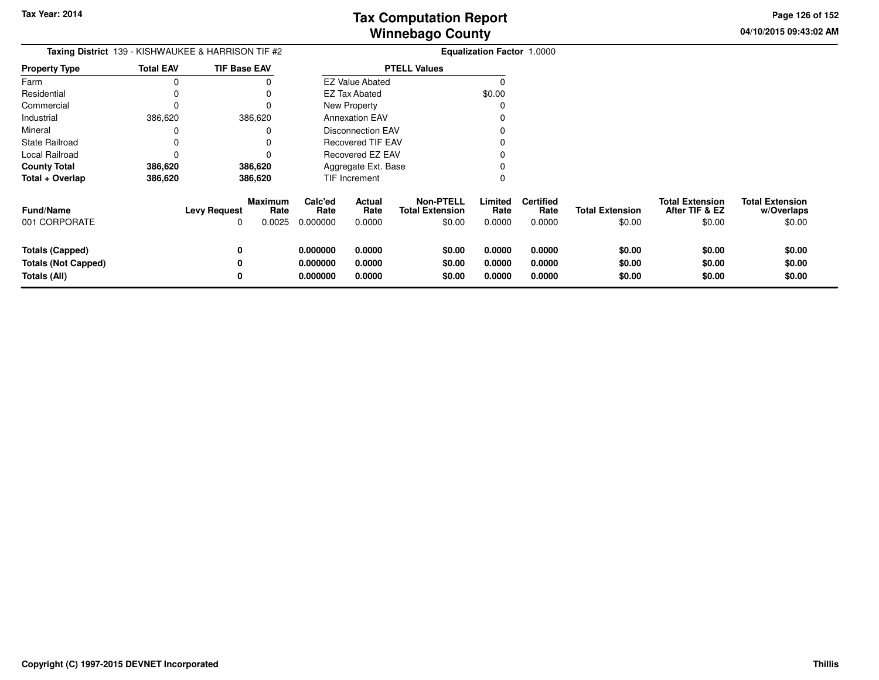# Tax Computation Report
## Winnebago County

Tax Year: 2014

04/10/2015 09:43:02 AM

**Taxing District** 139 - KISHWAUKEE & HARRISON TIF #2

**Equalization Factor** 1.0000

| Property Type | Total EAV | TIF Base EAV |
|---|---|---|
| Farm | 0 | 0 |
| Residential | 0 | 0 |
| Commercial | 0 | 0 |
| Industrial | 386,620 | 386,620 |
| Mineral | 0 | 0 |
| State Railroad | 0 | 0 |
| Local Railroad | 0 | 0 |
| **County Total** | **386,620** | **386,620** |
| **Total + Overlap** | **386,620** | **386,620** |

| PTELL Values | |
|---|---|
| EZ Value Abated | 0 |
| EZ Tax Abated | $0.00 |
| New Property | 0 |
| Annexation EAV | 0 |
| Disconnection EAV | 0 |
| Recovered TIF EAV | 0 |
| Recovered EZ EAV | 0 |
| Aggregate Ext. Base | 0 |
| TIF Increment | 0 |

| Fund/Name | Levy Request | Maximum Rate | Calc'ed Rate | Actual Rate | Non-PTELL Total Extension | Limited Rate | Certified Rate | Total Extension | Total Extension After TIF & EZ | Total Extension w/Overlaps |
|---|---|---|---|---|---|---|---|---|---|---|
| 001 CORPORATE | 0 | 0.0025 | 0.000000 | 0.0000 | $0.00 | 0.0000 | 0.0000 | $0.00 | $0.00 | $0.00 |
| **Totals (Capped)** | **0** | | **0.000000** | **0.0000** | **$0.00** | **0.0000** | **0.0000** | **$0.00** | **$0.00** | **$0.00** |
| **Totals (Not Capped)** | **0** | | **0.000000** | **0.0000** | **$0.00** | **0.0000** | **0.0000** | **$0.00** | **$0.00** | **$0.00** |
| **Totals (All)** | **0** | | **0.000000** | **0.0000** | **$0.00** | **0.0000** | **0.0000** | **$0.00** | **$0.00** | **$0.00** |

Copyright (C) 1997-2015 DEVNET Incorporated

Thillis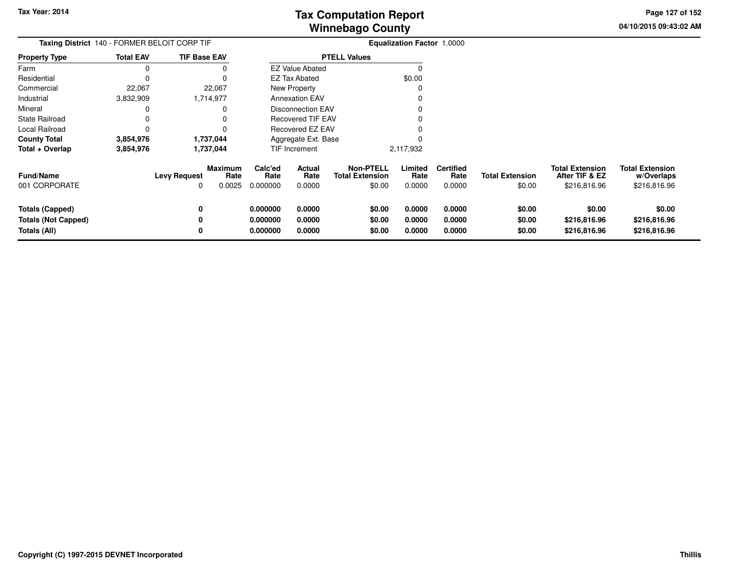# Tax Computation Report
## Winnebago County

Tax Year: 2014

04/10/2015 09:43:02 AM

**Taxing District** 140 - FORMER BELOIT CORP TIF

**Equalization Factor** 1.0000

| Property Type | Total EAV | TIF Base EAV |
|---|---|---|
| Farm | 0 | 0 |
| Residential | 0 | 0 |
| Commercial | 22,067 | 22,067 |
| Industrial | 3,832,909 | 1,714,977 |
| Mineral | 0 | 0 |
| State Railroad | 0 | 0 |
| Local Railroad | 0 | 0 |
| **County Total** | **3,854,976** | **1,737,044** |
| **Total + Overlap** | **3,854,976** | **1,737,044** |

| PTELL Values | |
|---|---|
| EZ Value Abated | 0 |
| EZ Tax Abated | $0.00 |
| New Property | 0 |
| Annexation EAV | 0 |
| Disconnection EAV | 0 |
| Recovered TIF EAV | 0 |
| Recovered EZ EAV | 0 |
| Aggregate Ext. Base | 0 |
| TIF Increment | 2,117,932 |

| Fund/Name | Levy Request | Maximum Rate | Calc'ed Rate | Actual Rate | Non-PTELL Total Extension | Limited Rate | Certified Rate | Total Extension | Total Extension After TIF & EZ | Total Extension w/Overlaps |
|---|---|---|---|---|---|---|---|---|---|---|
| 001 CORPORATE | 0 | 0.0025 | 0.000000 | 0.0000 | $0.00 | 0.0000 | 0.0000 | $0.00 | $216,816.96 | $216,816.96 |
| **Totals (Capped)** | **0** | | **0.000000** | **0.0000** | **$0.00** | **0.0000** | **0.0000** | **$0.00** | **$0.00** | **$0.00** |
| **Totals (Not Capped)** | **0** | | **0.000000** | **0.0000** | **$0.00** | **0.0000** | **0.0000** | **$0.00** | **$216,816.96** | **$216,816.96** |
| **Totals (All)** | **0** | | **0.000000** | **0.0000** | **$0.00** | **0.0000** | **0.0000** | **$0.00** | **$216,816.96** | **$216,816.96** |

Copyright (C) 1997-2015 DEVNET Incorporated

Thillis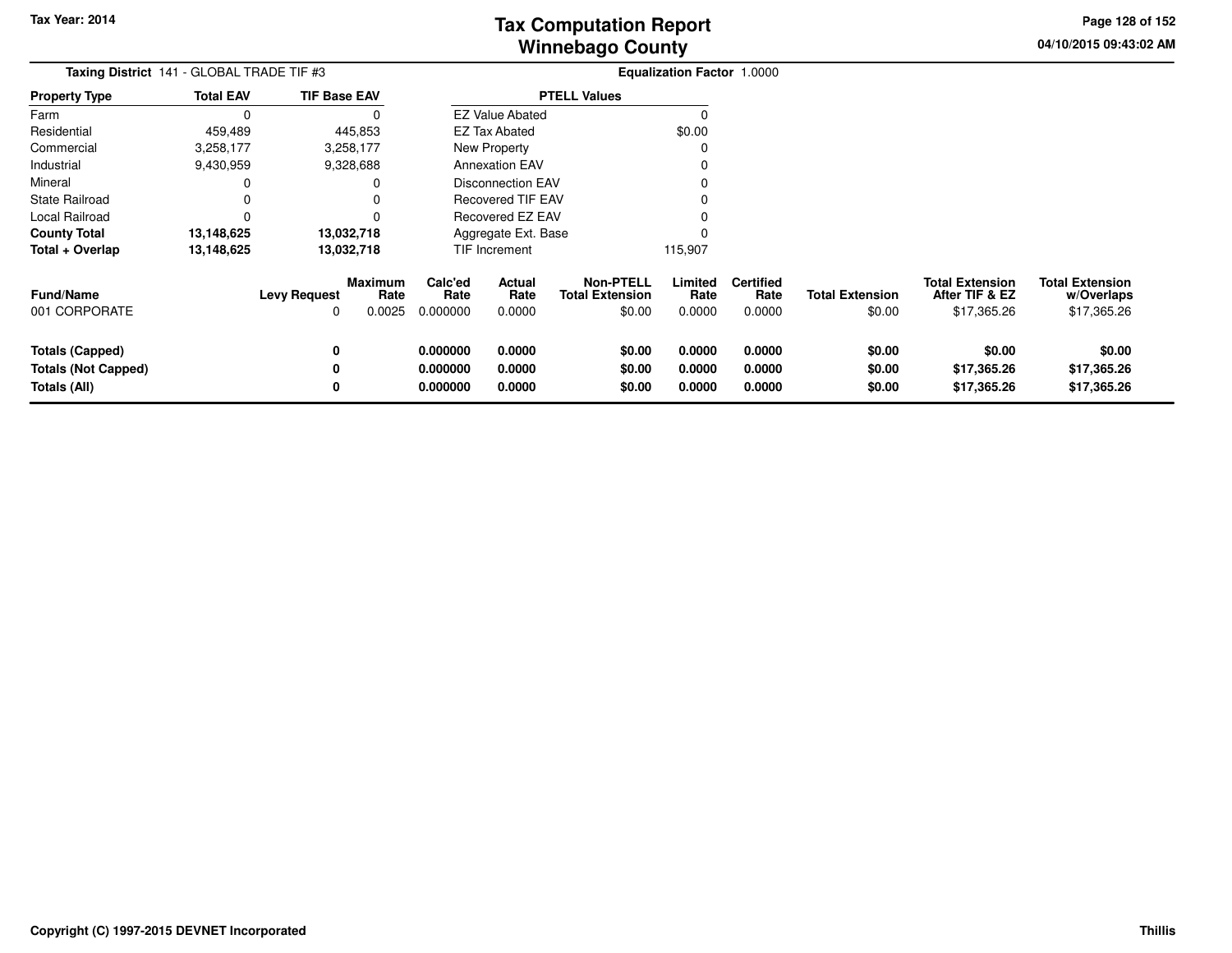# Tax Computation Report
## Winnebago County

Tax Year: 2014

04/10/2015 09:43:02 AM

**Taxing District** 141 - GLOBAL TRADE TIF #3 **Equalization Factor** 1.0000

| Property Type | Total EAV | TIF Base EAV |
|---|---|---|
| Farm | 0 | 0 |
| Residential | 459,489 | 445,853 |
| Commercial | 3,258,177 | 3,258,177 |
| Industrial | 9,430,959 | 9,328,688 |
| Mineral | 0 | 0 |
| State Railroad | 0 | 0 |
| Local Railroad | 0 | 0 |
| **County Total** | **13,148,625** | **13,032,718** |
| **Total + Overlap** | **13,148,625** | **13,032,718** |

| PTELL Values | |
|---|---|
| EZ Value Abated | 0 |
| EZ Tax Abated | $0.00 |
| New Property | 0 |
| Annexation EAV | 0 |
| Disconnection EAV | 0 |
| Recovered TIF EAV | 0 |
| Recovered EZ EAV | 0 |
| Aggregate Ext. Base | 0 |
| TIF Increment | 115,907 |

| Fund/Name | Levy Request | Maximum Rate | Calc'ed Rate | Actual Rate | Non-PTELL Total Extension | Limited Rate | Certified Rate | Total Extension | Total Extension After TIF & EZ | Total Extension w/Overlaps |
|---|---|---|---|---|---|---|---|---|---|---|
| 001 CORPORATE | 0 | 0.0025 | 0.000000 | 0.0000 | $0.00 | 0.0000 | 0.0000 | $0.00 | $17,365.26 | $17,365.26 |
| **Totals (Capped)** | **0** | | **0.000000** | **0.0000** | **$0.00** | **0.0000** | **0.0000** | **$0.00** | **$0.00** | **$0.00** |
| **Totals (Not Capped)** | **0** | | **0.000000** | **0.0000** | **$0.00** | **0.0000** | **0.0000** | **$0.00** | **$17,365.26** | **$17,365.26** |
| **Totals (All)** | **0** | | **0.000000** | **0.0000** | **$0.00** | **0.0000** | **0.0000** | **$0.00** | **$17,365.26** | **$17,365.26** |

Copyright (C) 1997-2015 DEVNET Incorporated

Thillis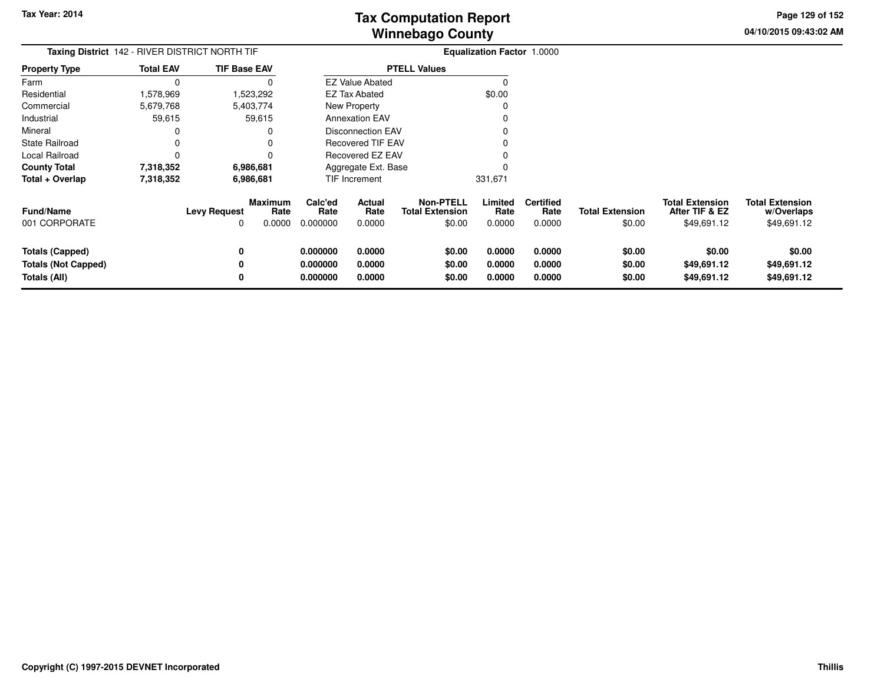# Tax Computation Report
## Winnebago County

**Tax Year: 2014**

04/10/2015 09:43:02 AM

**Taxing District** 142 - RIVER DISTRICT NORTH TIF

**Equalization Factor** 1.0000

| Property Type | Total EAV | TIF Base EAV |
|---|---|---|
| Farm | 0 | 0 |
| Residential | 1,578,969 | 1,523,292 |
| Commercial | 5,679,768 | 5,403,774 |
| Industrial | 59,615 | 59,615 |
| Mineral | 0 | 0 |
| State Railroad | 0 | 0 |
| Local Railroad | 0 | 0 |
| **County Total** | **7,318,352** | **6,986,681** |
| **Total + Overlap** | **7,318,352** | **6,986,681** |

| PTELL Values | |
|---|---|
| EZ Value Abated | 0 |
| EZ Tax Abated | $0.00 |
| New Property | 0 |
| Annexation EAV | 0 |
| Disconnection EAV | 0 |
| Recovered TIF EAV | 0 |
| Recovered EZ EAV | 0 |
| Aggregate Ext. Base | 0 |
| TIF Increment | 331,671 |

| Fund/Name | Levy Request | Maximum Rate | Calc'ed Rate | Actual Rate | Non-PTELL Total Extension | Limited Rate | Certified Rate | Total Extension | Total Extension After TIF & EZ | Total Extension w/Overlaps |
|---|---|---|---|---|---|---|---|---|---|---|
| 001 CORPORATE | 0 | 0.0000 | 0.000000 | 0.0000 | $0.00 | 0.0000 | 0.0000 | $0.00 | $49,691.12 | $49,691.12 |
| **Totals (Capped)** | **0** | | **0.000000** | **0.0000** | **$0.00** | **0.0000** | **0.0000** | **$0.00** | **$0.00** | **$0.00** |
| **Totals (Not Capped)** | **0** | | **0.000000** | **0.0000** | **$0.00** | **0.0000** | **0.0000** | **$0.00** | **$49,691.12** | **$49,691.12** |
| **Totals (All)** | **0** | | **0.000000** | **0.0000** | **$0.00** | **0.0000** | **0.0000** | **$0.00** | **$49,691.12** | **$49,691.12** |

**Copyright (C) 1997-2015 DEVNET Incorporated**

Thillis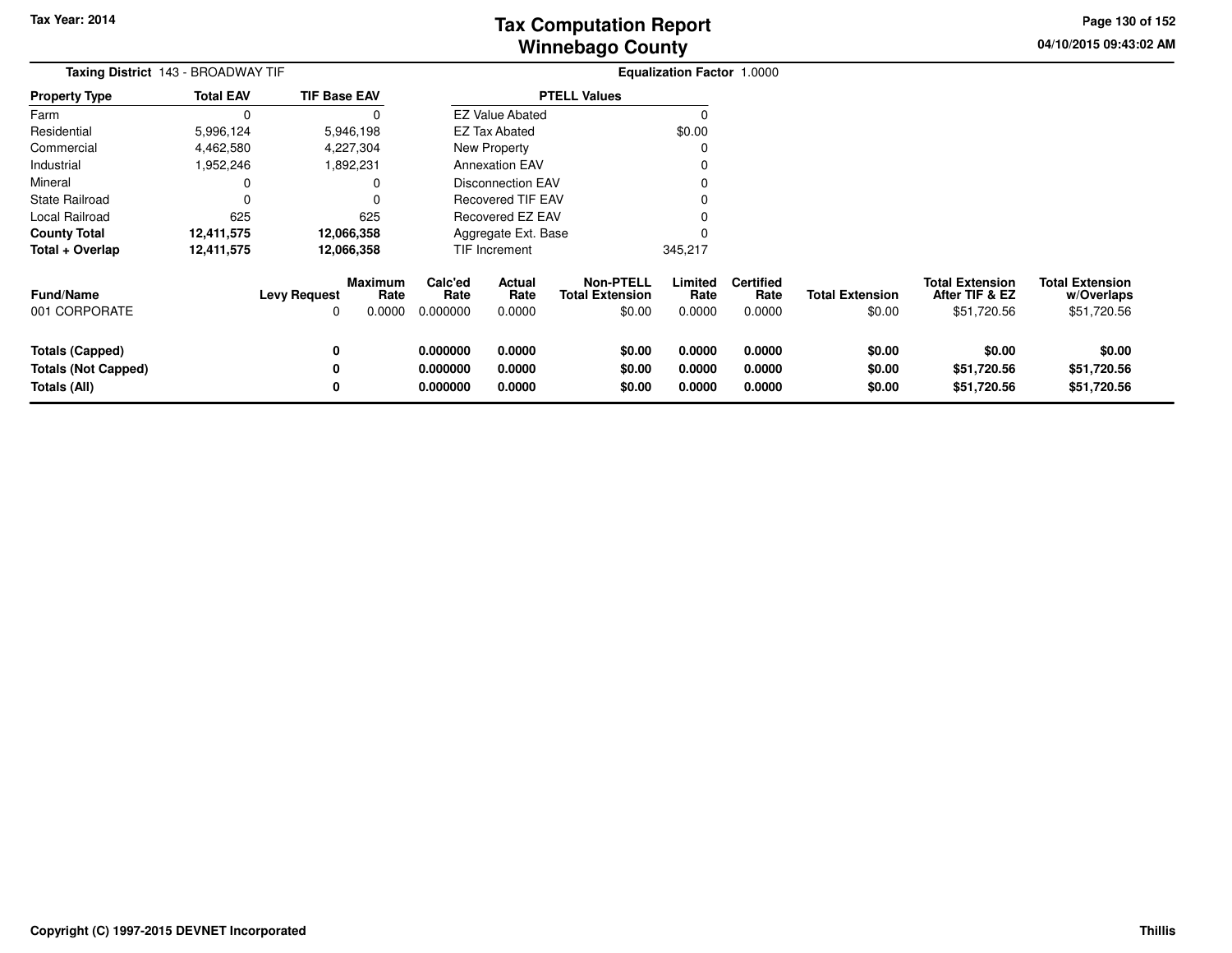# Tax Computation Report
## Winnebago County

Tax Year: 2014

04/10/2015 09:43:02 AM

**Taxing District** 143 - BROADWAY TIF

**Equalization Factor** 1.0000

| Property Type | Total EAV | TIF Base EAV |
|---|---|---|
| Farm | 0 | 0 |
| Residential | 5,996,124 | 5,946,198 |
| Commercial | 4,462,580 | 4,227,304 |
| Industrial | 1,952,246 | 1,892,231 |
| Mineral | 0 | 0 |
| State Railroad | 0 | 0 |
| Local Railroad | 625 | 625 |
| **County Total** | **12,411,575** | **12,066,358** |
| **Total + Overlap** | **12,411,575** | **12,066,358** |

| PTELL Values | |
|---|---|
| EZ Value Abated | 0 |
| EZ Tax Abated | $0.00 |
| New Property | 0 |
| Annexation EAV | 0 |
| Disconnection EAV | 0 |
| Recovered TIF EAV | 0 |
| Recovered EZ EAV | 0 |
| Aggregate Ext. Base | 0 |
| TIF Increment | 345,217 |

| Fund/Name | Levy Request | Maximum Rate | Calc'ed Rate | Actual Rate | Non-PTELL Total Extension | Limited Rate | Certified Rate | Total Extension | Total Extension After TIF & EZ | Total Extension w/Overlaps |
|---|---|---|---|---|---|---|---|---|---|---|
| 001 CORPORATE | 0 | 0.0000 | 0.000000 | 0.0000 | $0.00 | 0.0000 | 0.0000 | $0.00 | $51,720.56 | $51,720.56 |
| **Totals (Capped)** | **0** | | **0.000000** | **0.0000** | **$0.00** | **0.0000** | **0.0000** | **$0.00** | **$0.00** | **$0.00** |
| **Totals (Not Capped)** | **0** | | **0.000000** | **0.0000** | **$0.00** | **0.0000** | **0.0000** | **$0.00** | **$51,720.56** | **$51,720.56** |
| **Totals (All)** | **0** | | **0.000000** | **0.0000** | **$0.00** | **0.0000** | **0.0000** | **$0.00** | **$51,720.56** | **$51,720.56** |

Copyright (C) 1997-2015 DEVNET Incorporated

Thillis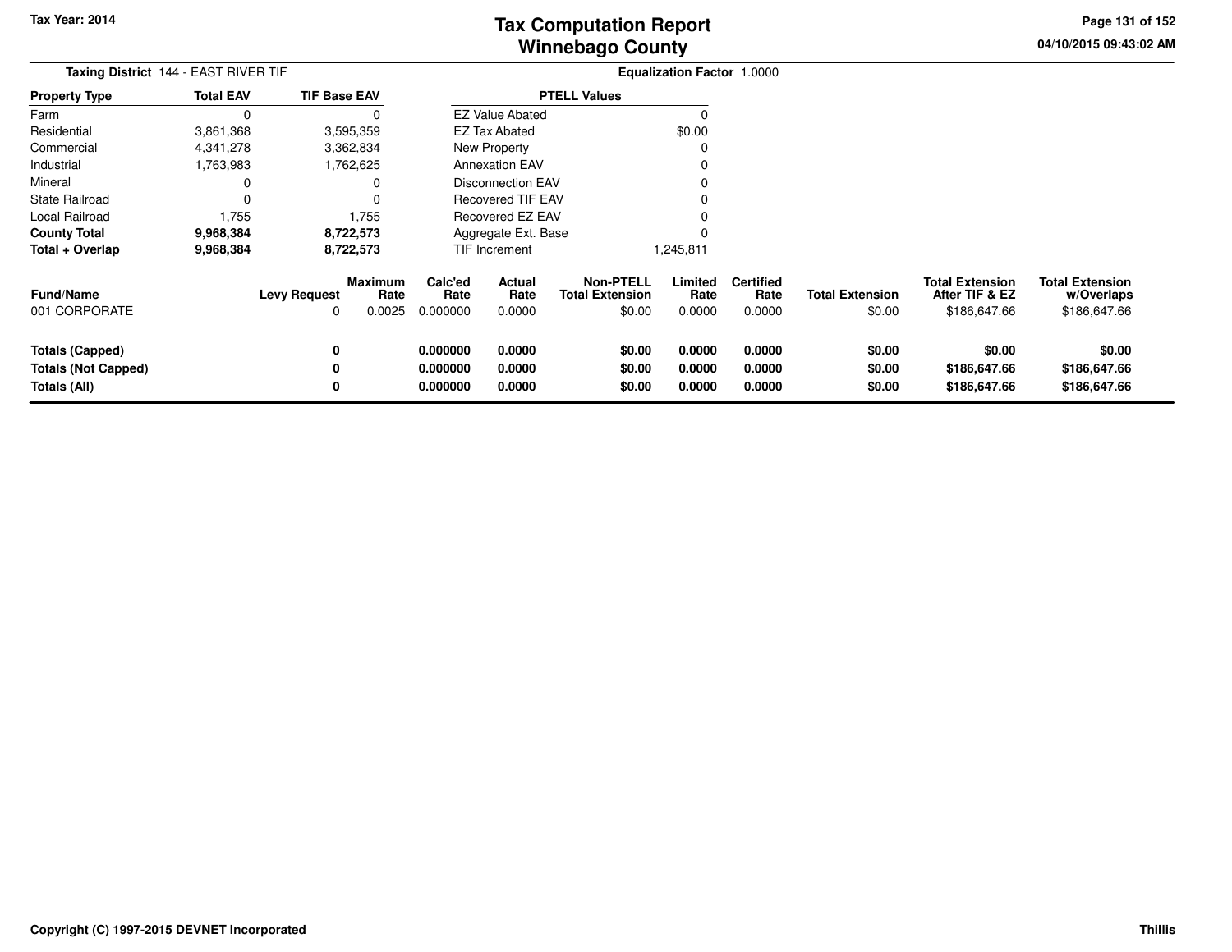**Tax Year: 2014**

# Tax Computation Report
## Winnebago County

04/10/2015 09:43:02 AM

**Taxing District** 144 - EAST RIVER TIF

**Equalization Factor** 1.0000

| Property Type | Total EAV | TIF Base EAV |
|---|---|---|
| Farm | 0 | 0 |
| Residential | 3,861,368 | 3,595,359 |
| Commercial | 4,341,278 | 3,362,834 |
| Industrial | 1,763,983 | 1,762,625 |
| Mineral | 0 | 0 |
| State Railroad | 0 | 0 |
| Local Railroad | 1,755 | 1,755 |
| **County Total** | **9,968,384** | **8,722,573** |
| **Total + Overlap** | **9,968,384** | **8,722,573** |

| PTELL Values | |
|---|---|
| EZ Value Abated | 0 |
| EZ Tax Abated | $0.00 |
| New Property | 0 |
| Annexation EAV | 0 |
| Disconnection EAV | 0 |
| Recovered TIF EAV | 0 |
| Recovered EZ EAV | 0 |
| Aggregate Ext. Base | 0 |
| TIF Increment | 1,245,811 |

| Fund/Name | Levy Request | Maximum Rate | Calc'ed Rate | Actual Rate | Non-PTELL Total Extension | Limited Rate | Certified Rate | Total Extension | Total Extension After TIF & EZ | Total Extension w/Overlaps |
|---|---|---|---|---|---|---|---|---|---|---|
| 001 CORPORATE | 0 | 0.0025 | 0.000000 | 0.0000 | $0.00 | 0.0000 | 0.0000 | $0.00 | $186,647.66 | $186,647.66 |
| **Totals (Capped)** | **0** | | **0.000000** | **0.0000** | **$0.00** | **0.0000** | **0.0000** | **$0.00** | **$0.00** | **$0.00** |
| **Totals (Not Capped)** | **0** | | **0.000000** | **0.0000** | **$0.00** | **0.0000** | **0.0000** | **$0.00** | **$186,647.66** | **$186,647.66** |
| **Totals (All)** | **0** | | **0.000000** | **0.0000** | **$0.00** | **0.0000** | **0.0000** | **$0.00** | **$186,647.66** | **$186,647.66** |

**Copyright (C) 1997-2015 DEVNET Incorporated**

**Thillis**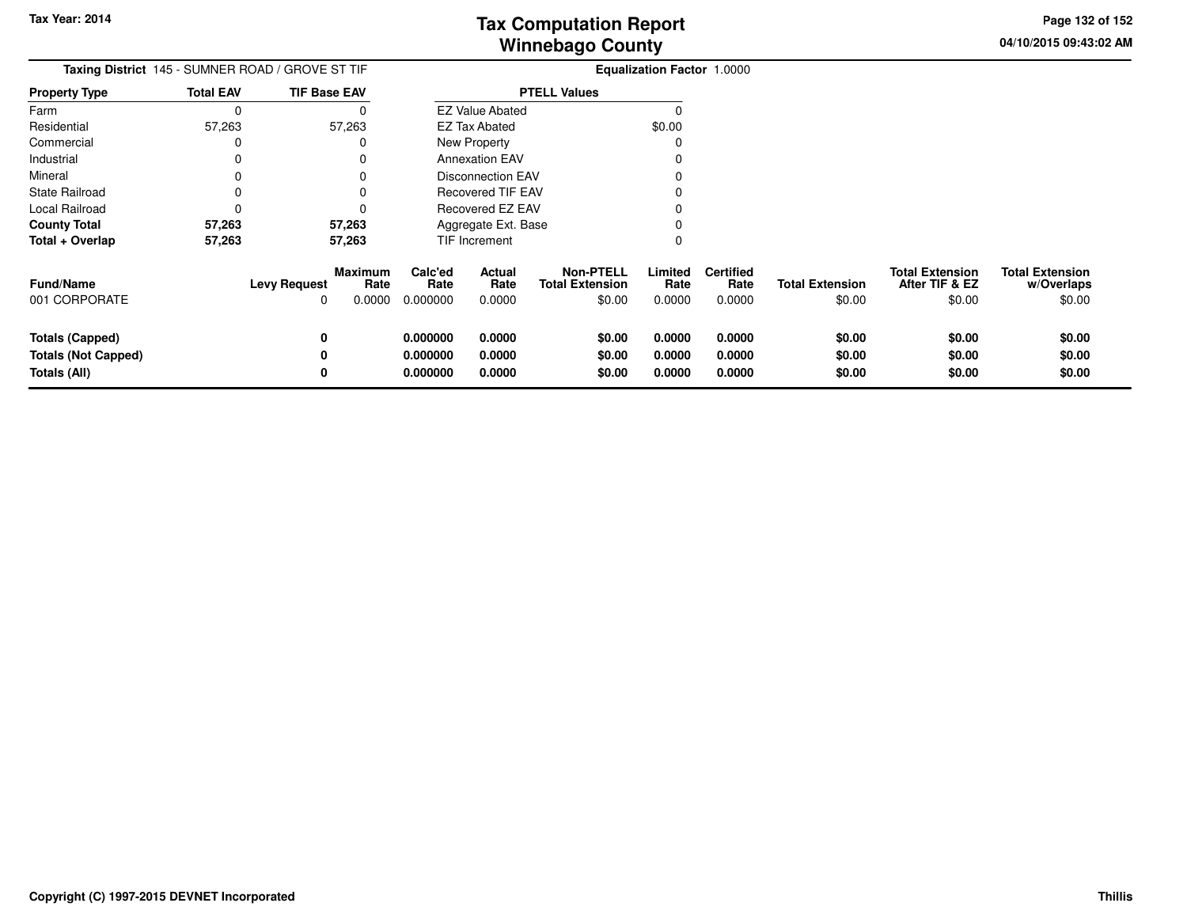# Tax Computation Report
## Winnebago County

Tax Year: 2014

04/10/2015 09:43:02 AM

**Taxing District** 145 - SUMNER ROAD / GROVE ST TIF

**Equalization Factor** 1.0000

| Property Type | Total EAV | TIF Base EAV |
|---|---|---|
| Farm | 0 | 0 |
| Residential | 57,263 | 57,263 |
| Commercial | 0 | 0 |
| Industrial | 0 | 0 |
| Mineral | 0 | 0 |
| State Railroad | 0 | 0 |
| Local Railroad | 0 | 0 |
| **County Total** | **57,263** | **57,263** |
| **Total + Overlap** | **57,263** | **57,263** |

| PTELL Values | |
|---|---|
| EZ Value Abated | 0 |
| EZ Tax Abated | $0.00 |
| New Property | 0 |
| Annexation EAV | 0 |
| Disconnection EAV | 0 |
| Recovered TIF EAV | 0 |
| Recovered EZ EAV | 0 |
| Aggregate Ext. Base | 0 |
| TIF Increment | 0 |

| Fund/Name | Levy Request | Maximum Rate | Calc'ed Rate | Actual Rate | Non-PTELL Total Extension | Limited Rate | Certified Rate | Total Extension | Total Extension After TIF & EZ | Total Extension w/Overlaps |
|---|---|---|---|---|---|---|---|---|---|---|
| 001 CORPORATE | 0 | 0.0000 | 0.000000 | 0.0000 | $0.00 | 0.0000 | 0.0000 | $0.00 | $0.00 | $0.00 |
| **Totals (Capped)** | **0** | | **0.000000** | **0.0000** | **$0.00** | **0.0000** | **0.0000** | **$0.00** | **$0.00** | **$0.00** |
| **Totals (Not Capped)** | **0** | | **0.000000** | **0.0000** | **$0.00** | **0.0000** | **0.0000** | **$0.00** | **$0.00** | **$0.00** |
| **Totals (All)** | **0** | | **0.000000** | **0.0000** | **$0.00** | **0.0000** | **0.0000** | **$0.00** | **$0.00** | **$0.00** |

Copyright (C) 1997-2015 DEVNET Incorporated

Thillis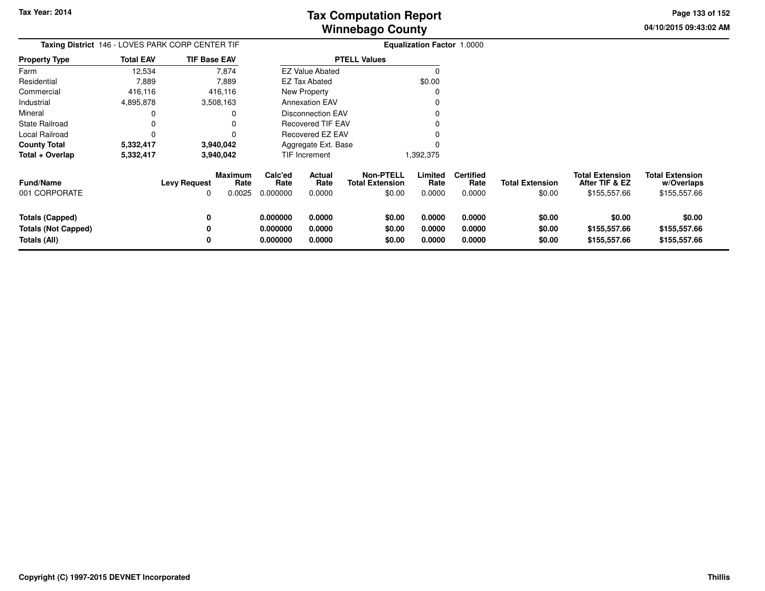# Tax Computation Report
# Winnebago County

Tax Year: 2014

04/10/2015 09:43:02 AM

**Taxing District** 146 - LOVES PARK CORP CENTER TIF

**Equalization Factor** 1.0000

| Property Type | Total EAV | TIF Base EAV |
|---|---|---|
| Farm | 12,534 | 7,874 |
| Residential | 7,889 | 7,889 |
| Commercial | 416,116 | 416,116 |
| Industrial | 4,895,878 | 3,508,163 |
| Mineral | 0 | 0 |
| State Railroad | 0 | 0 |
| Local Railroad | 0 | 0 |
| **County Total** | **5,332,417** | **3,940,042** |
| **Total + Overlap** | **5,332,417** | **3,940,042** |

| PTELL Values | |
|---|---|
| EZ Value Abated | 0 |
| EZ Tax Abated | $0.00 |
| New Property | 0 |
| Annexation EAV | 0 |
| Disconnection EAV | 0 |
| Recovered TIF EAV | 0 |
| Recovered EZ EAV | 0 |
| Aggregate Ext. Base | 0 |
| TIF Increment | 1,392,375 |

| Fund/Name | Levy Request | Maximum Rate | Calc'ed Rate | Actual Rate | Non-PTELL Total Extension | Limited Rate | Certified Rate | Total Extension | Total Extension After TIF & EZ | Total Extension w/Overlaps |
|---|---|---|---|---|---|---|---|---|---|---|
| 001 CORPORATE | 0 | 0.0025 | 0.000000 | 0.0000 | $0.00 | 0.0000 | 0.0000 | $0.00 | $155,557.66 | $155,557.66 |
| **Totals (Capped)** | **0** | | **0.000000** | **0.0000** | **$0.00** | **0.0000** | **0.0000** | **$0.00** | **$0.00** | **$0.00** |
| **Totals (Not Capped)** | **0** | | **0.000000** | **0.0000** | **$0.00** | **0.0000** | **0.0000** | **$0.00** | **$155,557.66** | **$155,557.66** |
| **Totals (All)** | **0** | | **0.000000** | **0.0000** | **$0.00** | **0.0000** | **0.0000** | **$0.00** | **$155,557.66** | **$155,557.66** |

Copyright (C) 1997-2015 DEVNET Incorporated

Thillis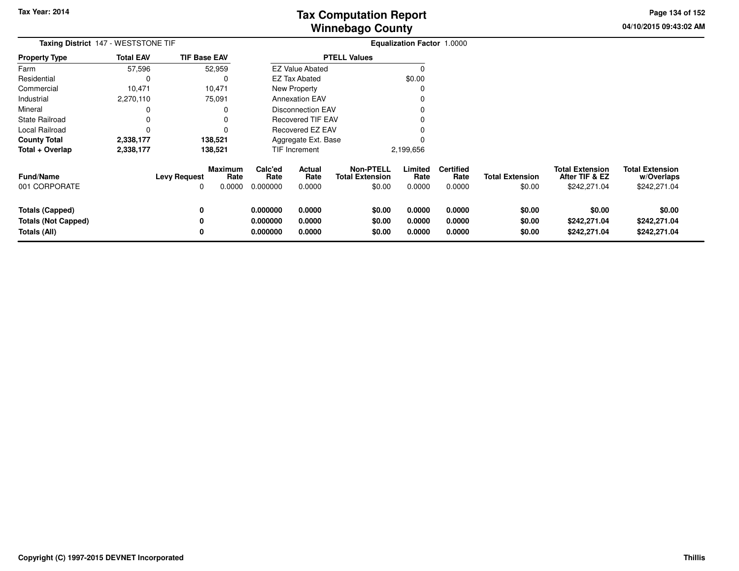**Tax Year: 2014**

# Tax Computation Report
## Winnebago County

04/10/2015 09:43:02 AM

**Taxing District** 147 - WESTSTONE TIF

**Equalization Factor** 1.0000

| Property Type | Total EAV | TIF Base EAV |
|---|---|---|
| Farm | 57,596 | 52,959 |
| Residential | 0 | 0 |
| Commercial | 10,471 | 10,471 |
| Industrial | 2,270,110 | 75,091 |
| Mineral | 0 | 0 |
| State Railroad | 0 | 0 |
| Local Railroad | 0 | 0 |
| **County Total** | **2,338,177** | **138,521** |
| **Total + Overlap** | **2,338,177** | **138,521** |

| PTELL Values | |
|---|---|
| EZ Value Abated | 0 |
| EZ Tax Abated | $0.00 |
| New Property | 0 |
| Annexation EAV | 0 |
| Disconnection EAV | 0 |
| Recovered TIF EAV | 0 |
| Recovered EZ EAV | 0 |
| Aggregate Ext. Base | 0 |
| TIF Increment | 2,199,656 |

| Fund/Name | Levy Request | Maximum Rate | Calc'ed Rate | Actual Rate | Non-PTELL Total Extension | Limited Rate | Certified Rate | Total Extension | Total Extension After TIF & EZ | Total Extension w/Overlaps |
|---|---|---|---|---|---|---|---|---|---|---|
| 001 CORPORATE | 0 | 0.0000 | 0.000000 | 0.0000 | $0.00 | 0.0000 | 0.0000 | $0.00 | $242,271.04 | $242,271.04 |
| **Totals (Capped)** | **0** | | **0.000000** | **0.0000** | **$0.00** | **0.0000** | **0.0000** | **$0.00** | **$0.00** | **$0.00** |
| **Totals (Not Capped)** | **0** | | **0.000000** | **0.0000** | **$0.00** | **0.0000** | **0.0000** | **$0.00** | **$242,271.04** | **$242,271.04** |
| **Totals (All)** | **0** | | **0.000000** | **0.0000** | **$0.00** | **0.0000** | **0.0000** | **$0.00** | **$242,271.04** | **$242,271.04** |

**Copyright (C) 1997-2015 DEVNET Incorporated** **Thillis**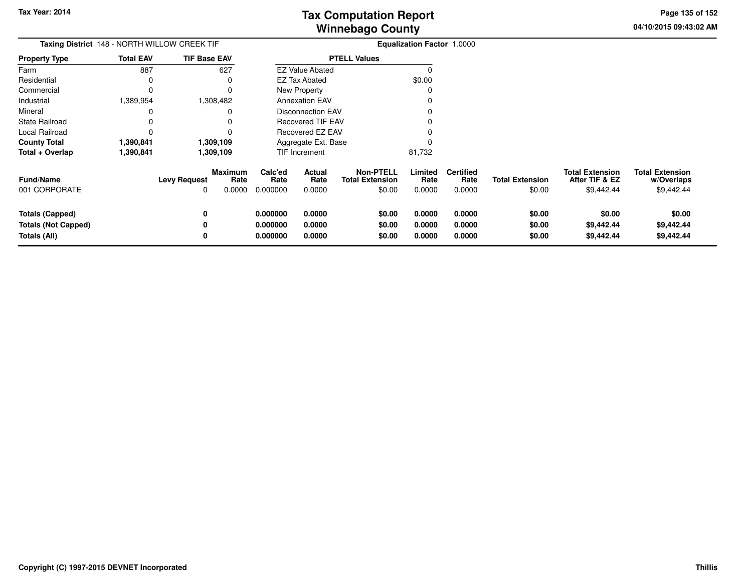# Tax Computation Report
# Winnebago County

Tax Year: 2014

04/10/2015 09:43:02 AM

**Taxing District** 148 - NORTH WILLOW CREEK TIF

**Equalization Factor** 1.0000

| Property Type | Total EAV | TIF Base EAV |
|---|---|---|
| Farm | 887 | 627 |
| Residential | 0 | 0 |
| Commercial | 0 | 0 |
| Industrial | 1,389,954 | 1,308,482 |
| Mineral | 0 | 0 |
| State Railroad | 0 | 0 |
| Local Railroad | 0 | 0 |
| **County Total** | **1,390,841** | **1,309,109** |
| **Total + Overlap** | **1,390,841** | **1,309,109** |

| PTELL Values | |
|---|---|
| EZ Value Abated | 0 |
| EZ Tax Abated | $0.00 |
| New Property | 0 |
| Annexation EAV | 0 |
| Disconnection EAV | 0 |
| Recovered TIF EAV | 0 |
| Recovered EZ EAV | 0 |
| Aggregate Ext. Base | 0 |
| TIF Increment | 81,732 |

| Fund/Name | Levy Request | Maximum Rate | Calc'ed Rate | Actual Rate | Non-PTELL Total Extension | Limited Rate | Certified Rate | Total Extension | Total Extension After TIF & EZ | Total Extension w/Overlaps |
|---|---|---|---|---|---|---|---|---|---|---|
| 001 CORPORATE | 0 | 0.0000 | 0.000000 | 0.0000 | $0.00 | 0.0000 | 0.0000 | $0.00 | $9,442.44 | $9,442.44 |
| **Totals (Capped)** | **0** | | **0.000000** | **0.0000** | **$0.00** | **0.0000** | **0.0000** | **$0.00** | **$0.00** | **$0.00** |
| **Totals (Not Capped)** | **0** | | **0.000000** | **0.0000** | **$0.00** | **0.0000** | **0.0000** | **$0.00** | **$9,442.44** | **$9,442.44** |
| **Totals (All)** | **0** | | **0.000000** | **0.0000** | **$0.00** | **0.0000** | **0.0000** | **$0.00** | **$9,442.44** | **$9,442.44** |

Copyright (C) 1997-2015 DEVNET Incorporated

Thillis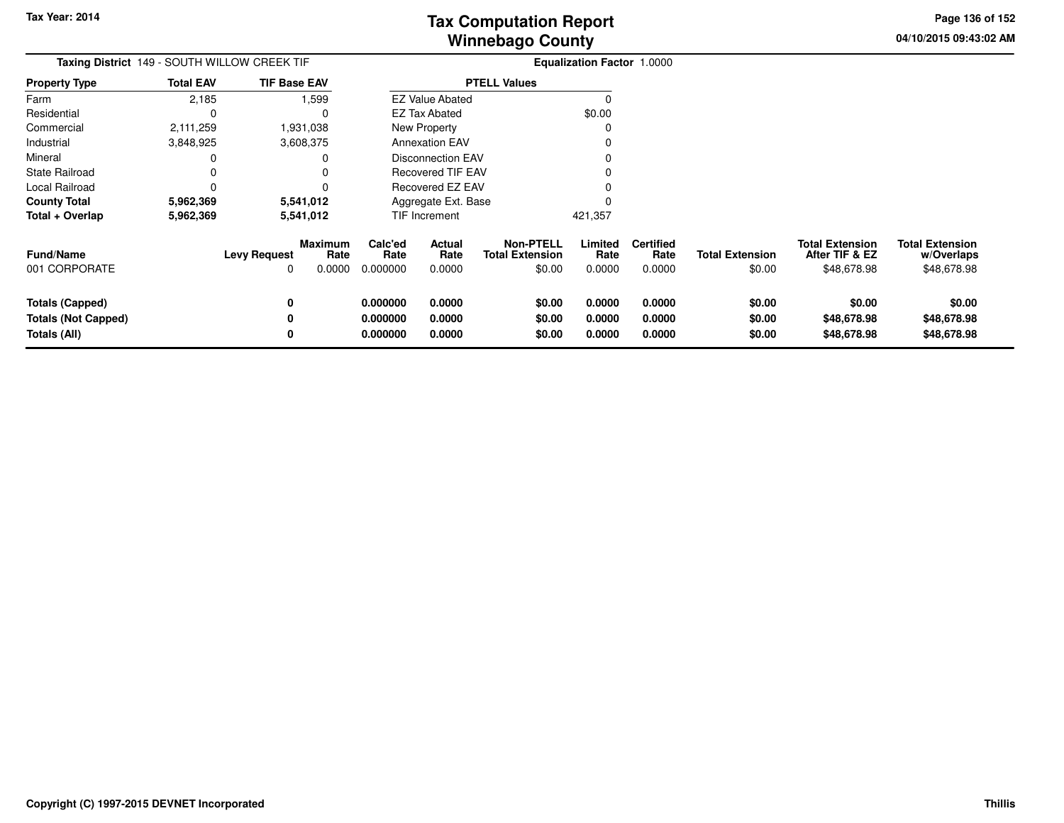Tax Year: 2014

# Tax Computation Report
# Winnebago County

04/10/2015 09:43:02 AM

**Taxing District** 149 - SOUTH WILLOW CREEK TIF

**Equalization Factor** 1.0000

| Property Type | Total EAV | TIF Base EAV |
|---|---|---|
| Farm | 2,185 | 1,599 |
| Residential | 0 | 0 |
| Commercial | 2,111,259 | 1,931,038 |
| Industrial | 3,848,925 | 3,608,375 |
| Mineral | 0 | 0 |
| State Railroad | 0 | 0 |
| Local Railroad | 0 | 0 |
| **County Total** | **5,962,369** | **5,541,012** |
| **Total + Overlap** | **5,962,369** | **5,541,012** |

| PTELL Values | |
|---|---|
| EZ Value Abated | 0 |
| EZ Tax Abated | $0.00 |
| New Property | 0 |
| Annexation EAV | 0 |
| Disconnection EAV | 0 |
| Recovered TIF EAV | 0 |
| Recovered EZ EAV | 0 |
| Aggregate Ext. Base | 0 |
| TIF Increment | 421,357 |

| Fund/Name | Levy Request | Maximum Rate | Calc'ed Rate | Actual Rate | Non-PTELL Total Extension | Limited Rate | Certified Rate | Total Extension | Total Extension After TIF & EZ | Total Extension w/Overlaps |
|---|---|---|---|---|---|---|---|---|---|---|
| 001 CORPORATE | 0 | 0.0000 | 0.000000 | 0.0000 | $0.00 | 0.0000 | 0.0000 | $0.00 | $48,678.98 | $48,678.98 |
| **Totals (Capped)** | **0** | | **0.000000** | **0.0000** | **$0.00** | **0.0000** | **0.0000** | **$0.00** | **$0.00** | **$0.00** |
| **Totals (Not Capped)** | **0** | | **0.000000** | **0.0000** | **$0.00** | **0.0000** | **0.0000** | **$0.00** | **$48,678.98** | **$48,678.98** |
| **Totals (All)** | **0** | | **0.000000** | **0.0000** | **$0.00** | **0.0000** | **0.0000** | **$0.00** | **$48,678.98** | **$48,678.98** |

**Copyright (C) 1997-2015 DEVNET Incorporated** — **Thillis**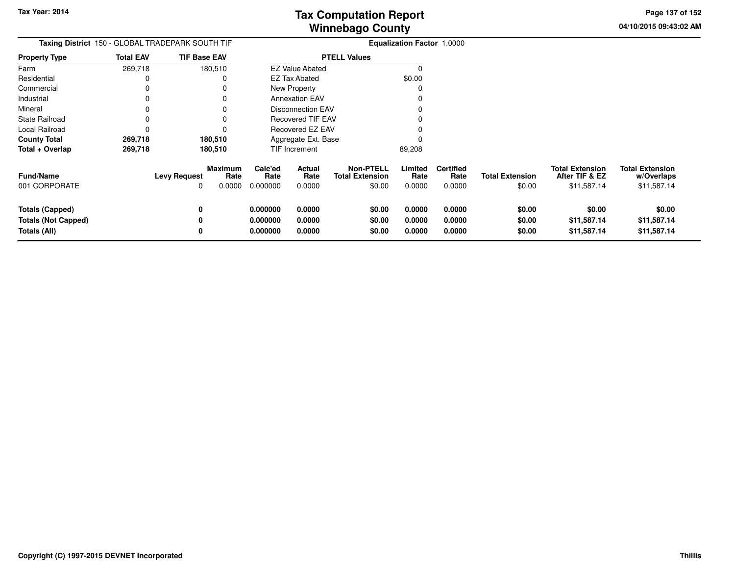**Tax Year: 2014**

# Tax Computation Report
# Winnebago County

04/10/2015 09:43:02 AM

**Taxing District** 150 - GLOBAL TRADEPARK SOUTH TIF

**Equalization Factor** 1.0000

| Property Type | Total EAV | TIF Base EAV |
|---|---|---|
| Farm | 269,718 | 180,510 |
| Residential | 0 | 0 |
| Commercial | 0 | 0 |
| Industrial | 0 | 0 |
| Mineral | 0 | 0 |
| State Railroad | 0 | 0 |
| Local Railroad | 0 | 0 |
| **County Total** | **269,718** | **180,510** |
| **Total + Overlap** | **269,718** | **180,510** |

| PTELL Values | |
|---|---|
| EZ Value Abated | 0 |
| EZ Tax Abated | $0.00 |
| New Property | 0 |
| Annexation EAV | 0 |
| Disconnection EAV | 0 |
| Recovered TIF EAV | 0 |
| Recovered EZ EAV | 0 |
| Aggregate Ext. Base | 0 |
| TIF Increment | 89,208 |

| Fund/Name | Levy Request | Maximum Rate | Calc'ed Rate | Actual Rate | Non-PTELL Total Extension | Limited Rate | Certified Rate | Total Extension | Total Extension After TIF & EZ | Total Extension w/Overlaps |
|---|---|---|---|---|---|---|---|---|---|---|
| 001 CORPORATE | 0 | 0.0000 | 0.000000 | 0.0000 | $0.00 | 0.0000 | 0.0000 | $0.00 | $11,587.14 | $11,587.14 |
| **Totals (Capped)** | **0** | | **0.000000** | **0.0000** | **$0.00** | **0.0000** | **0.0000** | **$0.00** | **$0.00** | **$0.00** |
| **Totals (Not Capped)** | **0** | | **0.000000** | **0.0000** | **$0.00** | **0.0000** | **0.0000** | **$0.00** | **$11,587.14** | **$11,587.14** |
| **Totals (All)** | **0** | | **0.000000** | **0.0000** | **$0.00** | **0.0000** | **0.0000** | **$0.00** | **$11,587.14** | **$11,587.14** |

**Copyright (C) 1997-2015 DEVNET Incorporated**

**Thillis**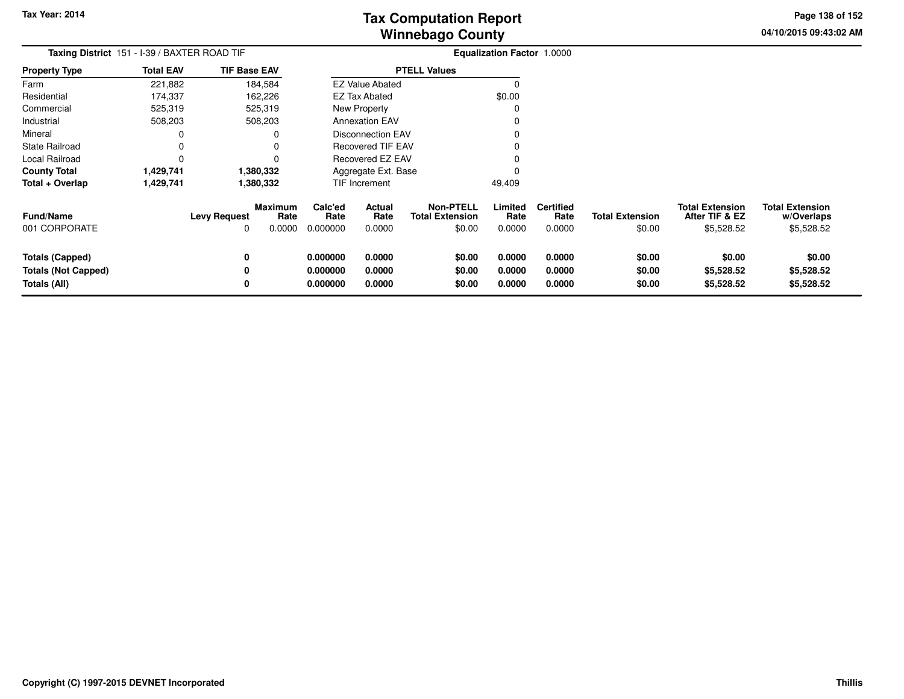# Tax Computation Report
## Winnebago County

Tax Year: 2014

04/10/2015 09:43:02 AM

**Taxing District** 151 - I-39 / BAXTER ROAD TIF

**Equalization Factor** 1.0000

| Property Type | Total EAV | TIF Base EAV |
|---|---|---|
| Farm | 221,882 | 184,584 |
| Residential | 174,337 | 162,226 |
| Commercial | 525,319 | 525,319 |
| Industrial | 508,203 | 508,203 |
| Mineral | 0 | 0 |
| State Railroad | 0 | 0 |
| Local Railroad | 0 | 0 |
| **County Total** | **1,429,741** | **1,380,332** |
| **Total + Overlap** | **1,429,741** | **1,380,332** |

| PTELL Values | |
|---|---|
| EZ Value Abated | 0 |
| EZ Tax Abated | $0.00 |
| New Property | 0 |
| Annexation EAV | 0 |
| Disconnection EAV | 0 |
| Recovered TIF EAV | 0 |
| Recovered EZ EAV | 0 |
| Aggregate Ext. Base | 0 |
| TIF Increment | 49,409 |

| Fund/Name | Levy Request | Maximum Rate | Calc'ed Rate | Actual Rate | Non-PTELL Total Extension | Limited Rate | Certified Rate | Total Extension | Total Extension After TIF & EZ | Total Extension w/Overlaps |
|---|---|---|---|---|---|---|---|---|---|---|
| 001 CORPORATE | 0 | 0.0000 | 0.000000 | 0.0000 | $0.00 | 0.0000 | 0.0000 | $0.00 | $5,528.52 | $5,528.52 |
| **Totals (Capped)** | **0** | | **0.000000** | **0.0000** | **$0.00** | **0.0000** | **0.0000** | **$0.00** | **$0.00** | **$0.00** |
| **Totals (Not Capped)** | **0** | | **0.000000** | **0.0000** | **$0.00** | **0.0000** | **0.0000** | **$0.00** | **$5,528.52** | **$5,528.52** |
| **Totals (All)** | **0** | | **0.000000** | **0.0000** | **$0.00** | **0.0000** | **0.0000** | **$0.00** | **$5,528.52** | **$5,528.52** |

Copyright (C) 1997-2015 DEVNET Incorporated

Thillis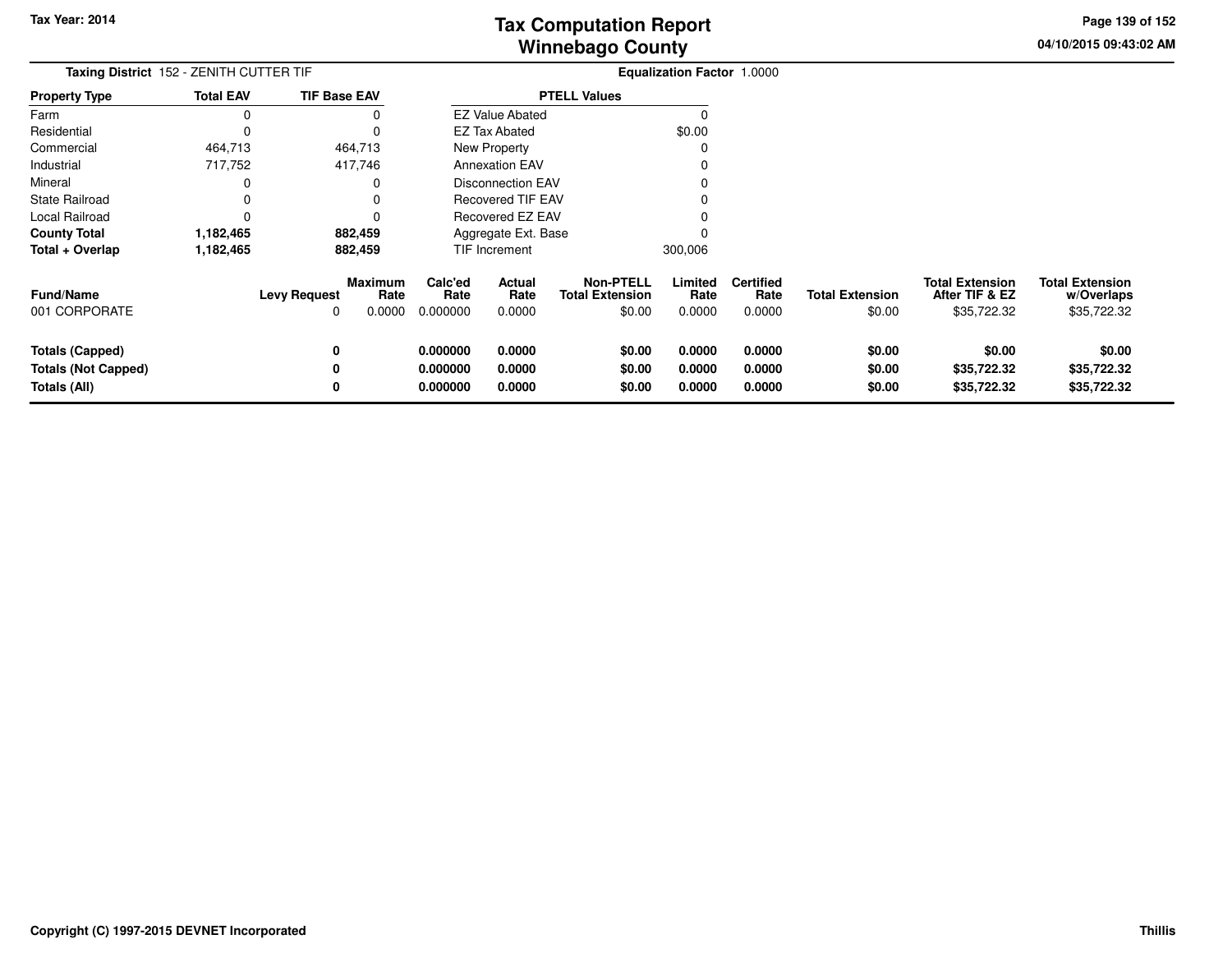# Tax Computation Report
## Winnebago County

Tax Year: 2014

04/10/2015 09:43:02 AM

**Taxing District** 152 - ZENITH CUTTER TIF

**Equalization Factor** 1.0000

| Property Type | Total EAV | TIF Base EAV |
|---|---|---|
| Farm | 0 | 0 |
| Residential | 0 | 0 |
| Commercial | 464,713 | 464,713 |
| Industrial | 717,752 | 417,746 |
| Mineral | 0 | 0 |
| State Railroad | 0 | 0 |
| Local Railroad | 0 | 0 |
| **County Total** | **1,182,465** | **882,459** |
| **Total + Overlap** | **1,182,465** | **882,459** |

| PTELL Values | |
|---|---|
| EZ Value Abated | 0 |
| EZ Tax Abated | $0.00 |
| New Property | 0 |
| Annexation EAV | 0 |
| Disconnection EAV | 0 |
| Recovered TIF EAV | 0 |
| Recovered EZ EAV | 0 |
| Aggregate Ext. Base | 0 |
| TIF Increment | 300,006 |

| Fund/Name | Levy Request | Maximum Rate | Calc'ed Rate | Actual Rate | Non-PTELL Total Extension | Limited Rate | Certified Rate | Total Extension | Total Extension After TIF & EZ | Total Extension w/Overlaps |
|---|---|---|---|---|---|---|---|---|---|---|
| 001 CORPORATE | 0 | 0.0000 | 0.000000 | 0.0000 | $0.00 | 0.0000 | 0.0000 | $0.00 | $35,722.32 | $35,722.32 |
| **Totals (Capped)** | **0** | | **0.000000** | **0.0000** | **$0.00** | **0.0000** | **0.0000** | **$0.00** | **$0.00** | **$0.00** |
| **Totals (Not Capped)** | **0** | | **0.000000** | **0.0000** | **$0.00** | **0.0000** | **0.0000** | **$0.00** | **$35,722.32** | **$35,722.32** |
| **Totals (All)** | **0** | | **0.000000** | **0.0000** | **$0.00** | **0.0000** | **0.0000** | **$0.00** | **$35,722.32** | **$35,722.32** |

Copyright (C) 1997-2015 DEVNET Incorporated

Thillis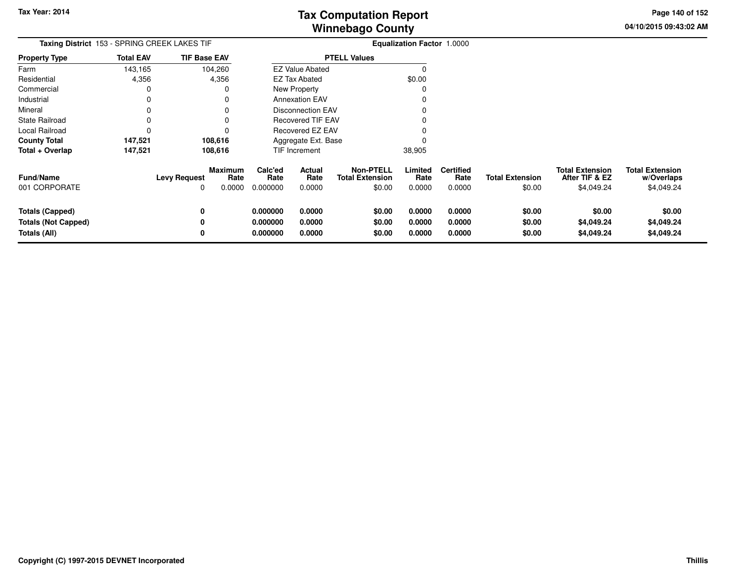# Tax Computation Report
# Winnebago County

Tax Year: 2014

04/10/2015 09:43:02 AM

**Taxing District** 153 - SPRING CREEK LAKES TIF

**Equalization Factor** 1.0000

| Property Type | Total EAV | TIF Base EAV |
|---|---|---|
| Farm | 143,165 | 104,260 |
| Residential | 4,356 | 4,356 |
| Commercial | 0 | 0 |
| Industrial | 0 | 0 |
| Mineral | 0 | 0 |
| State Railroad | 0 | 0 |
| Local Railroad | 0 | 0 |
| **County Total** | **147,521** | **108,616** |
| **Total + Overlap** | **147,521** | **108,616** |

| PTELL Values | |
|---|---|
| EZ Value Abated | 0 |
| EZ Tax Abated | $0.00 |
| New Property | 0 |
| Annexation EAV | 0 |
| Disconnection EAV | 0 |
| Recovered TIF EAV | 0 |
| Recovered EZ EAV | 0 |
| Aggregate Ext. Base | 0 |
| TIF Increment | 38,905 |

| Fund/Name | Levy Request | Maximum Rate | Calc'ed Rate | Actual Rate | Non-PTELL Total Extension | Limited Rate | Certified Rate | Total Extension | Total Extension After TIF & EZ | Total Extension w/Overlaps |
|---|---|---|---|---|---|---|---|---|---|---|
| 001 CORPORATE | 0 | 0.0000 | 0.000000 | 0.0000 | $0.00 | 0.0000 | 0.0000 | $0.00 | $4,049.24 | $4,049.24 |
| **Totals (Capped)** | **0** | | **0.000000** | **0.0000** | **$0.00** | **0.0000** | **0.0000** | **$0.00** | **$0.00** | **$0.00** |
| **Totals (Not Capped)** | **0** | | **0.000000** | **0.0000** | **$0.00** | **0.0000** | **0.0000** | **$0.00** | **$4,049.24** | **$4,049.24** |
| **Totals (All)** | **0** | | **0.000000** | **0.0000** | **$0.00** | **0.0000** | **0.0000** | **$0.00** | **$4,049.24** | **$4,049.24** |

**Copyright (C) 1997-2015 DEVNET Incorporated** — Thillis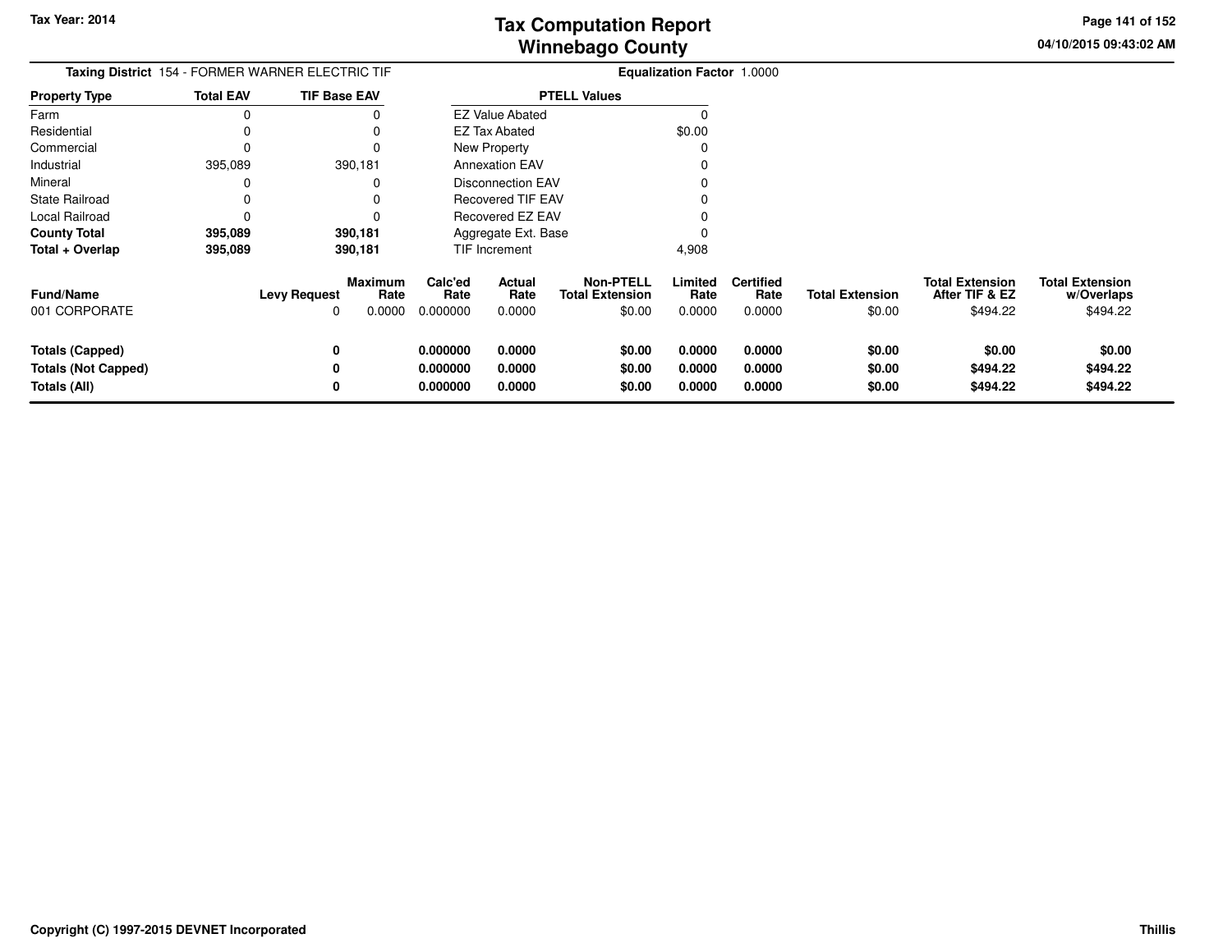**Tax Year: 2014**

# Tax Computation Report
## Winnebago County

04/10/2015 09:43:02 AM

**Taxing District** 154 - FORMER WARNER ELECTRIC TIF **Equalization Factor** 1.0000

| Property Type | Total EAV | TIF Base EAV |
|---|---|---|
| Farm | 0 | 0 |
| Residential | 0 | 0 |
| Commercial | 0 | 0 |
| Industrial | 395,089 | 390,181 |
| Mineral | 0 | 0 |
| State Railroad | 0 | 0 |
| Local Railroad | 0 | 0 |
| **County Total** | **395,089** | **390,181** |
| **Total + Overlap** | **395,089** | **390,181** |

| PTELL Values | |
|---|---|
| EZ Value Abated | 0 |
| EZ Tax Abated | $0.00 |
| New Property | 0 |
| Annexation EAV | 0 |
| Disconnection EAV | 0 |
| Recovered TIF EAV | 0 |
| Recovered EZ EAV | 0 |
| Aggregate Ext. Base | 0 |
| TIF Increment | 4,908 |

| Fund/Name | Levy Request | Maximum Rate | Calc'ed Rate | Actual Rate | Non-PTELL Total Extension | Limited Rate | Certified Rate | Total Extension | Total Extension After TIF & EZ | Total Extension w/Overlaps |
|---|---|---|---|---|---|---|---|---|---|---|
| 001 CORPORATE | 0 | 0.0000 | 0.000000 | 0.0000 | $0.00 | 0.0000 | 0.0000 | $0.00 | $494.22 | $494.22 |
| **Totals (Capped)** | **0** | | **0.000000** | **0.0000** | **$0.00** | **0.0000** | **0.0000** | **$0.00** | **$0.00** | **$0.00** |
| **Totals (Not Capped)** | **0** | | **0.000000** | **0.0000** | **$0.00** | **0.0000** | **0.0000** | **$0.00** | **$494.22** | **$494.22** |
| **Totals (All)** | **0** | | **0.000000** | **0.0000** | **$0.00** | **0.0000** | **0.0000** | **$0.00** | **$494.22** | **$494.22** |

**Copyright (C) 1997-2015 DEVNET Incorporated** **Thillis**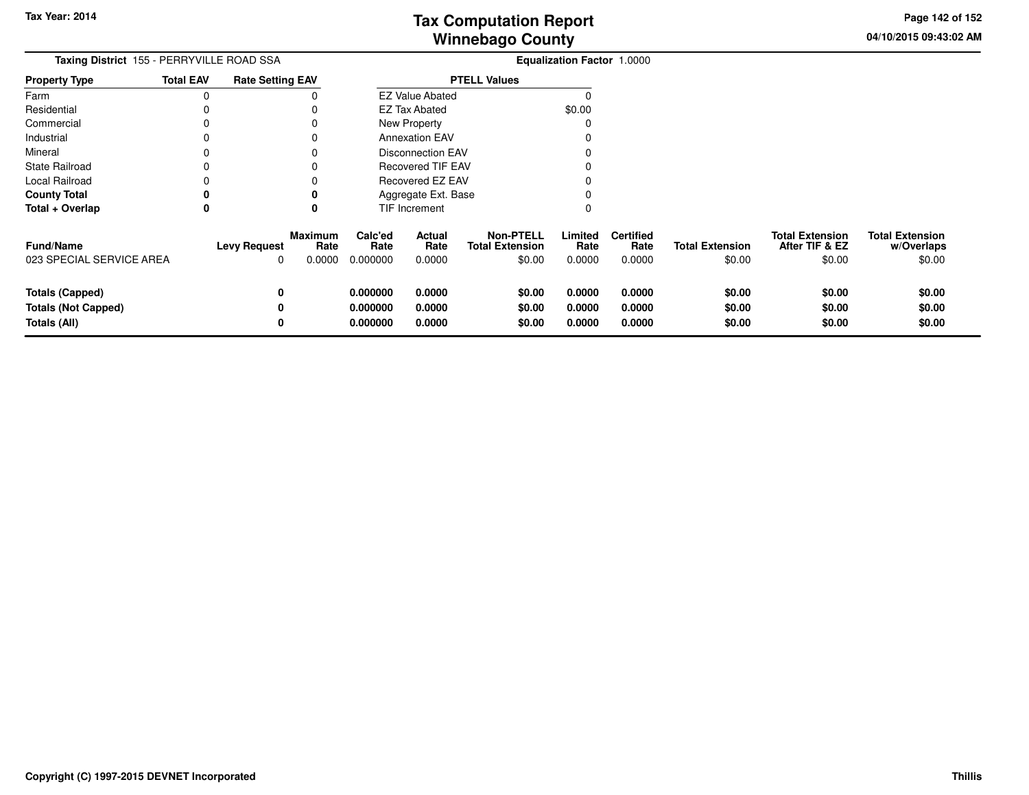**Tax Year: 2014**

# Tax Computation Report
# Winnebago County

04/10/2015 09:43:02 AM

**Taxing District** 155 - PERRYVILLE ROAD SSA

**Equalization Factor** 1.0000

| Property Type | Total EAV | Rate Setting EAV |
|---|---|---|
| Farm | 0 | 0 |
| Residential | 0 | 0 |
| Commercial | 0 | 0 |
| Industrial | 0 | 0 |
| Mineral | 0 | 0 |
| State Railroad | 0 | 0 |
| Local Railroad | 0 | 0 |
| **County Total** | **0** | **0** |
| **Total + Overlap** | **0** | **0** |

| PTELL Values | |
|---|---|
| EZ Value Abated | 0 |
| EZ Tax Abated | $0.00 |
| New Property | 0 |
| Annexation EAV | 0 |
| Disconnection EAV | 0 |
| Recovered TIF EAV | 0 |
| Recovered EZ EAV | 0 |
| Aggregate Ext. Base | 0 |
| TIF Increment | 0 |

| Fund/Name | Levy Request | Maximum Rate | Calc'ed Rate | Actual Rate | Non-PTELL Total Extension | Limited Rate | Certified Rate | Total Extension | Total Extension After TIF & EZ | Total Extension w/Overlaps |
|---|---|---|---|---|---|---|---|---|---|---|
| 023 SPECIAL SERVICE AREA | 0 | 0.0000 | 0.000000 | 0.0000 | $0.00 | 0.0000 | 0.0000 | $0.00 | $0.00 | $0.00 |
| **Totals (Capped)** | **0** | | **0.000000** | **0.0000** | **$0.00** | **0.0000** | **0.0000** | **$0.00** | **$0.00** | **$0.00** |
| **Totals (Not Capped)** | **0** | | **0.000000** | **0.0000** | **$0.00** | **0.0000** | **0.0000** | **$0.00** | **$0.00** | **$0.00** |
| **Totals (All)** | **0** | | **0.000000** | **0.0000** | **$0.00** | **0.0000** | **0.0000** | **$0.00** | **$0.00** | **$0.00** |

**Copyright (C) 1997-2015 DEVNET Incorporated** **Thillis**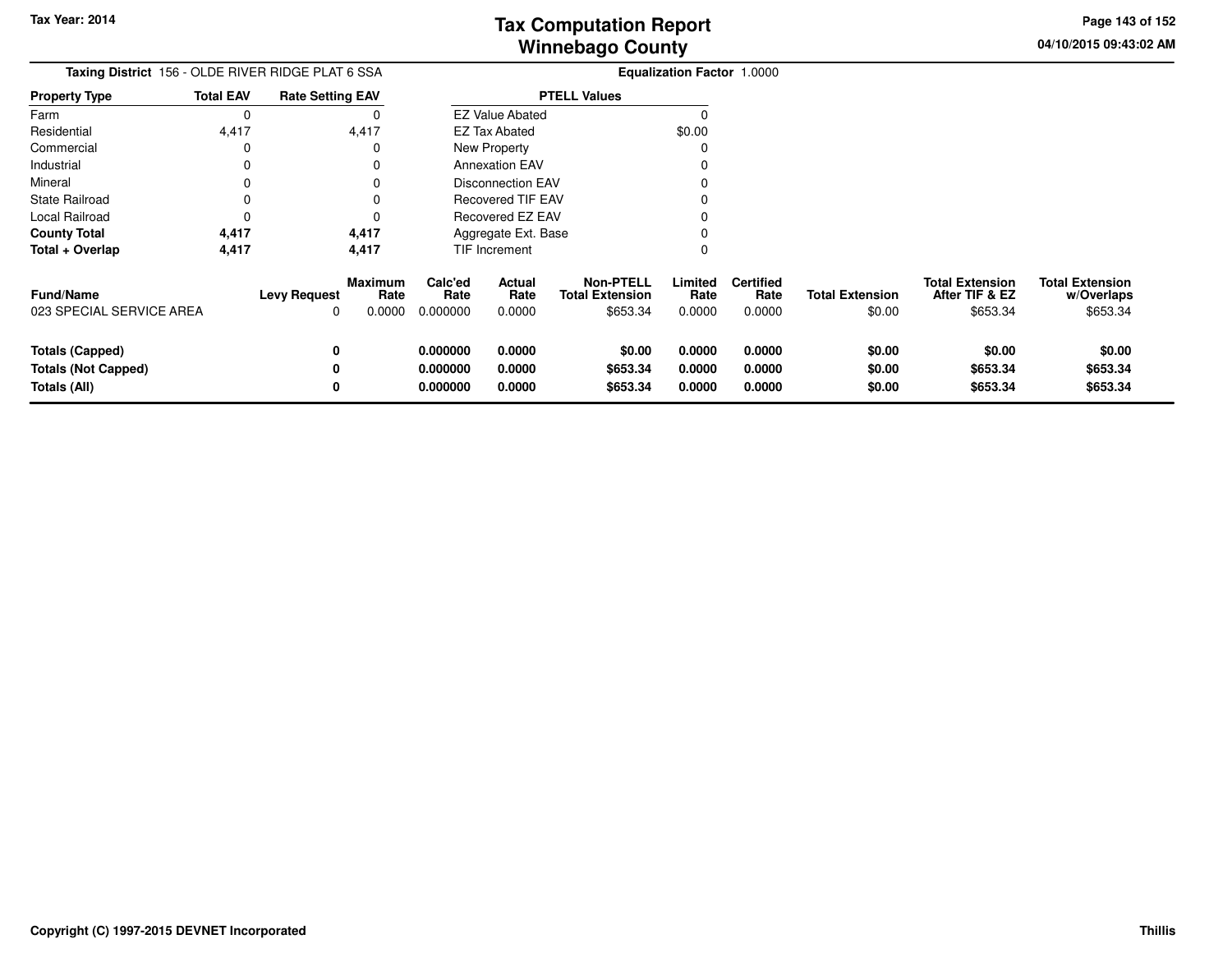# Tax Computation Report
## Winnebago County

Tax Year: 2014

04/10/2015 09:43:02 AM

**Taxing District** 156 - OLDE RIVER RIDGE PLAT 6 SSA

**Equalization Factor** 1.0000

| Property Type | Total EAV | Rate Setting EAV |
|---|---|---|
| Farm | 0 | 0 |
| Residential | 4,417 | 4,417 |
| Commercial | 0 | 0 |
| Industrial | 0 | 0 |
| Mineral | 0 | 0 |
| State Railroad | 0 | 0 |
| Local Railroad | 0 | 0 |
| **County Total** | **4,417** | **4,417** |
| **Total + Overlap** | **4,417** | **4,417** |

| PTELL Values | |
|---|---|
| EZ Value Abated | 0 |
| EZ Tax Abated | $0.00 |
| New Property | 0 |
| Annexation EAV | 0 |
| Disconnection EAV | 0 |
| Recovered TIF EAV | 0 |
| Recovered EZ EAV | 0 |
| Aggregate Ext. Base | 0 |
| TIF Increment | 0 |

| Fund/Name | Levy Request | Maximum Rate | Calc'ed Rate | Actual Rate | Non-PTELL Total Extension | Limited Rate | Certified Rate | Total Extension | Total Extension After TIF & EZ | Total Extension w/Overlaps |
|---|---|---|---|---|---|---|---|---|---|---|
| 023 SPECIAL SERVICE AREA | 0 | 0.0000 | 0.000000 | 0.0000 | $653.34 | 0.0000 | 0.0000 | $0.00 | $653.34 | $653.34 |
| **Totals (Capped)** | **0** | | **0.000000** | **0.0000** | **$0.00** | **0.0000** | **0.0000** | **$0.00** | **$0.00** | **$0.00** |
| **Totals (Not Capped)** | **0** | | **0.000000** | **0.0000** | **$653.34** | **0.0000** | **0.0000** | **$0.00** | **$653.34** | **$653.34** |
| **Totals (All)** | **0** | | **0.000000** | **0.0000** | **$653.34** | **0.0000** | **0.0000** | **$0.00** | **$653.34** | **$653.34** |

Copyright (C) 1997-2015 DEVNET Incorporated

Thillis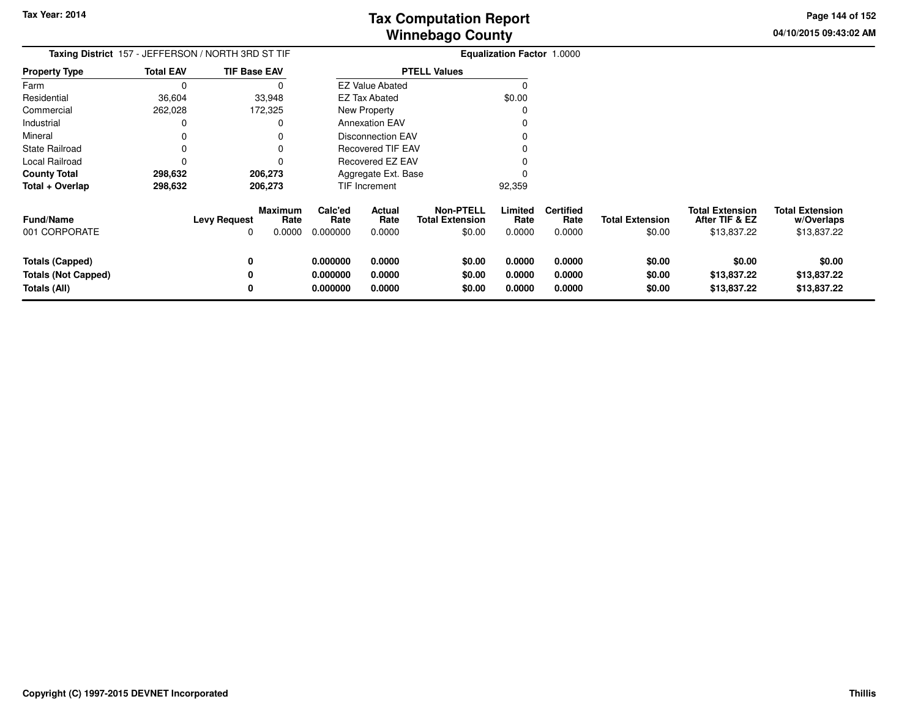Tax Year: 2014

# Tax Computation Report
## Winnebago County

04/10/2015 09:43:02 AM

**Taxing District** 157 - JEFFERSON / NORTH 3RD ST TIF

**Equalization Factor** 1.0000

| Property Type | Total EAV | TIF Base EAV |
|---|---|---|
| Farm | 0 | 0 |
| Residential | 36,604 | 33,948 |
| Commercial | 262,028 | 172,325 |
| Industrial | 0 | 0 |
| Mineral | 0 | 0 |
| State Railroad | 0 | 0 |
| Local Railroad | 0 | 0 |
| **County Total** | **298,632** | **206,273** |
| **Total + Overlap** | **298,632** | **206,273** |

| PTELL Values | |
|---|---|
| EZ Value Abated | 0 |
| EZ Tax Abated | $0.00 |
| New Property | 0 |
| Annexation EAV | 0 |
| Disconnection EAV | 0 |
| Recovered TIF EAV | 0 |
| Recovered EZ EAV | 0 |
| Aggregate Ext. Base | 0 |
| TIF Increment | 92,359 |

| Fund/Name | Levy Request | Maximum Rate | Calc'ed Rate | Actual Rate | Non-PTELL Total Extension | Limited Rate | Certified Rate | Total Extension | Total Extension After TIF & EZ | Total Extension w/Overlaps |
|---|---|---|---|---|---|---|---|---|---|---|
| 001 CORPORATE | 0 | 0.0000 | 0.000000 | 0.0000 | $0.00 | 0.0000 | 0.0000 | $0.00 | $13,837.22 | $13,837.22 |
| **Totals (Capped)** | **0** | | **0.000000** | **0.0000** | **$0.00** | **0.0000** | **0.0000** | **$0.00** | **$0.00** | **$0.00** |
| **Totals (Not Capped)** | **0** | | **0.000000** | **0.0000** | **$0.00** | **0.0000** | **0.0000** | **$0.00** | **$13,837.22** | **$13,837.22** |
| **Totals (All)** | **0** | | **0.000000** | **0.0000** | **$0.00** | **0.0000** | **0.0000** | **$0.00** | **$13,837.22** | **$13,837.22** |

Copyright (C) 1997-2015 DEVNET Incorporated

Thillis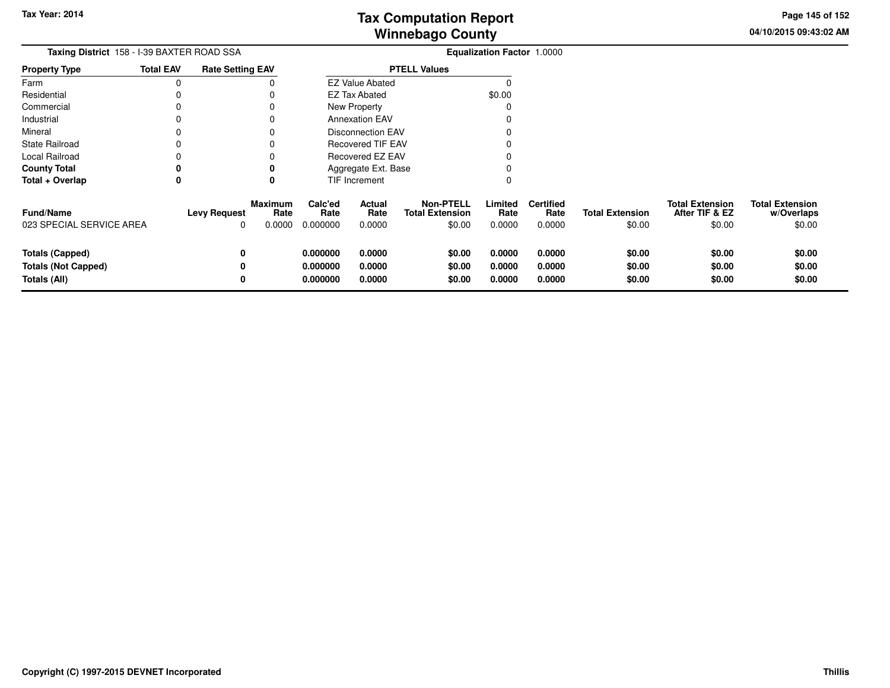**Tax Year: 2014**

# Tax Computation Report
# Winnebago County

04/10/2015 09:43:02 AM

**Taxing District** 158 - I-39 BAXTER ROAD SSA

**Equalization Factor** 1.0000

| Property Type | Total EAV | Rate Setting EAV |
|---|---|---|
| Farm | 0 | 0 |
| Residential | 0 | 0 |
| Commercial | 0 | 0 |
| Industrial | 0 | 0 |
| Mineral | 0 | 0 |
| State Railroad | 0 | 0 |
| Local Railroad | 0 | 0 |
| **County Total** | **0** | **0** |
| **Total + Overlap** | **0** | **0** |

| PTELL Values | |
|---|---|
| EZ Value Abated | 0 |
| EZ Tax Abated | $0.00 |
| New Property | 0 |
| Annexation EAV | 0 |
| Disconnection EAV | 0 |
| Recovered TIF EAV | 0 |
| Recovered EZ EAV | 0 |
| Aggregate Ext. Base | 0 |
| TIF Increment | 0 |

| Fund/Name | Levy Request | Maximum Rate | Calc'ed Rate | Actual Rate | Non-PTELL Total Extension | Limited Rate | Certified Rate | Total Extension | Total Extension After TIF & EZ | Total Extension w/Overlaps |
|---|---|---|---|---|---|---|---|---|---|---|
| 023 SPECIAL SERVICE AREA | 0 | 0.0000 | 0.000000 | 0.0000 | $0.00 | 0.0000 | 0.0000 | $0.00 | $0.00 | $0.00 |
| **Totals (Capped)** | **0** | | **0.000000** | **0.0000** | **$0.00** | **0.0000** | **0.0000** | **$0.00** | **$0.00** | **$0.00** |
| **Totals (Not Capped)** | **0** | | **0.000000** | **0.0000** | **$0.00** | **0.0000** | **0.0000** | **$0.00** | **$0.00** | **$0.00** |
| **Totals (All)** | **0** | | **0.000000** | **0.0000** | **$0.00** | **0.0000** | **0.0000** | **$0.00** | **$0.00** | **$0.00** |

**Copyright (C) 1997-2015 DEVNET Incorporated** | **Thillis**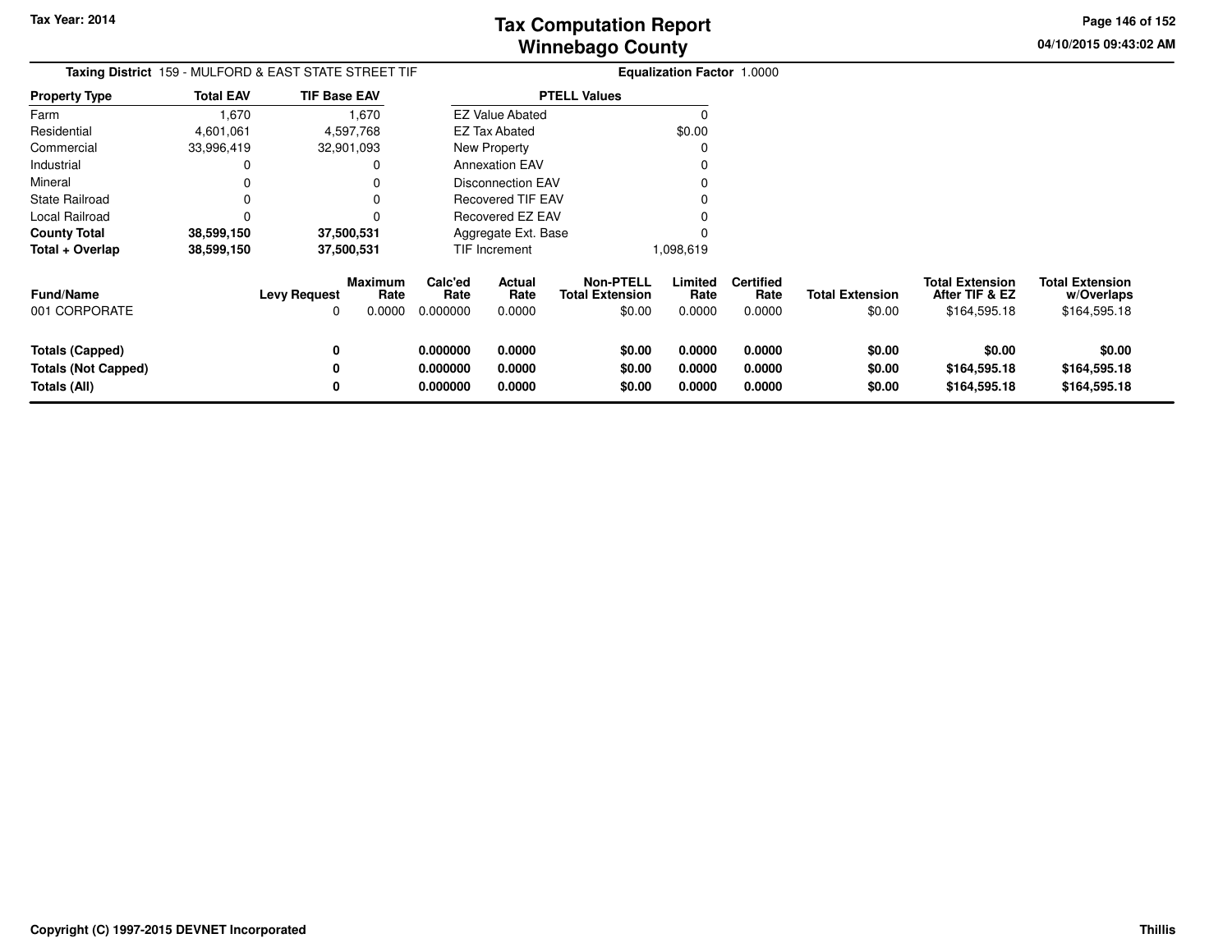# Tax Computation Report
## Winnebago County

Tax Year: 2014

04/10/2015 09:43:02 AM

**Taxing District** 159 - MULFORD & EAST STATE STREET TIF

**Equalization Factor** 1.0000

| Property Type | Total EAV | TIF Base EAV |
|---|---|---|
| Farm | 1,670 | 1,670 |
| Residential | 4,601,061 | 4,597,768 |
| Commercial | 33,996,419 | 32,901,093 |
| Industrial | 0 | 0 |
| Mineral | 0 | 0 |
| State Railroad | 0 | 0 |
| Local Railroad | 0 | 0 |
| **County Total** | **38,599,150** | **37,500,531** |
| **Total + Overlap** | **38,599,150** | **37,500,531** |

| PTELL Values | |
|---|---|
| EZ Value Abated | 0 |
| EZ Tax Abated | $0.00 |
| New Property | 0 |
| Annexation EAV | 0 |
| Disconnection EAV | 0 |
| Recovered TIF EAV | 0 |
| Recovered EZ EAV | 0 |
| Aggregate Ext. Base | 0 |
| TIF Increment | 1,098,619 |

| Fund/Name | Levy Request | Maximum Rate | Calc'ed Rate | Actual Rate | Non-PTELL Total Extension | Limited Rate | Certified Rate | Total Extension | Total Extension After TIF & EZ | Total Extension w/Overlaps |
|---|---|---|---|---|---|---|---|---|---|---|
| 001 CORPORATE | 0 | 0.0000 | 0.000000 | 0.0000 | $0.00 | 0.0000 | 0.0000 | $0.00 | $164,595.18 | $164,595.18 |
| **Totals (Capped)** | **0** | | **0.000000** | **0.0000** | **$0.00** | **0.0000** | **0.0000** | **$0.00** | **$0.00** | **$0.00** |
| **Totals (Not Capped)** | **0** | | **0.000000** | **0.0000** | **$0.00** | **0.0000** | **0.0000** | **$0.00** | **$164,595.18** | **$164,595.18** |
| **Totals (All)** | **0** | | **0.000000** | **0.0000** | **$0.00** | **0.0000** | **0.0000** | **$0.00** | **$164,595.18** | **$164,595.18** |

Copyright (C) 1997-2015 DEVNET Incorporated

Thillis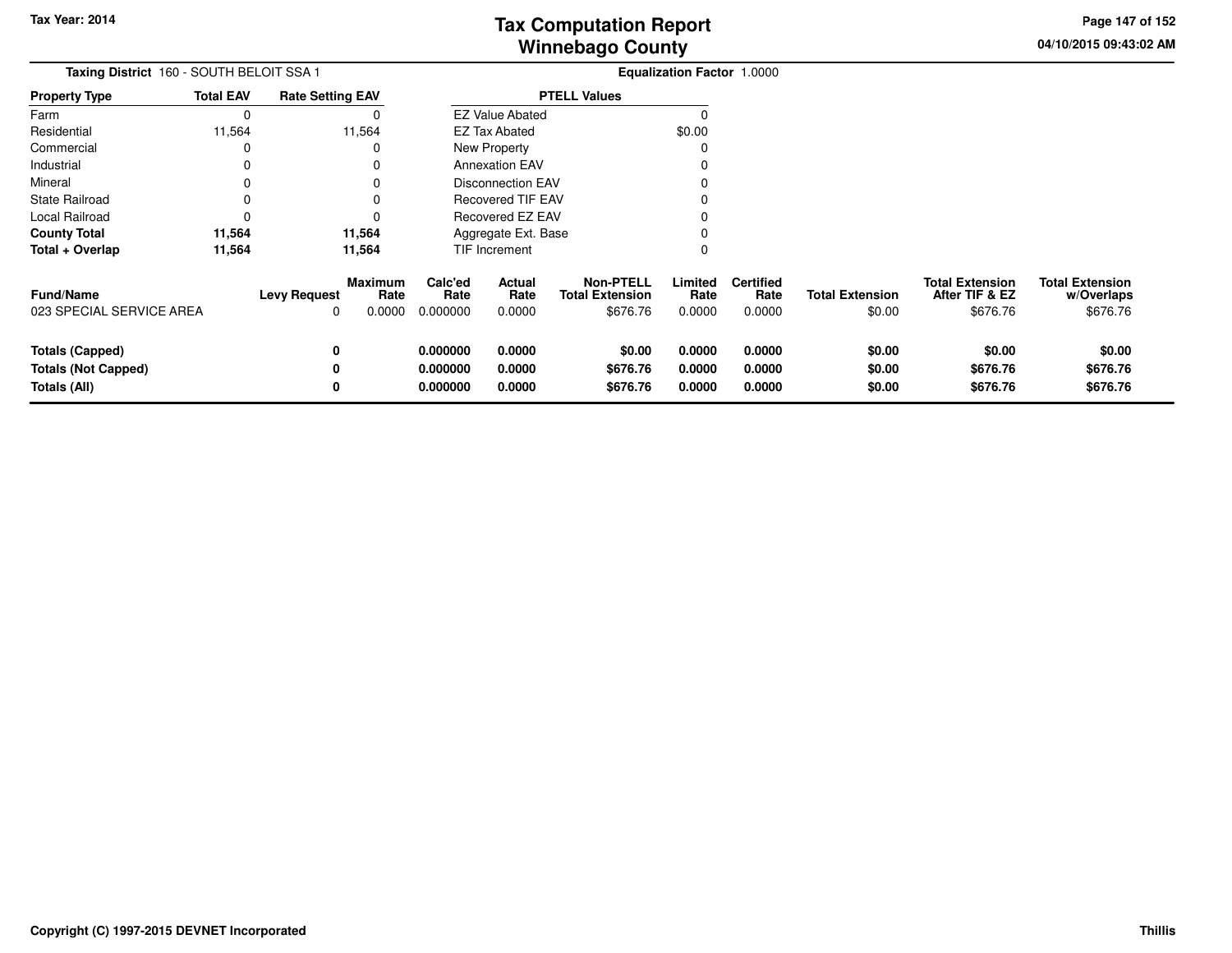# Tax Computation Report
## Winnebago County

Tax Year: 2014

04/10/2015 09:43:02 AM

**Taxing District** 160 - SOUTH BELOIT SSA 1

**Equalization Factor** 1.0000

| Property Type | Total EAV | Rate Setting EAV |
|---|---|---|
| Farm | 0 | 0 |
| Residential | 11,564 | 11,564 |
| Commercial | 0 | 0 |
| Industrial | 0 | 0 |
| Mineral | 0 | 0 |
| State Railroad | 0 | 0 |
| Local Railroad | 0 | 0 |
| **County Total** | **11,564** | **11,564** |
| **Total + Overlap** | **11,564** | **11,564** |

| PTELL Values | |
|---|---|
| EZ Value Abated | 0 |
| EZ Tax Abated | $0.00 |
| New Property | 0 |
| Annexation EAV | 0 |
| Disconnection EAV | 0 |
| Recovered TIF EAV | 0 |
| Recovered EZ EAV | 0 |
| Aggregate Ext. Base | 0 |
| TIF Increment | 0 |

| Fund/Name | Levy Request | Maximum Rate | Calc'ed Rate | Actual Rate | Non-PTELL Total Extension | Limited Rate | Certified Rate | Total Extension | Total Extension After TIF & EZ | Total Extension w/Overlaps |
|---|---|---|---|---|---|---|---|---|---|---|
| 023 SPECIAL SERVICE AREA | 0 | 0.0000 | 0.000000 | 0.0000 | $676.76 | 0.0000 | 0.0000 | $0.00 | $676.76 | $676.76 |
| **Totals (Capped)** | **0** | | **0.000000** | **0.0000** | **$0.00** | **0.0000** | **0.0000** | **$0.00** | **$0.00** | **$0.00** |
| **Totals (Not Capped)** | **0** | | **0.000000** | **0.0000** | **$676.76** | **0.0000** | **0.0000** | **$0.00** | **$676.76** | **$676.76** |
| **Totals (All)** | **0** | | **0.000000** | **0.0000** | **$676.76** | **0.0000** | **0.0000** | **$0.00** | **$676.76** | **$676.76** |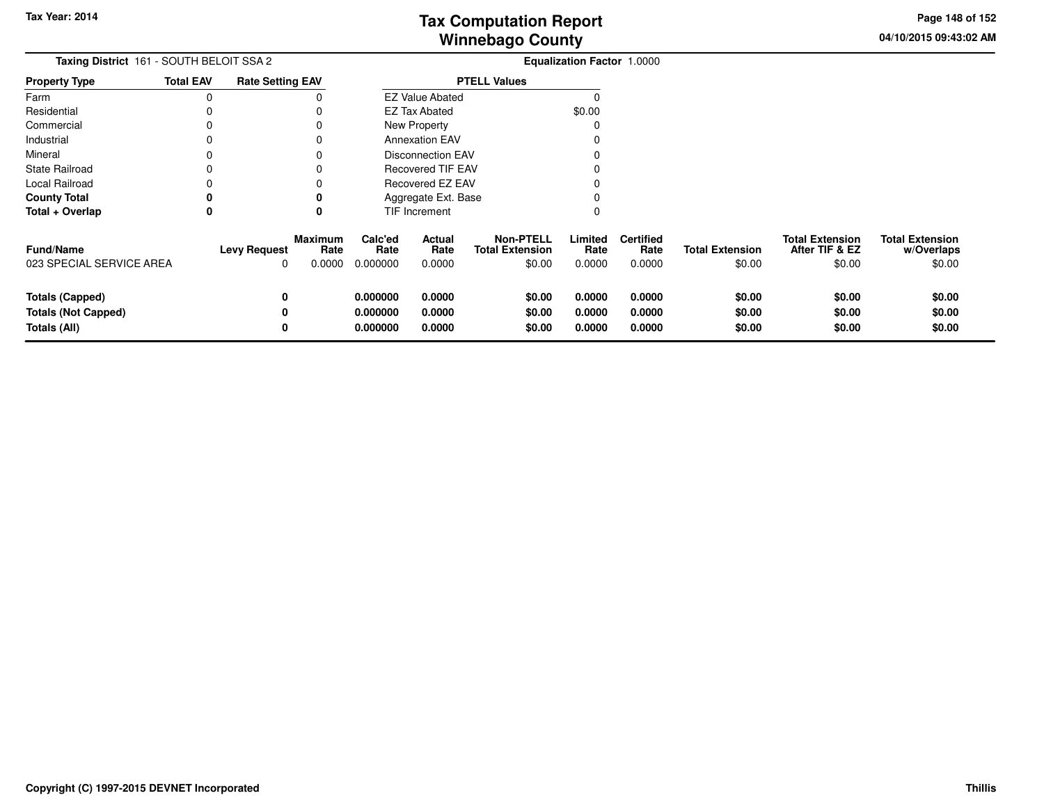**Taxing District** 161 - SOUTH BELOIT SSA 2

**Equalization Factor** 1.0000

| Property Type | Total EAV | Rate Setting EAV |
|---|---|---|
| Farm | 0 | 0 |
| Residential | 0 | 0 |
| Commercial | 0 | 0 |
| Industrial | 0 | 0 |
| Mineral | 0 | 0 |
| State Railroad | 0 | 0 |
| Local Railroad | 0 | 0 |
| **County Total** | **0** | **0** |
| **Total + Overlap** | **0** | **0** |

| PTELL Values | |
|---|---|
| EZ Value Abated | 0 |
| EZ Tax Abated | $0.00 |
| New Property | 0 |
| Annexation EAV | 0 |
| Disconnection EAV | 0 |
| Recovered TIF EAV | 0 |
| Recovered EZ EAV | 0 |
| Aggregate Ext. Base | 0 |
| TIF Increment | 0 |

| Fund/Name | Levy Request | Maximum Rate | Calc'ed Rate | Actual Rate | Non-PTELL Total Extension | Limited Rate | Certified Rate | Total Extension | Total Extension After TIF & EZ | Total Extension w/Overlaps |
|---|---|---|---|---|---|---|---|---|---|---|
| 023 SPECIAL SERVICE AREA | 0 | 0.0000 | 0.000000 | 0.0000 | $0.00 | 0.0000 | 0.0000 | $0.00 | $0.00 | $0.00 |
| **Totals (Capped)** | **0** | | **0.000000** | **0.0000** | **$0.00** | **0.0000** | **0.0000** | **$0.00** | **$0.00** | **$0.00** |
| **Totals (Not Capped)** | **0** | | **0.000000** | **0.0000** | **$0.00** | **0.0000** | **0.0000** | **$0.00** | **$0.00** | **$0.00** |
| **Totals (All)** | **0** | | **0.000000** | **0.0000** | **$0.00** | **0.0000** | **0.0000** | **$0.00** | **$0.00** | **$0.00** |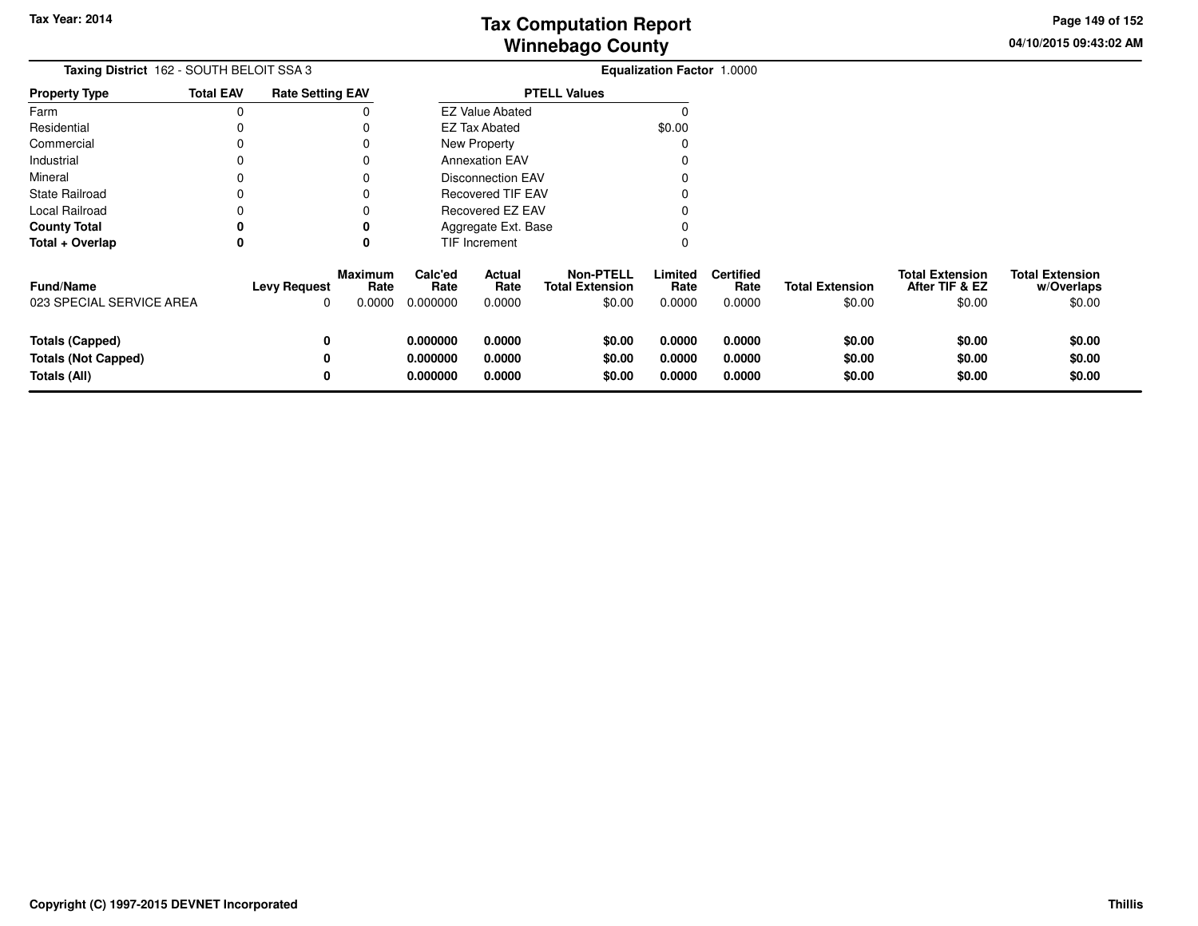**Tax Year: 2014**

# Tax Computation Report
# Winnebago County

04/10/2015 09:43:02 AM

**Taxing District** 162 - SOUTH BELOIT SSA 3 **Equalization Factor** 1.0000

| Property Type | Total EAV | Rate Setting EAV |
|---|---|---|
| Farm | 0 | 0 |
| Residential | 0 | 0 |
| Commercial | 0 | 0 |
| Industrial | 0 | 0 |
| Mineral | 0 | 0 |
| State Railroad | 0 | 0 |
| Local Railroad | 0 | 0 |
| **County Total** | **0** | **0** |
| **Total + Overlap** | **0** | **0** |

| PTELL Values | |
|---|---|
| EZ Value Abated | 0 |
| EZ Tax Abated | $0.00 |
| New Property | 0 |
| Annexation EAV | 0 |
| Disconnection EAV | 0 |
| Recovered TIF EAV | 0 |
| Recovered EZ EAV | 0 |
| Aggregate Ext. Base | 0 |
| TIF Increment | 0 |

| Fund/Name | Levy Request | Maximum Rate | Calc'ed Rate | Actual Rate | Non-PTELL Total Extension | Limited Rate | Certified Rate | Total Extension | Total Extension After TIF & EZ | Total Extension w/Overlaps |
|---|---|---|---|---|---|---|---|---|---|---|
| 023 SPECIAL SERVICE AREA | 0 | 0.0000 | 0.000000 | 0.0000 | $0.00 | 0.0000 | 0.0000 | $0.00 | $0.00 | $0.00 |
| **Totals (Capped)** | **0** | | **0.000000** | **0.0000** | **$0.00** | **0.0000** | **0.0000** | **$0.00** | **$0.00** | **$0.00** |
| **Totals (Not Capped)** | **0** | | **0.000000** | **0.0000** | **$0.00** | **0.0000** | **0.0000** | **$0.00** | **$0.00** | **$0.00** |
| **Totals (All)** | **0** | | **0.000000** | **0.0000** | **$0.00** | **0.0000** | **0.0000** | **$0.00** | **$0.00** | **$0.00** |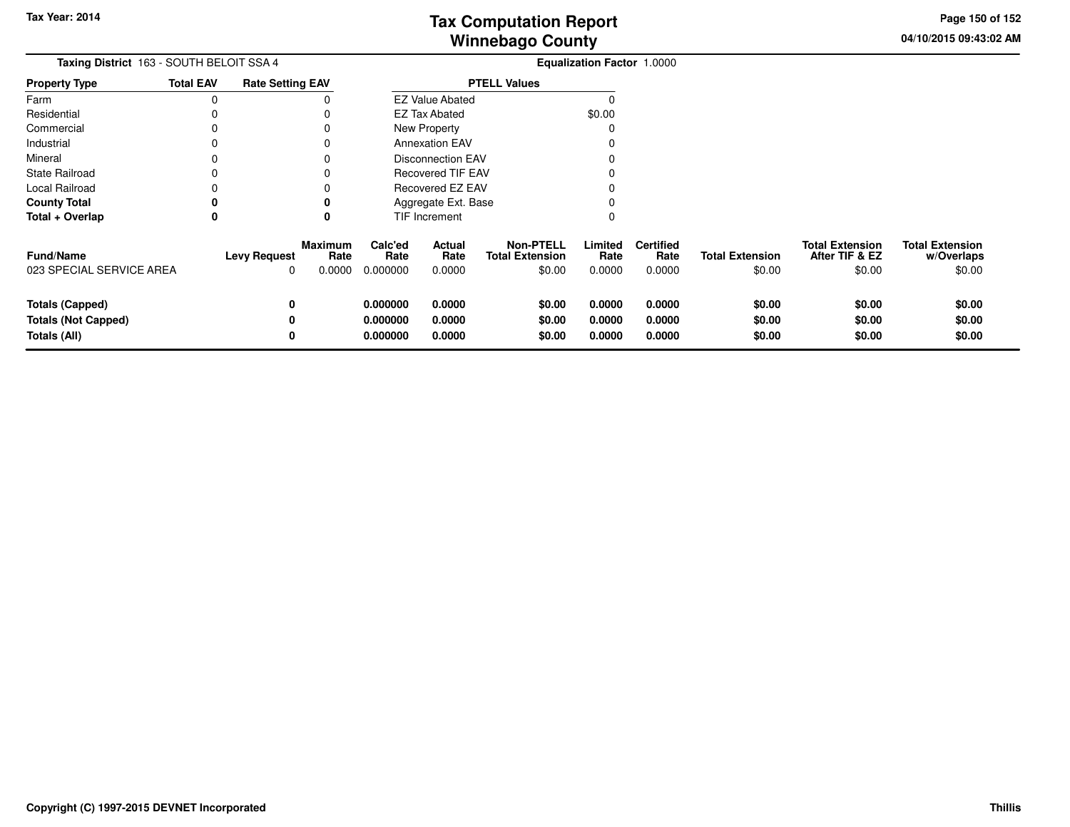**Tax Year: 2014**

# Tax Computation Report
## Winnebago County

04/10/2015 09:43:02 AM

**Taxing District** 163 - SOUTH BELOIT SSA 4 **Equalization Factor** 1.0000

| Property Type | Total EAV | Rate Setting EAV |
|---|---|---|
| Farm | 0 | 0 |
| Residential | 0 | 0 |
| Commercial | 0 | 0 |
| Industrial | 0 | 0 |
| Mineral | 0 | 0 |
| State Railroad | 0 | 0 |
| Local Railroad | 0 | 0 |
| **County Total** | **0** | **0** |
| **Total + Overlap** | **0** | **0** |

| PTELL Values | |
|---|---|
| EZ Value Abated | 0 |
| EZ Tax Abated | $0.00 |
| New Property | 0 |
| Annexation EAV | 0 |
| Disconnection EAV | 0 |
| Recovered TIF EAV | 0 |
| Recovered EZ EAV | 0 |
| Aggregate Ext. Base | 0 |
| TIF Increment | 0 |

| Fund/Name | Levy Request | Maximum Rate | Calc'ed Rate | Actual Rate | Non-PTELL Total Extension | Limited Rate | Certified Rate | Total Extension | Total Extension After TIF & EZ | Total Extension w/Overlaps |
|---|---|---|---|---|---|---|---|---|---|---|
| 023 SPECIAL SERVICE AREA | 0 | 0.0000 | 0.000000 | 0.0000 | $0.00 | 0.0000 | 0.0000 | $0.00 | $0.00 | $0.00 |
| **Totals (Capped)** | **0** | | **0.000000** | **0.0000** | **$0.00** | **0.0000** | **0.0000** | **$0.00** | **$0.00** | **$0.00** |
| **Totals (Not Capped)** | **0** | | **0.000000** | **0.0000** | **$0.00** | **0.0000** | **0.0000** | **$0.00** | **$0.00** | **$0.00** |
| **Totals (All)** | **0** | | **0.000000** | **0.0000** | **$0.00** | **0.0000** | **0.0000** | **$0.00** | **$0.00** | **$0.00** |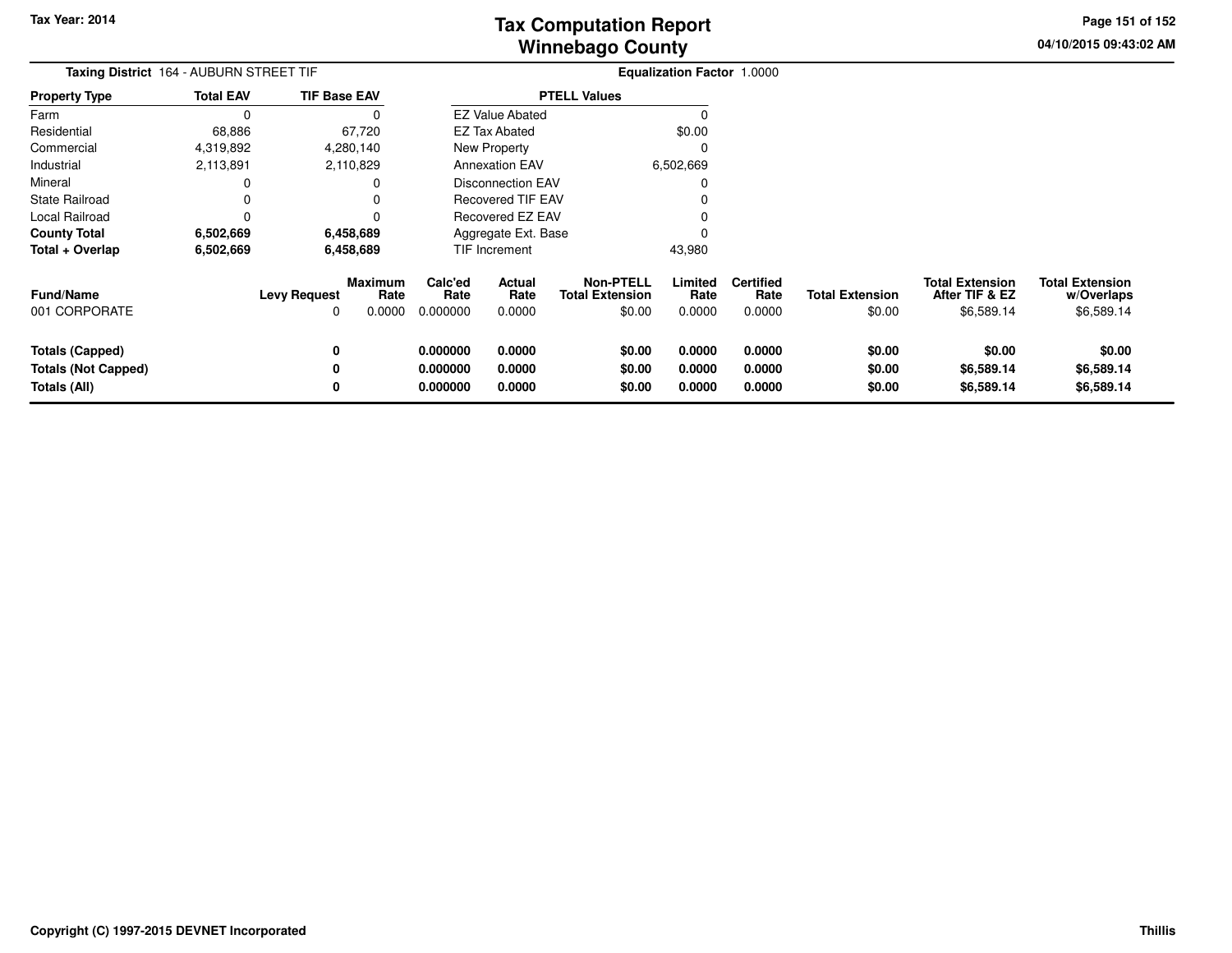Tax Year: 2014

# Tax Computation Report
## Winnebago County

04/10/2015 09:43:02 AM

**Taxing District** 164 - AUBURN STREET TIF

**Equalization Factor** 1.0000

| Property Type | Total EAV | TIF Base EAV |
|---|---|---|
| Farm | 0 | 0 |
| Residential | 68,886 | 67,720 |
| Commercial | 4,319,892 | 4,280,140 |
| Industrial | 2,113,891 | 2,110,829 |
| Mineral | 0 | 0 |
| State Railroad | 0 | 0 |
| Local Railroad | 0 | 0 |
| **County Total** | **6,502,669** | **6,458,689** |
| **Total + Overlap** | **6,502,669** | **6,458,689** |

| PTELL Values | |
|---|---|
| EZ Value Abated | 0 |
| EZ Tax Abated | $0.00 |
| New Property | 0 |
| Annexation EAV | 6,502,669 |
| Disconnection EAV | 0 |
| Recovered TIF EAV | 0 |
| Recovered EZ EAV | 0 |
| Aggregate Ext. Base | 0 |
| TIF Increment | 43,980 |

| Fund/Name | Levy Request | Maximum Rate | Calc'ed Rate | Actual Rate | Non-PTELL Total Extension | Limited Rate | Certified Rate | Total Extension | Total Extension After TIF & EZ | Total Extension w/Overlaps |
|---|---|---|---|---|---|---|---|---|---|---|
| 001 CORPORATE | 0 | 0.0000 | 0.000000 | 0.0000 | $0.00 | 0.0000 | 0.0000 | $0.00 | $6,589.14 | $6,589.14 |
| **Totals (Capped)** | **0** | | **0.000000** | **0.0000** | **$0.00** | **0.0000** | **0.0000** | **$0.00** | **$0.00** | **$0.00** |
| **Totals (Not Capped)** | **0** | | **0.000000** | **0.0000** | **$0.00** | **0.0000** | **0.0000** | **$0.00** | **$6,589.14** | **$6,589.14** |
| **Totals (All)** | **0** | | **0.000000** | **0.0000** | **$0.00** | **0.0000** | **0.0000** | **$0.00** | **$6,589.14** | **$6,589.14** |

**Copyright (C) 1997-2015 DEVNET Incorporated**

**Thillis**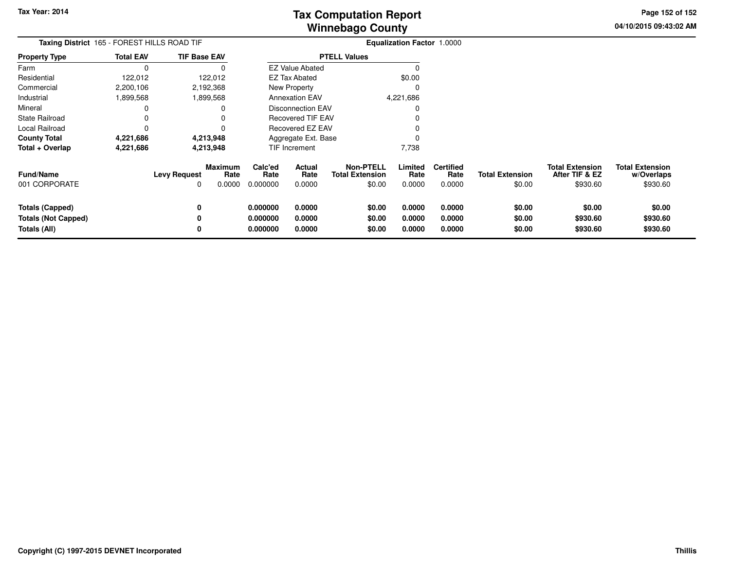# Tax Computation Report
# Winnebago County

**Taxing District** 165 - FOREST HILLS ROAD TIF

**Equalization Factor** 1.0000

| Property Type | Total EAV | TIF Base EAV |
|---|---|---|
| Farm | 0 | 0 |
| Residential | 122,012 | 122,012 |
| Commercial | 2,200,106 | 2,192,368 |
| Industrial | 1,899,568 | 1,899,568 |
| Mineral | 0 | 0 |
| State Railroad | 0 | 0 |
| Local Railroad | 0 | 0 |
| **County Total** | **4,221,686** | **4,213,948** |
| **Total + Overlap** | **4,221,686** | **4,213,948** |

| PTELL Values | |
|---|---|
| EZ Value Abated | 0 |
| EZ Tax Abated | $0.00 |
| New Property | 0 |
| Annexation EAV | 4,221,686 |
| Disconnection EAV | 0 |
| Recovered TIF EAV | 0 |
| Recovered EZ EAV | 0 |
| Aggregate Ext. Base | 0 |
| TIF Increment | 7,738 |

| Fund/Name | Levy Request | Maximum Rate | Calc'ed Rate | Actual Rate | Non-PTELL Total Extension | Limited Rate | Certified Rate | Total Extension | Total Extension After TIF & EZ | Total Extension w/Overlaps |
|---|---|---|---|---|---|---|---|---|---|---|
| 001 CORPORATE | 0 | 0.0000 | 0.000000 | 0.0000 | $0.00 | 0.0000 | 0.0000 | $0.00 | $930.60 | $930.60 |
| **Totals (Capped)** | **0** | | **0.000000** | **0.0000** | **$0.00** | **0.0000** | **0.0000** | **$0.00** | **$0.00** | **$0.00** |
| **Totals (Not Capped)** | **0** | | **0.000000** | **0.0000** | **$0.00** | **0.0000** | **0.0000** | **$0.00** | **$930.60** | **$930.60** |
| **Totals (All)** | **0** | | **0.000000** | **0.0000** | **$0.00** | **0.0000** | **0.0000** | **$0.00** | **$930.60** | **$930.60** |